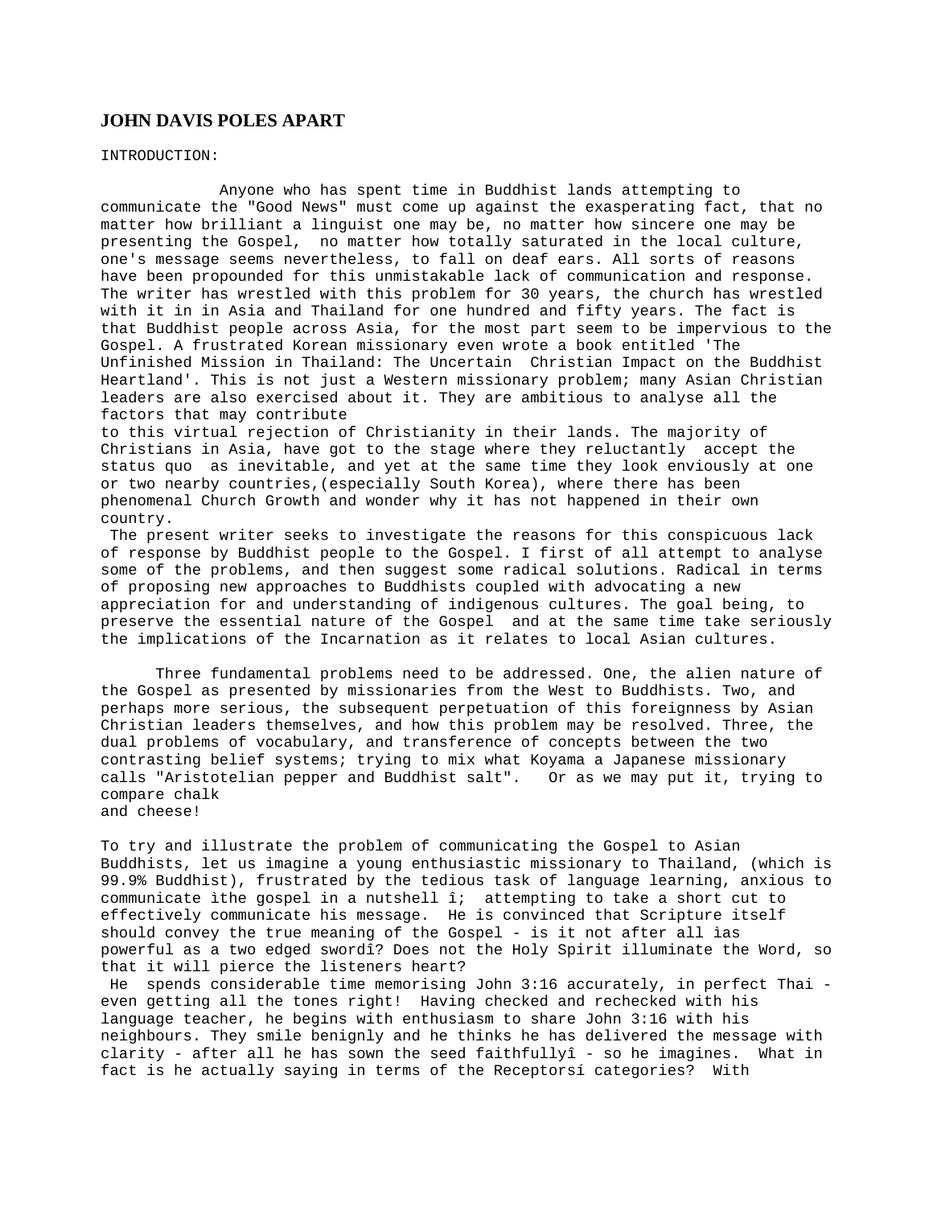# JOHN DAVIS POLES APART

INTRODUCTION:

Anyone who has spent time in Buddhist lands attempting to communicate the "Good News" must come up against the exasperating fact, that no matter how brilliant a linguist one may be, no matter how sincere one may be presenting the Gospel, no matter how totally saturated in the local culture, one's message seems nevertheless, to fall on deaf ears. All sorts of reasons have been propounded for this unmistakable lack of communication and response. The writer has wrestled with this problem for 30 years, the church has wrestled with it in in Asia and Thailand for one hundred and fifty years. The fact is that Buddhist people across Asia, for the most part seem to be impervious to the Gospel. A frustrated Korean missionary even wrote a book entitled 'The Unfinished Mission in Thailand: The Uncertain Christian Impact on the Buddhist Heartland'. This is not just a Western missionary problem; many Asian Christian leaders are also exercised about it. They are ambitious to analyse all the factors that may contribute to this virtual rejection of Christianity in their lands. The majority of Christians in Asia, have got to the stage where they reluctantly accept the status quo as inevitable, and yet at the same time they look enviously at one or two nearby countries,(especially South Korea), where there has been phenomenal Church Growth and wonder why it has not happened in their own country.

The present writer seeks to investigate the reasons for this conspicuous lack of response by Buddhist people to the Gospel. I first of all attempt to analyse some of the problems, and then suggest some radical solutions. Radical in terms of proposing new approaches to Buddhists coupled with advocating a new appreciation for and understanding of indigenous cultures. The goal being, to preserve the essential nature of the Gospel and at the same time take seriously the implications of the Incarnation as it relates to local Asian cultures.

Three fundamental problems need to be addressed. One, the alien nature of the Gospel as presented by missionaries from the West to Buddhists. Two, and perhaps more serious, the subsequent perpetuation of this foreignness by Asian Christian leaders themselves, and how this problem may be resolved. Three, the dual problems of vocabulary, and transference of concepts between the two contrasting belief systems; trying to mix what Koyama a Japanese missionary calls "Aristotelian pepper and Buddhist salt". Or as we may put it, trying to compare chalk and cheese!

To try and illustrate the problem of communicating the Gospel to Asian Buddhists, let us imagine a young enthusiastic missionary to Thailand, (which is 99.9% Buddhist), frustrated by the tedious task of language learning, anxious to communicate ìthe gospel in a nutshell î; attempting to take a short cut to effectively communicate his message. He is convinced that Scripture itself should convey the true meaning of the Gospel - is it not after all ìas powerful as a two edged swordî? Does not the Holy Spirit illuminate the Word, so that it will pierce the listeners heart?

He spends considerable time memorising John 3:16 accurately, in perfect Thai - even getting all the tones right! Having checked and rechecked with his language teacher, he begins with enthusiasm to share John 3:16 with his neighbours. They smile benignly and he thinks he has delivered the message with clarity - after all he has sown the seed faithfullyî - so he imagines. What in fact is he actually saying in terms of the Receptorsí categories? With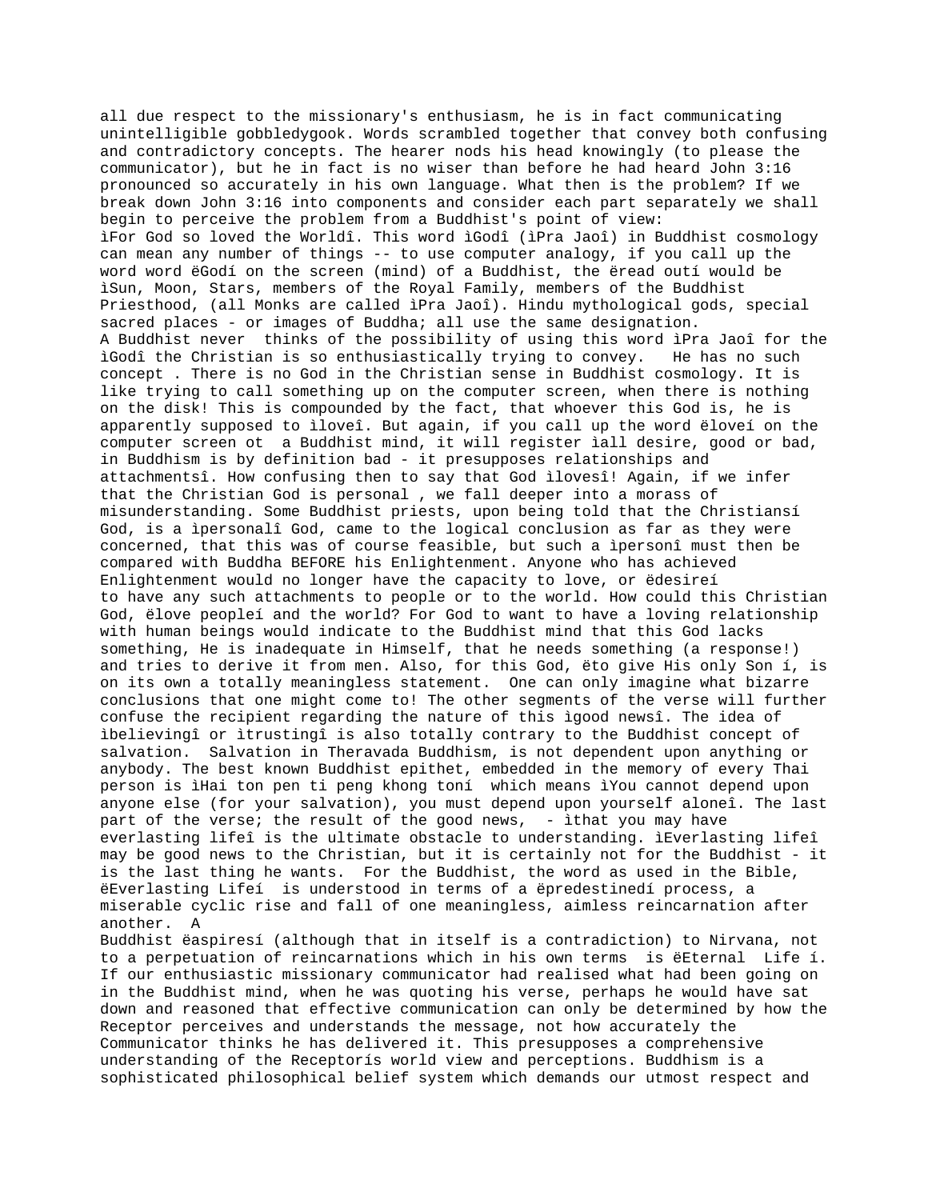all due respect to the missionary's enthusiasm, he is in fact communicating unintelligible gobbledygook. Words scrambled together that convey both confusing and contradictory concepts. The hearer nods his head knowingly (to please the communicator), but he in fact is no wiser than before he had heard John 3:16 pronounced so accurately in his own language. What then is the problem? If we break down John 3:16 into components and consider each part separately we shall begin to perceive the problem from a Buddhist's point of view:

ìFor God so loved the Worldî. This word ìGodî (ìPra Jaoî) in Buddhist cosmology can mean any number of things -- to use computer analogy, if you call up the word word ëGodí on the screen (mind) of a Buddhist, the ëread outí would be ìSun, Moon, Stars, members of the Royal Family, members of the Buddhist Priesthood, (all Monks are called ìPra Jaoî). Hindu mythological gods, special sacred places - or images of Buddha; all use the same designation.

A Buddhist never thinks of the possibility of using this word ìPra Jaoî for the ìGodî the Christian is so enthusiastically trying to convey. He has no such concept . There is no God in the Christian sense in Buddhist cosmology. It is like trying to call something up on the computer screen, when there is nothing on the disk! This is compounded by the fact, that whoever this God is, he is apparently supposed to ìloveî. But again, if you call up the word ëloveí on the computer screen ot a Buddhist mind, it will register ìall desire, good or bad, in Buddhism is by definition bad - it presupposes relationships and attachmentsî. How confusing then to say that God ìlovesî! Again, if we infer that the Christian God is personal , we fall deeper into a morass of misunderstanding. Some Buddhist priests, upon being told that the Christiansí God, is a ìpersonalî God, came to the logical conclusion as far as they were concerned, that this was of course feasible, but such a ìpersonî must then be compared with Buddha BEFORE his Enlightenment. Anyone who has achieved Enlightenment would no longer have the capacity to love, or ëdesireí to have any such attachments to people or to the world. How could this Christian God, ëlove peopleí and the world? For God to want to have a loving relationship with human beings would indicate to the Buddhist mind that this God lacks something, He is inadequate in Himself, that he needs something (a response!) and tries to derive it from men. Also, for this God, ëto give His only Son í, is on its own a totally meaningless statement. One can only imagine what bizarre conclusions that one might come to! The other segments of the verse will further confuse the recipient regarding the nature of this ìgood newsî. The idea of ìbelievingî or ìtrustingî is also totally contrary to the Buddhist concept of salvation. Salvation in Theravada Buddhism, is not dependent upon anything or anybody. The best known Buddhist epithet, embedded in the memory of every Thai person is ìHai ton pen ti peng khong toní which means ìYou cannot depend upon anyone else (for your salvation), you must depend upon yourself aloneî. The last part of the verse; the result of the good news, - ìthat you may have everlasting lifeî is the ultimate obstacle to understanding. ìEverlasting lifeî may be good news to the Christian, but it is certainly not for the Buddhist - it is the last thing he wants. For the Buddhist, the word as used in the Bible, ëEverlasting Lifeí is understood in terms of a ëpredestinedí process, a miserable cyclic rise and fall of one meaningless, aimless reincarnation after another. A Buddhist ëaspiresí (although that in itself is a contradiction) to Nirvana, not to a perpetuation of reincarnations which in his own terms is ëEternal Life í. If our enthusiastic missionary communicator had realised what had been going on in the Buddhist mind, when he was quoting his verse, perhaps he would have sat down and reasoned that effective communication can only be determined by how the Receptor perceives and understands the message, not how accurately the Communicator thinks he has delivered it. This presupposes a comprehensive understanding of the Receptorís world view and perceptions. Buddhism is a sophisticated philosophical belief system which demands our utmost respect and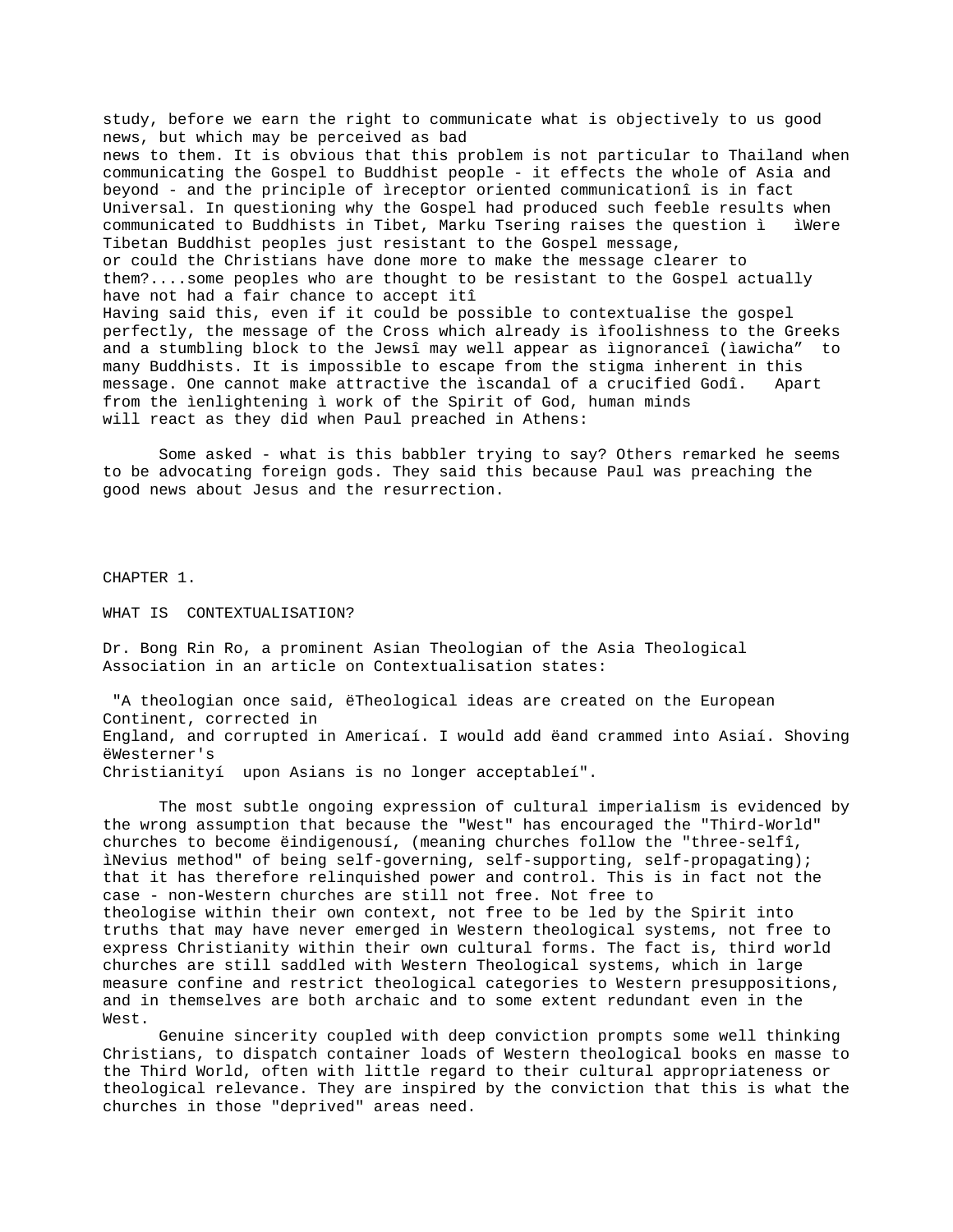study, before we earn the right to communicate what is objectively to us good news, but which may be perceived as bad news to them. It is obvious that this problem is not particular to Thailand when communicating the Gospel to Buddhist people - it effects the whole of Asia and beyond - and the principle of ìreceptor oriented communicationî is in fact Universal. In questioning why the Gospel had produced such feeble results when communicated to Buddhists in Tibet, Marku Tsering raises the question ì ìWere Tibetan Buddhist peoples just resistant to the Gospel message, or could the Christians have done more to make the message clearer to them?....some peoples who are thought to be resistant to the Gospel actually have not had a fair chance to accept itî

Having said this, even if it could be possible to contextualise the gospel perfectly, the message of the Cross which already is ìfoolishness to the Greeks and a stumbling block to the Jewsî may well appear as ìignoranceî (iawicha" to many Buddhists. It is impossible to escape from the stigma inherent in this message. One cannot make attractive the ìscandal of a crucified Godî. Apart from the ìenlightening ì work of the Spirit of God, human minds will react as they did when Paul preached in Athens:

Some asked - what is this babbler trying to say? Others remarked he seems to be advocating foreign gods. They said this because Paul was preaching the good news about Jesus and the resurrection.

# CHAPTER 1.

## WHAT IS CONTEXTUALISATION?

Dr. Bong Rin Ro, a prominent Asian Theologian of the Asia Theological Association in an article on Contextualisation states:

"A theologian once said, ëTheological ideas are created on the European Continent, corrected in England, and corrupted in Americaí. I would add ëand crammed into Asiaí. Shoving ëWesterner's Christianityí upon Asians is no longer acceptableí".

The most subtle ongoing expression of cultural imperialism is evidenced by the wrong assumption that because the "West" has encouraged the "Third-World" churches to become ëindigenousí, (meaning churches follow the "three-selfî, ìNevius method" of being self-governing, self-supporting, self-propagating); that it has therefore relinquished power and control. This is in fact not the case - non-Western churches are still not free. Not free to theologise within their own context, not free to be led by the Spirit into truths that may have never emerged in Western theological systems, not free to express Christianity within their own cultural forms. The fact is, third world churches are still saddled with Western Theological systems, which in large measure confine and restrict theological categories to Western presuppositions, and in themselves are both archaic and to some extent redundant even in the West.

Genuine sincerity coupled with deep conviction prompts some well thinking Christians, to dispatch container loads of Western theological books en masse to the Third World, often with little regard to their cultural appropriateness or theological relevance. They are inspired by the conviction that this is what the churches in those "deprived" areas need.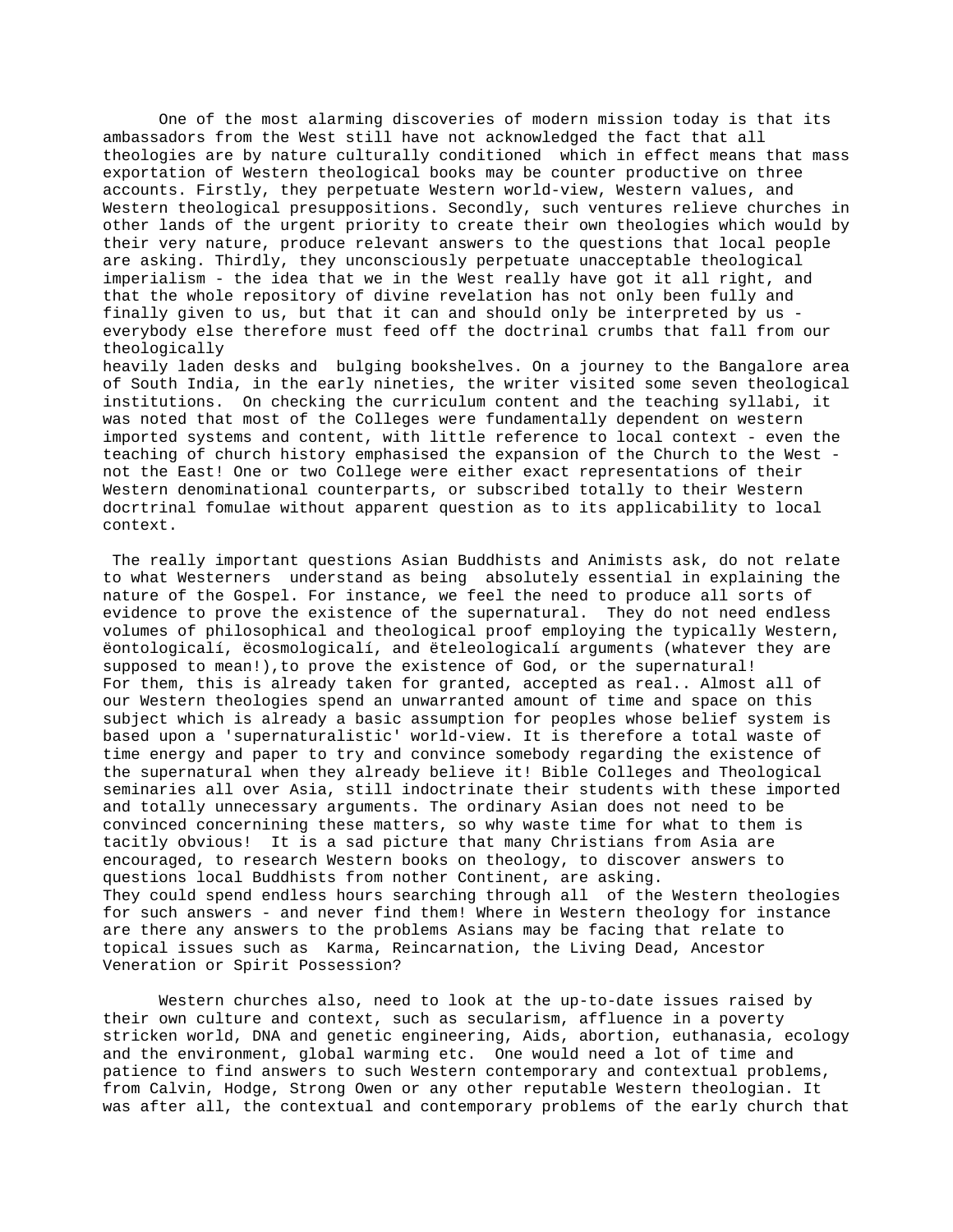One of the most alarming discoveries of modern mission today is that its ambassadors from the West still have not acknowledged the fact that all theologies are by nature culturally conditioned which in effect means that mass exportation of Western theological books may be counter productive on three accounts. Firstly, they perpetuate Western world-view, Western values, and Western theological presuppositions. Secondly, such ventures relieve churches in other lands of the urgent priority to create their own theologies which would by their very nature, produce relevant answers to the questions that local people are asking. Thirdly, they unconsciously perpetuate unacceptable theological imperialism - the idea that we in the West really have got it all right, and that the whole repository of divine revelation has not only been fully and finally given to us, but that it can and should only be interpreted by us - everybody else therefore must feed off the doctrinal crumbs that fall from our theologically heavily laden desks and bulging bookshelves. On a journey to the Bangalore area of South India, in the early nineties, the writer visited some seven theological institutions. On checking the curriculum content and the teaching syllabi, it was noted that most of the Colleges were fundamentally dependent on western imported systems and content, with little reference to local context - even the teaching of church history emphasised the expansion of the Church to the West - not the East! One or two College were either exact representations of their Western denominational counterparts, or subscribed totally to their Western docrtrinal fomulae without apparent question as to its applicability to local context.

The really important questions Asian Buddhists and Animists ask, do not relate to what Westerners understand as being absolutely essential in explaining the nature of the Gospel. For instance, we feel the need to produce all sorts of evidence to prove the existence of the supernatural. They do not need endless volumes of philosophical and theological proof employing the typically Western, ëontologicalí, ëcosmologicalí, and ëteleologicalí arguments (whatever they are supposed to mean!),to prove the existence of God, or the supernatural! For them, this is already taken for granted, accepted as real.. Almost all of our Western theologies spend an unwarranted amount of time and space on this subject which is already a basic assumption for peoples whose belief system is based upon a 'supernaturalistic' world-view. It is therefore a total waste of time energy and paper to try and convince somebody regarding the existence of the supernatural when they already believe it! Bible Colleges and Theological seminaries all over Asia, still indoctrinate their students with these imported and totally unnecessary arguments. The ordinary Asian does not need to be convinced concernining these matters, so why waste time for what to them is tacitly obvious! It is a sad picture that many Christians from Asia are encouraged, to research Western books on theology, to discover answers to questions local Buddhists from nother Continent, are asking. They could spend endless hours searching through all of the Western theologies for such answers - and never find them! Where in Western theology for instance are there any answers to the problems Asians may be facing that relate to topical issues such as Karma, Reincarnation, the Living Dead, Ancestor Veneration or Spirit Possession?

Western churches also, need to look at the up-to-date issues raised by their own culture and context, such as secularism, affluence in a poverty stricken world, DNA and genetic engineering, Aids, abortion, euthanasia, ecology and the environment, global warming etc. One would need a lot of time and patience to find answers to such Western contemporary and contextual problems, from Calvin, Hodge, Strong Owen or any other reputable Western theologian. It was after all, the contextual and contemporary problems of the early church that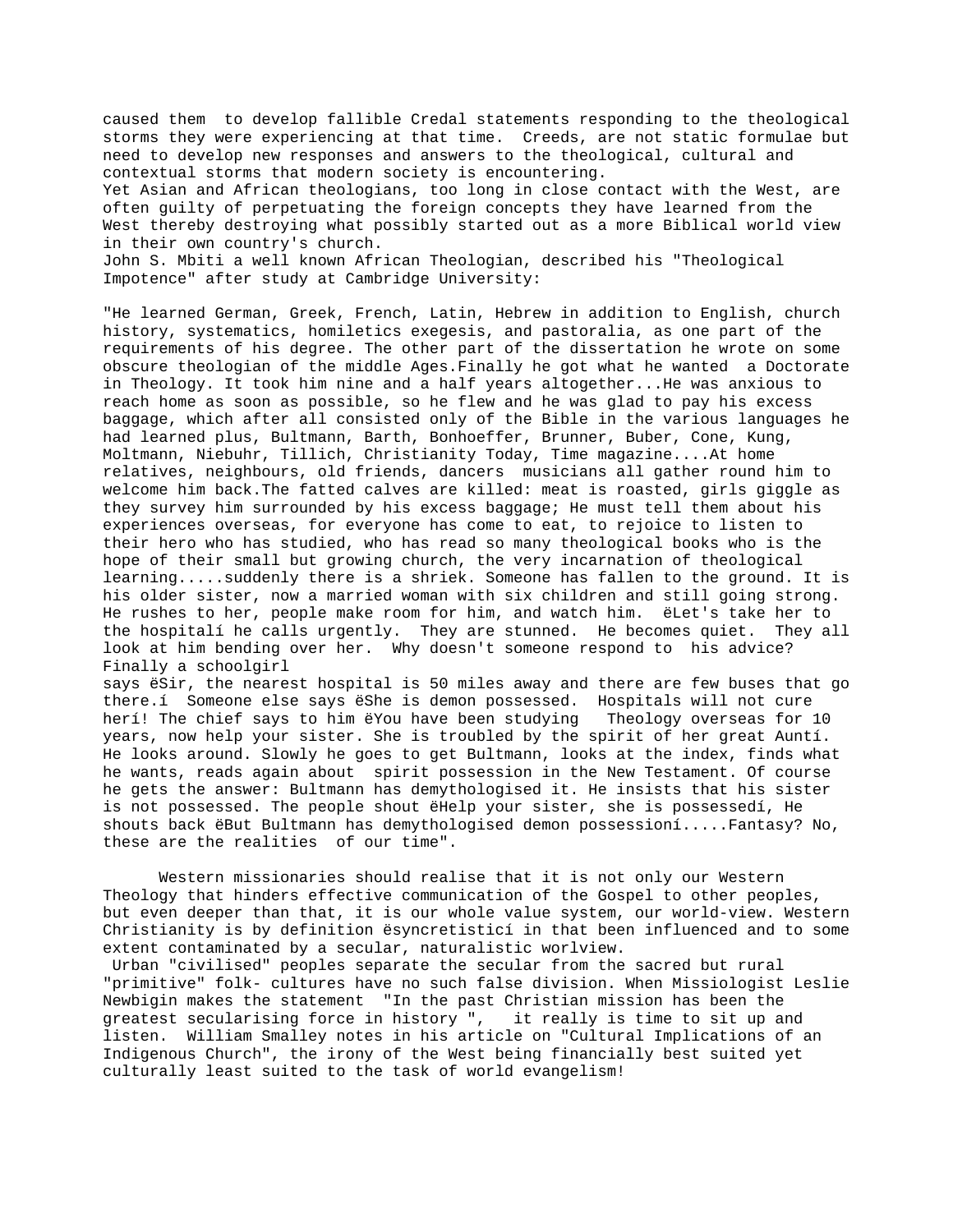caused them to develop fallible Credal statements responding to the theological storms they were experiencing at that time. Creeds, are not static formulae but need to develop new responses and answers to the theological, cultural and contextual storms that modern society is encountering.

Yet Asian and African theologians, too long in close contact with the West, are often guilty of perpetuating the foreign concepts they have learned from the West thereby destroying what possibly started out as a more Biblical world view in their own country's church.

John S. Mbiti a well known African Theologian, described his "Theological Impotence" after study at Cambridge University:

"He learned German, Greek, French, Latin, Hebrew in addition to English, church history, systematics, homiletics exegesis, and pastoralia, as one part of the requirements of his degree. The other part of the dissertation he wrote on some obscure theologian of the middle Ages.Finally he got what he wanted a Doctorate in Theology. It took him nine and a half years altogether...He was anxious to reach home as soon as possible, so he flew and he was glad to pay his excess baggage, which after all consisted only of the Bible in the various languages he had learned plus, Bultmann, Barth, Bonhoeffer, Brunner, Buber, Cone, Kung, Moltmann, Niebuhr, Tillich, Christianity Today, Time magazine....At home relatives, neighbours, old friends, dancers musicians all gather round him to welcome him back.The fatted calves are killed: meat is roasted, girls giggle as they survey him surrounded by his excess baggage; He must tell them about his experiences overseas, for everyone has come to eat, to rejoice to listen to their hero who has studied, who has read so many theological books who is the hope of their small but growing church, the very incarnation of theological learning.....suddenly there is a shriek. Someone has fallen to the ground. It is his older sister, now a married woman with six children and still going strong. He rushes to her, people make room for him, and watch him. ëLet's take her to the hospitalí he calls urgently. They are stunned. He becomes quiet. They all look at him bending over her. Why doesn't someone respond to his advice? Finally a schoolgirl says ëSir, the nearest hospital is 50 miles away and there are few buses that go there.í Someone else says ëShe is demon possessed. Hospitals will not cure herí! The chief says to him ëYou have been studying Theology overseas for 10 years, now help your sister. She is troubled by the spirit of her great Auntí. He looks around. Slowly he goes to get Bultmann, looks at the index, finds what he wants, reads again about spirit possession in the New Testament. Of course he gets the answer: Bultmann has demythologised it. He insists that his sister is not possessed. The people shout ëHelp your sister, she is possessedí, He shouts back ëBut Bultmann has demythologised demon possessioní.....Fantasy? No, these are the realities of our time".

Western missionaries should realise that it is not only our Western Theology that hinders effective communication of the Gospel to other peoples, but even deeper than that, it is our whole value system, our world-view. Western Christianity is by definition ësyncretisticí in that been influenced and to some extent contaminated by a secular, naturalistic worlview.

Urban "civilised" peoples separate the secular from the sacred but rural "primitive" folk- cultures have no such false division. When Missiologist Leslie Newbigin makes the statement "In the past Christian mission has been the greatest secularising force in history ", it really is time to sit up and listen. William Smalley notes in his article on "Cultural Implications of an Indigenous Church", the irony of the West being financially best suited yet culturally least suited to the task of world evangelism!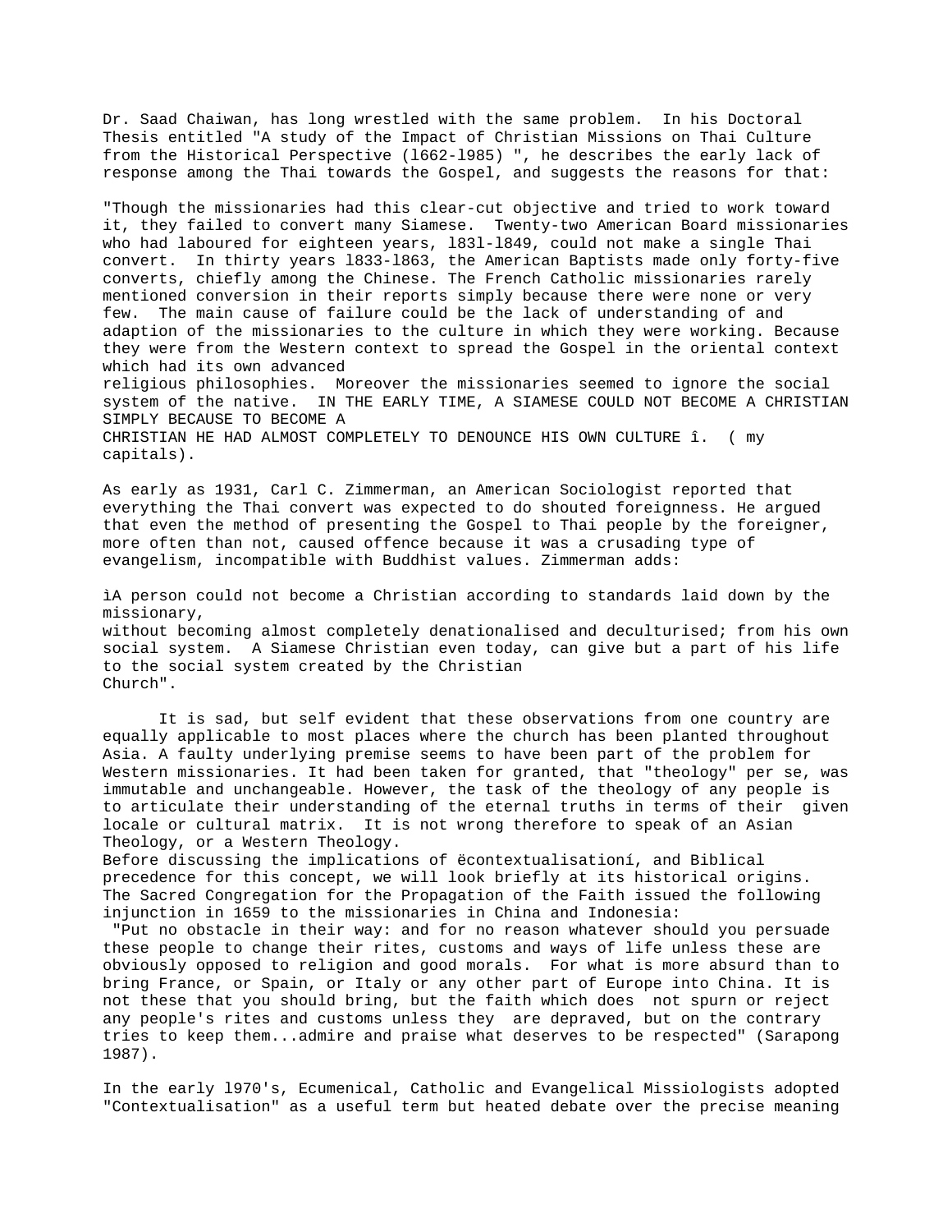Dr. Saad Chaiwan, has long wrestled with the same problem. In his Doctoral Thesis entitled "A study of the Impact of Christian Missions on Thai Culture from the Historical Perspective (l662-l985) ", he describes the early lack of response among the Thai towards the Gospel, and suggests the reasons for that:

"Though the missionaries had this clear-cut objective and tried to work toward it, they failed to convert many Siamese. Twenty-two American Board missionaries who had laboured for eighteen years, l83l-l849, could not make a single Thai convert. In thirty years l833-l863, the American Baptists made only forty-five converts, chiefly among the Chinese. The French Catholic missionaries rarely mentioned conversion in their reports simply because there were none or very few. The main cause of failure could be the lack of understanding of and adaption of the missionaries to the culture in which they were working. Because they were from the Western context to spread the Gospel in the oriental context which had its own advanced religious philosophies. Moreover the missionaries seemed to ignore the social system of the native. IN THE EARLY TIME, A SIAMESE COULD NOT BECOME A CHRISTIAN SIMPLY BECAUSE TO BECOME A CHRISTIAN HE HAD ALMOST COMPLETELY TO DENOUNCE HIS OWN CULTURE î. ( my capitals).

As early as 1931, Carl C. Zimmerman, an American Sociologist reported that everything the Thai convert was expected to do shouted foreignness. He argued that even the method of presenting the Gospel to Thai people by the foreigner, more often than not, caused offence because it was a crusading type of evangelism, incompatible with Buddhist values. Zimmerman adds:

ìA person could not become a Christian according to standards laid down by the missionary, without becoming almost completely denationalised and deculturised; from his own social system. A Siamese Christian even today, can give but a part of his life to the social system created by the Christian Church".

It is sad, but self evident that these observations from one country are equally applicable to most places where the church has been planted throughout Asia. A faulty underlying premise seems to have been part of the problem for Western missionaries. It had been taken for granted, that "theology" per se, was immutable and unchangeable. However, the task of the theology of any people is to articulate their understanding of the eternal truths in terms of their given locale or cultural matrix. It is not wrong therefore to speak of an Asian Theology, or a Western Theology.

Before discussing the implications of ëcontextualisationí, and Biblical precedence for this concept, we will look briefly at its historical origins. The Sacred Congregation for the Propagation of the Faith issued the following injunction in 1659 to the missionaries in China and Indonesia:

"Put no obstacle in their way: and for no reason whatever should you persuade these people to change their rites, customs and ways of life unless these are obviously opposed to religion and good morals. For what is more absurd than to bring France, or Spain, or Italy or any other part of Europe into China. It is not these that you should bring, but the faith which does not spurn or reject any people's rites and customs unless they are depraved, but on the contrary tries to keep them...admire and praise what deserves to be respected" (Sarapong 1987).

In the early l970's, Ecumenical, Catholic and Evangelical Missiologists adopted "Contextualisation" as a useful term but heated debate over the precise meaning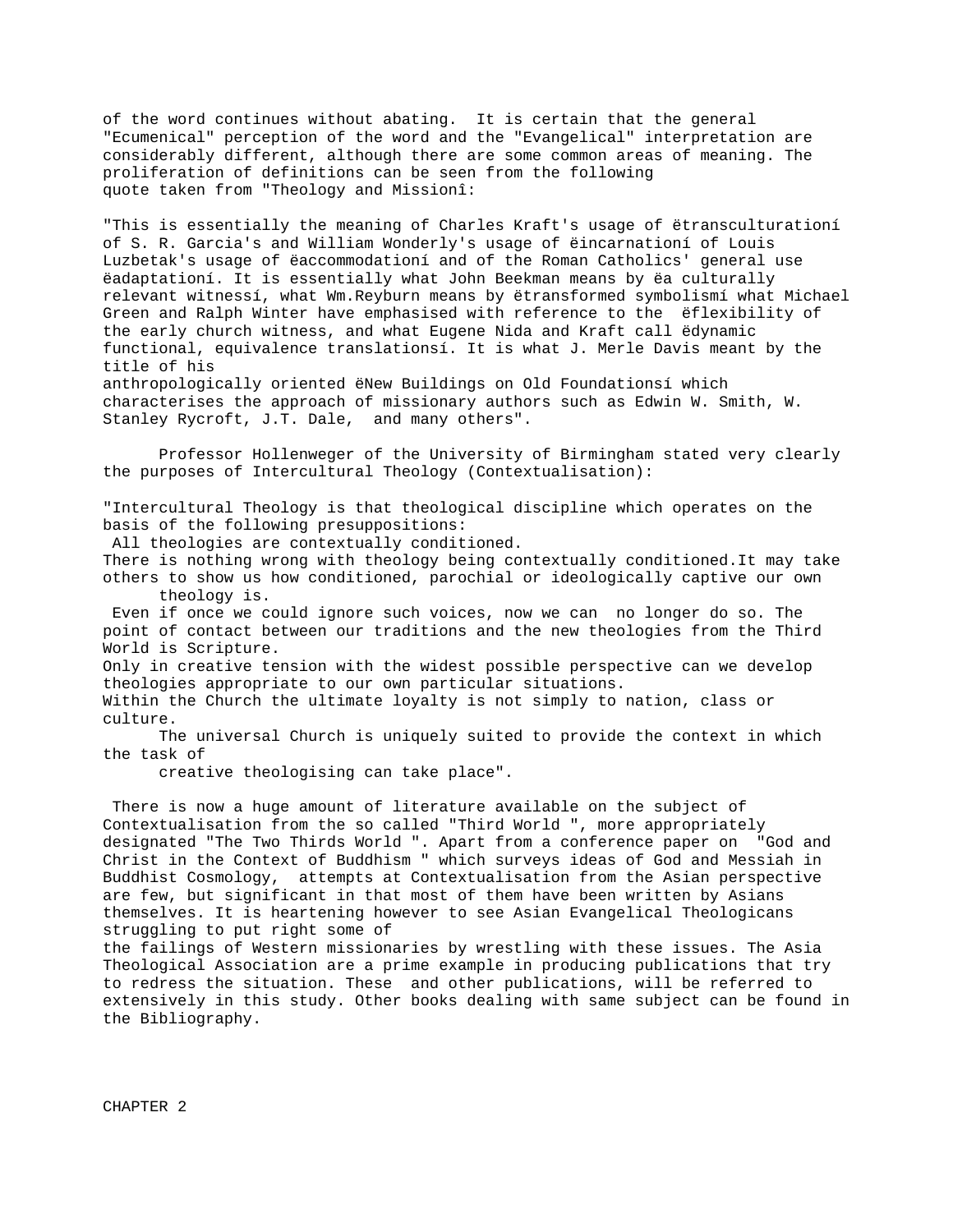of the word continues without abating. It is certain that the general "Ecumenical" perception of the word and the "Evangelical" interpretation are considerably different, although there are some common areas of meaning. The proliferation of definitions can be seen from the following quote taken from "Theology and Missionî:

"This is essentially the meaning of Charles Kraft's usage of ëtransculturationí of S. R. Garcia's and William Wonderly's usage of ëincarnationí of Louis Luzbetak's usage of ëaccommodationí and of the Roman Catholics' general use ëadaptationí. It is essentially what John Beekman means by ëa culturally relevant witnessí, what Wm.Reyburn means by ëtransformed symbolismí what Michael Green and Ralph Winter have emphasised with reference to the ëflexibility of the early church witness, and what Eugene Nida and Kraft call ëdynamic functional, equivalence translationsí. It is what J. Merle Davis meant by the title of his anthropologically oriented ëNew Buildings on Old Foundationsí which characterises the approach of missionary authors such as Edwin W. Smith, W. Stanley Rycroft, J.T. Dale, and many others".

Professor Hollenweger of the University of Birmingham stated very clearly the purposes of Intercultural Theology (Contextualisation):

"Intercultural Theology is that theological discipline which operates on the basis of the following presuppositions:
All theologies are contextually conditioned.
There is nothing wrong with theology being contextually conditioned.It may take others to show us how conditioned, parochial or ideologically captive our own theology is.
Even if once we could ignore such voices, now we can no longer do so. The point of contact between our traditions and the new theologies from the Third World is Scripture.
Only in creative tension with the widest possible perspective can we develop theologies appropriate to our own particular situations.
Within the Church the ultimate loyalty is not simply to nation, class or culture.
The universal Church is uniquely suited to provide the context in which the task of creative theologising can take place".

There is now a huge amount of literature available on the subject of Contextualisation from the so called "Third World ", more appropriately designated "The Two Thirds World ". Apart from a conference paper on "God and Christ in the Context of Buddhism " which surveys ideas of God and Messiah in Buddhist Cosmology, attempts at Contextualisation from the Asian perspective are few, but significant in that most of them have been written by Asians themselves. It is heartening however to see Asian Evangelical Theologicans struggling to put right some of the failings of Western missionaries by wrestling with these issues. The Asia Theological Association are a prime example in producing publications that try to redress the situation. These and other publications, will be referred to extensively in this study. Other books dealing with same subject can be found in the Bibliography.

CHAPTER 2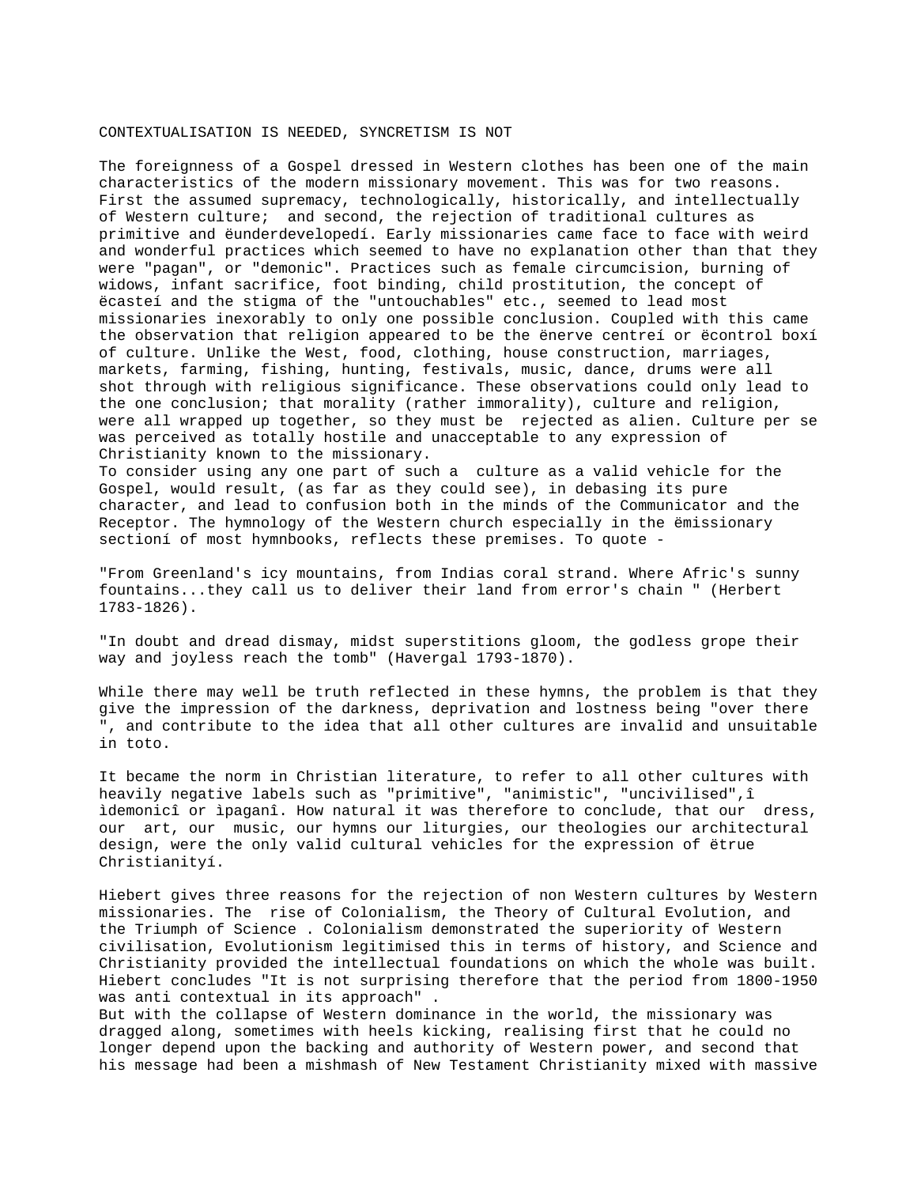# CONTEXTUALISATION IS NEEDED, SYNCRETISM IS NOT

The foreignness of a Gospel dressed in Western clothes has been one of the main characteristics of the modern missionary movement. This was for two reasons. First the assumed supremacy, technologically, historically, and intellectually of Western culture; and second, the rejection of traditional cultures as primitive and ëunderdevelopedí. Early missionaries came face to face with weird and wonderful practices which seemed to have no explanation other than that they were "pagan", or "demonic". Practices such as female circumcision, burning of widows, infant sacrifice, foot binding, child prostitution, the concept of ëcasteí and the stigma of the "untouchables" etc., seemed to lead most missionaries inexorably to only one possible conclusion. Coupled with this came the observation that religion appeared to be the ënerve centreí or ëcontrol boxí of culture. Unlike the West, food, clothing, house construction, marriages, markets, farming, fishing, hunting, festivals, music, dance, drums were all shot through with religious significance. These observations could only lead to the one conclusion; that morality (rather immorality), culture and religion, were all wrapped up together, so they must be rejected as alien. Culture per se was perceived as totally hostile and unacceptable to any expression of Christianity known to the missionary.

To consider using any one part of such a culture as a valid vehicle for the Gospel, would result, (as far as they could see), in debasing its pure character, and lead to confusion both in the minds of the Communicator and the Receptor. The hymnology of the Western church especially in the ëmissionary sectioní of most hymnbooks, reflects these premises. To quote -

"From Greenland's icy mountains, from Indias coral strand. Where Afric's sunny fountains...they call us to deliver their land from error's chain " (Herbert 1783-1826).

"In doubt and dread dismay, midst superstitions gloom, the godless grope their way and joyless reach the tomb" (Havergal 1793-1870).

While there may well be truth reflected in these hymns, the problem is that they give the impression of the darkness, deprivation and lostness being "over there ", and contribute to the idea that all other cultures are invalid and unsuitable in toto.

It became the norm in Christian literature, to refer to all other cultures with heavily negative labels such as "primitive", "animistic", "uncivilised",î ìdemonicî or ìpaganî. How natural it was therefore to conclude, that our dress, our art, our music, our hymns our liturgies, our theologies our architectural design, were the only valid cultural vehicles for the expression of ëtrue Christianityí.

Hiebert gives three reasons for the rejection of non Western cultures by Western missionaries. The rise of Colonialism, the Theory of Cultural Evolution, and the Triumph of Science . Colonialism demonstrated the superiority of Western civilisation, Evolutionism legitimised this in terms of history, and Science and Christianity provided the intellectual foundations on which the whole was built. Hiebert concludes "It is not surprising therefore that the period from 1800-1950 was anti contextual in its approach" .

But with the collapse of Western dominance in the world, the missionary was dragged along, sometimes with heels kicking, realising first that he could no longer depend upon the backing and authority of Western power, and second that his message had been a mishmash of New Testament Christianity mixed with massive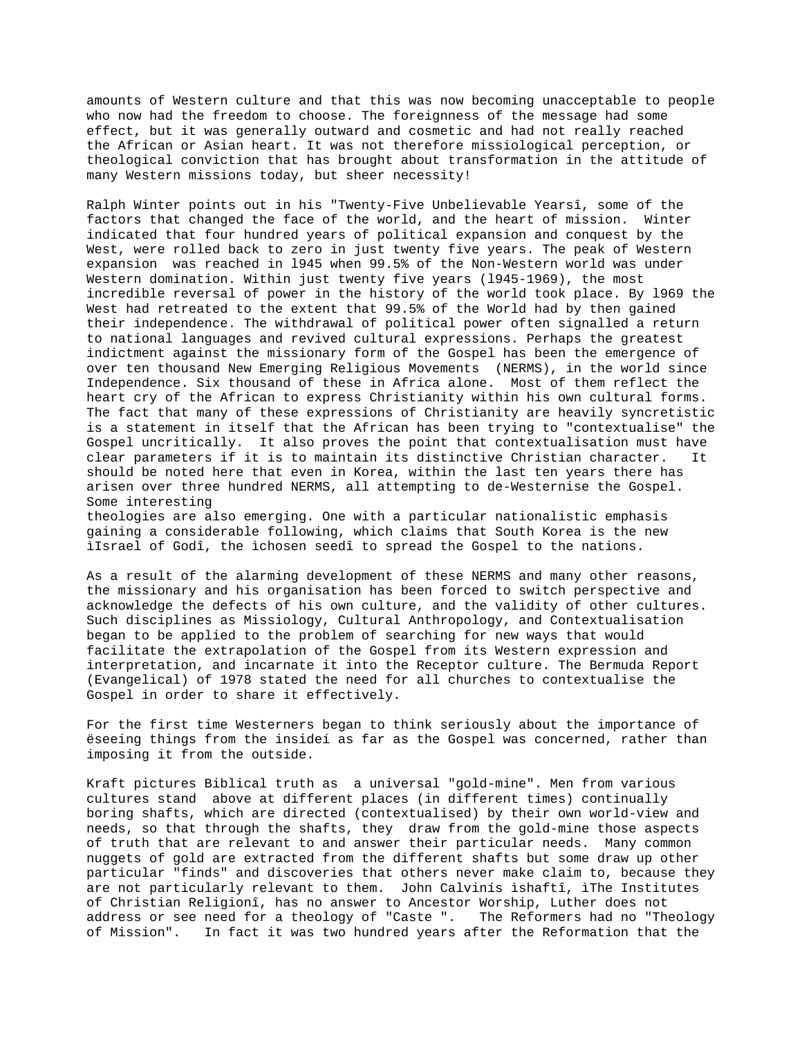amounts of Western culture and that this was now becoming unacceptable to people who now had the freedom to choose. The foreignness of the message had some effect, but it was generally outward and cosmetic and had not really reached the African or Asian heart. It was not therefore missiological perception, or theological conviction that has brought about transformation in the attitude of many Western missions today, but sheer necessity!

Ralph Winter points out in his "Twenty-Five Unbelievable Yearsî, some of the factors that changed the face of the world, and the heart of mission. Winter indicated that four hundred years of political expansion and conquest by the West, were rolled back to zero in just twenty five years. The peak of Western expansion was reached in l945 when 99.5% of the Non-Western world was under Western domination. Within just twenty five years (l945-1969), the most incredible reversal of power in the history of the world took place. By l969 the West had retreated to the extent that 99.5% of the World had by then gained their independence. The withdrawal of political power often signalled a return to national languages and revived cultural expressions. Perhaps the greatest indictment against the missionary form of the Gospel has been the emergence of over ten thousand New Emerging Religious Movements (NERMS), in the world since Independence. Six thousand of these in Africa alone. Most of them reflect the heart cry of the African to express Christianity within his own cultural forms. The fact that many of these expressions of Christianity are heavily syncretistic is a statement in itself that the African has been trying to "contextualise" the Gospel uncritically. It also proves the point that contextualisation must have clear parameters if it is to maintain its distinctive Christian character. It should be noted here that even in Korea, within the last ten years there has arisen over three hundred NERMS, all attempting to de-Westernise the Gospel. Some interesting theologies are also emerging. One with a particular nationalistic emphasis gaining a considerable following, which claims that South Korea is the new ìIsrael of Godî, the ìchosen seedî to spread the Gospel to the nations.

As a result of the alarming development of these NERMS and many other reasons, the missionary and his organisation has been forced to switch perspective and acknowledge the defects of his own culture, and the validity of other cultures. Such disciplines as Missiology, Cultural Anthropology, and Contextualisation began to be applied to the problem of searching for new ways that would facilitate the extrapolation of the Gospel from its Western expression and interpretation, and incarnate it into the Receptor culture. The Bermuda Report (Evangelical) of 1978 stated the need for all churches to contextualise the Gospel in order to share it effectively.

For the first time Westerners began to think seriously about the importance of ëseeing things from the insideí as far as the Gospel was concerned, rather than imposing it from the outside.

Kraft pictures Biblical truth as a universal "gold-mine". Men from various cultures stand above at different places (in different times) continually boring shafts, which are directed (contextualised) by their own world-view and needs, so that through the shafts, they draw from the gold-mine those aspects of truth that are relevant to and answer their particular needs. Many common nuggets of gold are extracted from the different shafts but some draw up other particular "finds" and discoveries that others never make claim to, because they are not particularly relevant to them. John Calvinís ìshaftî, ìThe Institutes of Christian Religionî, has no answer to Ancestor Worship, Luther does not address or see need for a theology of "Caste ". The Reformers had no "Theology of Mission". In fact it was two hundred years after the Reformation that the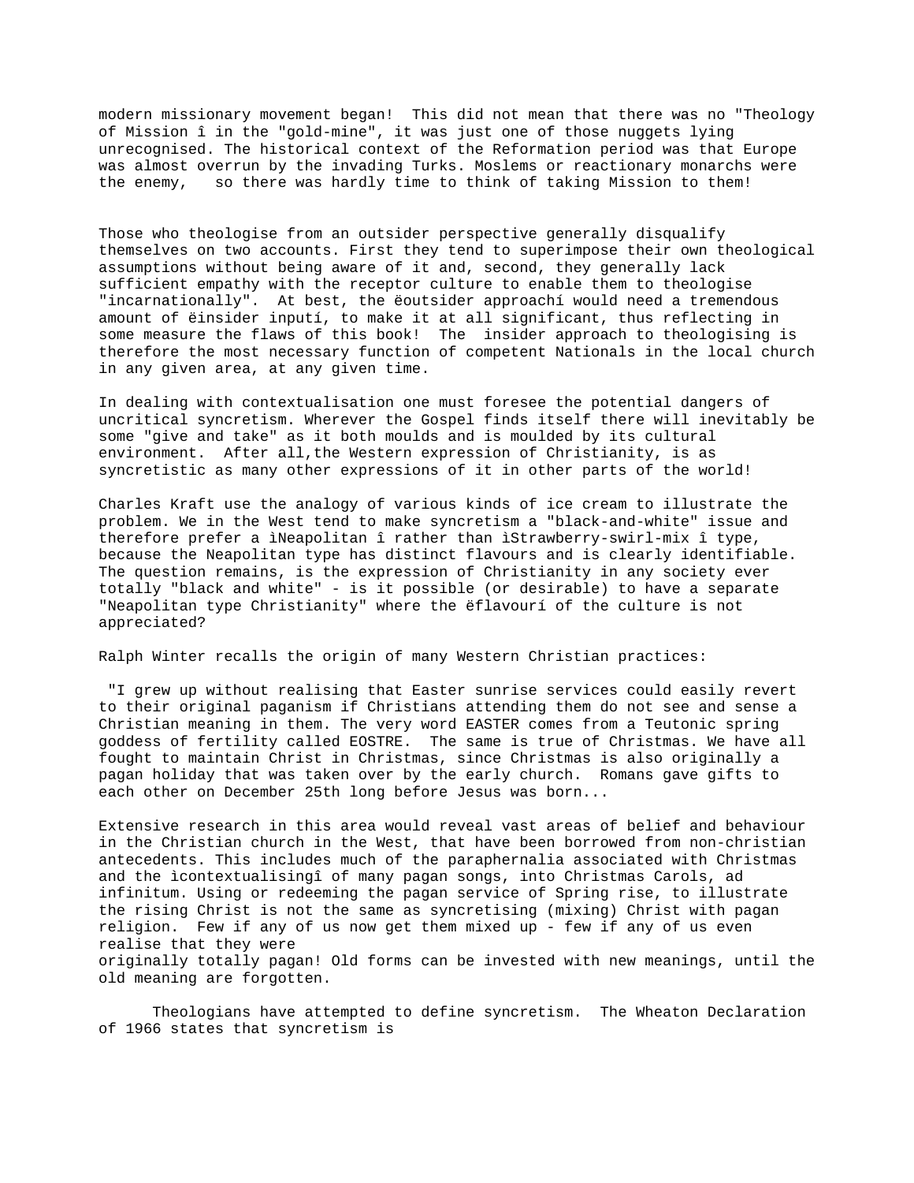modern missionary movement began! This did not mean that there was no "Theology of Mission î in the "gold-mine", it was just one of those nuggets lying unrecognised. The historical context of the Reformation period was that Europe was almost overrun by the invading Turks. Moslems or reactionary monarchs were the enemy, so there was hardly time to think of taking Mission to them!

Those who theologise from an outsider perspective generally disqualify themselves on two accounts. First they tend to superimpose their own theological assumptions without being aware of it and, second, they generally lack sufficient empathy with the receptor culture to enable them to theologise "incarnationally". At best, the ëoutsider approachí would need a tremendous amount of ëinsider inputí, to make it at all significant, thus reflecting in some measure the flaws of this book! The insider approach to theologising is therefore the most necessary function of competent Nationals in the local church in any given area, at any given time.

In dealing with contextualisation one must foresee the potential dangers of uncritical syncretism. Wherever the Gospel finds itself there will inevitably be some "give and take" as it both moulds and is moulded by its cultural environment. After all,the Western expression of Christianity, is as syncretistic as many other expressions of it in other parts of the world!

Charles Kraft use the analogy of various kinds of ice cream to illustrate the problem. We in the West tend to make syncretism a "black-and-white" issue and therefore prefer a ìNeapolitan î rather than ìStrawberry-swirl-mix î type, because the Neapolitan type has distinct flavours and is clearly identifiable. The question remains, is the expression of Christianity in any society ever totally "black and white" - is it possible (or desirable) to have a separate "Neapolitan type Christianity" where the ëflavourí of the culture is not appreciated?

Ralph Winter recalls the origin of many Western Christian practices:

"I grew up without realising that Easter sunrise services could easily revert to their original paganism if Christians attending them do not see and sense a Christian meaning in them. The very word EASTER comes from a Teutonic spring goddess of fertility called EOSTRE. The same is true of Christmas. We have all fought to maintain Christ in Christmas, since Christmas is also originally a pagan holiday that was taken over by the early church. Romans gave gifts to each other on December 25th long before Jesus was born...

Extensive research in this area would reveal vast areas of belief and behaviour in the Christian church in the West, that have been borrowed from non-christian antecedents. This includes much of the paraphernalia associated with Christmas and the ìcontextualisingî of many pagan songs, into Christmas Carols, ad infinitum. Using or redeeming the pagan service of Spring rise, to illustrate the rising Christ is not the same as syncretising (mixing) Christ with pagan religion. Few if any of us now get them mixed up - few if any of us even realise that they were originally totally pagan! Old forms can be invested with new meanings, until the old meaning are forgotten.

Theologians have attempted to define syncretism. The Wheaton Declaration of 1966 states that syncretism is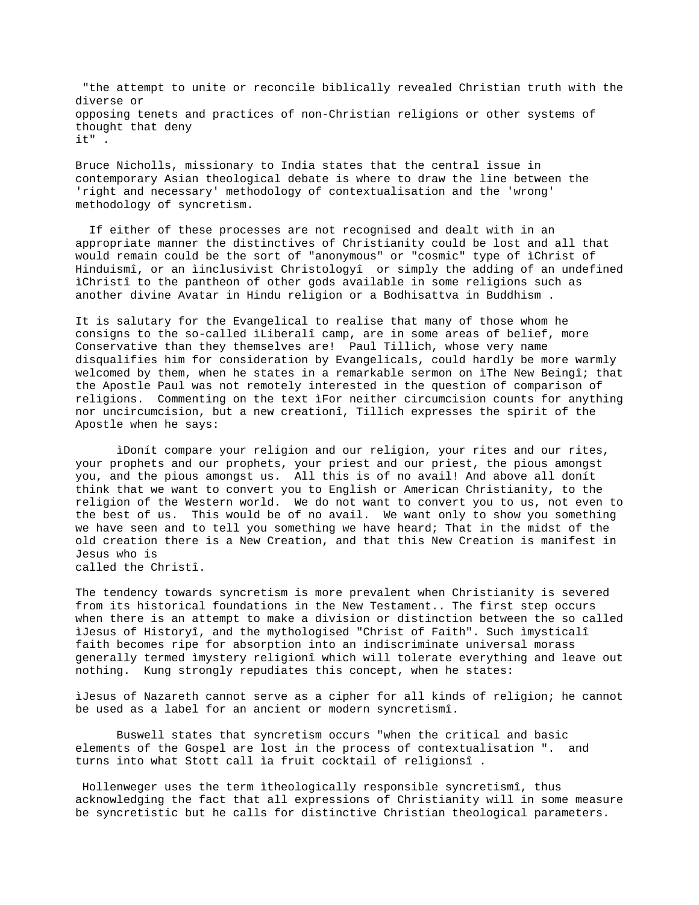"the attempt to unite or reconcile biblically revealed Christian truth with the diverse or opposing tenets and practices of non-Christian religions or other systems of thought that deny it" .

Bruce Nicholls, missionary to India states that the central issue in contemporary Asian theological debate is where to draw the line between the 'right and necessary' methodology of contextualisation and the 'wrong' methodology of syncretism.

If either of these processes are not recognised and dealt with in an appropriate manner the distinctives of Christianity could be lost and all that would remain could be the sort of "anonymous" or "cosmic" type of ìChrist of Hinduismî, or an ìinclusivist Christologyî or simply the adding of an undefined ìChristî to the pantheon of other gods available in some religions such as another divine Avatar in Hindu religion or a Bodhisattva in Buddhism .

It is salutary for the Evangelical to realise that many of those whom he consigns to the so-called ìLiberalî camp, are in some areas of belief, more Conservative than they themselves are! Paul Tillich, whose very name disqualifies him for consideration by Evangelicals, could hardly be more warmly welcomed by them, when he states in a remarkable sermon on ìThe New Beingî; that the Apostle Paul was not remotely interested in the question of comparison of religions. Commenting on the text ìFor neither circumcision counts for anything nor uncircumcision, but a new creationî, Tillich expresses the spirit of the Apostle when he says:

ìDonít compare your religion and our religion, your rites and our rites, your prophets and our prophets, your priest and our priest, the pious amongst you, and the pious amongst us. All this is of no avail! And above all donít think that we want to convert you to English or American Christianity, to the religion of the Western world. We do not want to convert you to us, not even to the best of us. This would be of no avail. We want only to show you something we have seen and to tell you something we have heard; That in the midst of the old creation there is a New Creation, and that this New Creation is manifest in Jesus who is called the Christî.

The tendency towards syncretism is more prevalent when Christianity is severed from its historical foundations in the New Testament.. The first step occurs when there is an attempt to make a division or distinction between the so called ìJesus of Historyî, and the mythologised "Christ of Faith". Such ìmysticalî faith becomes ripe for absorption into an indiscriminate universal morass generally termed ìmystery religionî which will tolerate everything and leave out nothing. Kung strongly repudiates this concept, when he states:

ìJesus of Nazareth cannot serve as a cipher for all kinds of religion; he cannot be used as a label for an ancient or modern syncretismî.

Buswell states that syncretism occurs "when the critical and basic elements of the Gospel are lost in the process of contextualisation ". and turns into what Stott call ìa fruit cocktail of religionsî .

Hollenweger uses the term ìtheologically responsible syncretismî, thus acknowledging the fact that all expressions of Christianity will in some measure be syncretistic but he calls for distinctive Christian theological parameters.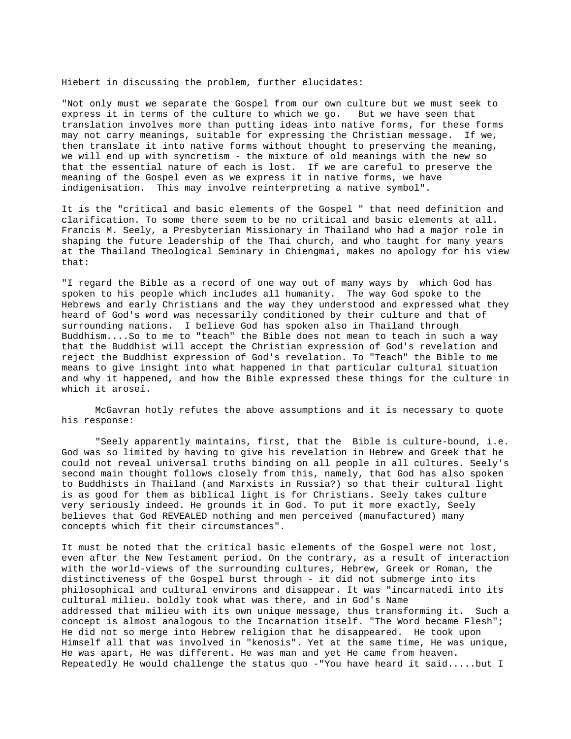Hiebert in discussing the problem, further elucidates:

"Not only must we separate the Gospel from our own culture but we must seek to express it in terms of the culture to which we go. But we have seen that translation involves more than putting ideas into native forms, for these forms may not carry meanings, suitable for expressing the Christian message. If we, then translate it into native forms without thought to preserving the meaning, we will end up with syncretism - the mixture of old meanings with the new so that the essential nature of each is lost. If we are careful to preserve the meaning of the Gospel even as we express it in native forms, we have indigenisation. This may involve reinterpreting a native symbol".

It is the "critical and basic elements of the Gospel " that need definition and clarification. To some there seem to be no critical and basic elements at all. Francis M. Seely, a Presbyterian Missionary in Thailand who had a major role in shaping the future leadership of the Thai church, and who taught for many years at the Thailand Theological Seminary in Chiengmai, makes no apology for his view that:

"I regard the Bible as a record of one way out of many ways by which God has spoken to his people which includes all humanity. The way God spoke to the Hebrews and early Christians and the way they understood and expressed what they heard of God's word was necessarily conditioned by their culture and that of surrounding nations. I believe God has spoken also in Thailand through Buddhism....So to me to "teach" the Bible does not mean to teach in such a way that the Buddhist will accept the Christian expression of God's revelation and reject the Buddhist expression of God's revelation. To "Teach" the Bible to me means to give insight into what happened in that particular cultural situation and why it happened, and how the Bible expressed these things for the culture in which it aroseî.

McGavran hotly refutes the above assumptions and it is necessary to quote his response:

"Seely apparently maintains, first, that the Bible is culture-bound, i.e. God was so limited by having to give his revelation in Hebrew and Greek that he could not reveal universal truths binding on all people in all cultures. Seely's second main thought follows closely from this, namely, that God has also spoken to Buddhists in Thailand (and Marxists in Russia?) so that their cultural light is as good for them as biblical light is for Christians. Seely takes culture very seriously indeed. He grounds it in God. To put it more exactly, Seely believes that God REVEALED nothing and men perceived (manufactured) many concepts which fit their circumstances".

It must be noted that the critical basic elements of the Gospel were not lost, even after the New Testament period. On the contrary, as a result of interaction with the world-views of the surrounding cultures, Hebrew, Greek or Roman, the distinctiveness of the Gospel burst through - it did not submerge into its philosophical and cultural environs and disappear. It was "incarnatedî into its cultural milieu. boldly took what was there, and in God's Name addressed that milieu with its own unique message, thus transforming it. Such a concept is almost analogous to the Incarnation itself. "The Word became Flesh"; He did not so merge into Hebrew religion that he disappeared. He took upon Himself all that was involved in "kenosis". Yet at the same time, He was unique, He was apart, He was different. He was man and yet He came from heaven. Repeatedly He would challenge the status quo -"You have heard it said.....but I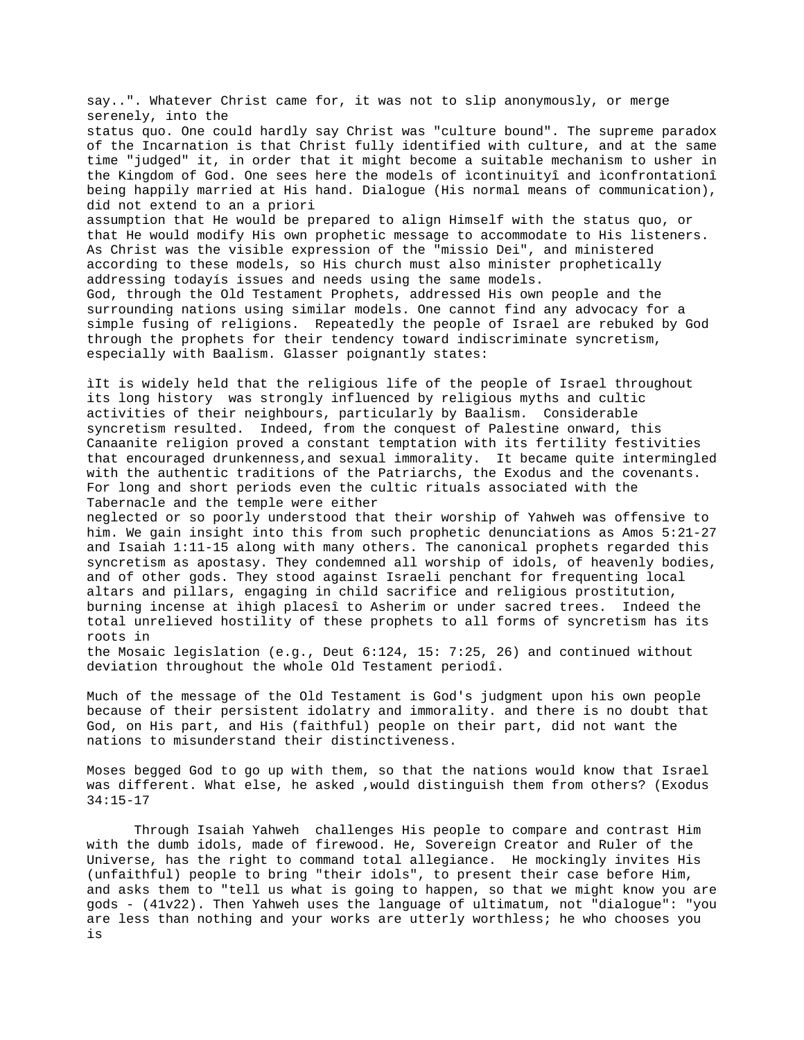say..". Whatever Christ came for, it was not to slip anonymously, or merge serenely, into the status quo. One could hardly say Christ was "culture bound". The supreme paradox of the Incarnation is that Christ fully identified with culture, and at the same time "judged" it, in order that it might become a suitable mechanism to usher in the Kingdom of God. One sees here the models of ìcontinuityî and ìconfrontationî being happily married at His hand. Dialogue (His normal means of communication), did not extend to an a priori assumption that He would be prepared to align Himself with the status quo, or that He would modify His own prophetic message to accommodate to His listeners. As Christ was the visible expression of the "missio Dei", and ministered according to these models, so His church must also minister prophetically addressing todayís issues and needs using the same models.

God, through the Old Testament Prophets, addressed His own people and the surrounding nations using similar models. One cannot find any advocacy for a simple fusing of religions. Repeatedly the people of Israel are rebuked by God through the prophets for their tendency toward indiscriminate syncretism, especially with Baalism. Glasser poignantly states:

ìIt is widely held that the religious life of the people of Israel throughout its long history was strongly influenced by religious myths and cultic activities of their neighbours, particularly by Baalism. Considerable syncretism resulted. Indeed, from the conquest of Palestine onward, this Canaanite religion proved a constant temptation with its fertility festivities that encouraged drunkenness,and sexual immorality. It became quite intermingled with the authentic traditions of the Patriarchs, the Exodus and the covenants. For long and short periods even the cultic rituals associated with the Tabernacle and the temple were either neglected or so poorly understood that their worship of Yahweh was offensive to him. We gain insight into this from such prophetic denunciations as Amos 5:21-27 and Isaiah 1:11-15 along with many others. The canonical prophets regarded this syncretism as apostasy. They condemned all worship of idols, of heavenly bodies, and of other gods. They stood against Israeli penchant for frequenting local altars and pillars, engaging in child sacrifice and religious prostitution, burning incense at ìhigh placesî to Asherim or under sacred trees. Indeed the total unrelieved hostility of these prophets to all forms of syncretism has its roots in the Mosaic legislation (e.g., Deut 6:124, 15: 7:25, 26) and continued without deviation throughout the whole Old Testament periodî.

Much of the message of the Old Testament is God's judgment upon his own people because of their persistent idolatry and immorality. and there is no doubt that God, on His part, and His (faithful) people on their part, did not want the nations to misunderstand their distinctiveness.

Moses begged God to go up with them, so that the nations would know that Israel was different. What else, he asked ,would distinguish them from others? (Exodus 34:15-17

Through Isaiah Yahweh challenges His people to compare and contrast Him with the dumb idols, made of firewood. He, Sovereign Creator and Ruler of the Universe, has the right to command total allegiance. He mockingly invites His (unfaithful) people to bring "their idols", to present their case before Him, and asks them to "tell us what is going to happen, so that we might know you are gods - (41v22). Then Yahweh uses the language of ultimatum, not "dialogue": "you are less than nothing and your works are utterly worthless; he who chooses you is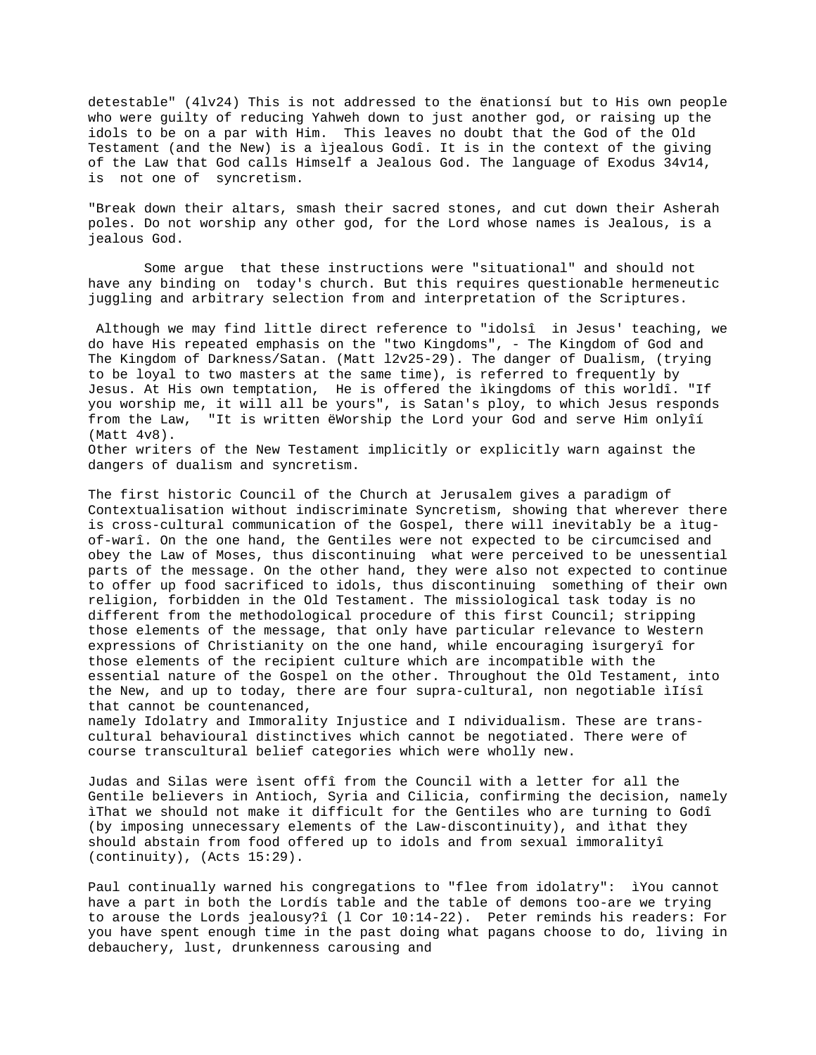detestable" (4lv24) This is not addressed to the ënationsí but to His own people who were guilty of reducing Yahweh down to just another god, or raising up the idols to be on a par with Him. This leaves no doubt that the God of the Old Testament (and the New) is a ìjealous Godî. It is in the context of the giving of the Law that God calls Himself a Jealous God. The language of Exodus 34v14, is not one of syncretism.

"Break down their altars, smash their sacred stones, and cut down their Asherah poles. Do not worship any other god, for the Lord whose names is Jealous, is a jealous God.

Some argue that these instructions were "situational" and should not have any binding on today's church. But this requires questionable hermeneutic juggling and arbitrary selection from and interpretation of the Scriptures.

Although we may find little direct reference to "idolsî in Jesus' teaching, we do have His repeated emphasis on the "two Kingdoms", - The Kingdom of God and The Kingdom of Darkness/Satan. (Matt l2v25-29). The danger of Dualism, (trying to be loyal to two masters at the same time), is referred to frequently by Jesus. At His own temptation, He is offered the ìkingdoms of this worldî. "If you worship me, it will all be yours", is Satan's ploy, to which Jesus responds from the Law, "It is written ëWorship the Lord your God and serve Him onlyîí (Matt 4v8).
Other writers of the New Testament implicitly or explicitly warn against the dangers of dualism and syncretism.

The first historic Council of the Church at Jerusalem gives a paradigm of Contextualisation without indiscriminate Syncretism, showing that wherever there is cross-cultural communication of the Gospel, there will inevitably be a ìtug-of-warî. On the one hand, the Gentiles were not expected to be circumcised and obey the Law of Moses, thus discontinuing what were perceived to be unessential parts of the message. On the other hand, they were also not expected to continue to offer up food sacrificed to idols, thus discontinuing something of their own religion, forbidden in the Old Testament. The missiological task today is no different from the methodological procedure of this first Council; stripping those elements of the message, that only have particular relevance to Western expressions of Christianity on the one hand, while encouraging ìsurgeryî for those elements of the recipient culture which are incompatible with the essential nature of the Gospel on the other. Throughout the Old Testament, into the New, and up to today, there are four supra-cultural, non negotiable ìIísî that cannot be countenanced,
namely Idolatry and Immorality Injustice and I ndividualism. These are trans-cultural behavioural distinctives which cannot be negotiated. There were of course transcultural belief categories which were wholly new.

Judas and Silas were ìsent offî from the Council with a letter for all the Gentile believers in Antioch, Syria and Cilicia, confirming the decision, namely ìThat we should not make it difficult for the Gentiles who are turning to Godî (by imposing unnecessary elements of the Law-discontinuity), and ìthat they should abstain from food offered up to idols and from sexual immoralityî (continuity), (Acts 15:29).

Paul continually warned his congregations to "flee from idolatry": ìYou cannot have a part in both the Lordís table and the table of demons too-are we trying to arouse the Lords jealousy?î (l Cor 10:14-22). Peter reminds his readers: For you have spent enough time in the past doing what pagans choose to do, living in debauchery, lust, drunkenness carousing and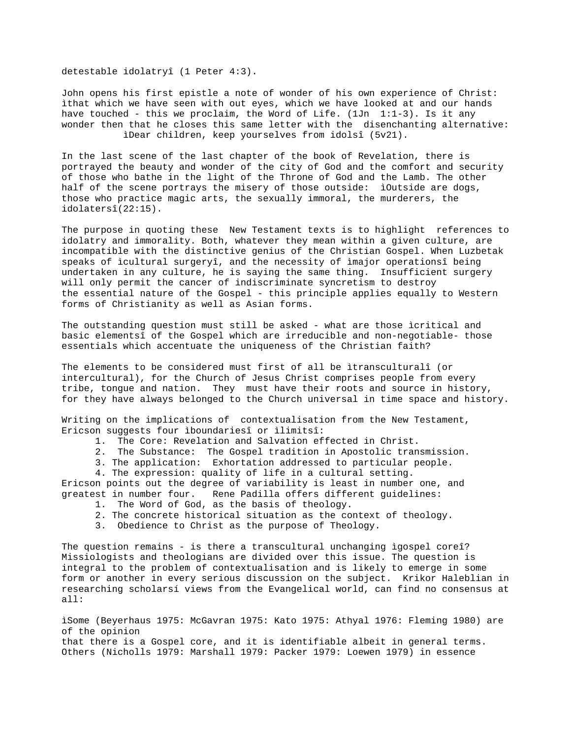detestable idolatryî (1 Peter 4:3).

John opens his first epistle a note of wonder of his own experience of Christ: ìthat which we have seen with out eyes, which we have looked at and our hands have touched - this we proclaim, the Word of Life. (1Jn 1:1-3). Is it any wonder then that he closes this same letter with the disenchanting alternative: ìDear children, keep yourselves from idolsî (5v21).

In the last scene of the last chapter of the book of Revelation, there is portrayed the beauty and wonder of the city of God and the comfort and security of those who bathe in the light of the Throne of God and the Lamb. The other half of the scene portrays the misery of those outside: ìOutside are dogs, those who practice magic arts, the sexually immoral, the murderers, the idolatersî(22:15).

The purpose in quoting these New Testament texts is to highlight references to idolatry and immorality. Both, whatever they mean within a given culture, are incompatible with the distinctive genius of the Christian Gospel. When Luzbetak speaks of ìcultural surgeryî, and the necessity of ìmajor operationsî being undertaken in any culture, he is saying the same thing. Insufficient surgery will only permit the cancer of indiscriminate syncretism to destroy the essential nature of the Gospel - this principle applies equally to Western forms of Christianity as well as Asian forms.

The outstanding question must still be asked - what are those ìcritical and basic elementsî of the Gospel which are irreducible and non-negotiable- those essentials which accentuate the uniqueness of the Christian faith?

The elements to be considered must first of all be ìtransculturalî (or intercultural), for the Church of Jesus Christ comprises people from every tribe, tongue and nation. They must have their roots and source in history, for they have always belonged to the Church universal in time space and history.

Writing on the implications of contextualisation from the New Testament, Ericson suggests four ìboundariesî or ìlimitsî:

1. The Core: Revelation and Salvation effected in Christ.
2. The Substance: The Gospel tradition in Apostolic transmission.
3. The application: Exhortation addressed to particular people.
4. The expression: quality of life in a cultural setting.

Ericson points out the degree of variability is least in number one, and greatest in number four. Rene Padilla offers different guidelines:

1. The Word of God, as the basis of theology.
2. The concrete historical situation as the context of theology.
3. Obedience to Christ as the purpose of Theology.

The question remains - is there a transcultural unchanging ìgospel coreî? Missiologists and theologians are divided over this issue. The question is integral to the problem of contextualisation and is likely to emerge in some form or another in every serious discussion on the subject. Krikor Haleblian in researching scholarsí views from the Evangelical world, can find no consensus at all:

ìSome (Beyerhaus 1975: McGavran 1975: Kato 1975: Athyal 1976: Fleming 1980) are of the opinion that there is a Gospel core, and it is identifiable albeit in general terms. Others (Nicholls 1979: Marshall 1979: Packer 1979: Loewen 1979) in essence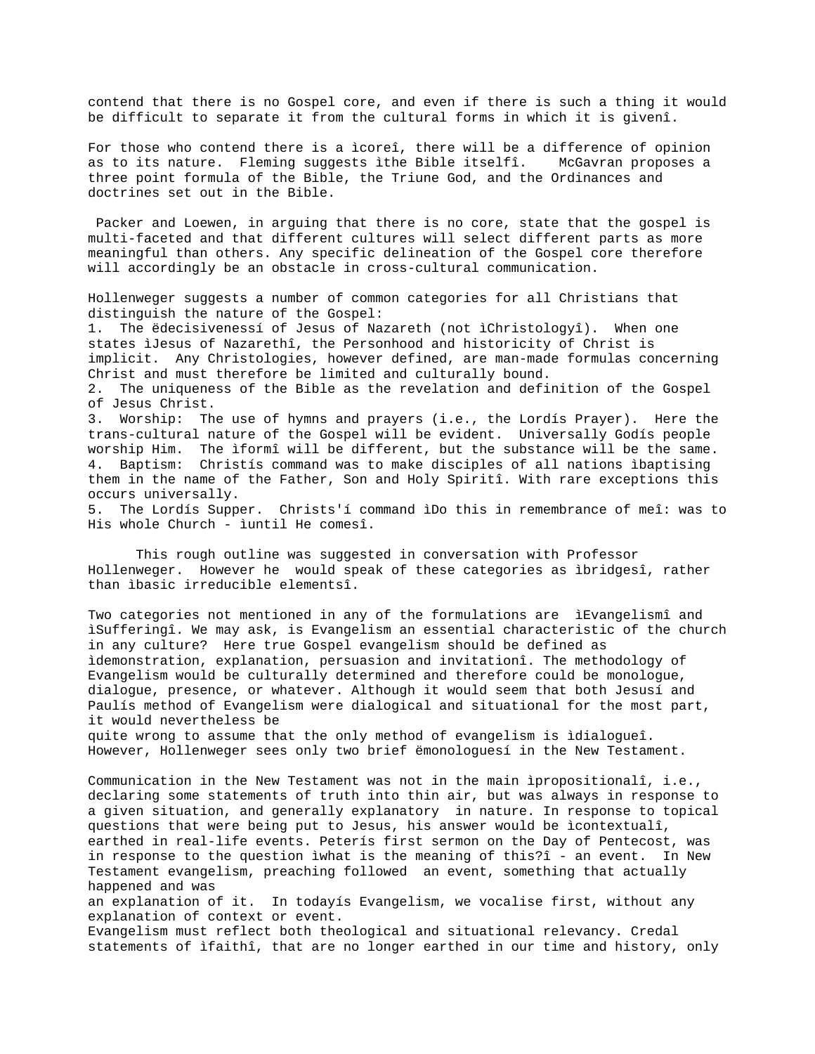contend that there is no Gospel core, and even if there is such a thing it would be difficult to separate it from the cultural forms in which it is givenî.

For those who contend there is a ìcoreî, there will be a difference of opinion as to its nature. Fleming suggests ìthe Bible itselfî. McGavran proposes a three point formula of the Bible, the Triune God, and the Ordinances and doctrines set out in the Bible.

Packer and Loewen, in arguing that there is no core, state that the gospel is multi-faceted and that different cultures will select different parts as more meaningful than others. Any specific delineation of the Gospel core therefore will accordingly be an obstacle in cross-cultural communication.

Hollenweger suggests a number of common categories for all Christians that distinguish the nature of the Gospel:

1. The ëdecisivenessí of Jesus of Nazareth (not ìChristologyî). When one states ìJesus of Nazarethî, the Personhood and historicity of Christ is implicit. Any Christologies, however defined, are man-made formulas concerning Christ and must therefore be limited and culturally bound.
2. The uniqueness of the Bible as the revelation and definition of the Gospel of Jesus Christ.
3. Worship: The use of hymns and prayers (i.e., the Lordís Prayer). Here the trans-cultural nature of the Gospel will be evident. Universally Godís people worship Him. The ìformî will be different, but the substance will be the same.
4. Baptism: Christís command was to make disciples of all nations ìbaptising them in the name of the Father, Son and Holy Spiritî. With rare exceptions this occurs universally.
5. The Lordís Supper. Christs'í command ìDo this in remembrance of meî: was to His whole Church - ìuntil He comesî.

This rough outline was suggested in conversation with Professor Hollenweger. However he would speak of these categories as ìbridgesî, rather than ìbasic irreducible elementsî.

Two categories not mentioned in any of the formulations are ìEvangelismî and ìSufferingî. We may ask, is Evangelism an essential characteristic of the church in any culture? Here true Gospel evangelism should be defined as ìdemonstration, explanation, persuasion and invitationî. The methodology of Evangelism would be culturally determined and therefore could be monologue, dialogue, presence, or whatever. Although it would seem that both Jesusí and Paulís method of Evangelism were dialogical and situational for the most part, it would nevertheless be quite wrong to assume that the only method of evangelism is ìdialogueî. However, Hollenweger sees only two brief ëmonologuesí in the New Testament.

Communication in the New Testament was not in the main ìpropositionalî, i.e., declaring some statements of truth into thin air, but was always in response to a given situation, and generally explanatory in nature. In response to topical questions that were being put to Jesus, his answer would be ìcontextualî, earthed in real-life events. Peterís first sermon on the Day of Pentecost, was in response to the question ìwhat is the meaning of this?î - an event. In New Testament evangelism, preaching followed an event, something that actually happened and was an explanation of it. In todayís Evangelism, we vocalise first, without any explanation of context or event.

Evangelism must reflect both theological and situational relevancy. Credal statements of ìfaithî, that are no longer earthed in our time and history, only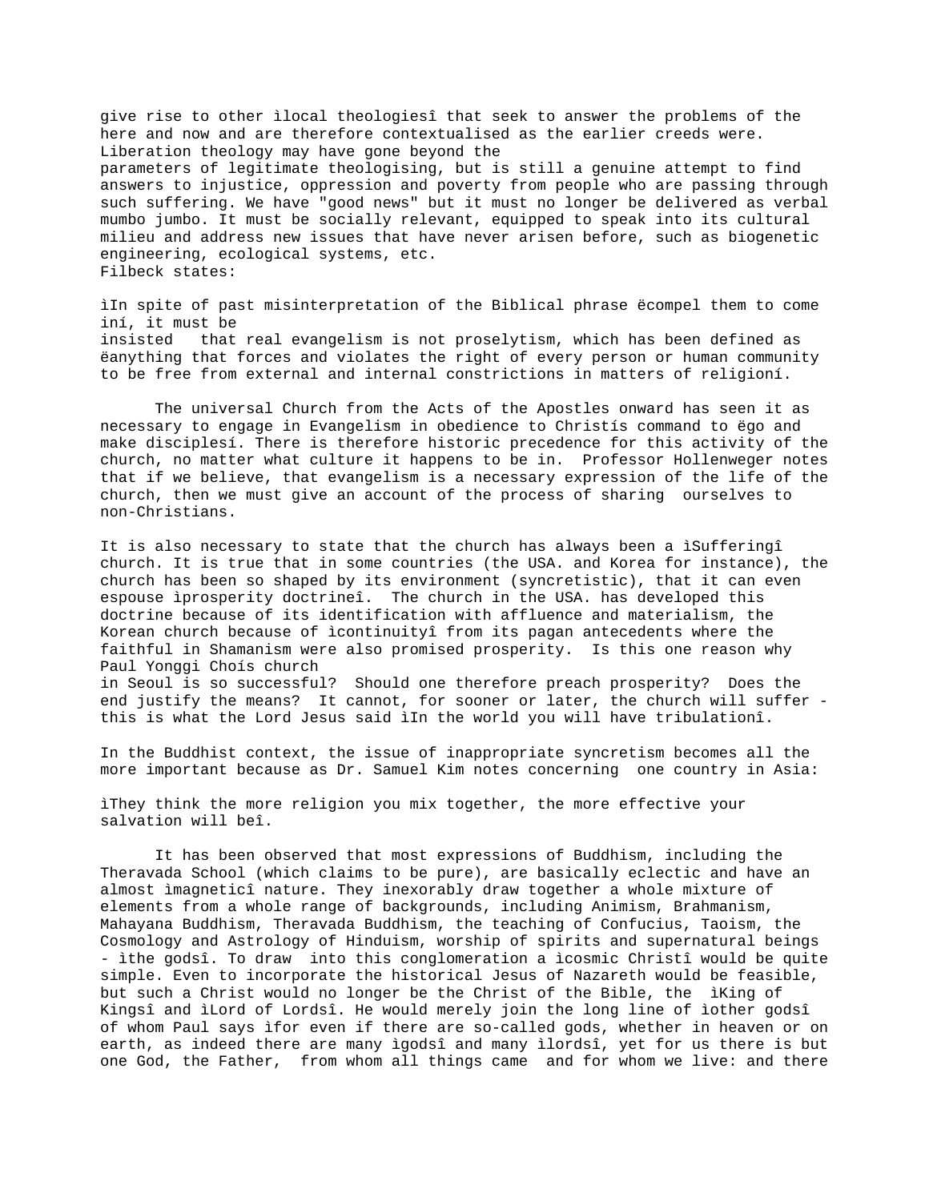give rise to other ìlocal theologiesî that seek to answer the problems of the here and now and are therefore contextualised as the earlier creeds were. Liberation theology may have gone beyond the parameters of legitimate theologising, but is still a genuine attempt to find answers to injustice, oppression and poverty from people who are passing through such suffering. We have "good news" but it must no longer be delivered as verbal mumbo jumbo. It must be socially relevant, equipped to speak into its cultural milieu and address new issues that have never arisen before, such as biogenetic engineering, ecological systems, etc.
Filbeck states:

ìIn spite of past misinterpretation of the Biblical phrase ëcompel them to come iní, it must be insisted that real evangelism is not proselytism, which has been defined as ëanything that forces and violates the right of every person or human community to be free from external and internal constrictions in matters of religioní.

The universal Church from the Acts of the Apostles onward has seen it as necessary to engage in Evangelism in obedience to Christís command to ëgo and make disciplesí. There is therefore historic precedence for this activity of the church, no matter what culture it happens to be in. Professor Hollenweger notes that if we believe, that evangelism is a necessary expression of the life of the church, then we must give an account of the process of sharing ourselves to non-Christians.

It is also necessary to state that the church has always been a ìSufferingî church. It is true that in some countries (the USA. and Korea for instance), the church has been so shaped by its environment (syncretistic), that it can even espouse iprosperity doctrineî. The church in the USA. has developed this doctrine because of its identification with affluence and materialism, the Korean church because of ìcontinuityî from its pagan antecedents where the faithful in Shamanism were also promised prosperity. Is this one reason why Paul Yonggi Choís church in Seoul is so successful? Should one therefore preach prosperity? Does the end justify the means? It cannot, for sooner or later, the church will suffer - this is what the Lord Jesus said ìIn the world you will have tribulationî.

In the Buddhist context, the issue of inappropriate syncretism becomes all the more important because as Dr. Samuel Kim notes concerning one country in Asia:

ìThey think the more religion you mix together, the more effective your salvation will beî.

It has been observed that most expressions of Buddhism, including the Theravada School (which claims to be pure), are basically eclectic and have an almost ìmagneticî nature. They inexorably draw together a whole mixture of elements from a whole range of backgrounds, including Animism, Brahmanism, Mahayana Buddhism, Theravada Buddhism, the teaching of Confucius, Taoism, the Cosmology and Astrology of Hinduism, worship of spirits and supernatural beings - ìthe godsî. To draw into this conglomeration a ìcosmic Christî would be quite simple. Even to incorporate the historical Jesus of Nazareth would be feasible, but such a Christ would no longer be the Christ of the Bible, the ìKing of Kingsî and ìLord of Lordsî. He would merely join the long line of ìother godsî of whom Paul says ìfor even if there are so-called gods, whether in heaven or on earth, as indeed there are many ìgodsî and many ìlordsî, yet for us there is but one God, the Father, from whom all things came and for whom we live: and there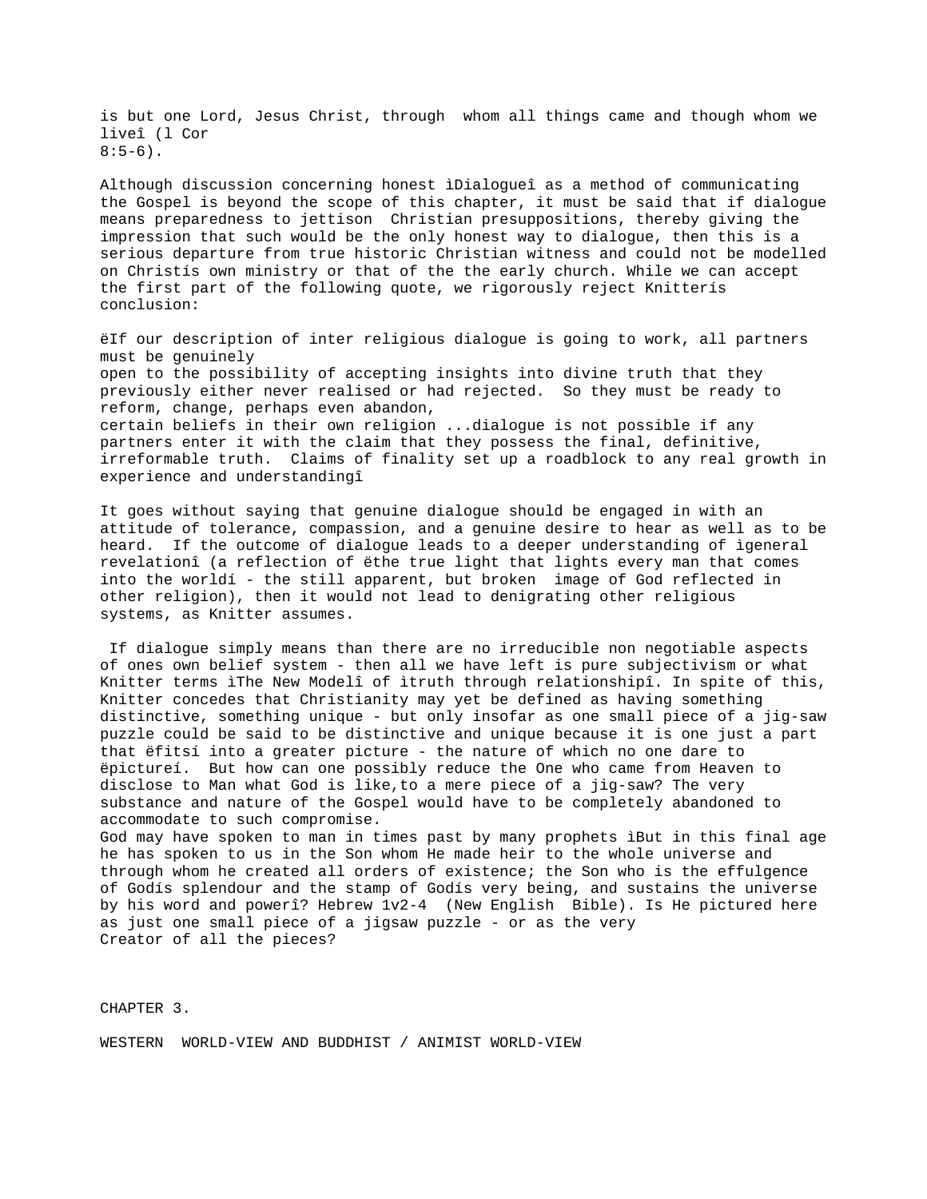is but one Lord, Jesus Christ, through whom all things came and though whom we liveî (l Cor 8:5-6).

Although discussion concerning honest ìDialogueî as a method of communicating the Gospel is beyond the scope of this chapter, it must be said that if dialogue means preparedness to jettison Christian presuppositions, thereby giving the impression that such would be the only honest way to dialogue, then this is a serious departure from true historic Christian witness and could not be modelled on Christís own ministry or that of the the early church. While we can accept the first part of the following quote, we rigorously reject Knitterís conclusion:

ëIf our description of inter religious dialogue is going to work, all partners must be genuinely open to the possibility of accepting insights into divine truth that they previously either never realised or had rejected. So they must be ready to reform, change, perhaps even abandon, certain beliefs in their own religion ...dialogue is not possible if any partners enter it with the claim that they possess the final, definitive, irreformable truth. Claims of finality set up a roadblock to any real growth in experience and understandingî

It goes without saying that genuine dialogue should be engaged in with an attitude of tolerance, compassion, and a genuine desire to hear as well as to be heard. If the outcome of dialogue leads to a deeper understanding of ìgeneral revelationî (a reflection of ëthe true light that lights every man that comes into the worldí - the still apparent, but broken image of God reflected in other religion), then it would not lead to denigrating other religious systems, as Knitter assumes.

If dialogue simply means than there are no irreducible non negotiable aspects of ones own belief system - then all we have left is pure subjectivism or what Knitter terms ìThe New Modelî of ìtruth through relationshipî. In spite of this, Knitter concedes that Christianity may yet be defined as having something distinctive, something unique - but only insofar as one small piece of a jig-saw puzzle could be said to be distinctive and unique because it is one just a part that ëfitsí into a greater picture - the nature of which no one dare to ëpictureí. But how can one possibly reduce the One who came from Heaven to disclose to Man what God is like,to a mere piece of a jig-saw? The very substance and nature of the Gospel would have to be completely abandoned to accommodate to such compromise.
God may have spoken to man in times past by many prophets ìBut in this final age he has spoken to us in the Son whom He made heir to the whole universe and through whom he created all orders of existence; the Son who is the effulgence of Godís splendour and the stamp of Godís very being, and sustains the universe by his word and powerî? Hebrew 1v2-4 (New English Bible). Is He pictured here as just one small piece of a jigsaw puzzle - or as the very Creator of all the pieces?

# CHAPTER 3.

## WESTERN WORLD-VIEW AND BUDDHIST / ANIMIST WORLD-VIEW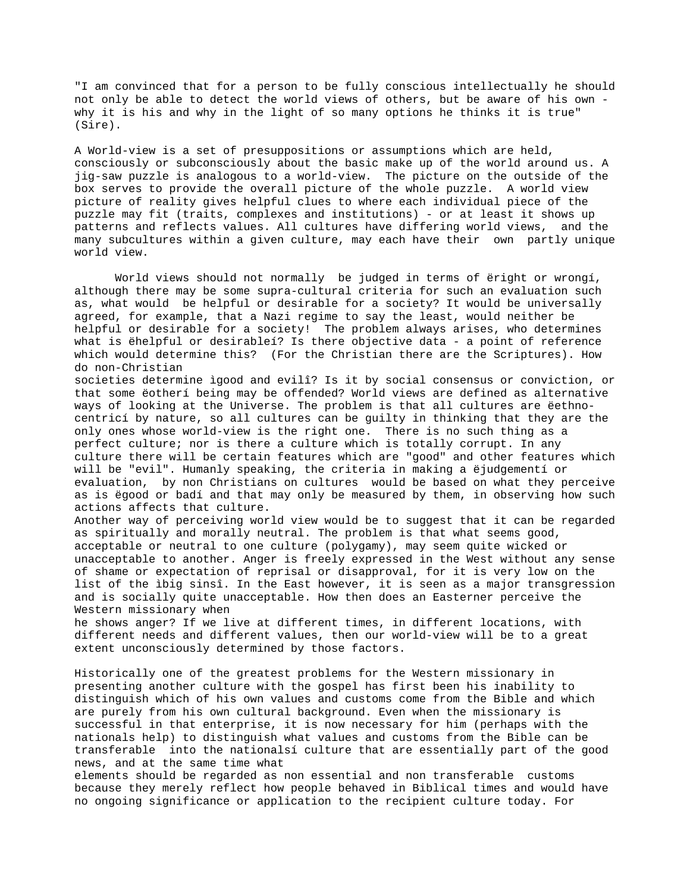"I am convinced that for a person to be fully conscious intellectually he should not only be able to detect the world views of others, but be aware of his own - why it is his and why in the light of so many options he thinks it is true" (Sire).

A World-view is a set of presuppositions or assumptions which are held, consciously or subconsciously about the basic make up of the world around us. A jig-saw puzzle is analogous to a world-view. The picture on the outside of the box serves to provide the overall picture of the whole puzzle. A world view picture of reality gives helpful clues to where each individual piece of the puzzle may fit (traits, complexes and institutions) - or at least it shows up patterns and reflects values. All cultures have differing world views, and the many subcultures within a given culture, may each have their own partly unique world view.

World views should not normally be judged in terms of ëright or wrongí, although there may be some supra-cultural criteria for such an evaluation such as, what would be helpful or desirable for a society? It would be universally agreed, for example, that a Nazi regime to say the least, would neither be helpful or desirable for a society! The problem always arises, who determines what is ëhelpful or desirableí? Is there objective data - a point of reference which would determine this? (For the Christian there are the Scriptures). How do non-Christian societies determine ìgood and evilî? Is it by social consensus or conviction, or that some ëotherí being may be offended? World views are defined as alternative ways of looking at the Universe. The problem is that all cultures are ëethno-centricí by nature, so all cultures can be guilty in thinking that they are the only ones whose world-view is the right one. There is no such thing as a perfect culture; nor is there a culture which is totally corrupt. In any culture there will be certain features which are "good" and other features which will be "evil". Humanly speaking, the criteria in making a ëjudgementí or evaluation, by non Christians on cultures would be based on what they perceive as is ëgood or badí and that may only be measured by them, in observing how such actions affects that culture.
Another way of perceiving world view would be to suggest that it can be regarded as spiritually and morally neutral. The problem is that what seems good, acceptable or neutral to one culture (polygamy), may seem quite wicked or unacceptable to another. Anger is freely expressed in the West without any sense of shame or expectation of reprisal or disapproval, for it is very low on the list of the ìbig sinsî. In the East however, it is seen as a major transgression and is socially quite unacceptable. How then does an Easterner perceive the Western missionary when he shows anger? If we live at different times, in different locations, with different needs and different values, then our world-view will be to a great extent unconsciously determined by those factors.

Historically one of the greatest problems for the Western missionary in presenting another culture with the gospel has first been his inability to distinguish which of his own values and customs come from the Bible and which are purely from his own cultural background. Even when the missionary is successful in that enterprise, it is now necessary for him (perhaps with the nationals help) to distinguish what values and customs from the Bible can be transferable into the nationalsí culture that are essentially part of the good news, and at the same time what elements should be regarded as non essential and non transferable customs because they merely reflect how people behaved in Biblical times and would have no ongoing significance or application to the recipient culture today. For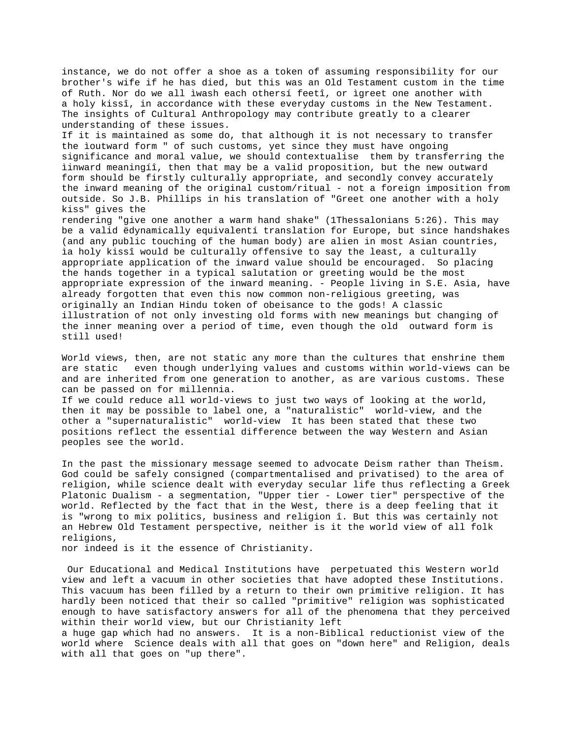instance, we do not offer a shoe as a token of assuming responsibility for our brother's wife if he has died, but this was an Old Testament custom in the time of Ruth. Nor do we all ìwash each othersí feetî, or ìgreet one another with a holy kissî, in accordance with these everyday customs in the New Testament. The insights of Cultural Anthropology may contribute greatly to a clearer understanding of these issues.

If it is maintained as some do, that although it is not necessary to transfer the ìoutward form " of such customs, yet since they must have ongoing significance and moral value, we should contextualise them by transferring the ìinward meaningíî, then that may be a valid proposition, but the new outward form should be firstly culturally appropriate, and secondly convey accurately the inward meaning of the original custom/ritual - not a foreign imposition from outside. So J.B. Phillips in his translation of "Greet one another with a holy kiss" gives the rendering "give one another a warm hand shake" (1Thessalonians 5:26). This may be a valid ëdynamically equivalentí translation for Europe, but since handshakes (and any public touching of the human body) are alien in most Asian countries, ìa holy kissî would be culturally offensive to say the least, a culturally appropriate application of the inward value should be encouraged. So placing the hands together in a typical salutation or greeting would be the most appropriate expression of the inward meaning. - People living in S.E. Asia, have already forgotten that even this now common non-religious greeting, was originally an Indian Hindu token of obeisance to the gods! A classic illustration of not only investing old forms with new meanings but changing of the inner meaning over a period of time, even though the old outward form is still used!

World views, then, are not static any more than the cultures that enshrine them are static even though underlying values and customs within world-views can be and are inherited from one generation to another, as are various customs. These can be passed on for millennia.

If we could reduce all world-views to just two ways of looking at the world, then it may be possible to label one, a "naturalistic" world-view, and the other a "supernaturalistic" world-view It has been stated that these two positions reflect the essential difference between the way Western and Asian peoples see the world.

In the past the missionary message seemed to advocate Deism rather than Theism. God could be safely consigned (compartmentalised and privatised) to the area of religion, while science dealt with everyday secular life thus reflecting a Greek Platonic Dualism - a segmentation, "Upper tier - Lower tier" perspective of the world. Reflected by the fact that in the West, there is a deep feeling that it is "wrong to mix politics, business and religion î. But this was certainly not an Hebrew Old Testament perspective, neither is it the world view of all folk religions, nor indeed is it the essence of Christianity.

Our Educational and Medical Institutions have perpetuated this Western world view and left a vacuum in other societies that have adopted these Institutions. This vacuum has been filled by a return to their own primitive religion. It has hardly been noticed that their so called "primitive" religion was sophisticated enough to have satisfactory answers for all of the phenomena that they perceived within their world view, but our Christianity left a huge gap which had no answers. It is a non-Biblical reductionist view of the world where Science deals with all that goes on "down here" and Religion, deals with all that goes on "up there".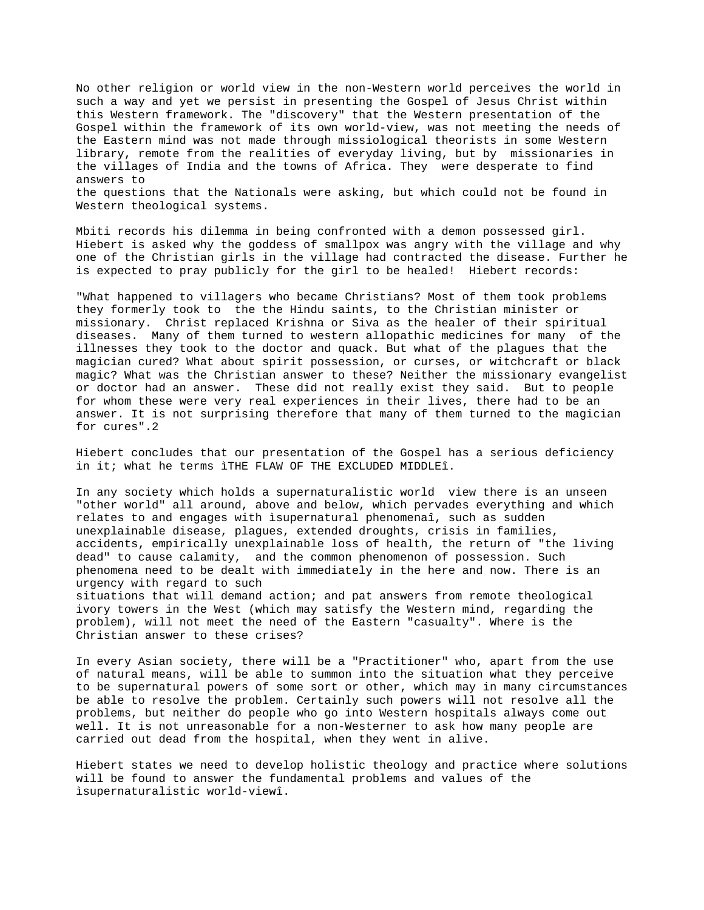No other religion or world view in the non-Western world perceives the world in such a way and yet we persist in presenting the Gospel of Jesus Christ within this Western framework. The "discovery" that the Western presentation of the Gospel within the framework of its own world-view, was not meeting the needs of the Eastern mind was not made through missiological theorists in some Western library, remote from the realities of everyday living, but by missionaries in the villages of India and the towns of Africa. They were desperate to find answers to the questions that the Nationals were asking, but which could not be found in Western theological systems.

Mbiti records his dilemma in being confronted with a demon possessed girl. Hiebert is asked why the goddess of smallpox was angry with the village and why one of the Christian girls in the village had contracted the disease. Further he is expected to pray publicly for the girl to be healed! Hiebert records:

"What happened to villagers who became Christians? Most of them took problems they formerly took to the Hindu saints, to the Christian minister or missionary. Christ replaced Krishna or Siva as the healer of their spiritual diseases. Many of them turned to western allopathic medicines for many of the illnesses they took to the doctor and quack. But what of the plagues that the magician cured? What about spirit possession, or curses, or witchcraft or black magic? What was the Christian answer to these? Neither the missionary evangelist or doctor had an answer. These did not really exist they said. But to people for whom these were very real experiences in their lives, there had to be an answer. It is not surprising therefore that many of them turned to the magician for cures".2

Hiebert concludes that our presentation of the Gospel has a serious deficiency in it; what he terms ìTHE FLAW OF THE EXCLUDED MIDDLEî.

In any society which holds a supernaturalistic world view there is an unseen "other world" all around, above and below, which pervades everything and which relates to and engages with ìsupernatural phenomenaî, such as sudden unexplainable disease, plagues, extended droughts, crisis in families, accidents, empirically unexplainable loss of health, the return of "the living dead" to cause calamity, and the common phenomenon of possession. Such phenomena need to be dealt with immediately in the here and now. There is an urgency with regard to such situations that will demand action; and pat answers from remote theological ivory towers in the West (which may satisfy the Western mind, regarding the problem), will not meet the need of the Eastern "casualty". Where is the Christian answer to these crises?

In every Asian society, there will be a "Practitioner" who, apart from the use of natural means, will be able to summon into the situation what they perceive to be supernatural powers of some sort or other, which may in many circumstances be able to resolve the problem. Certainly such powers will not resolve all the problems, but neither do people who go into Western hospitals always come out well. It is not unreasonable for a non-Westerner to ask how many people are carried out dead from the hospital, when they went in alive.

Hiebert states we need to develop holistic theology and practice where solutions will be found to answer the fundamental problems and values of the ìsupernaturalistic world-viewî.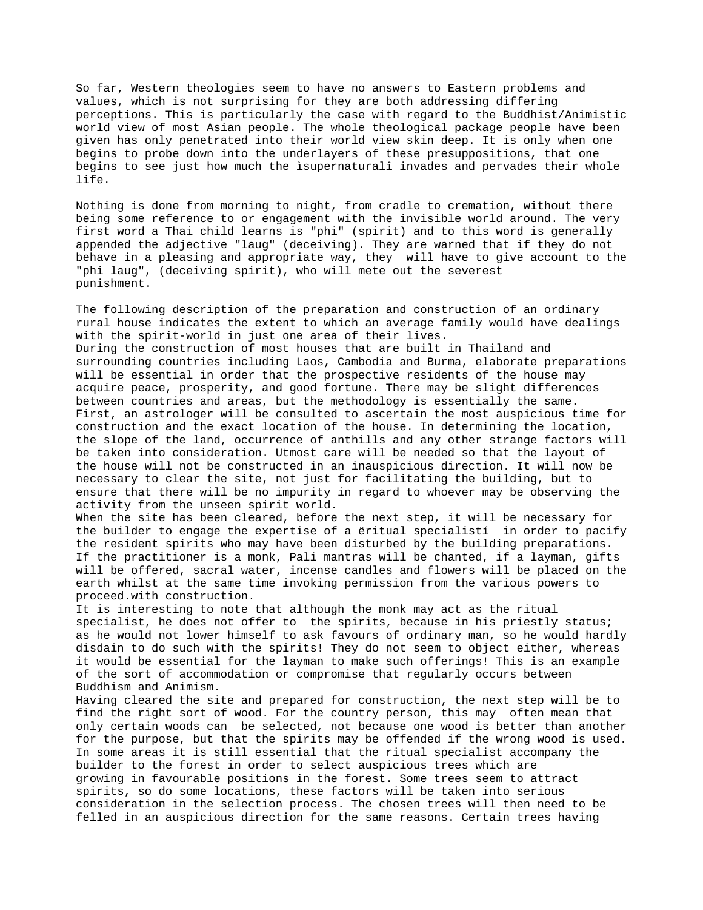So far, Western theologies seem to have no answers to Eastern problems and values, which is not surprising for they are both addressing differing perceptions. This is particularly the case with regard to the Buddhist/Animistic world view of most Asian people. The whole theological package people have been given has only penetrated into their world view skin deep. It is only when one begins to probe down into the underlayers of these presuppositions, that one begins to see just how much the ìsupernaturalî invades and pervades their whole life.

Nothing is done from morning to night, from cradle to cremation, without there being some reference to or engagement with the invisible world around. The very first word a Thai child learns is "phi" (spirit) and to this word is generally appended the adjective "laug" (deceiving). They are warned that if they do not behave in a pleasing and appropriate way, they will have to give account to the "phi laug", (deceiving spirit), who will mete out the severest punishment.

The following description of the preparation and construction of an ordinary rural house indicates the extent to which an average family would have dealings with the spirit-world in just one area of their lives.

During the construction of most houses that are built in Thailand and surrounding countries including Laos, Cambodia and Burma, elaborate preparations will be essential in order that the prospective residents of the house may acquire peace, prosperity, and good fortune. There may be slight differences between countries and areas, but the methodology is essentially the same.

First, an astrologer will be consulted to ascertain the most auspicious time for construction and the exact location of the house. In determining the location, the slope of the land, occurrence of anthills and any other strange factors will be taken into consideration. Utmost care will be needed so that the layout of the house will not be constructed in an inauspicious direction. It will now be necessary to clear the site, not just for facilitating the building, but to ensure that there will be no impurity in regard to whoever may be observing the activity from the unseen spirit world.

When the site has been cleared, before the next step, it will be necessary for the builder to engage the expertise of a ëritual specialistí in order to pacify the resident spirits who may have been disturbed by the building preparations. If the practitioner is a monk, Pali mantras will be chanted, if a layman, gifts will be offered, sacral water, incense candles and flowers will be placed on the earth whilst at the same time invoking permission from the various powers to proceed.with construction.

It is interesting to note that although the monk may act as the ritual specialist, he does not offer to the spirits, because in his priestly status; as he would not lower himself to ask favours of ordinary man, so he would hardly disdain to do such with the spirits! They do not seem to object either, whereas it would be essential for the layman to make such offerings! This is an example of the sort of accommodation or compromise that regularly occurs between Buddhism and Animism.

Having cleared the site and prepared for construction, the next step will be to find the right sort of wood. For the country person, this may often mean that only certain woods can be selected, not because one wood is better than another for the purpose, but that the spirits may be offended if the wrong wood is used. In some areas it is still essential that the ritual specialist accompany the builder to the forest in order to select auspicious trees which are growing in favourable positions in the forest. Some trees seem to attract spirits, so do some locations, these factors will be taken into serious consideration in the selection process. The chosen trees will then need to be felled in an auspicious direction for the same reasons. Certain trees having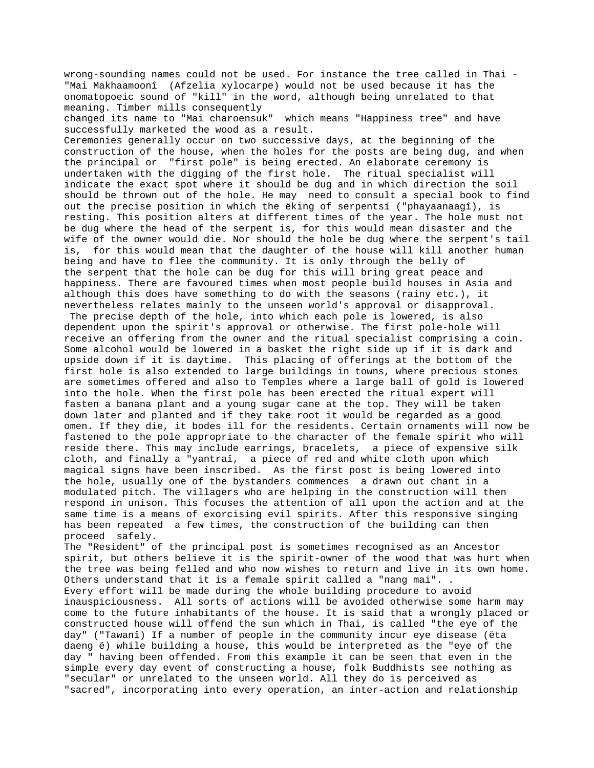wrong-sounding names could not be used. For instance the tree called in Thai - "Mai Makhaamoonî (Afzelia xylocarpe) would not be used because it has the onomatopoeic sound of "kill" in the word, although being unrelated to that meaning. Timber mills consequently changed its name to "Mai charoensuk" which means "Happiness tree" and have successfully marketed the wood as a result.

Ceremonies generally occur on two successive days, at the beginning of the construction of the house, when the holes for the posts are being dug, and when the principal or "first pole" is being erected. An elaborate ceremony is undertaken with the digging of the first hole. The ritual specialist will indicate the exact spot where it should be dug and in which direction the soil should be thrown out of the hole. He may need to consult a special book to find out the precise position in which the ëking of serpentsí ("phayaanaagî), is resting. This position alters at different times of the year. The hole must not be dug where the head of the serpent is, for this would mean disaster and the wife of the owner would die. Nor should the hole be dug where the serpent's tail is, for this would mean that the daughter of the house will kill another human being and have to flee the community. It is only through the belly of the serpent that the hole can be dug for this will bring great peace and happiness. There are favoured times when most people build houses in Asia and although this does have something to do with the seasons (rainy etc.), it nevertheless relates mainly to the unseen world's approval or disapproval.

The precise depth of the hole, into which each pole is lowered, is also dependent upon the spirit's approval or otherwise. The first pole-hole will receive an offering from the owner and the ritual specialist comprising a coin. Some alcohol would be lowered in a basket the right side up if it is dark and upside down if it is daytime. This placing of offerings at the bottom of the first hole is also extended to large buildings in towns, where precious stones are sometimes offered and also to Temples where a large ball of gold is lowered into the hole. When the first pole has been erected the ritual expert will fasten a banana plant and a young sugar cane at the top. They will be taken down later and planted and if they take root it would be regarded as a good omen. If they die, it bodes ill for the residents. Certain ornaments will now be fastened to the pole appropriate to the character of the female spirit who will reside there. This may include earrings, bracelets, a piece of expensive silk cloth, and finally a "yantraî, a piece of red and white cloth upon which magical signs have been inscribed. As the first post is being lowered into the hole, usually one of the bystanders commences a drawn out chant in a modulated pitch. The villagers who are helping in the construction will then respond in unison. This focuses the attention of all upon the action and at the same time is a means of exorcising evil spirits. After this responsive singing has been repeated a few times, the construction of the building can then proceed safely.

The "Resident" of the principal post is sometimes recognised as an Ancestor spirit, but others believe it is the spirit-owner of the wood that was hurt when the tree was being felled and who now wishes to return and live in its own home. Others understand that it is a female spirit called a "nang mai". .

Every effort will be made during the whole building procedure to avoid inauspiciousness. All sorts of actions will be avoided otherwise some harm may come to the future inhabitants of the house. It is said that a wrongly placed or constructed house will offend the sun which in Thai, is called "the eye of the day" ("Tawanî) If a number of people in the community incur eye disease (ëta daeng ë) while building a house, this would be interpreted as the "eye of the day " having been offended. From this example it can be seen that even in the simple every day event of constructing a house, folk Buddhists see nothing as "secular" or unrelated to the unseen world. All they do is perceived as "sacred", incorporating into every operation, an inter-action and relationship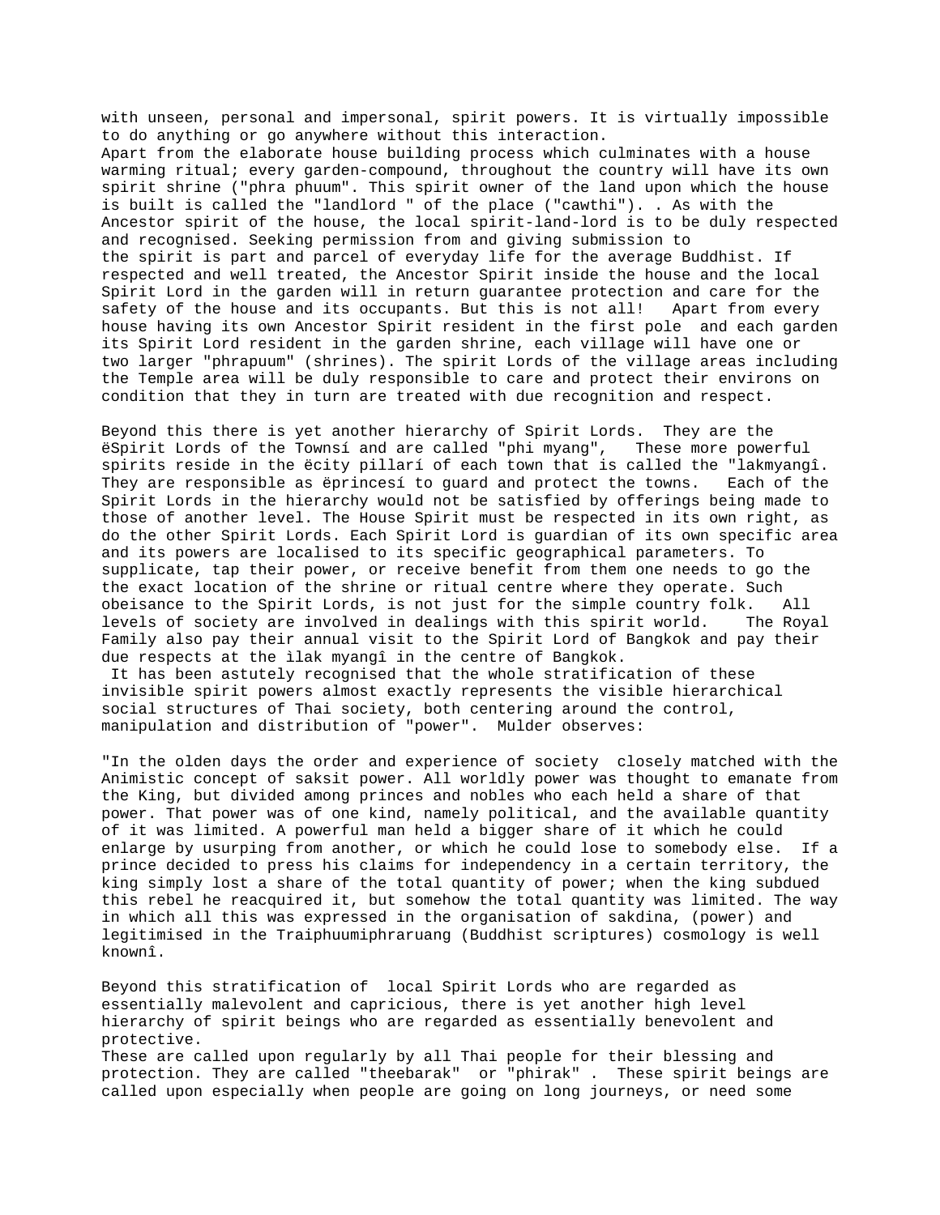with unseen, personal and impersonal, spirit powers. It is virtually impossible to do anything or go anywhere without this interaction.
Apart from the elaborate house building process which culminates with a house warming ritual; every garden-compound, throughout the country will have its own spirit shrine ("phra phuum". This spirit owner of the land upon which the house is built is called the "landlord " of the place ("cawthi"). . As with the Ancestor spirit of the house, the local spirit-land-lord is to be duly respected and recognised. Seeking permission from and giving submission to the spirit is part and parcel of everyday life for the average Buddhist. If respected and well treated, the Ancestor Spirit inside the house and the local Spirit Lord in the garden will in return guarantee protection and care for the safety of the house and its occupants. But this is not all!   Apart from every house having its own Ancestor Spirit resident in the first pole  and each garden its Spirit Lord resident in the garden shrine, each village will have one or two larger "phrapuum" (shrines). The spirit Lords of the village areas including the Temple area will be duly responsible to care and protect their environs on condition that they in turn are treated with due recognition and respect.

Beyond this there is yet another hierarchy of Spirit Lords.  They are the ëSpirit Lords of the Townsí and are called "phi myang",   These more powerful spirits reside in the ëcity pillarí of each town that is called the "lakmyangî. They are responsible as ëprincesí to guard and protect the towns.   Each of the Spirit Lords in the hierarchy would not be satisfied by offerings being made to those of another level. The House Spirit must be respected in its own right, as do the other Spirit Lords. Each Spirit Lord is guardian of its own specific area and its powers are localised to its specific geographical parameters. To supplicate, tap their power, or receive benefit from them one needs to go the the exact location of the shrine or ritual centre where they operate. Such obeisance to the Spirit Lords, is not just for the simple country folk.   All levels of society are involved in dealings with this spirit world.    The Royal Family also pay their annual visit to the Spirit Lord of Bangkok and pay their due respects at the ìlak myangî in the centre of Bangkok.
It has been astutely recognised that the whole stratification of these invisible spirit powers almost exactly represents the visible hierarchical social structures of Thai society, both centering around the control, manipulation and distribution of "power".  Mulder observes:

"In the olden days the order and experience of society  closely matched with the Animistic concept of saksit power. All worldly power was thought to emanate from the King, but divided among princes and nobles who each held a share of that power. That power was of one kind, namely political, and the available quantity of it was limited. A powerful man held a bigger share of it which he could enlarge by usurping from another, or which he could lose to somebody else.  If a prince decided to press his claims for independency in a certain territory, the king simply lost a share of the total quantity of power; when the king subdued this rebel he reacquired it, but somehow the total quantity was limited. The way in which all this was expressed in the organisation of sakdina, (power) and legitimised in the Traiphuumiphraruang (Buddhist scriptures) cosmology is well knownî.

Beyond this stratification of  local Spirit Lords who are regarded as essentially malevolent and capricious, there is yet another high level hierarchy of spirit beings who are regarded as essentially benevolent and protective.
These are called upon regularly by all Thai people for their blessing and protection. They are called "theebarak"  or "phirak" .  These spirit beings are called upon especially when people are going on long journeys, or need some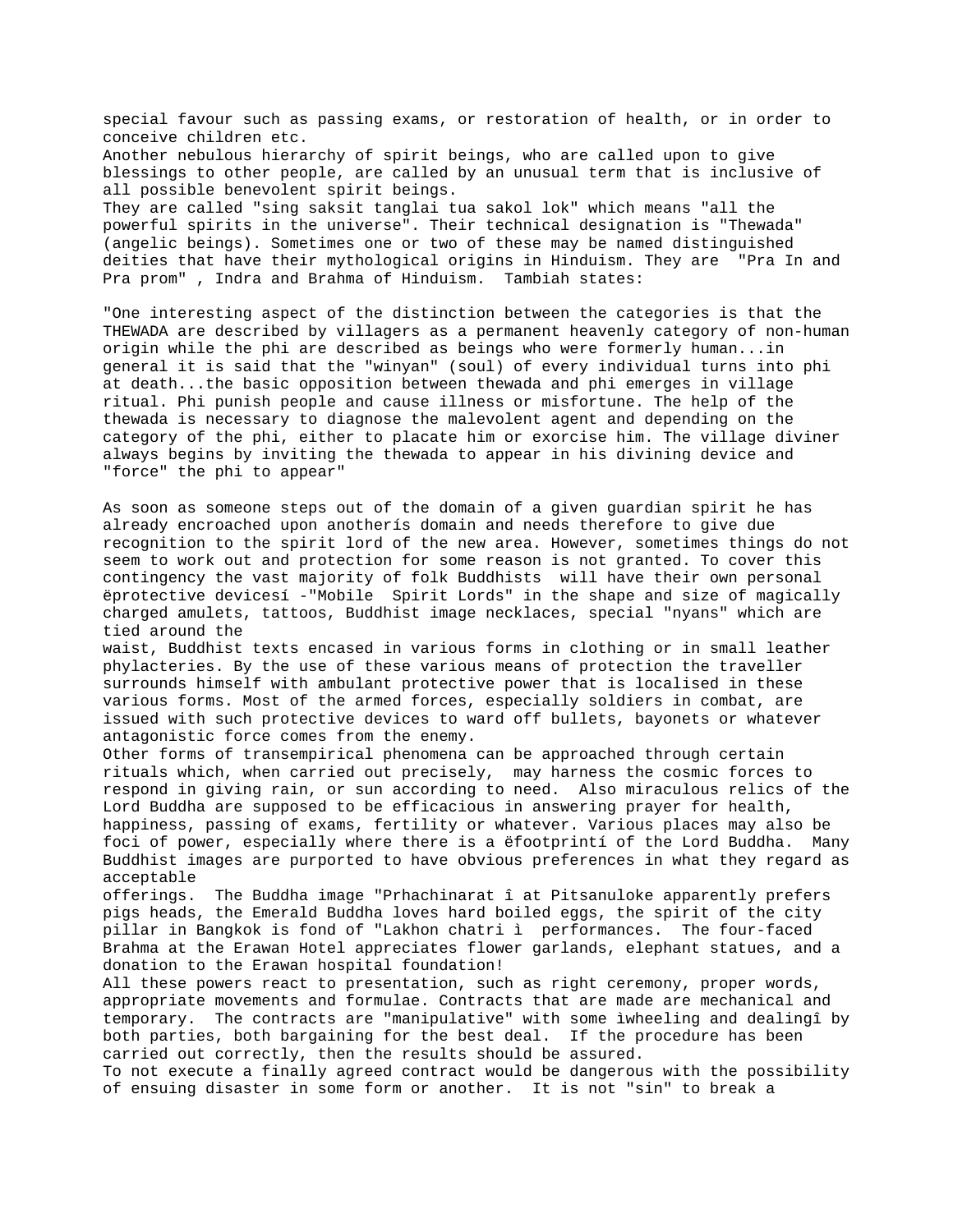special favour such as passing exams, or restoration of health, or in order to conceive children etc.

Another nebulous hierarchy of spirit beings, who are called upon to give blessings to other people, are called by an unusual term that is inclusive of all possible benevolent spirit beings.

They are called "sing saksit tanglai tua sakol lok" which means "all the powerful spirits in the universe". Their technical designation is "Thewada" (angelic beings). Sometimes one or two of these may be named distinguished deities that have their mythological origins in Hinduism. They are "Pra In and Pra prom" , Indra and Brahma of Hinduism. Tambiah states:

"One interesting aspect of the distinction between the categories is that the THEWADA are described by villagers as a permanent heavenly category of non-human origin while the phi are described as beings who were formerly human...in general it is said that the "winyan" (soul) of every individual turns into phi at death...the basic opposition between thewada and phi emerges in village ritual. Phi punish people and cause illness or misfortune. The help of the thewada is necessary to diagnose the malevolent agent and depending on the category of the phi, either to placate him or exorcise him. The village diviner always begins by inviting the thewada to appear in his divining device and "force" the phi to appear"

As soon as someone steps out of the domain of a given guardian spirit he has already encroached upon anotherís domain and needs therefore to give due recognition to the spirit lord of the new area. However, sometimes things do not seem to work out and protection for some reason is not granted. To cover this contingency the vast majority of folk Buddhists will have their own personal ëprotective devicesí -"Mobile Spirit Lords" in the shape and size of magically charged amulets, tattoos, Buddhist image necklaces, special "nyans" which are tied around the waist, Buddhist texts encased in various forms in clothing or in small leather phylacteries. By the use of these various means of protection the traveller surrounds himself with ambulant protective power that is localised in these various forms. Most of the armed forces, especially soldiers in combat, are issued with such protective devices to ward off bullets, bayonets or whatever antagonistic force comes from the enemy.

Other forms of transempirical phenomena can be approached through certain rituals which, when carried out precisely, may harness the cosmic forces to respond in giving rain, or sun according to need. Also miraculous relics of the Lord Buddha are supposed to be efficacious in answering prayer for health, happiness, passing of exams, fertility or whatever. Various places may also be foci of power, especially where there is a ëfootprintí of the Lord Buddha. Many Buddhist images are purported to have obvious preferences in what they regard as acceptable offerings. The Buddha image "Prhachinarat î at Pitsanuloke apparently prefers pigs heads, the Emerald Buddha loves hard boiled eggs, the spirit of the city pillar in Bangkok is fond of "Lakhon chatri ì performances. The four-faced Brahma at the Erawan Hotel appreciates flower garlands, elephant statues, and a donation to the Erawan hospital foundation!

All these powers react to presentation, such as right ceremony, proper words, appropriate movements and formulae. Contracts that are made are mechanical and temporary. The contracts are "manipulative" with some ìwheeling and dealingî by both parties, both bargaining for the best deal. If the procedure has been carried out correctly, then the results should be assured.

To not execute a finally agreed contract would be dangerous with the possibility of ensuing disaster in some form or another. It is not "sin" to break a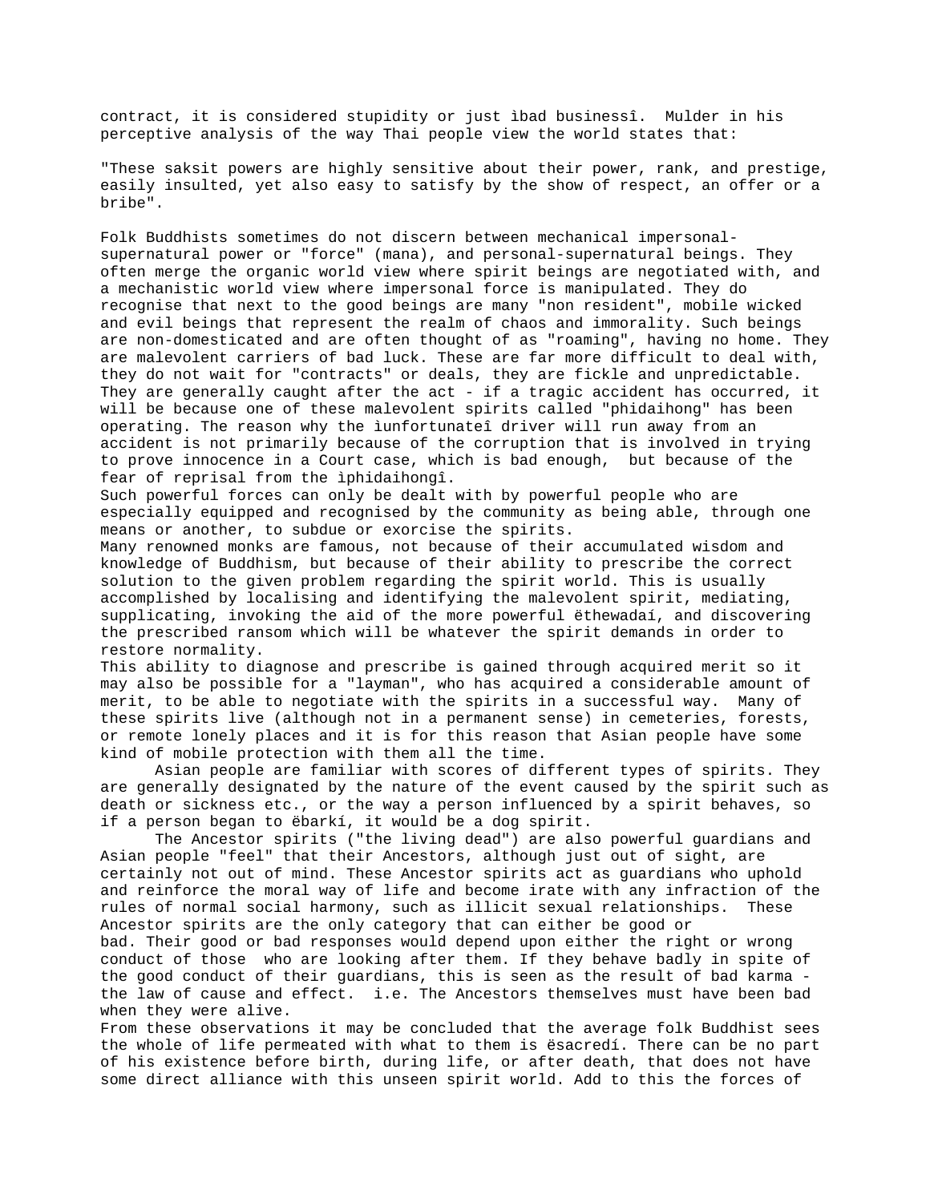contract, it is considered stupidity or just ìbad businessî.  Mulder in his perceptive analysis of the way Thai people view the world states that:

"These saksit powers are highly sensitive about their power, rank, and prestige, easily insulted, yet also easy to satisfy by the show of respect, an offer or a bribe".

Folk Buddhists sometimes do not discern between mechanical impersonal-supernatural power or "force" (mana), and personal-supernatural beings. They often merge the organic world view where spirit beings are negotiated with, and a mechanistic world view where impersonal force is manipulated. They do recognise that next to the good beings are many "non resident", mobile wicked and evil beings that represent the realm of chaos and immorality. Such beings are non-domesticated and are often thought of as "roaming", having no home. They are malevolent carriers of bad luck. These are far more difficult to deal with, they do not wait for "contracts" or deals, they are fickle and unpredictable. They are generally caught after the act - if a tragic accident has occurred, it will be because one of these malevolent spirits called "phidaihong" has been operating. The reason why the ìunfortunateî driver will run away from an accident is not primarily because of the corruption that is involved in trying to prove innocence in a Court case, which is bad enough,  but because of the fear of reprisal from the ìphidaihongî.

Such powerful forces can only be dealt with by powerful people who are especially equipped and recognised by the community as being able, through one means or another, to subdue or exorcise the spirits.

Many renowned monks are famous, not because of their accumulated wisdom and knowledge of Buddhism, but because of their ability to prescribe the correct solution to the given problem regarding the spirit world. This is usually accomplished by localising and identifying the malevolent spirit, mediating, supplicating, invoking the aid of the more powerful ëthewadaí, and discovering the prescribed ransom which will be whatever the spirit demands in order to restore normality.

This ability to diagnose and prescribe is gained through acquired merit so it may also be possible for a "layman", who has acquired a considerable amount of merit, to be able to negotiate with the spirits in a successful way.  Many of these spirits live (although not in a permanent sense) in cemeteries, forests, or remote lonely places and it is for this reason that Asian people have some kind of mobile protection with them all the time.

Asian people are familiar with scores of different types of spirits. They are generally designated by the nature of the event caused by the spirit such as death or sickness etc., or the way a person influenced by a spirit behaves, so if a person began to ëbarkí, it would be a dog spirit.

The Ancestor spirits ("the living dead") are also powerful guardians and Asian people "feel" that their Ancestors, although just out of sight, are certainly not out of mind. These Ancestor spirits act as guardians who uphold and reinforce the moral way of life and become irate with any infraction of the rules of normal social harmony, such as illicit sexual relationships.  These Ancestor spirits are the only category that can either be good or bad. Their good or bad responses would depend upon either the right or wrong conduct of those  who are looking after them. If they behave badly in spite of the good conduct of their guardians, this is seen as the result of bad karma - the law of cause and effect.  i.e. The Ancestors themselves must have been bad when they were alive.

From these observations it may be concluded that the average folk Buddhist sees the whole of life permeated with what to them is ësacredí. There can be no part of his existence before birth, during life, or after death, that does not have some direct alliance with this unseen spirit world. Add to this the forces of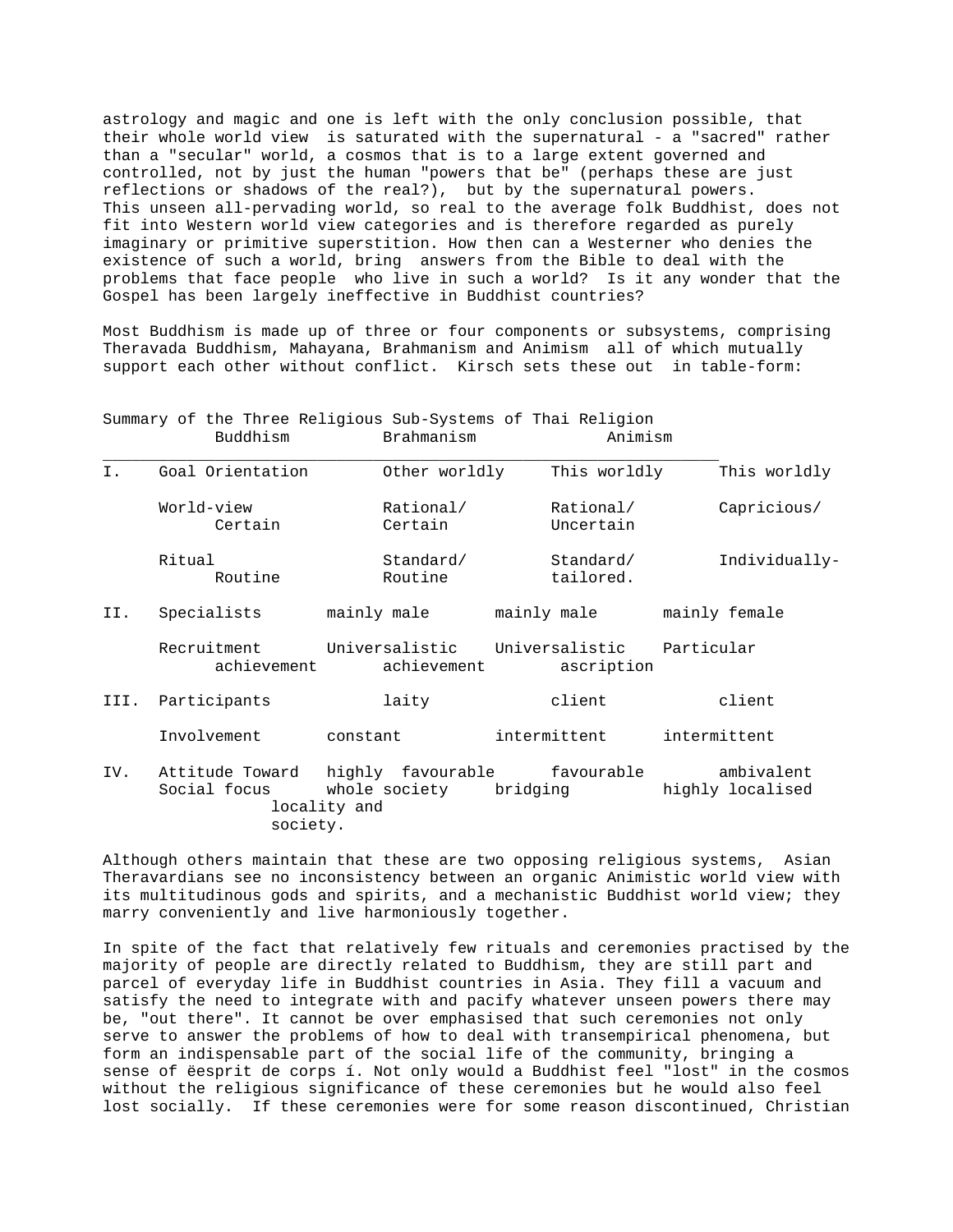astrology and magic and one is left with the only conclusion possible, that their whole world view is saturated with the supernatural - a "sacred" rather than a "secular" world, a cosmos that is to a large extent governed and controlled, not by just the human "powers that be" (perhaps these are just reflections or shadows of the real?), but by the supernatural powers. This unseen all-pervading world, so real to the average folk Buddhist, does not fit into Western world view categories and is therefore regarded as purely imaginary or primitive superstition. How then can a Westerner who denies the existence of such a world, bring answers from the Bible to deal with the problems that face people who live in such a world? Is it any wonder that the Gospel has been largely ineffective in Buddhist countries?

Most Buddhism is made up of three or four components or subsystems, comprising Theravada Buddhism, Mahayana, Brahmanism and Animism all of which mutually support each other without conflict. Kirsch sets these out in table-form:

Summary of the Three Religious Sub-Systems of Thai Religion

| | | Buddhism | Brahmanism | Animism |
|---|---|---|---|---|
| I. | Goal Orientation | Other worldly | This worldly | This worldly |
| | World-view | Rational/ Certain | Rational/ Uncertain | Capricious/ Certain |
| | Ritual | Standard/ Routine | Standard/ Routine | Individually-tailored. |
| II. | Specialists | mainly male | mainly male | mainly female |
| | Recruitment | Universalistic achievement | Universalistic achievement | Particular ascription |
| III. | Participants | laity | client | client |
| | Involvement | constant | intermittent | intermittent |
| IV. | Attitude Toward | highly favourable | favourable | ambivalent |
| | Social focus | whole society | bridging locality and society. | highly localised |

Although others maintain that these are two opposing religious systems, Asian Theravardians see no inconsistency between an organic Animistic world view with its multitudinous gods and spirits, and a mechanistic Buddhist world view; they marry conveniently and live harmoniously together.

In spite of the fact that relatively few rituals and ceremonies practised by the majority of people are directly related to Buddhism, they are still part and parcel of everyday life in Buddhist countries in Asia. They fill a vacuum and satisfy the need to integrate with and pacify whatever unseen powers there may be, "out there". It cannot be over emphasised that such ceremonies not only serve to answer the problems of how to deal with transempirical phenomena, but form an indispensable part of the social life of the community, bringing a sense of ëesprit de corps í. Not only would a Buddhist feel "lost" in the cosmos without the religious significance of these ceremonies but he would also feel lost socially. If these ceremonies were for some reason discontinued, Christian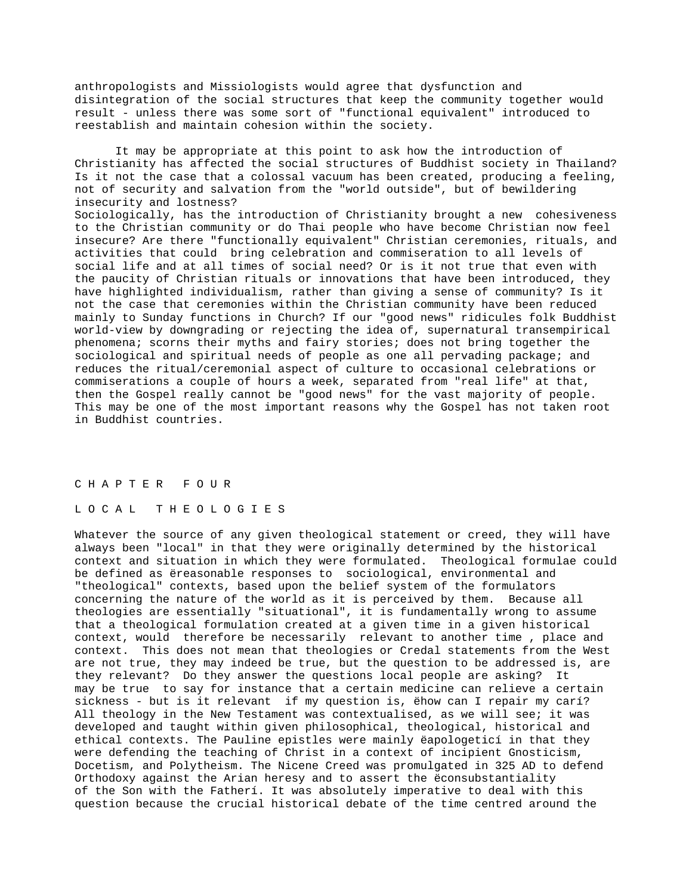anthropologists and Missiologists would agree that dysfunction and disintegration of the social structures that keep the community together would result - unless there was some sort of "functional equivalent" introduced to reestablish and maintain cohesion within the society.

It may be appropriate at this point to ask how the introduction of Christianity has affected the social structures of Buddhist society in Thailand? Is it not the case that a colossal vacuum has been created, producing a feeling, not of security and salvation from the "world outside", but of bewildering insecurity and lostness?

Sociologically, has the introduction of Christianity brought a new cohesiveness to the Christian community or do Thai people who have become Christian now feel insecure? Are there "functionally equivalent" Christian ceremonies, rituals, and activities that could bring celebration and commiseration to all levels of social life and at all times of social need? Or is it not true that even with the paucity of Christian rituals or innovations that have been introduced, they have highlighted individualism, rather than giving a sense of community? Is it not the case that ceremonies within the Christian community have been reduced mainly to Sunday functions in Church? If our "good news" ridicules folk Buddhist world-view by downgrading or rejecting the idea of, supernatural transempirical phenomena; scorns their myths and fairy stories; does not bring together the sociological and spiritual needs of people as one all pervading package; and reduces the ritual/ceremonial aspect of culture to occasional celebrations or commiserations a couple of hours a week, separated from "real life" at that, then the Gospel really cannot be "good news" for the vast majority of people. This may be one of the most important reasons why the Gospel has not taken root in Buddhist countries.

# C H A P T E R   F O U R

## L O C A L   T H E O L O G I E S

Whatever the source of any given theological statement or creed, they will have always been "local" in that they were originally determined by the historical context and situation in which they were formulated. Theological formulae could be defined as ëreasonable responses to sociological, environmental and "theological" contexts, based upon the belief system of the formulators concerning the nature of the world as it is perceived by them. Because all theologies are essentially "situational", it is fundamentally wrong to assume that a theological formulation created at a given time in a given historical context, would therefore be necessarily relevant to another time , place and context. This does not mean that theologies or Credal statements from the West are not true, they may indeed be true, but the question to be addressed is, are they relevant? Do they answer the questions local people are asking? It may be true to say for instance that a certain medicine can relieve a certain sickness - but is it relevant if my question is, ëhow can I repair my carí? All theology in the New Testament was contextualised, as we will see; it was developed and taught within given philosophical, theological, historical and ethical contexts. The Pauline epistles were mainly ëapologeticí in that they were defending the teaching of Christ in a context of incipient Gnosticism, Docetism, and Polytheism. The Nicene Creed was promulgated in 325 AD to defend Orthodoxy against the Arian heresy and to assert the ëconsubstantiality of the Son with the Fatherí. It was absolutely imperative to deal with this question because the crucial historical debate of the time centred around the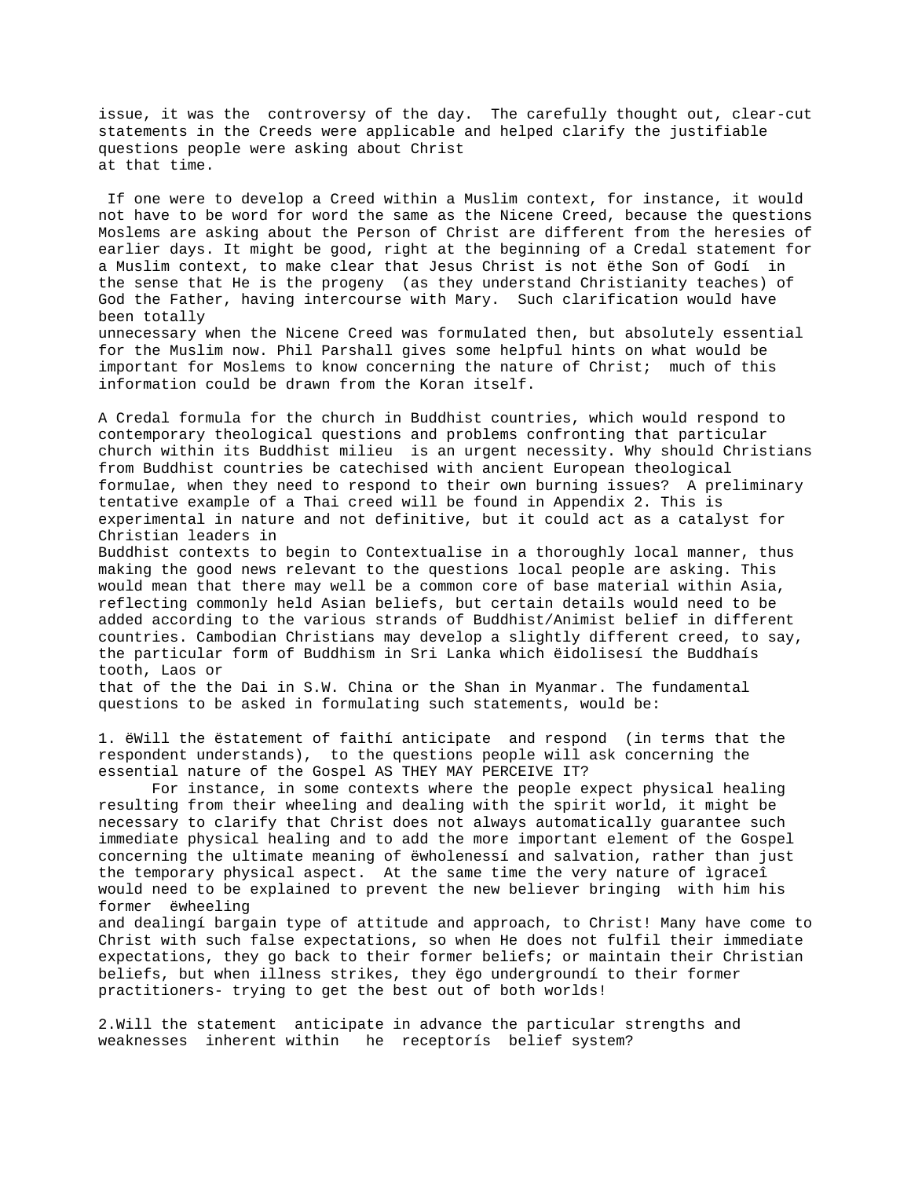issue, it was the controversy of the day. The carefully thought out, clear-cut statements in the Creeds were applicable and helped clarify the justifiable questions people were asking about Christ at that time.

If one were to develop a Creed within a Muslim context, for instance, it would not have to be word for word the same as the Nicene Creed, because the questions Moslems are asking about the Person of Christ are different from the heresies of earlier days. It might be good, right at the beginning of a Credal statement for a Muslim context, to make clear that Jesus Christ is not ëthe Son of Godí in the sense that He is the progeny (as they understand Christianity teaches) of God the Father, having intercourse with Mary. Such clarification would have been totally unnecessary when the Nicene Creed was formulated then, but absolutely essential for the Muslim now. Phil Parshall gives some helpful hints on what would be important for Moslems to know concerning the nature of Christ; much of this information could be drawn from the Koran itself.

A Credal formula for the church in Buddhist countries, which would respond to contemporary theological questions and problems confronting that particular church within its Buddhist milieu is an urgent necessity. Why should Christians from Buddhist countries be catechised with ancient European theological formulae, when they need to respond to their own burning issues? A preliminary tentative example of a Thai creed will be found in Appendix 2. This is experimental in nature and not definitive, but it could act as a catalyst for Christian leaders in Buddhist contexts to begin to Contextualise in a thoroughly local manner, thus making the good news relevant to the questions local people are asking. This would mean that there may well be a common core of base material within Asia, reflecting commonly held Asian beliefs, but certain details would need to be added according to the various strands of Buddhist/Animist belief in different countries. Cambodian Christians may develop a slightly different creed, to say, the particular form of Buddhism in Sri Lanka which ëidolisesí the Buddhaís tooth, Laos or that of the the Dai in S.W. China or the Shan in Myanmar. The fundamental questions to be asked in formulating such statements, would be:

1. ëWill the ëstatement of faithí anticipate and respond (in terms that the respondent understands), to the questions people will ask concerning the essential nature of the Gospel AS THEY MAY PERCEIVE IT?

For instance, in some contexts where the people expect physical healing resulting from their wheeling and dealing with the spirit world, it might be necessary to clarify that Christ does not always automatically guarantee such immediate physical healing and to add the more important element of the Gospel concerning the ultimate meaning of ëwholenessí and salvation, rather than just the temporary physical aspect. At the same time the very nature of ìgraceî would need to be explained to prevent the new believer bringing with him his former ëwheeling and dealingí bargain type of attitude and approach, to Christ! Many have come to Christ with such false expectations, so when He does not fulfil their immediate expectations, they go back to their former beliefs; or maintain their Christian beliefs, but when illness strikes, they ëgo undergroundí to their former practitioners- trying to get the best out of both worlds!

2.Will the statement anticipate in advance the particular strengths and weaknesses inherent within he receptorís belief system?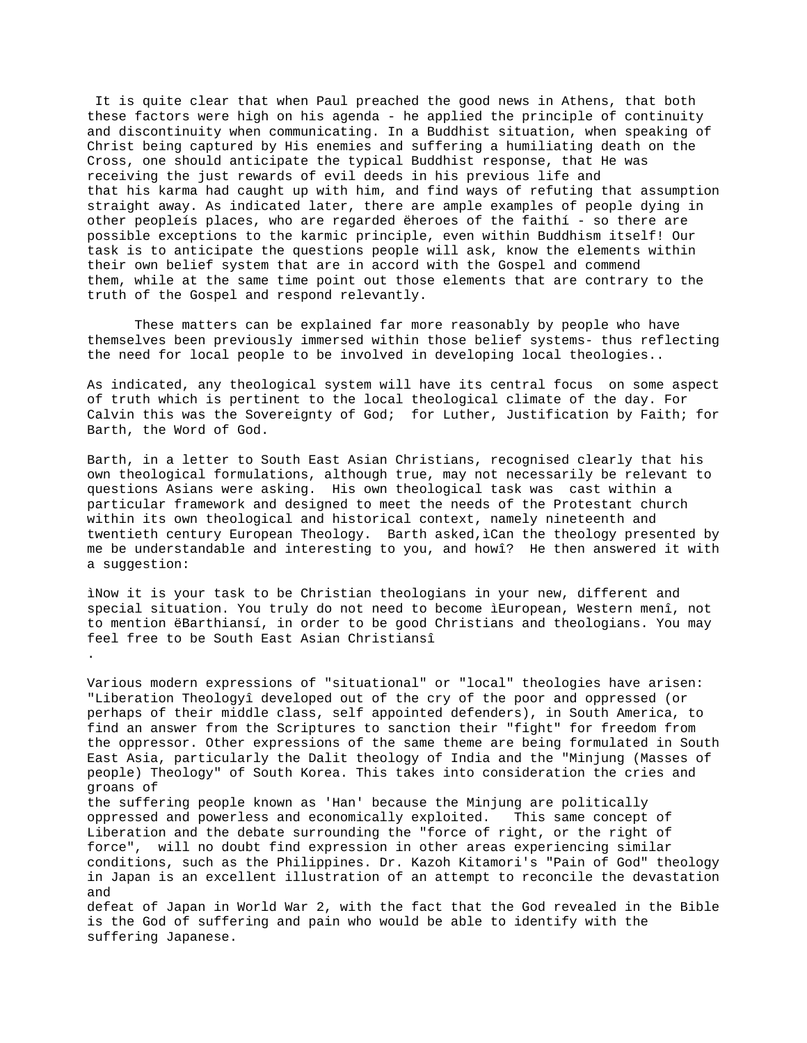It is quite clear that when Paul preached the good news in Athens, that both these factors were high on his agenda - he applied the principle of continuity and discontinuity when communicating. In a Buddhist situation, when speaking of Christ being captured by His enemies and suffering a humiliating death on the Cross, one should anticipate the typical Buddhist response, that He was receiving the just rewards of evil deeds in his previous life and that his karma had caught up with him, and find ways of refuting that assumption straight away. As indicated later, there are ample examples of people dying in other peopleís places, who are regarded ëheroes of the faithí - so there are possible exceptions to the karmic principle, even within Buddhism itself! Our task is to anticipate the questions people will ask, know the elements within their own belief system that are in accord with the Gospel and commend them, while at the same time point out those elements that are contrary to the truth of the Gospel and respond relevantly.

These matters can be explained far more reasonably by people who have themselves been previously immersed within those belief systems- thus reflecting the need for local people to be involved in developing local theologies..

As indicated, any theological system will have its central focus on some aspect of truth which is pertinent to the local theological climate of the day. For Calvin this was the Sovereignty of God; for Luther, Justification by Faith; for Barth, the Word of God.

Barth, in a letter to South East Asian Christians, recognised clearly that his own theological formulations, although true, may not necessarily be relevant to questions Asians were asking. His own theological task was cast within a particular framework and designed to meet the needs of the Protestant church within its own theological and historical context, namely nineteenth and twentieth century European Theology. Barth asked,ìCan the theology presented by me be understandable and interesting to you, and howî? He then answered it with a suggestion:

ìNow it is your task to be Christian theologians in your new, different and special situation. You truly do not need to become ìEuropean, Western menî, not to mention ëBarthiansí, in order to be good Christians and theologians. You may feel free to be South East Asian Christiansî
.

Various modern expressions of "situational" or "local" theologies have arisen: "Liberation Theologyî developed out of the cry of the poor and oppressed (or perhaps of their middle class, self appointed defenders), in South America, to find an answer from the Scriptures to sanction their "fight" for freedom from the oppressor. Other expressions of the same theme are being formulated in South East Asia, particularly the Dalit theology of India and the "Minjung (Masses of people) Theology" of South Korea. This takes into consideration the cries and groans of the suffering people known as 'Han' because the Minjung are politically oppressed and powerless and economically exploited. This same concept of Liberation and the debate surrounding the "force of right, or the right of force", will no doubt find expression in other areas experiencing similar conditions, such as the Philippines. Dr. Kazoh Kitamori's "Pain of God" theology in Japan is an excellent illustration of an attempt to reconcile the devastation and defeat of Japan in World War 2, with the fact that the God revealed in the Bible is the God of suffering and pain who would be able to identify with the suffering Japanese.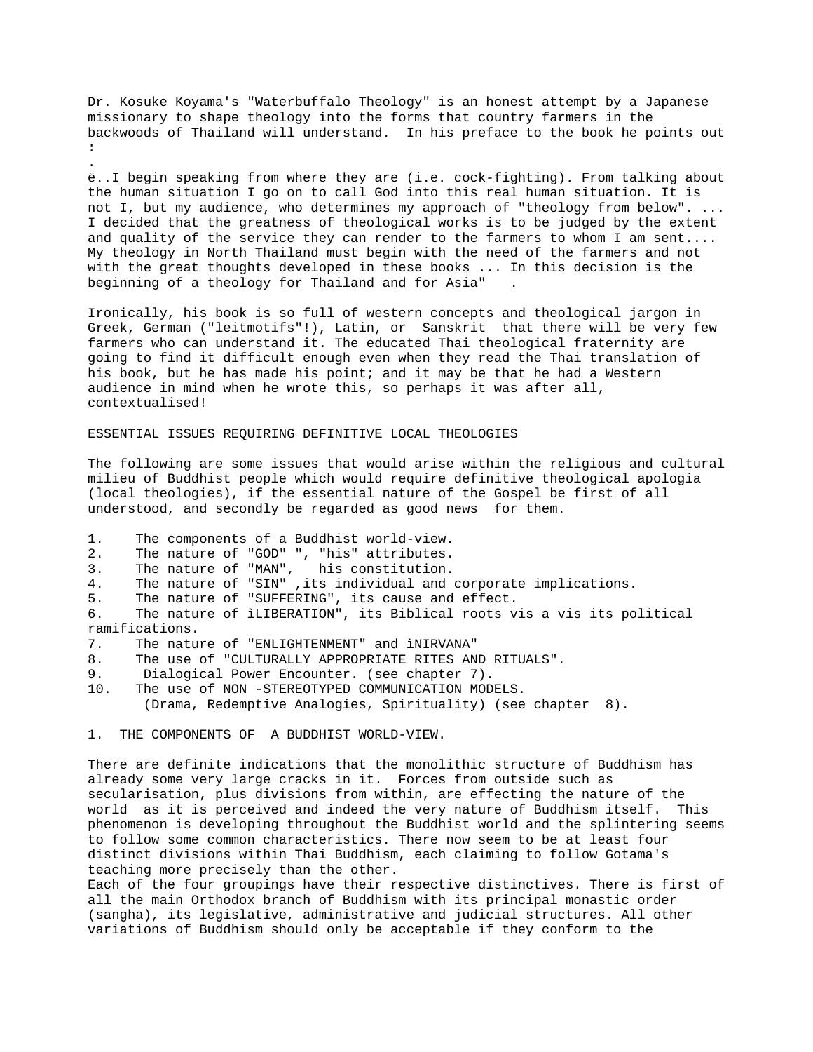Dr. Kosuke Koyama's "Waterbuffalo Theology" is an honest attempt by a Japanese missionary to shape theology into the forms that country farmers in the backwoods of Thailand will understand. In his preface to the book he points out :

.

ë..I begin speaking from where they are (i.e. cock-fighting). From talking about the human situation I go on to call God into this real human situation. It is not I, but my audience, who determines my approach of "theology from below". ... I decided that the greatness of theological works is to be judged by the extent and quality of the service they can render to the farmers to whom I am sent.... My theology in North Thailand must begin with the need of the farmers and not with the great thoughts developed in these books ... In this decision is the beginning of a theology for Thailand and for Asia" .

Ironically, his book is so full of western concepts and theological jargon in Greek, German ("leitmotifs"!), Latin, or Sanskrit that there will be very few farmers who can understand it. The educated Thai theological fraternity are going to find it difficult enough even when they read the Thai translation of his book, but he has made his point; and it may be that he had a Western audience in mind when he wrote this, so perhaps it was after all, contextualised!

ESSENTIAL ISSUES REQUIRING DEFINITIVE LOCAL THEOLOGIES

The following are some issues that would arise within the religious and cultural milieu of Buddhist people which would require definitive theological apologia (local theologies), if the essential nature of the Gospel be first of all understood, and secondly be regarded as good news for them.

1. The components of a Buddhist world-view.
2. The nature of "GOD" ", "his" attributes.
3. The nature of "MAN", his constitution.
4. The nature of "SIN" ,its individual and corporate implications.
5. The nature of "SUFFERING", its cause and effect.
6. The nature of ìLIBERATION", its Biblical roots vis a vis its political ramifications.
7. The nature of "ENLIGHTENMENT" and ìNIRVANA"
8. The use of "CULTURALLY APPROPRIATE RITES AND RITUALS".
9. Dialogical Power Encounter. (see chapter 7).
10. The use of NON -STEREOTYPED COMMUNICATION MODELS.
    (Drama, Redemptive Analogies, Spirituality) (see chapter 8).

1. THE COMPONENTS OF A BUDDHIST WORLD-VIEW.

There are definite indications that the monolithic structure of Buddhism has already some very large cracks in it. Forces from outside such as secularisation, plus divisions from within, are effecting the nature of the world as it is perceived and indeed the very nature of Buddhism itself. This phenomenon is developing throughout the Buddhist world and the splintering seems to follow some common characteristics. There now seem to be at least four distinct divisions within Thai Buddhism, each claiming to follow Gotama's teaching more precisely than the other.
Each of the four groupings have their respective distinctives. There is first of all the main Orthodox branch of Buddhism with its principal monastic order (sangha), its legislative, administrative and judicial structures. All other variations of Buddhism should only be acceptable if they conform to the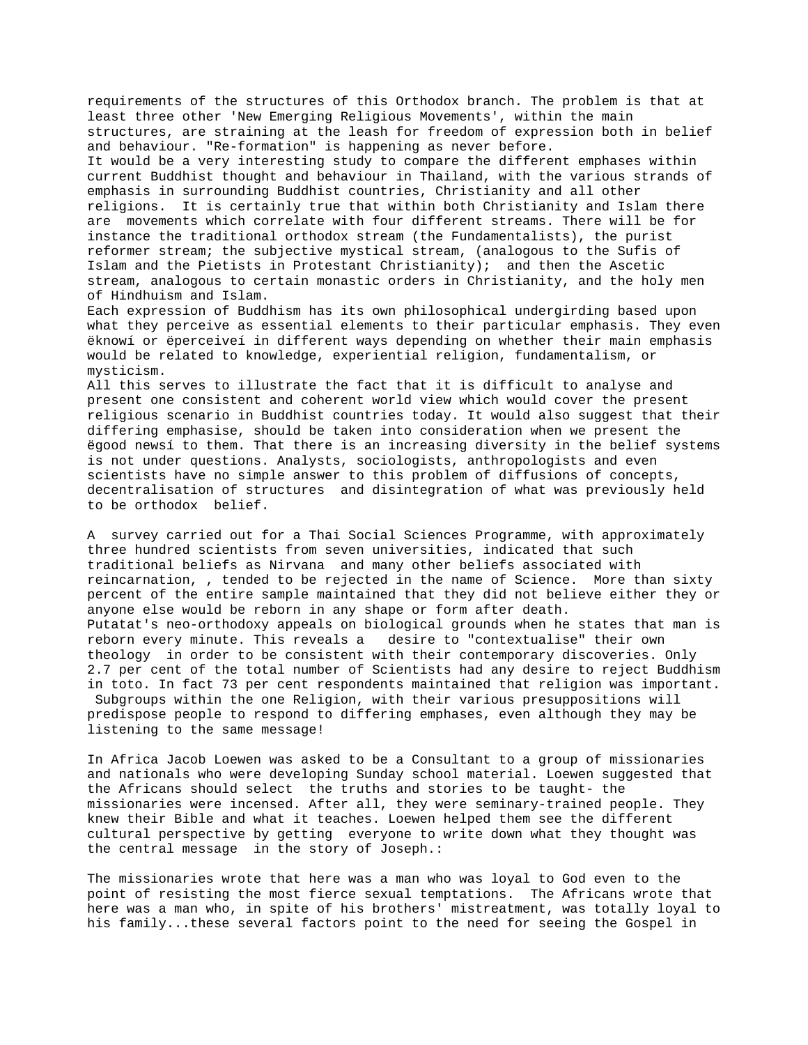requirements of the structures of this Orthodox branch. The problem is that at least three other 'New Emerging Religious Movements', within the main structures, are straining at the leash for freedom of expression both in belief and behaviour. "Re-formation" is happening as never before.

It would be a very interesting study to compare the different emphases within current Buddhist thought and behaviour in Thailand, with the various strands of emphasis in surrounding Buddhist countries, Christianity and all other religions. It is certainly true that within both Christianity and Islam there are movements which correlate with four different streams. There will be for instance the traditional orthodox stream (the Fundamentalists), the purist reformer stream; the subjective mystical stream, (analogous to the Sufis of Islam and the Pietists in Protestant Christianity); and then the Ascetic stream, analogous to certain monastic orders in Christianity, and the holy men of Hindhuism and Islam.

Each expression of Buddhism has its own philosophical undergirding based upon what they perceive as essential elements to their particular emphasis. They even ëknowí or ëperceiveí in different ways depending on whether their main emphasis would be related to knowledge, experiential religion, fundamentalism, or mysticism.

All this serves to illustrate the fact that it is difficult to analyse and present one consistent and coherent world view which would cover the present religious scenario in Buddhist countries today. It would also suggest that their differing emphasise, should be taken into consideration when we present the ëgood newsí to them. That there is an increasing diversity in the belief systems is not under questions. Analysts, sociologists, anthropologists and even scientists have no simple answer to this problem of diffusions of concepts, decentralisation of structures and disintegration of what was previously held to be orthodox belief.

A survey carried out for a Thai Social Sciences Programme, with approximately three hundred scientists from seven universities, indicated that such traditional beliefs as Nirvana and many other beliefs associated with reincarnation, , tended to be rejected in the name of Science. More than sixty percent of the entire sample maintained that they did not believe either they or anyone else would be reborn in any shape or form after death.

Putatat's neo-orthodoxy appeals on biological grounds when he states that man is reborn every minute. This reveals a desire to "contextualise" their own theology in order to be consistent with their contemporary discoveries. Only 2.7 per cent of the total number of Scientists had any desire to reject Buddhism in toto. In fact 73 per cent respondents maintained that religion was important.

Subgroups within the one Religion, with their various presuppositions will predispose people to respond to differing emphases, even although they may be listening to the same message!

In Africa Jacob Loewen was asked to be a Consultant to a group of missionaries and nationals who were developing Sunday school material. Loewen suggested that the Africans should select the truths and stories to be taught- the missionaries were incensed. After all, they were seminary-trained people. They knew their Bible and what it teaches. Loewen helped them see the different cultural perspective by getting everyone to write down what they thought was the central message in the story of Joseph.:

The missionaries wrote that here was a man who was loyal to God even to the point of resisting the most fierce sexual temptations. The Africans wrote that here was a man who, in spite of his brothers' mistreatment, was totally loyal to his family...these several factors point to the need for seeing the Gospel in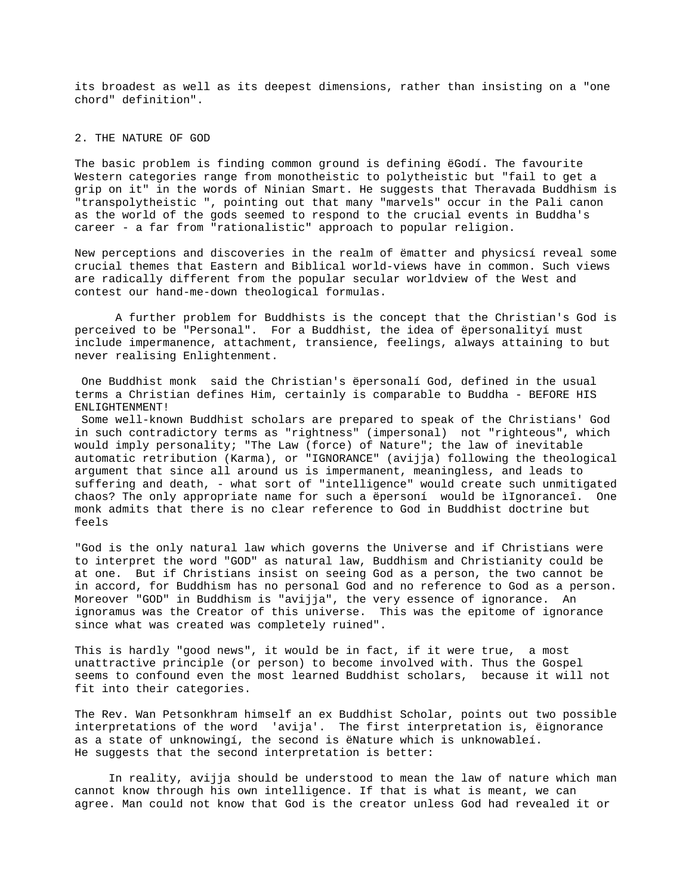its broadest as well as its deepest dimensions, rather than insisting on a "one chord" definition".

## 2. THE NATURE OF GOD

The basic problem is finding common ground is defining ëGodí. The favourite Western categories range from monotheistic to polytheistic but "fail to get a grip on it" in the words of Ninian Smart. He suggests that Theravada Buddhism is "transpolytheistic ", pointing out that many "marvels" occur in the Pali canon as the world of the gods seemed to respond to the crucial events in Buddha's career - a far from "rationalistic" approach to popular religion.

New perceptions and discoveries in the realm of ëmatter and physicsí reveal some crucial themes that Eastern and Biblical world-views have in common. Such views are radically different from the popular secular worldview of the West and contest our hand-me-down theological formulas.

A further problem for Buddhists is the concept that the Christian's God is perceived to be "Personal". For a Buddhist, the idea of ëpersonalityí must include impermanence, attachment, transience, feelings, always attaining to but never realising Enlightenment.

One Buddhist monk said the Christian's ëpersonalí God, defined in the usual terms a Christian defines Him, certainly is comparable to Buddha - BEFORE HIS ENLIGHTENMENT!

Some well-known Buddhist scholars are prepared to speak of the Christians' God in such contradictory terms as "rightness" (impersonal) not "righteous", which would imply personality; "The Law (force) of Nature"; the law of inevitable automatic retribution (Karma), or "IGNORANCE" (avijja) following the theological argument that since all around us is impermanent, meaningless, and leads to suffering and death, - what sort of "intelligence" would create such unmitigated chaos? The only appropriate name for such a ëpersoní would be ìIgnoranceî. One monk admits that there is no clear reference to God in Buddhist doctrine but feels

"God is the only natural law which governs the Universe and if Christians were to interpret the word "GOD" as natural law, Buddhism and Christianity could be at one. But if Christians insist on seeing God as a person, the two cannot be in accord, for Buddhism has no personal God and no reference to God as a person. Moreover "GOD" in Buddhism is "avijja", the very essence of ignorance. An ignoramus was the Creator of this universe. This was the epitome of ignorance since what was created was completely ruined".

This is hardly "good news", it would be in fact, if it were true, a most unattractive principle (or person) to become involved with. Thus the Gospel seems to confound even the most learned Buddhist scholars, because it will not fit into their categories.

The Rev. Wan Petsonkhram himself an ex Buddhist Scholar, points out two possible interpretations of the word 'avija'. The first interpretation is, ëignorance as a state of unknowingí, the second is ëNature which is unknowableí. He suggests that the second interpretation is better:

> In reality, avijja should be understood to mean the law of nature which man cannot know through his own intelligence. If that is what is meant, we can agree. Man could not know that God is the creator unless God had revealed it or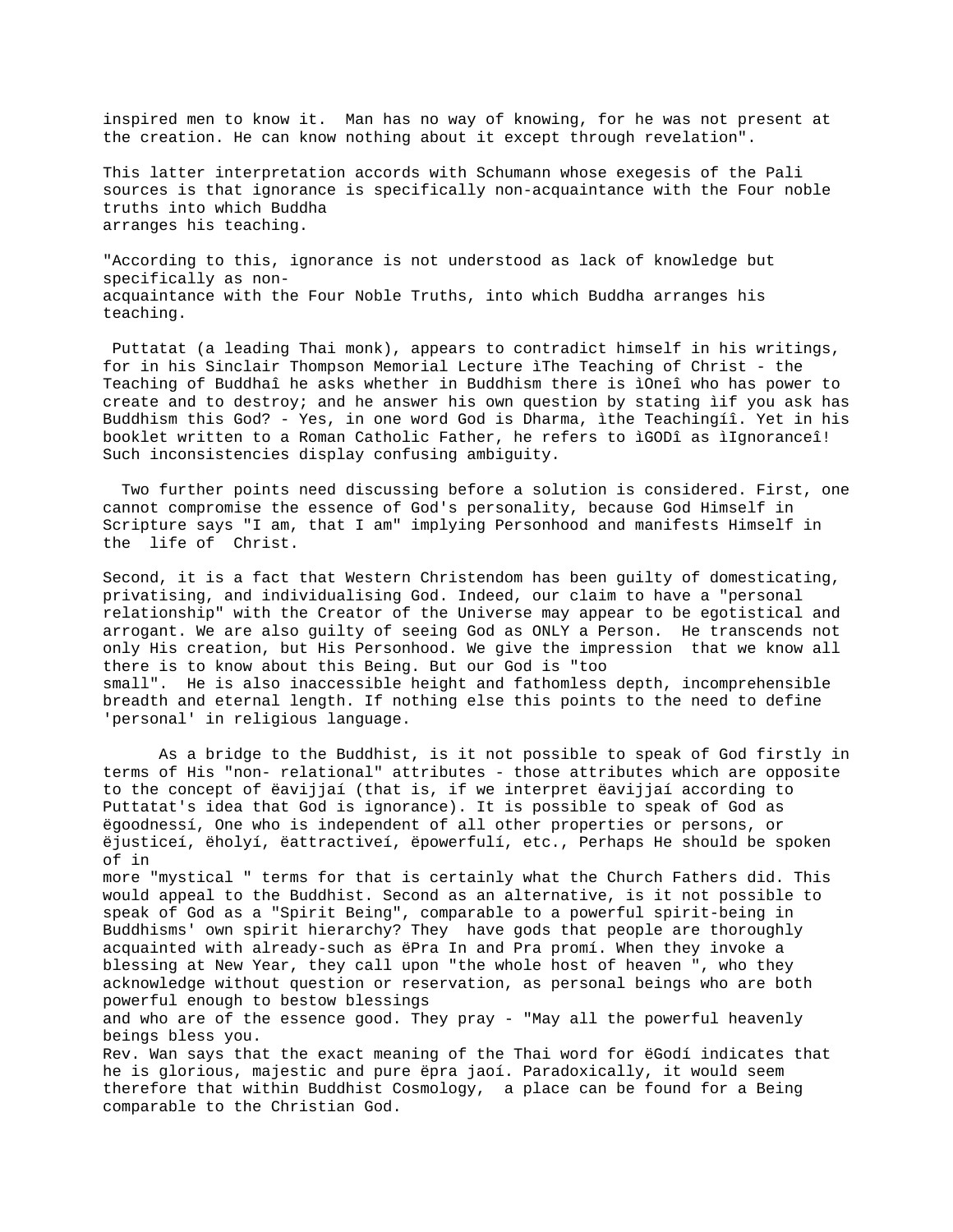inspired men to know it. Man has no way of knowing, for he was not present at the creation. He can know nothing about it except through revelation".

This latter interpretation accords with Schumann whose exegesis of the Pali sources is that ignorance is specifically non-acquaintance with the Four noble truths into which Buddha arranges his teaching.

"According to this, ignorance is not understood as lack of knowledge but specifically as non-acquaintance with the Four Noble Truths, into which Buddha arranges his teaching.

Puttatat (a leading Thai monk), appears to contradict himself in his writings, for in his Sinclair Thompson Memorial Lecture ìThe Teaching of Christ - the Teaching of Buddhaî he asks whether in Buddhism there is ìOneî who has power to create and to destroy; and he answer his own question by stating ìif you ask has Buddhism this God? - Yes, in one word God is Dharma, ìthe Teachingíî. Yet in his booklet written to a Roman Catholic Father, he refers to ìGODî as ìIgnoranceî! Such inconsistencies display confusing ambiguity.

Two further points need discussing before a solution is considered. First, one cannot compromise the essence of God's personality, because God Himself in Scripture says "I am, that I am" implying Personhood and manifests Himself in the life of Christ.

Second, it is a fact that Western Christendom has been guilty of domesticating, privatising, and individualising God. Indeed, our claim to have a "personal relationship" with the Creator of the Universe may appear to be egotistical and arrogant. We are also guilty of seeing God as ONLY a Person. He transcends not only His creation, but His Personhood. We give the impression that we know all there is to know about this Being. But our God is "too small". He is also inaccessible height and fathomless depth, incomprehensible breadth and eternal length. If nothing else this points to the need to define 'personal' in religious language.

As a bridge to the Buddhist, is it not possible to speak of God firstly in terms of His "non- relational" attributes - those attributes which are opposite to the concept of ëavijjaí (that is, if we interpret ëavijjaí according to Puttatat's idea that God is ignorance). It is possible to speak of God as ëgoodnessí, One who is independent of all other properties or persons, or ëjusticeí, ëholyí, ëattractiveí, ëpowerfulí, etc., Perhaps He should be spoken of in more "mystical " terms for that is certainly what the Church Fathers did. This would appeal to the Buddhist. Second as an alternative, is it not possible to speak of God as a "Spirit Being", comparable to a powerful spirit-being in Buddhisms' own spirit hierarchy? They have gods that people are thoroughly acquainted with already-such as ëPra In and Pra promí. When they invoke a blessing at New Year, they call upon "the whole host of heaven ", who they acknowledge without question or reservation, as personal beings who are both powerful enough to bestow blessings and who are of the essence good. They pray - "May all the powerful heavenly beings bless you.

Rev. Wan says that the exact meaning of the Thai word for ëGodí indicates that he is glorious, majestic and pure ëpra jaoí. Paradoxically, it would seem therefore that within Buddhist Cosmology, a place can be found for a Being comparable to the Christian God.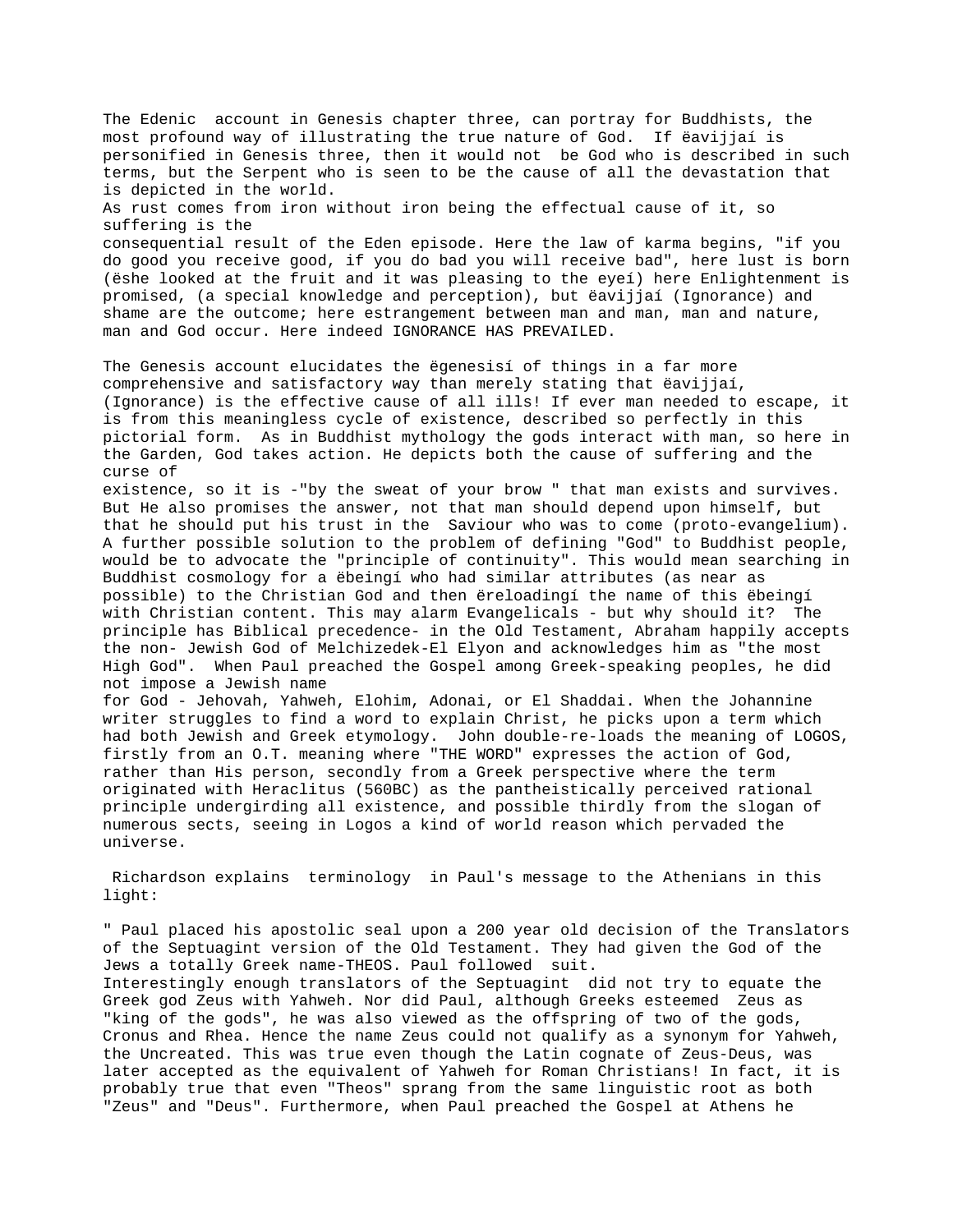The Edenic account in Genesis chapter three, can portray for Buddhists, the most profound way of illustrating the true nature of God. If ëavijjaí is personified in Genesis three, then it would not be God who is described in such terms, but the Serpent who is seen to be the cause of all the devastation that is depicted in the world.

As rust comes from iron without iron being the effectual cause of it, so suffering is the consequential result of the Eden episode. Here the law of karma begins, "if you do good you receive good, if you do bad you will receive bad", here lust is born (ëshe looked at the fruit and it was pleasing to the eyeí) here Enlightenment is promised, (a special knowledge and perception), but ëavijjaí (Ignorance) and shame are the outcome; here estrangement between man and man, man and nature, man and God occur. Here indeed IGNORANCE HAS PREVAILED.

The Genesis account elucidates the ëgenesisí of things in a far more comprehensive and satisfactory way than merely stating that ëavijjaí, (Ignorance) is the effective cause of all ills! If ever man needed to escape, it is from this meaningless cycle of existence, described so perfectly in this pictorial form. As in Buddhist mythology the gods interact with man, so here in the Garden, God takes action. He depicts both the cause of suffering and the curse of existence, so it is -"by the sweat of your brow " that man exists and survives. But He also promises the answer, not that man should depend upon himself, but that he should put his trust in the Saviour who was to come (proto-evangelium).

A further possible solution to the problem of defining "God" to Buddhist people, would be to advocate the "principle of continuity". This would mean searching in Buddhist cosmology for a ëbeingí who had similar attributes (as near as possible) to the Christian God and then ëreloadingí the name of this ëbeingí with Christian content. This may alarm Evangelicals - but why should it? The principle has Biblical precedence- in the Old Testament, Abraham happily accepts the non- Jewish God of Melchizedek-El Elyon and acknowledges him as "the most High God". When Paul preached the Gospel among Greek-speaking peoples, he did not impose a Jewish name for God - Jehovah, Yahweh, Elohim, Adonai, or El Shaddai. When the Johannine writer struggles to find a word to explain Christ, he picks upon a term which had both Jewish and Greek etymology. John double-re-loads the meaning of LOGOS, firstly from an O.T. meaning where "THE WORD" expresses the action of God, rather than His person, secondly from a Greek perspective where the term originated with Heraclitus (560BC) as the pantheistically perceived rational principle undergirding all existence, and possible thirdly from the slogan of numerous sects, seeing in Logos a kind of world reason which pervaded the universe.

Richardson explains terminology in Paul's message to the Athenians in this light:

" Paul placed his apostolic seal upon a 200 year old decision of the Translators of the Septuagint version of the Old Testament. They had given the God of the Jews a totally Greek name-THEOS. Paul followed suit.
Interestingly enough translators of the Septuagint did not try to equate the Greek god Zeus with Yahweh. Nor did Paul, although Greeks esteemed Zeus as "king of the gods", he was also viewed as the offspring of two of the gods, Cronus and Rhea. Hence the name Zeus could not qualify as a synonym for Yahweh, the Uncreated. This was true even though the Latin cognate of Zeus-Deus, was later accepted as the equivalent of Yahweh for Roman Christians! In fact, it is probably true that even "Theos" sprang from the same linguistic root as both "Zeus" and "Deus". Furthermore, when Paul preached the Gospel at Athens he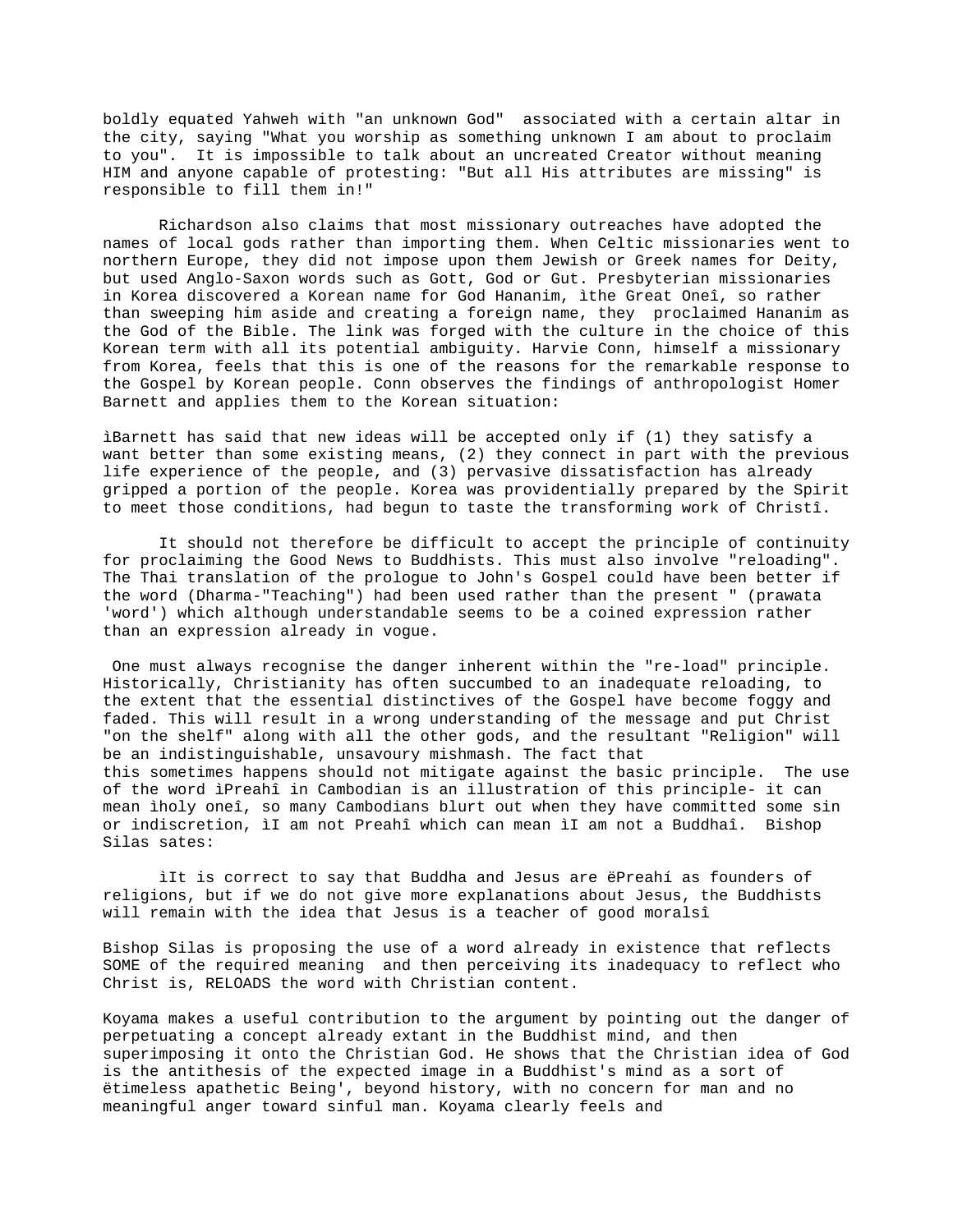boldly equated Yahweh with "an unknown God" associated with a certain altar in the city, saying "What you worship as something unknown I am about to proclaim to you". It is impossible to talk about an uncreated Creator without meaning HIM and anyone capable of protesting: "But all His attributes are missing" is responsible to fill them in!"

Richardson also claims that most missionary outreaches have adopted the names of local gods rather than importing them. When Celtic missionaries went to northern Europe, they did not impose upon them Jewish or Greek names for Deity, but used Anglo-Saxon words such as Gott, God or Gut. Presbyterian missionaries in Korea discovered a Korean name for God Hananim, ìthe Great Oneî, so rather than sweeping him aside and creating a foreign name, they proclaimed Hananim as the God of the Bible. The link was forged with the culture in the choice of this Korean term with all its potential ambiguity. Harvie Conn, himself a missionary from Korea, feels that this is one of the reasons for the remarkable response to the Gospel by Korean people. Conn observes the findings of anthropologist Homer Barnett and applies them to the Korean situation:

ìBarnett has said that new ideas will be accepted only if (1) they satisfy a want better than some existing means, (2) they connect in part with the previous life experience of the people, and (3) pervasive dissatisfaction has already gripped a portion of the people. Korea was providentially prepared by the Spirit to meet those conditions, had begun to taste the transforming work of Christî.

It should not therefore be difficult to accept the principle of continuity for proclaiming the Good News to Buddhists. This must also involve "reloading". The Thai translation of the prologue to John's Gospel could have been better if the word (Dharma-"Teaching") had been used rather than the present " (prawata 'word') which although understandable seems to be a coined expression rather than an expression already in vogue.

One must always recognise the danger inherent within the "re-load" principle. Historically, Christianity has often succumbed to an inadequate reloading, to the extent that the essential distinctives of the Gospel have become foggy and faded. This will result in a wrong understanding of the message and put Christ "on the shelf" along with all the other gods, and the resultant "Religion" will be an indistinguishable, unsavoury mishmash. The fact that this sometimes happens should not mitigate against the basic principle. The use of the word ìPreahî in Cambodian is an illustration of this principle- it can mean ìholy oneî, so many Cambodians blurt out when they have committed some sin or indiscretion, ìI am not Preahî which can mean ìI am not a Buddhaî. Bishop Silas sates:

ìIt is correct to say that Buddha and Jesus are ëPreahí as founders of religions, but if we do not give more explanations about Jesus, the Buddhists will remain with the idea that Jesus is a teacher of good moralsî

Bishop Silas is proposing the use of a word already in existence that reflects SOME of the required meaning and then perceiving its inadequacy to reflect who Christ is, RELOADS the word with Christian content.

Koyama makes a useful contribution to the argument by pointing out the danger of perpetuating a concept already extant in the Buddhist mind, and then superimposing it onto the Christian God. He shows that the Christian idea of God is the antithesis of the expected image in a Buddhist's mind as a sort of ëtimeless apathetic Being', beyond history, with no concern for man and no meaningful anger toward sinful man. Koyama clearly feels and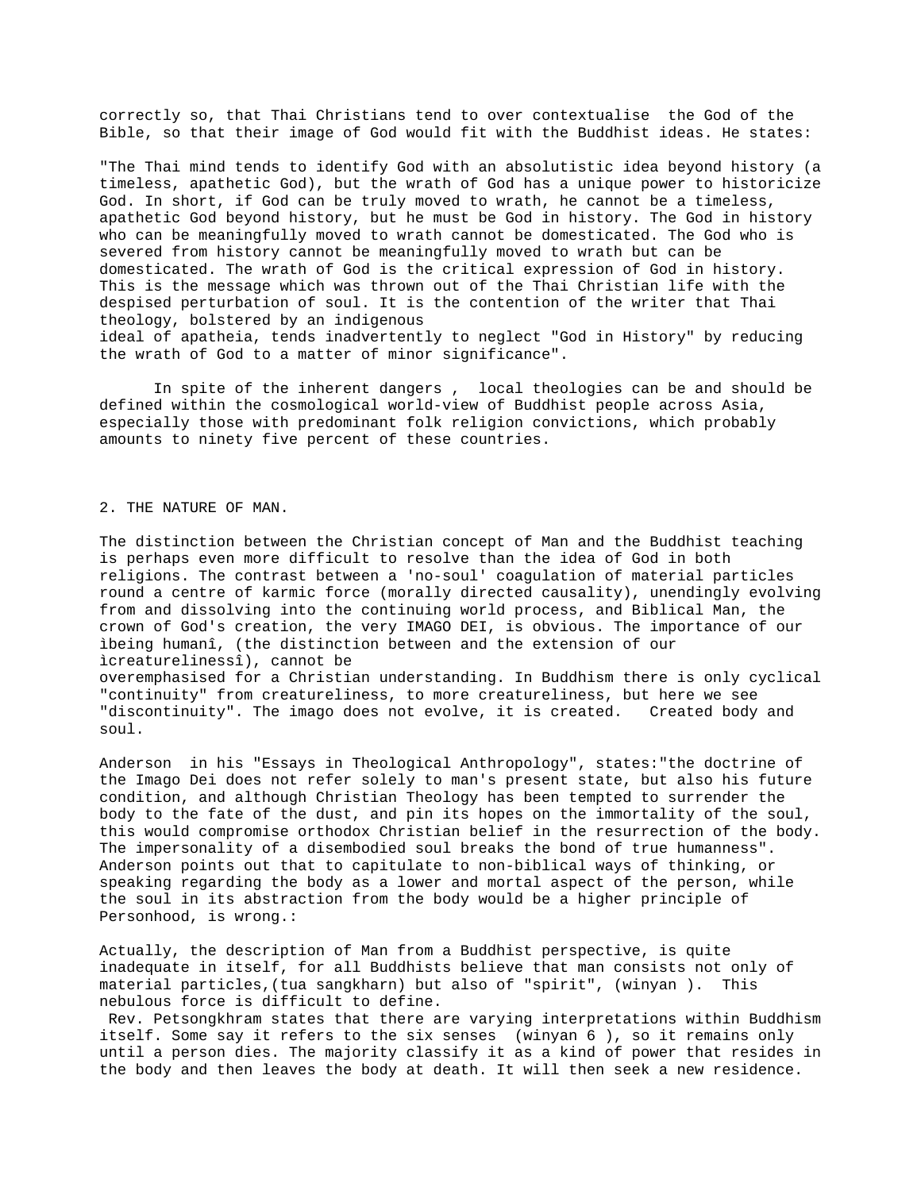correctly so, that Thai Christians tend to over contextualise the God of the Bible, so that their image of God would fit with the Buddhist ideas. He states:

"The Thai mind tends to identify God with an absolutistic idea beyond history (a timeless, apathetic God), but the wrath of God has a unique power to historicize God. In short, if God can be truly moved to wrath, he cannot be a timeless, apathetic God beyond history, but he must be God in history. The God in history who can be meaningfully moved to wrath cannot be domesticated. The God who is severed from history cannot be meaningfully moved to wrath but can be domesticated. The wrath of God is the critical expression of God in history. This is the message which was thrown out of the Thai Christian life with the despised perturbation of soul. It is the contention of the writer that Thai theology, bolstered by an indigenous ideal of apatheia, tends inadvertently to neglect "God in History" by reducing the wrath of God to a matter of minor significance".

In spite of the inherent dangers , local theologies can be and should be defined within the cosmological world-view of Buddhist people across Asia, especially those with predominant folk religion convictions, which probably amounts to ninety five percent of these countries.

## 2. THE NATURE OF MAN.

The distinction between the Christian concept of Man and the Buddhist teaching is perhaps even more difficult to resolve than the idea of God in both religions. The contrast between a 'no-soul' coagulation of material particles round a centre of karmic force (morally directed causality), unendingly evolving from and dissolving into the continuing world process, and Biblical Man, the crown of God's creation, the very IMAGO DEI, is obvious. The importance of our ìbeing humanî, (the distinction between and the extension of our ìcreaturelinessî), cannot be overemphasised for a Christian understanding. In Buddhism there is only cyclical "continuity" from creatureliness, to more creatureliness, but here we see "discontinuity". The imago does not evolve, it is created. Created body and soul.

Anderson in his "Essays in Theological Anthropology", states:"the doctrine of the Imago Dei does not refer solely to man's present state, but also his future condition, and although Christian Theology has been tempted to surrender the body to the fate of the dust, and pin its hopes on the immortality of the soul, this would compromise orthodox Christian belief in the resurrection of the body. The impersonality of a disembodied soul breaks the bond of true humanness". Anderson points out that to capitulate to non-biblical ways of thinking, or speaking regarding the body as a lower and mortal aspect of the person, while the soul in its abstraction from the body would be a higher principle of Personhood, is wrong.:

Actually, the description of Man from a Buddhist perspective, is quite inadequate in itself, for all Buddhists believe that man consists not only of material particles,(tua sangkharn) but also of "spirit", (winyan ). This nebulous force is difficult to define.

Rev. Petsongkhram states that there are varying interpretations within Buddhism itself. Some say it refers to the six senses (winyan 6 ), so it remains only until a person dies. The majority classify it as a kind of power that resides in the body and then leaves the body at death. It will then seek a new residence.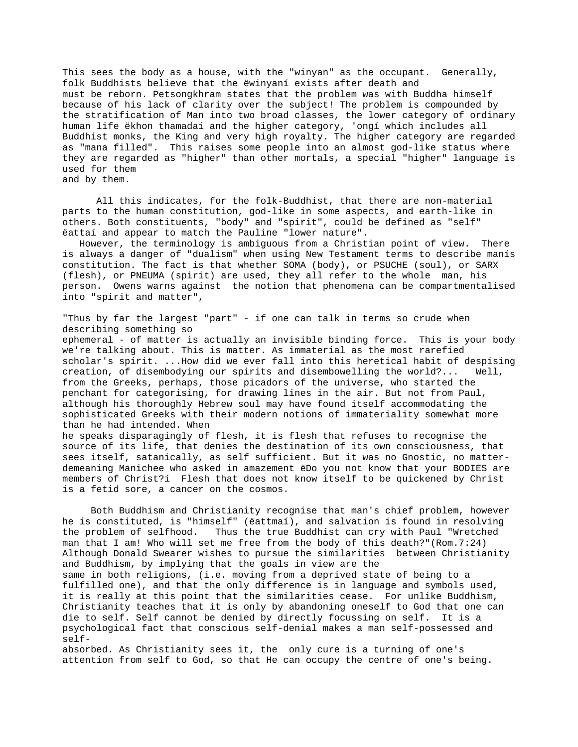This sees the body as a house, with the "winyan" as the occupant. Generally, folk Buddhists believe that the ëwinyaní exists after death and must be reborn. Petsongkhram states that the problem was with Buddha himself because of his lack of clarity over the subject! The problem is compounded by the stratification of Man into two broad classes, the lower category of ordinary human life ëkhon thamadaí and the higher category, 'ongí which includes all Buddhist monks, the King and very high royalty. The higher category are regarded as "mana filled". This raises some people into an almost god-like status where they are regarded as "higher" than other mortals, a special "higher" language is used for them and by them.

All this indicates, for the folk-Buddhist, that there are non-material parts to the human constitution, god-like in some aspects, and earth-like in others. Both constituents, "body" and "spirit", could be defined as "self" ëattaí and appear to match the Pauline "lower nature".

However, the terminology is ambiguous from a Christian point of view. There is always a danger of "dualism" when using New Testament terms to describe manís constitution. The fact is that whether SOMA (body), or PSUCHE (soul), or SARX (flesh), or PNEUMA (spirit) are used, they all refer to the whole man, his person. Owens warns against the notion that phenomena can be compartmentalised into "spirit and matter",

"Thus by far the largest "part" - if one can talk in terms so crude when describing something so ephemeral - of matter is actually an invisible binding force. This is your body we're talking about. This is matter. As immaterial as the most rarefied scholar's spirit. ...How did we ever fall into this heretical habit of despising creation, of disembodying our spirits and disembowelling the world?... Well, from the Greeks, perhaps, those picadors of the universe, who started the penchant for categorising, for drawing lines in the air. But not from Paul, although his thoroughly Hebrew soul may have found itself accommodating the sophisticated Greeks with their modern notions of immateriality somewhat more than he had intended. When he speaks disparagingly of flesh, it is flesh that refuses to recognise the source of its life, that denies the destination of its own consciousness, that sees itself, satanically, as self sufficient. But it was no Gnostic, no matter-demeaning Manichee who asked in amazement ëDo you not know that your BODIES are members of Christ?í Flesh that does not know itself to be quickened by Christ is a fetid sore, a cancer on the cosmos.

Both Buddhism and Christianity recognise that man's chief problem, however he is constituted, is "himself" (ëattmaí), and salvation is found in resolving the problem of selfhood. Thus the true Buddhist can cry with Paul "Wretched man that I am! Who will set me free from the body of this death?"(Rom.7:24) Although Donald Swearer wishes to pursue the similarities between Christianity and Buddhism, by implying that the goals in view are the same in both religions, (i.e. moving from a deprived state of being to a fulfilled one), and that the only difference is in language and symbols used, it is really at this point that the similarities cease. For unlike Buddhism, Christianity teaches that it is only by abandoning oneself to God that one can die to self. Self cannot be denied by directly focussing on self. It is a psychological fact that conscious self-denial makes a man self-possessed and self-absorbed. As Christianity sees it, the only cure is a turning of one's attention from self to God, so that He can occupy the centre of one's being.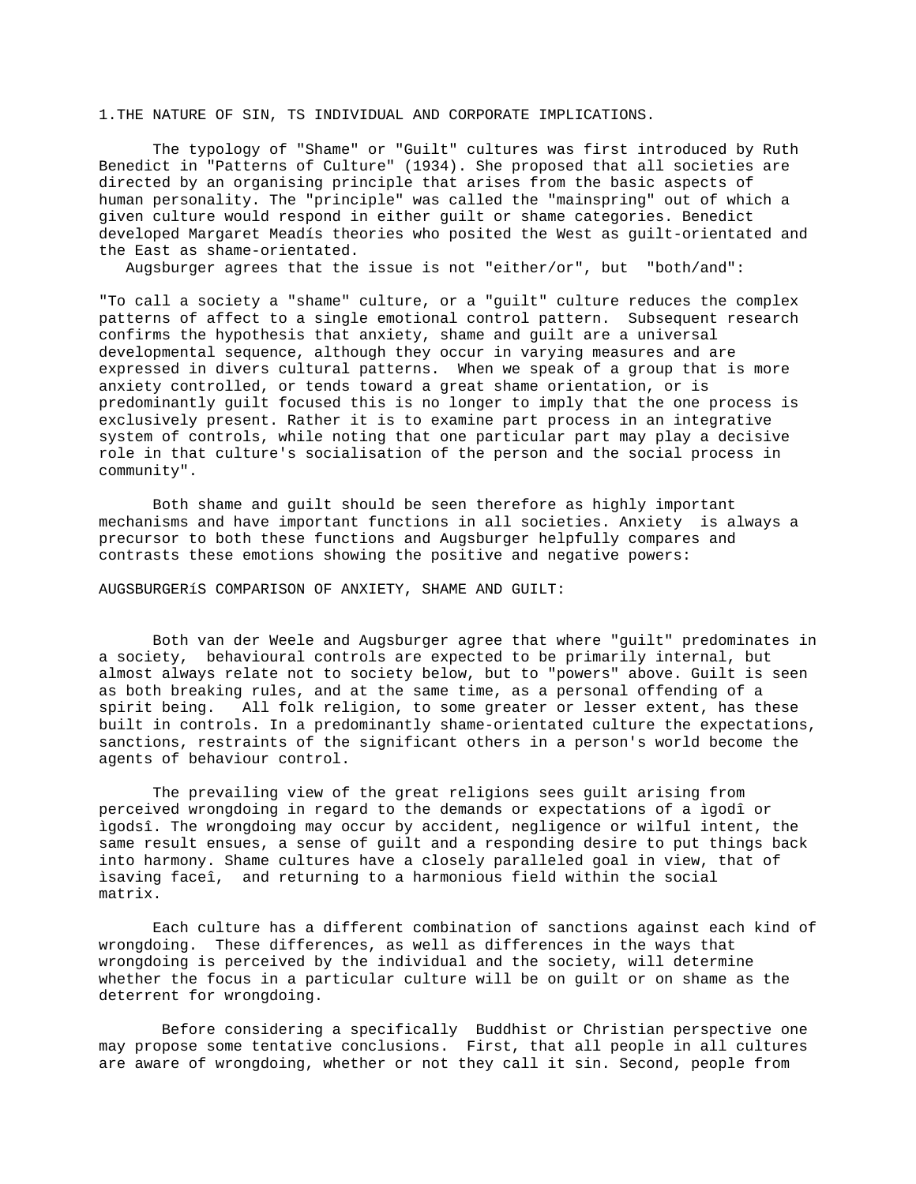1.THE NATURE OF SIN, TS INDIVIDUAL AND CORPORATE IMPLICATIONS.

The typology of "Shame" or "Guilt" cultures was first introduced by Ruth Benedict in "Patterns of Culture" (1934). She proposed that all societies are directed by an organising principle that arises from the basic aspects of human personality. The "principle" was called the "mainspring" out of which a given culture would respond in either guilt or shame categories. Benedict developed Margaret Meadís theories who posited the West as guilt-orientated and the East as shame-orientated.

Augsburger agrees that the issue is not "either/or", but "both/and":

"To call a society a "shame" culture, or a "guilt" culture reduces the complex patterns of affect to a single emotional control pattern. Subsequent research confirms the hypothesis that anxiety, shame and guilt are a universal developmental sequence, although they occur in varying measures and are expressed in divers cultural patterns. When we speak of a group that is more anxiety controlled, or tends toward a great shame orientation, or is predominantly guilt focused this is no longer to imply that the one process is exclusively present. Rather it is to examine part process in an integrative system of controls, while noting that one particular part may play a decisive role in that culture's socialisation of the person and the social process in community".

Both shame and guilt should be seen therefore as highly important mechanisms and have important functions in all societies. Anxiety is always a precursor to both these functions and Augsburger helpfully compares and contrasts these emotions showing the positive and negative powers:

AUGSBURGERíS COMPARISON OF ANXIETY, SHAME AND GUILT:

Both van der Weele and Augsburger agree that where "guilt" predominates in a society, behavioural controls are expected to be primarily internal, but almost always relate not to society below, but to "powers" above. Guilt is seen as both breaking rules, and at the same time, as a personal offending of a spirit being. All folk religion, to some greater or lesser extent, has these built in controls. In a predominantly shame-orientated culture the expectations, sanctions, restraints of the significant others in a person's world become the agents of behaviour control.

The prevailing view of the great religions sees guilt arising from perceived wrongdoing in regard to the demands or expectations of a ìgodî or ìgodsî. The wrongdoing may occur by accident, negligence or wilful intent, the same result ensues, a sense of guilt and a responding desire to put things back into harmony. Shame cultures have a closely paralleled goal in view, that of ìsaving faceî, and returning to a harmonious field within the social matrix.

Each culture has a different combination of sanctions against each kind of wrongdoing. These differences, as well as differences in the ways that wrongdoing is perceived by the individual and the society, will determine whether the focus in a particular culture will be on guilt or on shame as the deterrent for wrongdoing.

Before considering a specifically Buddhist or Christian perspective one may propose some tentative conclusions. First, that all people in all cultures are aware of wrongdoing, whether or not they call it sin. Second, people from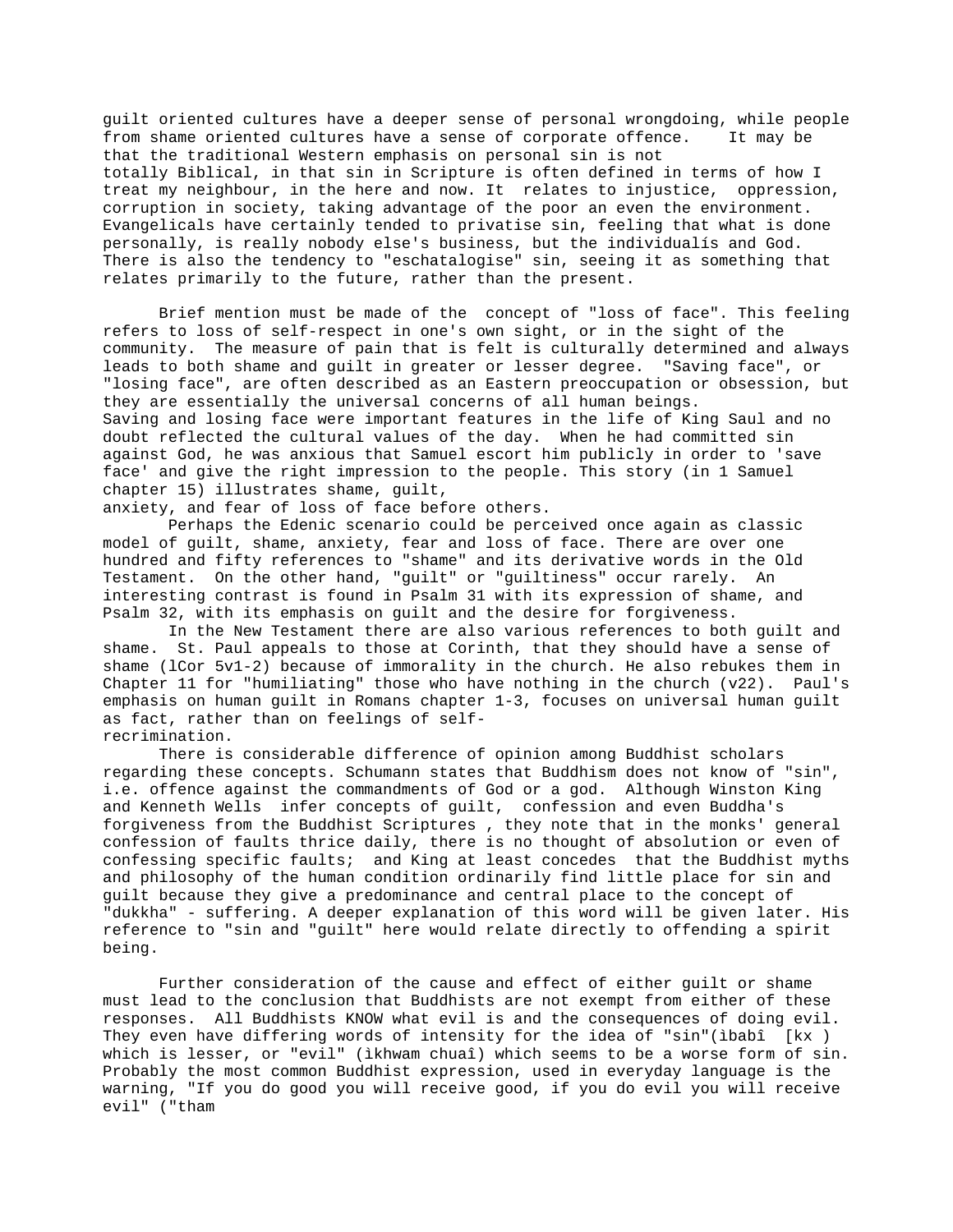guilt oriented cultures have a deeper sense of personal wrongdoing, while people from shame oriented cultures have a sense of corporate offence. It may be that the traditional Western emphasis on personal sin is not totally Biblical, in that sin in Scripture is often defined in terms of how I treat my neighbour, in the here and now. It relates to injustice, oppression, corruption in society, taking advantage of the poor an even the environment. Evangelicals have certainly tended to privatise sin, feeling that what is done personally, is really nobody else's business, but the individualís and God. There is also the tendency to "eschatalogise" sin, seeing it as something that relates primarily to the future, rather than the present.

Brief mention must be made of the concept of "loss of face". This feeling refers to loss of self-respect in one's own sight, or in the sight of the community. The measure of pain that is felt is culturally determined and always leads to both shame and guilt in greater or lesser degree. "Saving face", or "losing face", are often described as an Eastern preoccupation or obsession, but they are essentially the universal concerns of all human beings. Saving and losing face were important features in the life of King Saul and no doubt reflected the cultural values of the day. When he had committed sin against God, he was anxious that Samuel escort him publicly in order to 'save face' and give the right impression to the people. This story (in 1 Samuel chapter 15) illustrates shame, guilt, anxiety, and fear of loss of face before others.

Perhaps the Edenic scenario could be perceived once again as classic model of guilt, shame, anxiety, fear and loss of face. There are over one hundred and fifty references to "shame" and its derivative words in the Old Testament. On the other hand, "guilt" or "guiltiness" occur rarely. An interesting contrast is found in Psalm 31 with its expression of shame, and Psalm 32, with its emphasis on guilt and the desire for forgiveness.

In the New Testament there are also various references to both guilt and shame. St. Paul appeals to those at Corinth, that they should have a sense of shame (lCor 5v1-2) because of immorality in the church. He also rebukes them in Chapter 11 for "humiliating" those who have nothing in the church (v22). Paul's emphasis on human guilt in Romans chapter 1-3, focuses on universal human guilt as fact, rather than on feelings of self-recrimination.

There is considerable difference of opinion among Buddhist scholars regarding these concepts. Schumann states that Buddhism does not know of "sin", i.e. offence against the commandments of God or a god. Although Winston King and Kenneth Wells infer concepts of guilt, confession and even Buddha's forgiveness from the Buddhist Scriptures , they note that in the monks' general confession of faults thrice daily, there is no thought of absolution or even of confessing specific faults; and King at least concedes that the Buddhist myths and philosophy of the human condition ordinarily find little place for sin and guilt because they give a predominance and central place to the concept of "dukkha" - suffering. A deeper explanation of this word will be given later. His reference to "sin and "guilt" here would relate directly to offending a spirit being.

Further consideration of the cause and effect of either guilt or shame must lead to the conclusion that Buddhists are not exempt from either of these responses. All Buddhists KNOW what evil is and the consequences of doing evil. They even have differing words of intensity for the idea of "sin"(ìbabî [kx ) which is lesser, or "evil" (ìkhwam chuaî) which seems to be a worse form of sin. Probably the most common Buddhist expression, used in everyday language is the warning, "If you do good you will receive good, if you do evil you will receive evil" ("tham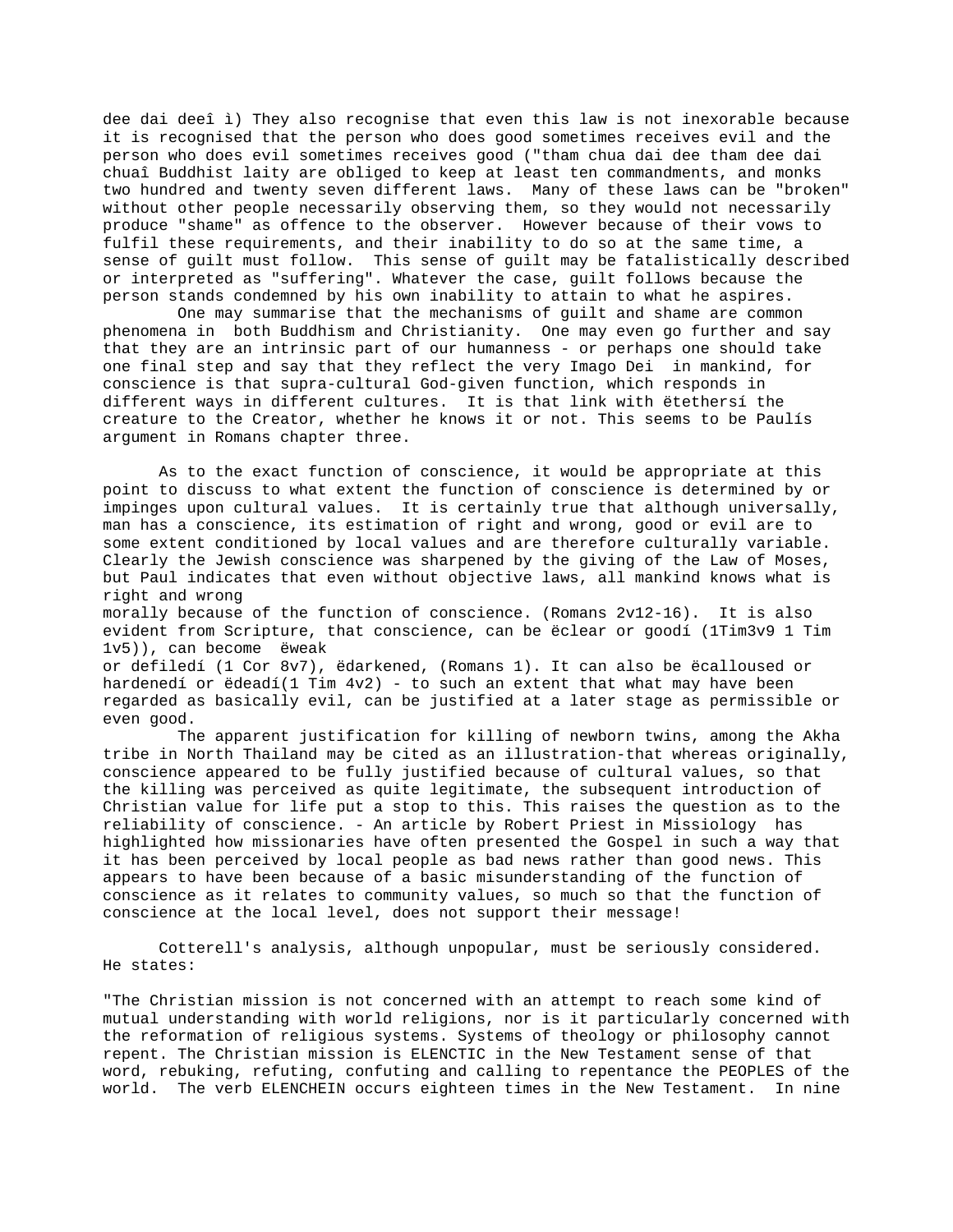dee dai deeî ì) They also recognise that even this law is not inexorable because it is recognised that the person who does good sometimes receives evil and the person who does evil sometimes receives good ("tham chua dai dee tham dee dai chuaî Buddhist laity are obliged to keep at least ten commandments, and monks two hundred and twenty seven different laws. Many of these laws can be "broken" without other people necessarily observing them, so they would not necessarily produce "shame" as offence to the observer. However because of their vows to fulfil these requirements, and their inability to do so at the same time, a sense of guilt must follow. This sense of guilt may be fatalistically described or interpreted as "suffering". Whatever the case, guilt follows because the person stands condemned by his own inability to attain to what he aspires.

One may summarise that the mechanisms of guilt and shame are common phenomena in both Buddhism and Christianity. One may even go further and say that they are an intrinsic part of our humanness - or perhaps one should take one final step and say that they reflect the very Imago Dei in mankind, for conscience is that supra-cultural God-given function, which responds in different ways in different cultures. It is that link with ëtethersí the creature to the Creator, whether he knows it or not. This seems to be Paulís argument in Romans chapter three.

As to the exact function of conscience, it would be appropriate at this point to discuss to what extent the function of conscience is determined by or impinges upon cultural values. It is certainly true that although universally, man has a conscience, its estimation of right and wrong, good or evil are to some extent conditioned by local values and are therefore culturally variable. Clearly the Jewish conscience was sharpened by the giving of the Law of Moses, but Paul indicates that even without objective laws, all mankind knows what is right and wrong morally because of the function of conscience. (Romans 2v12-16). It is also evident from Scripture, that conscience, can be ëclear or goodí (1Tim3v9 1 Tim 1v5)), can become ëweak or defiledí (1 Cor 8v7), ëdarkened, (Romans 1). It can also be ëcalloused or hardenedí or ëdeadí(1 Tim 4v2) - to such an extent that what may have been regarded as basically evil, can be justified at a later stage as permissible or even good.

The apparent justification for killing of newborn twins, among the Akha tribe in North Thailand may be cited as an illustration-that whereas originally, conscience appeared to be fully justified because of cultural values, so that the killing was perceived as quite legitimate, the subsequent introduction of Christian value for life put a stop to this. This raises the question as to the reliability of conscience. - An article by Robert Priest in Missiology has highlighted how missionaries have often presented the Gospel in such a way that it has been perceived by local people as bad news rather than good news. This appears to have been because of a basic misunderstanding of the function of conscience as it relates to community values, so much so that the function of conscience at the local level, does not support their message!

Cotterell's analysis, although unpopular, must be seriously considered. He states:

"The Christian mission is not concerned with an attempt to reach some kind of mutual understanding with world religions, nor is it particularly concerned with the reformation of religious systems. Systems of theology or philosophy cannot repent. The Christian mission is ELENCTIC in the New Testament sense of that word, rebuking, refuting, confuting and calling to repentance the PEOPLES of the world. The verb ELENCHEIN occurs eighteen times in the New Testament. In nine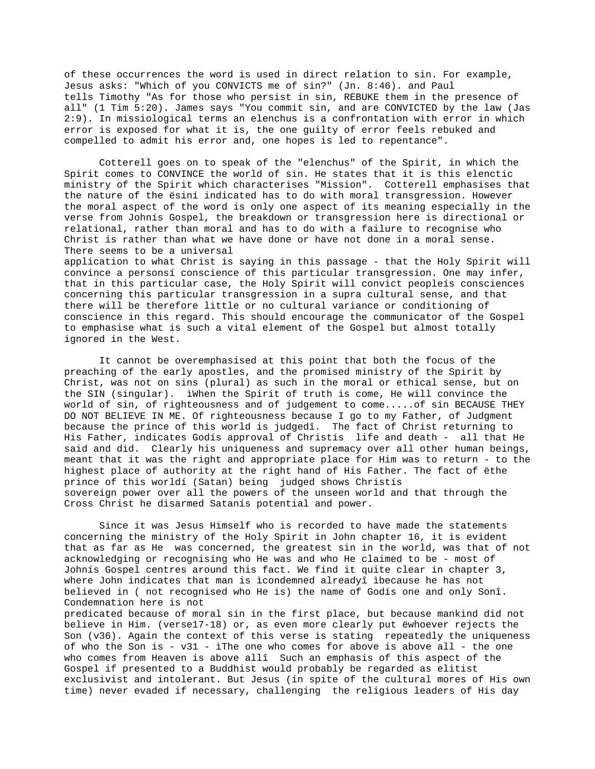of these occurrences the word is used in direct relation to sin. For example, Jesus asks: "Which of you CONVICTS me of sin?" (Jn. 8:46). and Paul tells Timothy "As for those who persist in sin, REBUKE them in the presence of all" (1 Tim 5:20). James says "You commit sin, and are CONVICTED by the law (Jas 2:9). In missiological terms an elenchus is a confrontation with error in which error is exposed for what it is, the one guilty of error feels rebuked and compelled to admit his error and, one hopes is led to repentance".

Cotterell goes on to speak of the "elenchus" of the Spirit, in which the Spirit comes to CONVINCE the world of sin. He states that it is this elenctic ministry of the Spirit which characterises "Mission". Cotterell emphasises that the nature of the ësiní indicated has to do with moral transgression. However the moral aspect of the word is only one aspect of its meaning especially in the verse from Johnís Gospel, the breakdown or transgression here is directional or relational, rather than moral and has to do with a failure to recognise who Christ is rather than what we have done or have not done in a moral sense. There seems to be a universal application to what Christ is saying in this passage - that the Holy Spirit will convince a personsí conscience of this particular transgression. One may infer, that in this particular case, the Holy Spirit will convict peopleís consciences concerning this particular transgression in a supra cultural sense, and that there will be therefore little or no cultural variance or conditioning of conscience in this regard. This should encourage the communicator of the Gospel to emphasise what is such a vital element of the Gospel but almost totally ignored in the West.

It cannot be overemphasised at this point that both the focus of the preaching of the early apostles, and the promised ministry of the Spirit by Christ, was not on sins (plural) as such in the moral or ethical sense, but on the SIN (singular). ìWhen the Spirit of truth is come, He will convince the world of sin, of righteousness and of judgement to come.....of sin BECAUSE THEY DO NOT BELIEVE IN ME. Of righteousness because I go to my Father, of Judgment because the prince of this world is judgedî. The fact of Christ returning to His Father, indicates Godís approval of Christís life and death - all that He said and did. Clearly his uniqueness and supremacy over all other human beings, meant that it was the right and appropriate place for Him was to return - to the highest place of authority at the right hand of His Father. The fact of ëthe prince of this worldí (Satan) being judged shows Christís sovereign power over all the powers of the unseen world and that through the Cross Christ he disarmed Satanís potential and power.

Since it was Jesus Himself who is recorded to have made the statements concerning the ministry of the Holy Spirit in John chapter 16, it is evident that as far as He was concerned, the greatest sin in the world, was that of not acknowledging or recognising who He was and who He claimed to be - most of Johnís Gospel centres around this fact. We find it quite clear in chapter 3, where John indicates that man is ìcondemned alreadyî ìbecause he has not believed in ( not recognised who He is) the name of Godís one and only Sonî. Condemnation here is not predicated because of moral sin in the first place, but because mankind did not believe in Him. (verse17-18) or, as even more clearly put ëwhoever rejects the Son (v36). Again the context of this verse is stating repeatedly the uniqueness of who the Son is - v31 - ìThe one who comes for above is above all - the one who comes from Heaven is above allî Such an emphasis of this aspect of the Gospel if presented to a Buddhist would probably be regarded as elitist exclusivist and intolerant. But Jesus (in spite of the cultural mores of His own time) never evaded if necessary, challenging the religious leaders of His day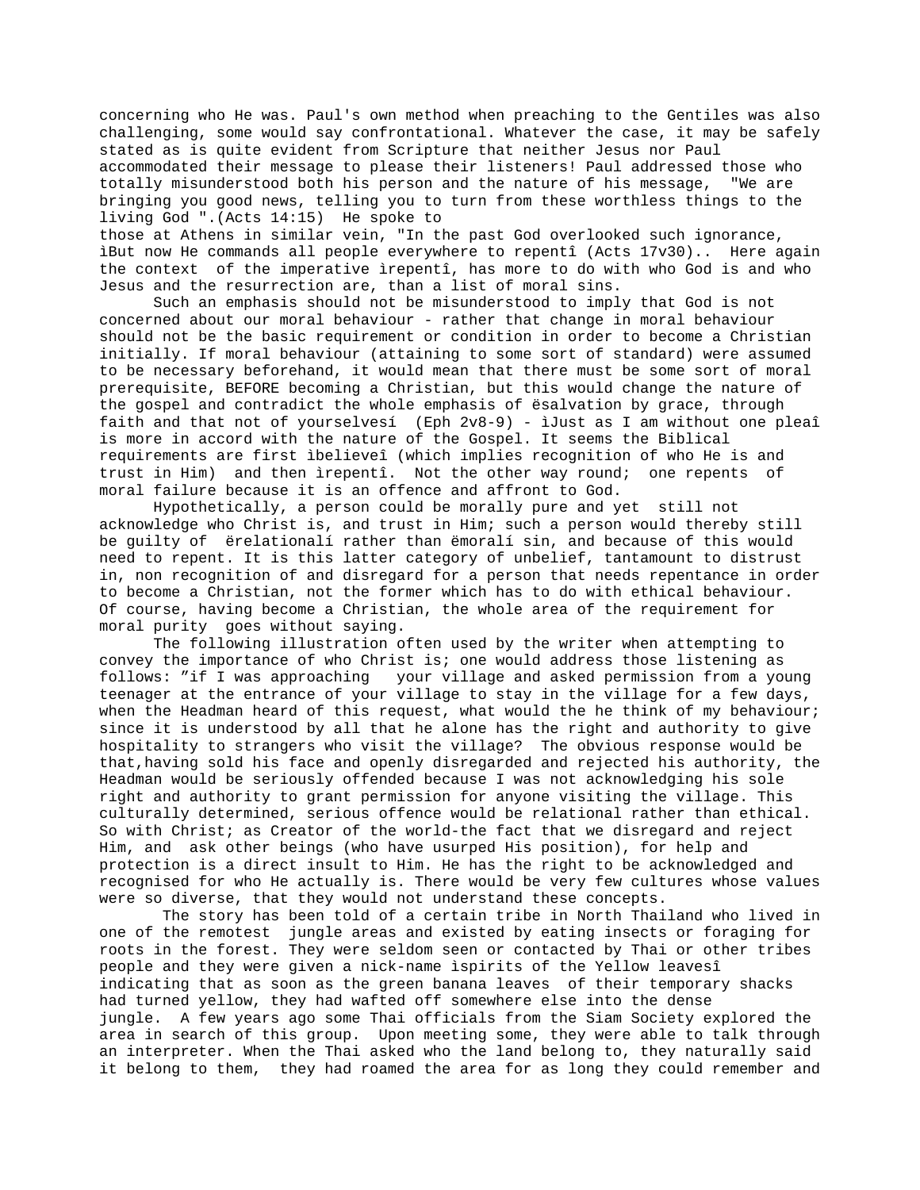concerning who He was. Paul's own method when preaching to the Gentiles was also challenging, some would say confrontational. Whatever the case, it may be safely stated as is quite evident from Scripture that neither Jesus nor Paul accommodated their message to please their listeners! Paul addressed those who totally misunderstood both his person and the nature of his message, "We are bringing you good news, telling you to turn from these worthless things to the living God ".(Acts 14:15) He spoke to those at Athens in similar vein, "In the past God overlooked such ignorance, ìBut now He commands all people everywhere to repentî (Acts 17v30).. Here again the context of the imperative ìrepentî, has more to do with who God is and who Jesus and the resurrection are, than a list of moral sins.

Such an emphasis should not be misunderstood to imply that God is not concerned about our moral behaviour - rather that change in moral behaviour should not be the basic requirement or condition in order to become a Christian initially. If moral behaviour (attaining to some sort of standard) were assumed to be necessary beforehand, it would mean that there must be some sort of moral prerequisite, BEFORE becoming a Christian, but this would change the nature of the gospel and contradict the whole emphasis of ësalvation by grace, through faith and that not of yourselvesí (Eph 2v8-9) - ìJust as I am without one pleaî is more in accord with the nature of the Gospel. It seems the Biblical requirements are first ìbelieveî (which implies recognition of who He is and trust in Him) and then ìrepentî. Not the other way round; one repents of moral failure because it is an offence and affront to God.

Hypothetically, a person could be morally pure and yet still not acknowledge who Christ is, and trust in Him; such a person would thereby still be guilty of ërelationalí rather than ëmoralí sin, and because of this would need to repent. It is this latter category of unbelief, tantamount to distrust in, non recognition of and disregard for a person that needs repentance in order to become a Christian, not the former which has to do with ethical behaviour. Of course, having become a Christian, the whole area of the requirement for moral purity goes without saying.

The following illustration often used by the writer when attempting to convey the importance of who Christ is; one would address those listening as follows: "if I was approaching your village and asked permission from a young teenager at the entrance of your village to stay in the village for a few days, when the Headman heard of this request, what would the he think of my behaviour; since it is understood by all that he alone has the right and authority to give hospitality to strangers who visit the village? The obvious response would be that,having sold his face and openly disregarded and rejected his authority, the Headman would be seriously offended because I was not acknowledging his sole right and authority to grant permission for anyone visiting the village. This culturally determined, serious offence would be relational rather than ethical. So with Christ; as Creator of the world-the fact that we disregard and reject Him, and ask other beings (who have usurped His position), for help and protection is a direct insult to Him. He has the right to be acknowledged and recognised for who He actually is. There would be very few cultures whose values were so diverse, that they would not understand these concepts.

The story has been told of a certain tribe in North Thailand who lived in one of the remotest jungle areas and existed by eating insects or foraging for roots in the forest. They were seldom seen or contacted by Thai or other tribes people and they were given a nick-name ìspirits of the Yellow leavesî indicating that as soon as the green banana leaves of their temporary shacks had turned yellow, they had wafted off somewhere else into the dense jungle. A few years ago some Thai officials from the Siam Society explored the area in search of this group. Upon meeting some, they were able to talk through an interpreter. When the Thai asked who the land belong to, they naturally said it belong to them, they had roamed the area for as long they could remember and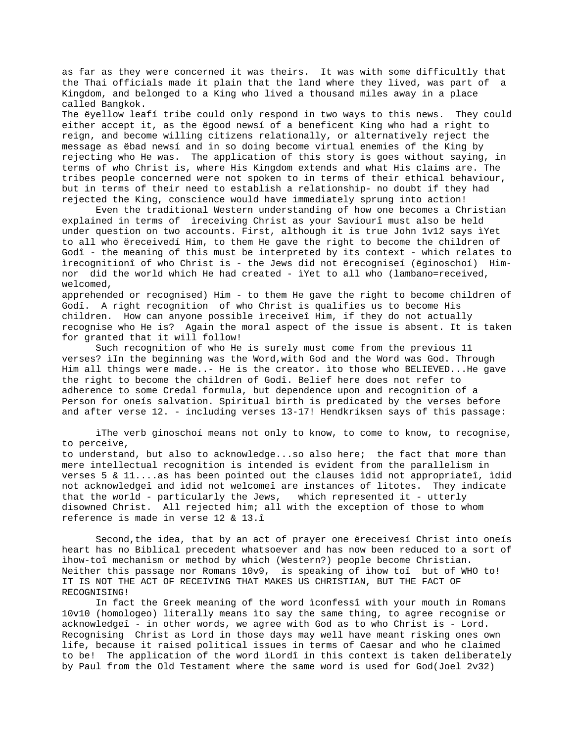as far as they were concerned it was theirs. It was with some difficultly that the Thai officials made it plain that the land where they lived, was part of a Kingdom, and belonged to a King who lived a thousand miles away in a place called Bangkok.

The ëyellow leafí tribe could only respond in two ways to this news. They could either accept it, as the ëgood newsí of a beneficent King who had a right to reign, and become willing citizens relationally, or alternatively reject the message as ëbad newsí and in so doing become virtual enemies of the King by rejecting who He was. The application of this story is goes without saying, in terms of who Christ is, where His Kingdom extends and what His claims are. The tribes people concerned were not spoken to in terms of their ethical behaviour, but in terms of their need to establish a relationship- no doubt if they had rejected the King, conscience would have immediately sprung into action!

Even the traditional Western understanding of how one becomes a Christian explained in terms of ìreceiving Christ as your Saviourî must also be held under question on two accounts. First, although it is true John 1v12 says ìYet to all who ëreceivedí Him, to them He gave the right to become the children of Godî - the meaning of this must be interpreted by its context - which relates to ìrecognitionî of who Christ is - the Jews did not ërecogniseí (ëginoschoí) Him- nor did the world which He had created - ìYet to all who (lambano=received, welcomed, apprehended or recognised) Him - to them He gave the right to become children of Godî. A right recognition of who Christ is qualifies us to become His children. How can anyone possible ìreceiveî Him, if they do not actually recognise who He is? Again the moral aspect of the issue is absent. It is taken for granted that it will follow!

Such recognition of who He is surely must come from the previous 11 verses? ìIn the beginning was the Word,with God and the Word was God. Through Him all things were made..- He is the creator. ìto those who BELIEVED...He gave the right to become the children of Godî. Belief here does not refer to adherence to some Credal formula, but dependence upon and recognition of a Person for oneís salvation. Spiritual birth is predicated by the verses before and after verse 12. - including verses 13-17! Hendkriksen says of this passage:

> ìThe verb ginoschoí means not only to know, to come to know, to recognise, to perceive, to understand, but also to acknowledge...so also here; the fact that more than mere intellectual recognition is intended is evident from the parallelism in verses 5 & 11....as has been pointed out the clauses ìdid not appropriateî, ìdid not acknowledgeî and ìdid not welcomeî are instances of litotes. They indicate that the world - particularly the Jews, which represented it - utterly disowned Christ. All rejected him; all with the exception of those to whom reference is made in verse 12 & 13.î

Second,the idea, that by an act of prayer one ëreceivesí Christ into oneís heart has no Biblical precedent whatsoever and has now been reduced to a sort of ìhow-toî mechanism or method by which (Western?) people become Christian. Neither this passage nor Romans 10v9, is speaking of ìhow toî but of WHO to! IT IS NOT THE ACT OF RECEIVING THAT MAKES US CHRISTIAN, BUT THE FACT OF RECOGNISING!

In fact the Greek meaning of the word ìconfessî with your mouth in Romans 10v10 (homologeo) literally means ìto say the same thing, to agree recognise or acknowledgeî - in other words, we agree with God as to who Christ is - Lord. Recognising Christ as Lord in those days may well have meant risking ones own life, because it raised political issues in terms of Caesar and who he claimed to be! The application of the word ìLordî in this context is taken deliberately by Paul from the Old Testament where the same word is used for God(Joel 2v32)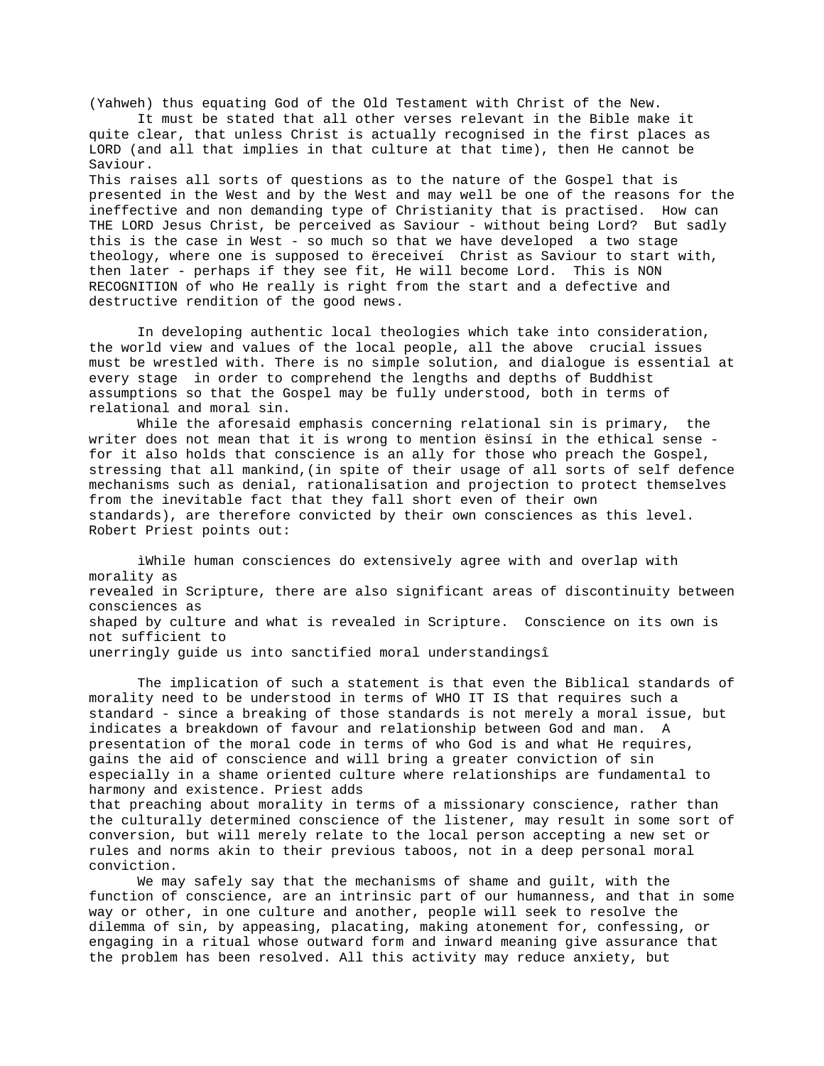(Yahweh) thus equating God of the Old Testament with Christ of the New.

It must be stated that all other verses relevant in the Bible make it quite clear, that unless Christ is actually recognised in the first places as LORD (and all that implies in that culture at that time), then He cannot be Saviour.

This raises all sorts of questions as to the nature of the Gospel that is presented in the West and by the West and may well be one of the reasons for the ineffective and non demanding type of Christianity that is practised. How can THE LORD Jesus Christ, be perceived as Saviour - without being Lord? But sadly this is the case in West - so much so that we have developed a two stage theology, where one is supposed to ëreceiveí Christ as Saviour to start with, then later - perhaps if they see fit, He will become Lord. This is NON RECOGNITION of who He really is right from the start and a defective and destructive rendition of the good news.

In developing authentic local theologies which take into consideration, the world view and values of the local people, all the above crucial issues must be wrestled with. There is no simple solution, and dialogue is essential at every stage in order to comprehend the lengths and depths of Buddhist assumptions so that the Gospel may be fully understood, both in terms of relational and moral sin.

While the aforesaid emphasis concerning relational sin is primary, the writer does not mean that it is wrong to mention ësinsí in the ethical sense - for it also holds that conscience is an ally for those who preach the Gospel, stressing that all mankind,(in spite of their usage of all sorts of self defence mechanisms such as denial, rationalisation and projection to protect themselves from the inevitable fact that they fall short even of their own standards), are therefore convicted by their own consciences as this level. Robert Priest points out:

> ìWhile human consciences do extensively agree with and overlap with morality as revealed in Scripture, there are also significant areas of discontinuity between consciences as shaped by culture and what is revealed in Scripture. Conscience on its own is not sufficient to unerringly guide us into sanctified moral understandingsî

The implication of such a statement is that even the Biblical standards of morality need to be understood in terms of WHO IT IS that requires such a standard - since a breaking of those standards is not merely a moral issue, but indicates a breakdown of favour and relationship between God and man. A presentation of the moral code in terms of who God is and what He requires, gains the aid of conscience and will bring a greater conviction of sin especially in a shame oriented culture where relationships are fundamental to harmony and existence. Priest adds that preaching about morality in terms of a missionary conscience, rather than the culturally determined conscience of the listener, may result in some sort of conversion, but will merely relate to the local person accepting a new set or rules and norms akin to their previous taboos, not in a deep personal moral conviction.

We may safely say that the mechanisms of shame and guilt, with the function of conscience, are an intrinsic part of our humanness, and that in some way or other, in one culture and another, people will seek to resolve the dilemma of sin, by appeasing, placating, making atonement for, confessing, or engaging in a ritual whose outward form and inward meaning give assurance that the problem has been resolved. All this activity may reduce anxiety, but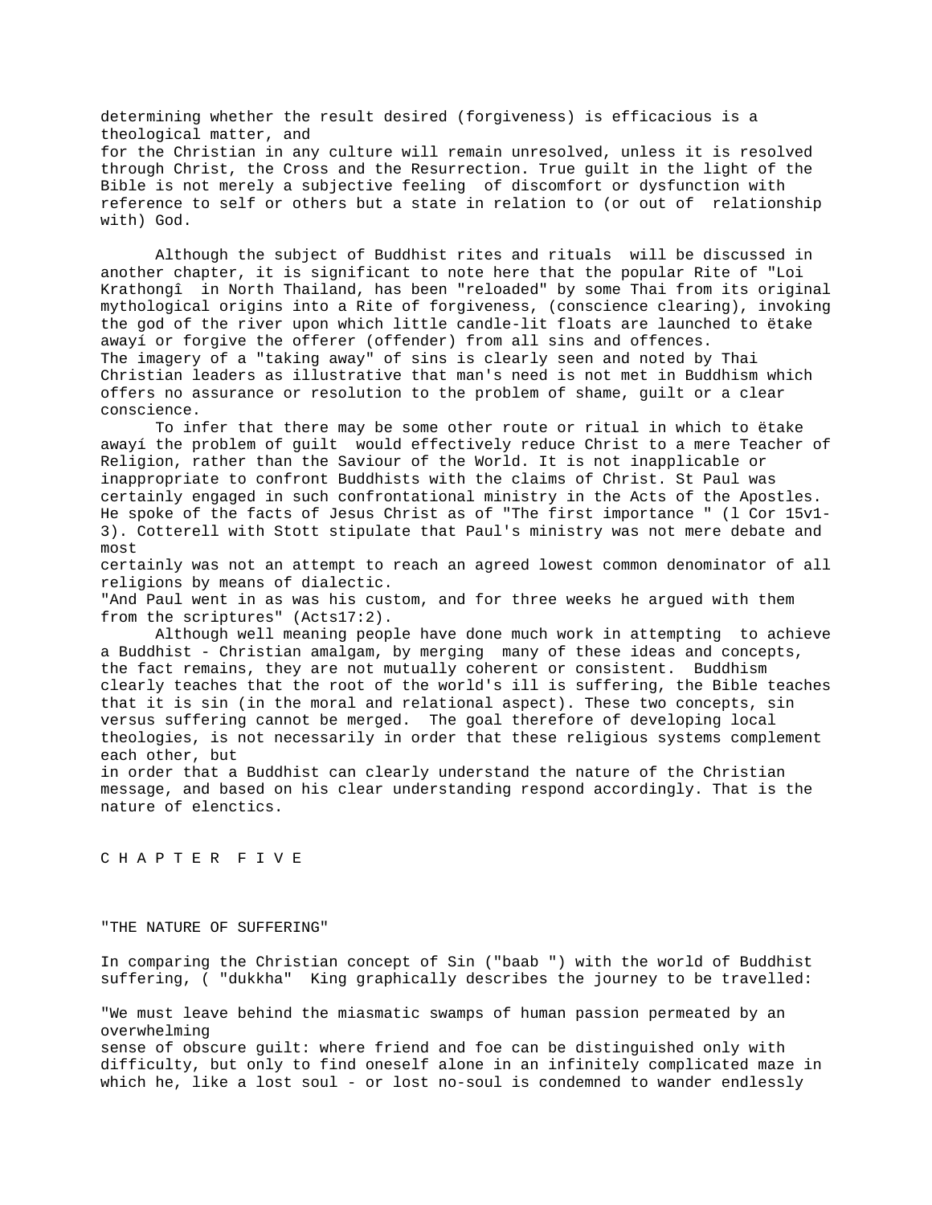determining whether the result desired (forgiveness) is efficacious is a theological matter, and
for the Christian in any culture will remain unresolved, unless it is resolved through Christ, the Cross and the Resurrection. True guilt in the light of the Bible is not merely a subjective feeling of discomfort or dysfunction with reference to self or others but a state in relation to (or out of relationship with) God.

Although the subject of Buddhist rites and rituals will be discussed in another chapter, it is significant to note here that the popular Rite of "Loi Krathongî in North Thailand, has been "reloaded" by some Thai from its original mythological origins into a Rite of forgiveness, (conscience clearing), invoking the god of the river upon which little candle-lit floats are launched to ëtake awayí or forgive the offerer (offender) from all sins and offences.
The imagery of a "taking away" of sins is clearly seen and noted by Thai Christian leaders as illustrative that man's need is not met in Buddhism which offers no assurance or resolution to the problem of shame, guilt or a clear conscience.

To infer that there may be some other route or ritual in which to ëtake awayí the problem of guilt would effectively reduce Christ to a mere Teacher of Religion, rather than the Saviour of the World. It is not inapplicable or inappropriate to confront Buddhists with the claims of Christ. St Paul was certainly engaged in such confrontational ministry in the Acts of the Apostles. He spoke of the facts of Jesus Christ as of "The first importance " (l Cor 15v1-3). Cotterell with Stott stipulate that Paul's ministry was not mere debate and most
certainly was not an attempt to reach an agreed lowest common denominator of all religions by means of dialectic.
"And Paul went in as was his custom, and for three weeks he argued with them from the scriptures" (Acts17:2).

Although well meaning people have done much work in attempting to achieve a Buddhist - Christian amalgam, by merging many of these ideas and concepts, the fact remains, they are not mutually coherent or consistent. Buddhism clearly teaches that the root of the world's ill is suffering, the Bible teaches that it is sin (in the moral and relational aspect). These two concepts, sin versus suffering cannot be merged. The goal therefore of developing local theologies, is not necessarily in order that these religious systems complement each other, but
in order that a Buddhist can clearly understand the nature of the Christian message, and based on his clear understanding respond accordingly. That is the nature of elenctics.

# C H A P T E R F I V E

## "THE NATURE OF SUFFERING"

In comparing the Christian concept of Sin ("baab ") with the world of Buddhist suffering, ( "dukkha" King graphically describes the journey to be travelled:

"We must leave behind the miasmatic swamps of human passion permeated by an overwhelming
sense of obscure guilt: where friend and foe can be distinguished only with difficulty, but only to find oneself alone in an infinitely complicated maze in which he, like a lost soul - or lost no-soul is condemned to wander endlessly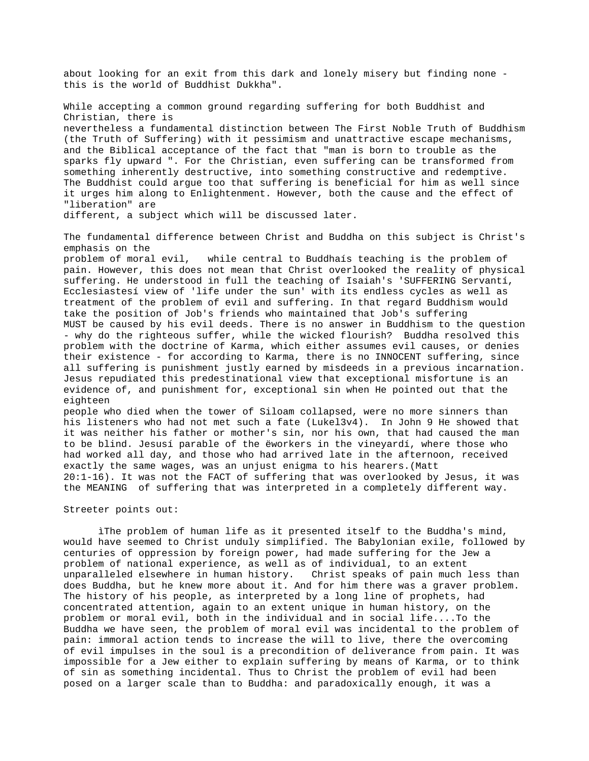about looking for an exit from this dark and lonely misery but finding none - this is the world of Buddhist Dukkha".

While accepting a common ground regarding suffering for both Buddhist and Christian, there is nevertheless a fundamental distinction between The First Noble Truth of Buddhism (the Truth of Suffering) with it pessimism and unattractive escape mechanisms, and the Biblical acceptance of the fact that "man is born to trouble as the sparks fly upward ". For the Christian, even suffering can be transformed from something inherently destructive, into something constructive and redemptive. The Buddhist could argue too that suffering is beneficial for him as well since it urges him along to Enlightenment. However, both the cause and the effect of "liberation" are different, a subject which will be discussed later.

The fundamental difference between Christ and Buddha on this subject is Christ's emphasis on the problem of moral evil, while central to Buddhaís teaching is the problem of pain. However, this does not mean that Christ overlooked the reality of physical suffering. He understood in full the teaching of Isaiah's 'SUFFERING Servantí, Ecclesiastesí view of 'life under the sun' with its endless cycles as well as treatment of the problem of evil and suffering. In that regard Buddhism would take the position of Job's friends who maintained that Job's suffering MUST be caused by his evil deeds. There is no answer in Buddhism to the question - why do the righteous suffer, while the wicked flourish? Buddha resolved this problem with the doctrine of Karma, which either assumes evil causes, or denies their existence - for according to Karma, there is no INNOCENT suffering, since all suffering is punishment justly earned by misdeeds in a previous incarnation. Jesus repudiated this predestinational view that exceptional misfortune is an evidence of, and punishment for, exceptional sin when He pointed out that the eighteen people who died when the tower of Siloam collapsed, were no more sinners than his listeners who had not met such a fate (Luke13v4). In John 9 He showed that it was neither his father or mother's sin, nor his own, that had caused the man to be blind. Jesusí parable of the ëworkers in the vineyardí, where those who had worked all day, and those who had arrived late in the afternoon, received exactly the same wages, was an unjust enigma to his hearers.(Matt 20:1-16). It was not the FACT of suffering that was overlooked by Jesus, it was the MEANING of suffering that was interpreted in a completely different way.

Streeter points out:

> ìThe problem of human life as it presented itself to the Buddha's mind, would have seemed to Christ unduly simplified. The Babylonian exile, followed by centuries of oppression by foreign power, had made suffering for the Jew a problem of national experience, as well as of individual, to an extent unparalleled elsewhere in human history. Christ speaks of pain much less than does Buddha, but he knew more about it. And for him there was a graver problem. The history of his people, as interpreted by a long line of prophets, had concentrated attention, again to an extent unique in human history, on the problem or moral evil, both in the individual and in social life....To the Buddha we have seen, the problem of moral evil was incidental to the problem of pain: immoral action tends to increase the will to live, there the overcoming of evil impulses in the soul is a precondition of deliverance from pain. It was impossible for a Jew either to explain suffering by means of Karma, or to think of sin as something incidental. Thus to Christ the problem of evil had been posed on a larger scale than to Buddha: and paradoxically enough, it was a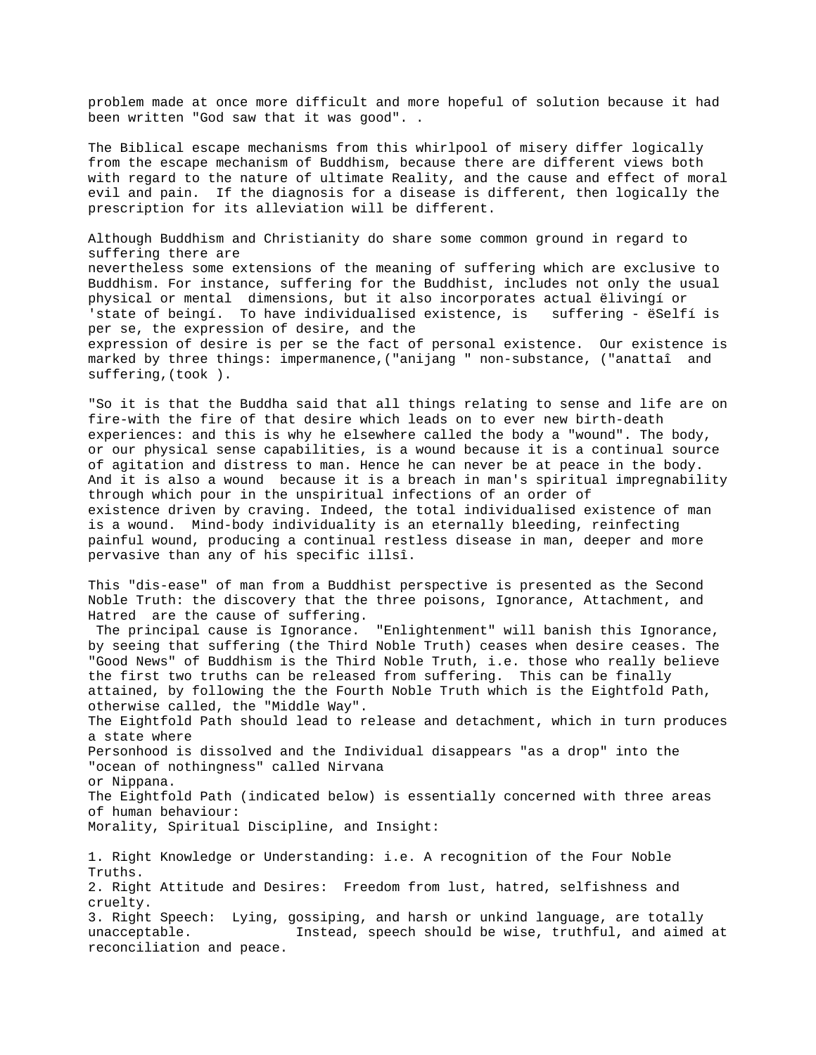problem made at once more difficult and more hopeful of solution because it had been written "God saw that it was good". .

The Biblical escape mechanisms from this whirlpool of misery differ logically from the escape mechanism of Buddhism, because there are different views both with regard to the nature of ultimate Reality, and the cause and effect of moral evil and pain. If the diagnosis for a disease is different, then logically the prescription for its alleviation will be different.

Although Buddhism and Christianity do share some common ground in regard to suffering there are nevertheless some extensions of the meaning of suffering which are exclusive to Buddhism. For instance, suffering for the Buddhist, includes not only the usual physical or mental dimensions, but it also incorporates actual ëlivingí or 'state of beingí. To have individualised existence, is suffering - ëSelfí is per se, the expression of desire, and the expression of desire is per se the fact of personal existence. Our existence is marked by three things: impermanence,("anijang " non-substance, ("anattaî and suffering,(took ).

"So it is that the Buddha said that all things relating to sense and life are on fire-with the fire of that desire which leads on to ever new birth-death experiences: and this is why he elsewhere called the body a "wound". The body, or our physical sense capabilities, is a wound because it is a continual source of agitation and distress to man. Hence he can never be at peace in the body. And it is also a wound because it is a breach in man's spiritual impregnability through which pour in the unspiritual infections of an order of existence driven by craving. Indeed, the total individualised existence of man is a wound. Mind-body individuality is an eternally bleeding, reinfecting painful wound, producing a continual restless disease in man, deeper and more pervasive than any of his specific illsî.

This "dis-ease" of man from a Buddhist perspective is presented as the Second Noble Truth: the discovery that the three poisons, Ignorance, Attachment, and Hatred are the cause of suffering.
The principal cause is Ignorance. "Enlightenment" will banish this Ignorance, by seeing that suffering (the Third Noble Truth) ceases when desire ceases. The "Good News" of Buddhism is the Third Noble Truth, i.e. those who really believe the first two truths can be released from suffering. This can be finally attained, by following the the Fourth Noble Truth which is the Eightfold Path, otherwise called, the "Middle Way".
The Eightfold Path should lead to release and detachment, which in turn produces a state where Personhood is dissolved and the Individual disappears "as a drop" into the "ocean of nothingness" called Nirvana or Nippana.
The Eightfold Path (indicated below) is essentially concerned with three areas of human behaviour:
Morality, Spiritual Discipline, and Insight:

1. Right Knowledge or Understanding: i.e. A recognition of the Four Noble Truths.
2. Right Attitude and Desires: Freedom from lust, hatred, selfishness and cruelty.
3. Right Speech: Lying, gossiping, and harsh or unkind language, are totally unacceptable. Instead, speech should be wise, truthful, and aimed at reconciliation and peace.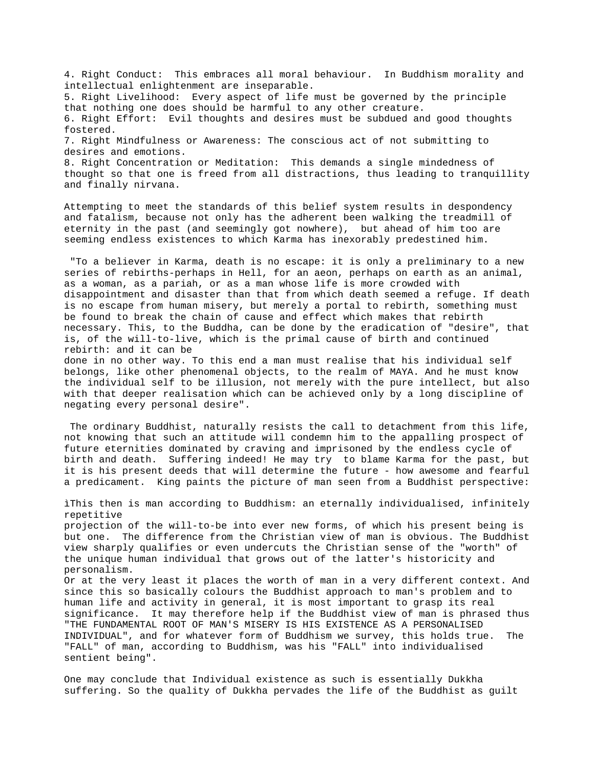4. Right Conduct: This embraces all moral behaviour. In Buddhism morality and intellectual enlightenment are inseparable.
5. Right Livelihood: Every aspect of life must be governed by the principle that nothing one does should be harmful to any other creature.
6. Right Effort: Evil thoughts and desires must be subdued and good thoughts fostered.
7. Right Mindfulness or Awareness: The conscious act of not submitting to desires and emotions.
8. Right Concentration or Meditation: This demands a single mindedness of thought so that one is freed from all distractions, thus leading to tranquillity and finally nirvana.

Attempting to meet the standards of this belief system results in despondency and fatalism, because not only has the adherent been walking the treadmill of eternity in the past (and seemingly got nowhere), but ahead of him too are seeming endless existences to which Karma has inexorably predestined him.

"To a believer in Karma, death is no escape: it is only a preliminary to a new series of rebirths-perhaps in Hell, for an aeon, perhaps on earth as an animal, as a woman, as a pariah, or as a man whose life is more crowded with disappointment and disaster than that from which death seemed a refuge. If death is no escape from human misery, but merely a portal to rebirth, something must be found to break the chain of cause and effect which makes that rebirth necessary. This, to the Buddha, can be done by the eradication of "desire", that is, of the will-to-live, which is the primal cause of birth and continued rebirth: and it can be done in no other way. To this end a man must realise that his individual self belongs, like other phenomenal objects, to the realm of MAYA. And he must know the individual self to be illusion, not merely with the pure intellect, but also with that deeper realisation which can be achieved only by a long discipline of negating every personal desire".

The ordinary Buddhist, naturally resists the call to detachment from this life, not knowing that such an attitude will condemn him to the appalling prospect of future eternities dominated by craving and imprisoned by the endless cycle of birth and death. Suffering indeed! He may try to blame Karma for the past, but it is his present deeds that will determine the future - how awesome and fearful a predicament. King paints the picture of man seen from a Buddhist perspective:

ìThis then is man according to Buddhism: an eternally individualised, infinitely repetitive projection of the will-to-be into ever new forms, of which his present being is but one. The difference from the Christian view of man is obvious. The Buddhist view sharply qualifies or even undercuts the Christian sense of the "worth" of the unique human individual that grows out of the latter's historicity and personalism.
Or at the very least it places the worth of man in a very different context. And since this so basically colours the Buddhist approach to man's problem and to human life and activity in general, it is most important to grasp its real significance. It may therefore help if the Buddhist view of man is phrased thus "THE FUNDAMENTAL ROOT OF MAN'S MISERY IS HIS EXISTENCE AS A PERSONALISED INDIVIDUAL", and for whatever form of Buddhism we survey, this holds true. The "FALL" of man, according to Buddhism, was his "FALL" into individualised sentient being".

One may conclude that Individual existence as such is essentially Dukkha suffering. So the quality of Dukkha pervades the life of the Buddhist as guilt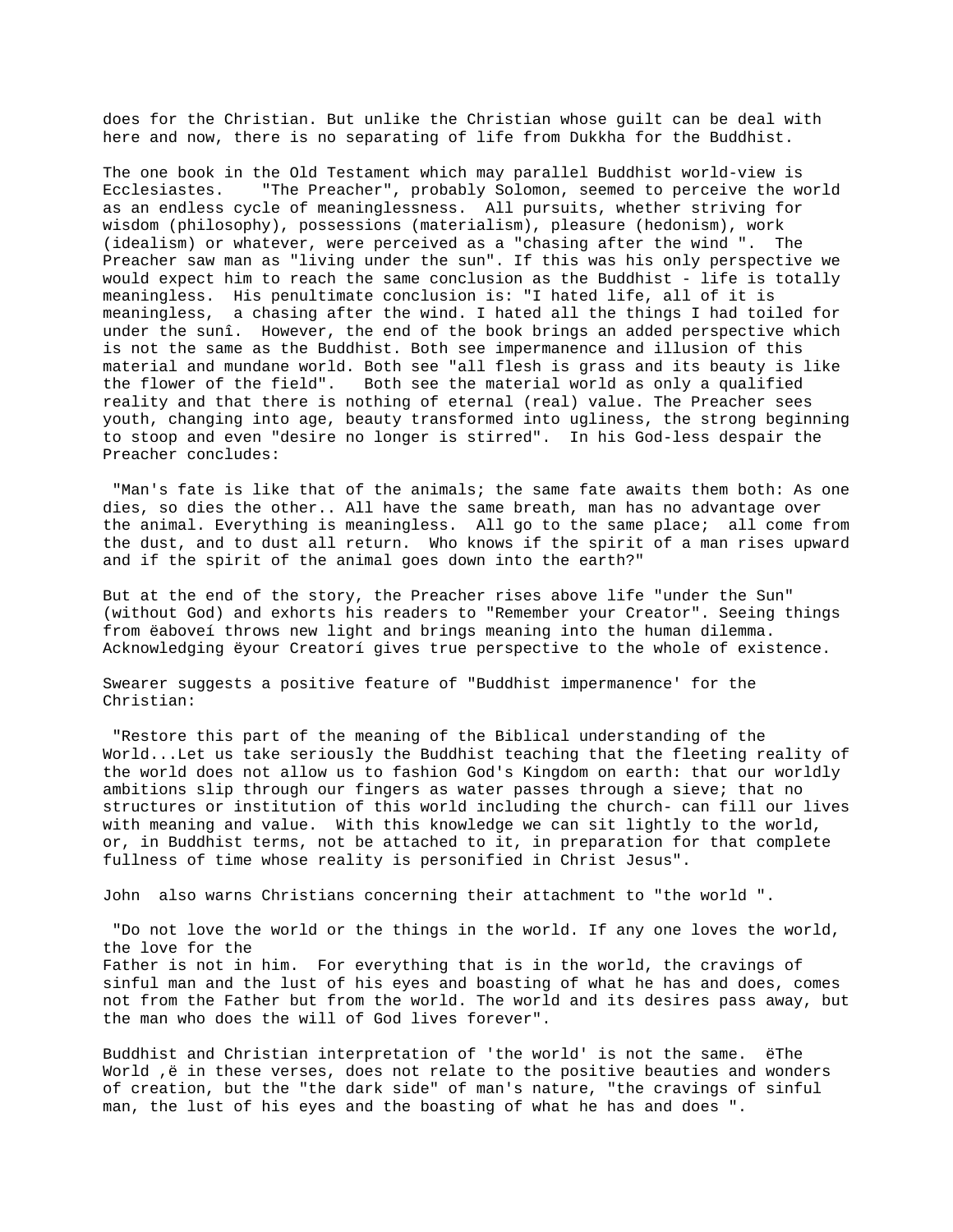does for the Christian. But unlike the Christian whose guilt can be deal with here and now, there is no separating of life from Dukkha for the Buddhist.

The one book in the Old Testament which may parallel Buddhist world-view is Ecclesiastes. "The Preacher", probably Solomon, seemed to perceive the world as an endless cycle of meaninglessness. All pursuits, whether striving for wisdom (philosophy), possessions (materialism), pleasure (hedonism), work (idealism) or whatever, were perceived as a "chasing after the wind ". The Preacher saw man as "living under the sun". If this was his only perspective we would expect him to reach the same conclusion as the Buddhist - life is totally meaningless. His penultimate conclusion is: "I hated life, all of it is meaningless, a chasing after the wind. I hated all the things I had toiled for under the sunî. However, the end of the book brings an added perspective which is not the same as the Buddhist. Both see impermanence and illusion of this material and mundane world. Both see "all flesh is grass and its beauty is like the flower of the field". Both see the material world as only a qualified reality and that there is nothing of eternal (real) value. The Preacher sees youth, changing into age, beauty transformed into ugliness, the strong beginning to stoop and even "desire no longer is stirred". In his God-less despair the Preacher concludes:

"Man's fate is like that of the animals; the same fate awaits them both: As one dies, so dies the other.. All have the same breath, man has no advantage over the animal. Everything is meaningless. All go to the same place; all come from the dust, and to dust all return. Who knows if the spirit of a man rises upward and if the spirit of the animal goes down into the earth?"

But at the end of the story, the Preacher rises above life "under the Sun" (without God) and exhorts his readers to "Remember your Creator". Seeing things from ëaboveí throws new light and brings meaning into the human dilemma. Acknowledging ëyour Creatorí gives true perspective to the whole of existence.

Swearer suggests a positive feature of "Buddhist impermanence' for the Christian:

"Restore this part of the meaning of the Biblical understanding of the World...Let us take seriously the Buddhist teaching that the fleeting reality of the world does not allow us to fashion God's Kingdom on earth: that our worldly ambitions slip through our fingers as water passes through a sieve; that no structures or institution of this world including the church- can fill our lives with meaning and value. With this knowledge we can sit lightly to the world, or, in Buddhist terms, not be attached to it, in preparation for that complete fullness of time whose reality is personified in Christ Jesus".

John also warns Christians concerning their attachment to "the world ".

"Do not love the world or the things in the world. If any one loves the world, the love for the Father is not in him. For everything that is in the world, the cravings of sinful man and the lust of his eyes and boasting of what he has and does, comes not from the Father but from the world. The world and its desires pass away, but the man who does the will of God lives forever".

Buddhist and Christian interpretation of 'the world' is not the same. ëThe World ,ë in these verses, does not relate to the positive beauties and wonders of creation, but the "the dark side" of man's nature, "the cravings of sinful man, the lust of his eyes and the boasting of what he has and does ".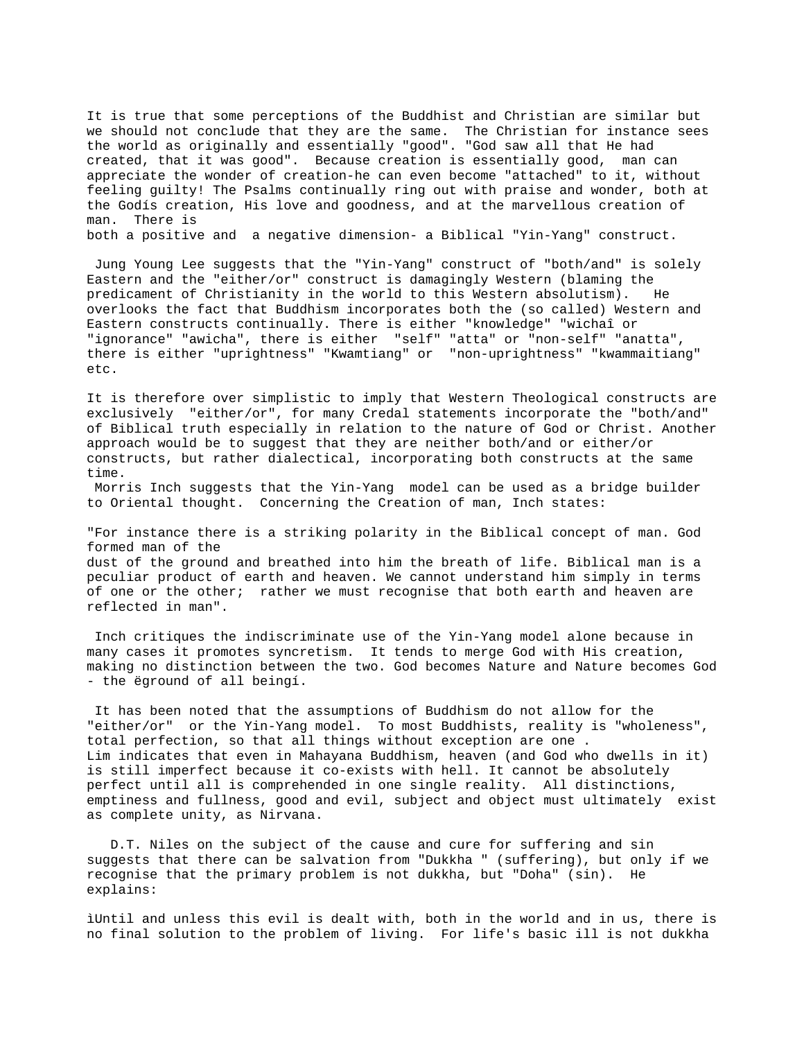It is true that some perceptions of the Buddhist and Christian are similar but we should not conclude that they are the same. The Christian for instance sees the world as originally and essentially "good". "God saw all that He had created, that it was good". Because creation is essentially good, man can appreciate the wonder of creation-he can even become "attached" to it, without feeling guilty! The Psalms continually ring out with praise and wonder, both at the Godís creation, His love and goodness, and at the marvellous creation of man. There is both a positive and a negative dimension- a Biblical "Yin-Yang" construct.

Jung Young Lee suggests that the "Yin-Yang" construct of "both/and" is solely Eastern and the "either/or" construct is damagingly Western (blaming the predicament of Christianity in the world to this Western absolutism). He overlooks the fact that Buddhism incorporates both the (so called) Western and Eastern constructs continually. There is either "knowledge" "wichaî or "ignorance" "awicha", there is either "self" "atta" or "non-self" "anatta", there is either "uprightness" "Kwamtiang" or "non-uprightness" "kwammaitiang" etc.

It is therefore over simplistic to imply that Western Theological constructs are exclusively "either/or", for many Credal statements incorporate the "both/and" of Biblical truth especially in relation to the nature of God or Christ. Another approach would be to suggest that they are neither both/and or either/or constructs, but rather dialectical, incorporating both constructs at the same time.

Morris Inch suggests that the Yin-Yang model can be used as a bridge builder to Oriental thought. Concerning the Creation of man, Inch states:

"For instance there is a striking polarity in the Biblical concept of man. God formed man of the dust of the ground and breathed into him the breath of life. Biblical man is a peculiar product of earth and heaven. We cannot understand him simply in terms of one or the other; rather we must recognise that both earth and heaven are reflected in man".

Inch critiques the indiscriminate use of the Yin-Yang model alone because in many cases it promotes syncretism. It tends to merge God with His creation, making no distinction between the two. God becomes Nature and Nature becomes God - the ëground of all beingí.

It has been noted that the assumptions of Buddhism do not allow for the "either/or" or the Yin-Yang model. To most Buddhists, reality is "wholeness", total perfection, so that all things without exception are one . Lim indicates that even in Mahayana Buddhism, heaven (and God who dwells in it) is still imperfect because it co-exists with hell. It cannot be absolutely perfect until all is comprehended in one single reality. All distinctions, emptiness and fullness, good and evil, subject and object must ultimately exist as complete unity, as Nirvana.

D.T. Niles on the subject of the cause and cure for suffering and sin suggests that there can be salvation from "Dukkha " (suffering), but only if we recognise that the primary problem is not dukkha, but "Doha" (sin). He explains:

ìUntil and unless this evil is dealt with, both in the world and in us, there is no final solution to the problem of living. For life's basic ill is not dukkha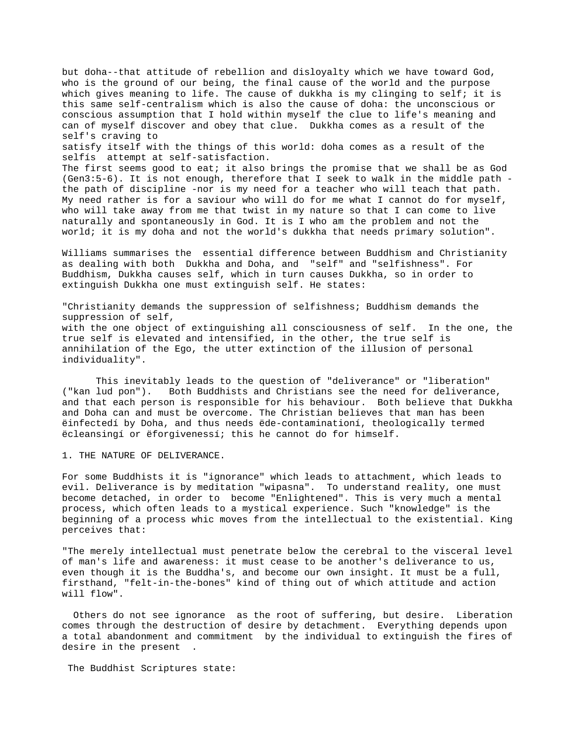but doha--that attitude of rebellion and disloyalty which we have toward God, who is the ground of our being, the final cause of the world and the purpose which gives meaning to life. The cause of dukkha is my clinging to self; it is this same self-centralism which is also the cause of doha: the unconscious or conscious assumption that I hold within myself the clue to life's meaning and can of myself discover and obey that clue. Dukkha comes as a result of the self's craving to satisfy itself with the things of this world: doha comes as a result of the selfís attempt at self-satisfaction. The first seems good to eat; it also brings the promise that we shall be as God (Gen3:5-6). It is not enough, therefore that I seek to walk in the middle path - the path of discipline -nor is my need for a teacher who will teach that path. My need rather is for a saviour who will do for me what I cannot do for myself, who will take away from me that twist in my nature so that I can come to live naturally and spontaneously in God. It is I who am the problem and not the world; it is my doha and not the world's dukkha that needs primary solution".

Williams summarises the essential difference between Buddhism and Christianity as dealing with both Dukkha and Doha, and "self" and "selfishness". For Buddhism, Dukkha causes self, which in turn causes Dukkha, so in order to extinguish Dukkha one must extinguish self. He states:

"Christianity demands the suppression of selfishness; Buddhism demands the suppression of self, with the one object of extinguishing all consciousness of self. In the one, the true self is elevated and intensified, in the other, the true self is annihilation of the Ego, the utter extinction of the illusion of personal individuality".

This inevitably leads to the question of "deliverance" or "liberation" ("kan lud pon"). Both Buddhists and Christians see the need for deliverance, and that each person is responsible for his behaviour. Both believe that Dukkha and Doha can and must be overcome. The Christian believes that man has been ëinfectedí by Doha, and thus needs ëde-contaminationí, theologically termed ëcleansingí or ëforgivenessí; this he cannot do for himself.

1. THE NATURE OF DELIVERANCE.

For some Buddhists it is "ignorance" which leads to attachment, which leads to evil. Deliverance is by meditation "wipasna". To understand reality, one must become detached, in order to become "Enlightened". This is very much a mental process, which often leads to a mystical experience. Such "knowledge" is the beginning of a process whic moves from the intellectual to the existential. King perceives that:

"The merely intellectual must penetrate below the cerebral to the visceral level of man's life and awareness: it must cease to be another's deliverance to us, even though it is the Buddha's, and become our own insight. It must be a full, firsthand, "felt-in-the-bones" kind of thing out of which attitude and action will flow".

Others do not see ignorance as the root of suffering, but desire. Liberation comes through the destruction of desire by detachment. Everything depends upon a total abandonment and commitment by the individual to extinguish the fires of desire in the present .

The Buddhist Scriptures state: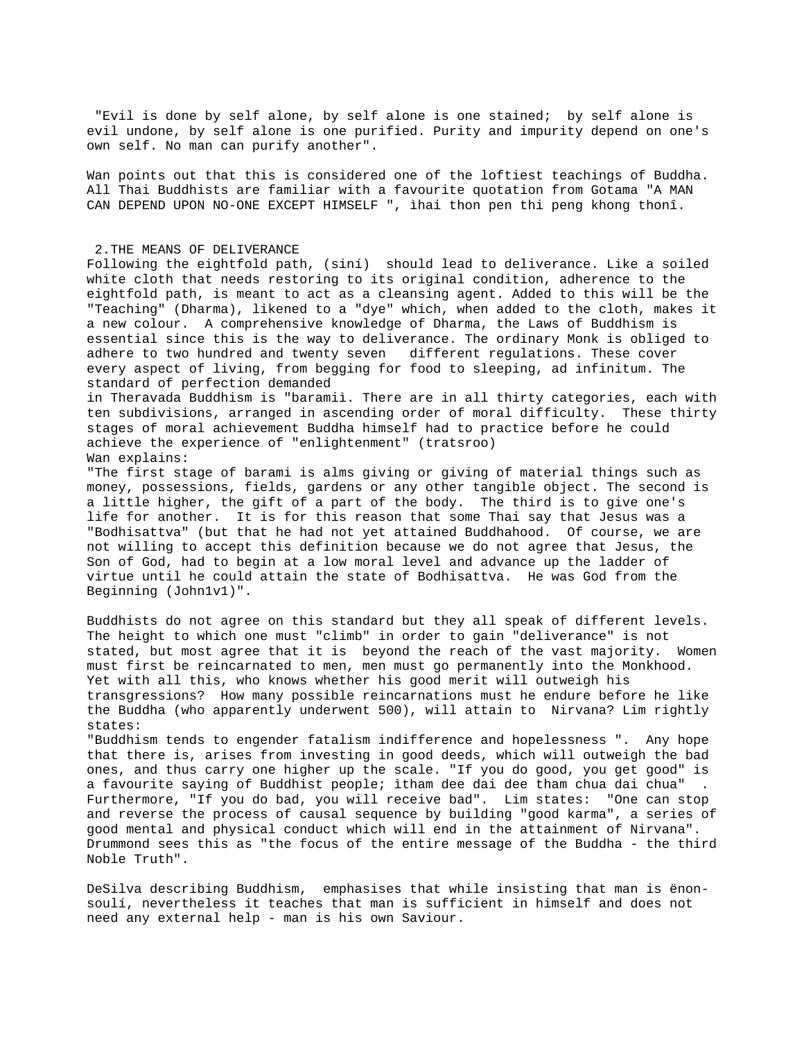"Evil is done by self alone, by self alone is one stained; by self alone is evil undone, by self alone is one purified. Purity and impurity depend on one's own self. No man can purify another".

Wan points out that this is considered one of the loftiest teachings of Buddha. All Thai Buddhists are familiar with a favourite quotation from Gotama "A MAN CAN DEPEND UPON NO-ONE EXCEPT HIMSELF ", ìhai thon pen thi peng khong thonî.

## 2.THE MEANS OF DELIVERANCE

Following the eightfold path, (siní) should lead to deliverance. Like a soiled white cloth that needs restoring to its original condition, adherence to the eightfold path, is meant to act as a cleansing agent. Added to this will be the "Teaching" (Dharma), likened to a "dye" which, when added to the cloth, makes it a new colour. A comprehensive knowledge of Dharma, the Laws of Buddhism is essential since this is the way to deliverance. The ordinary Monk is obliged to adhere to two hundred and twenty seven different regulations. These cover every aspect of living, from begging for food to sleeping, ad infinitum. The standard of perfection demanded
in Theravada Buddhism is "baramiì. There are in all thirty categories, each with ten subdivisions, arranged in ascending order of moral difficulty. These thirty stages of moral achievement Buddha himself had to practice before he could achieve the experience of "enlightenment" (tratsroo)
Wan explains:
"The first stage of barami is alms giving or giving of material things such as money, possessions, fields, gardens or any other tangible object. The second is a little higher, the gift of a part of the body. The third is to give one's life for another. It is for this reason that some Thai say that Jesus was a "Bodhisattva" (but that he had not yet attained Buddhahood. Of course, we are not willing to accept this definition because we do not agree that Jesus, the Son of God, had to begin at a low moral level and advance up the ladder of virtue until he could attain the state of Bodhisattva. He was God from the Beginning (John1v1)".

Buddhists do not agree on this standard but they all speak of different levels. The height to which one must "climb" in order to gain "deliverance" is not stated, but most agree that it is beyond the reach of the vast majority. Women must first be reincarnated to men, men must go permanently into the Monkhood. Yet with all this, who knows whether his good merit will outweigh his transgressions? How many possible reincarnations must he endure before he like the Buddha (who apparently underwent 500), will attain to Nirvana? Lim rightly states:
"Buddhism tends to engender fatalism indifference and hopelessness ". Any hope that there is, arises from investing in good deeds, which will outweigh the bad ones, and thus carry one higher up the scale. "If you do good, you get good" is a favourite saying of Buddhist people; ìtham dee dai dee tham chua dai chua" . Furthermore, "If you do bad, you will receive bad". Lim states: "One can stop and reverse the process of causal sequence by building "good karma", a series of good mental and physical conduct which will end in the attainment of Nirvana". Drummond sees this as "the focus of the entire message of the Buddha - the third Noble Truth".

DeSilva describing Buddhism, emphasises that while insisting that man is ënon-soulí, nevertheless it teaches that man is sufficient in himself and does not need any external help - man is his own Saviour.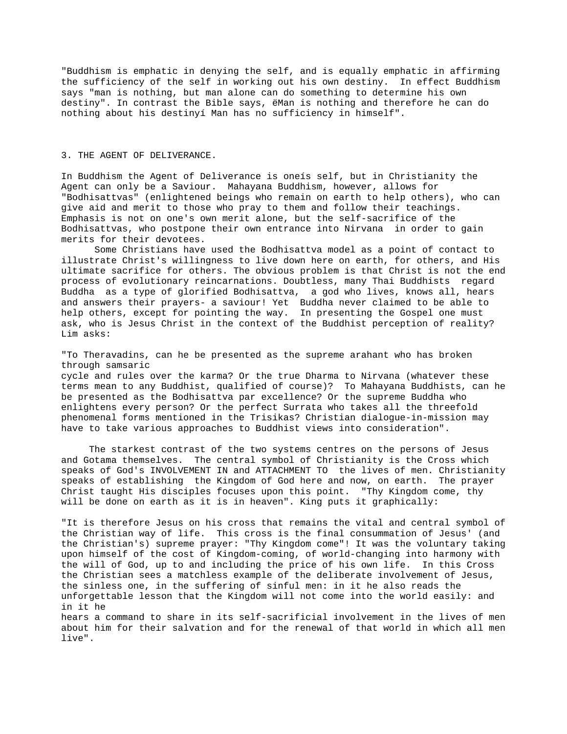"Buddhism is emphatic in denying the self, and is equally emphatic in affirming the sufficiency of the self in working out his own destiny. In effect Buddhism says "man is nothing, but man alone can do something to determine his own destiny". In contrast the Bible says, ëMan is nothing and therefore he can do nothing about his destinyí Man has no sufficiency in himself".

## 3. THE AGENT OF DELIVERANCE.

In Buddhism the Agent of Deliverance is oneís self, but in Christianity the Agent can only be a Saviour. Mahayana Buddhism, however, allows for "Bodhisattvas" (enlightened beings who remain on earth to help others), who can give aid and merit to those who pray to them and follow their teachings. Emphasis is not on one's own merit alone, but the self-sacrifice of the Bodhisattvas, who postpone their own entrance into Nirvana in order to gain merits for their devotees.

Some Christians have used the Bodhisattva model as a point of contact to illustrate Christ's willingness to live down here on earth, for others, and His ultimate sacrifice for others. The obvious problem is that Christ is not the end process of evolutionary reincarnations. Doubtless, many Thai Buddhists regard Buddha as a type of glorified Bodhisattva, a god who lives, knows all, hears and answers their prayers- a saviour! Yet Buddha never claimed to be able to help others, except for pointing the way. In presenting the Gospel one must ask, who is Jesus Christ in the context of the Buddhist perception of reality? Lim asks:

"To Theravadins, can he be presented as the supreme arahant who has broken through samsaric cycle and rules over the karma? Or the true Dharma to Nirvana (whatever these terms mean to any Buddhist, qualified of course)? To Mahayana Buddhists, can he be presented as the Bodhisattva par excellence? Or the supreme Buddha who enlightens every person? Or the perfect Surrata who takes all the threefold phenomenal forms mentioned in the Trisikas? Christian dialogue-in-mission may have to take various approaches to Buddhist views into consideration".

The starkest contrast of the two systems centres on the persons of Jesus and Gotama themselves. The central symbol of Christianity is the Cross which speaks of God's INVOLVEMENT IN and ATTACHMENT TO the lives of men. Christianity speaks of establishing the Kingdom of God here and now, on earth. The prayer Christ taught His disciples focuses upon this point. "Thy Kingdom come, thy will be done on earth as it is in heaven". King puts it graphically:

"It is therefore Jesus on his cross that remains the vital and central symbol of the Christian way of life. This cross is the final consummation of Jesus' (and the Christian's) supreme prayer: "Thy Kingdom come"! It was the voluntary taking upon himself of the cost of Kingdom-coming, of world-changing into harmony with the will of God, up to and including the price of his own life. In this Cross the Christian sees a matchless example of the deliberate involvement of Jesus, the sinless one, in the suffering of sinful men: in it he also reads the unforgettable lesson that the Kingdom will not come into the world easily: and in it he hears a command to share in its self-sacrificial involvement in the lives of men about him for their salvation and for the renewal of that world in which all men live".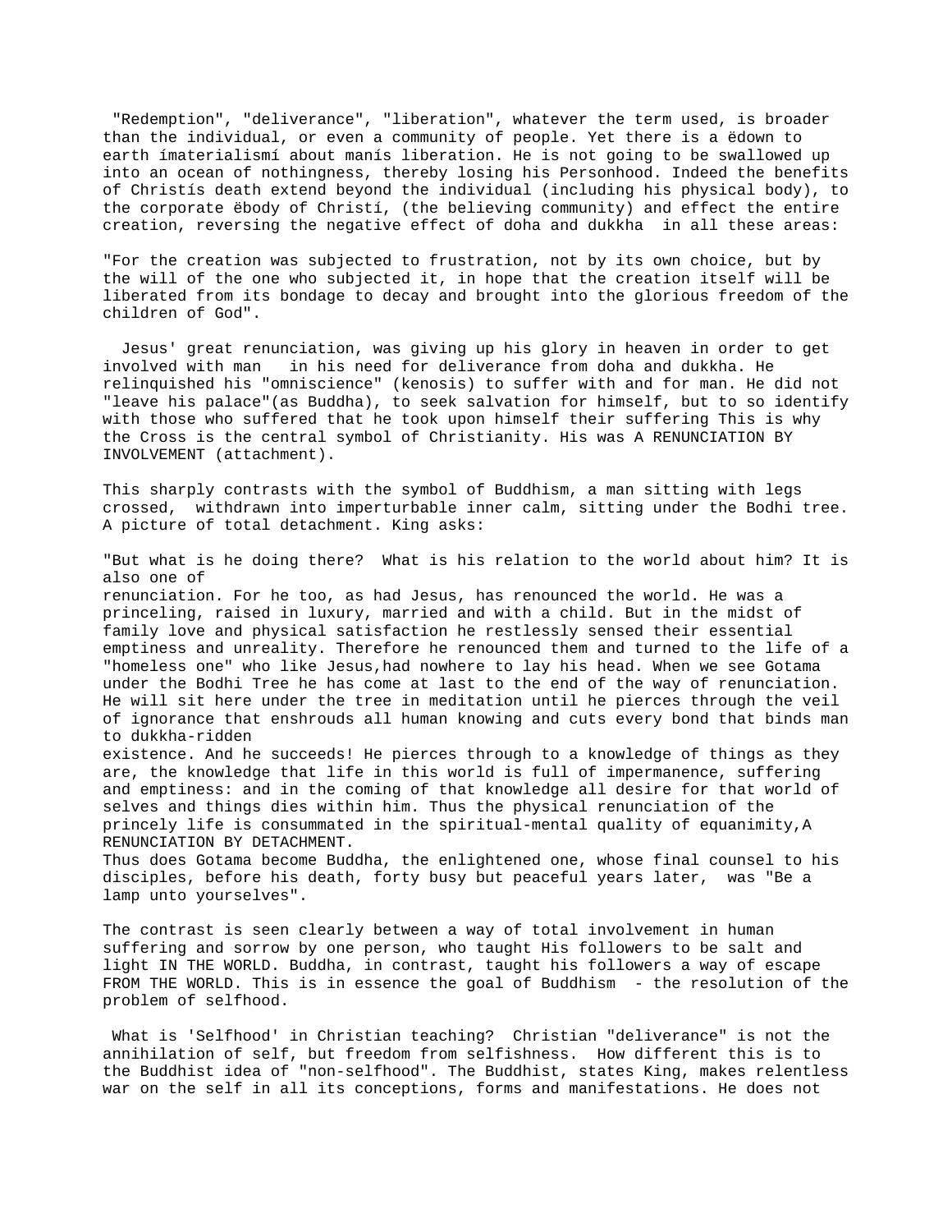"Redemption", "deliverance", "liberation", whatever the term used, is broader than the individual, or even a community of people. Yet there is a ëdown to earth ímaterialismí about manís liberation. He is not going to be swallowed up into an ocean of nothingness, thereby losing his Personhood. Indeed the benefits of Christís death extend beyond the individual (including his physical body), to the corporate ëbody of Christí, (the believing community) and effect the entire creation, reversing the negative effect of doha and dukkha in all these areas:

"For the creation was subjected to frustration, not by its own choice, but by the will of the one who subjected it, in hope that the creation itself will be liberated from its bondage to decay and brought into the glorious freedom of the children of God".

Jesus' great renunciation, was giving up his glory in heaven in order to get involved with man in his need for deliverance from doha and dukkha. He relinquished his "omniscience" (kenosis) to suffer with and for man. He did not "leave his palace"(as Buddha), to seek salvation for himself, but to so identify with those who suffered that he took upon himself their suffering This is why the Cross is the central symbol of Christianity. His was A RENUNCIATION BY INVOLVEMENT (attachment).

This sharply contrasts with the symbol of Buddhism, a man sitting with legs crossed, withdrawn into imperturbable inner calm, sitting under the Bodhi tree. A picture of total detachment. King asks:

"But what is he doing there? What is his relation to the world about him? It is also one of renunciation. For he too, as had Jesus, has renounced the world. He was a princeling, raised in luxury, married and with a child. But in the midst of family love and physical satisfaction he restlessly sensed their essential emptiness and unreality. Therefore he renounced them and turned to the life of a "homeless one" who like Jesus,had nowhere to lay his head. When we see Gotama under the Bodhi Tree he has come at last to the end of the way of renunciation. He will sit here under the tree in meditation until he pierces through the veil of ignorance that enshrouds all human knowing and cuts every bond that binds man to dukkha-ridden existence. And he succeeds! He pierces through to a knowledge of things as they are, the knowledge that life in this world is full of impermanence, suffering and emptiness: and in the coming of that knowledge all desire for that world of selves and things dies within him. Thus the physical renunciation of the princely life is consummated in the spiritual-mental quality of equanimity,A RENUNCIATION BY DETACHMENT.
Thus does Gotama become Buddha, the enlightened one, whose final counsel to his disciples, before his death, forty busy but peaceful years later, was "Be a lamp unto yourselves".

The contrast is seen clearly between a way of total involvement in human suffering and sorrow by one person, who taught His followers to be salt and light IN THE WORLD. Buddha, in contrast, taught his followers a way of escape FROM THE WORLD. This is in essence the goal of Buddhism - the resolution of the problem of selfhood.

What is 'Selfhood' in Christian teaching? Christian "deliverance" is not the annihilation of self, but freedom from selfishness. How different this is to the Buddhist idea of "non-selfhood". The Buddhist, states King, makes relentless war on the self in all its conceptions, forms and manifestations. He does not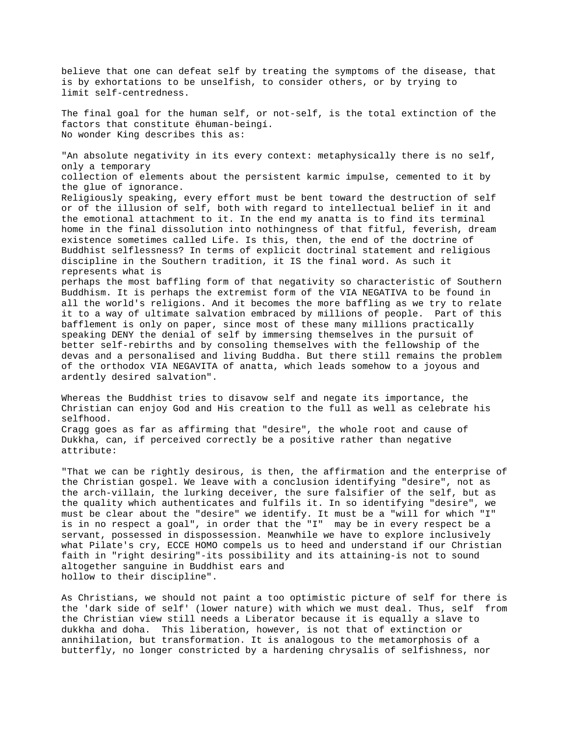believe that one can defeat self by treating the symptoms of the disease, that is by exhortations to be unselfish, to consider others, or by trying to limit self-centredness.

The final goal for the human self, or not-self, is the total extinction of the factors that constitute ëhuman-beingí.
No wonder King describes this as:

"An absolute negativity in its every context: metaphysically there is no self, only a temporary collection of elements about the persistent karmic impulse, cemented to it by the glue of ignorance.
Religiously speaking, every effort must be bent toward the destruction of self or of the illusion of self, both with regard to intellectual belief in it and the emotional attachment to it. In the end my anatta is to find its terminal home in the final dissolution into nothingness of that fitful, feverish, dream existence sometimes called Life. Is this, then, the end of the doctrine of Buddhist selflessness? In terms of explicit doctrinal statement and religious discipline in the Southern tradition, it IS the final word. As such it represents what is perhaps the most baffling form of that negativity so characteristic of Southern Buddhism. It is perhaps the extremist form of the VIA NEGATIVA to be found in all the world's religions. And it becomes the more baffling as we try to relate it to a way of ultimate salvation embraced by millions of people.  Part of this bafflement is only on paper, since most of these many millions practically speaking DENY the denial of self by immersing themselves in the pursuit of better self-rebirths and by consoling themselves with the fellowship of the devas and a personalised and living Buddha. But there still remains the problem of the orthodox VIA NEGAVITA of anatta, which leads somehow to a joyous and ardently desired salvation".

Whereas the Buddhist tries to disavow self and negate its importance, the Christian can enjoy God and His creation to the full as well as celebrate his selfhood.
Cragg goes as far as affirming that "desire", the whole root and cause of Dukkha, can, if perceived correctly be a positive rather than negative attribute:

"That we can be rightly desirous, is then, the affirmation and the enterprise of the Christian gospel. We leave with a conclusion identifying "desire", not as the arch-villain, the lurking deceiver, the sure falsifier of the self, but as the quality which authenticates and fulfils it. In so identifying "desire", we must be clear about the "desire" we identify. It must be a "will for which "I" is in no respect a goal", in order that the "I"  may be in every respect be a servant, possessed in dispossession. Meanwhile we have to explore inclusively what Pilate's cry, ECCE HOMO compels us to heed and understand if our Christian faith in "right desiring"-its possibility and its attaining-is not to sound altogether sanguine in Buddhist ears and hollow to their discipline".

As Christians, we should not paint a too optimistic picture of self for there is the 'dark side of self' (lower nature) with which we must deal. Thus, self  from the Christian view still needs a Liberator because it is equally a slave to dukkha and doha.  This liberation, however, is not that of extinction or annihilation, but transformation. It is analogous to the metamorphosis of a butterfly, no longer constricted by a hardening chrysalis of selfishness, nor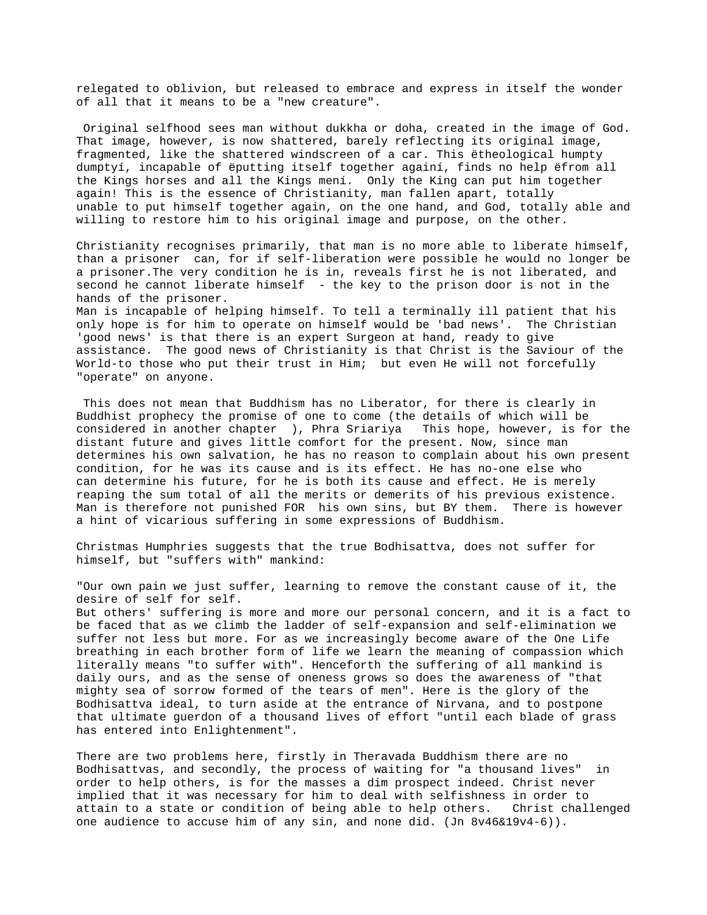relegated to oblivion, but released to embrace and express in itself the wonder of all that it means to be a "new creature".

Original selfhood sees man without dukkha or doha, created in the image of God. That image, however, is now shattered, barely reflecting its original image, fragmented, like the shattered windscreen of a car. This ëtheological humpty dumptyí, incapable of ëputting itself together againí, finds no help ëfrom all the Kings horses and all the Kings mení. Only the King can put him together again! This is the essence of Christianity, man fallen apart, totally unable to put himself together again, on the one hand, and God, totally able and willing to restore him to his original image and purpose, on the other.

Christianity recognises primarily, that man is no more able to liberate himself, than a prisoner can, for if self-liberation were possible he would no longer be a prisoner.The very condition he is in, reveals first he is not liberated, and second he cannot liberate himself - the key to the prison door is not in the hands of the prisoner.
Man is incapable of helping himself. To tell a terminally ill patient that his only hope is for him to operate on himself would be 'bad news'. The Christian 'good news' is that there is an expert Surgeon at hand, ready to give assistance. The good news of Christianity is that Christ is the Saviour of the World-to those who put their trust in Him; but even He will not forcefully "operate" on anyone.

This does not mean that Buddhism has no Liberator, for there is clearly in Buddhist prophecy the promise of one to come (the details of which will be considered in another chapter ), Phra Sriariya This hope, however, is for the distant future and gives little comfort for the present. Now, since man determines his own salvation, he has no reason to complain about his own present condition, for he was its cause and is its effect. He has no-one else who can determine his future, for he is both its cause and effect. He is merely reaping the sum total of all the merits or demerits of his previous existence. Man is therefore not punished FOR his own sins, but BY them. There is however a hint of vicarious suffering in some expressions of Buddhism.

Christmas Humphries suggests that the true Bodhisattva, does not suffer for himself, but "suffers with" mankind:

"Our own pain we just suffer, learning to remove the constant cause of it, the desire of self for self.
But others' suffering is more and more our personal concern, and it is a fact to be faced that as we climb the ladder of self-expansion and self-elimination we suffer not less but more. For as we increasingly become aware of the One Life breathing in each brother form of life we learn the meaning of compassion which literally means "to suffer with". Henceforth the suffering of all mankind is daily ours, and as the sense of oneness grows so does the awareness of "that mighty sea of sorrow formed of the tears of men". Here is the glory of the Bodhisattva ideal, to turn aside at the entrance of Nirvana, and to postpone that ultimate guerdon of a thousand lives of effort "until each blade of grass has entered into Enlightenment".

There are two problems here, firstly in Theravada Buddhism there are no Bodhisattvas, and secondly, the process of waiting for "a thousand lives" in order to help others, is for the masses a dim prospect indeed. Christ never implied that it was necessary for him to deal with selfishness in order to attain to a state or condition of being able to help others. Christ challenged one audience to accuse him of any sin, and none did. (Jn 8v46&19v4-6)).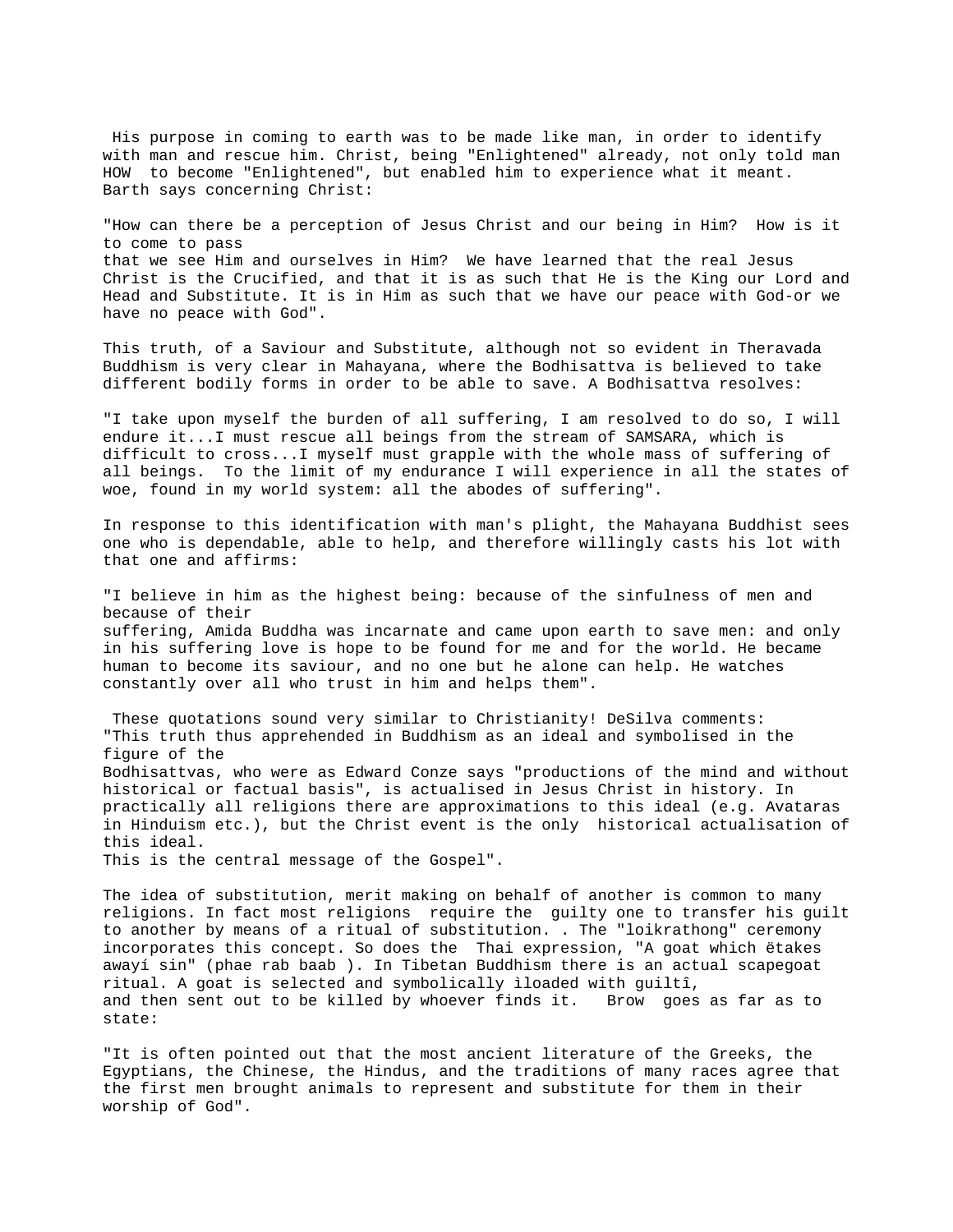His purpose in coming to earth was to be made like man, in order to identify with man and rescue him. Christ, being "Enlightened" already, not only told man HOW to become "Enlightened", but enabled him to experience what it meant. Barth says concerning Christ:

"How can there be a perception of Jesus Christ and our being in Him? How is it to come to pass that we see Him and ourselves in Him? We have learned that the real Jesus Christ is the Crucified, and that it is as such that He is the King our Lord and Head and Substitute. It is in Him as such that we have our peace with God-or we have no peace with God".

This truth, of a Saviour and Substitute, although not so evident in Theravada Buddhism is very clear in Mahayana, where the Bodhisattva is believed to take different bodily forms in order to be able to save. A Bodhisattva resolves:

"I take upon myself the burden of all suffering, I am resolved to do so, I will endure it...I must rescue all beings from the stream of SAMSARA, which is difficult to cross...I myself must grapple with the whole mass of suffering of all beings. To the limit of my endurance I will experience in all the states of woe, found in my world system: all the abodes of suffering".

In response to this identification with man's plight, the Mahayana Buddhist sees one who is dependable, able to help, and therefore willingly casts his lot with that one and affirms:

"I believe in him as the highest being: because of the sinfulness of men and because of their suffering, Amida Buddha was incarnate and came upon earth to save men: and only in his suffering love is hope to be found for me and for the world. He became human to become its saviour, and no one but he alone can help. He watches constantly over all who trust in him and helps them".

These quotations sound very similar to Christianity! DeSilva comments: "This truth thus apprehended in Buddhism as an ideal and symbolised in the figure of the Bodhisattvas, who were as Edward Conze says "productions of the mind and without historical or factual basis", is actualised in Jesus Christ in history. In practically all religions there are approximations to this ideal (e.g. Avataras in Hinduism etc.), but the Christ event is the only historical actualisation of this ideal.
This is the central message of the Gospel".

The idea of substitution, merit making on behalf of another is common to many religions. In fact most religions require the guilty one to transfer his guilt to another by means of a ritual of substitution. . The "loikrathong" ceremony incorporates this concept. So does the Thai expression, "A goat which ëtakes awayí sin" (phae rab baab ). In Tibetan Buddhism there is an actual scapegoat ritual. A goat is selected and symbolically iloaded with guiltî, and then sent out to be killed by whoever finds it. Brow goes as far as to state:

"It is often pointed out that the most ancient literature of the Greeks, the Egyptians, the Chinese, the Hindus, and the traditions of many races agree that the first men brought animals to represent and substitute for them in their worship of God".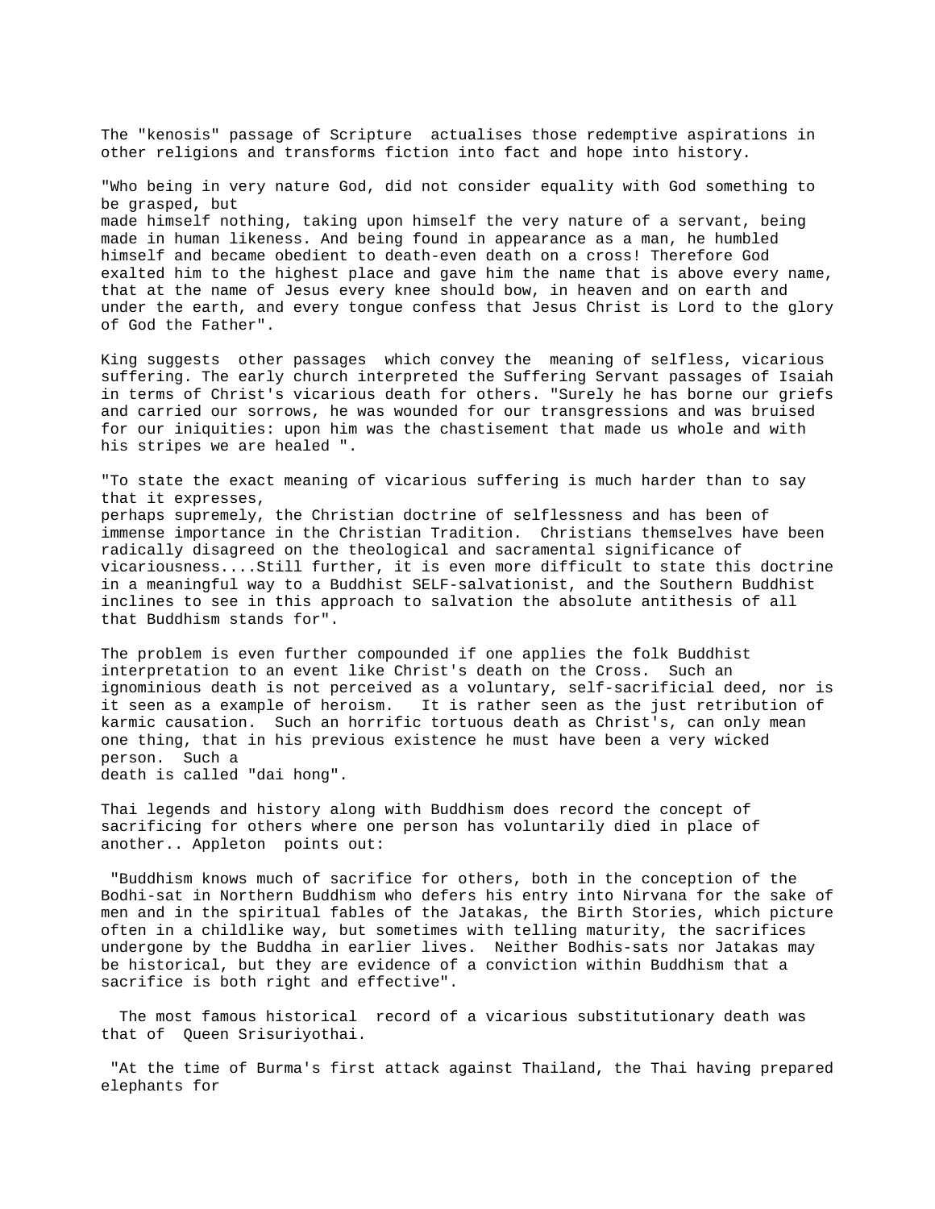The "kenosis" passage of Scripture actualises those redemptive aspirations in other religions and transforms fiction into fact and hope into history.

"Who being in very nature God, did not consider equality with God something to be grasped, but
made himself nothing, taking upon himself the very nature of a servant, being made in human likeness. And being found in appearance as a man, he humbled himself and became obedient to death-even death on a cross! Therefore God exalted him to the highest place and gave him the name that is above every name, that at the name of Jesus every knee should bow, in heaven and on earth and under the earth, and every tongue confess that Jesus Christ is Lord to the glory of God the Father".

King suggests other passages which convey the meaning of selfless, vicarious suffering. The early church interpreted the Suffering Servant passages of Isaiah in terms of Christ's vicarious death for others. "Surely he has borne our griefs and carried our sorrows, he was wounded for our transgressions and was bruised for our iniquities: upon him was the chastisement that made us whole and with his stripes we are healed ".

"To state the exact meaning of vicarious suffering is much harder than to say that it expresses,
perhaps supremely, the Christian doctrine of selflessness and has been of immense importance in the Christian Tradition. Christians themselves have been radically disagreed on the theological and sacramental significance of vicariousness....Still further, it is even more difficult to state this doctrine in a meaningful way to a Buddhist SELF-salvationist, and the Southern Buddhist inclines to see in this approach to salvation the absolute antithesis of all that Buddhism stands for".

The problem is even further compounded if one applies the folk Buddhist interpretation to an event like Christ's death on the Cross. Such an ignominious death is not perceived as a voluntary, self-sacrificial deed, nor is it seen as a example of heroism. It is rather seen as the just retribution of karmic causation. Such an horrific tortuous death as Christ's, can only mean one thing, that in his previous existence he must have been a very wicked person. Such a
death is called "dai hong".

Thai legends and history along with Buddhism does record the concept of sacrificing for others where one person has voluntarily died in place of another.. Appleton points out:

"Buddhism knows much of sacrifice for others, both in the conception of the Bodhi-sat in Northern Buddhism who defers his entry into Nirvana for the sake of men and in the spiritual fables of the Jatakas, the Birth Stories, which picture often in a childlike way, but sometimes with telling maturity, the sacrifices undergone by the Buddha in earlier lives. Neither Bodhis-sats nor Jatakas may be historical, but they are evidence of a conviction within Buddhism that a sacrifice is both right and effective".

The most famous historical record of a vicarious substitutionary death was that of Queen Srisuriyothai.

"At the time of Burma's first attack against Thailand, the Thai having prepared elephants for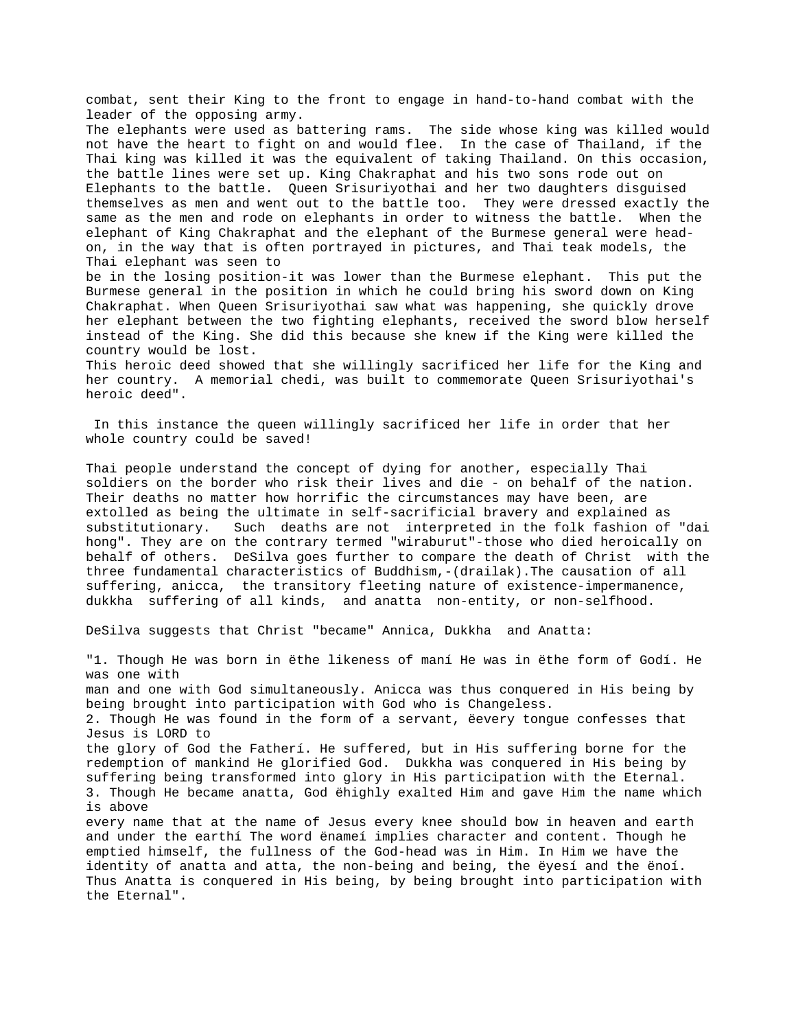combat, sent their King to the front to engage in hand-to-hand combat with the leader of the opposing army.

The elephants were used as battering rams. The side whose king was killed would not have the heart to fight on and would flee. In the case of Thailand, if the Thai king was killed it was the equivalent of taking Thailand. On this occasion, the battle lines were set up. King Chakraphat and his two sons rode out on Elephants to the battle. Queen Srisuriyothai and her two daughters disguised themselves as men and went out to the battle too. They were dressed exactly the same as the men and rode on elephants in order to witness the battle. When the elephant of King Chakraphat and the elephant of the Burmese general were head-on, in the way that is often portrayed in pictures, and Thai teak models, the Thai elephant was seen to be in the losing position-it was lower than the Burmese elephant. This put the Burmese general in the position in which he could bring his sword down on King Chakraphat. When Queen Srisuriyothai saw what was happening, she quickly drove her elephant between the two fighting elephants, received the sword blow herself instead of the King. She did this because she knew if the King were killed the country would be lost.

This heroic deed showed that she willingly sacrificed her life for the King and her country. A memorial chedi, was built to commemorate Queen Srisuriyothai's heroic deed".

In this instance the queen willingly sacrificed her life in order that her whole country could be saved!

Thai people understand the concept of dying for another, especially Thai soldiers on the border who risk their lives and die - on behalf of the nation. Their deaths no matter how horrific the circumstances may have been, are extolled as being the ultimate in self-sacrificial bravery and explained as substitutionary. Such deaths are not interpreted in the folk fashion of "dai hong". They are on the contrary termed "wiraburut"-those who died heroically on behalf of others. DeSilva goes further to compare the death of Christ with the three fundamental characteristics of Buddhism,-(drailak).The causation of all suffering, anicca, the transitory fleeting nature of existence-impermanence, dukkha suffering of all kinds, and anatta non-entity, or non-selfhood.

DeSilva suggests that Christ "became" Annica, Dukkha and Anatta:

"1. Though He was born in ëthe likeness of maní He was in ëthe form of Godí. He was one with man and one with God simultaneously. Anicca was thus conquered in His being by being brought into participation with God who is Changeless.

2. Though He was found in the form of a servant, ëevery tongue confesses that Jesus is LORD to the glory of God the Fatherí. He suffered, but in His suffering borne for the redemption of mankind He glorified God. Dukkha was conquered in His being by suffering being transformed into glory in His participation with the Eternal.

3. Though He became anatta, God ëhighly exalted Him and gave Him the name which is above every name that at the name of Jesus every knee should bow in heaven and earth and under the earthí The word ënameí implies character and content. Though he emptied himself, the fullness of the God-head was in Him. In Him we have the identity of anatta and atta, the non-being and being, the ëyesí and the ënoí. Thus Anatta is conquered in His being, by being brought into participation with the Eternal".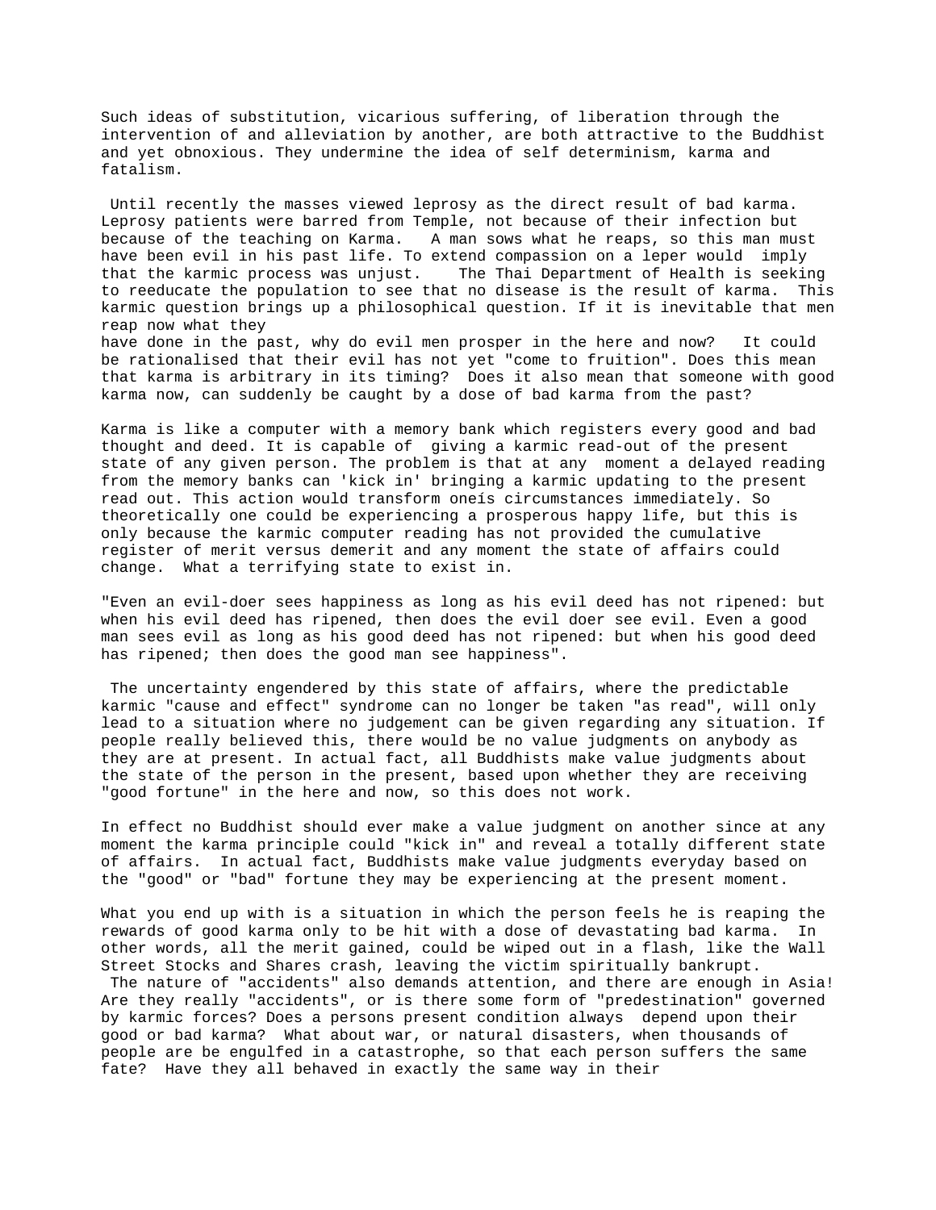Such ideas of substitution, vicarious suffering, of liberation through the intervention of and alleviation by another, are both attractive to the Buddhist and yet obnoxious. They undermine the idea of self determinism, karma and fatalism.

Until recently the masses viewed leprosy as the direct result of bad karma. Leprosy patients were barred from Temple, not because of their infection but because of the teaching on Karma. A man sows what he reaps, so this man must have been evil in his past life. To extend compassion on a leper would imply that the karmic process was unjust. The Thai Department of Health is seeking to reeducate the population to see that no disease is the result of karma. This karmic question brings up a philosophical question. If it is inevitable that men reap now what they have done in the past, why do evil men prosper in the here and now? It could be rationalised that their evil has not yet "come to fruition". Does this mean that karma is arbitrary in its timing? Does it also mean that someone with good karma now, can suddenly be caught by a dose of bad karma from the past?

Karma is like a computer with a memory bank which registers every good and bad thought and deed. It is capable of giving a karmic read-out of the present state of any given person. The problem is that at any moment a delayed reading from the memory banks can 'kick in' bringing a karmic updating to the present read out. This action would transform oneís circumstances immediately. So theoretically one could be experiencing a prosperous happy life, but this is only because the karmic computer reading has not provided the cumulative register of merit versus demerit and any moment the state of affairs could change. What a terrifying state to exist in.

"Even an evil-doer sees happiness as long as his evil deed has not ripened: but when his evil deed has ripened, then does the evil doer see evil. Even a good man sees evil as long as his good deed has not ripened: but when his good deed has ripened; then does the good man see happiness".

The uncertainty engendered by this state of affairs, where the predictable karmic "cause and effect" syndrome can no longer be taken "as read", will only lead to a situation where no judgement can be given regarding any situation. If people really believed this, there would be no value judgments on anybody as they are at present. In actual fact, all Buddhists make value judgments about the state of the person in the present, based upon whether they are receiving "good fortune" in the here and now, so this does not work.

In effect no Buddhist should ever make a value judgment on another since at any moment the karma principle could "kick in" and reveal a totally different state of affairs. In actual fact, Buddhists make value judgments everyday based on the "good" or "bad" fortune they may be experiencing at the present moment.

What you end up with is a situation in which the person feels he is reaping the rewards of good karma only to be hit with a dose of devastating bad karma. In other words, all the merit gained, could be wiped out in a flash, like the Wall Street Stocks and Shares crash, leaving the victim spiritually bankrupt.

The nature of "accidents" also demands attention, and there are enough in Asia! Are they really "accidents", or is there some form of "predestination" governed by karmic forces? Does a persons present condition always depend upon their good or bad karma? What about war, or natural disasters, when thousands of people are be engulfed in a catastrophe, so that each person suffers the same fate? Have they all behaved in exactly the same way in their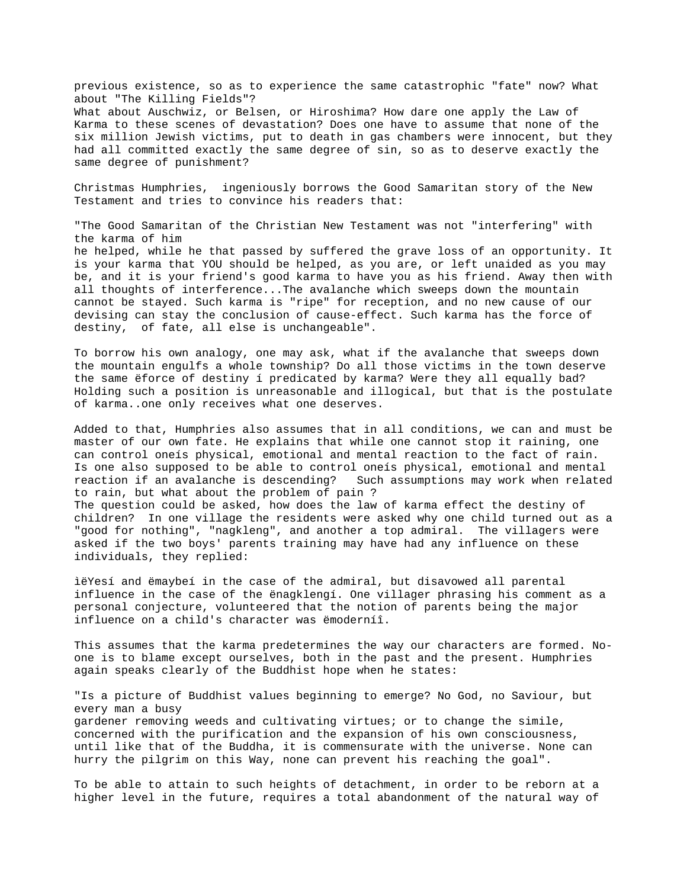previous existence, so as to experience the same catastrophic "fate" now? What about "The Killing Fields"?
What about Auschwiz, or Belsen, or Hiroshima? How dare one apply the Law of Karma to these scenes of devastation? Does one have to assume that none of the six million Jewish victims, put to death in gas chambers were innocent, but they had all committed exactly the same degree of sin, so as to deserve exactly the same degree of punishment?

Christmas Humphries, ingeniously borrows the Good Samaritan story of the New Testament and tries to convince his readers that:

"The Good Samaritan of the Christian New Testament was not "interfering" with the karma of him
he helped, while he that passed by suffered the grave loss of an opportunity. It is your karma that YOU should be helped, as you are, or left unaided as you may be, and it is your friend's good karma to have you as his friend. Away then with all thoughts of interference...The avalanche which sweeps down the mountain cannot be stayed. Such karma is "ripe" for reception, and no new cause of our devising can stay the conclusion of cause-effect. Such karma has the force of destiny, of fate, all else is unchangeable".

To borrow his own analogy, one may ask, what if the avalanche that sweeps down the mountain engulfs a whole township? Do all those victims in the town deserve the same ëforce of destiny í predicated by karma? Were they all equally bad? Holding such a position is unreasonable and illogical, but that is the postulate of karma..one only receives what one deserves.

Added to that, Humphries also assumes that in all conditions, we can and must be master of our own fate. He explains that while one cannot stop it raining, one can control oneís physical, emotional and mental reaction to the fact of rain. Is one also supposed to be able to control oneís physical, emotional and mental reaction if an avalanche is descending? Such assumptions may work when related to rain, but what about the problem of pain ?
The question could be asked, how does the law of karma effect the destiny of children? In one village the residents were asked why one child turned out as a "good for nothing", "nagkleng", and another a top admiral. The villagers were asked if the two boys' parents training may have had any influence on these individuals, they replied:

ìëYesí and ëmaybeí in the case of the admiral, but disavowed all parental influence in the case of the ënagklengí. One villager phrasing his comment as a personal conjecture, volunteered that the notion of parents being the major influence on a child's character was ëmoderníî.

This assumes that the karma predetermines the way our characters are formed. No-one is to blame except ourselves, both in the past and the present. Humphries again speaks clearly of the Buddhist hope when he states:

"Is a picture of Buddhist values beginning to emerge? No God, no Saviour, but every man a busy
gardener removing weeds and cultivating virtues; or to change the simile, concerned with the purification and the expansion of his own consciousness, until like that of the Buddha, it is commensurate with the universe. None can hurry the pilgrim on this Way, none can prevent his reaching the goal".

To be able to attain to such heights of detachment, in order to be reborn at a higher level in the future, requires a total abandonment of the natural way of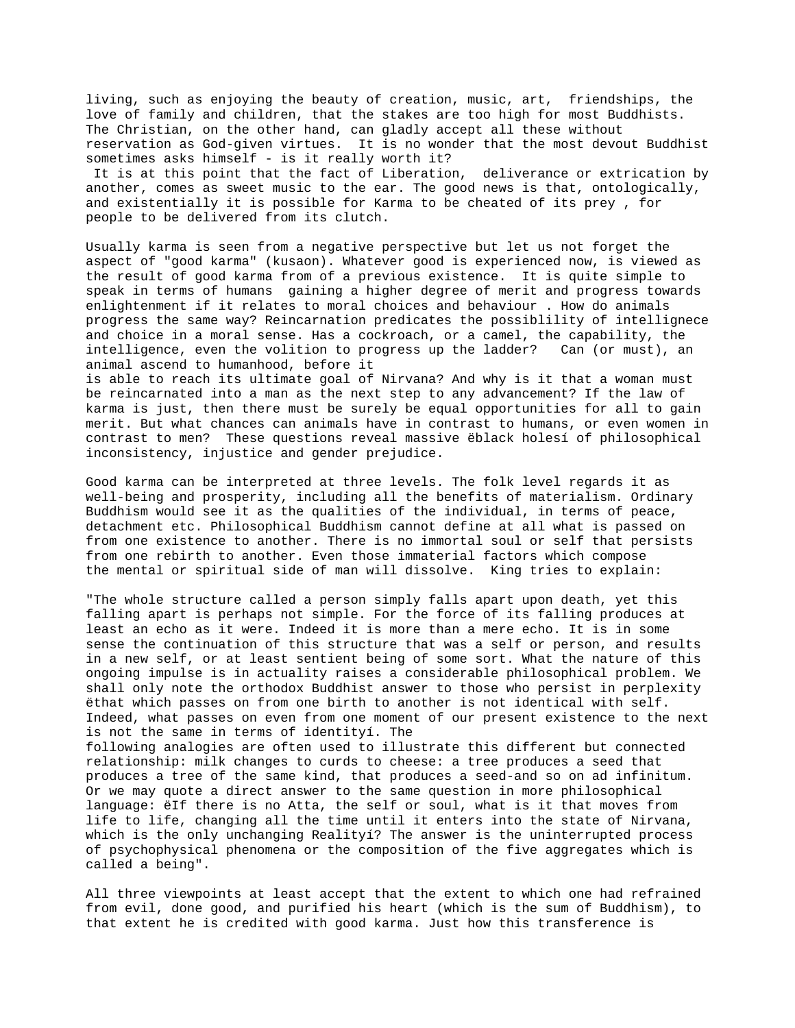living, such as enjoying the beauty of creation, music, art, friendships, the love of family and children, that the stakes are too high for most Buddhists. The Christian, on the other hand, can gladly accept all these without reservation as God-given virtues. It is no wonder that the most devout Buddhist sometimes asks himself - is it really worth it?

It is at this point that the fact of Liberation, deliverance or extrication by another, comes as sweet music to the ear. The good news is that, ontologically, and existentially it is possible for Karma to be cheated of its prey , for people to be delivered from its clutch.

Usually karma is seen from a negative perspective but let us not forget the aspect of "good karma" (kusaon). Whatever good is experienced now, is viewed as the result of good karma from of a previous existence. It is quite simple to speak in terms of humans gaining a higher degree of merit and progress towards enlightenment if it relates to moral choices and behaviour . How do animals progress the same way? Reincarnation predicates the possiblility of intellignece and choice in a moral sense. Has a cockroach, or a camel, the capability, the intelligence, even the volition to progress up the ladder? Can (or must), an animal ascend to humanhood, before it is able to reach its ultimate goal of Nirvana? And why is it that a woman must be reincarnated into a man as the next step to any advancement? If the law of karma is just, then there must be surely be equal opportunities for all to gain merit. But what chances can animals have in contrast to humans, or even women in contrast to men? These questions reveal massive ëblack holesí of philosophical inconsistency, injustice and gender prejudice.

Good karma can be interpreted at three levels. The folk level regards it as well-being and prosperity, including all the benefits of materialism. Ordinary Buddhism would see it as the qualities of the individual, in terms of peace, detachment etc. Philosophical Buddhism cannot define at all what is passed on from one existence to another. There is no immortal soul or self that persists from one rebirth to another. Even those immaterial factors which compose the mental or spiritual side of man will dissolve. King tries to explain:

"The whole structure called a person simply falls apart upon death, yet this falling apart is perhaps not simple. For the force of its falling produces at least an echo as it were. Indeed it is more than a mere echo. It is in some sense the continuation of this structure that was a self or person, and results in a new self, or at least sentient being of some sort. What the nature of this ongoing impulse is in actuality raises a considerable philosophical problem. We shall only note the orthodox Buddhist answer to those who persist in perplexity ëthat which passes on from one birth to another is not identical with self. Indeed, what passes on even from one moment of our present existence to the next is not the same in terms of identityí. The following analogies are often used to illustrate this different but connected relationship: milk changes to curds to cheese: a tree produces a seed that produces a tree of the same kind, that produces a seed-and so on ad infinitum. Or we may quote a direct answer to the same question in more philosophical language: ëIf there is no Atta, the self or soul, what is it that moves from life to life, changing all the time until it enters into the state of Nirvana, which is the only unchanging Realityí? The answer is the uninterrupted process of psychophysical phenomena or the composition of the five aggregates which is called a being".

All three viewpoints at least accept that the extent to which one had refrained from evil, done good, and purified his heart (which is the sum of Buddhism), to that extent he is credited with good karma. Just how this transference is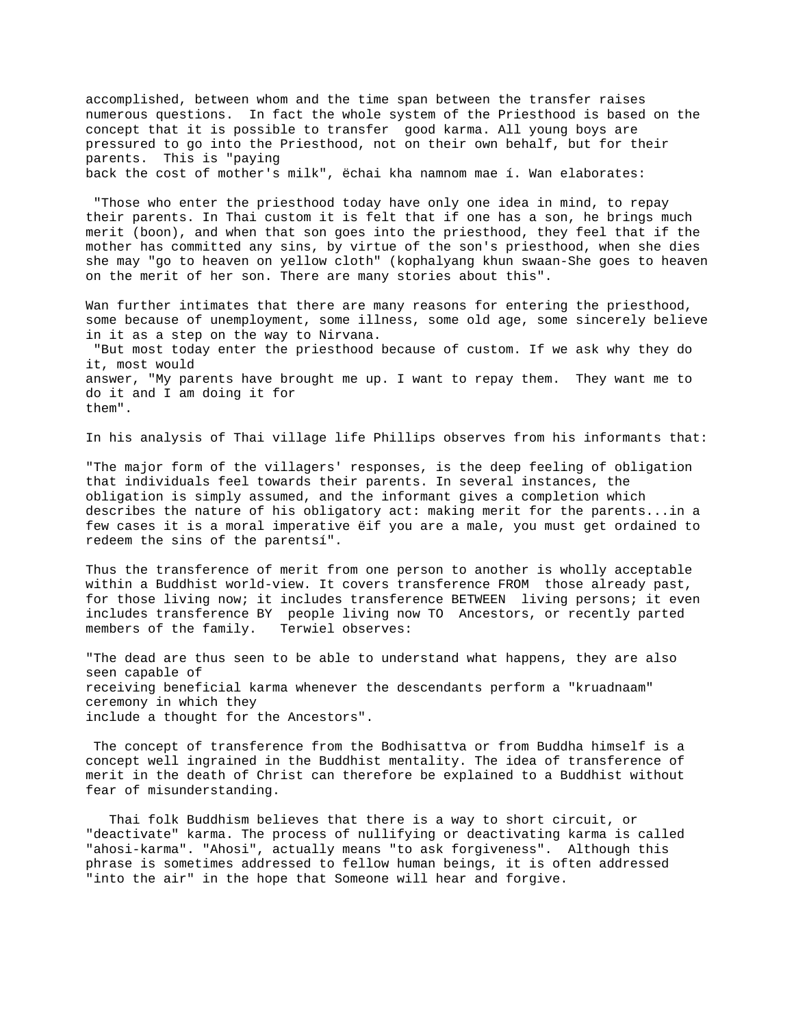accomplished, between whom and the time span between the transfer raises numerous questions. In fact the whole system of the Priesthood is based on the concept that it is possible to transfer good karma. All young boys are pressured to go into the Priesthood, not on their own behalf, but for their parents. This is "paying back the cost of mother's milk", ëchai kha namnom mae í. Wan elaborates:

"Those who enter the priesthood today have only one idea in mind, to repay their parents. In Thai custom it is felt that if one has a son, he brings much merit (boon), and when that son goes into the priesthood, they feel that if the mother has committed any sins, by virtue of the son's priesthood, when she dies she may "go to heaven on yellow cloth" (kophalyang khun swaan-She goes to heaven on the merit of her son. There are many stories about this".

Wan further intimates that there are many reasons for entering the priesthood, some because of unemployment, some illness, some old age, some sincerely believe in it as a step on the way to Nirvana.

"But most today enter the priesthood because of custom. If we ask why they do it, most would answer, "My parents have brought me up. I want to repay them. They want me to do it and I am doing it for them".

In his analysis of Thai village life Phillips observes from his informants that:

"The major form of the villagers' responses, is the deep feeling of obligation that individuals feel towards their parents. In several instances, the obligation is simply assumed, and the informant gives a completion which describes the nature of his obligatory act: making merit for the parents...in a few cases it is a moral imperative ëif you are a male, you must get ordained to redeem the sins of the parentsí".

Thus the transference of merit from one person to another is wholly acceptable within a Buddhist world-view. It covers transference FROM those already past, for those living now; it includes transference BETWEEN living persons; it even includes transference BY people living now TO Ancestors, or recently parted members of the family. Terwiel observes:

"The dead are thus seen to be able to understand what happens, they are also seen capable of receiving beneficial karma whenever the descendants perform a "kruadnaam" ceremony in which they include a thought for the Ancestors".

The concept of transference from the Bodhisattva or from Buddha himself is a concept well ingrained in the Buddhist mentality. The idea of transference of merit in the death of Christ can therefore be explained to a Buddhist without fear of misunderstanding.

Thai folk Buddhism believes that there is a way to short circuit, or "deactivate" karma. The process of nullifying or deactivating karma is called "ahosi-karma". "Ahosi", actually means "to ask forgiveness". Although this phrase is sometimes addressed to fellow human beings, it is often addressed "into the air" in the hope that Someone will hear and forgive.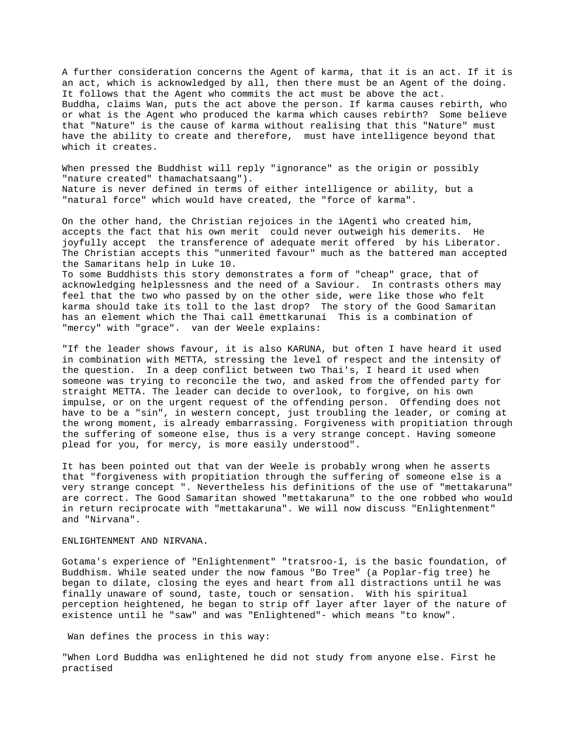A further consideration concerns the Agent of karma, that it is an act. If it is an act, which is acknowledged by all, then there must be an Agent of the doing. It follows that the Agent who commits the act must be above the act. Buddha, claims Wan, puts the act above the person. If karma causes rebirth, who or what is the Agent who produced the karma which causes rebirth? Some believe that "Nature" is the cause of karma without realising that this "Nature" must have the ability to create and therefore, must have intelligence beyond that which it creates.

When pressed the Buddhist will reply "ignorance" as the origin or possibly "nature created" thamachatsaang"). Nature is never defined in terms of either intelligence or ability, but a "natural force" which would have created, the "force of karma".

On the other hand, the Christian rejoices in the ìAgentî who created him, accepts the fact that his own merit could never outweigh his demerits. He joyfully accept the transference of adequate merit offered by his Liberator. The Christian accepts this "unmerited favour" much as the battered man accepted the Samaritans help in Luke 10. To some Buddhists this story demonstrates a form of "cheap" grace, that of acknowledging helplessness and the need of a Saviour. In contrasts others may feel that the two who passed by on the other side, were like those who felt karma should take its toll to the last drop? The story of the Good Samaritan has an element which the Thai call ëmettkarunaí This is a combination of "mercy" with "grace". van der Weele explains:

"If the leader shows favour, it is also KARUNA, but often I have heard it used in combination with METTA, stressing the level of respect and the intensity of the question. In a deep conflict between two Thai's, I heard it used when someone was trying to reconcile the two, and asked from the offended party for straight METTA. The leader can decide to overlook, to forgive, on his own impulse, or on the urgent request of the offending person. Offending does not have to be a "sin", in western concept, just troubling the leader, or coming at the wrong moment, is already embarrassing. Forgiveness with propitiation through the suffering of someone else, thus is a very strange concept. Having someone plead for you, for mercy, is more easily understood".

It has been pointed out that van der Weele is probably wrong when he asserts that "forgiveness with propitiation through the suffering of someone else is a very strange concept ". Nevertheless his definitions of the use of "mettakaruna" are correct. The Good Samaritan showed "mettakaruna" to the one robbed who would in return reciprocate with "mettakaruna". We will now discuss "Enlightenment" and "Nirvana".

## ENLIGHTENMENT AND NIRVANA.

Gotama's experience of "Enlightenment" "tratsroo-î, is the basic foundation, of Buddhism. While seated under the now famous "Bo Tree" (a Poplar-fig tree) he began to dilate, closing the eyes and heart from all distractions until he was finally unaware of sound, taste, touch or sensation. With his spiritual perception heightened, he began to strip off layer after layer of the nature of existence until he "saw" and was "Enlightened"- which means "to know".

Wan defines the process in this way:

"When Lord Buddha was enlightened he did not study from anyone else. First he practised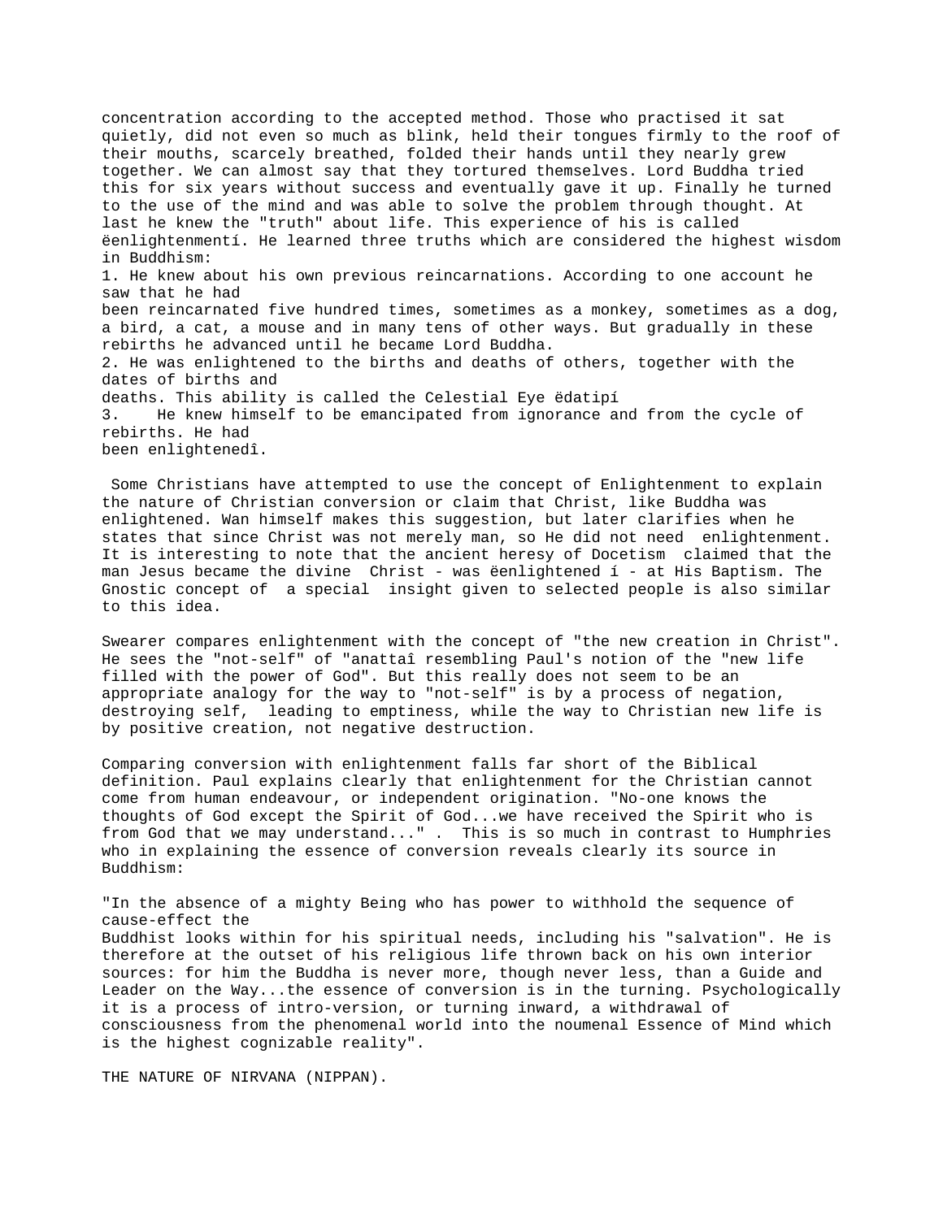concentration according to the accepted method. Those who practised it sat quietly, did not even so much as blink, held their tongues firmly to the roof of their mouths, scarcely breathed, folded their hands until they nearly grew together. We can almost say that they tortured themselves. Lord Buddha tried this for six years without success and eventually gave it up. Finally he turned to the use of the mind and was able to solve the problem through thought. At last he knew the "truth" about life. This experience of his is called ëenlightenmentí. He learned three truths which are considered the highest wisdom in Buddhism:

1. He knew about his own previous reincarnations. According to one account he saw that he had been reincarnated five hundred times, sometimes as a monkey, sometimes as a dog, a bird, a cat, a mouse and in many tens of other ways. But gradually in these rebirths he advanced until he became Lord Buddha.
2. He was enlightened to the births and deaths of others, together with the dates of births and deaths. This ability is called the Celestial Eye ëdatipí
3. He knew himself to be emancipated from ignorance and from the cycle of rebirths. He had been enlightenedî.

Some Christians have attempted to use the concept of Enlightenment to explain the nature of Christian conversion or claim that Christ, like Buddha was enlightened. Wan himself makes this suggestion, but later clarifies when he states that since Christ was not merely man, so He did not need enlightenment. It is interesting to note that the ancient heresy of Docetism claimed that the man Jesus became the divine Christ - was ëenlightened í - at His Baptism. The Gnostic concept of a special insight given to selected people is also similar to this idea.

Swearer compares enlightenment with the concept of "the new creation in Christ". He sees the "not-self" of "anattaî resembling Paul's notion of the "new life filled with the power of God". But this really does not seem to be an appropriate analogy for the way to "not-self" is by a process of negation, destroying self, leading to emptiness, while the way to Christian new life is by positive creation, not negative destruction.

Comparing conversion with enlightenment falls far short of the Biblical definition. Paul explains clearly that enlightenment for the Christian cannot come from human endeavour, or independent origination. "No-one knows the thoughts of God except the Spirit of God...we have received the Spirit who is from God that we may understand..." . This is so much in contrast to Humphries who in explaining the essence of conversion reveals clearly its source in Buddhism:

"In the absence of a mighty Being who has power to withhold the sequence of cause-effect the Buddhist looks within for his spiritual needs, including his "salvation". He is therefore at the outset of his religious life thrown back on his own interior sources: for him the Buddha is never more, though never less, than a Guide and Leader on the Way...the essence of conversion is in the turning. Psychologically it is a process of intro-version, or turning inward, a withdrawal of consciousness from the phenomenal world into the noumenal Essence of Mind which is the highest cognizable reality".

## THE NATURE OF NIRVANA (NIPPAN).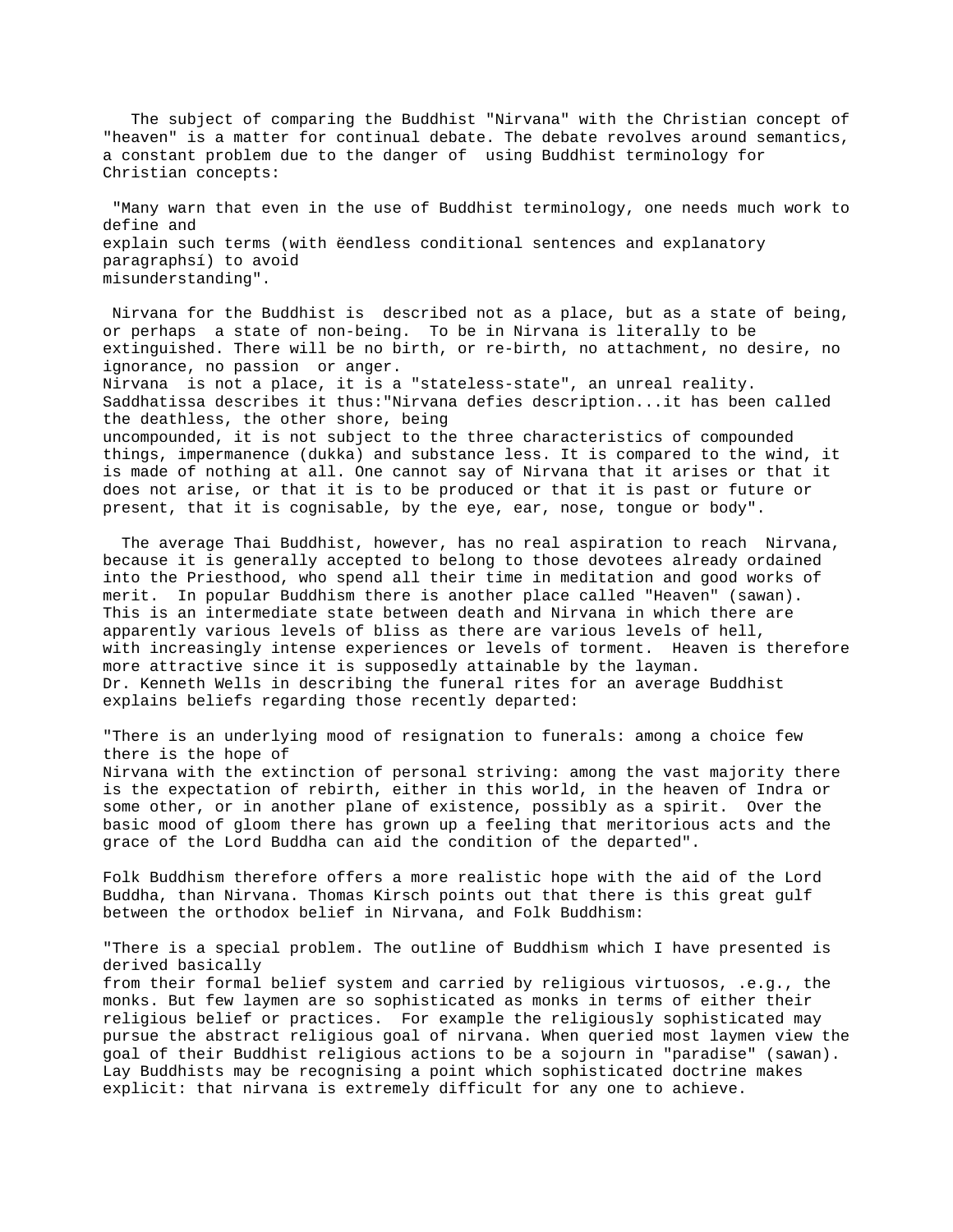The subject of comparing the Buddhist "Nirvana" with the Christian concept of "heaven" is a matter for continual debate. The debate revolves around semantics, a constant problem due to the danger of using Buddhist terminology for Christian concepts:

"Many warn that even in the use of Buddhist terminology, one needs much work to define and explain such terms (with ëendless conditional sentences and explanatory paragraphsí) to avoid misunderstanding".

Nirvana for the Buddhist is described not as a place, but as a state of being, or perhaps a state of non-being. To be in Nirvana is literally to be extinguished. There will be no birth, or re-birth, no attachment, no desire, no ignorance, no passion or anger.
Nirvana is not a place, it is a "stateless-state", an unreal reality. Saddhatissa describes it thus:"Nirvana defies description...it has been called the deathless, the other shore, being uncompounded, it is not subject to the three characteristics of compounded things, impermanence (dukka) and substance less. It is compared to the wind, it is made of nothing at all. One cannot say of Nirvana that it arises or that it does not arise, or that it is to be produced or that it is past or future or present, that it is cognisable, by the eye, ear, nose, tongue or body".

The average Thai Buddhist, however, has no real aspiration to reach Nirvana, because it is generally accepted to belong to those devotees already ordained into the Priesthood, who spend all their time in meditation and good works of merit. In popular Buddhism there is another place called "Heaven" (sawan). This is an intermediate state between death and Nirvana in which there are apparently various levels of bliss as there are various levels of hell, with increasingly intense experiences or levels of torment. Heaven is therefore more attractive since it is supposedly attainable by the layman.
Dr. Kenneth Wells in describing the funeral rites for an average Buddhist explains beliefs regarding those recently departed:

"There is an underlying mood of resignation to funerals: among a choice few there is the hope of Nirvana with the extinction of personal striving: among the vast majority there is the expectation of rebirth, either in this world, in the heaven of Indra or some other, or in another plane of existence, possibly as a spirit. Over the basic mood of gloom there has grown up a feeling that meritorious acts and the grace of the Lord Buddha can aid the condition of the departed".

Folk Buddhism therefore offers a more realistic hope with the aid of the Lord Buddha, than Nirvana. Thomas Kirsch points out that there is this great gulf between the orthodox belief in Nirvana, and Folk Buddhism:

"There is a special problem. The outline of Buddhism which I have presented is derived basically from their formal belief system and carried by religious virtuosos, .e.g., the monks. But few laymen are so sophisticated as monks in terms of either their religious belief or practices. For example the religiously sophisticated may pursue the abstract religious goal of nirvana. When queried most laymen view the goal of their Buddhist religious actions to be a sojourn in "paradise" (sawan). Lay Buddhists may be recognising a point which sophisticated doctrine makes explicit: that nirvana is extremely difficult for any one to achieve.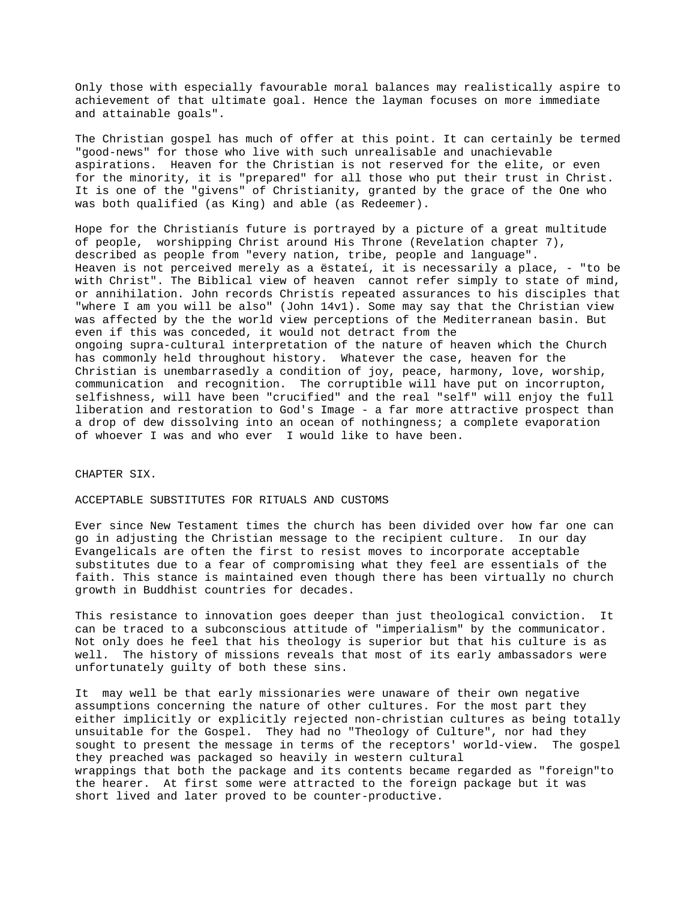Only those with especially favourable moral balances may realistically aspire to achievement of that ultimate goal. Hence the layman focuses on more immediate and attainable goals".

The Christian gospel has much of offer at this point. It can certainly be termed "good-news" for those who live with such unrealisable and unachievable aspirations. Heaven for the Christian is not reserved for the elite, or even for the minority, it is "prepared" for all those who put their trust in Christ. It is one of the "givens" of Christianity, granted by the grace of the One who was both qualified (as King) and able (as Redeemer).

Hope for the Christianís future is portrayed by a picture of a great multitude of people, worshipping Christ around His Throne (Revelation chapter 7), described as people from "every nation, tribe, people and language". Heaven is not perceived merely as a ëstateí, it is necessarily a place, - "to be with Christ". The Biblical view of heaven cannot refer simply to state of mind, or annihilation. John records Christís repeated assurances to his disciples that "where I am you will be also" (John 14v1). Some may say that the Christian view was affected by the the world view perceptions of the Mediterranean basin. But even if this was conceded, it would not detract from the ongoing supra-cultural interpretation of the nature of heaven which the Church has commonly held throughout history. Whatever the case, heaven for the Christian is unembarrasedly a condition of joy, peace, harmony, love, worship, communication and recognition. The corruptible will have put on incorrupton, selfishness, will have been "crucified" and the real "self" will enjoy the full liberation and restoration to God's Image - a far more attractive prospect than a drop of dew dissolving into an ocean of nothingness; a complete evaporation of whoever I was and who ever I would like to have been.

# CHAPTER SIX.

## ACCEPTABLE SUBSTITUTES FOR RITUALS AND CUSTOMS

Ever since New Testament times the church has been divided over how far one can go in adjusting the Christian message to the recipient culture. In our day Evangelicals are often the first to resist moves to incorporate acceptable substitutes due to a fear of compromising what they feel are essentials of the faith. This stance is maintained even though there has been virtually no church growth in Buddhist countries for decades.

This resistance to innovation goes deeper than just theological conviction. It can be traced to a subconscious attitude of "imperialism" by the communicator. Not only does he feel that his theology is superior but that his culture is as well. The history of missions reveals that most of its early ambassadors were unfortunately guilty of both these sins.

It may well be that early missionaries were unaware of their own negative assumptions concerning the nature of other cultures. For the most part they either implicitly or explicitly rejected non-christian cultures as being totally unsuitable for the Gospel. They had no "Theology of Culture", nor had they sought to present the message in terms of the receptors' world-view. The gospel they preached was packaged so heavily in western cultural wrappings that both the package and its contents became regarded as "foreign"to the hearer. At first some were attracted to the foreign package but it was short lived and later proved to be counter-productive.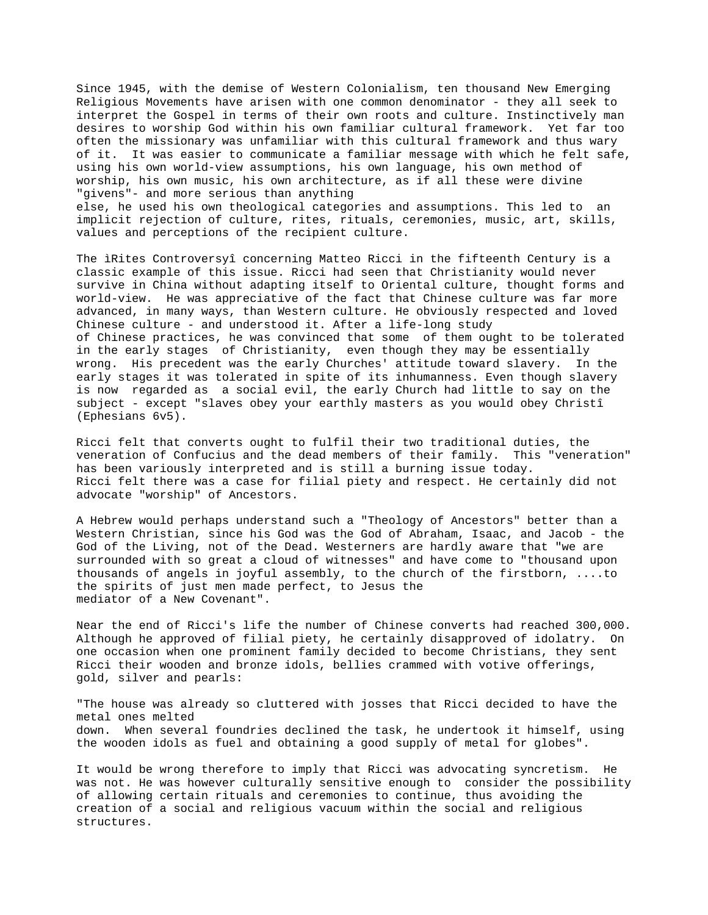Since 1945, with the demise of Western Colonialism, ten thousand New Emerging Religious Movements have arisen with one common denominator - they all seek to interpret the Gospel in terms of their own roots and culture. Instinctively man desires to worship God within his own familiar cultural framework. Yet far too often the missionary was unfamiliar with this cultural framework and thus wary of it. It was easier to communicate a familiar message with which he felt safe, using his own world-view assumptions, his own language, his own method of worship, his own music, his own architecture, as if all these were divine "givens"- and more serious than anything else, he used his own theological categories and assumptions. This led to an implicit rejection of culture, rites, rituals, ceremonies, music, art, skills, values and perceptions of the recipient culture.

The ìRites Controversyî concerning Matteo Ricci in the fifteenth Century is a classic example of this issue. Ricci had seen that Christianity would never survive in China without adapting itself to Oriental culture, thought forms and world-view. He was appreciative of the fact that Chinese culture was far more advanced, in many ways, than Western culture. He obviously respected and loved Chinese culture - and understood it. After a life-long study of Chinese practices, he was convinced that some of them ought to be tolerated in the early stages of Christianity, even though they may be essentially wrong. His precedent was the early Churches' attitude toward slavery. In the early stages it was tolerated in spite of its inhumanness. Even though slavery is now regarded as a social evil, the early Church had little to say on the subject - except "slaves obey your earthly masters as you would obey Christî (Ephesians 6v5).

Ricci felt that converts ought to fulfil their two traditional duties, the veneration of Confucius and the dead members of their family. This "veneration" has been variously interpreted and is still a burning issue today. Ricci felt there was a case for filial piety and respect. He certainly did not advocate "worship" of Ancestors.

A Hebrew would perhaps understand such a "Theology of Ancestors" better than a Western Christian, since his God was the God of Abraham, Isaac, and Jacob - the God of the Living, not of the Dead. Westerners are hardly aware that "we are surrounded with so great a cloud of witnesses" and have come to "thousand upon thousands of angels in joyful assembly, to the church of the firstborn, ....to the spirits of just men made perfect, to Jesus the mediator of a New Covenant".

Near the end of Ricci's life the number of Chinese converts had reached 300,000. Although he approved of filial piety, he certainly disapproved of idolatry. On one occasion when one prominent family decided to become Christians, they sent Ricci their wooden and bronze idols, bellies crammed with votive offerings, gold, silver and pearls:

"The house was already so cluttered with josses that Ricci decided to have the metal ones melted down. When several foundries declined the task, he undertook it himself, using the wooden idols as fuel and obtaining a good supply of metal for globes".

It would be wrong therefore to imply that Ricci was advocating syncretism. He was not. He was however culturally sensitive enough to consider the possibility of allowing certain rituals and ceremonies to continue, thus avoiding the creation of a social and religious vacuum within the social and religious structures.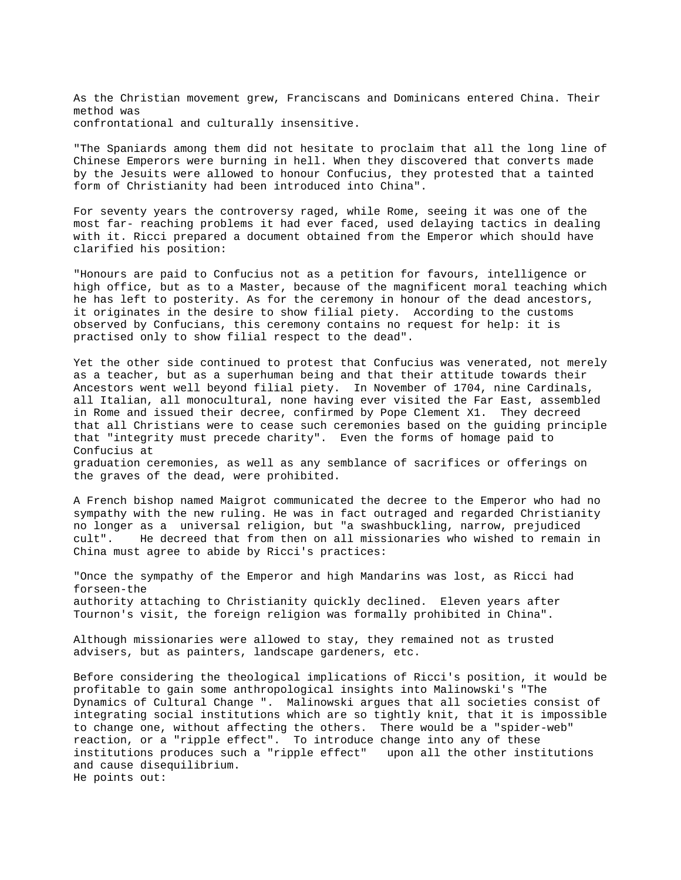As the Christian movement grew, Franciscans and Dominicans entered China. Their method was confrontational and culturally insensitive.

"The Spaniards among them did not hesitate to proclaim that all the long line of Chinese Emperors were burning in hell. When they discovered that converts made by the Jesuits were allowed to honour Confucius, they protested that a tainted form of Christianity had been introduced into China".

For seventy years the controversy raged, while Rome, seeing it was one of the most far- reaching problems it had ever faced, used delaying tactics in dealing with it. Ricci prepared a document obtained from the Emperor which should have clarified his position:

"Honours are paid to Confucius not as a petition for favours, intelligence or high office, but as to a Master, because of the magnificent moral teaching which he has left to posterity. As for the ceremony in honour of the dead ancestors, it originates in the desire to show filial piety. According to the customs observed by Confucians, this ceremony contains no request for help: it is practised only to show filial respect to the dead".

Yet the other side continued to protest that Confucius was venerated, not merely as a teacher, but as a superhuman being and that their attitude towards their Ancestors went well beyond filial piety. In November of 1704, nine Cardinals, all Italian, all monocultural, none having ever visited the Far East, assembled in Rome and issued their decree, confirmed by Pope Clement X1. They decreed that all Christians were to cease such ceremonies based on the guiding principle that "integrity must precede charity". Even the forms of homage paid to Confucius at graduation ceremonies, as well as any semblance of sacrifices or offerings on the graves of the dead, were prohibited.

A French bishop named Maigrot communicated the decree to the Emperor who had no sympathy with the new ruling. He was in fact outraged and regarded Christianity no longer as a universal religion, but "a swashbuckling, narrow, prejudiced cult". He decreed that from then on all missionaries who wished to remain in China must agree to abide by Ricci's practices:

"Once the sympathy of the Emperor and high Mandarins was lost, as Ricci had forseen-the authority attaching to Christianity quickly declined. Eleven years after Tournon's visit, the foreign religion was formally prohibited in China".

Although missionaries were allowed to stay, they remained not as trusted advisers, but as painters, landscape gardeners, etc.

Before considering the theological implications of Ricci's position, it would be profitable to gain some anthropological insights into Malinowski's "The Dynamics of Cultural Change ". Malinowski argues that all societies consist of integrating social institutions which are so tightly knit, that it is impossible to change one, without affecting the others. There would be a "spider-web" reaction, or a "ripple effect". To introduce change into any of these institutions produces such a "ripple effect" upon all the other institutions and cause disequilibrium.
He points out: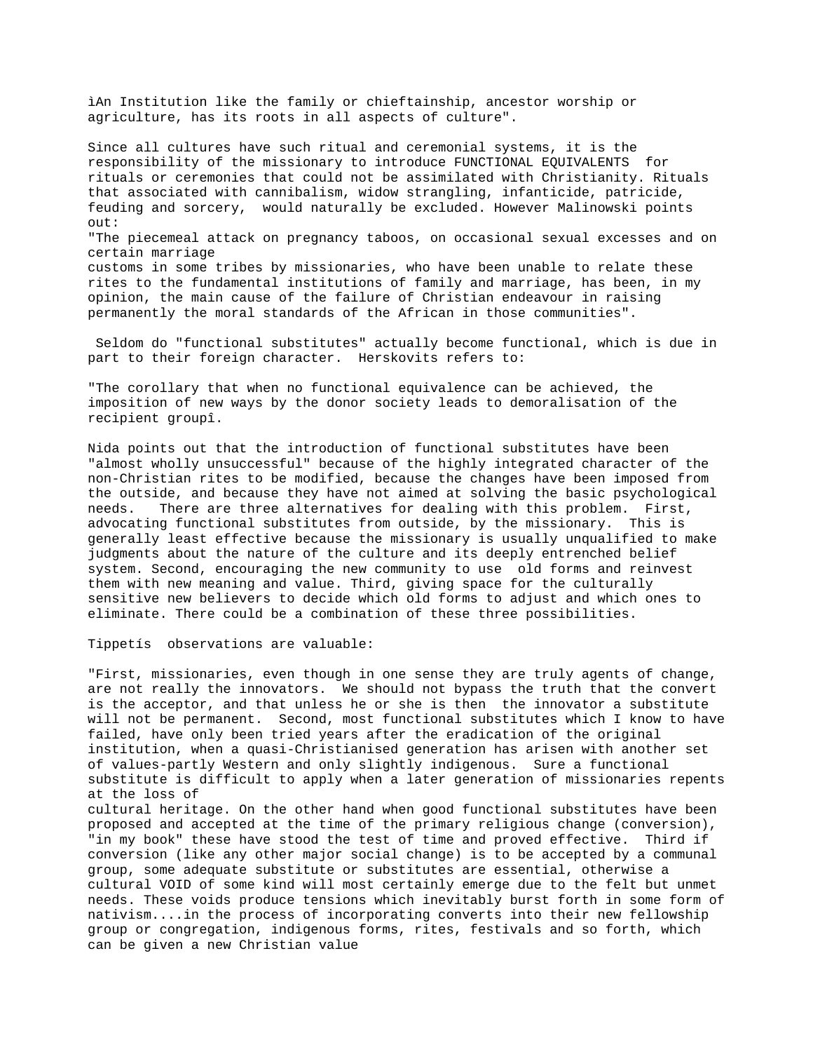ìAn Institution like the family or chieftainship, ancestor worship or agriculture, has its roots in all aspects of culture".

Since all cultures have such ritual and ceremonial systems, it is the responsibility of the missionary to introduce FUNCTIONAL EQUIVALENTS for rituals or ceremonies that could not be assimilated with Christianity. Rituals that associated with cannibalism, widow strangling, infanticide, patricide, feuding and sorcery, would naturally be excluded. However Malinowski points out:

"The piecemeal attack on pregnancy taboos, on occasional sexual excesses and on certain marriage customs in some tribes by missionaries, who have been unable to relate these rites to the fundamental institutions of family and marriage, has been, in my opinion, the main cause of the failure of Christian endeavour in raising permanently the moral standards of the African in those communities".

Seldom do "functional substitutes" actually become functional, which is due in part to their foreign character. Herskovits refers to:

"The corollary that when no functional equivalence can be achieved, the imposition of new ways by the donor society leads to demoralisation of the recipient groupî.

Nida points out that the introduction of functional substitutes have been "almost wholly unsuccessful" because of the highly integrated character of the non-Christian rites to be modified, because the changes have been imposed from the outside, and because they have not aimed at solving the basic psychological needs. There are three alternatives for dealing with this problem. First, advocating functional substitutes from outside, by the missionary. This is generally least effective because the missionary is usually unqualified to make judgments about the nature of the culture and its deeply entrenched belief system. Second, encouraging the new community to use old forms and reinvest them with new meaning and value. Third, giving space for the culturally sensitive new believers to decide which old forms to adjust and which ones to eliminate. There could be a combination of these three possibilities.

Tippetís observations are valuable:

"First, missionaries, even though in one sense they are truly agents of change, are not really the innovators. We should not bypass the truth that the convert is the acceptor, and that unless he or she is then the innovator a substitute will not be permanent. Second, most functional substitutes which I know to have failed, have only been tried years after the eradication of the original institution, when a quasi-Christianised generation has arisen with another set of values-partly Western and only slightly indigenous. Sure a functional substitute is difficult to apply when a later generation of missionaries repents at the loss of cultural heritage. On the other hand when good functional substitutes have been proposed and accepted at the time of the primary religious change (conversion), "in my book" these have stood the test of time and proved effective. Third if conversion (like any other major social change) is to be accepted by a communal group, some adequate substitute or substitutes are essential, otherwise a cultural VOID of some kind will most certainly emerge due to the felt but unmet needs. These voids produce tensions which inevitably burst forth in some form of nativism....in the process of incorporating converts into their new fellowship group or congregation, indigenous forms, rites, festivals and so forth, which can be given a new Christian value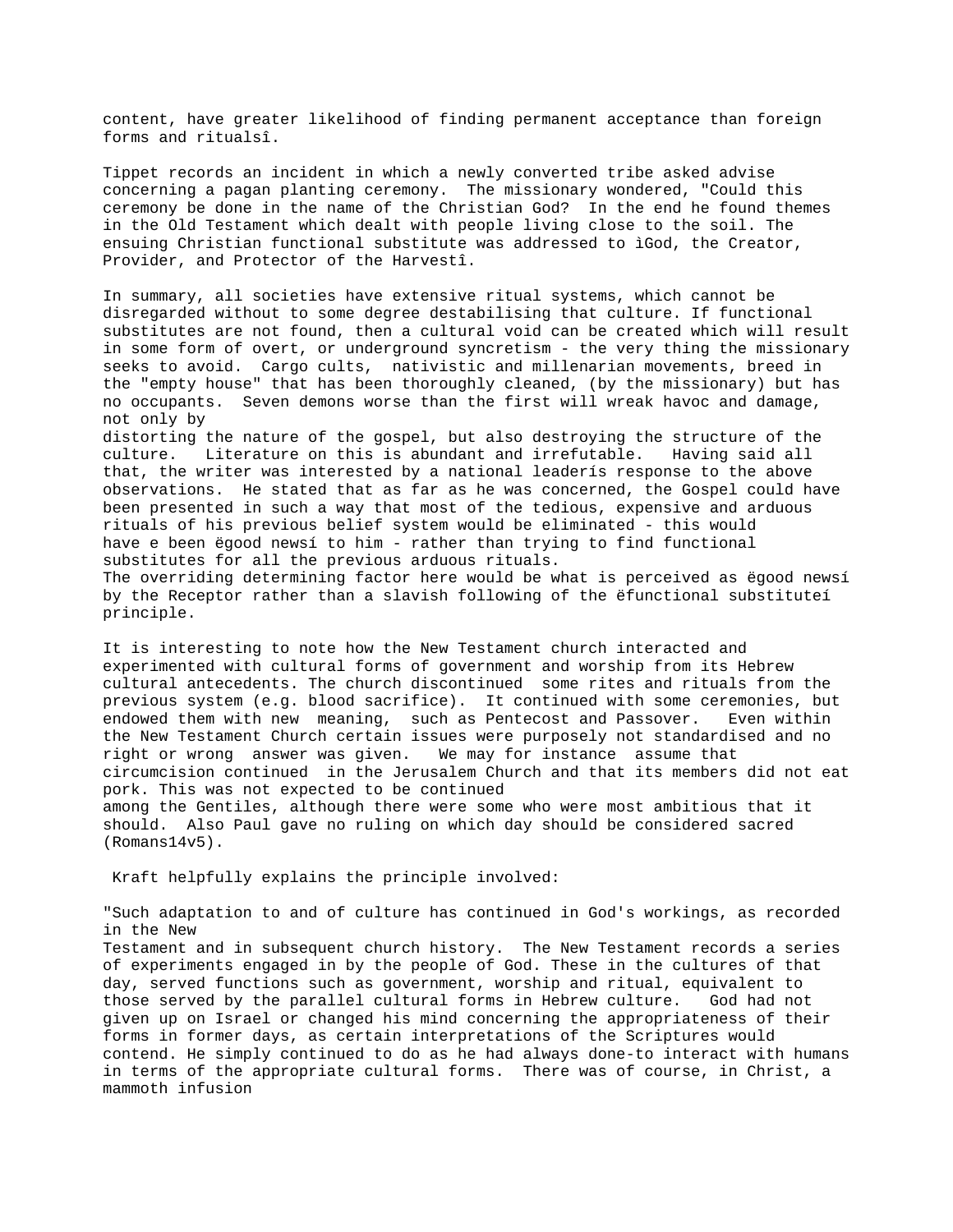content, have greater likelihood of finding permanent acceptance than foreign forms and ritualsî.

Tippet records an incident in which a newly converted tribe asked advise concerning a pagan planting ceremony. The missionary wondered, "Could this ceremony be done in the name of the Christian God? In the end he found themes in the Old Testament which dealt with people living close to the soil. The ensuing Christian functional substitute was addressed to ìGod, the Creator, Provider, and Protector of the Harvestî.

In summary, all societies have extensive ritual systems, which cannot be disregarded without to some degree destabilising that culture. If functional substitutes are not found, then a cultural void can be created which will result in some form of overt, or underground syncretism - the very thing the missionary seeks to avoid. Cargo cults, nativistic and millenarian movements, breed in the "empty house" that has been thoroughly cleaned, (by the missionary) but has no occupants. Seven demons worse than the first will wreak havoc and damage, not only by distorting the nature of the gospel, but also destroying the structure of the culture. Literature on this is abundant and irrefutable. Having said all that, the writer was interested by a national leaderís response to the above observations. He stated that as far as he was concerned, the Gospel could have been presented in such a way that most of the tedious, expensive and arduous rituals of his previous belief system would be eliminated - this would have e been ëgood newsí to him - rather than trying to find functional substitutes for all the previous arduous rituals.
The overriding determining factor here would be what is perceived as ëgood newsí by the Receptor rather than a slavish following of the ëfunctional substituteí principle.

It is interesting to note how the New Testament church interacted and experimented with cultural forms of government and worship from its Hebrew cultural antecedents. The church discontinued some rites and rituals from the previous system (e.g. blood sacrifice). It continued with some ceremonies, but endowed them with new meaning, such as Pentecost and Passover. Even within the New Testament Church certain issues were purposely not standardised and no right or wrong answer was given. We may for instance assume that circumcision continued in the Jerusalem Church and that its members did not eat pork. This was not expected to be continued among the Gentiles, although there were some who were most ambitious that it should. Also Paul gave no ruling on which day should be considered sacred (Romans14v5).

Kraft helpfully explains the principle involved:

"Such adaptation to and of culture has continued in God's workings, as recorded in the New Testament and in subsequent church history. The New Testament records a series of experiments engaged in by the people of God. These in the cultures of that day, served functions such as government, worship and ritual, equivalent to those served by the parallel cultural forms in Hebrew culture. God had not given up on Israel or changed his mind concerning the appropriateness of their forms in former days, as certain interpretations of the Scriptures would contend. He simply continued to do as he had always done-to interact with humans in terms of the appropriate cultural forms. There was of course, in Christ, a mammoth infusion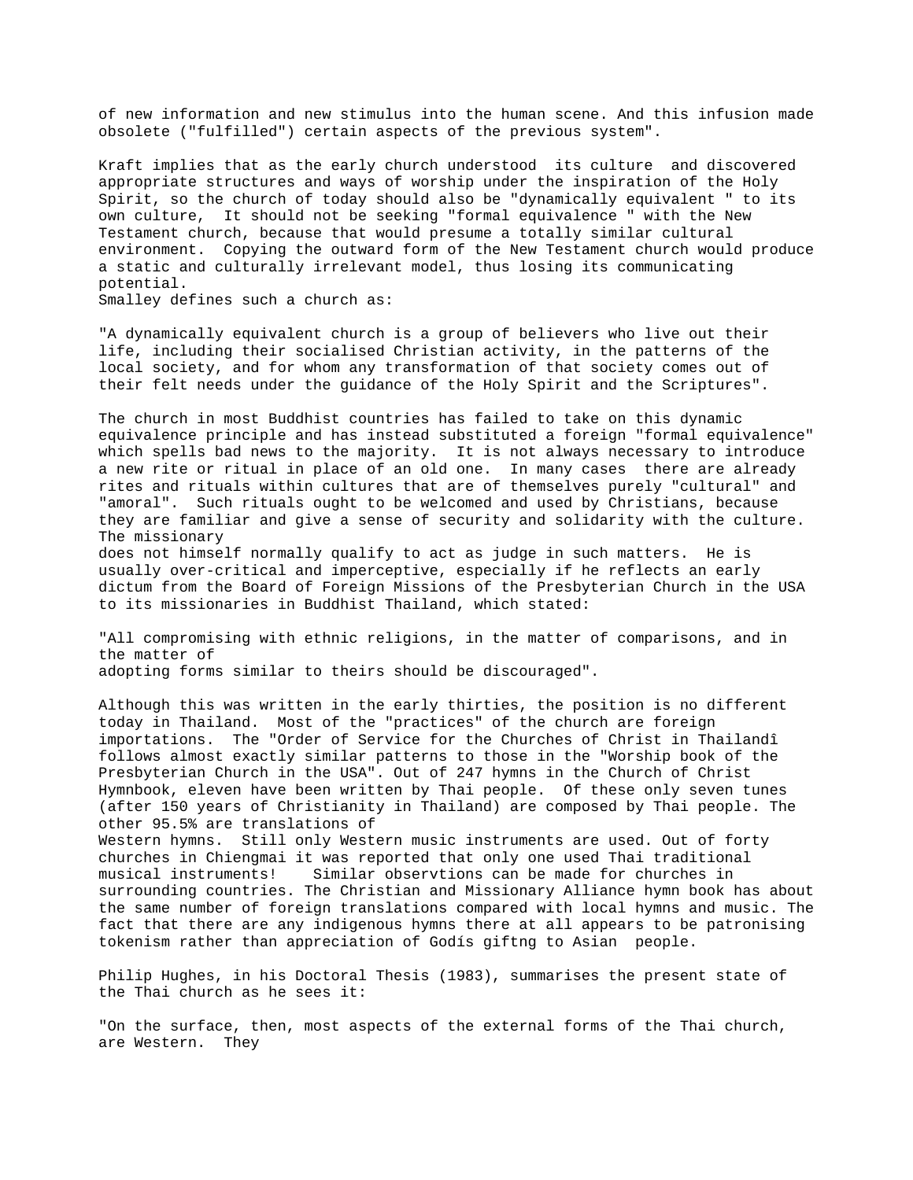of new information and new stimulus into the human scene. And this infusion made obsolete ("fulfilled") certain aspects of the previous system".

Kraft implies that as the early church understood its culture and discovered appropriate structures and ways of worship under the inspiration of the Holy Spirit, so the church of today should also be "dynamically equivalent " to its own culture, It should not be seeking "formal equivalence " with the New Testament church, because that would presume a totally similar cultural environment. Copying the outward form of the New Testament church would produce a static and culturally irrelevant model, thus losing its communicating potential.
Smalley defines such a church as:

"A dynamically equivalent church is a group of believers who live out their life, including their socialised Christian activity, in the patterns of the local society, and for whom any transformation of that society comes out of their felt needs under the guidance of the Holy Spirit and the Scriptures".

The church in most Buddhist countries has failed to take on this dynamic equivalence principle and has instead substituted a foreign "formal equivalence" which spells bad news to the majority. It is not always necessary to introduce a new rite or ritual in place of an old one. In many cases there are already rites and rituals within cultures that are of themselves purely "cultural" and "amoral". Such rituals ought to be welcomed and used by Christians, because they are familiar and give a sense of security and solidarity with the culture. The missionary
does not himself normally qualify to act as judge in such matters. He is usually over-critical and imperceptive, especially if he reflects an early dictum from the Board of Foreign Missions of the Presbyterian Church in the USA to its missionaries in Buddhist Thailand, which stated:

"All compromising with ethnic religions, in the matter of comparisons, and in the matter of
adopting forms similar to theirs should be discouraged".

Although this was written in the early thirties, the position is no different today in Thailand. Most of the "practices" of the church are foreign importations. The "Order of Service for the Churches of Christ in Thailandî follows almost exactly similar patterns to those in the "Worship book of the Presbyterian Church in the USA". Out of 247 hymns in the Church of Christ Hymnbook, eleven have been written by Thai people. Of these only seven tunes (after 150 years of Christianity in Thailand) are composed by Thai people. The other 95.5% are translations of
Western hymns. Still only Western music instruments are used. Out of forty churches in Chiengmai it was reported that only one used Thai traditional musical instruments! Similar observtions can be made for churches in surrounding countries. The Christian and Missionary Alliance hymn book has about the same number of foreign translations compared with local hymns and music. The fact that there are any indigenous hymns there at all appears to be patronising tokenism rather than appreciation of Godís giftng to Asian people.

Philip Hughes, in his Doctoral Thesis (1983), summarises the present state of the Thai church as he sees it:

"On the surface, then, most aspects of the external forms of the Thai church, are Western. They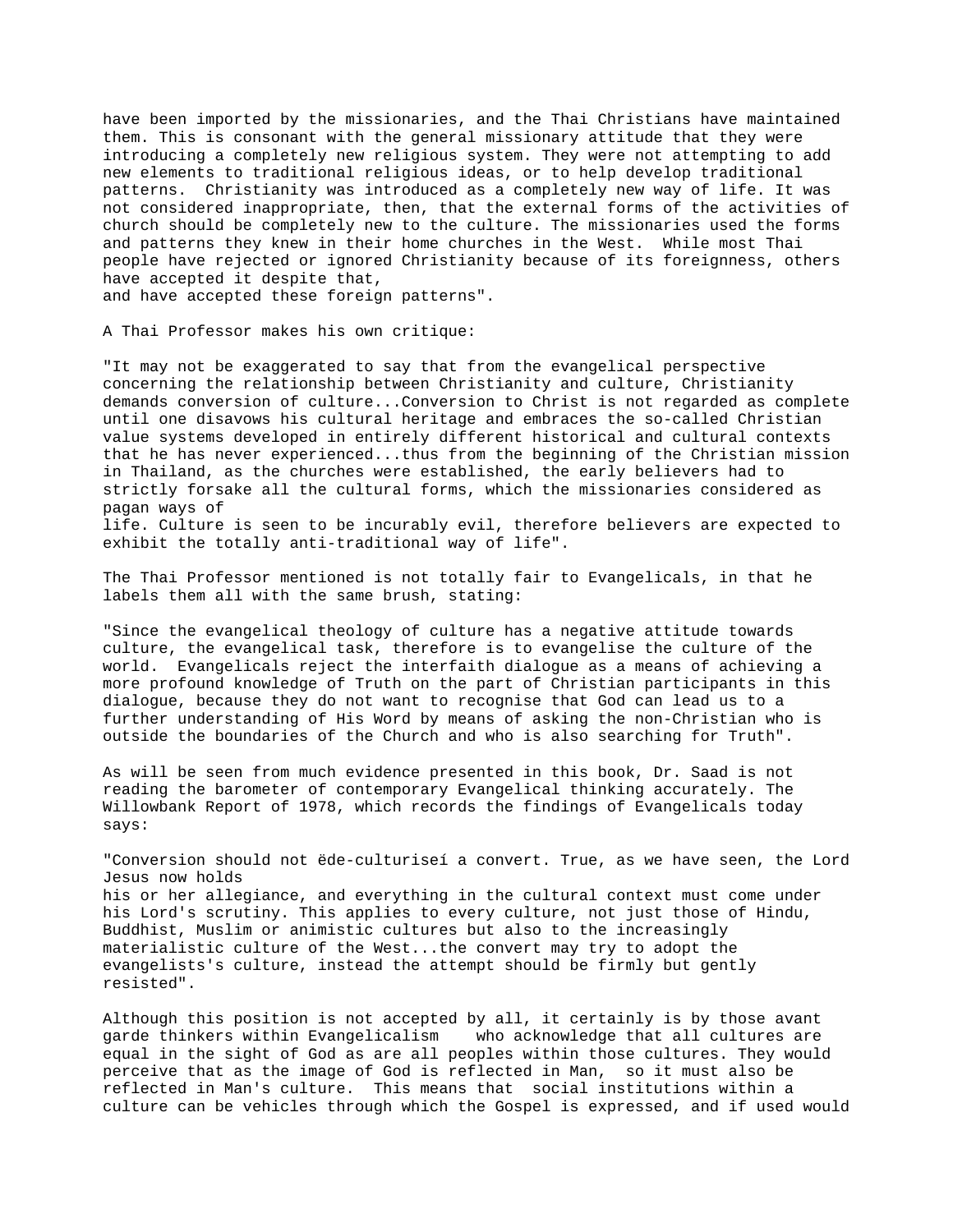have been imported by the missionaries, and the Thai Christians have maintained them. This is consonant with the general missionary attitude that they were introducing a completely new religious system. They were not attempting to add new elements to traditional religious ideas, or to help develop traditional patterns. Christianity was introduced as a completely new way of life. It was not considered inappropriate, then, that the external forms of the activities of church should be completely new to the culture. The missionaries used the forms and patterns they knew in their home churches in the West. While most Thai people have rejected or ignored Christianity because of its foreignness, others have accepted it despite that, and have accepted these foreign patterns".

A Thai Professor makes his own critique:

"It may not be exaggerated to say that from the evangelical perspective concerning the relationship between Christianity and culture, Christianity demands conversion of culture...Conversion to Christ is not regarded as complete until one disavows his cultural heritage and embraces the so-called Christian value systems developed in entirely different historical and cultural contexts that he has never experienced...thus from the beginning of the Christian mission in Thailand, as the churches were established, the early believers had to strictly forsake all the cultural forms, which the missionaries considered as pagan ways of life. Culture is seen to be incurably evil, therefore believers are expected to exhibit the totally anti-traditional way of life".

The Thai Professor mentioned is not totally fair to Evangelicals, in that he labels them all with the same brush, stating:

"Since the evangelical theology of culture has a negative attitude towards culture, the evangelical task, therefore is to evangelise the culture of the world. Evangelicals reject the interfaith dialogue as a means of achieving a more profound knowledge of Truth on the part of Christian participants in this dialogue, because they do not want to recognise that God can lead us to a further understanding of His Word by means of asking the non-Christian who is outside the boundaries of the Church and who is also searching for Truth".

As will be seen from much evidence presented in this book, Dr. Saad is not reading the barometer of contemporary Evangelical thinking accurately. The Willowbank Report of 1978, which records the findings of Evangelicals today says:

"Conversion should not ëde-culturiseí a convert. True, as we have seen, the Lord Jesus now holds his or her allegiance, and everything in the cultural context must come under his Lord's scrutiny. This applies to every culture, not just those of Hindu, Buddhist, Muslim or animistic cultures but also to the increasingly materialistic culture of the West...the convert may try to adopt the evangelists's culture, instead the attempt should be firmly but gently resisted".

Although this position is not accepted by all, it certainly is by those avant garde thinkers within Evangelicalism who acknowledge that all cultures are equal in the sight of God as are all peoples within those cultures. They would perceive that as the image of God is reflected in Man, so it must also be reflected in Man's culture. This means that social institutions within a culture can be vehicles through which the Gospel is expressed, and if used would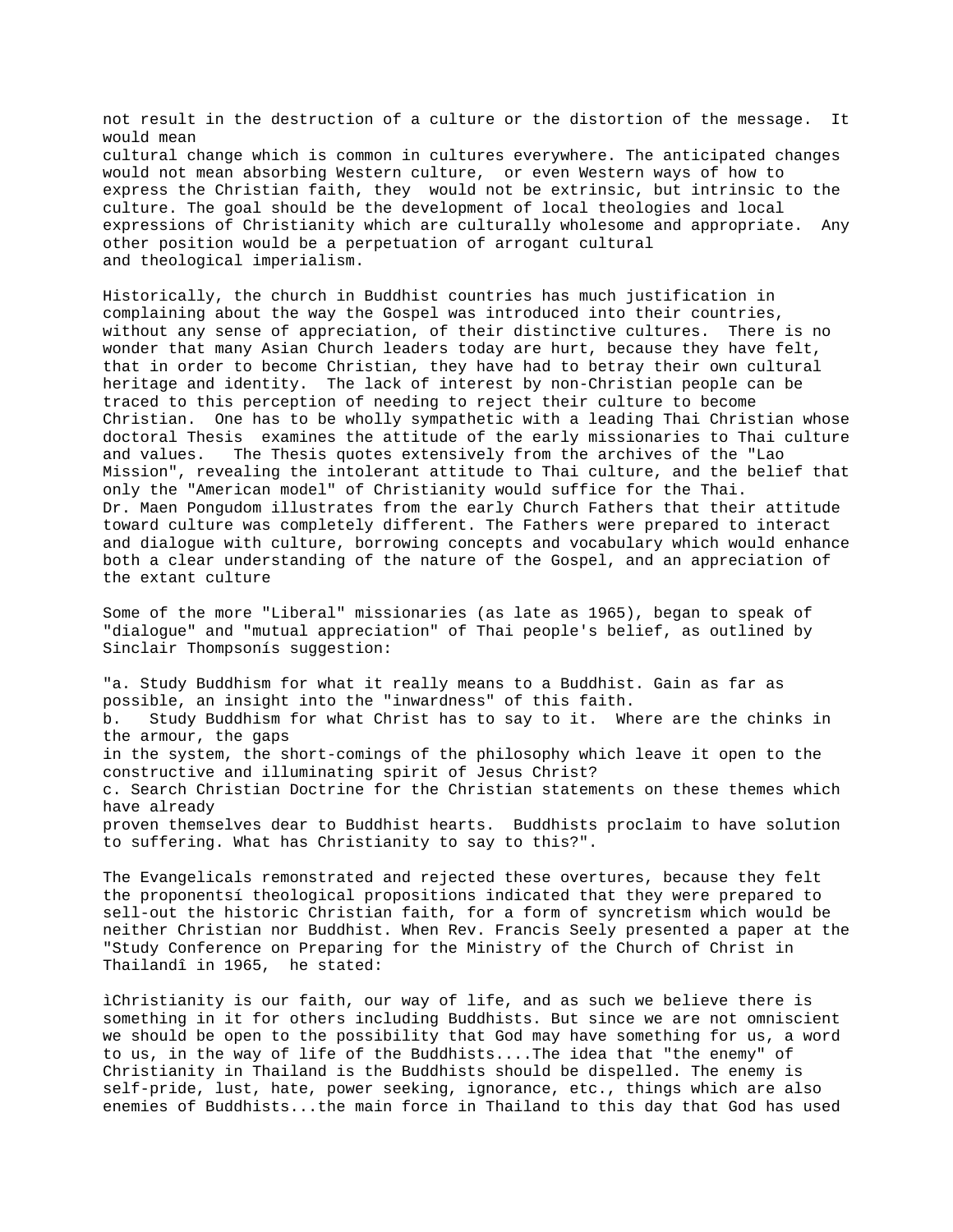not result in the destruction of a culture or the distortion of the message. It would mean cultural change which is common in cultures everywhere. The anticipated changes would not mean absorbing Western culture, or even Western ways of how to express the Christian faith, they would not be extrinsic, but intrinsic to the culture. The goal should be the development of local theologies and local expressions of Christianity which are culturally wholesome and appropriate. Any other position would be a perpetuation of arrogant cultural and theological imperialism.

Historically, the church in Buddhist countries has much justification in complaining about the way the Gospel was introduced into their countries, without any sense of appreciation, of their distinctive cultures. There is no wonder that many Asian Church leaders today are hurt, because they have felt, that in order to become Christian, they have had to betray their own cultural heritage and identity. The lack of interest by non-Christian people can be traced to this perception of needing to reject their culture to become Christian. One has to be wholly sympathetic with a leading Thai Christian whose doctoral Thesis examines the attitude of the early missionaries to Thai culture and values. The Thesis quotes extensively from the archives of the "Lao Mission", revealing the intolerant attitude to Thai culture, and the belief that only the "American model" of Christianity would suffice for the Thai. Dr. Maen Pongudom illustrates from the early Church Fathers that their attitude toward culture was completely different. The Fathers were prepared to interact and dialogue with culture, borrowing concepts and vocabulary which would enhance both a clear understanding of the nature of the Gospel, and an appreciation of the extant culture

Some of the more "Liberal" missionaries (as late as 1965), began to speak of "dialogue" and "mutual appreciation" of Thai people's belief, as outlined by Sinclair Thompsonís suggestion:

"a. Study Buddhism for what it really means to a Buddhist. Gain as far as possible, an insight into the "inwardness" of this faith.
b. Study Buddhism for what Christ has to say to it. Where are the chinks in the armour, the gaps in the system, the short-comings of the philosophy which leave it open to the constructive and illuminating spirit of Jesus Christ?
c. Search Christian Doctrine for the Christian statements on these themes which have already proven themselves dear to Buddhist hearts. Buddhists proclaim to have solution to suffering. What has Christianity to say to this?".

The Evangelicals remonstrated and rejected these overtures, because they felt the proponentsí theological propositions indicated that they were prepared to sell-out the historic Christian faith, for a form of syncretism which would be neither Christian nor Buddhist. When Rev. Francis Seely presented a paper at the "Study Conference on Preparing for the Ministry of the Church of Christ in Thailandî in 1965, he stated:

ìChristianity is our faith, our way of life, and as such we believe there is something in it for others including Buddhists. But since we are not omniscient we should be open to the possibility that God may have something for us, a word to us, in the way of life of the Buddhists....The idea that "the enemy" of Christianity in Thailand is the Buddhists should be dispelled. The enemy is self-pride, lust, hate, power seeking, ignorance, etc., things which are also enemies of Buddhists...the main force in Thailand to this day that God has used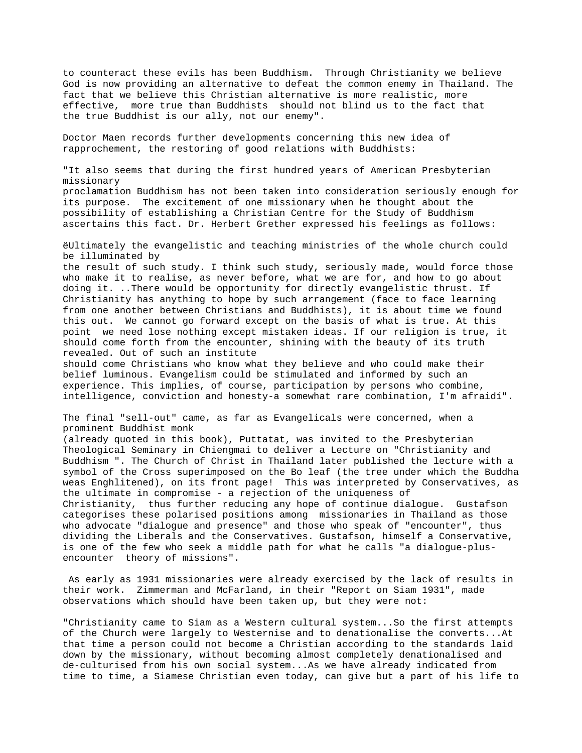to counteract these evils has been Buddhism. Through Christianity we believe God is now providing an alternative to defeat the common enemy in Thailand. The fact that we believe this Christian alternative is more realistic, more effective, more true than Buddhists should not blind us to the fact that the true Buddhist is our ally, not our enemy".

Doctor Maen records further developments concerning this new idea of rapprochement, the restoring of good relations with Buddhists:

"It also seems that during the first hundred years of American Presbyterian missionary proclamation Buddhism has not been taken into consideration seriously enough for its purpose. The excitement of one missionary when he thought about the possibility of establishing a Christian Centre for the Study of Buddhism ascertains this fact. Dr. Herbert Grether expressed his feelings as follows:

ëUltimately the evangelistic and teaching ministries of the whole church could be illuminated by the result of such study. I think such study, seriously made, would force those who make it to realise, as never before, what we are for, and how to go about doing it. ..There would be opportunity for directly evangelistic thrust. If Christianity has anything to hope by such arrangement (face to face learning from one another between Christians and Buddhists), it is about time we found this out. We cannot go forward except on the basis of what is true. At this point we need lose nothing except mistaken ideas. If our religion is true, it should come forth from the encounter, shining with the beauty of its truth revealed. Out of such an institute should come Christians who know what they believe and who could make their belief luminous. Evangelism could be stimulated and informed by such an experience. This implies, of course, participation by persons who combine, intelligence, conviction and honesty-a somewhat rare combination, I'm afraidí".

The final "sell-out" came, as far as Evangelicals were concerned, when a prominent Buddhist monk (already quoted in this book), Puttatat, was invited to the Presbyterian Theological Seminary in Chiengmai to deliver a Lecture on "Christianity and Buddhism ". The Church of Christ in Thailand later published the lecture with a symbol of the Cross superimposed on the Bo leaf (the tree under which the Buddha weas Enghlitened), on its front page! This was interpreted by Conservatives, as the ultimate in compromise - a rejection of the uniqueness of Christianity, thus further reducing any hope of continue dialogue. Gustafson categorises these polarised positions among missionaries in Thailand as those who advocate "dialogue and presence" and those who speak of "encounter", thus dividing the Liberals and the Conservatives. Gustafson, himself a Conservative, is one of the few who seek a middle path for what he calls "a dialogue-plus-encounter theory of missions".

As early as 1931 missionaries were already exercised by the lack of results in their work. Zimmerman and McFarland, in their "Report on Siam 1931", made observations which should have been taken up, but they were not:

"Christianity came to Siam as a Western cultural system...So the first attempts of the Church were largely to Westernise and to denationalise the converts...At that time a person could not become a Christian according to the standards laid down by the missionary, without becoming almost completely denationalised and de-culturised from his own social system...As we have already indicated from time to time, a Siamese Christian even today, can give but a part of his life to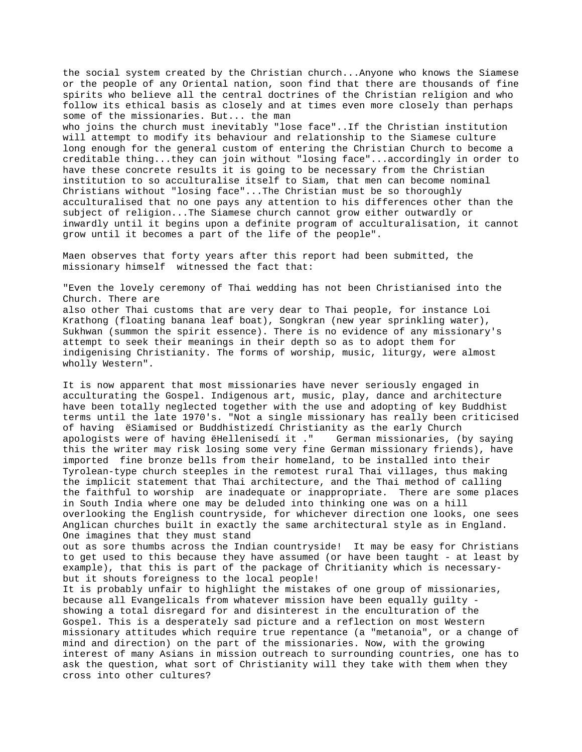the social system created by the Christian church...Anyone who knows the Siamese or the people of any Oriental nation, soon find that there are thousands of fine spirits who believe all the central doctrines of the Christian religion and who follow its ethical basis as closely and at times even more closely than perhaps some of the missionaries. But... the man who joins the church must inevitably "lose face"..If the Christian institution will attempt to modify its behaviour and relationship to the Siamese culture long enough for the general custom of entering the Christian Church to become a creditable thing...they can join without "losing face"...accordingly in order to have these concrete results it is going to be necessary from the Christian institution to so acculturalise itself to Siam, that men can become nominal Christians without "losing face"...The Christian must be so thoroughly acculturalised that no one pays any attention to his differences other than the subject of religion...The Siamese church cannot grow either outwardly or inwardly until it begins upon a definite program of acculturalisation, it cannot grow until it becomes a part of the life of the people".

Maen observes that forty years after this report had been submitted, the missionary himself witnessed the fact that:

"Even the lovely ceremony of Thai wedding has not been Christianised into the Church. There are also other Thai customs that are very dear to Thai people, for instance Loi Krathong (floating banana leaf boat), Songkran (new year sprinkling water), Sukhwan (summon the spirit essence). There is no evidence of any missionary's attempt to seek their meanings in their depth so as to adopt them for indigenising Christianity. The forms of worship, music, liturgy, were almost wholly Western".

It is now apparent that most missionaries have never seriously engaged in acculturating the Gospel. Indigenous art, music, play, dance and architecture have been totally neglected together with the use and adopting of key Buddhist terms until the late 1970's. "Not a single missionary has really been criticised of having ëSiamised or Buddhistizedí Christianity as the early Church apologists were of having ëHellenisedí it ." German missionaries, (by saying this the writer may risk losing some very fine German missionary friends), have imported fine bronze bells from their homeland, to be installed into their Tyrolean-type church steeples in the remotest rural Thai villages, thus making the implicit statement that Thai architecture, and the Thai method of calling the faithful to worship are inadequate or inappropriate. There are some places in South India where one may be deluded into thinking one was on a hill overlooking the English countryside, for whichever direction one looks, one sees Anglican churches built in exactly the same architectural style as in England. One imagines that they must stand out as sore thumbs across the Indian countryside! It may be easy for Christians to get used to this because they have assumed (or have been taught - at least by example), that this is part of the package of Chritianity which is necessary- but it shouts foreigness to the local people!

It is probably unfair to highlight the mistakes of one group of missionaries, because all Evangelicals from whatever mission have been equally guilty - showing a total disregard for and disinterest in the enculturation of the Gospel. This is a desperately sad picture and a reflection on most Western missionary attitudes which require true repentance (a "metanoia", or a change of mind and direction) on the part of the missionaries. Now, with the growing interest of many Asians in mission outreach to surrounding countries, one has to ask the question, what sort of Christianity will they take with them when they cross into other cultures?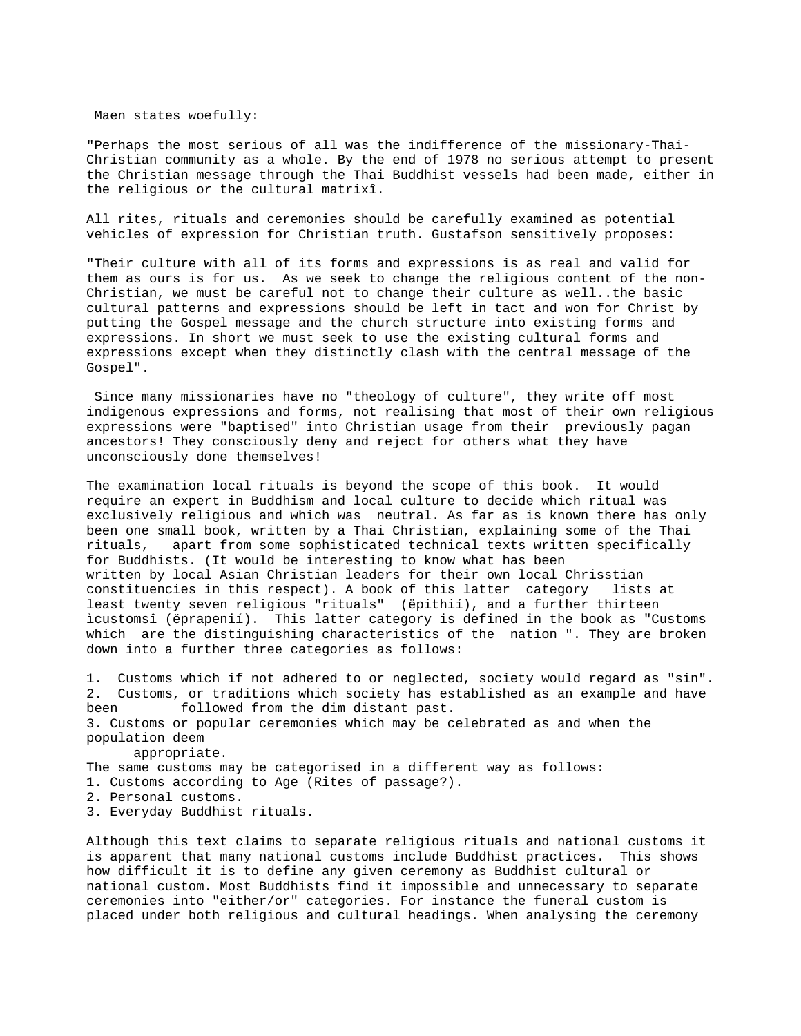Maen states woefully:

"Perhaps the most serious of all was the indifference of the missionary-Thai-Christian community as a whole. By the end of 1978 no serious attempt to present the Christian message through the Thai Buddhist vessels had been made, either in the religious or the cultural matrixî.

All rites, rituals and ceremonies should be carefully examined as potential vehicles of expression for Christian truth. Gustafson sensitively proposes:

"Their culture with all of its forms and expressions is as real and valid for them as ours is for us. As we seek to change the religious content of the non-Christian, we must be careful not to change their culture as well..the basic cultural patterns and expressions should be left in tact and won for Christ by putting the Gospel message and the church structure into existing forms and expressions. In short we must seek to use the existing cultural forms and expressions except when they distinctly clash with the central message of the Gospel".

Since many missionaries have no "theology of culture", they write off most indigenous expressions and forms, not realising that most of their own religious expressions were "baptised" into Christian usage from their previously pagan ancestors! They consciously deny and reject for others what they have unconsciously done themselves!

The examination local rituals is beyond the scope of this book. It would require an expert in Buddhism and local culture to decide which ritual was exclusively religious and which was neutral. As far as is known there has only been one small book, written by a Thai Christian, explaining some of the Thai rituals, apart from some sophisticated technical texts written specifically for Buddhists. (It would be interesting to know what has been written by local Asian Christian leaders for their own local Chrisstian constituencies in this respect). A book of this latter category lists at least twenty seven religious "rituals" (ëpithií), and a further thirteen ìcustomsî (ëprapenií). This latter category is defined in the book as "Customs which are the distinguishing characteristics of the nation ". They are broken down into a further three categories as follows:

1. Customs which if not adhered to or neglected, society would regard as "sin".
2. Customs, or traditions which society has established as an example and have been followed from the dim distant past.
3. Customs or popular ceremonies which may be celebrated as and when the population deem appropriate.

The same customs may be categorised in a different way as follows:

1. Customs according to Age (Rites of passage?).
2. Personal customs.
3. Everyday Buddhist rituals.

Although this text claims to separate religious rituals and national customs it is apparent that many national customs include Buddhist practices. This shows how difficult it is to define any given ceremony as Buddhist cultural or national custom. Most Buddhists find it impossible and unnecessary to separate ceremonies into "either/or" categories. For instance the funeral custom is placed under both religious and cultural headings. When analysing the ceremony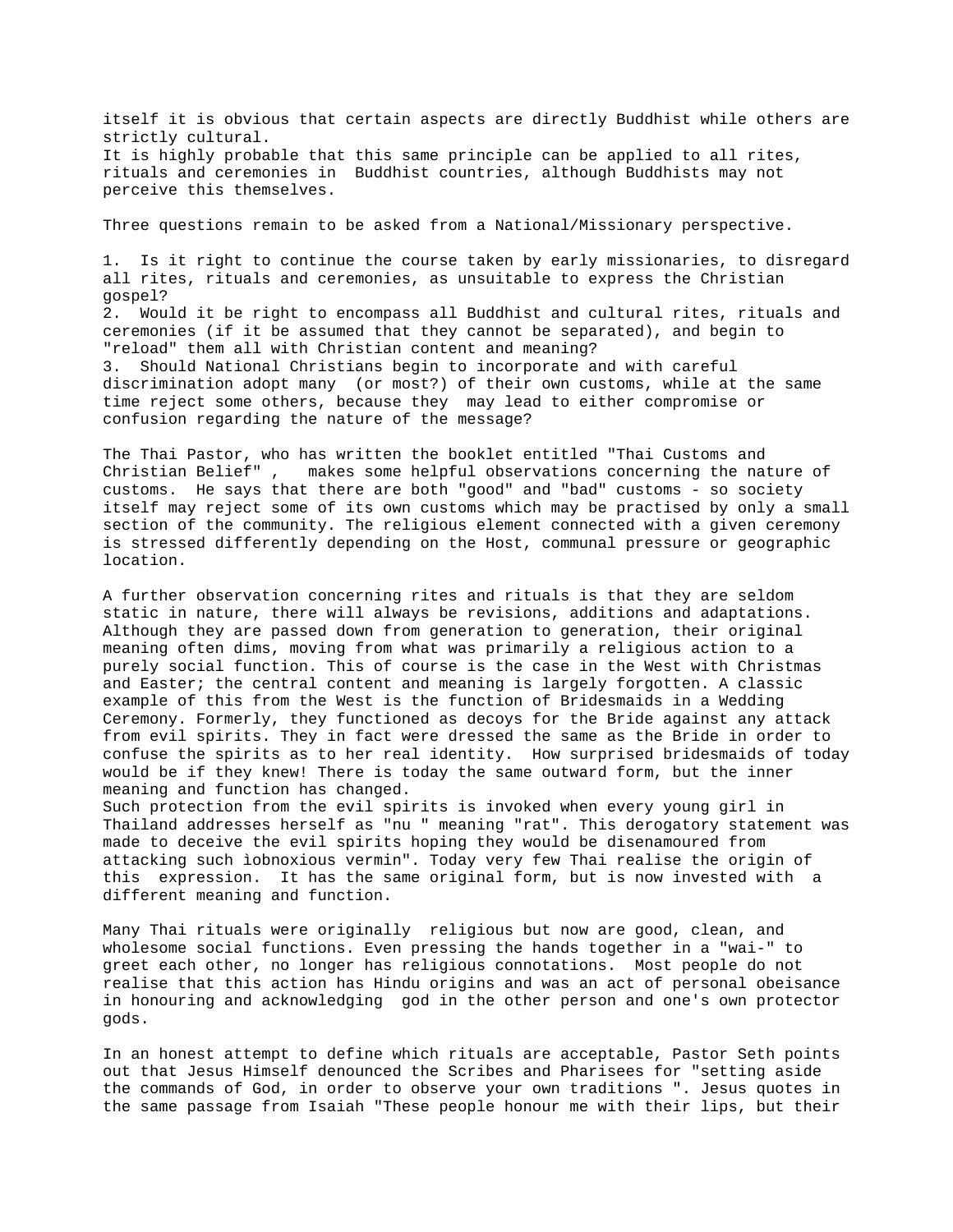itself it is obvious that certain aspects are directly Buddhist while others are strictly cultural.
It is highly probable that this same principle can be applied to all rites, rituals and ceremonies in Buddhist countries, although Buddhists may not perceive this themselves.

Three questions remain to be asked from a National/Missionary perspective.

1. Is it right to continue the course taken by early missionaries, to disregard all rites, rituals and ceremonies, as unsuitable to express the Christian gospel?
2. Would it be right to encompass all Buddhist and cultural rites, rituals and ceremonies (if it be assumed that they cannot be separated), and begin to "reload" them all with Christian content and meaning?
3. Should National Christians begin to incorporate and with careful discrimination adopt many (or most?) of their own customs, while at the same time reject some others, because they may lead to either compromise or confusion regarding the nature of the message?

The Thai Pastor, who has written the booklet entitled "Thai Customs and Christian Belief" , makes some helpful observations concerning the nature of customs. He says that there are both "good" and "bad" customs - so society itself may reject some of its own customs which may be practised by only a small section of the community. The religious element connected with a given ceremony is stressed differently depending on the Host, communal pressure or geographic location.

A further observation concerning rites and rituals is that they are seldom static in nature, there will always be revisions, additions and adaptations. Although they are passed down from generation to generation, their original meaning often dims, moving from what was primarily a religious action to a purely social function. This of course is the case in the West with Christmas and Easter; the central content and meaning is largely forgotten. A classic example of this from the West is the function of Bridesmaids in a Wedding Ceremony. Formerly, they functioned as decoys for the Bride against any attack from evil spirits. They in fact were dressed the same as the Bride in order to confuse the spirits as to her real identity. How surprised bridesmaids of today would be if they knew! There is today the same outward form, but the inner meaning and function has changed.
Such protection from the evil spirits is invoked when every young girl in Thailand addresses herself as "nu " meaning "rat". This derogatory statement was made to deceive the evil spirits hoping they would be disenamoured from attacking such ìobnoxious vermin". Today very few Thai realise the origin of this expression. It has the same original form, but is now invested with a different meaning and function.

Many Thai rituals were originally religious but now are good, clean, and wholesome social functions. Even pressing the hands together in a "wai-" to greet each other, no longer has religious connotations. Most people do not realise that this action has Hindu origins and was an act of personal obeisance in honouring and acknowledging god in the other person and one's own protector gods.

In an honest attempt to define which rituals are acceptable, Pastor Seth points out that Jesus Himself denounced the Scribes and Pharisees for "setting aside the commands of God, in order to observe your own traditions ". Jesus quotes in the same passage from Isaiah "These people honour me with their lips, but their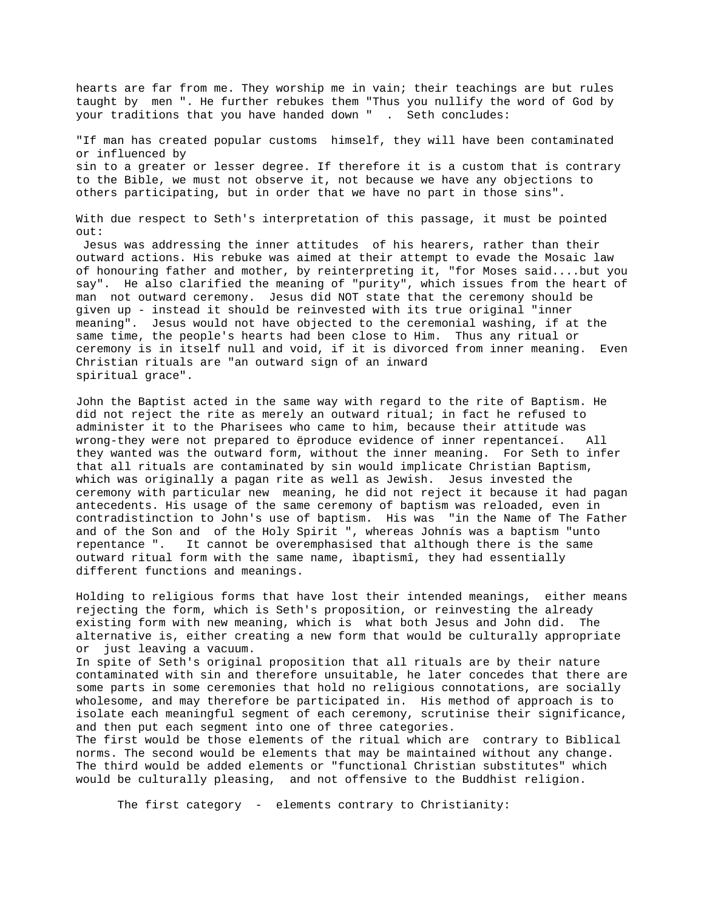hearts are far from me. They worship me in vain; their teachings are but rules taught by men ". He further rebukes them "Thus you nullify the word of God by your traditions that you have handed down " . Seth concludes:

"If man has created popular customs himself, they will have been contaminated or influenced by sin to a greater or lesser degree. If therefore it is a custom that is contrary to the Bible, we must not observe it, not because we have any objections to others participating, but in order that we have no part in those sins".

With due respect to Seth's interpretation of this passage, it must be pointed out:

Jesus was addressing the inner attitudes of his hearers, rather than their outward actions. His rebuke was aimed at their attempt to evade the Mosaic law of honouring father and mother, by reinterpreting it, "for Moses said....but you say". He also clarified the meaning of "purity", which issues from the heart of man not outward ceremony. Jesus did NOT state that the ceremony should be given up - instead it should be reinvested with its true original "inner meaning". Jesus would not have objected to the ceremonial washing, if at the same time, the people's hearts had been close to Him. Thus any ritual or ceremony is in itself null and void, if it is divorced from inner meaning. Even Christian rituals are "an outward sign of an inward spiritual grace".

John the Baptist acted in the same way with regard to the rite of Baptism. He did not reject the rite as merely an outward ritual; in fact he refused to administer it to the Pharisees who came to him, because their attitude was wrong-they were not prepared to ëproduce evidence of inner repentanceí. All they wanted was the outward form, without the inner meaning. For Seth to infer that all rituals are contaminated by sin would implicate Christian Baptism, which was originally a pagan rite as well as Jewish. Jesus invested the ceremony with particular new meaning, he did not reject it because it had pagan antecedents. His usage of the same ceremony of baptism was reloaded, even in contradistinction to John's use of baptism. His was "in the Name of The Father and of the Son and of the Holy Spirit ", whereas Johnís was a baptism "unto repentance ". It cannot be overemphasised that although there is the same outward ritual form with the same name, ìbaptismî, they had essentially different functions and meanings.

Holding to religious forms that have lost their intended meanings, either means rejecting the form, which is Seth's proposition, or reinvesting the already existing form with new meaning, which is what both Jesus and John did. The alternative is, either creating a new form that would be culturally appropriate or just leaving a vacuum.

In spite of Seth's original proposition that all rituals are by their nature contaminated with sin and therefore unsuitable, he later concedes that there are some parts in some ceremonies that hold no religious connotations, are socially wholesome, and may therefore be participated in. His method of approach is to isolate each meaningful segment of each ceremony, scrutinise their significance, and then put each segment into one of three categories.

The first would be those elements of the ritual which are contrary to Biblical norms. The second would be elements that may be maintained without any change. The third would be added elements or "functional Christian substitutes" which would be culturally pleasing, and not offensive to the Buddhist religion.

The first category - elements contrary to Christianity: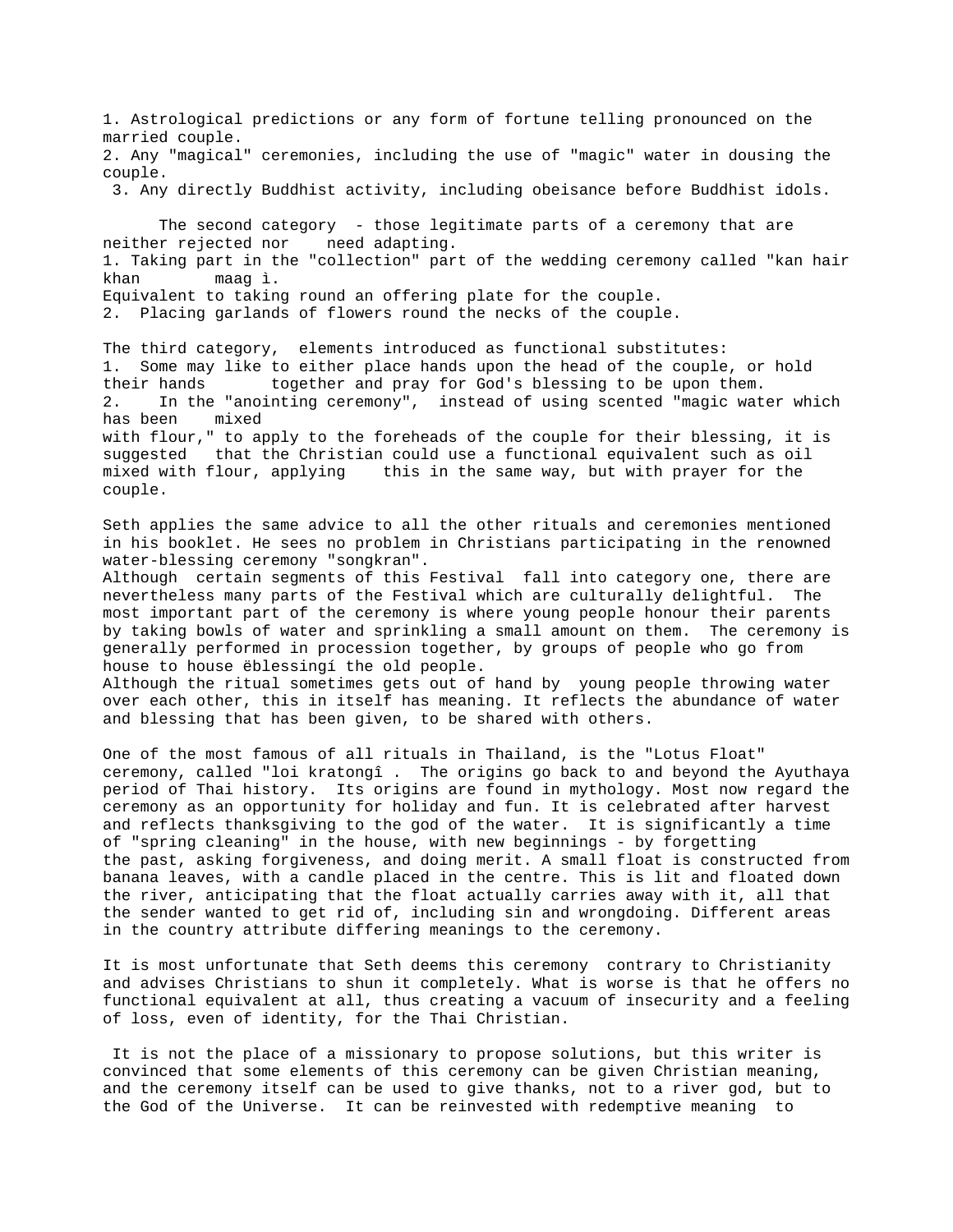1. Astrological predictions or any form of fortune telling pronounced on the married couple.
2. Any "magical" ceremonies, including the use of "magic" water in dousing the couple.
3. Any directly Buddhist activity, including obeisance before Buddhist idols.

The second category - those legitimate parts of a ceremony that are neither rejected nor need adapting.

1. Taking part in the "collection" part of the wedding ceremony called "kan hair khan maag ì. Equivalent to taking round an offering plate for the couple.
2. Placing garlands of flowers round the necks of the couple.

The third category, elements introduced as functional substitutes:

1. Some may like to either place hands upon the head of the couple, or hold their hands together and pray for God's blessing to be upon them.
2. In the "anointing ceremony", instead of using scented "magic water which has been mixed with flour," to apply to the foreheads of the couple for their blessing, it is suggested that the Christian could use a functional equivalent such as oil mixed with flour, applying this in the same way, but with prayer for the couple.

Seth applies the same advice to all the other rituals and ceremonies mentioned in his booklet. He sees no problem in Christians participating in the renowned water-blessing ceremony "songkran".
Although certain segments of this Festival fall into category one, there are nevertheless many parts of the Festival which are culturally delightful. The most important part of the ceremony is where young people honour their parents by taking bowls of water and sprinkling a small amount on them. The ceremony is generally performed in procession together, by groups of people who go from house to house ëblessingí the old people.
Although the ritual sometimes gets out of hand by young people throwing water over each other, this in itself has meaning. It reflects the abundance of water and blessing that has been given, to be shared with others.

One of the most famous of all rituals in Thailand, is the "Lotus Float" ceremony, called "loi kratongî . The origins go back to and beyond the Ayuthaya period of Thai history. Its origins are found in mythology. Most now regard the ceremony as an opportunity for holiday and fun. It is celebrated after harvest and reflects thanksgiving to the god of the water. It is significantly a time of "spring cleaning" in the house, with new beginnings - by forgetting the past, asking forgiveness, and doing merit. A small float is constructed from banana leaves, with a candle placed in the centre. This is lit and floated down the river, anticipating that the float actually carries away with it, all that the sender wanted to get rid of, including sin and wrongdoing. Different areas in the country attribute differing meanings to the ceremony.

It is most unfortunate that Seth deems this ceremony contrary to Christianity and advises Christians to shun it completely. What is worse is that he offers no functional equivalent at all, thus creating a vacuum of insecurity and a feeling of loss, even of identity, for the Thai Christian.

It is not the place of a missionary to propose solutions, but this writer is convinced that some elements of this ceremony can be given Christian meaning, and the ceremony itself can be used to give thanks, not to a river god, but to the God of the Universe. It can be reinvested with redemptive meaning to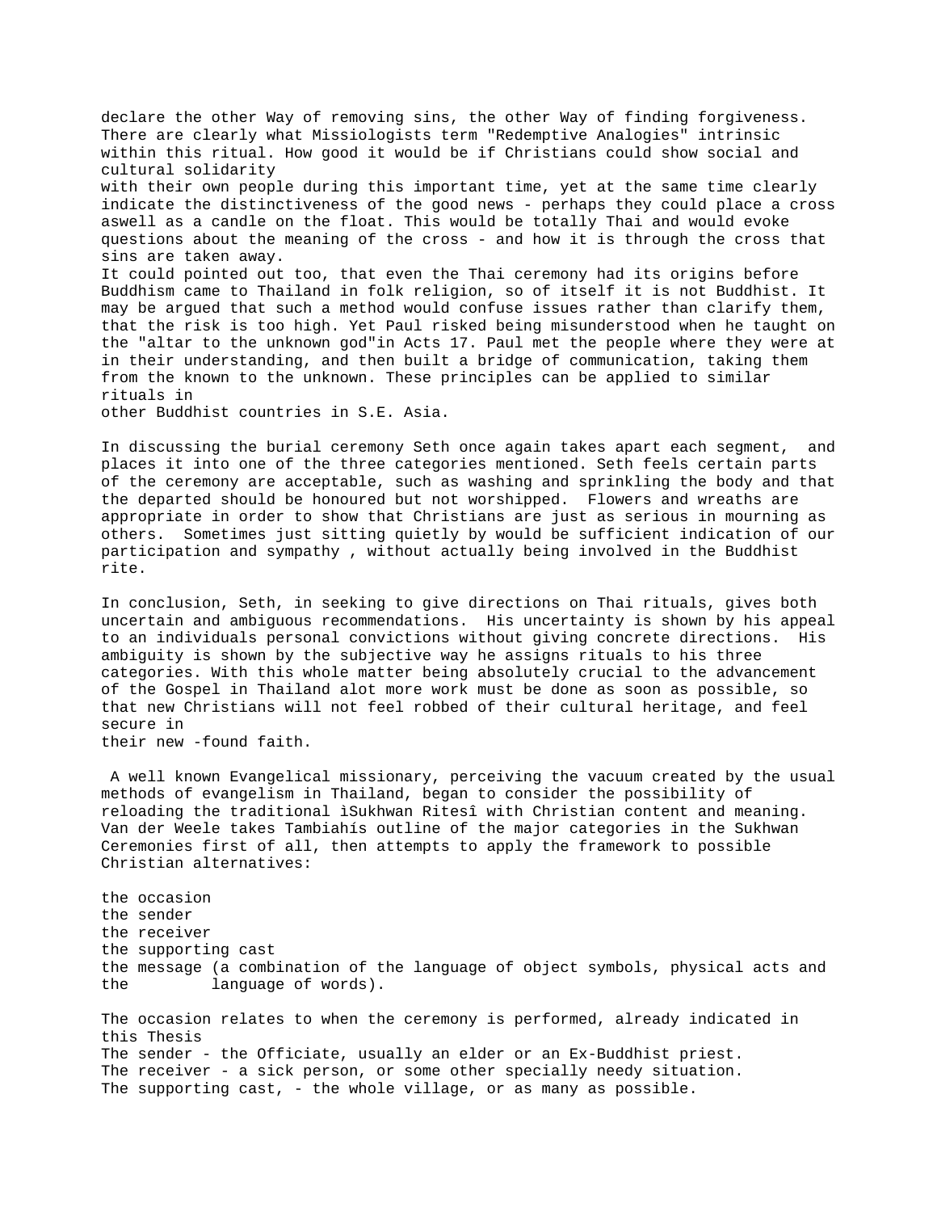declare the other Way of removing sins, the other Way of finding forgiveness. There are clearly what Missiologists term "Redemptive Analogies" intrinsic within this ritual. How good it would be if Christians could show social and cultural solidarity with their own people during this important time, yet at the same time clearly indicate the distinctiveness of the good news - perhaps they could place a cross aswell as a candle on the float. This would be totally Thai and would evoke questions about the meaning of the cross - and how it is through the cross that sins are taken away.

It could pointed out too, that even the Thai ceremony had its origins before Buddhism came to Thailand in folk religion, so of itself it is not Buddhist. It may be argued that such a method would confuse issues rather than clarify them, that the risk is too high. Yet Paul risked being misunderstood when he taught on the "altar to the unknown god"in Acts 17. Paul met the people where they were at in their understanding, and then built a bridge of communication, taking them from the known to the unknown. These principles can be applied to similar rituals in other Buddhist countries in S.E. Asia.

In discussing the burial ceremony Seth once again takes apart each segment, and places it into one of the three categories mentioned. Seth feels certain parts of the ceremony are acceptable, such as washing and sprinkling the body and that the departed should be honoured but not worshipped. Flowers and wreaths are appropriate in order to show that Christians are just as serious in mourning as others. Sometimes just sitting quietly by would be sufficient indication of our participation and sympathy , without actually being involved in the Buddhist rite.

In conclusion, Seth, in seeking to give directions on Thai rituals, gives both uncertain and ambiguous recommendations. His uncertainty is shown by his appeal to an individuals personal convictions without giving concrete directions. His ambiguity is shown by the subjective way he assigns rituals to his three categories. With this whole matter being absolutely crucial to the advancement of the Gospel in Thailand alot more work must be done as soon as possible, so that new Christians will not feel robbed of their cultural heritage, and feel secure in their new -found faith.

A well known Evangelical missionary, perceiving the vacuum created by the usual methods of evangelism in Thailand, began to consider the possibility of reloading the traditional ìSukhwan Ritesî with Christian content and meaning. Van der Weele takes Tambiahís outline of the major categories in the Sukhwan Ceremonies first of all, then attempts to apply the framework to possible Christian alternatives:

the occasion
the sender
the receiver
the supporting cast
the message (a combination of the language of object symbols, physical acts and the language of words).

The occasion relates to when the ceremony is performed, already indicated in this Thesis
The sender - the Officiate, usually an elder or an Ex-Buddhist priest.
The receiver - a sick person, or some other specially needy situation.
The supporting cast, - the whole village, or as many as possible.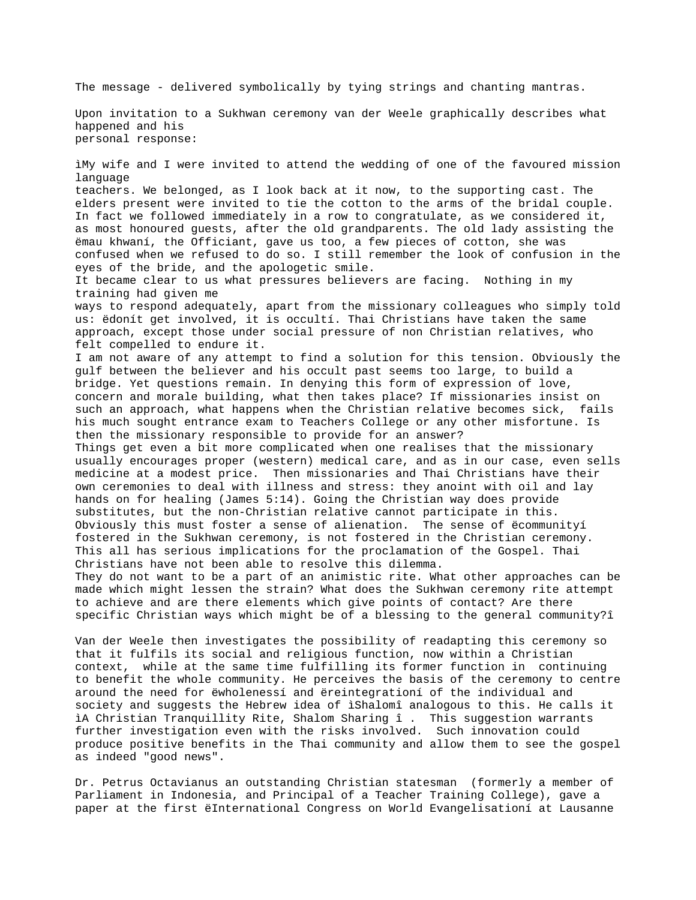The message - delivered symbolically by tying strings and chanting mantras.

Upon invitation to a Sukhwan ceremony van der Weele graphically describes what happened and his personal response:

ìMy wife and I were invited to attend the wedding of one of the favoured mission language teachers. We belonged, as I look back at it now, to the supporting cast. The elders present were invited to tie the cotton to the arms of the bridal couple. In fact we followed immediately in a row to congratulate, as we considered it, as most honoured guests, after the old grandparents. The old lady assisting the ëmau khwaní, the Officiant, gave us too, a few pieces of cotton, she was confused when we refused to do so. I still remember the look of confusion in the eyes of the bride, and the apologetic smile.
It became clear to us what pressures believers are facing. Nothing in my training had given me ways to respond adequately, apart from the missionary colleagues who simply told us: ëdonít get involved, it is occultí. Thai Christians have taken the same approach, except those under social pressure of non Christian relatives, who felt compelled to endure it.
I am not aware of any attempt to find a solution for this tension. Obviously the gulf between the believer and his occult past seems too large, to build a bridge. Yet questions remain. In denying this form of expression of love, concern and morale building, what then takes place? If missionaries insist on such an approach, what happens when the Christian relative becomes sick, fails his much sought entrance exam to Teachers College or any other misfortune. Is then the missionary responsible to provide for an answer?
Things get even a bit more complicated when one realises that the missionary usually encourages proper (western) medical care, and as in our case, even sells medicine at a modest price. Then missionaries and Thai Christians have their own ceremonies to deal with illness and stress: they anoint with oil and lay hands on for healing (James 5:14). Going the Christian way does provide substitutes, but the non-Christian relative cannot participate in this. Obviously this must foster a sense of alienation. The sense of ëcommunityí fostered in the Sukhwan ceremony, is not fostered in the Christian ceremony. This all has serious implications for the proclamation of the Gospel. Thai Christians have not been able to resolve this dilemma.
They do not want to be a part of an animistic rite. What other approaches can be made which might lessen the strain? What does the Sukhwan ceremony rite attempt to achieve and are there elements which give points of contact? Are there specific Christian ways which might be of a blessing to the general community?î

Van der Weele then investigates the possibility of readapting this ceremony so that it fulfils its social and religious function, now within a Christian context, while at the same time fulfilling its former function in continuing to benefit the whole community. He perceives the basis of the ceremony to centre around the need for ëwholenessí and ëreintegrationí of the individual and society and suggests the Hebrew idea of ìShalomî analogous to this. He calls it ìA Christian Tranquillity Rite, Shalom Sharing î . This suggestion warrants further investigation even with the risks involved. Such innovation could produce positive benefits in the Thai community and allow them to see the gospel as indeed "good news".

Dr. Petrus Octavianus an outstanding Christian statesman (formerly a member of Parliament in Indonesia, and Principal of a Teacher Training College), gave a paper at the first ëInternational Congress on World Evangelisationí at Lausanne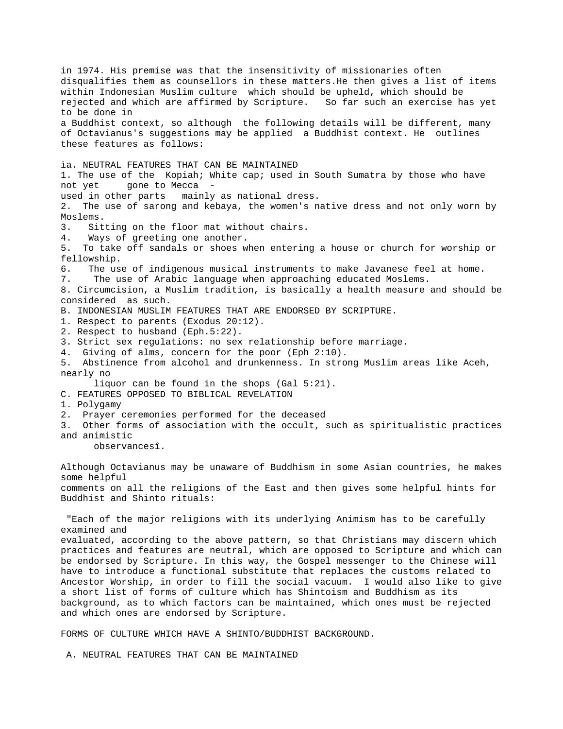in 1974. His premise was that the insensitivity of missionaries often disqualifies them as counsellors in these matters.He then gives a list of items within Indonesian Muslim culture which should be upheld, which should be rejected and which are affirmed by Scripture. So far such an exercise has yet to be done in a Buddhist context, so although the following details will be different, many of Octavianus's suggestions may be applied a Buddhist context. He outlines these features as follows:

ìa. NEUTRAL FEATURES THAT CAN BE MAINTAINED

1. The use of the Kopiah; White cap; used in South Sumatra by those who have not yet gone to Mecca - used in other parts mainly as national dress.
2. The use of sarong and kebaya, the women's native dress and not only worn by Moslems.
3. Sitting on the floor mat without chairs.
4. Ways of greeting one another.
5. To take off sandals or shoes when entering a house or church for worship or fellowship.
6. The use of indigenous musical instruments to make Javanese feel at home.
7. The use of Arabic language when approaching educated Moslems.
8. Circumcision, a Muslim tradition, is basically a health measure and should be considered as such.

B. INDONESIAN MUSLIM FEATURES THAT ARE ENDORSED BY SCRIPTURE.

1. Respect to parents (Exodus 20:12).
2. Respect to husband (Eph.5:22).
3. Strict sex regulations: no sex relationship before marriage.
4. Giving of alms, concern for the poor (Eph 2:10).
5. Abstinence from alcohol and drunkenness. In strong Muslim areas like Aceh, nearly no liquor can be found in the shops (Gal 5:21).

C. FEATURES OPPOSED TO BIBLICAL REVELATION

1. Polygamy
2. Prayer ceremonies performed for the deceased
3. Other forms of association with the occult, such as spiritualistic practices and animistic observancesî.

Although Octavianus may be unaware of Buddhism in some Asian countries, he makes some helpful comments on all the religions of the East and then gives some helpful hints for Buddhist and Shinto rituals:

"Each of the major religions with its underlying Animism has to be carefully examined and evaluated, according to the above pattern, so that Christians may discern which practices and features are neutral, which are opposed to Scripture and which can be endorsed by Scripture. In this way, the Gospel messenger to the Chinese will have to introduce a functional substitute that replaces the customs related to Ancestor Worship, in order to fill the social vacuum. I would also like to give a short list of forms of culture which has Shintoism and Buddhism as its background, as to which factors can be maintained, which ones must be rejected and which ones are endorsed by Scripture.

FORMS OF CULTURE WHICH HAVE A SHINTO/BUDDHIST BACKGROUND.

A. NEUTRAL FEATURES THAT CAN BE MAINTAINED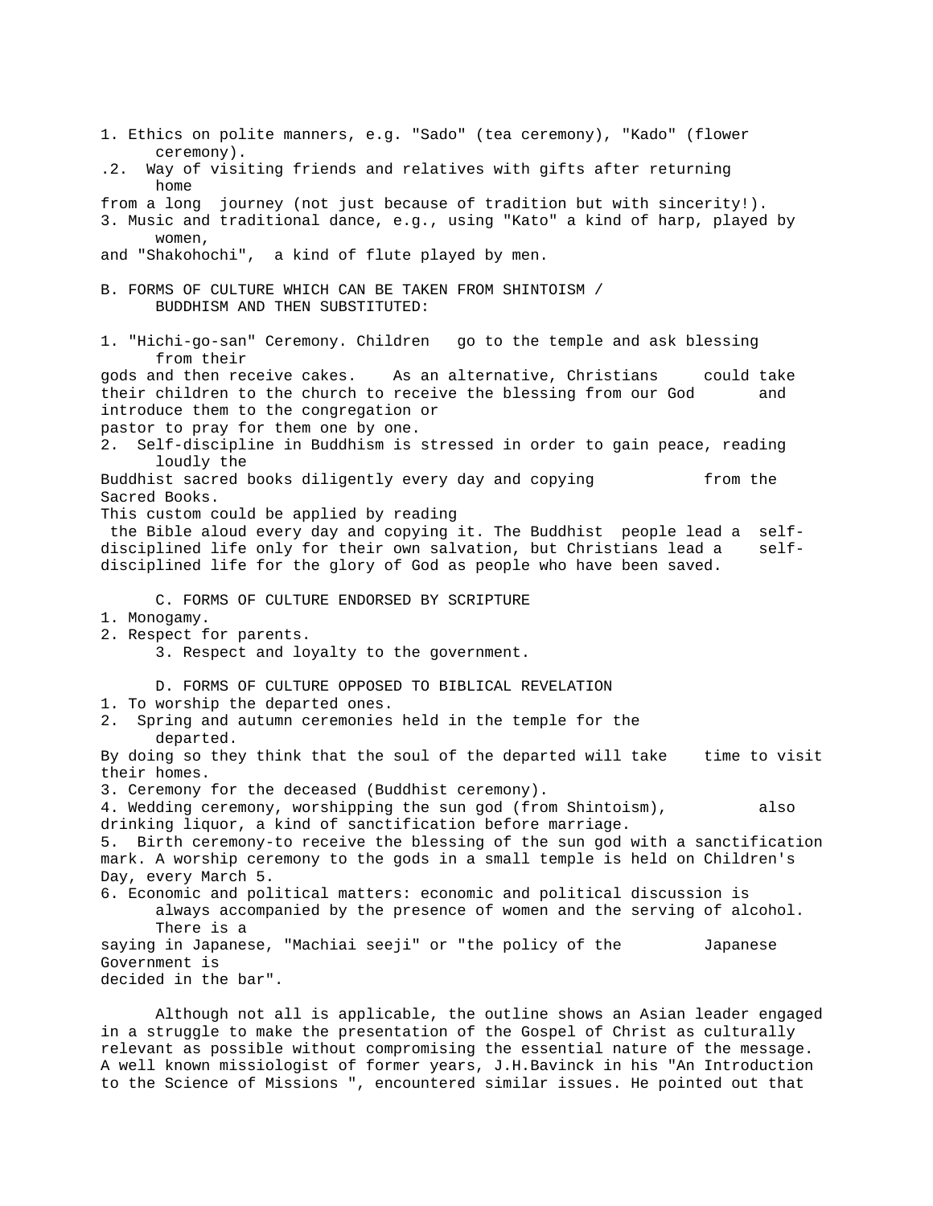1. Ethics on polite manners, e.g. "Sado" (tea ceremony), "Kado" (flower ceremony).
2. Way of visiting friends and relatives with gifts after returning home from a long journey (not just because of tradition but with sincerity!).
3. Music and traditional dance, e.g., using "Kato" a kind of harp, played by women, and "Shakohochi", a kind of flute played by men.

B. FORMS OF CULTURE WHICH CAN BE TAKEN FROM SHINTOISM / BUDDHISM AND THEN SUBSTITUTED:

1. "Hichi-go-san" Ceremony. Children go to the temple and ask blessing from their gods and then receive cakes. As an alternative, Christians could take their children to the church to receive the blessing from our God and introduce them to the congregation or pastor to pray for them one by one.
2. Self-discipline in Buddhism is stressed in order to gain peace, reading loudly the Buddhist sacred books diligently every day and copying from the Sacred Books.
This custom could be applied by reading the Bible aloud every day and copying it. The Buddhist people lead a self-disciplined life only for their own salvation, but Christians lead a self-disciplined life for the glory of God as people who have been saved.

C. FORMS OF CULTURE ENDORSED BY SCRIPTURE

1. Monogamy.
2. Respect for parents.
3. Respect and loyalty to the government.

D. FORMS OF CULTURE OPPOSED TO BIBLICAL REVELATION

1. To worship the departed ones.
2. Spring and autumn ceremonies held in the temple for the departed.
By doing so they think that the soul of the departed will take time to visit their homes.
3. Ceremony for the deceased (Buddhist ceremony).
4. Wedding ceremony, worshipping the sun god (from Shintoism), also drinking liquor, a kind of sanctification before marriage.
5. Birth ceremony-to receive the blessing of the sun god with a sanctification mark. A worship ceremony to the gods in a small temple is held on Children's Day, every March 5.
6. Economic and political matters: economic and political discussion is always accompanied by the presence of women and the serving of alcohol. There is a saying in Japanese, "Machiai seeji" or "the policy of the Japanese Government is decided in the bar".

Although not all is applicable, the outline shows an Asian leader engaged in a struggle to make the presentation of the Gospel of Christ as culturally relevant as possible without compromising the essential nature of the message. A well known missiologist of former years, J.H.Bavinck in his "An Introduction to the Science of Missions ", encountered similar issues. He pointed out that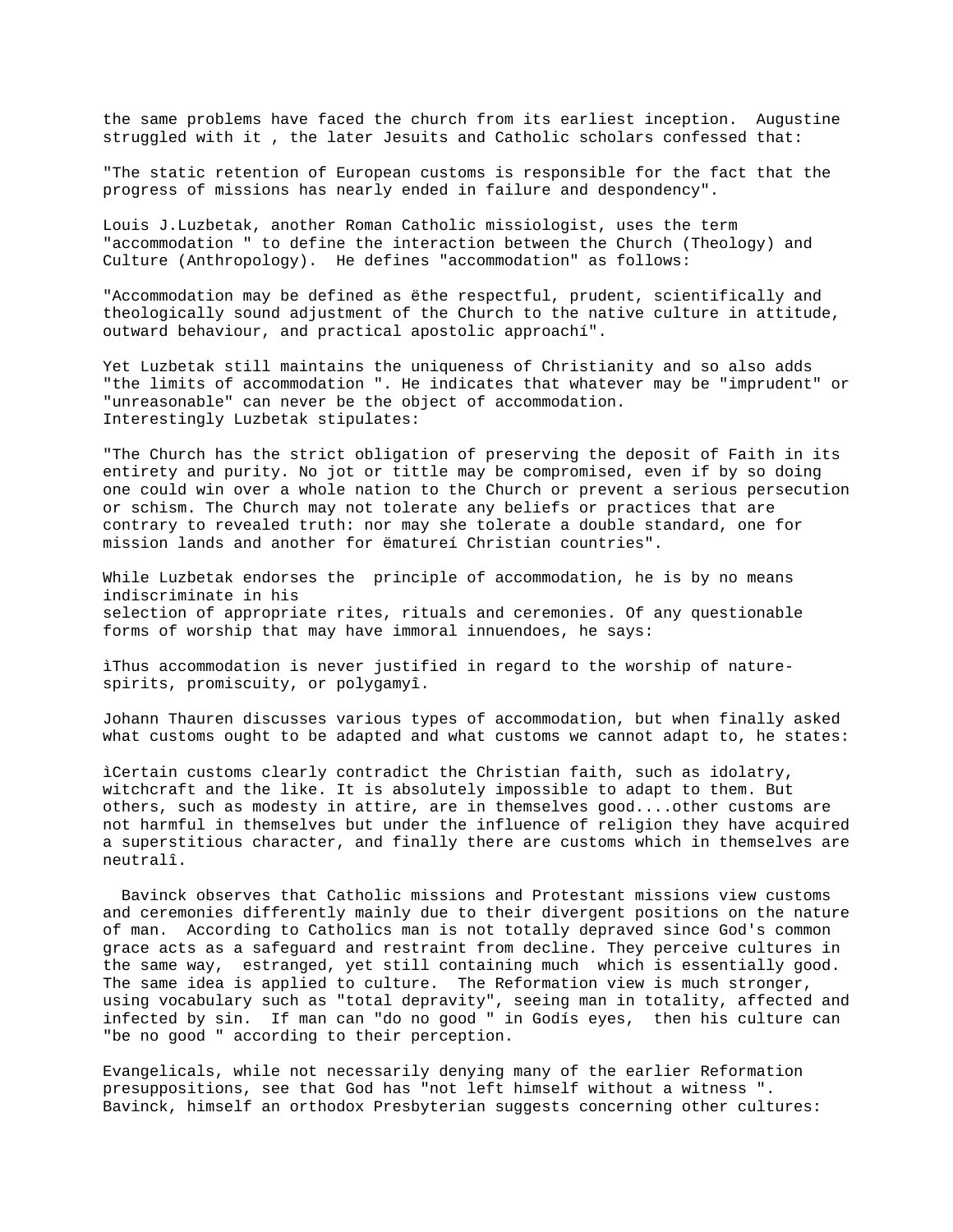the same problems have faced the church from its earliest inception. Augustine struggled with it , the later Jesuits and Catholic scholars confessed that:

"The static retention of European customs is responsible for the fact that the progress of missions has nearly ended in failure and despondency".

Louis J.Luzbetak, another Roman Catholic missiologist, uses the term "accommodation " to define the interaction between the Church (Theology) and Culture (Anthropology). He defines "accommodation" as follows:

"Accommodation may be defined as ëthe respectful, prudent, scientifically and theologically sound adjustment of the Church to the native culture in attitude, outward behaviour, and practical apostolic approachí".

Yet Luzbetak still maintains the uniqueness of Christianity and so also adds "the limits of accommodation ". He indicates that whatever may be "imprudent" or "unreasonable" can never be the object of accommodation.
Interestingly Luzbetak stipulates:

"The Church has the strict obligation of preserving the deposit of Faith in its entirety and purity. No jot or tittle may be compromised, even if by so doing one could win over a whole nation to the Church or prevent a serious persecution or schism. The Church may not tolerate any beliefs or practices that are contrary to revealed truth: nor may she tolerate a double standard, one for mission lands and another for ëmatureí Christian countries".

While Luzbetak endorses the principle of accommodation, he is by no means indiscriminate in his
selection of appropriate rites, rituals and ceremonies. Of any questionable forms of worship that may have immoral innuendoes, he says:

ìThus accommodation is never justified in regard to the worship of nature-spirits, promiscuity, or polygamyî.

Johann Thauren discusses various types of accommodation, but when finally asked what customs ought to be adapted and what customs we cannot adapt to, he states:

ìCertain customs clearly contradict the Christian faith, such as idolatry, witchcraft and the like. It is absolutely impossible to adapt to them. But others, such as modesty in attire, are in themselves good....other customs are not harmful in themselves but under the influence of religion they have acquired a superstitious character, and finally there are customs which in themselves are neutralî.

Bavinck observes that Catholic missions and Protestant missions view customs and ceremonies differently mainly due to their divergent positions on the nature of man. According to Catholics man is not totally depraved since God's common grace acts as a safeguard and restraint from decline. They perceive cultures in the same way, estranged, yet still containing much which is essentially good. The same idea is applied to culture. The Reformation view is much stronger, using vocabulary such as "total depravity", seeing man in totality, affected and infected by sin. If man can "do no good " in Godís eyes, then his culture can "be no good " according to their perception.

Evangelicals, while not necessarily denying many of the earlier Reformation presuppositions, see that God has "not left himself without a witness ". Bavinck, himself an orthodox Presbyterian suggests concerning other cultures: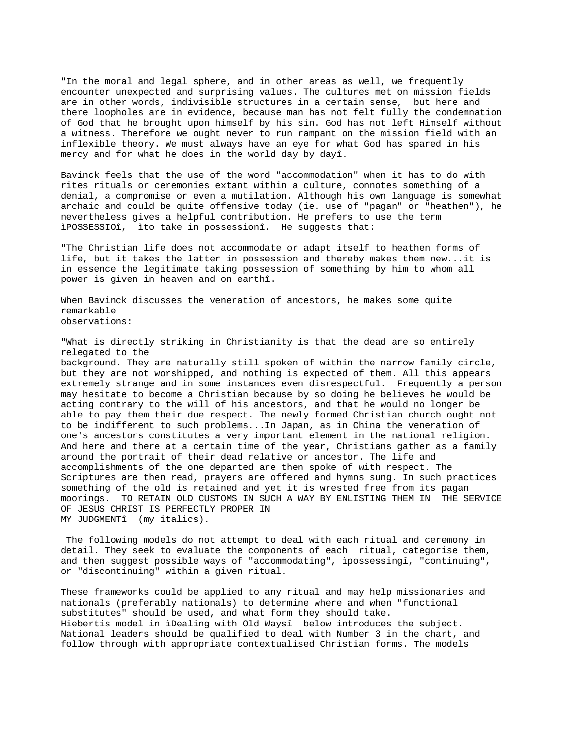"In the moral and legal sphere, and in other areas as well, we frequently encounter unexpected and surprising values. The cultures met on mission fields are in other words, indivisible structures in a certain sense, but here and there loopholes are in evidence, because man has not felt fully the condemnation of God that he brought upon himself by his sin. God has not left Himself without a witness. Therefore we ought never to run rampant on the mission field with an inflexible theory. We must always have an eye for what God has spared in his mercy and for what he does in the world day by dayî.

Bavinck feels that the use of the word "accommodation" when it has to do with rites rituals or ceremonies extant within a culture, connotes something of a denial, a compromise or even a mutilation. Although his own language is somewhat archaic and could be quite offensive today (ie. use of "pagan" or "heathen"), he nevertheless gives a helpful contribution. He prefers to use the term ìPOSSESSIOî, ìto take in possessionî. He suggests that:

"The Christian life does not accommodate or adapt itself to heathen forms of life, but it takes the latter in possession and thereby makes them new...it is in essence the legitimate taking possession of something by him to whom all power is given in heaven and on earthî.

When Bavinck discusses the veneration of ancestors, he makes some quite remarkable observations:

"What is directly striking in Christianity is that the dead are so entirely relegated to the background. They are naturally still spoken of within the narrow family circle, but they are not worshipped, and nothing is expected of them. All this appears extremely strange and in some instances even disrespectful. Frequently a person may hesitate to become a Christian because by so doing he believes he would be acting contrary to the will of his ancestors, and that he would no longer be able to pay them their due respect. The newly formed Christian church ought not to be indifferent to such problems...In Japan, as in China the veneration of one's ancestors constitutes a very important element in the national religion. And here and there at a certain time of the year, Christians gather as a family around the portrait of their dead relative or ancestor. The life and accomplishments of the one departed are then spoke of with respect. The Scriptures are then read, prayers are offered and hymns sung. In such practices something of the old is retained and yet it is wrested free from its pagan moorings. TO RETAIN OLD CUSTOMS IN SUCH A WAY BY ENLISTING THEM IN THE SERVICE OF JESUS CHRIST IS PERFECTLY PROPER IN MY JUDGMENTî (my italics).

The following models do not attempt to deal with each ritual and ceremony in detail. They seek to evaluate the components of each ritual, categorise them, and then suggest possible ways of "accommodating", ìpossessingî, "continuing", or "discontinuing" within a given ritual.

These frameworks could be applied to any ritual and may help missionaries and nationals (preferably nationals) to determine where and when "functional substitutes" should be used, and what form they should take.
Hiebertís model in ìDealing with Old Waysî below introduces the subject. National leaders should be qualified to deal with Number 3 in the chart, and follow through with appropriate contextualised Christian forms. The models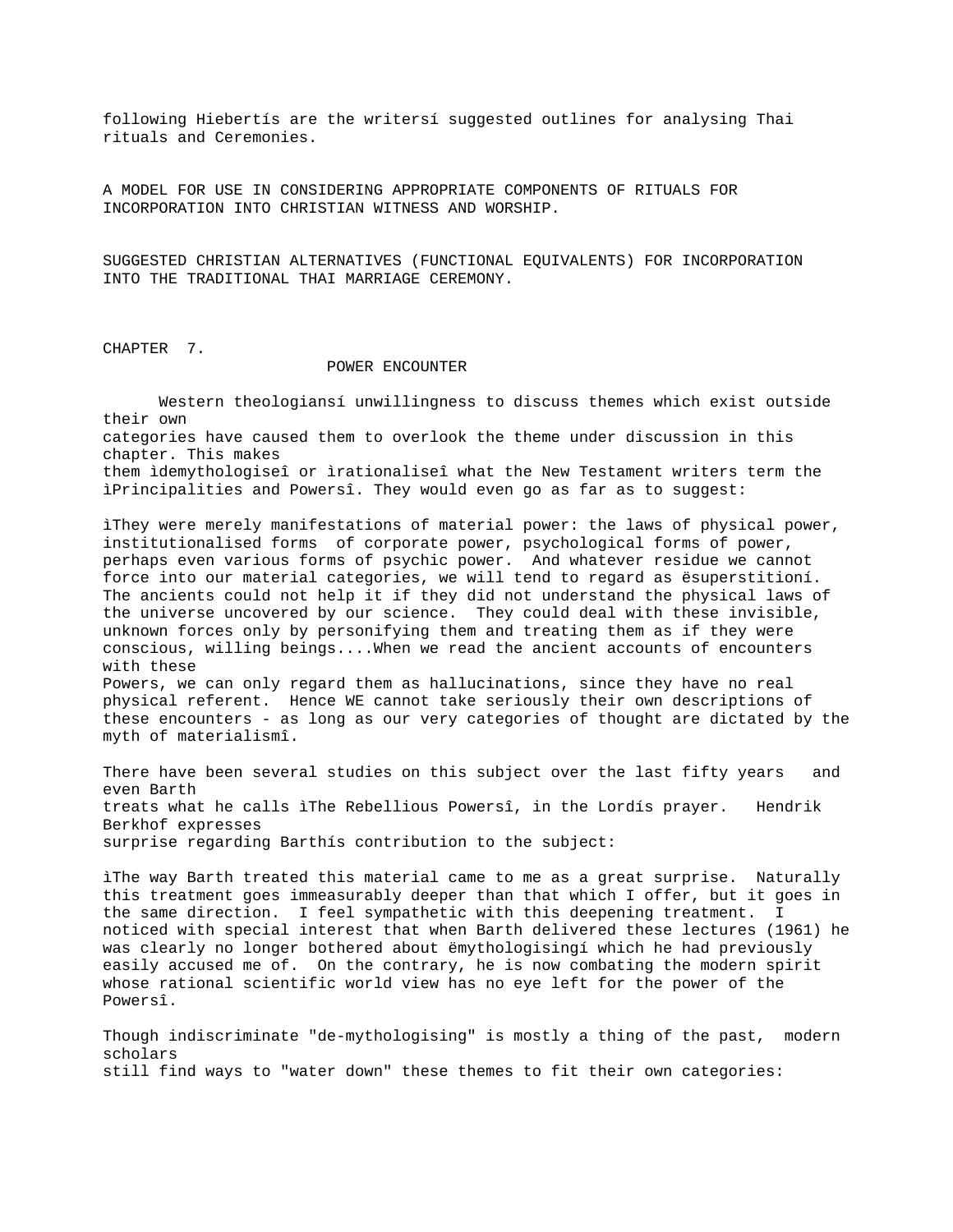following Hiebertís are the writersí suggested outlines for analysing Thai rituals and Ceremonies.

A MODEL FOR USE IN CONSIDERING APPROPRIATE COMPONENTS OF RITUALS FOR INCORPORATION INTO CHRISTIAN WITNESS AND WORSHIP.

SUGGESTED CHRISTIAN ALTERNATIVES (FUNCTIONAL EQUIVALENTS) FOR INCORPORATION INTO THE TRADITIONAL THAI MARRIAGE CEREMONY.

# CHAPTER 7.

## POWER ENCOUNTER

Western theologiansí unwillingness to discuss themes which exist outside their own categories have caused them to overlook the theme under discussion in this chapter. This makes them ìdemythologiseî or ìrationaliseî what the New Testament writers term the ìPrincipalities and Powersî. They would even go as far as to suggest:

ìThey were merely manifestations of material power: the laws of physical power, institutionalised forms of corporate power, psychological forms of power, perhaps even various forms of psychic power. And whatever residue we cannot force into our material categories, we will tend to regard as ësuperstitioní. The ancients could not help it if they did not understand the physical laws of the universe uncovered by our science. They could deal with these invisible, unknown forces only by personifying them and treating them as if they were conscious, willing beings....When we read the ancient accounts of encounters with these Powers, we can only regard them as hallucinations, since they have no real physical referent. Hence WE cannot take seriously their own descriptions of these encounters - as long as our very categories of thought are dictated by the myth of materialismî.

There have been several studies on this subject over the last fifty years and even Barth treats what he calls ìThe Rebellious Powersî, in the Lordís prayer. Hendrik Berkhof expresses surprise regarding Barthís contribution to the subject:

ìThe way Barth treated this material came to me as a great surprise. Naturally this treatment goes immeasurably deeper than that which I offer, but it goes in the same direction. I feel sympathetic with this deepening treatment. I noticed with special interest that when Barth delivered these lectures (1961) he was clearly no longer bothered about ëmythologisingí which he had previously easily accused me of. On the contrary, he is now combating the modern spirit whose rational scientific world view has no eye left for the power of the Powersî.

Though indiscriminate "de-mythologising" is mostly a thing of the past, modern scholars still find ways to "water down" these themes to fit their own categories: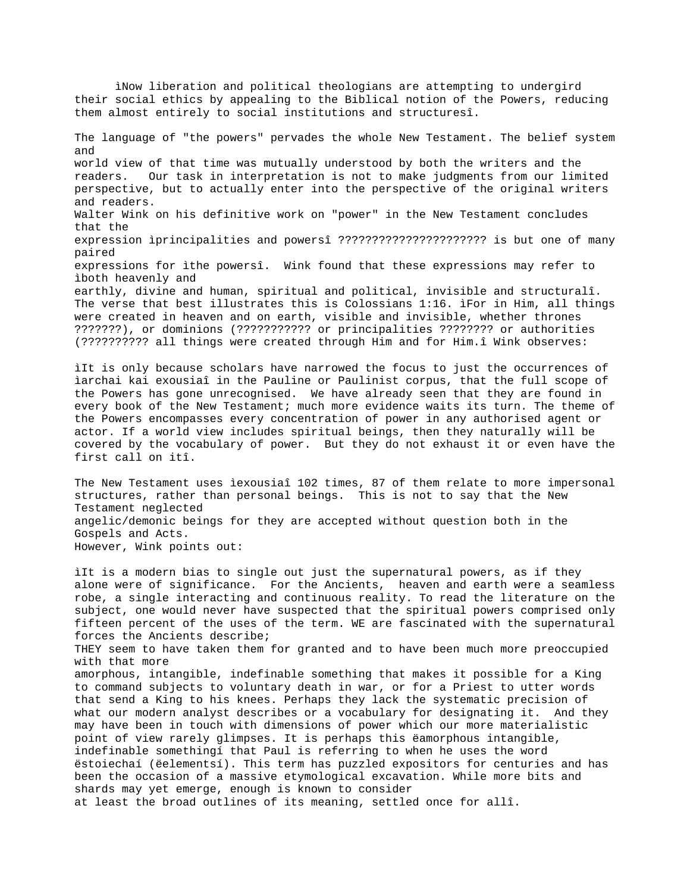ìNow liberation and political theologians are attempting to undergird their social ethics by appealing to the Biblical notion of the Powers, reducing them almost entirely to social institutions and structuresî.

The language of "the powers" pervades the whole New Testament. The belief system and world view of that time was mutually understood by both the writers and the readers. Our task in interpretation is not to make judgments from our limited perspective, but to actually enter into the perspective of the original writers and readers.

Walter Wink on his definitive work on "power" in the New Testament concludes that the expression ìprincipalities and powersî ?????????????????????? is but one of many paired expressions for ìthe powersî. Wink found that these expressions may refer to ìboth heavenly and earthly, divine and human, spiritual and political, invisible and structuralî. The verse that best illustrates this is Colossians 1:16. ìFor in Him, all things were created in heaven and on earth, visible and invisible, whether thrones ???????), or dominions (??????????? or principalities ???????? or authorities (?????????? all things were created through Him and for Him.î Wink observes:

ìIt is only because scholars have narrowed the focus to just the occurrences of ìarchai kai exousiaî in the Pauline or Paulinist corpus, that the full scope of the Powers has gone unrecognised. We have already seen that they are found in every book of the New Testament; much more evidence waits its turn. The theme of the Powers encompasses every concentration of power in any authorised agent or actor. If a world view includes spiritual beings, then they naturally will be covered by the vocabulary of power. But they do not exhaust it or even have the first call on itî.

The New Testament uses ìexousiaî 102 times, 87 of them relate to more impersonal structures, rather than personal beings. This is not to say that the New Testament neglected angelic/demonic beings for they are accepted without question both in the Gospels and Acts.

However, Wink points out:

ìIt is a modern bias to single out just the supernatural powers, as if they alone were of significance. For the Ancients, heaven and earth were a seamless robe, a single interacting and continuous reality. To read the literature on the subject, one would never have suspected that the spiritual powers comprised only fifteen percent of the uses of the term. WE are fascinated with the supernatural forces the Ancients describe; THEY seem to have taken them for granted and to have been much more preoccupied with that more amorphous, intangible, indefinable something that makes it possible for a King to command subjects to voluntary death in war, or for a Priest to utter words that send a King to his knees. Perhaps they lack the systematic precision of what our modern analyst describes or a vocabulary for designating it. And they may have been in touch with dimensions of power which our more materialistic point of view rarely glimpses. It is perhaps this ëamorphous intangible, indefinable somethingí that Paul is referring to when he uses the word ëstoiechaí (ëelementsí). This term has puzzled expositors for centuries and has been the occasion of a massive etymological excavation. While more bits and shards may yet emerge, enough is known to consider at least the broad outlines of its meaning, settled once for allî.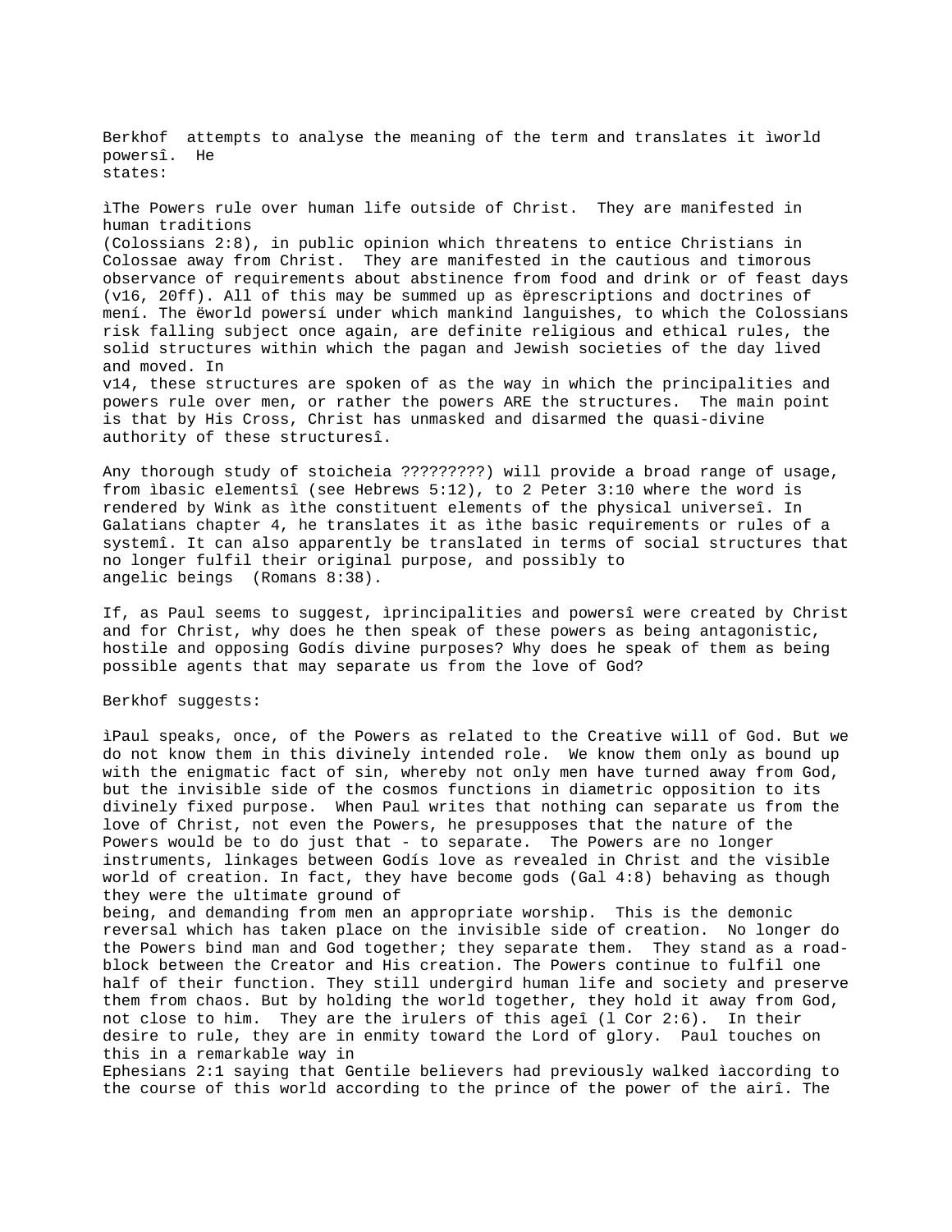Berkhof attempts to analyse the meaning of the term and translates it ìworld powersî. He states:

ìThe Powers rule over human life outside of Christ. They are manifested in human traditions (Colossians 2:8), in public opinion which threatens to entice Christians in Colossae away from Christ. They are manifested in the cautious and timorous observance of requirements about abstinence from food and drink or of feast days (v16, 20ff). All of this may be summed up as ëprescriptions and doctrines of mení. The ëworld powersí under which mankind languishes, to which the Colossians risk falling subject once again, are definite religious and ethical rules, the solid structures within which the pagan and Jewish societies of the day lived and moved. In v14, these structures are spoken of as the way in which the principalities and powers rule over men, or rather the powers ARE the structures. The main point is that by His Cross, Christ has unmasked and disarmed the quasi-divine authority of these structuresî.

Any thorough study of stoicheia ?????????) will provide a broad range of usage, from ìbasic elementsî (see Hebrews 5:12), to 2 Peter 3:10 where the word is rendered by Wink as ìthe constituent elements of the physical universeî. In Galatians chapter 4, he translates it as ìthe basic requirements or rules of a systemî. It can also apparently be translated in terms of social structures that no longer fulfil their original purpose, and possibly to angelic beings (Romans 8:38).

If, as Paul seems to suggest, ìprincipalities and powersî were created by Christ and for Christ, why does he then speak of these powers as being antagonistic, hostile and opposing Godís divine purposes? Why does he speak of them as being possible agents that may separate us from the love of God?

Berkhof suggests:

ìPaul speaks, once, of the Powers as related to the Creative will of God. But we do not know them in this divinely intended role. We know them only as bound up with the enigmatic fact of sin, whereby not only men have turned away from God, but the invisible side of the cosmos functions in diametric opposition to its divinely fixed purpose. When Paul writes that nothing can separate us from the love of Christ, not even the Powers, he presupposes that the nature of the Powers would be to do just that - to separate. The Powers are no longer instruments, linkages between Godís love as revealed in Christ and the visible world of creation. In fact, they have become gods (Gal 4:8) behaving as though they were the ultimate ground of being, and demanding from men an appropriate worship. This is the demonic reversal which has taken place on the invisible side of creation. No longer do the Powers bind man and God together; they separate them. They stand as a road-block between the Creator and His creation. The Powers continue to fulfil one half of their function. They still undergird human life and society and preserve them from chaos. But by holding the world together, they hold it away from God, not close to him. They are the ìrulers of this ageî (l Cor 2:6). In their desire to rule, they are in enmity toward the Lord of glory. Paul touches on this in a remarkable way in Ephesians 2:1 saying that Gentile believers had previously walked ìaccording to the course of this world according to the prince of the power of the airî. The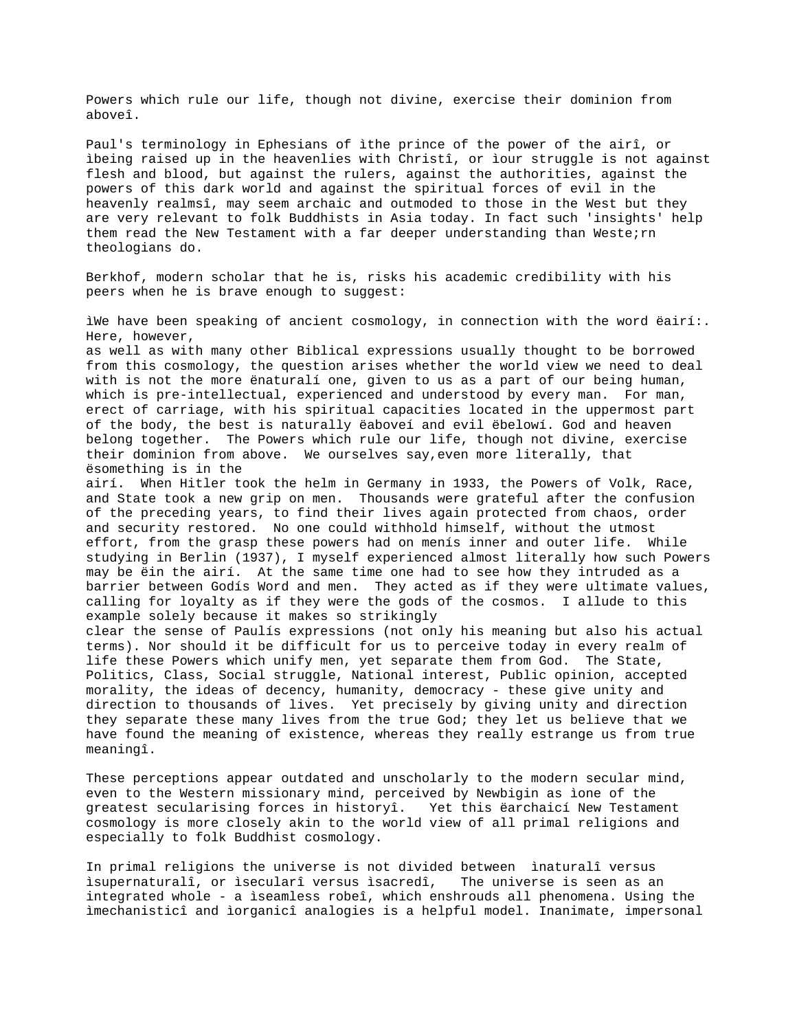Powers which rule our life, though not divine, exercise their dominion from aboveî.

Paul's terminology in Ephesians of ìthe prince of the power of the airî, or ìbeing raised up in the heavenlies with Christî, or ìour struggle is not against flesh and blood, but against the rulers, against the authorities, against the powers of this dark world and against the spiritual forces of evil in the heavenly realmsî, may seem archaic and outmoded to those in the West but they are very relevant to folk Buddhists in Asia today. In fact such 'insights' help them read the New Testament with a far deeper understanding than Weste;rn theologians do.

Berkhof, modern scholar that he is, risks his academic credibility with his peers when he is brave enough to suggest:

ìWe have been speaking of ancient cosmology, in connection with the word ëairí:. Here, however,
as well as with many other Biblical expressions usually thought to be borrowed from this cosmology, the question arises whether the world view we need to deal with is not the more ënaturalí one, given to us as a part of our being human, which is pre-intellectual, experienced and understood by every man. For man, erect of carriage, with his spiritual capacities located in the uppermost part of the body, the best is naturally ëaboveí and evil ëbelowí. God and heaven belong together. The Powers which rule our life, though not divine, exercise their dominion from above. We ourselves say,even more literally, that ësomething is in the
airí. When Hitler took the helm in Germany in 1933, the Powers of Volk, Race, and State took a new grip on men. Thousands were grateful after the confusion of the preceding years, to find their lives again protected from chaos, order and security restored. No one could withhold himself, without the utmost effort, from the grasp these powers had on menís inner and outer life. While studying in Berlin (1937), I myself experienced almost literally how such Powers may be ëin the airí. At the same time one had to see how they intruded as a barrier between Godís Word and men. They acted as if they were ultimate values, calling for loyalty as if they were the gods of the cosmos. I allude to this example solely because it makes so strikingly
clear the sense of Paulís expressions (not only his meaning but also his actual terms). Nor should it be difficult for us to perceive today in every realm of life these Powers which unify men, yet separate them from God. The State, Politics, Class, Social struggle, National interest, Public opinion, accepted morality, the ideas of decency, humanity, democracy - these give unity and direction to thousands of lives. Yet precisely by giving unity and direction they separate these many lives from the true God; they let us believe that we have found the meaning of existence, whereas they really estrange us from true meaningî.

These perceptions appear outdated and unscholarly to the modern secular mind, even to the Western missionary mind, perceived by Newbigin as ìone of the greatest secularising forces in historyî. Yet this ëarchaicí New Testament cosmology is more closely akin to the world view of all primal religions and especially to folk Buddhist cosmology.

In primal religions the universe is not divided between ìnaturalî versus ìsupernaturalî, or ìsecularî versus ìsacredî, The universe is seen as an integrated whole - a ìseamless robeî, which enshrouds all phenomena. Using the ìmechanisticî and ìorganicî analogies is a helpful model. Inanimate, impersonal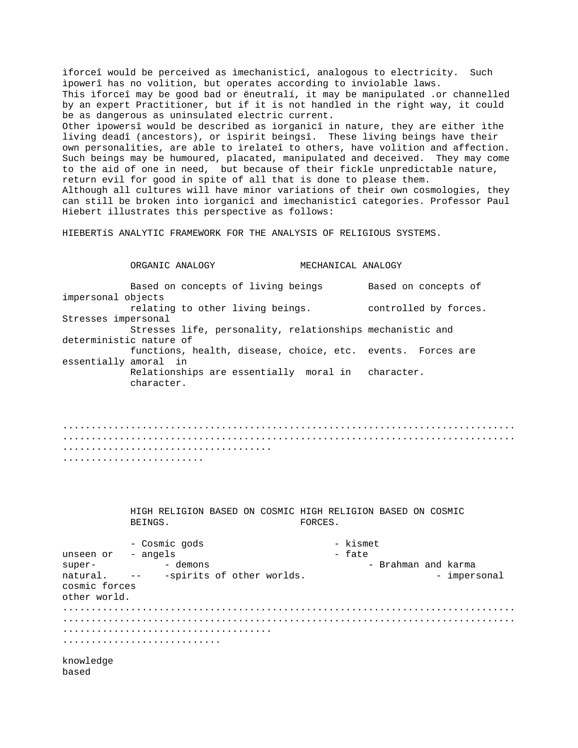ìforceî would be perceived as ìmechanisticî, analogous to electricity. Such ìpowerî has no volition, but operates according to inviolable laws.
This ìforceî may be good bad or ëneutralí, it may be manipulated .or channelled by an expert Practitioner, but if it is not handled in the right way, it could be as dangerous as uninsulated electric current.
Other ìpowersî would be described as ìorganicî in nature, they are either ìthe living deadî (ancestors), or ìspirit beingsî. These living beings have their own personalities, are able to ìrelateî to others, have volition and affection. Such beings may be humoured, placated, manipulated and deceived. They may come to the aid of one in need, but because of their fickle unpredictable nature, return evil for good in spite of all that is done to please them.
Although all cultures will have minor variations of their own cosmologies, they can still be broken into ìorganicî and ìmechanisticî categories. Professor Paul Hiebert illustrates this perspective as follows:

HIEBERTíS ANALYTIC FRAMEWORK FOR THE ANALYSIS OF RELIGIOUS SYSTEMS.

| | ORGANIC ANALOGY | MECHANICAL ANALOGY |
|---|---|---|
| | Based on concepts of living beings relating to other living beings. Stresses life, personality, relationships functions, health, disease, choice, etc. Relationships are essentially moral in character. | Based on concepts of impersonal objects controlled by forces. Stresses impersonal mechanistic and deterministic nature of events. Forces are essentially amoral in character. |
| | HIGH RELIGION BASED ON COSMIC BEINGS. | HIGH RELIGION BASED ON COSMIC FORCES. |
| unseen or super-natural. -- other world. | - Cosmic gods<br>- angels<br>- demons<br>-spirits of other worlds. | - kismet<br>- fate<br>- Brahman and karma<br>- impersonal cosmic forces |

knowledge
based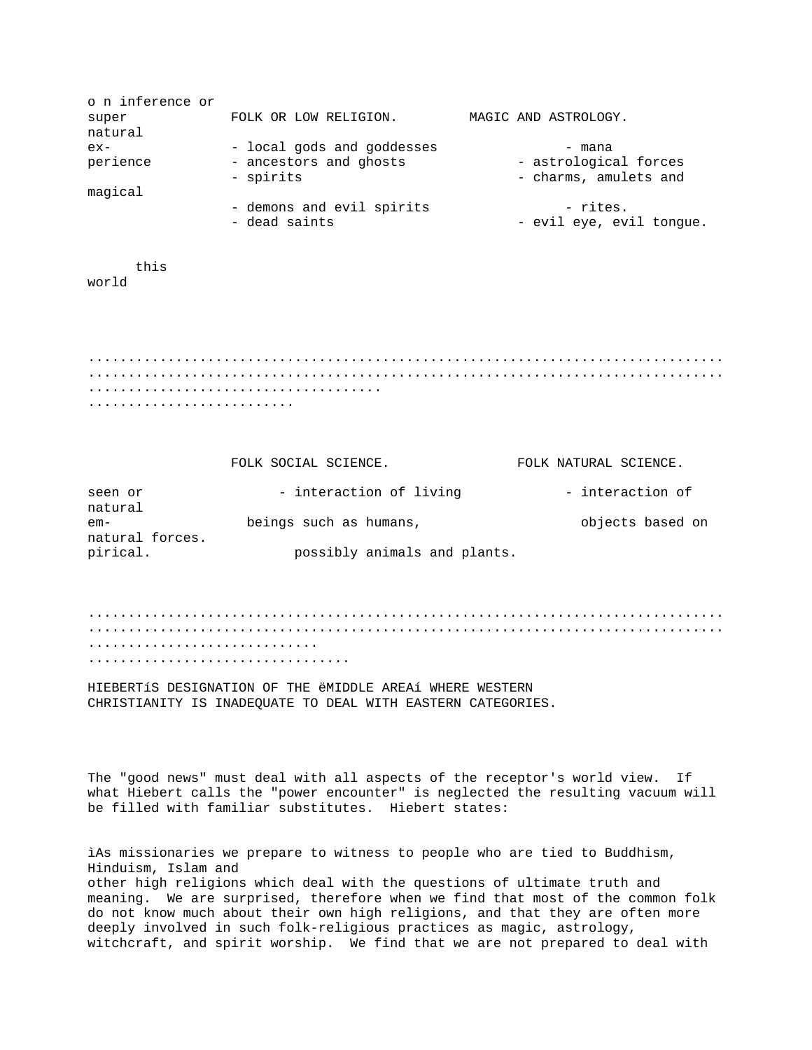| | | |
|---|---|---|
| on inference or supernatural experience this world | FOLK OR LOW RELIGION. | MAGIC AND ASTROLOGY. |
| | - local gods and goddesses | - mana |
| | - ancestors and ghosts | - astrological forces |
| | - spirits | - charms, amulets and magical |
| | - demons and evil spirits | - rites. |
| | - dead saints | - evil eye, evil tongue. |

........................................................................................................................................................................................................................................................................................

| | | |
|---|---|---|
| seen or empirical. | FOLK SOCIAL SCIENCE. | FOLK NATURAL SCIENCE. |
| | - interaction of living beings such as humans, possibly animals and plants. | - interaction of natural objects based on natural forces. |

.............................................................................................................................................................................................................................................................................................

HIEBERTíS DESIGNATION OF THE ëMIDDLE AREAí WHERE WESTERN CHRISTIANITY IS INADEQUATE TO DEAL WITH EASTERN CATEGORIES.

The "good news" must deal with all aspects of the receptor's world view. If what Hiebert calls the "power encounter" is neglected the resulting vacuum will be filled with familiar substitutes. Hiebert states:

ìAs missionaries we prepare to witness to people who are tied to Buddhism, Hinduism, Islam and other high religions which deal with the questions of ultimate truth and meaning. We are surprised, therefore when we find that most of the common folk do not know much about their own high religions, and that they are often more deeply involved in such folk-religious practices as magic, astrology, witchcraft, and spirit worship. We find that we are not prepared to deal with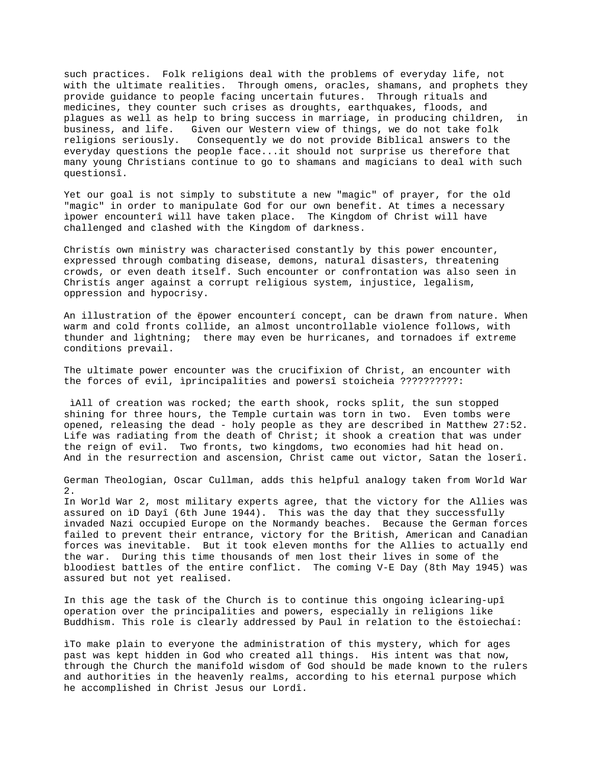such practices. Folk religions deal with the problems of everyday life, not with the ultimate realities. Through omens, oracles, shamans, and prophets they provide guidance to people facing uncertain futures. Through rituals and medicines, they counter such crises as droughts, earthquakes, floods, and plagues as well as help to bring success in marriage, in producing children, in business, and life. Given our Western view of things, we do not take folk religions seriously. Consequently we do not provide Biblical answers to the everyday questions the people face...it should not surprise us therefore that many young Christians continue to go to shamans and magicians to deal with such questionsî.

Yet our goal is not simply to substitute a new "magic" of prayer, for the old "magic" in order to manipulate God for our own benefit. At times a necessary ìpower encounterî will have taken place. The Kingdom of Christ will have challenged and clashed with the Kingdom of darkness.

Christís own ministry was characterised constantly by this power encounter, expressed through combating disease, demons, natural disasters, threatening crowds, or even death itself. Such encounter or confrontation was also seen in Christís anger against a corrupt religious system, injustice, legalism, oppression and hypocrisy.

An illustration of the ëpower encounterí concept, can be drawn from nature. When warm and cold fronts collide, an almost uncontrollable violence follows, with thunder and lightning; there may even be hurricanes, and tornadoes if extreme conditions prevail.

The ultimate power encounter was the crucifixion of Christ, an encounter with the forces of evil, ìprincipalities and powersî stoicheia ??????????:

ìAll of creation was rocked; the earth shook, rocks split, the sun stopped shining for three hours, the Temple curtain was torn in two. Even tombs were opened, releasing the dead - holy people as they are described in Matthew 27:52. Life was radiating from the death of Christ; it shook a creation that was under the reign of evil. Two fronts, two kingdoms, two economies had hit head on. And in the resurrection and ascension, Christ came out victor, Satan the loserî.

German Theologian, Oscar Cullman, adds this helpful analogy taken from World War 2.
In World War 2, most military experts agree, that the victory for the Allies was assured on ìD Dayî (6th June 1944). This was the day that they successfully invaded Nazi occupied Europe on the Normandy beaches. Because the German forces failed to prevent their entrance, victory for the British, American and Canadian forces was inevitable. But it took eleven months for the Allies to actually end the war. During this time thousands of men lost their lives in some of the bloodiest battles of the entire conflict. The coming V-E Day (8th May 1945) was assured but not yet realised.

In this age the task of the Church is to continue this ongoing ìclearing-upî operation over the principalities and powers, especially in religions like Buddhism. This role is clearly addressed by Paul in relation to the ëstoiechaí:

ìTo make plain to everyone the administration of this mystery, which for ages past was kept hidden in God who created all things. His intent was that now, through the Church the manifold wisdom of God should be made known to the rulers and authorities in the heavenly realms, according to his eternal purpose which he accomplished in Christ Jesus our Lordî.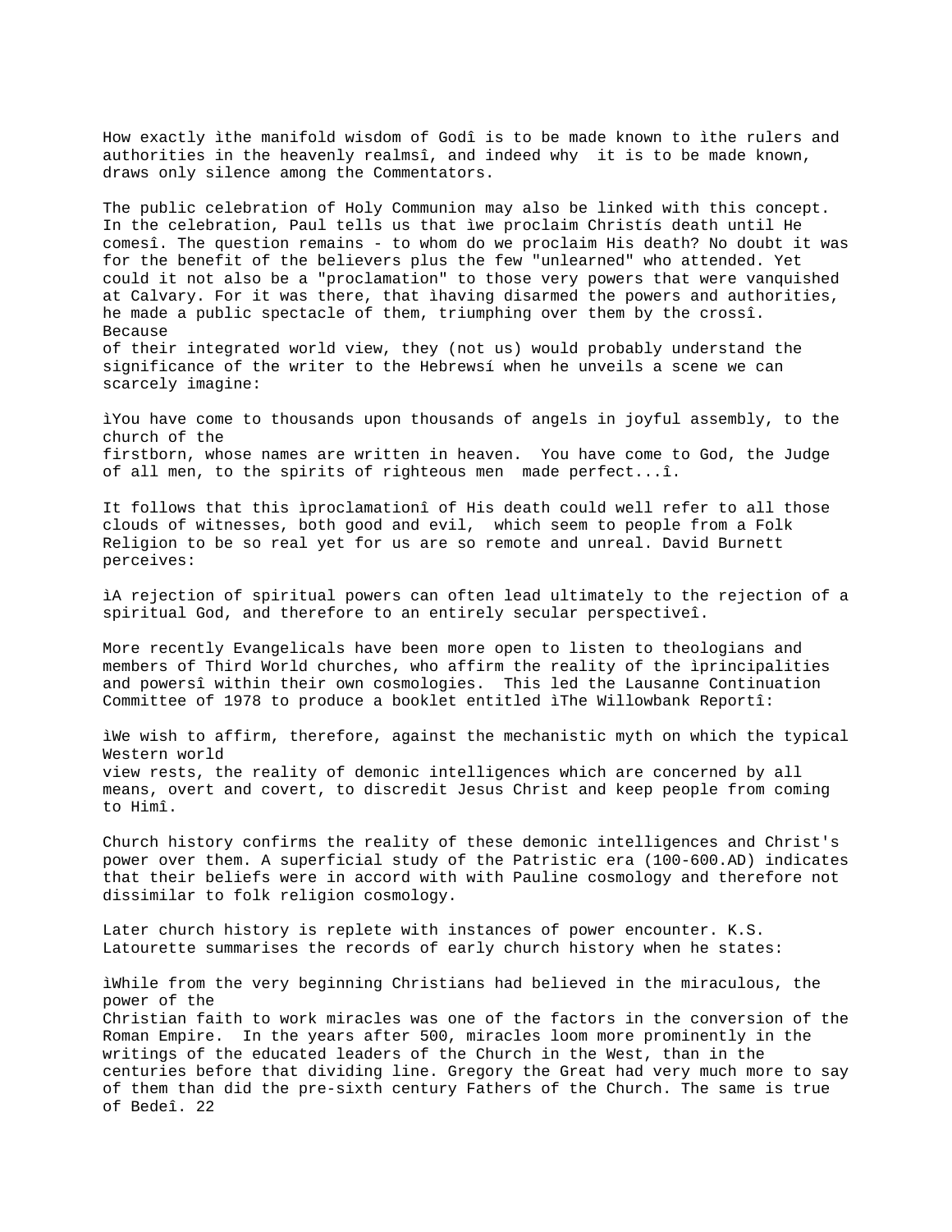How exactly ìthe manifold wisdom of Godî is to be made known to ìthe rulers and authorities in the heavenly realmsî, and indeed why it is to be made known, draws only silence among the Commentators.

The public celebration of Holy Communion may also be linked with this concept. In the celebration, Paul tells us that ìwe proclaim Christís death until He comesî. The question remains - to whom do we proclaim His death? No doubt it was for the benefit of the believers plus the few "unlearned" who attended. Yet could it not also be a "proclamation" to those very powers that were vanquished at Calvary. For it was there, that ìhaving disarmed the powers and authorities, he made a public spectacle of them, triumphing over them by the crossî. Because of their integrated world view, they (not us) would probably understand the significance of the writer to the Hebrewsí when he unveils a scene we can scarcely imagine:

ìYou have come to thousands upon thousands of angels in joyful assembly, to the church of the firstborn, whose names are written in heaven. You have come to God, the Judge of all men, to the spirits of righteous men made perfect...î.

It follows that this ìproclamationî of His death could well refer to all those clouds of witnesses, both good and evil, which seem to people from a Folk Religion to be so real yet for us are so remote and unreal. David Burnett perceives:

ìA rejection of spiritual powers can often lead ultimately to the rejection of a spiritual God, and therefore to an entirely secular perspectiveî.

More recently Evangelicals have been more open to listen to theologians and members of Third World churches, who affirm the reality of the ìprincipalities and powersî within their own cosmologies. This led the Lausanne Continuation Committee of 1978 to produce a booklet entitled ìThe Willowbank Reportî:

ìWe wish to affirm, therefore, against the mechanistic myth on which the typical Western world view rests, the reality of demonic intelligences which are concerned by all means, overt and covert, to discredit Jesus Christ and keep people from coming to Himî.

Church history confirms the reality of these demonic intelligences and Christ's power over them. A superficial study of the Patristic era (100-600.AD) indicates that their beliefs were in accord with with Pauline cosmology and therefore not dissimilar to folk religion cosmology.

Later church history is replete with instances of power encounter. K.S. Latourette summarises the records of early church history when he states:

ìWhile from the very beginning Christians had believed in the miraculous, the power of the Christian faith to work miracles was one of the factors in the conversion of the Roman Empire. In the years after 500, miracles loom more prominently in the writings of the educated leaders of the Church in the West, than in the centuries before that dividing line. Gregory the Great had very much more to say of them than did the pre-sixth century Fathers of the Church. The same is true of Bedeî. 22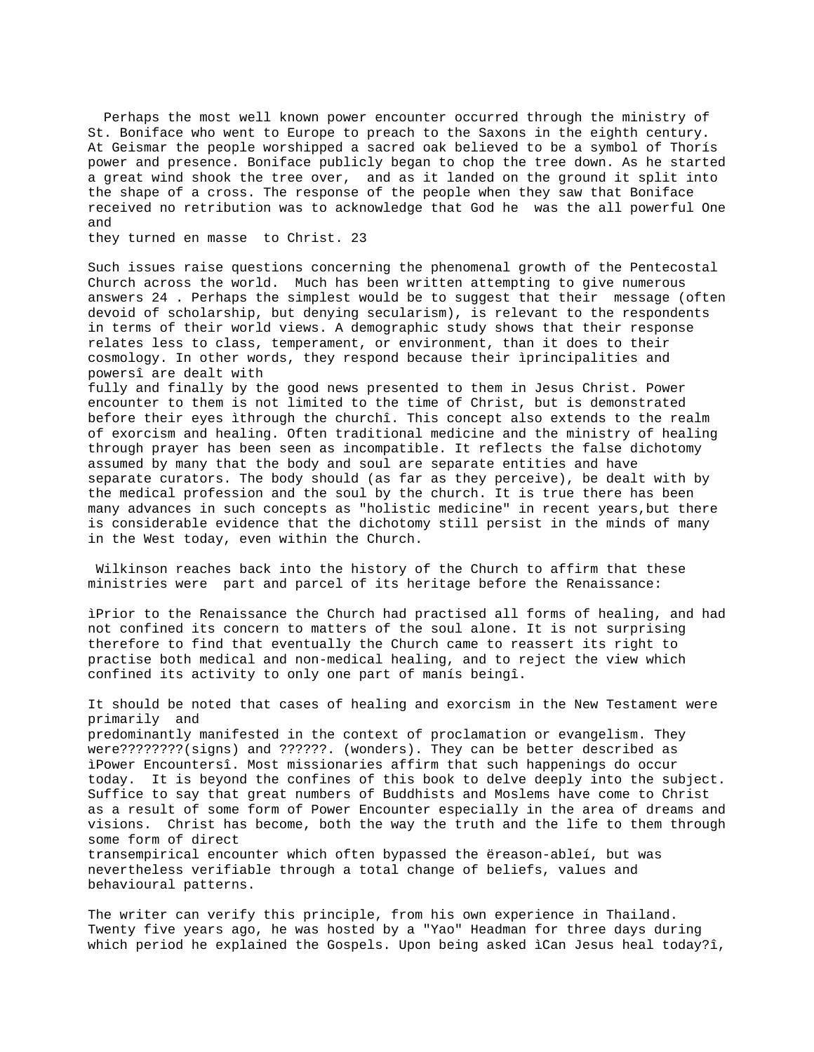Perhaps the most well known power encounter occurred through the ministry of St. Boniface who went to Europe to preach to the Saxons in the eighth century. At Geismar the people worshipped a sacred oak believed to be a symbol of Thorís power and presence. Boniface publicly began to chop the tree down. As he started a great wind shook the tree over, and as it landed on the ground it split into the shape of a cross. The response of the people when they saw that Boniface received no retribution was to acknowledge that God he was the all powerful One and they turned en masse to Christ. 23

Such issues raise questions concerning the phenomenal growth of the Pentecostal Church across the world. Much has been written attempting to give numerous answers 24 . Perhaps the simplest would be to suggest that their message (often devoid of scholarship, but denying secularism), is relevant to the respondents in terms of their world views. A demographic study shows that their response relates less to class, temperament, or environment, than it does to their cosmology. In other words, they respond because their ìprincipalities and powersî are dealt with fully and finally by the good news presented to them in Jesus Christ. Power encounter to them is not limited to the time of Christ, but is demonstrated before their eyes ìthrough the churchî. This concept also extends to the realm of exorcism and healing. Often traditional medicine and the ministry of healing through prayer has been seen as incompatible. It reflects the false dichotomy assumed by many that the body and soul are separate entities and have separate curators. The body should (as far as they perceive), be dealt with by the medical profession and the soul by the church. It is true there has been many advances in such concepts as "holistic medicine" in recent years,but there is considerable evidence that the dichotomy still persist in the minds of many in the West today, even within the Church.

Wilkinson reaches back into the history of the Church to affirm that these ministries were part and parcel of its heritage before the Renaissance:

ìPrior to the Renaissance the Church had practised all forms of healing, and had not confined its concern to matters of the soul alone. It is not surprising therefore to find that eventually the Church came to reassert its right to practise both medical and non-medical healing, and to reject the view which confined its activity to only one part of manís beingî.

It should be noted that cases of healing and exorcism in the New Testament were primarily and predominantly manifested in the context of proclamation or evangelism. They were????????(signs) and ??????. (wonders). They can be better described as ìPower Encountersî. Most missionaries affirm that such happenings do occur today. It is beyond the confines of this book to delve deeply into the subject. Suffice to say that great numbers of Buddhists and Moslems have come to Christ as a result of some form of Power Encounter especially in the area of dreams and visions. Christ has become, both the way the truth and the life to them through some form of direct transempirical encounter which often bypassed the ëreason-ableí, but was nevertheless verifiable through a total change of beliefs, values and behavioural patterns.

The writer can verify this principle, from his own experience in Thailand. Twenty five years ago, he was hosted by a "Yao" Headman for three days during which period he explained the Gospels. Upon being asked ìCan Jesus heal today?î,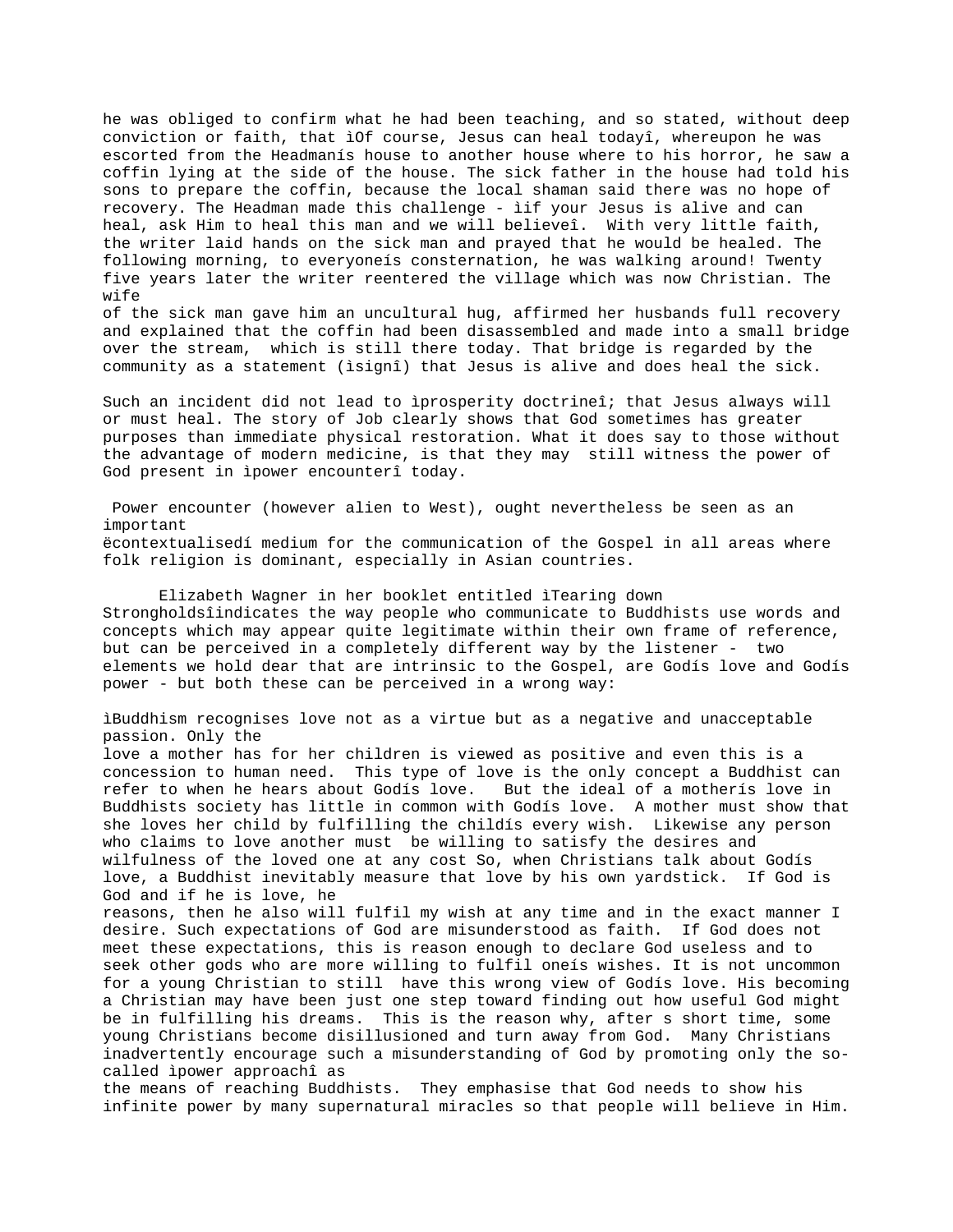he was obliged to confirm what he had been teaching, and so stated, without deep conviction or faith, that ìOf course, Jesus can heal todayî, whereupon he was escorted from the Headmanís house to another house where to his horror, he saw a coffin lying at the side of the house. The sick father in the house had told his sons to prepare the coffin, because the local shaman said there was no hope of recovery. The Headman made this challenge - ìif your Jesus is alive and can heal, ask Him to heal this man and we will believeî. With very little faith, the writer laid hands on the sick man and prayed that he would be healed. The following morning, to everyoneís consternation, he was walking around! Twenty five years later the writer reentered the village which was now Christian. The wife of the sick man gave him an uncultural hug, affirmed her husbands full recovery and explained that the coffin had been disassembled and made into a small bridge over the stream, which is still there today. That bridge is regarded by the community as a statement (ìsignî) that Jesus is alive and does heal the sick.

Such an incident did not lead to ìprosperity doctrineî; that Jesus always will or must heal. The story of Job clearly shows that God sometimes has greater purposes than immediate physical restoration. What it does say to those without the advantage of modern medicine, is that they may still witness the power of God present in ìpower encounterî today.

Power encounter (however alien to West), ought nevertheless be seen as an important ëcontextualisedí medium for the communication of the Gospel in all areas where folk religion is dominant, especially in Asian countries.

Elizabeth Wagner in her booklet entitled ìTearing down Strongholdsîindicates the way people who communicate to Buddhists use words and concepts which may appear quite legitimate within their own frame of reference, but can be perceived in a completely different way by the listener - two elements we hold dear that are intrinsic to the Gospel, are Godís love and Godís power - but both these can be perceived in a wrong way:

ìBuddhism recognises love not as a virtue but as a negative and unacceptable passion. Only the love a mother has for her children is viewed as positive and even this is a concession to human need. This type of love is the only concept a Buddhist can refer to when he hears about Godís love. But the ideal of a motherís love in Buddhists society has little in common with Godís love. A mother must show that she loves her child by fulfilling the childís every wish. Likewise any person who claims to love another must be willing to satisfy the desires and wilfulness of the loved one at any cost So, when Christians talk about Godís love, a Buddhist inevitably measure that love by his own yardstick. If God is God and if he is love, he reasons, then he also will fulfil my wish at any time and in the exact manner I desire. Such expectations of God are misunderstood as faith. If God does not meet these expectations, this is reason enough to declare God useless and to seek other gods who are more willing to fulfil oneís wishes. It is not uncommon for a young Christian to still have this wrong view of Godís love. His becoming a Christian may have been just one step toward finding out how useful God might be in fulfilling his dreams. This is the reason why, after s short time, some young Christians become disillusioned and turn away from God. Many Christians inadvertently encourage such a misunderstanding of God by promoting only the so-called ìpower approachî as the means of reaching Buddhists. They emphasise that God needs to show his infinite power by many supernatural miracles so that people will believe in Him.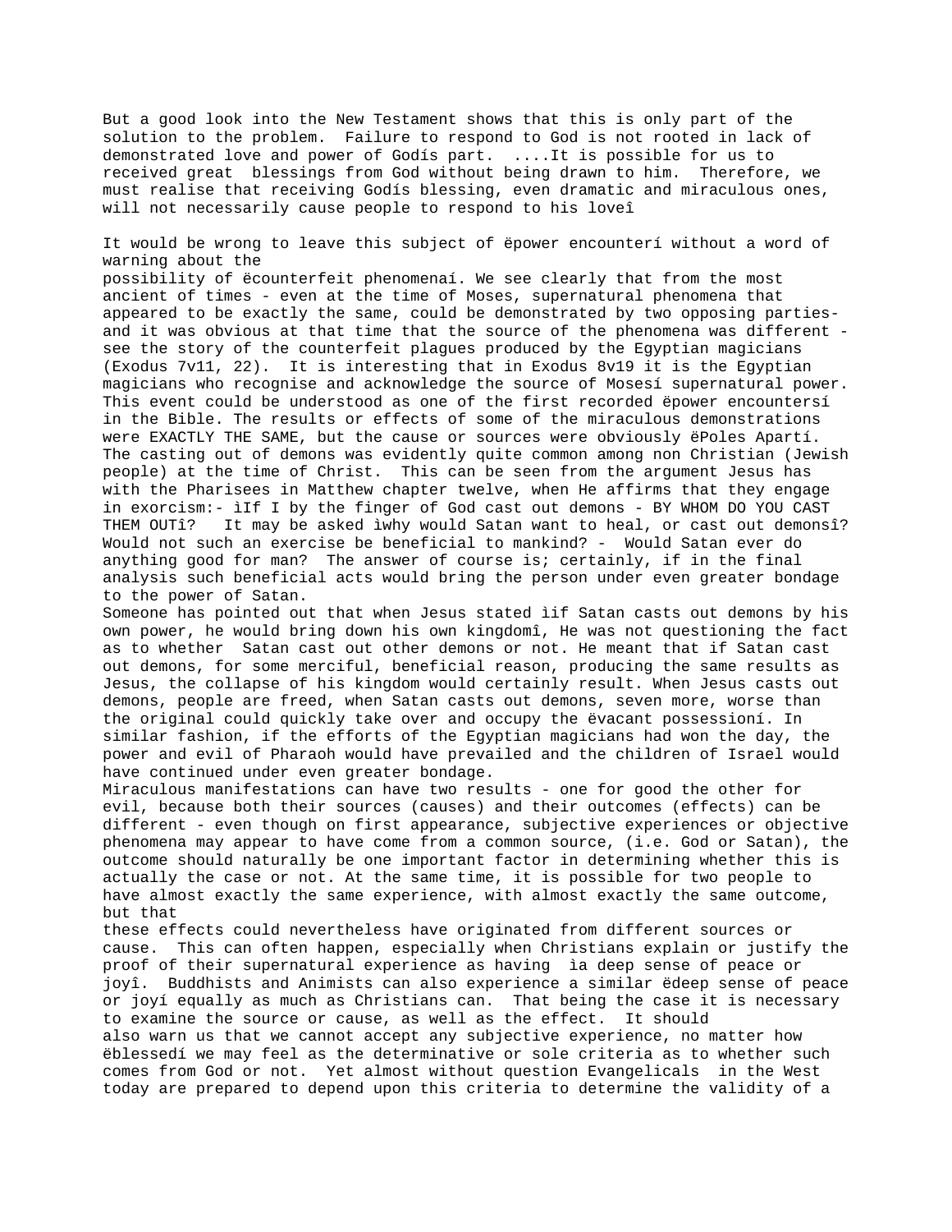But a good look into the New Testament shows that this is only part of the solution to the problem. Failure to respond to God is not rooted in lack of demonstrated love and power of Godís part. ....It is possible for us to received great blessings from God without being drawn to him. Therefore, we must realise that receiving Godís blessing, even dramatic and miraculous ones, will not necessarily cause people to respond to his loveî

It would be wrong to leave this subject of ëpower encounterí without a word of warning about the possibility of ëcounterfeit phenomenaí. We see clearly that from the most ancient of times - even at the time of Moses, supernatural phenomena that appeared to be exactly the same, could be demonstrated by two opposing parties- and it was obvious at that time that the source of the phenomena was different - see the story of the counterfeit plagues produced by the Egyptian magicians (Exodus 7v11, 22). It is interesting that in Exodus 8v19 it is the Egyptian magicians who recognise and acknowledge the source of Mosesí supernatural power. This event could be understood as one of the first recorded ëpower encountersí in the Bible. The results or effects of some of the miraculous demonstrations were EXACTLY THE SAME, but the cause or sources were obviously ëPoles Apartí. The casting out of demons was evidently quite common among non Christian (Jewish people) at the time of Christ. This can be seen from the argument Jesus has with the Pharisees in Matthew chapter twelve, when He affirms that they engage in exorcism:- ìIf I by the finger of God cast out demons - BY WHOM DO YOU CAST THEM OUTî? It may be asked ìwhy would Satan want to heal, or cast out demonsî? Would not such an exercise be beneficial to mankind? - Would Satan ever do anything good for man? The answer of course is; certainly, if in the final analysis such beneficial acts would bring the person under even greater bondage to the power of Satan.

Someone has pointed out that when Jesus stated ìif Satan casts out demons by his own power, he would bring down his own kingdomî, He was not questioning the fact as to whether Satan cast out other demons or not. He meant that if Satan cast out demons, for some merciful, beneficial reason, producing the same results as Jesus, the collapse of his kingdom would certainly result. When Jesus casts out demons, people are freed, when Satan casts out demons, seven more, worse than the original could quickly take over and occupy the ëvacant possessioní. In similar fashion, if the efforts of the Egyptian magicians had won the day, the power and evil of Pharaoh would have prevailed and the children of Israel would have continued under even greater bondage.

Miraculous manifestations can have two results - one for good the other for evil, because both their sources (causes) and their outcomes (effects) can be different - even though on first appearance, subjective experiences or objective phenomena may appear to have come from a common source, (i.e. God or Satan), the outcome should naturally be one important factor in determining whether this is actually the case or not. At the same time, it is possible for two people to have almost exactly the same experience, with almost exactly the same outcome, but that these effects could nevertheless have originated from different sources or cause. This can often happen, especially when Christians explain or justify the proof of their supernatural experience as having ìa deep sense of peace or joyî. Buddhists and Animists can also experience a similar ëdeep sense of peace or joyí equally as much as Christians can. That being the case it is necessary to examine the source or cause, as well as the effect. It should also warn us that we cannot accept any subjective experience, no matter how ëblessedí we may feel as the determinative or sole criteria as to whether such comes from God or not. Yet almost without question Evangelicals in the West today are prepared to depend upon this criteria to determine the validity of a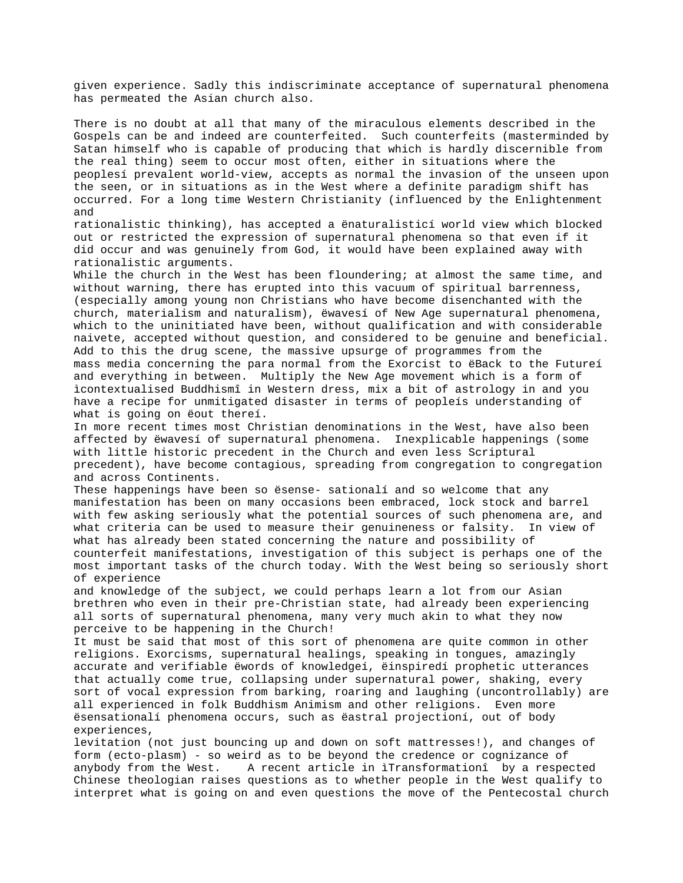given experience. Sadly this indiscriminate acceptance of supernatural phenomena has permeated the Asian church also.

There is no doubt at all that many of the miraculous elements described in the Gospels can be and indeed are counterfeited. Such counterfeits (masterminded by Satan himself who is capable of producing that which is hardly discernible from the real thing) seem to occur most often, either in situations where the peoplesí prevalent world-view, accepts as normal the invasion of the unseen upon the seen, or in situations as in the West where a definite paradigm shift has occurred. For a long time Western Christianity (influenced by the Enlightenment and rationalistic thinking), has accepted a ënaturalisticí world view which blocked out or restricted the expression of supernatural phenomena so that even if it did occur and was genuinely from God, it would have been explained away with rationalistic arguments.

While the church in the West has been floundering; at almost the same time, and without warning, there has erupted into this vacuum of spiritual barrenness, (especially among young non Christians who have become disenchanted with the church, materialism and naturalism), ëwavesí of New Age supernatural phenomena, which to the uninitiated have been, without qualification and with considerable naivete, accepted without question, and considered to be genuine and beneficial. Add to this the drug scene, the massive upsurge of programmes from the mass media concerning the para normal from the Exorcist to ëBack to the Futureí and everything in between. Multiply the New Age movement which is a form of ìcontextualised Buddhismî in Western dress, mix a bit of astrology in and you have a recipe for unmitigated disaster in terms of peopleís understanding of what is going on ëout thereí.

In more recent times most Christian denominations in the West, have also been affected by ëwavesí of supernatural phenomena. Inexplicable happenings (some with little historic precedent in the Church and even less Scriptural precedent), have become contagious, spreading from congregation to congregation and across Continents.

These happenings have been so ësense- sationalí and so welcome that any manifestation has been on many occasions been embraced, lock stock and barrel with few asking seriously what the potential sources of such phenomena are, and what criteria can be used to measure their genuineness or falsity. In view of what has already been stated concerning the nature and possibility of counterfeit manifestations, investigation of this subject is perhaps one of the most important tasks of the church today. With the West being so seriously short of experience and knowledge of the subject, we could perhaps learn a lot from our Asian brethren who even in their pre-Christian state, had already been experiencing all sorts of supernatural phenomena, many very much akin to what they now perceive to be happening in the Church!

It must be said that most of this sort of phenomena are quite common in other religions. Exorcisms, supernatural healings, speaking in tongues, amazingly accurate and verifiable ëwords of knowledgeí, ëinspiredí prophetic utterances that actually come true, collapsing under supernatural power, shaking, every sort of vocal expression from barking, roaring and laughing (uncontrollably) are all experienced in folk Buddhism Animism and other religions. Even more ësensationalí phenomena occurs, such as ëastral projectioní, out of body experiences, levitation (not just bouncing up and down on soft mattresses!), and changes of form (ecto-plasm) - so weird as to be beyond the credence or cognizance of anybody from the West. A recent article in ìTransformationî by a respected Chinese theologian raises questions as to whether people in the West qualify to interpret what is going on and even questions the move of the Pentecostal church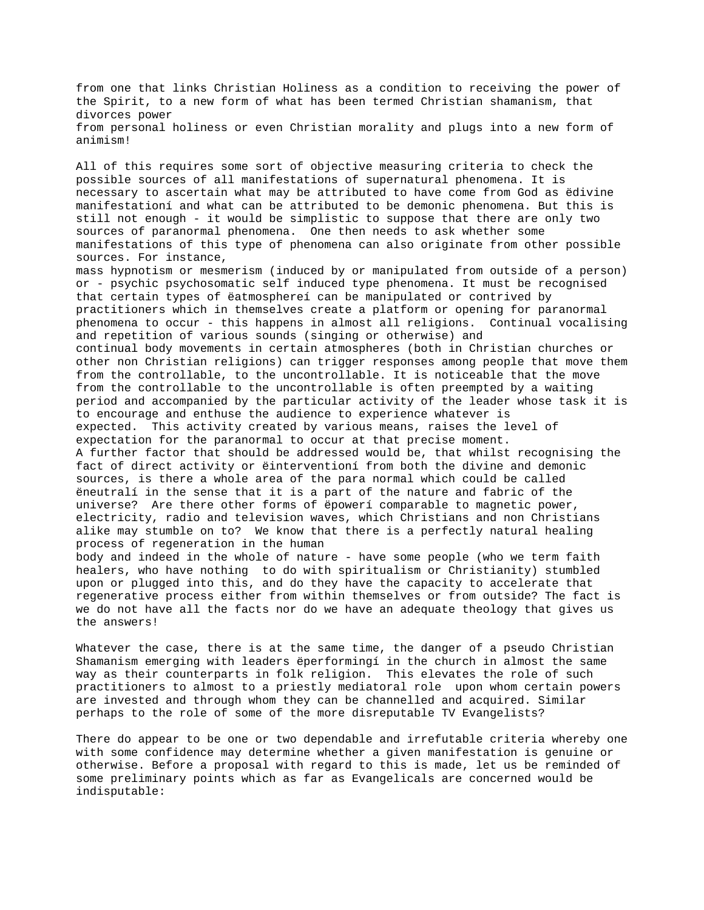from one that links Christian Holiness as a condition to receiving the power of the Spirit, to a new form of what has been termed Christian shamanism, that divorces power from personal holiness or even Christian morality and plugs into a new form of animism!

All of this requires some sort of objective measuring criteria to check the possible sources of all manifestations of supernatural phenomena. It is necessary to ascertain what may be attributed to have come from God as ëdivine manifestationí and what can be attributed to be demonic phenomena. But this is still not enough - it would be simplistic to suppose that there are only two sources of paranormal phenomena. One then needs to ask whether some manifestations of this type of phenomena can also originate from other possible sources. For instance, mass hypnotism or mesmerism (induced by or manipulated from outside of a person) or - psychic psychosomatic self induced type phenomena. It must be recognised that certain types of ëatmosphereí can be manipulated or contrived by practitioners which in themselves create a platform or opening for paranormal phenomena to occur - this happens in almost all religions. Continual vocalising and repetition of various sounds (singing or otherwise) and continual body movements in certain atmospheres (both in Christian churches or other non Christian religions) can trigger responses among people that move them from the controllable, to the uncontrollable. It is noticeable that the move from the controllable to the uncontrollable is often preempted by a waiting period and accompanied by the particular activity of the leader whose task it is to encourage and enthuse the audience to experience whatever is expected. This activity created by various means, raises the level of expectation for the paranormal to occur at that precise moment.
A further factor that should be addressed would be, that whilst recognising the fact of direct activity or ëinterventioní from both the divine and demonic sources, is there a whole area of the para normal which could be called ëneutralí in the sense that it is a part of the nature and fabric of the universe? Are there other forms of ëpowerí comparable to magnetic power, electricity, radio and television waves, which Christians and non Christians alike may stumble on to? We know that there is a perfectly natural healing process of regeneration in the human body and indeed in the whole of nature - have some people (who we term faith healers, who have nothing to do with spiritualism or Christianity) stumbled upon or plugged into this, and do they have the capacity to accelerate that regenerative process either from within themselves or from outside? The fact is we do not have all the facts nor do we have an adequate theology that gives us the answers!

Whatever the case, there is at the same time, the danger of a pseudo Christian Shamanism emerging with leaders ëperformingí in the church in almost the same way as their counterparts in folk religion. This elevates the role of such practitioners to almost to a priestly mediatoral role upon whom certain powers are invested and through whom they can be channelled and acquired. Similar perhaps to the role of some of the more disreputable TV Evangelists?

There do appear to be one or two dependable and irrefutable criteria whereby one with some confidence may determine whether a given manifestation is genuine or otherwise. Before a proposal with regard to this is made, let us be reminded of some preliminary points which as far as Evangelicals are concerned would be indisputable: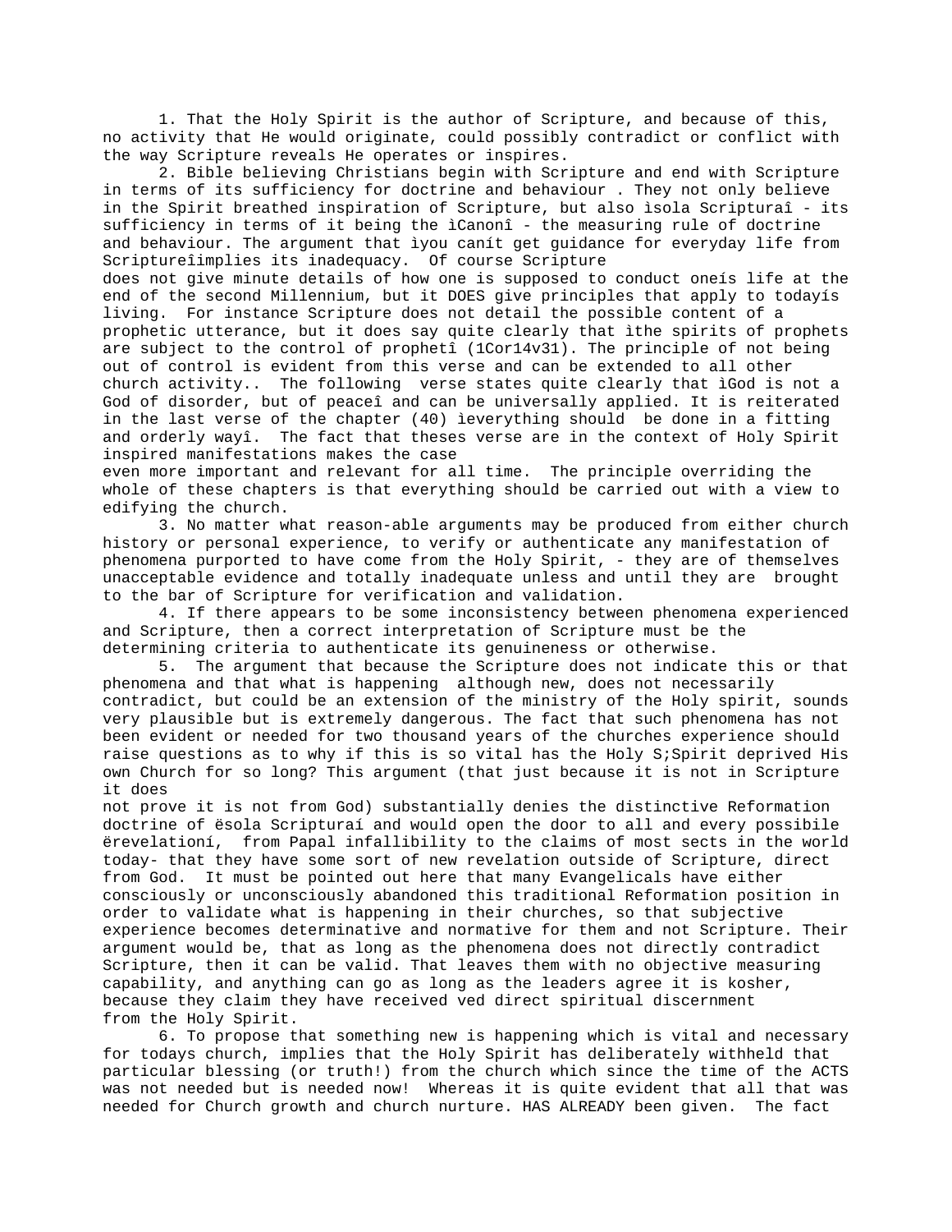1. That the Holy Spirit is the author of Scripture, and because of this, no activity that He would originate, could possibly contradict or conflict with the way Scripture reveals He operates or inspires.

2. Bible believing Christians begin with Scripture and end with Scripture in terms of its sufficiency for doctrine and behaviour . They not only believe in the Spirit breathed inspiration of Scripture, but also ìsola Scripturaî - its sufficiency in terms of it being the ìCanonî - the measuring rule of doctrine and behaviour. The argument that ìyou canít get guidance for everyday life from Scriptureîimplies its inadequacy. Of course Scripture does not give minute details of how one is supposed to conduct oneís life at the end of the second Millennium, but it DOES give principles that apply to todayís living. For instance Scripture does not detail the possible content of a prophetic utterance, but it does say quite clearly that ìthe spirits of prophets are subject to the control of prophetî (1Cor14v31). The principle of not being out of control is evident from this verse and can be extended to all other church activity.. The following verse states quite clearly that ìGod is not a God of disorder, but of peaceî and can be universally applied. It is reiterated in the last verse of the chapter (40) ìeverything should be done in a fitting and orderly wayî. The fact that theses verse are in the context of Holy Spirit inspired manifestations makes the case even more important and relevant for all time. The principle overriding the whole of these chapters is that everything should be carried out with a view to edifying the church.

3. No matter what reason-able arguments may be produced from either church history or personal experience, to verify or authenticate any manifestation of phenomena purported to have come from the Holy Spirit, - they are of themselves unacceptable evidence and totally inadequate unless and until they are brought to the bar of Scripture for verification and validation.

4. If there appears to be some inconsistency between phenomena experienced and Scripture, then a correct interpretation of Scripture must be the determining criteria to authenticate its genuineness or otherwise.

5. The argument that because the Scripture does not indicate this or that phenomena and that what is happening although new, does not necessarily contradict, but could be an extension of the ministry of the Holy spirit, sounds very plausible but is extremely dangerous. The fact that such phenomena has not been evident or needed for two thousand years of the churches experience should raise questions as to why if this is so vital has the Holy S;Spirit deprived His own Church for so long? This argument (that just because it is not in Scripture it does not prove it is not from God) substantially denies the distinctive Reformation doctrine of ësola Scripturaí and would open the door to all and every possibile ërevelationí, from Papal infallibility to the claims of most sects in the world today- that they have some sort of new revelation outside of Scripture, direct from God. It must be pointed out here that many Evangelicals have either consciously or unconsciously abandoned this traditional Reformation position in order to validate what is happening in their churches, so that subjective experience becomes determinative and normative for them and not Scripture. Their argument would be, that as long as the phenomena does not directly contradict Scripture, then it can be valid. That leaves them with no objective measuring capability, and anything can go as long as the leaders agree it is kosher, because they claim they have received ved direct spiritual discernment from the Holy Spirit.

6. To propose that something new is happening which is vital and necessary for todays church, implies that the Holy Spirit has deliberately withheld that particular blessing (or truth!) from the church which since the time of the ACTS was not needed but is needed now! Whereas it is quite evident that all that was needed for Church growth and church nurture. HAS ALREADY been given. The fact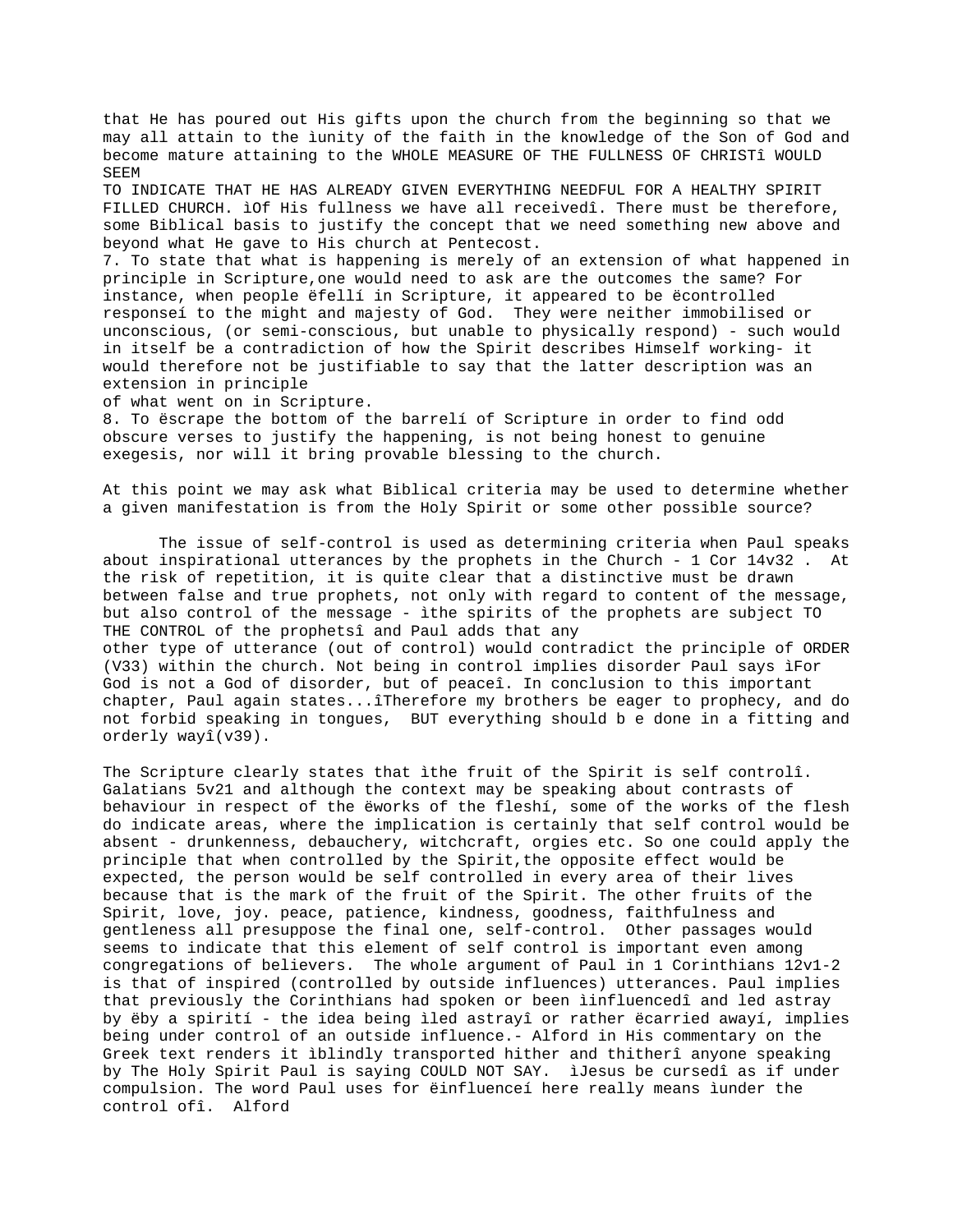that He has poured out His gifts upon the church from the beginning so that we may all attain to the ìunity of the faith in the knowledge of the Son of God and become mature attaining to the WHOLE MEASURE OF THE FULLNESS OF CHRISTî WOULD SEEM TO INDICATE THAT HE HAS ALREADY GIVEN EVERYTHING NEEDFUL FOR A HEALTHY SPIRIT FILLED CHURCH. ìOf His fullness we have all receivedî. There must be therefore, some Biblical basis to justify the concept that we need something new above and beyond what He gave to His church at Pentecost.

7. To state that what is happening is merely of an extension of what happened in principle in Scripture,one would need to ask are the outcomes the same? For instance, when people ëfellí in Scripture, it appeared to be ëcontrolled responseí to the might and majesty of God.  They were neither immobilised or unconscious, (or semi-conscious, but unable to physically respond) - such would in itself be a contradiction of how the Spirit describes Himself working- it would therefore not be justifiable to say that the latter description was an extension in principle of what went on in Scripture.

8. To ëscrape the bottom of the barrelí of Scripture in order to find odd obscure verses to justify the happening, is not being honest to genuine exegesis, nor will it bring provable blessing to the church.

At this point we may ask what Biblical criteria may be used to determine whether a given manifestation is from the Holy Spirit or some other possible source?

The issue of self-control is used as determining criteria when Paul speaks about inspirational utterances by the prophets in the Church - 1 Cor 14v32 .  At the risk of repetition, it is quite clear that a distinctive must be drawn between false and true prophets, not only with regard to content of the message, but also control of the message - ìthe spirits of the prophets are subject TO THE CONTROL of the prophetsî and Paul adds that any other type of utterance (out of control) would contradict the principle of ORDER (V33) within the church. Not being in control implies disorder Paul says ìFor God is not a God of disorder, but of peaceî. In conclusion to this important chapter, Paul again states...ìTherefore my brothers be eager to prophecy, and do not forbid speaking in tongues,  BUT everything should b e done in a fitting and orderly wayî(v39).

The Scripture clearly states that ìthe fruit of the Spirit is self controlî. Galatians 5v21 and although the context may be speaking about contrasts of behaviour in respect of the ëworks of the fleshí, some of the works of the flesh do indicate areas, where the implication is certainly that self control would be absent - drunkenness, debauchery, witchcraft, orgies etc. So one could apply the principle that when controlled by the Spirit,the opposite effect would be expected, the person would be self controlled in every area of their lives because that is the mark of the fruit of the Spirit. The other fruits of the Spirit, love, joy. peace, patience, kindness, goodness, faithfulness and gentleness all presuppose the final one, self-control.  Other passages would seems to indicate that this element of self control is important even among congregations of believers.  The whole argument of Paul in 1 Corinthians 12v1-2 is that of inspired (controlled by outside influences) utterances. Paul implies that previously the Corinthians had spoken or been ìinfluencedî and led astray by ëby a spirití - the idea being ìled astrayî or rather ëcarried awayí, implies being under control of an outside influence.- Alford in His commentary on the Greek text renders it ìblindly transported hither and thitherî anyone speaking by The Holy Spirit Paul is saying COULD NOT SAY.  ìJesus be cursedî as if under compulsion. The word Paul uses for ëinfluenceí here really means ìunder the control ofî.  Alford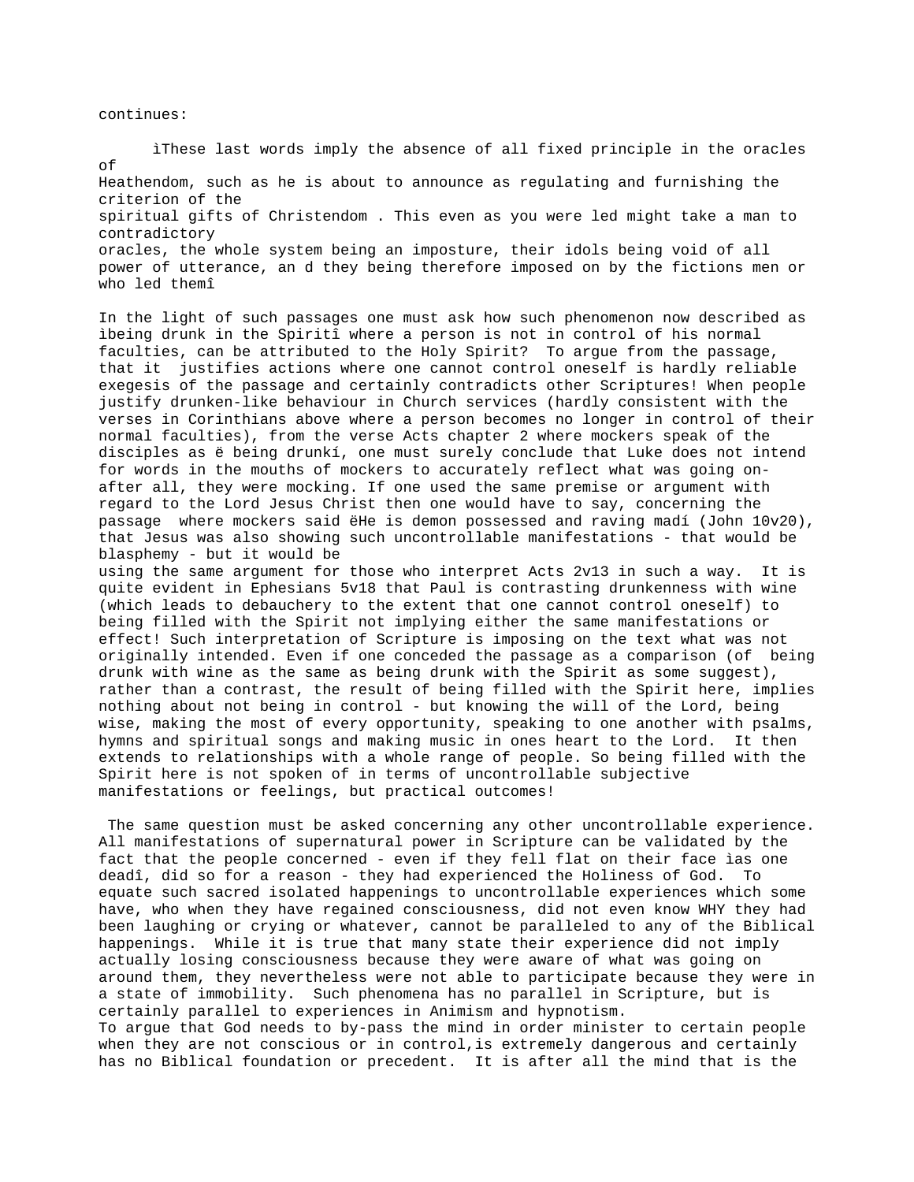continues:

ìThese last words imply the absence of all fixed principle in the oracles of Heathendom, such as he is about to announce as regulating and furnishing the criterion of the spiritual gifts of Christendom . This even as you were led might take a man to contradictory oracles, the whole system being an imposture, their idols being void of all power of utterance, an d they being therefore imposed on by the fictions men or who led themî

In the light of such passages one must ask how such phenomenon now described as ìbeing drunk in the Spiritî where a person is not in control of his normal faculties, can be attributed to the Holy Spirit? To argue from the passage, that it justifies actions where one cannot control oneself is hardly reliable exegesis of the passage and certainly contradicts other Scriptures! When people justify drunken-like behaviour in Church services (hardly consistent with the verses in Corinthians above where a person becomes no longer in control of their normal faculties), from the verse Acts chapter 2 where mockers speak of the disciples as ë being drunkí, one must surely conclude that Luke does not intend for words in the mouths of mockers to accurately reflect what was going on-after all, they were mocking. If one used the same premise or argument with regard to the Lord Jesus Christ then one would have to say, concerning the passage where mockers said ëHe is demon possessed and raving madí (John 10v20), that Jesus was also showing such uncontrollable manifestations - that would be blasphemy - but it would be using the same argument for those who interpret Acts 2v13 in such a way. It is quite evident in Ephesians 5v18 that Paul is contrasting drunkenness with wine (which leads to debauchery to the extent that one cannot control oneself) to being filled with the Spirit not implying either the same manifestations or effect! Such interpretation of Scripture is imposing on the text what was not originally intended. Even if one conceded the passage as a comparison (of being drunk with wine as the same as being drunk with the Spirit as some suggest), rather than a contrast, the result of being filled with the Spirit here, implies nothing about not being in control - but knowing the will of the Lord, being wise, making the most of every opportunity, speaking to one another with psalms, hymns and spiritual songs and making music in ones heart to the Lord. It then extends to relationships with a whole range of people. So being filled with the Spirit here is not spoken of in terms of uncontrollable subjective manifestations or feelings, but practical outcomes!

The same question must be asked concerning any other uncontrollable experience. All manifestations of supernatural power in Scripture can be validated by the fact that the people concerned - even if they fell flat on their face ìas one deadî, did so for a reason - they had experienced the Holiness of God. To equate such sacred isolated happenings to uncontrollable experiences which some have, who when they have regained consciousness, did not even know WHY they had been laughing or crying or whatever, cannot be paralleled to any of the Biblical happenings. While it is true that many state their experience did not imply actually losing consciousness because they were aware of what was going on around them, they nevertheless were not able to participate because they were in a state of immobility. Such phenomena has no parallel in Scripture, but is certainly parallel to experiences in Animism and hypnotism.
To argue that God needs to by-pass the mind in order minister to certain people when they are not conscious or in control,is extremely dangerous and certainly has no Biblical foundation or precedent. It is after all the mind that is the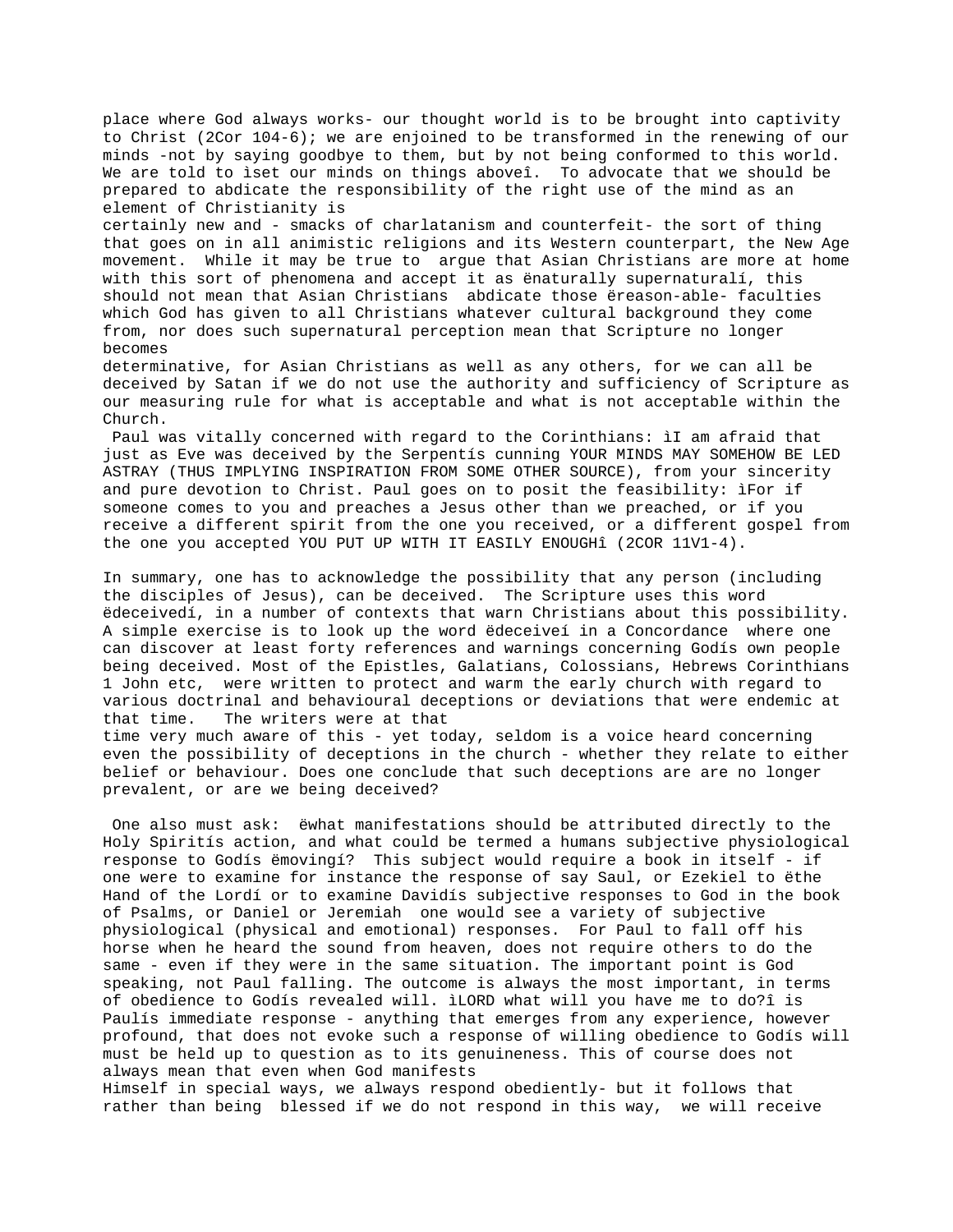place where God always works- our thought world is to be brought into captivity to Christ (2Cor 104-6); we are enjoined to be transformed in the renewing of our minds -not by saying goodbye to them, but by not being conformed to this world. We are told to ìset our minds on things aboveî. To advocate that we should be prepared to abdicate the responsibility of the right use of the mind as an element of Christianity is certainly new and - smacks of charlatanism and counterfeit- the sort of thing that goes on in all animistic religions and its Western counterpart, the New Age movement. While it may be true to argue that Asian Christians are more at home with this sort of phenomena and accept it as ënaturally supernaturalí, this should not mean that Asian Christians abdicate those ëreason-able- faculties which God has given to all Christians whatever cultural background they come from, nor does such supernatural perception mean that Scripture no longer becomes determinative, for Asian Christians as well as any others, for we can all be deceived by Satan if we do not use the authority and sufficiency of Scripture as our measuring rule for what is acceptable and what is not acceptable within the Church.

Paul was vitally concerned with regard to the Corinthians: ìI am afraid that just as Eve was deceived by the Serpentís cunning YOUR MINDS MAY SOMEHOW BE LED ASTRAY (THUS IMPLYING INSPIRATION FROM SOME OTHER SOURCE), from your sincerity and pure devotion to Christ. Paul goes on to posit the feasibility: ìFor if someone comes to you and preaches a Jesus other than we preached, or if you receive a different spirit from the one you received, or a different gospel from the one you accepted YOU PUT UP WITH IT EASILY ENOUGHî (2COR 11V1-4).

In summary, one has to acknowledge the possibility that any person (including the disciples of Jesus), can be deceived. The Scripture uses this word ëdeceivedí, in a number of contexts that warn Christians about this possibility. A simple exercise is to look up the word ëdeceiveí in a Concordance where one can discover at least forty references and warnings concerning Godís own people being deceived. Most of the Epistles, Galatians, Colossians, Hebrews Corinthians 1 John etc, were written to protect and warm the early church with regard to various doctrinal and behavioural deceptions or deviations that were endemic at that time. The writers were at that time very much aware of this - yet today, seldom is a voice heard concerning even the possibility of deceptions in the church - whether they relate to either belief or behaviour. Does one conclude that such deceptions are are no longer prevalent, or are we being deceived?

One also must ask: ëwhat manifestations should be attributed directly to the Holy Spiritís action, and what could be termed a humans subjective physiological response to Godís ëmovingí? This subject would require a book in itself - if one were to examine for instance the response of say Saul, or Ezekiel to ëthe Hand of the Lordí or to examine Davidís subjective responses to God in the book of Psalms, or Daniel or Jeremiah one would see a variety of subjective physiological (physical and emotional) responses. For Paul to fall off his horse when he heard the sound from heaven, does not require others to do the same - even if they were in the same situation. The important point is God speaking, not Paul falling. The outcome is always the most important, in terms of obedience to Godís revealed will. ìLORD what will you have me to do?î is Paulís immediate response - anything that emerges from any experience, however profound, that does not evoke such a response of willing obedience to Godís will must be held up to question as to its genuineness. This of course does not always mean that even when God manifests Himself in special ways, we always respond obediently- but it follows that rather than being blessed if we do not respond in this way, we will receive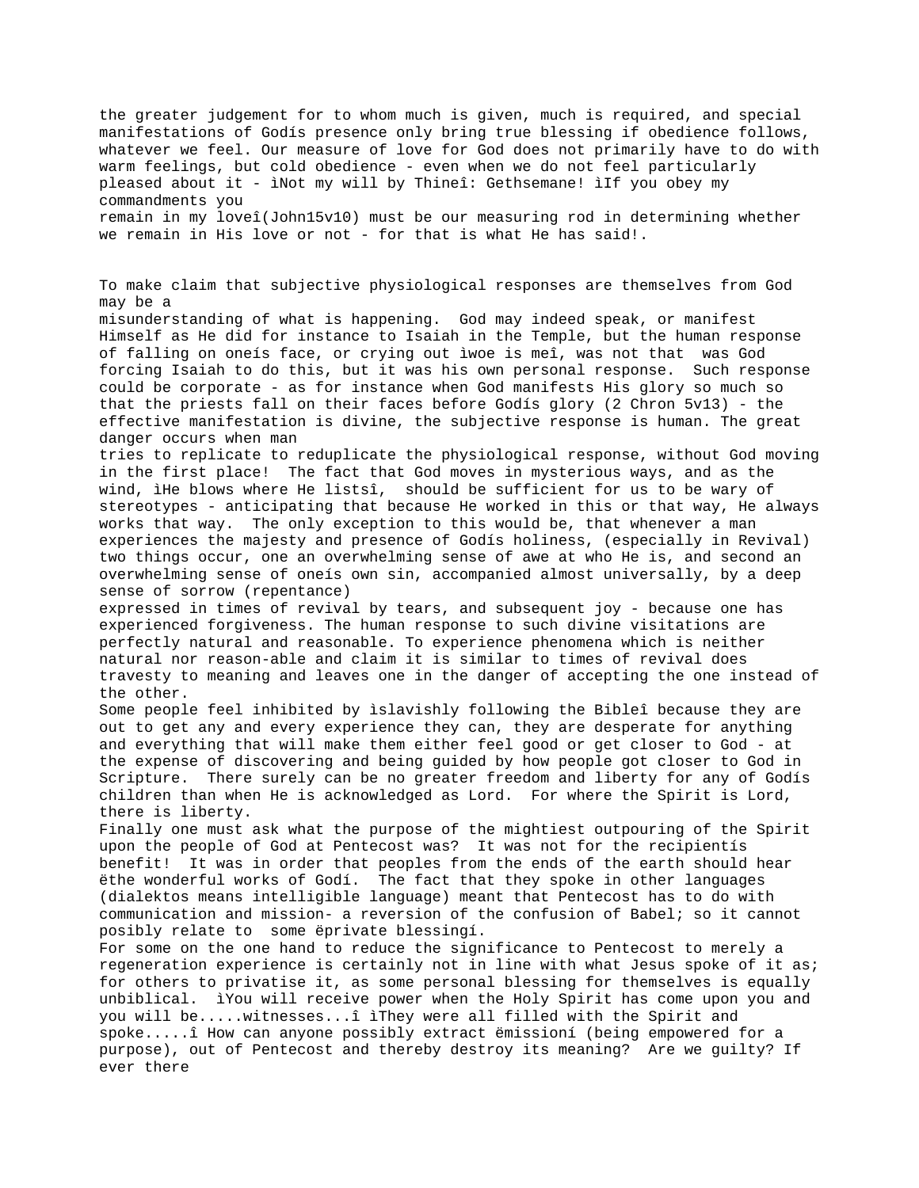the greater judgement for to whom much is given, much is required, and special manifestations of Godís presence only bring true blessing if obedience follows, whatever we feel. Our measure of love for God does not primarily have to do with warm feelings, but cold obedience - even when we do not feel particularly pleased about it - ìNot my will by Thineî: Gethsemane! ìIf you obey my commandments you remain in my loveî(John15v10) must be our measuring rod in determining whether we remain in His love or not - for that is what He has said!.

To make claim that subjective physiological responses are themselves from God may be a misunderstanding of what is happening. God may indeed speak, or manifest Himself as He did for instance to Isaiah in the Temple, but the human response of falling on oneís face, or crying out ìwoe is meî, was not that was God forcing Isaiah to do this, but it was his own personal response. Such response could be corporate - as for instance when God manifests His glory so much so that the priests fall on their faces before Godís glory (2 Chron 5v13) - the effective manifestation is divine, the subjective response is human. The great danger occurs when man tries to replicate to reduplicate the physiological response, without God moving in the first place! The fact that God moves in mysterious ways, and as the wind, ìHe blows where He listsî, should be sufficient for us to be wary of stereotypes - anticipating that because He worked in this or that way, He always works that way. The only exception to this would be, that whenever a man experiences the majesty and presence of Godís holiness, (especially in Revival) two things occur, one an overwhelming sense of awe at who He is, and second an overwhelming sense of oneís own sin, accompanied almost universally, by a deep sense of sorrow (repentance) expressed in times of revival by tears, and subsequent joy - because one has experienced forgiveness. The human response to such divine visitations are perfectly natural and reasonable. To experience phenomena which is neither natural nor reason-able and claim it is similar to times of revival does travesty to meaning and leaves one in the danger of accepting the one instead of the other.

Some people feel inhibited by ìslavishly following the Bibleî because they are out to get any and every experience they can, they are desperate for anything and everything that will make them either feel good or get closer to God - at the expense of discovering and being guided by how people got closer to God in Scripture. There surely can be no greater freedom and liberty for any of Godís children than when He is acknowledged as Lord. For where the Spirit is Lord, there is liberty.

Finally one must ask what the purpose of the mightiest outpouring of the Spirit upon the people of God at Pentecost was? It was not for the recipientís benefit! It was in order that peoples from the ends of the earth should hear ëthe wonderful works of Godí. The fact that they spoke in other languages (dialektos means intelligible language) meant that Pentecost has to do with communication and mission- a reversion of the confusion of Babel; so it cannot posibly relate to some ëprivate blessingí.

For some on the one hand to reduce the significance to Pentecost to merely a regeneration experience is certainly not in line with what Jesus spoke of it as; for others to privatise it, as some personal blessing for themselves is equally unbiblical. ìYou will receive power when the Holy Spirit has come upon you and you will be.....witnesses...î ìThey were all filled with the Spirit and spoke.....î How can anyone possibly extract ëmissioní (being empowered for a purpose), out of Pentecost and thereby destroy its meaning? Are we guilty? If ever there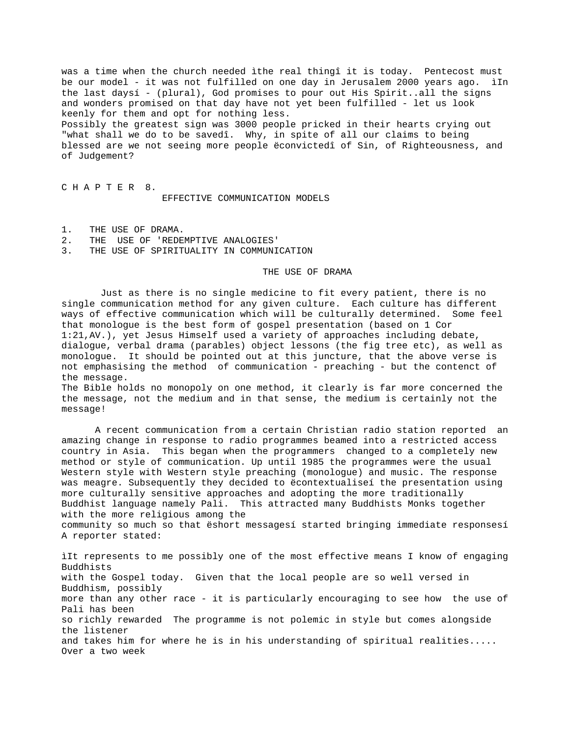was a time when the church needed ìthe real thingî it is today.  Pentecost must be our model - it was not fulfilled on one day in Jerusalem 2000 years ago.  ìIn the last daysí - (plural), God promises to pour out His Spirit..all the signs and wonders promised on that day have not yet been fulfilled - let us look keenly for them and opt for nothing less.
Possibly the greatest sign was 3000 people pricked in their hearts crying out "what shall we do to be savedî.  Why, in spite of all our claims to being blessed are we not seeing more people ëconvictedî of Sin, of Righteousness, and of Judgement?

# C H A P T E R  8.

## EFFECTIVE COMMUNICATION MODELS

1. THE USE OF DRAMA.
2. THE  USE OF 'REDEMPTIVE ANALOGIES'
3. THE USE OF SPIRITUALITY IN COMMUNICATION

### THE USE OF DRAMA

Just as there is no single medicine to fit every patient, there is no single communication method for any given culture.  Each culture has different ways of effective communication which will be culturally determined.  Some feel that monologue is the best form of gospel presentation (based on 1 Cor 1:21,AV.), yet Jesus Himself used a variety of approaches including debate, dialogue, verbal drama (parables) object lessons (the fig tree etc), as well as monologue.  It should be pointed out at this juncture, that the above verse is not emphasising the method  of communication - preaching - but the contenct of the message.
The Bible holds no monopoly on one method, it clearly is far more concerned the the message, not the medium and in that sense, the medium is certainly not the message!

A recent communication from a certain Christian radio station reported  an amazing change in response to radio programmes beamed into a restricted access country in Asia.  This began when the programmers  changed to a completely new method or style of communication. Up until 1985 the programmes were the usual Western style with Western style preaching (monologue) and music. The response was meagre. Subsequently they decided to ëcontextualiseí the presentation using more culturally sensitive approaches and adopting the more traditionally Buddhist language namely Pali.  This attracted many Buddhists Monks together with the more religious among the community so much so that ëshort messagesí started bringing immediate responsesí A reporter stated:

ìIt represents to me possibly one of the most effective means I know of engaging Buddhists with the Gospel today.  Given that the local people are so well versed in Buddhism, possibly more than any other race - it is particularly encouraging to see how  the use of Pali has been so richly rewarded  The programme is not polemic in style but comes alongside the listener and takes him for where he is in his understanding of spiritual realities..... Over a two week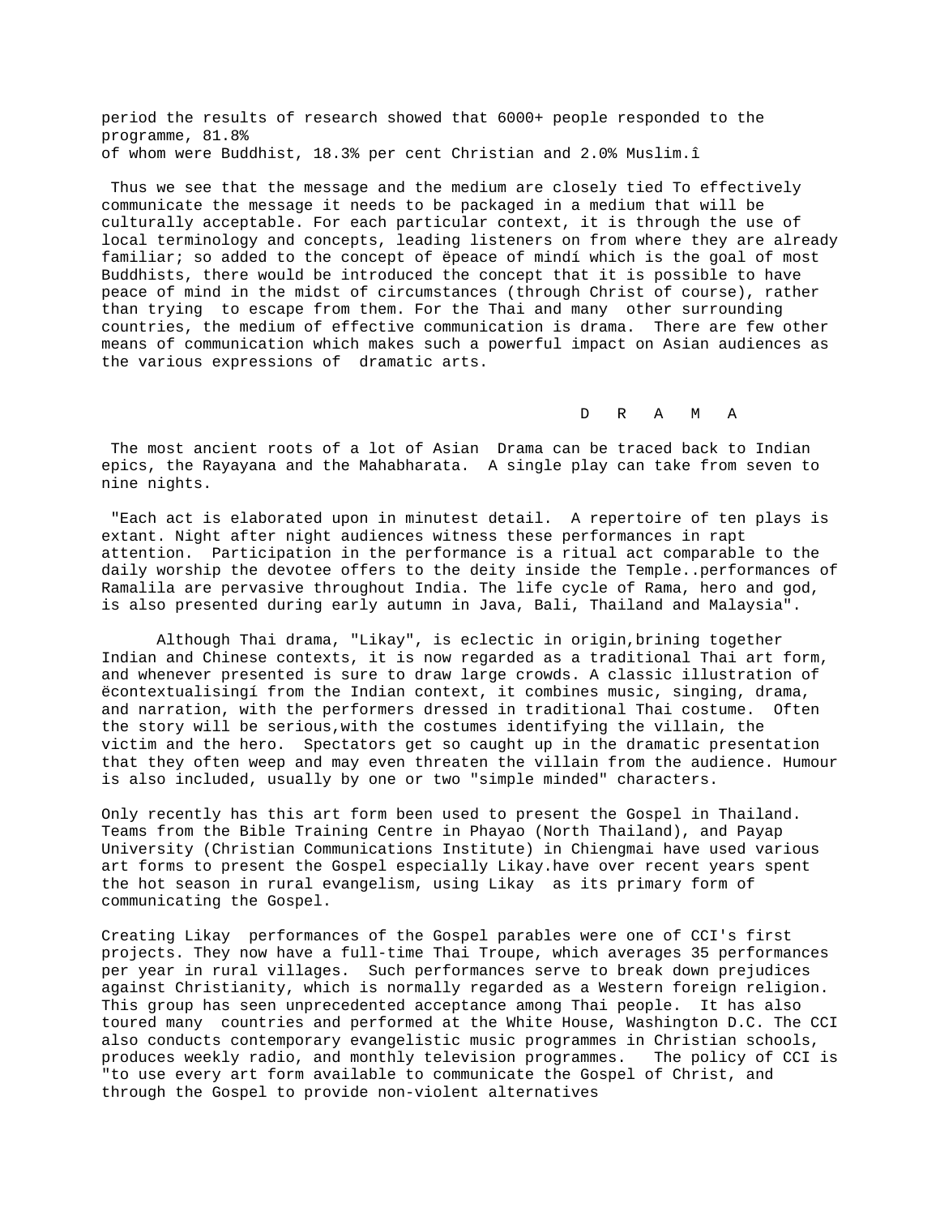period the results of research showed that 6000+ people responded to the programme, 81.8% of whom were Buddhist, 18.3% per cent Christian and 2.0% Muslim.î

Thus we see that the message and the medium are closely tied To effectively communicate the message it needs to be packaged in a medium that will be culturally acceptable. For each particular context, it is through the use of local terminology and concepts, leading listeners on from where they are already familiar; so added to the concept of ëpeace of mindí which is the goal of most Buddhists, there would be introduced the concept that it is possible to have peace of mind in the midst of circumstances (through Christ of course), rather than trying to escape from them. For the Thai and many other surrounding countries, the medium of effective communication is drama. There are few other means of communication which makes such a powerful impact on Asian audiences as the various expressions of dramatic arts.

## D R A M A

The most ancient roots of a lot of Asian Drama can be traced back to Indian epics, the Rayayana and the Mahabharata. A single play can take from seven to nine nights.

"Each act is elaborated upon in minutest detail. A repertoire of ten plays is extant. Night after night audiences witness these performances in rapt attention. Participation in the performance is a ritual act comparable to the daily worship the devotee offers to the deity inside the Temple..performances of Ramalila are pervasive throughout India. The life cycle of Rama, hero and god, is also presented during early autumn in Java, Bali, Thailand and Malaysia".

Although Thai drama, "Likay", is eclectic in origin,brining together Indian and Chinese contexts, it is now regarded as a traditional Thai art form, and whenever presented is sure to draw large crowds. A classic illustration of ëcontextualisingí from the Indian context, it combines music, singing, drama, and narration, with the performers dressed in traditional Thai costume. Often the story will be serious,with the costumes identifying the villain, the victim and the hero. Spectators get so caught up in the dramatic presentation that they often weep and may even threaten the villain from the audience. Humour is also included, usually by one or two "simple minded" characters.

Only recently has this art form been used to present the Gospel in Thailand. Teams from the Bible Training Centre in Phayao (North Thailand), and Payap University (Christian Communications Institute) in Chiengmai have used various art forms to present the Gospel especially Likay.have over recent years spent the hot season in rural evangelism, using Likay as its primary form of communicating the Gospel.

Creating Likay performances of the Gospel parables were one of CCI's first projects. They now have a full-time Thai Troupe, which averages 35 performances per year in rural villages. Such performances serve to break down prejudices against Christianity, which is normally regarded as a Western foreign religion. This group has seen unprecedented acceptance among Thai people. It has also toured many countries and performed at the White House, Washington D.C. The CCI also conducts contemporary evangelistic music programmes in Christian schools, produces weekly radio, and monthly television programmes. The policy of CCI is "to use every art form available to communicate the Gospel of Christ, and through the Gospel to provide non-violent alternatives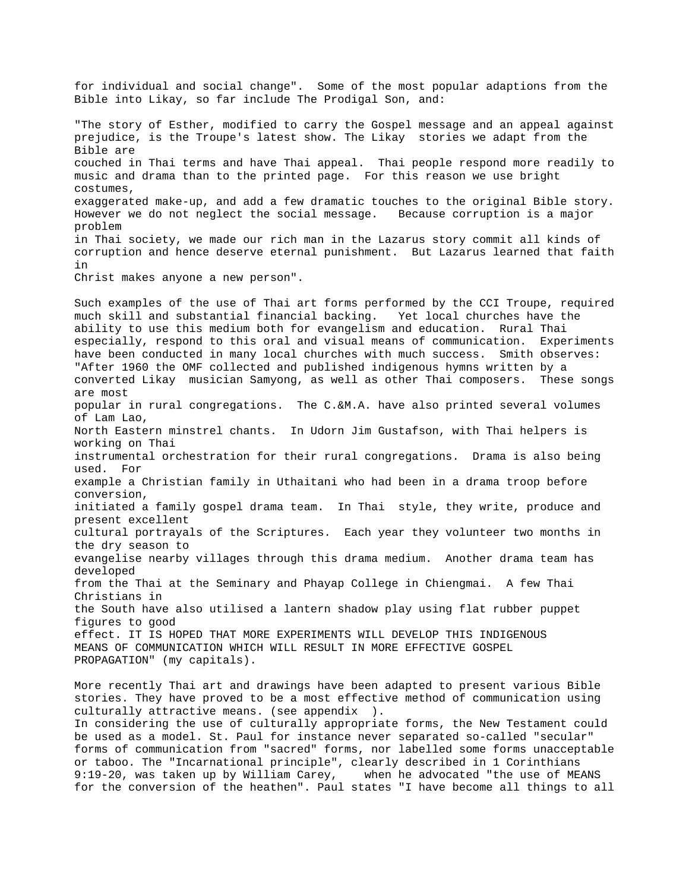for individual and social change". Some of the most popular adaptions from the Bible into Likay, so far include The Prodigal Son, and:

"The story of Esther, modified to carry the Gospel message and an appeal against prejudice, is the Troupe's latest show. The Likay stories we adapt from the Bible are couched in Thai terms and have Thai appeal. Thai people respond more readily to music and drama than to the printed page. For this reason we use bright costumes, exaggerated make-up, and add a few dramatic touches to the original Bible story. However we do not neglect the social message. Because corruption is a major problem in Thai society, we made our rich man in the Lazarus story commit all kinds of corruption and hence deserve eternal punishment. But Lazarus learned that faith in Christ makes anyone a new person".

Such examples of the use of Thai art forms performed by the CCI Troupe, required much skill and substantial financial backing. Yet local churches have the ability to use this medium both for evangelism and education. Rural Thai especially, respond to this oral and visual means of communication. Experiments have been conducted in many local churches with much success. Smith observes: "After 1960 the OMF collected and published indigenous hymns written by a converted Likay musician Samyong, as well as other Thai composers. These songs are most popular in rural congregations. The C.&M.A. have also printed several volumes of Lam Lao, North Eastern minstrel chants. In Udorn Jim Gustafson, with Thai helpers is working on Thai instrumental orchestration for their rural congregations. Drama is also being used. For example a Christian family in Uthaitani who had been in a drama troop before conversion, initiated a family gospel drama team. In Thai style, they write, produce and present excellent cultural portrayals of the Scriptures. Each year they volunteer two months in the dry season to evangelise nearby villages through this drama medium. Another drama team has developed from the Thai at the Seminary and Phayap College in Chiengmai. A few Thai Christians in the South have also utilised a lantern shadow play using flat rubber puppet figures to good effect. IT IS HOPED THAT MORE EXPERIMENTS WILL DEVELOP THIS INDIGENOUS MEANS OF COMMUNICATION WHICH WILL RESULT IN MORE EFFECTIVE GOSPEL PROPAGATION" (my capitals).

More recently Thai art and drawings have been adapted to present various Bible stories. They have proved to be a most effective method of communication using culturally attractive means. (see appendix ).

In considering the use of culturally appropriate forms, the New Testament could be used as a model. St. Paul for instance never separated so-called "secular" forms of communication from "sacred" forms, nor labelled some forms unacceptable or taboo. The "Incarnational principle", clearly described in 1 Corinthians 9:19-20, was taken up by William Carey, when he advocated "the use of MEANS for the conversion of the heathen". Paul states "I have become all things to all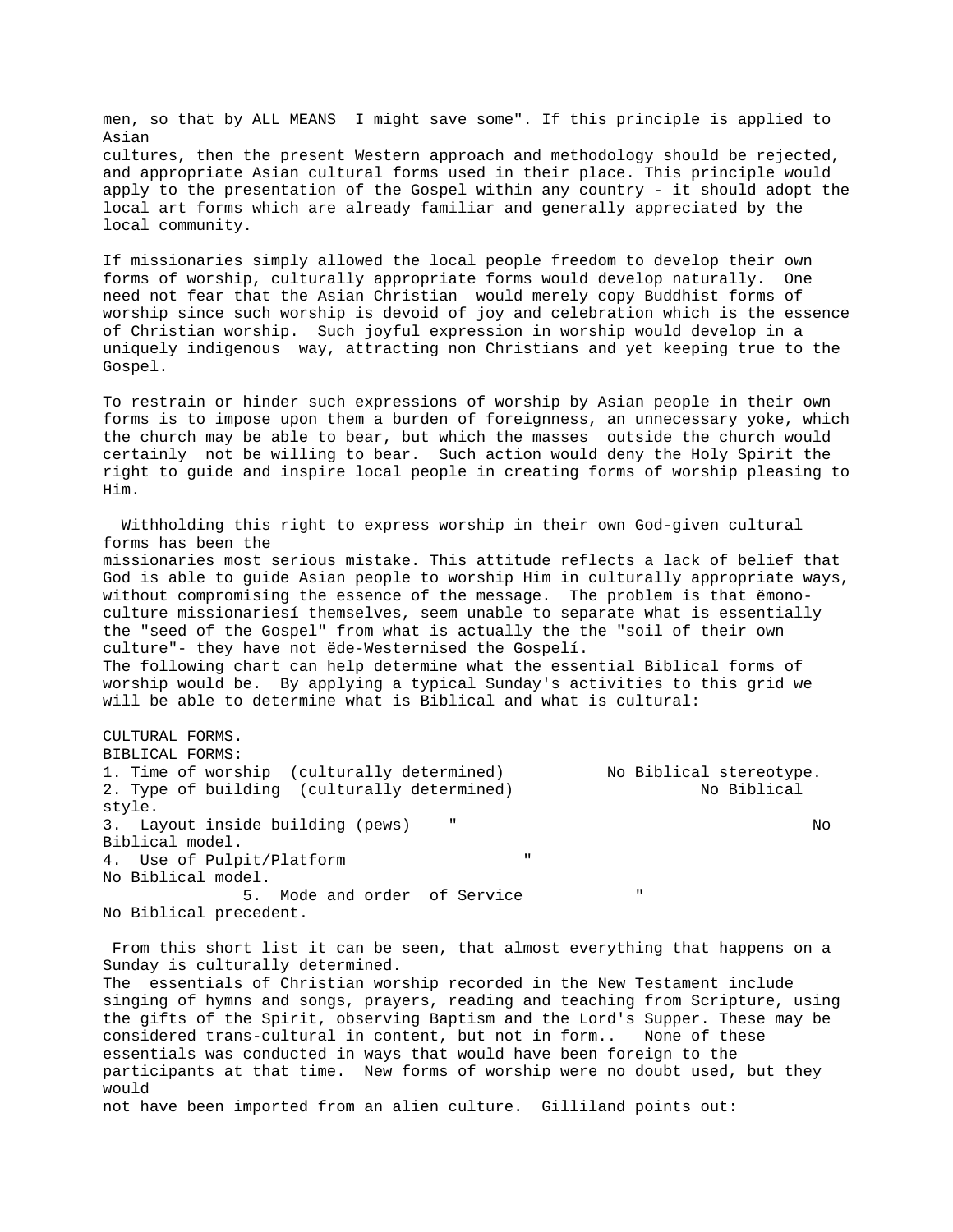men, so that by ALL MEANS  I might save some". If this principle is applied to Asian cultures, then the present Western approach and methodology should be rejected, and appropriate Asian cultural forms used in their place. This principle would apply to the presentation of the Gospel within any country - it should adopt the local art forms which are already familiar and generally appreciated by the local community.

If missionaries simply allowed the local people freedom to develop their own forms of worship, culturally appropriate forms would develop naturally.  One need not fear that the Asian Christian  would merely copy Buddhist forms of worship since such worship is devoid of joy and celebration which is the essence of Christian worship.  Such joyful expression in worship would develop in a uniquely indigenous  way, attracting non Christians and yet keeping true to the Gospel.

To restrain or hinder such expressions of worship by Asian people in their own forms is to impose upon them a burden of foreignness, an unnecessary yoke, which the church may be able to bear, but which the masses  outside the church would certainly  not be willing to bear.  Such action would deny the Holy Spirit the right to guide and inspire local people in creating forms of worship pleasing to Him.

Withholding this right to express worship in their own God-given cultural forms has been the missionaries most serious mistake. This attitude reflects a lack of belief that God is able to guide Asian people to worship Him in culturally appropriate ways, without compromising the essence of the message.  The problem is that ëmono-culture missionariesí themselves, seem unable to separate what is essentially the "seed of the Gospel" from what is actually the the "soil of their own culture"- they have not ëde-Westernised the Gospelí.
The following chart can help determine what the essential Biblical forms of worship would be.  By applying a typical Sunday's activities to this grid we will be able to determine what is Biblical and what is cultural:

| CULTURAL FORMS. | BIBLICAL FORMS: |
|---|---|
| 1. Time of worship  (culturally determined) | No Biblical stereotype. |
| 2. Type of building  (culturally determined) | No Biblical style. |
| 3.  Layout inside building (pews)    " | No Biblical model. |
| 4.  Use of Pulpit/Platform    " | No Biblical model. |
| 5.  Mode and order  of Service    " | No Biblical precedent. |

From this short list it can be seen, that almost everything that happens on a Sunday is culturally determined.
The  essentials of Christian worship recorded in the New Testament include singing of hymns and songs, prayers, reading and teaching from Scripture, using the gifts of the Spirit, observing Baptism and the Lord's Supper. These may be considered trans-cultural in content, but not in form..   None of these essentials was conducted in ways that would have been foreign to the participants at that time.  New forms of worship were no doubt used, but they would not have been imported from an alien culture.  Gilliland points out: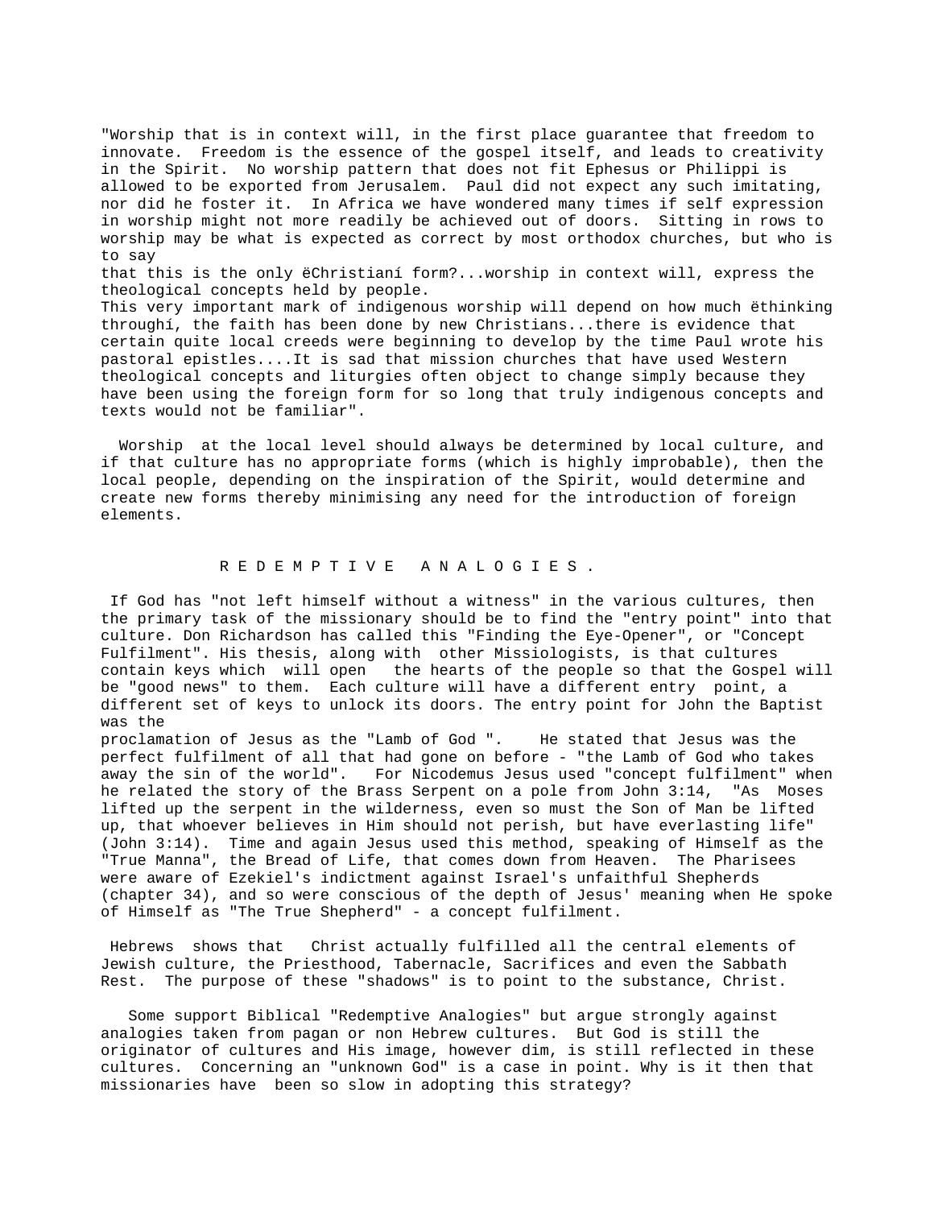"Worship that is in context will, in the first place guarantee that freedom to innovate. Freedom is the essence of the gospel itself, and leads to creativity in the Spirit. No worship pattern that does not fit Ephesus or Philippi is allowed to be exported from Jerusalem. Paul did not expect any such imitating, nor did he foster it. In Africa we have wondered many times if self expression in worship might not more readily be achieved out of doors. Sitting in rows to worship may be what is expected as correct by most orthodox churches, but who is to say that this is the only ëChristianí form?...worship in context will, express the theological concepts held by people.

This very important mark of indigenous worship will depend on how much ëthinking throughí, the faith has been done by new Christians...there is evidence that certain quite local creeds were beginning to develop by the time Paul wrote his pastoral epistles....It is sad that mission churches that have used Western theological concepts and liturgies often object to change simply because they have been using the foreign form for so long that truly indigenous concepts and texts would not be familiar".

Worship at the local level should always be determined by local culture, and if that culture has no appropriate forms (which is highly improbable), then the local people, depending on the inspiration of the Spirit, would determine and create new forms thereby minimising any need for the introduction of foreign elements.

## R E D E M P T I V E A N A L O G I E S .

If God has "not left himself without a witness" in the various cultures, then the primary task of the missionary should be to find the "entry point" into that culture. Don Richardson has called this "Finding the Eye-Opener", or "Concept Fulfilment". His thesis, along with other Missiologists, is that cultures contain keys which will open the hearts of the people so that the Gospel will be "good news" to them. Each culture will have a different entry point, a different set of keys to unlock its doors. The entry point for John the Baptist was the proclamation of Jesus as the "Lamb of God ". He stated that Jesus was the perfect fulfilment of all that had gone on before - "the Lamb of God who takes away the sin of the world". For Nicodemus Jesus used "concept fulfilment" when he related the story of the Brass Serpent on a pole from John 3:14, "As Moses lifted up the serpent in the wilderness, even so must the Son of Man be lifted up, that whoever believes in Him should not perish, but have everlasting life" (John 3:14). Time and again Jesus used this method, speaking of Himself as the "True Manna", the Bread of Life, that comes down from Heaven. The Pharisees were aware of Ezekiel's indictment against Israel's unfaithful Shepherds (chapter 34), and so were conscious of the depth of Jesus' meaning when He spoke of Himself as "The True Shepherd" - a concept fulfilment.

Hebrews shows that Christ actually fulfilled all the central elements of Jewish culture, the Priesthood, Tabernacle, Sacrifices and even the Sabbath Rest. The purpose of these "shadows" is to point to the substance, Christ.

Some support Biblical "Redemptive Analogies" but argue strongly against analogies taken from pagan or non Hebrew cultures. But God is still the originator of cultures and His image, however dim, is still reflected in these cultures. Concerning an "unknown God" is a case in point. Why is it then that missionaries have been so slow in adopting this strategy?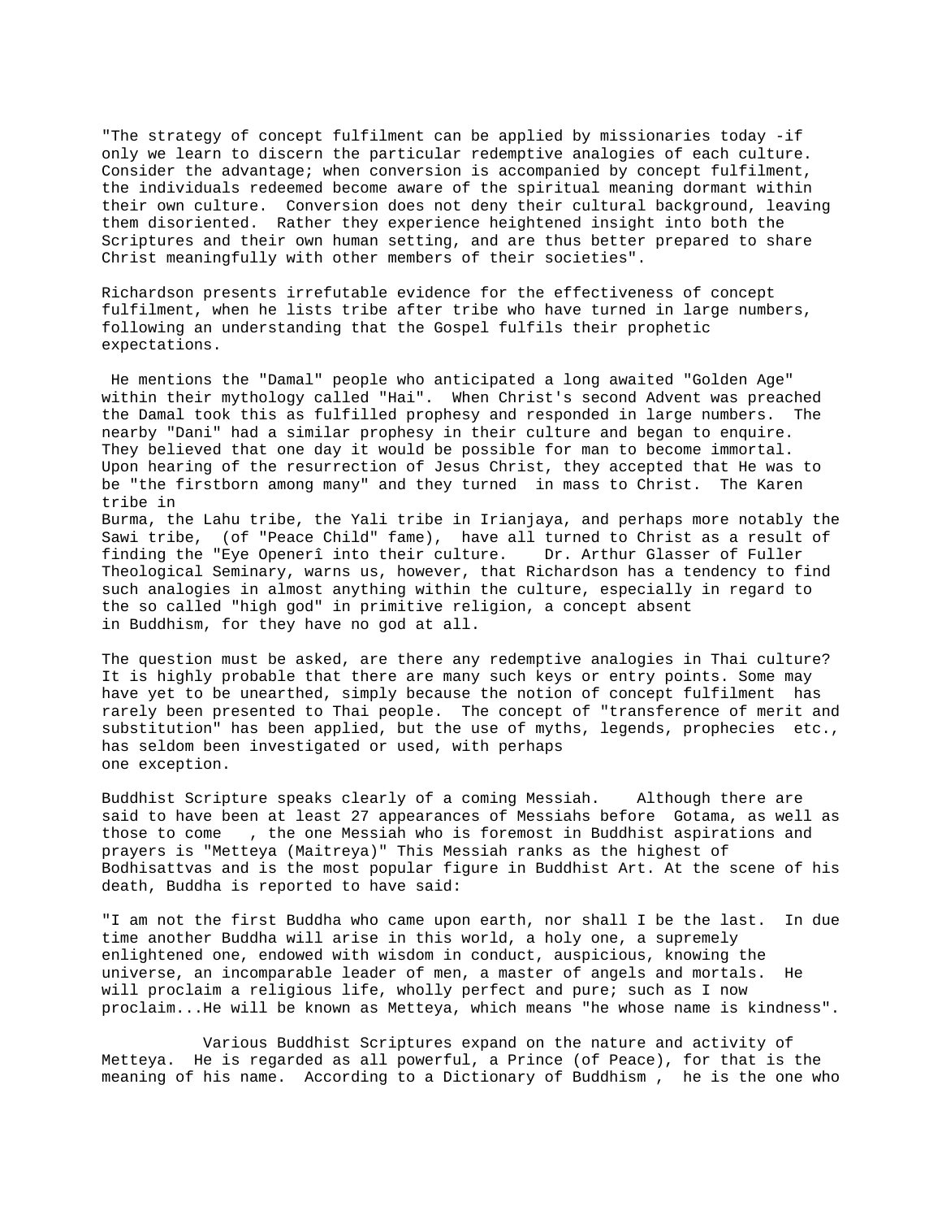"The strategy of concept fulfilment can be applied by missionaries today -if only we learn to discern the particular redemptive analogies of each culture. Consider the advantage; when conversion is accompanied by concept fulfilment, the individuals redeemed become aware of the spiritual meaning dormant within their own culture. Conversion does not deny their cultural background, leaving them disoriented. Rather they experience heightened insight into both the Scriptures and their own human setting, and are thus better prepared to share Christ meaningfully with other members of their societies".

Richardson presents irrefutable evidence for the effectiveness of concept fulfilment, when he lists tribe after tribe who have turned in large numbers, following an understanding that the Gospel fulfils their prophetic expectations.

He mentions the "Damal" people who anticipated a long awaited "Golden Age" within their mythology called "Hai". When Christ's second Advent was preached the Damal took this as fulfilled prophesy and responded in large numbers. The nearby "Dani" had a similar prophesy in their culture and began to enquire. They believed that one day it would be possible for man to become immortal. Upon hearing of the resurrection of Jesus Christ, they accepted that He was to be "the firstborn among many" and they turned in mass to Christ. The Karen tribe in Burma, the Lahu tribe, the Yali tribe in Irianjaya, and perhaps more notably the Sawi tribe, (of "Peace Child" fame), have all turned to Christ as a result of finding the "Eye Openerî into their culture. Dr. Arthur Glasser of Fuller Theological Seminary, warns us, however, that Richardson has a tendency to find such analogies in almost anything within the culture, especially in regard to the so called "high god" in primitive religion, a concept absent in Buddhism, for they have no god at all.

The question must be asked, are there any redemptive analogies in Thai culture? It is highly probable that there are many such keys or entry points. Some may have yet to be unearthed, simply because the notion of concept fulfilment has rarely been presented to Thai people. The concept of "transference of merit and substitution" has been applied, but the use of myths, legends, prophecies etc., has seldom been investigated or used, with perhaps one exception.

Buddhist Scripture speaks clearly of a coming Messiah. Although there are said to have been at least 27 appearances of Messiahs before Gotama, as well as those to come , the one Messiah who is foremost in Buddhist aspirations and prayers is "Metteya (Maitreya)" This Messiah ranks as the highest of Bodhisattvas and is the most popular figure in Buddhist Art. At the scene of his death, Buddha is reported to have said:

"I am not the first Buddha who came upon earth, nor shall I be the last. In due time another Buddha will arise in this world, a holy one, a supremely enlightened one, endowed with wisdom in conduct, auspicious, knowing the universe, an incomparable leader of men, a master of angels and mortals. He will proclaim a religious life, wholly perfect and pure; such as I now proclaim...He will be known as Metteya, which means "he whose name is kindness".

Various Buddhist Scriptures expand on the nature and activity of Metteya. He is regarded as all powerful, a Prince (of Peace), for that is the meaning of his name. According to a Dictionary of Buddhism , he is the one who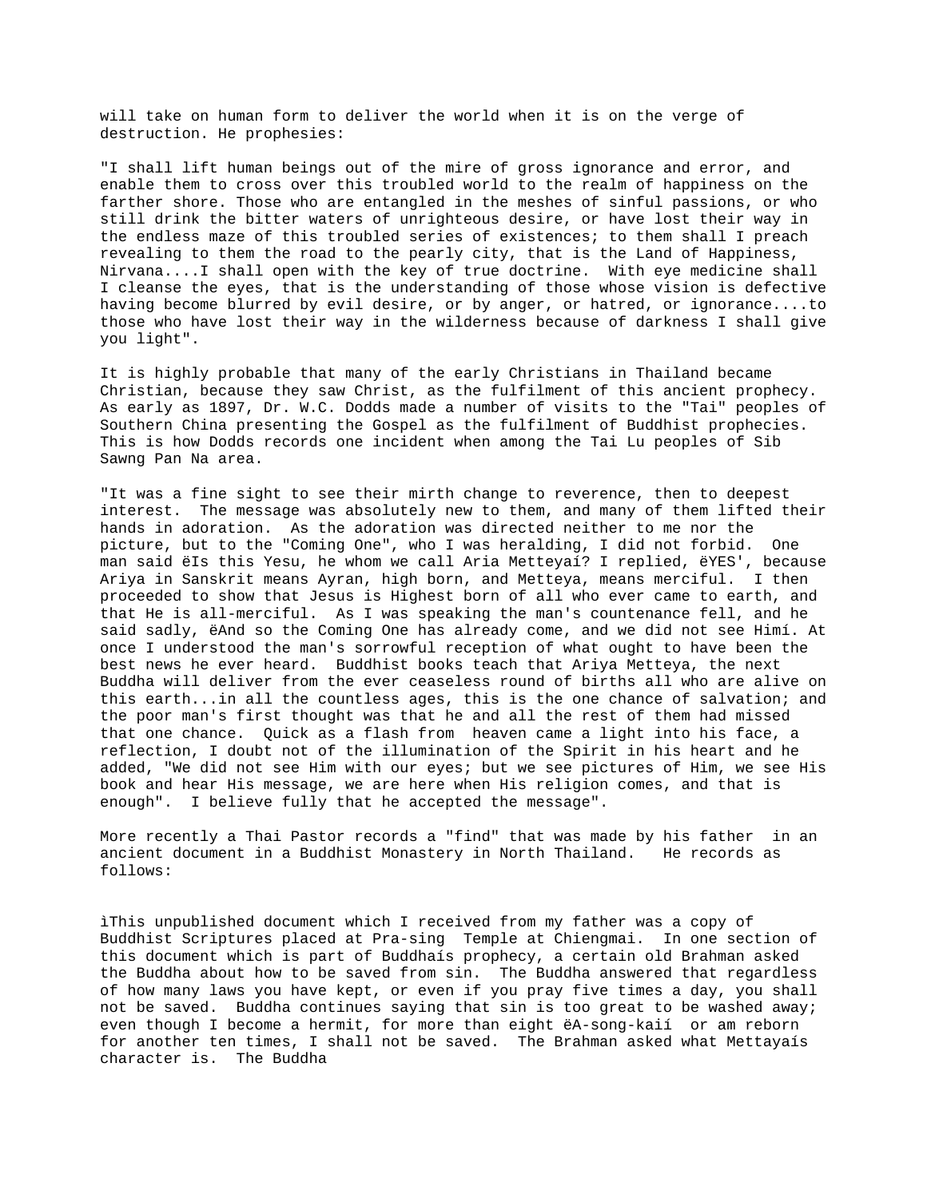will take on human form to deliver the world when it is on the verge of destruction. He prophesies:

"I shall lift human beings out of the mire of gross ignorance and error, and enable them to cross over this troubled world to the realm of happiness on the farther shore. Those who are entangled in the meshes of sinful passions, or who still drink the bitter waters of unrighteous desire, or have lost their way in the endless maze of this troubled series of existences; to them shall I preach revealing to them the road to the pearly city, that is the Land of Happiness, Nirvana....I shall open with the key of true doctrine. With eye medicine shall I cleanse the eyes, that is the understanding of those whose vision is defective having become blurred by evil desire, or by anger, or hatred, or ignorance....to those who have lost their way in the wilderness because of darkness I shall give you light".

It is highly probable that many of the early Christians in Thailand became Christian, because they saw Christ, as the fulfilment of this ancient prophecy. As early as 1897, Dr. W.C. Dodds made a number of visits to the "Tai" peoples of Southern China presenting the Gospel as the fulfilment of Buddhist prophecies. This is how Dodds records one incident when among the Tai Lu peoples of Sib Sawng Pan Na area.

"It was a fine sight to see their mirth change to reverence, then to deepest interest. The message was absolutely new to them, and many of them lifted their hands in adoration. As the adoration was directed neither to me nor the picture, but to the "Coming One", who I was heralding, I did not forbid. One man said ëIs this Yesu, he whom we call Aria Metteyaí? I replied, ëYES', because Ariya in Sanskrit means Ayran, high born, and Metteya, means merciful. I then proceeded to show that Jesus is Highest born of all who ever came to earth, and that He is all-merciful. As I was speaking the man's countenance fell, and he said sadly, ëAnd so the Coming One has already come, and we did not see Himí. At once I understood the man's sorrowful reception of what ought to have been the best news he ever heard. Buddhist books teach that Ariya Metteya, the next Buddha will deliver from the ever ceaseless round of births all who are alive on this earth...in all the countless ages, this is the one chance of salvation; and the poor man's first thought was that he and all the rest of them had missed that one chance. Quick as a flash from heaven came a light into his face, a reflection, I doubt not of the illumination of the Spirit in his heart and he added, "We did not see Him with our eyes; but we see pictures of Him, we see His book and hear His message, we are here when His religion comes, and that is enough". I believe fully that he accepted the message".

More recently a Thai Pastor records a "find" that was made by his father in an ancient document in a Buddhist Monastery in North Thailand. He records as follows:

ìThis unpublished document which I received from my father was a copy of Buddhist Scriptures placed at Pra-sing Temple at Chiengmai. In one section of this document which is part of Buddhaís prophecy, a certain old Brahman asked the Buddha about how to be saved from sin. The Buddha answered that regardless of how many laws you have kept, or even if you pray five times a day, you shall not be saved. Buddha continues saying that sin is too great to be washed away; even though I become a hermit, for more than eight ëA-song-kaií or am reborn for another ten times, I shall not be saved. The Brahman asked what Mettayaís character is. The Buddha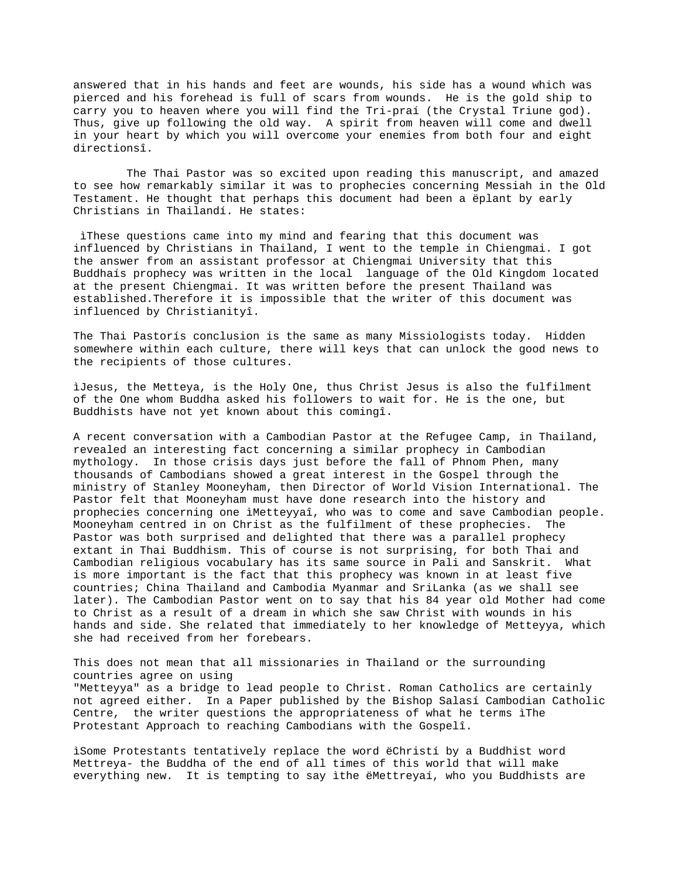answered that in his hands and feet are wounds, his side has a wound which was pierced and his forehead is full of scars from wounds. He is the gold ship to carry you to heaven where you will find the Tri-praí (the Crystal Triune god). Thus, give up following the old way. A spirit from heaven will come and dwell in your heart by which you will overcome your enemies from both four and eight directionsî.

The Thai Pastor was so excited upon reading this manuscript, and amazed to see how remarkably similar it was to prophecies concerning Messiah in the Old Testament. He thought that perhaps this document had been a ëplant by early Christians in Thailandí. He states:

ìThese questions came into my mind and fearing that this document was influenced by Christians in Thailand, I went to the temple in Chiengmai. I got the answer from an assistant professor at Chiengmai University that this Buddhaís prophecy was written in the local language of the Old Kingdom located at the present Chiengmai. It was written before the present Thailand was established.Therefore it is impossible that the writer of this document was influenced by Christianityî.

The Thai Pastorís conclusion is the same as many Missiologists today. Hidden somewhere within each culture, there will keys that can unlock the good news to the recipients of those cultures.

ìJesus, the Metteya, is the Holy One, thus Christ Jesus is also the fulfilment of the One whom Buddha asked his followers to wait for. He is the one, but Buddhists have not yet known about this comingî.

A recent conversation with a Cambodian Pastor at the Refugee Camp, in Thailand, revealed an interesting fact concerning a similar prophecy in Cambodian mythology. In those crisis days just before the fall of Phnom Phen, many thousands of Cambodians showed a great interest in the Gospel through the ministry of Stanley Mooneyham, then Director of World Vision International. The Pastor felt that Mooneyham must have done research into the history and prophecies concerning one ìMetteyyaî, who was to come and save Cambodian people. Mooneyham centred in on Christ as the fulfilment of these prophecies. The Pastor was both surprised and delighted that there was a parallel prophecy extant in Thai Buddhism. This of course is not surprising, for both Thai and Cambodian religious vocabulary has its same source in Pali and Sanskrit. What is more important is the fact that this prophecy was known in at least five countries; China Thailand and Cambodia Myanmar and SriLanka (as we shall see later). The Cambodian Pastor went on to say that his 84 year old Mother had come to Christ as a result of a dream in which she saw Christ with wounds in his hands and side. She related that immediately to her knowledge of Metteyya, which she had received from her forebears.

This does not mean that all missionaries in Thailand or the surrounding countries agree on using "Metteyya" as a bridge to lead people to Christ. Roman Catholics are certainly not agreed either. In a Paper published by the Bishop Salasí Cambodian Catholic Centre, the writer questions the appropriateness of what he terms ìThe Protestant Approach to reaching Cambodians with the Gospelî.

ìSome Protestants tentatively replace the word ëChristí by a Buddhist word Mettreya- the Buddha of the end of all times of this world that will make everything new. It is tempting to say ithe ëMettreyaí, who you Buddhists are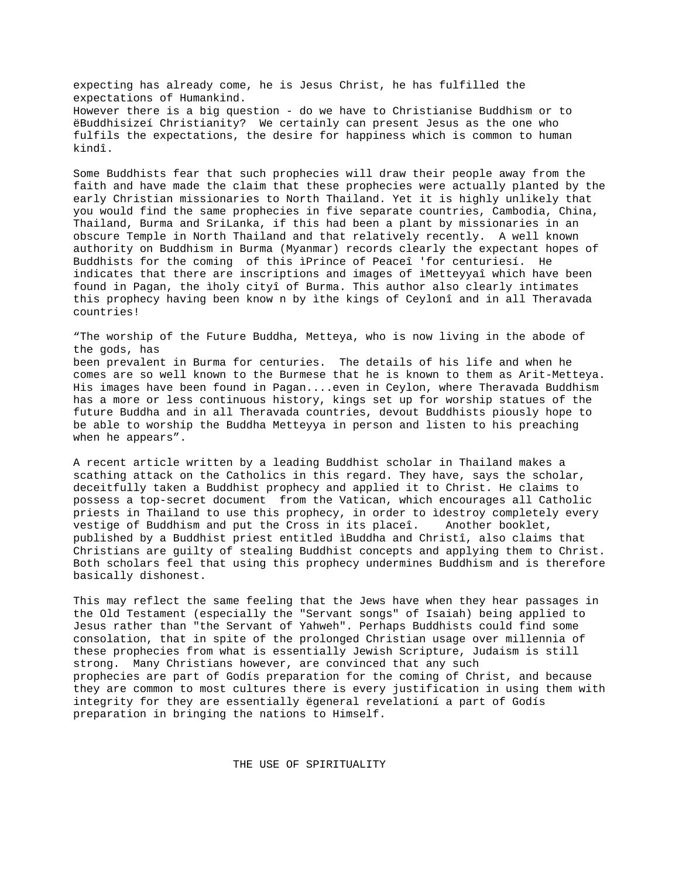expecting has already come, he is Jesus Christ, he has fulfilled the expectations of Humankind.
However there is a big question - do we have to Christianise Buddhism or to ëBuddhisizeí Christianity? We certainly can present Jesus as the one who fulfils the expectations, the desire for happiness which is common to human kindî.

Some Buddhists fear that such prophecies will draw their people away from the faith and have made the claim that these prophecies were actually planted by the early Christian missionaries to North Thailand. Yet it is highly unlikely that you would find the same prophecies in five separate countries, Cambodia, China, Thailand, Burma and SriLanka, if this had been a plant by missionaries in an obscure Temple in North Thailand and that relatively recently. A well known authority on Buddhism in Burma (Myanmar) records clearly the expectant hopes of Buddhists for the coming of this ìPrince of Peaceî 'for centuriesí. He indicates that there are inscriptions and images of ìMetteyyaî which have been found in Pagan, the ìholy cityî of Burma. This author also clearly intimates this prophecy having been know n by ìthe kings of Ceylonî and in all Theravada countries!

“The worship of the Future Buddha, Metteya, who is now living in the abode of the gods, has
been prevalent in Burma for centuries. The details of his life and when he comes are so well known to the Burmese that he is known to them as Arit-Metteya. His images have been found in Pagan....even in Ceylon, where Theravada Buddhism has a more or less continuous history, kings set up for worship statues of the future Buddha and in all Theravada countries, devout Buddhists piously hope to be able to worship the Buddha Metteyya in person and listen to his preaching when he appears”.

A recent article written by a leading Buddhist scholar in Thailand makes a scathing attack on the Catholics in this regard. They have, says the scholar, deceitfully taken a Buddhist prophecy and applied it to Christ. He claims to possess a top-secret document from the Vatican, which encourages all Catholic priests in Thailand to use this prophecy, in order to ìdestroy completely every vestige of Buddhism and put the Cross in its placeî. Another booklet, published by a Buddhist priest entitled ìBuddha and Christî, also claims that Christians are guilty of stealing Buddhist concepts and applying them to Christ. Both scholars feel that using this prophecy undermines Buddhism and is therefore basically dishonest.

This may reflect the same feeling that the Jews have when they hear passages in the Old Testament (especially the "Servant songs" of Isaiah) being applied to Jesus rather than "the Servant of Yahweh". Perhaps Buddhists could find some consolation, that in spite of the prolonged Christian usage over millennia of these prophecies from what is essentially Jewish Scripture, Judaism is still strong. Many Christians however, are convinced that any such prophecies are part of Godís preparation for the coming of Christ, and because they are common to most cultures there is every justification in using them with integrity for they are essentially ëgeneral revelationí a part of Godís preparation in bringing the nations to Himself.

## THE USE OF SPIRITUALITY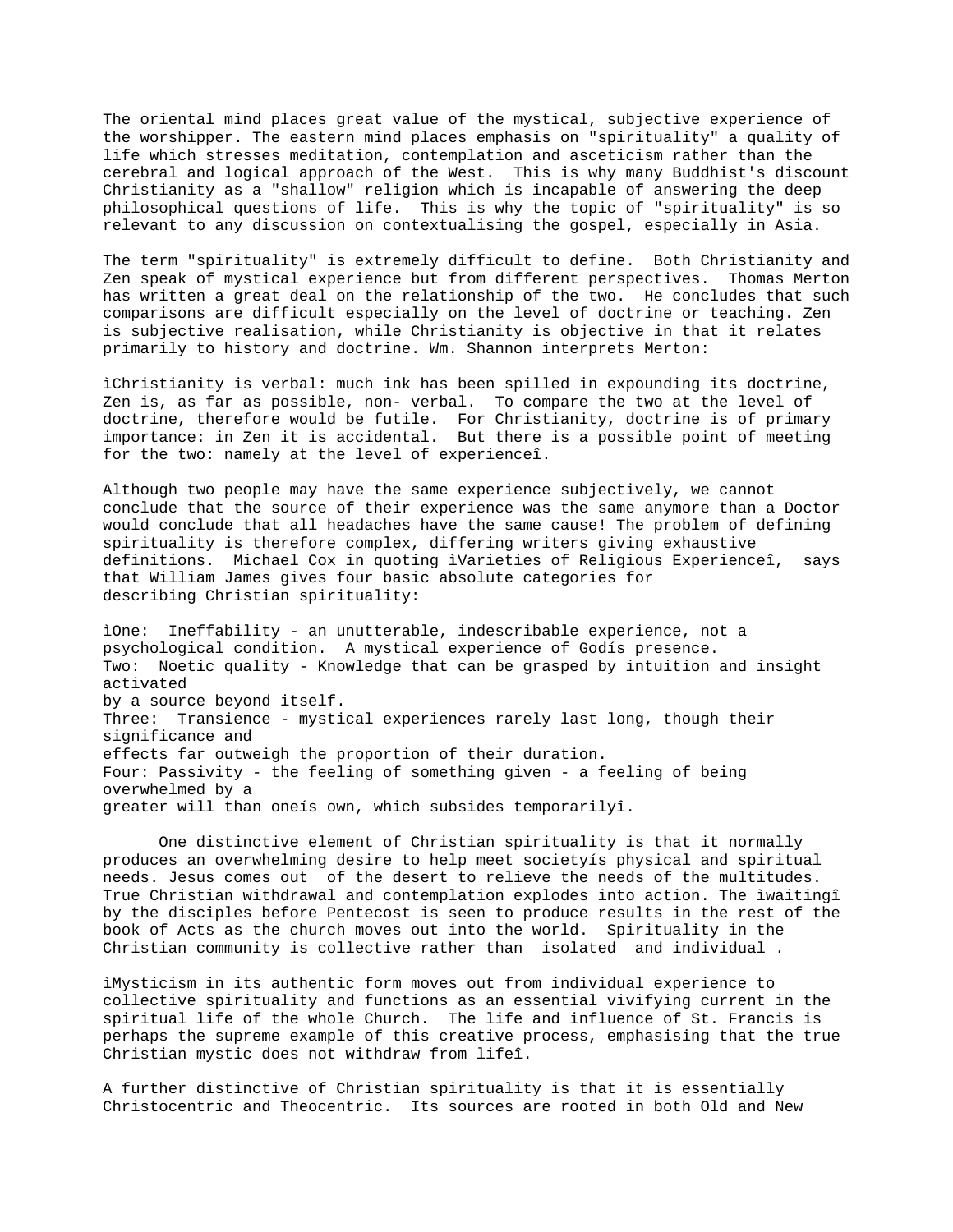The oriental mind places great value of the mystical, subjective experience of the worshipper. The eastern mind places emphasis on "spirituality" a quality of life which stresses meditation, contemplation and asceticism rather than the cerebral and logical approach of the West. This is why many Buddhist's discount Christianity as a "shallow" religion which is incapable of answering the deep philosophical questions of life. This is why the topic of "spirituality" is so relevant to any discussion on contextualising the gospel, especially in Asia.

The term "spirituality" is extremely difficult to define. Both Christianity and Zen speak of mystical experience but from different perspectives. Thomas Merton has written a great deal on the relationship of the two. He concludes that such comparisons are difficult especially on the level of doctrine or teaching. Zen is subjective realisation, while Christianity is objective in that it relates primarily to history and doctrine. Wm. Shannon interprets Merton:

ìChristianity is verbal: much ink has been spilled in expounding its doctrine, Zen is, as far as possible, non- verbal. To compare the two at the level of doctrine, therefore would be futile. For Christianity, doctrine is of primary importance: in Zen it is accidental. But there is a possible point of meeting for the two: namely at the level of experienceî.

Although two people may have the same experience subjectively, we cannot conclude that the source of their experience was the same anymore than a Doctor would conclude that all headaches have the same cause! The problem of defining spirituality is therefore complex, differing writers giving exhaustive definitions. Michael Cox in quoting ìVarieties of Religious Experienceî, says that William James gives four basic absolute categories for describing Christian spirituality:

ìOne: Ineffability - an unutterable, indescribable experience, not a psychological condition. A mystical experience of Godís presence.
Two: Noetic quality - Knowledge that can be grasped by intuition and insight activated
by a source beyond itself.
Three: Transience - mystical experiences rarely last long, though their significance and
effects far outweigh the proportion of their duration.
Four: Passivity - the feeling of something given - a feeling of being overwhelmed by a
greater will than oneís own, which subsides temporarilyî.

One distinctive element of Christian spirituality is that it normally produces an overwhelming desire to help meet societyís physical and spiritual needs. Jesus comes out of the desert to relieve the needs of the multitudes. True Christian withdrawal and contemplation explodes into action. The ìwaitingî by the disciples before Pentecost is seen to produce results in the rest of the book of Acts as the church moves out into the world. Spirituality in the Christian community is collective rather than isolated and individual .

ìMysticism in its authentic form moves out from individual experience to collective spirituality and functions as an essential vivifying current in the spiritual life of the whole Church. The life and influence of St. Francis is perhaps the supreme example of this creative process, emphasising that the true Christian mystic does not withdraw from lifeî.

A further distinctive of Christian spirituality is that it is essentially Christocentric and Theocentric. Its sources are rooted in both Old and New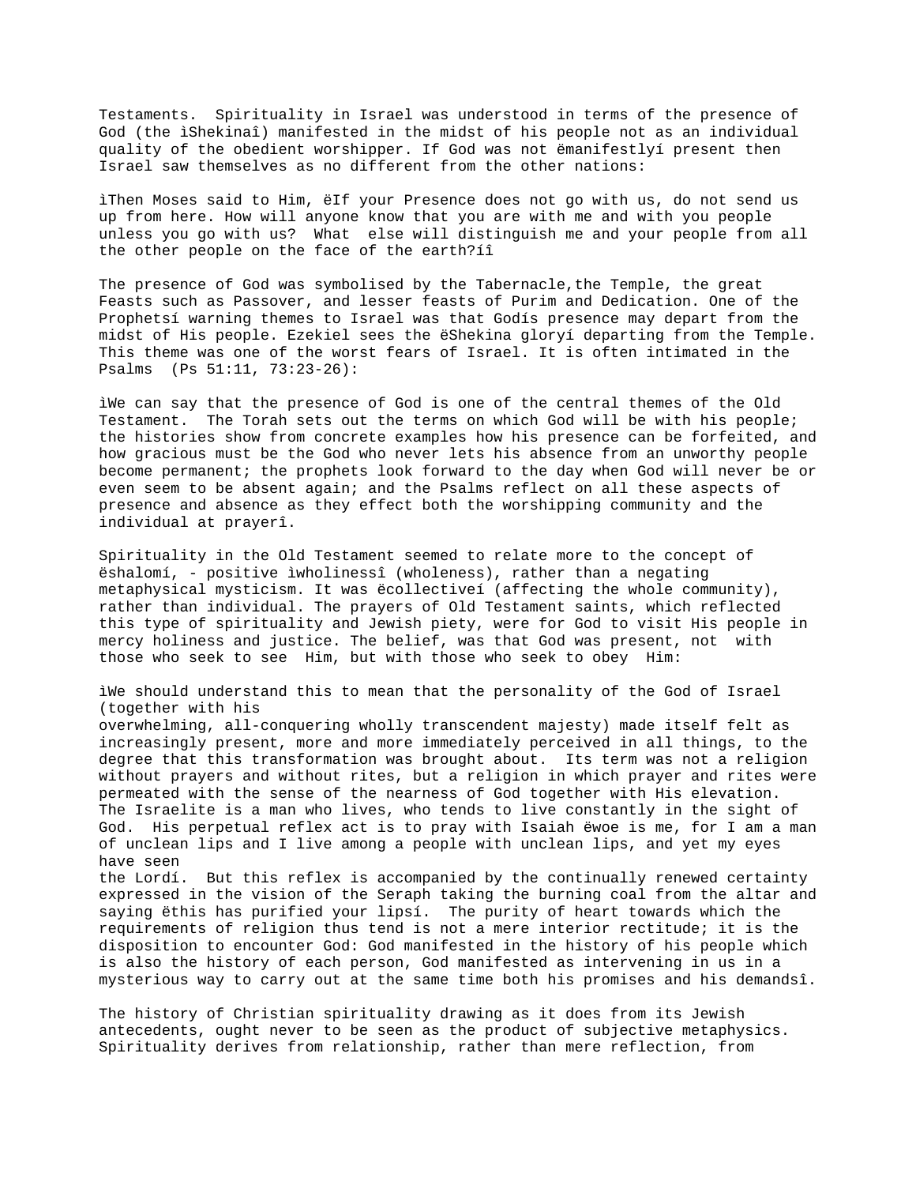Testaments. Spirituality in Israel was understood in terms of the presence of God (the ìShekinaî) manifested in the midst of his people not as an individual quality of the obedient worshipper. If God was not ëmanifestlyí present then Israel saw themselves as no different from the other nations:

ìThen Moses said to Him, ëIf your Presence does not go with us, do not send us up from here. How will anyone know that you are with me and with you people unless you go with us? What else will distinguish me and your people from all the other people on the face of the earth?íî

The presence of God was symbolised by the Tabernacle,the Temple, the great Feasts such as Passover, and lesser feasts of Purim and Dedication. One of the Prophetsí warning themes to Israel was that Godís presence may depart from the midst of His people. Ezekiel sees the ëShekina gloryí departing from the Temple. This theme was one of the worst fears of Israel. It is often intimated in the Psalms (Ps 51:11, 73:23-26):

ìWe can say that the presence of God is one of the central themes of the Old Testament. The Torah sets out the terms on which God will be with his people; the histories show from concrete examples how his presence can be forfeited, and how gracious must be the God who never lets his absence from an unworthy people become permanent; the prophets look forward to the day when God will never be or even seem to be absent again; and the Psalms reflect on all these aspects of presence and absence as they effect both the worshipping community and the individual at prayerî.

Spirituality in the Old Testament seemed to relate more to the concept of ëshalomí, - positive ìwholinessî (wholeness), rather than a negating metaphysical mysticism. It was ëcollectiveí (affecting the whole community), rather than individual. The prayers of Old Testament saints, which reflected this type of spirituality and Jewish piety, were for God to visit His people in mercy holiness and justice. The belief, was that God was present, not with those who seek to see Him, but with those who seek to obey Him:

ìWe should understand this to mean that the personality of the God of Israel (together with his overwhelming, all-conquering wholly transcendent majesty) made itself felt as increasingly present, more and more immediately perceived in all things, to the degree that this transformation was brought about. Its term was not a religion without prayers and without rites, but a religion in which prayer and rites were permeated with the sense of the nearness of God together with His elevation. The Israelite is a man who lives, who tends to live constantly in the sight of God. His perpetual reflex act is to pray with Isaiah ëwoe is me, for I am a man of unclean lips and I live among a people with unclean lips, and yet my eyes have seen the Lordí. But this reflex is accompanied by the continually renewed certainty expressed in the vision of the Seraph taking the burning coal from the altar and saying ëthis has purified your lipsí. The purity of heart towards which the requirements of religion thus tend is not a mere interior rectitude; it is the disposition to encounter God: God manifested in the history of his people which is also the history of each person, God manifested as intervening in us in a mysterious way to carry out at the same time both his promises and his demandsî.

The history of Christian spirituality drawing as it does from its Jewish antecedents, ought never to be seen as the product of subjective metaphysics. Spirituality derives from relationship, rather than mere reflection, from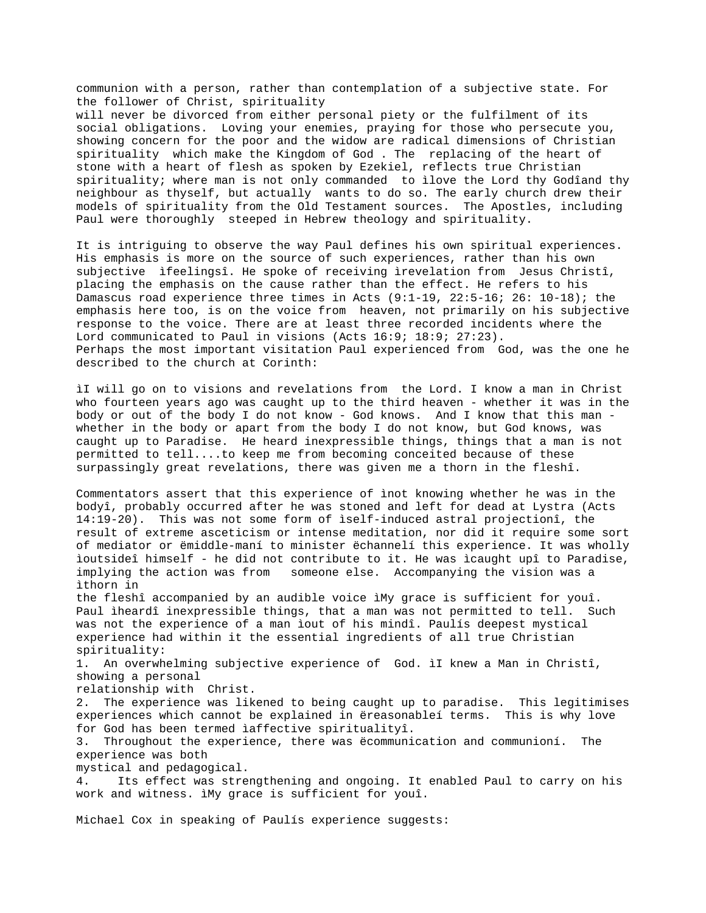communion with a person, rather than contemplation of a subjective state. For the follower of Christ, spirituality will never be divorced from either personal piety or the fulfilment of its social obligations. Loving your enemies, praying for those who persecute you, showing concern for the poor and the widow are radical dimensions of Christian spirituality which make the Kingdom of God . The replacing of the heart of stone with a heart of flesh as spoken by Ezekiel, reflects true Christian spirituality; where man is not only commanded to ìlove the Lord thy Godîand thy neighbour as thyself, but actually wants to do so. The early church drew their models of spirituality from the Old Testament sources. The Apostles, including Paul were thoroughly steeped in Hebrew theology and spirituality.

It is intriguing to observe the way Paul defines his own spiritual experiences. His emphasis is more on the source of such experiences, rather than his own subjective ìfeelingsî. He spoke of receiving ìrevelation from Jesus Christî, placing the emphasis on the cause rather than the effect. He refers to his Damascus road experience three times in Acts (9:1-19, 22:5-16; 26: 10-18); the emphasis here too, is on the voice from heaven, not primarily on his subjective response to the voice. There are at least three recorded incidents where the Lord communicated to Paul in visions (Acts 16:9; 18:9; 27:23).
Perhaps the most important visitation Paul experienced from God, was the one he described to the church at Corinth:

ìI will go on to visions and revelations from the Lord. I know a man in Christ who fourteen years ago was caught up to the third heaven - whether it was in the body or out of the body I do not know - God knows. And I know that this man - whether in the body or apart from the body I do not know, but God knows, was caught up to Paradise. He heard inexpressible things, things that a man is not permitted to tell....to keep me from becoming conceited because of these surpassingly great revelations, there was given me a thorn in the fleshî.

Commentators assert that this experience of ìnot knowing whether he was in the bodyî, probably occurred after he was stoned and left for dead at Lystra (Acts 14:19-20). This was not some form of ìself-induced astral projectionî, the result of extreme asceticism or intense meditation, nor did it require some sort of mediator or ëmiddle-maní to minister ëchannelí this experience. It was wholly ìoutsideî himself - he did not contribute to it. He was ìcaught upî to Paradise, implying the action was from someone else. Accompanying the vision was a ìthorn in the fleshî accompanied by an audible voice ìMy grace is sufficient for youî. Paul ìheardî inexpressible things, that a man was not permitted to tell. Such was not the experience of a man ìout of his mindî. Paulís deepest mystical experience had within it the essential ingredients of all true Christian spirituality:

1. An overwhelming subjective experience of God. ìI knew a Man in Christî, showing a personal relationship with Christ.
2. The experience was likened to being caught up to paradise. This legitimises experiences which cannot be explained in ëreasonableí terms. This is why love for God has been termed ìaffective spiritualityî.
3. Throughout the experience, there was ëcommunication and communioní. The experience was both mystical and pedagogical.
4. Its effect was strengthening and ongoing. It enabled Paul to carry on his work and witness. ìMy grace is sufficient for youî.

Michael Cox in speaking of Paulís experience suggests: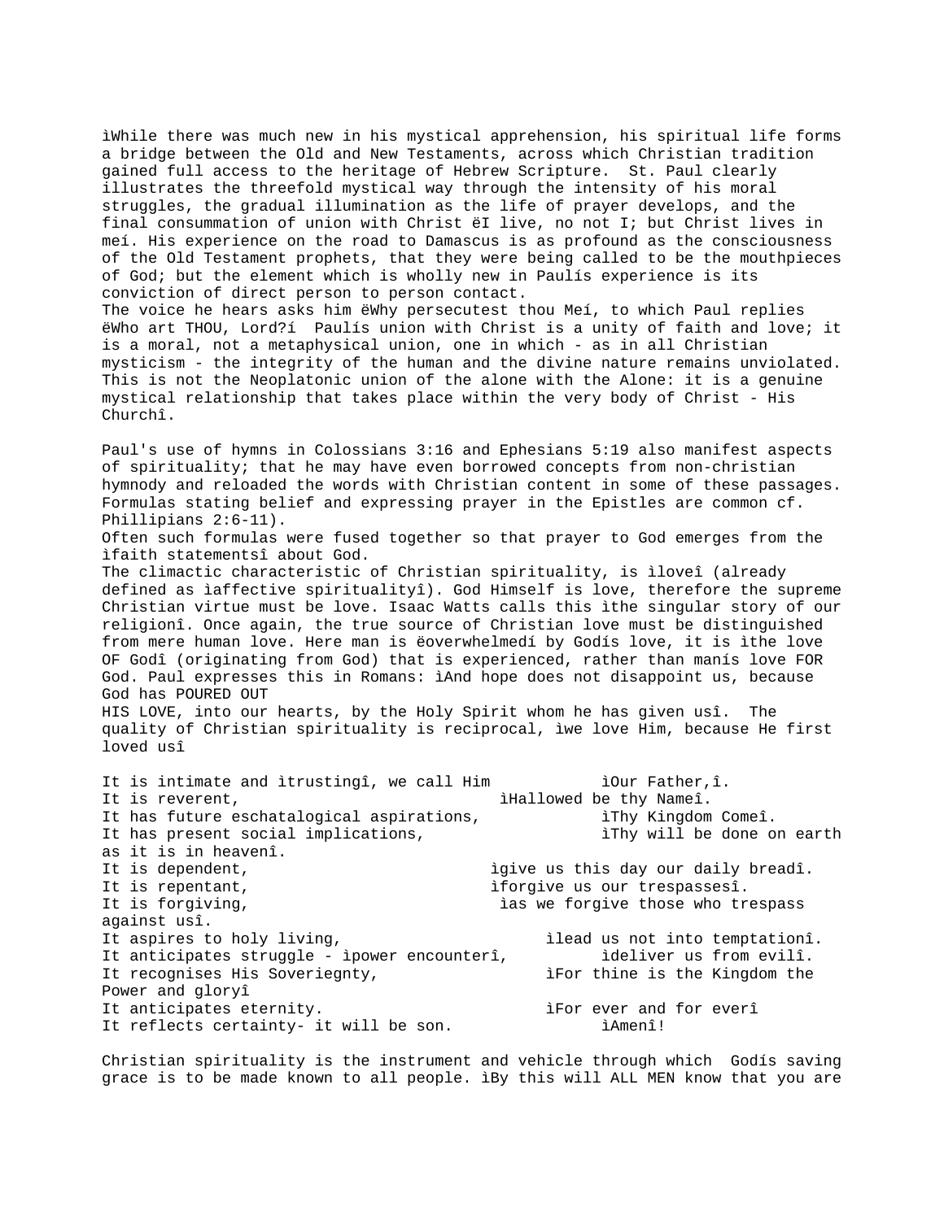ìWhile there was much new in his mystical apprehension, his spiritual life forms a bridge between the Old and New Testaments, across which Christian tradition gained full access to the heritage of Hebrew Scripture.  St. Paul clearly illustrates the threefold mystical way through the intensity of his moral struggles, the gradual illumination as the life of prayer develops, and the final consummation of union with Christ ëI live, no not I; but Christ lives in meí. His experience on the road to Damascus is as profound as the consciousness of the Old Testament prophets, that they were being called to be the mouthpieces of God; but the element which is wholly new in Paulís experience is its conviction of direct person to person contact.
The voice he hears asks him ëWhy persecutest thou Meí, to which Paul replies ëWho art THOU, Lord?í  Paulís union with Christ is a unity of faith and love; it is a moral, not a metaphysical union, one in which - as in all Christian mysticism - the integrity of the human and the divine nature remains unviolated. This is not the Neoplatonic union of the alone with the Alone: it is a genuine mystical relationship that takes place within the very body of Christ - His Churchî.

Paul's use of hymns in Colossians 3:16 and Ephesians 5:19 also manifest aspects of spirituality; that he may have even borrowed concepts from non-christian hymnody and reloaded the words with Christian content in some of these passages. Formulas stating belief and expressing prayer in the Epistles are common cf. Phillipians 2:6-11).
Often such formulas were fused together so that prayer to God emerges from the ìfaith statementsî about God.
The climactic characteristic of Christian spirituality, is ìloveî (already defined as ìaffective spiritualityî). God Himself is love, therefore the supreme Christian virtue must be love. Isaac Watts calls this ìthe singular story of our religionî. Once again, the true source of Christian love must be distinguished from mere human love. Here man is ëoverwhelmedí by Godís love, it is ìthe love OF Godî (originating from God) that is experienced, rather than manís love FOR God. Paul expresses this in Romans: ìAnd hope does not disappoint us, because God has POURED OUT
HIS LOVE, into our hearts, by the Holy Spirit whom he has given usî.  The quality of Christian spirituality is reciprocal, ìwe love Him, because He first loved usî

It is intimate and ìtrustingî, we call Him ìOur Father,î.
It is reverent, ìHallowed be thy Nameî.
It has future eschatological aspirations, ìThy Kingdom Comeî.
It has present social implications, ìThy will be done on earth as it is in heavenî.
It is dependent, ìgive us this day our daily breadî.
It is repentant, ìforgive us our trespassesî.
It is forgiving, ìas we forgive those who trespass against usî.
It aspires to holy living, ìlead us not into temptationî.
It anticipates struggle - ìpower encounterî, ìdeliver us from evilî.
It recognises His Soveriegnty, ìFor thine is the Kingdom the Power and gloryî
It anticipates eternity. ìFor ever and for everî
It reflects certainty- it will be son. ìAmenî!

Christian spirituality is the instrument and vehicle through which  Godís saving grace is to be made known to all people. ìBy this will ALL MEN know that you are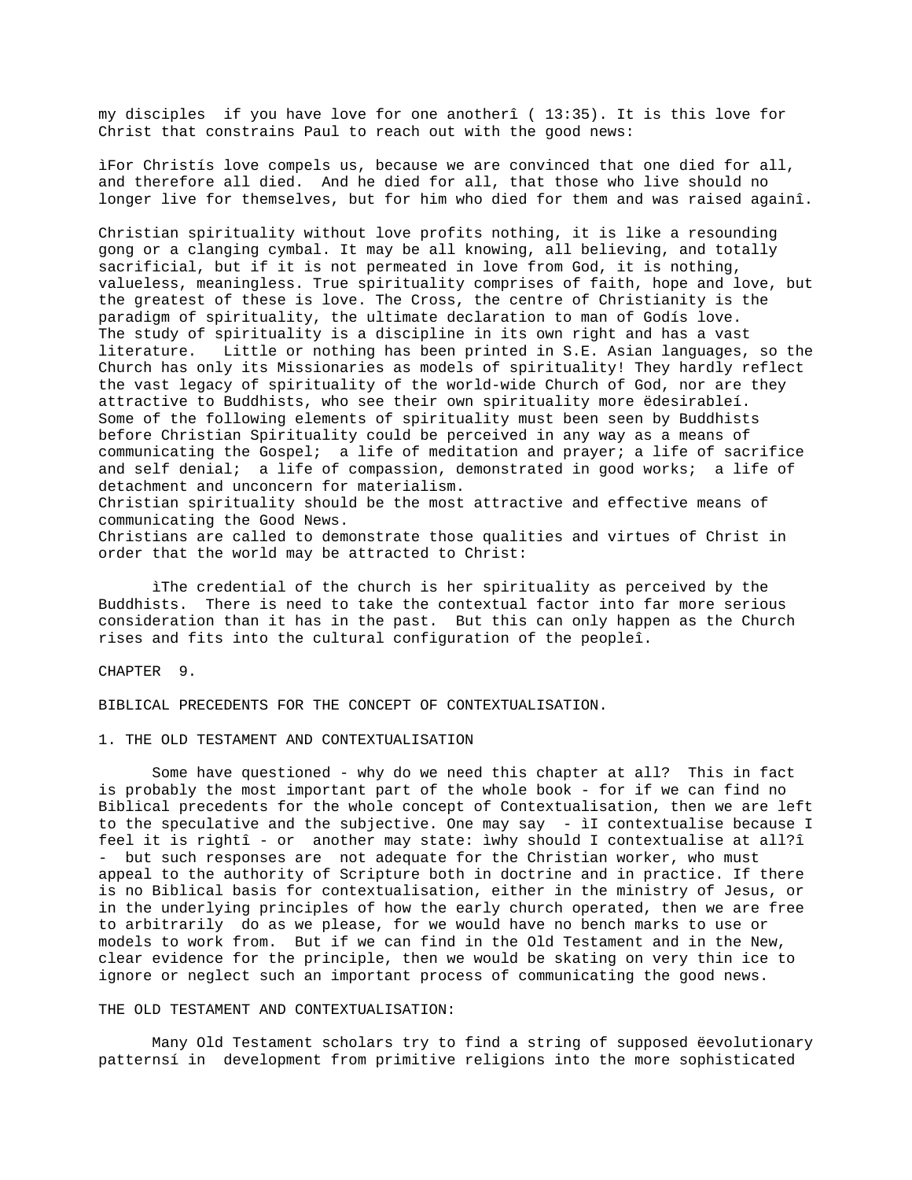my disciples if you have love for one anotherî ( 13:35). It is this love for Christ that constrains Paul to reach out with the good news:

ìFor Christís love compels us, because we are convinced that one died for all, and therefore all died. And he died for all, that those who live should no longer live for themselves, but for him who died for them and was raised againî.

Christian spirituality without love profits nothing, it is like a resounding gong or a clanging cymbal. It may be all knowing, all believing, and totally sacrificial, but if it is not permeated in love from God, it is nothing, valueless, meaningless. True spirituality comprises of faith, hope and love, but the greatest of these is love. The Cross, the centre of Christianity is the paradigm of spirituality, the ultimate declaration to man of Godís love.
The study of spirituality is a discipline in its own right and has a vast literature. Little or nothing has been printed in S.E. Asian languages, so the Church has only its Missionaries as models of spirituality! They hardly reflect the vast legacy of spirituality of the world-wide Church of God, nor are they attractive to Buddhists, who see their own spirituality more ëdesirableí.
Some of the following elements of spirituality must been seen by Buddhists before Christian Spirituality could be perceived in any way as a means of communicating the Gospel; a life of meditation and prayer; a life of sacrifice and self denial; a life of compassion, demonstrated in good works; a life of detachment and unconcern for materialism.
Christian spirituality should be the most attractive and effective means of communicating the Good News.
Christians are called to demonstrate those qualities and virtues of Christ in order that the world may be attracted to Christ:

ìThe credential of the church is her spirituality as perceived by the Buddhists. There is need to take the contextual factor into far more serious consideration than it has in the past. But this can only happen as the Church rises and fits into the cultural configuration of the peopleî.

# CHAPTER 9.

## BIBLICAL PRECEDENTS FOR THE CONCEPT OF CONTEXTUALISATION.

### 1. THE OLD TESTAMENT AND CONTEXTUALISATION

Some have questioned - why do we need this chapter at all? This in fact is probably the most important part of the whole book - for if we can find no Biblical precedents for the whole concept of Contextualisation, then we are left to the speculative and the subjective. One may say - ìI contextualise because I feel it is rightî - or another may state: ìwhy should I contextualise at all?î - but such responses are not adequate for the Christian worker, who must appeal to the authority of Scripture both in doctrine and in practice. If there is no Biblical basis for contextualisation, either in the ministry of Jesus, or in the underlying principles of how the early church operated, then we are free to arbitrarily do as we please, for we would have no bench marks to use or models to work from. But if we can find in the Old Testament and in the New, clear evidence for the principle, then we would be skating on very thin ice to ignore or neglect such an important process of communicating the good news.

### THE OLD TESTAMENT AND CONTEXTUALISATION:

Many Old Testament scholars try to find a string of supposed ëevolutionary patternsí in development from primitive religions into the more sophisticated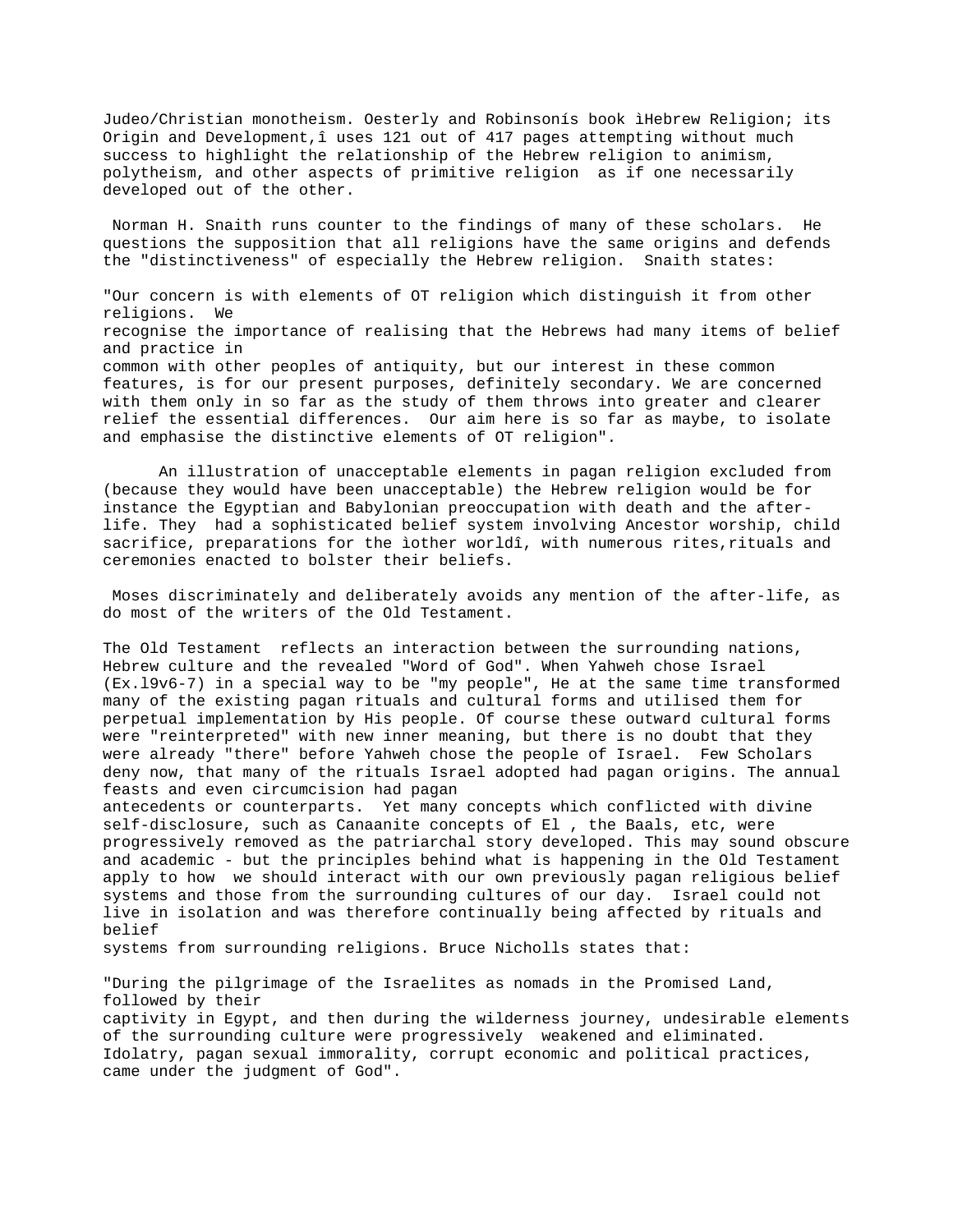Judeo/Christian monotheism. Oesterly and Robinsonís book ìHebrew Religion; its Origin and Development,î uses 121 out of 417 pages attempting without much success to highlight the relationship of the Hebrew religion to animism, polytheism, and other aspects of primitive religion as if one necessarily developed out of the other.

Norman H. Snaith runs counter to the findings of many of these scholars. He questions the supposition that all religions have the same origins and defends the "distinctiveness" of especially the Hebrew religion. Snaith states:

"Our concern is with elements of OT religion which distinguish it from other religions. We recognise the importance of realising that the Hebrews had many items of belief and practice in common with other peoples of antiquity, but our interest in these common features, is for our present purposes, definitely secondary. We are concerned with them only in so far as the study of them throws into greater and clearer relief the essential differences. Our aim here is so far as maybe, to isolate and emphasise the distinctive elements of OT religion".

An illustration of unacceptable elements in pagan religion excluded from (because they would have been unacceptable) the Hebrew religion would be for instance the Egyptian and Babylonian preoccupation with death and the after-life. They had a sophisticated belief system involving Ancestor worship, child sacrifice, preparations for the ìother worldî, with numerous rites,rituals and ceremonies enacted to bolster their beliefs.

Moses discriminately and deliberately avoids any mention of the after-life, as do most of the writers of the Old Testament.

The Old Testament reflects an interaction between the surrounding nations, Hebrew culture and the revealed "Word of God". When Yahweh chose Israel (Ex.l9v6-7) in a special way to be "my people", He at the same time transformed many of the existing pagan rituals and cultural forms and utilised them for perpetual implementation by His people. Of course these outward cultural forms were "reinterpreted" with new inner meaning, but there is no doubt that they were already "there" before Yahweh chose the people of Israel. Few Scholars deny now, that many of the rituals Israel adopted had pagan origins. The annual feasts and even circumcision had pagan antecedents or counterparts. Yet many concepts which conflicted with divine self-disclosure, such as Canaanite concepts of El , the Baals, etc, were progressively removed as the patriarchal story developed. This may sound obscure and academic - but the principles behind what is happening in the Old Testament apply to how we should interact with our own previously pagan religious belief systems and those from the surrounding cultures of our day. Israel could not live in isolation and was therefore continually being affected by rituals and belief systems from surrounding religions. Bruce Nicholls states that:

"During the pilgrimage of the Israelites as nomads in the Promised Land, followed by their captivity in Egypt, and then during the wilderness journey, undesirable elements of the surrounding culture were progressively weakened and eliminated. Idolatry, pagan sexual immorality, corrupt economic and political practices, came under the judgment of God".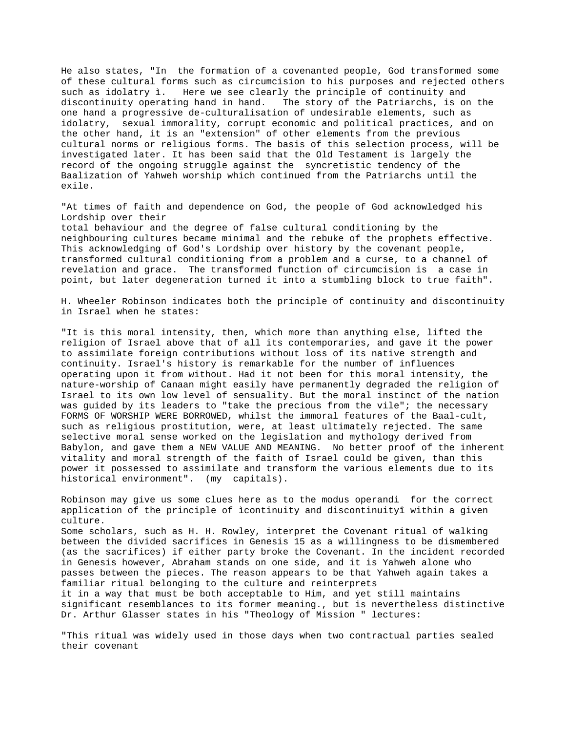He also states, "In the formation of a covenanted people, God transformed some of these cultural forms such as circumcision to his purposes and rejected others such as idolatry ì. Here we see clearly the principle of continuity and discontinuity operating hand in hand. The story of the Patriarchs, is on the one hand a progressive de-culturalisation of undesirable elements, such as idolatry, sexual immorality, corrupt economic and political practices, and on the other hand, it is an "extension" of other elements from the previous cultural norms or religious forms. The basis of this selection process, will be investigated later. It has been said that the Old Testament is largely the record of the ongoing struggle against the syncretistic tendency of the Baalization of Yahweh worship which continued from the Patriarchs until the exile.

"At times of faith and dependence on God, the people of God acknowledged his Lordship over their total behaviour and the degree of false cultural conditioning by the neighbouring cultures became minimal and the rebuke of the prophets effective. This acknowledging of God's Lordship over history by the covenant people, transformed cultural conditioning from a problem and a curse, to a channel of revelation and grace. The transformed function of circumcision is a case in point, but later degeneration turned it into a stumbling block to true faith".

H. Wheeler Robinson indicates both the principle of continuity and discontinuity in Israel when he states:

"It is this moral intensity, then, which more than anything else, lifted the religion of Israel above that of all its contemporaries, and gave it the power to assimilate foreign contributions without loss of its native strength and continuity. Israel's history is remarkable for the number of influences operating upon it from without. Had it not been for this moral intensity, the nature-worship of Canaan might easily have permanently degraded the religion of Israel to its own low level of sensuality. But the moral instinct of the nation was guided by its leaders to "take the precious from the vile"; the necessary FORMS OF WORSHIP WERE BORROWED, whilst the immoral features of the Baal-cult, such as religious prostitution, were, at least ultimately rejected. The same selective moral sense worked on the legislation and mythology derived from Babylon, and gave them a NEW VALUE AND MEANING. No better proof of the inherent vitality and moral strength of the faith of Israel could be given, than this power it possessed to assimilate and transform the various elements due to its historical environment". (my capitals).

Robinson may give us some clues here as to the modus operandi for the correct application of the principle of ìcontinuity and discontinuityî within a given culture.

Some scholars, such as H. H. Rowley, interpret the Covenant ritual of walking between the divided sacrifices in Genesis 15 as a willingness to be dismembered (as the sacrifices) if either party broke the Covenant. In the incident recorded in Genesis however, Abraham stands on one side, and it is Yahweh alone who passes between the pieces. The reason appears to be that Yahweh again takes a familiar ritual belonging to the culture and reinterprets it in a way that must be both acceptable to Him, and yet still maintains significant resemblances to its former meaning., but is nevertheless distinctive Dr. Arthur Glasser states in his "Theology of Mission " lectures:

"This ritual was widely used in those days when two contractual parties sealed their covenant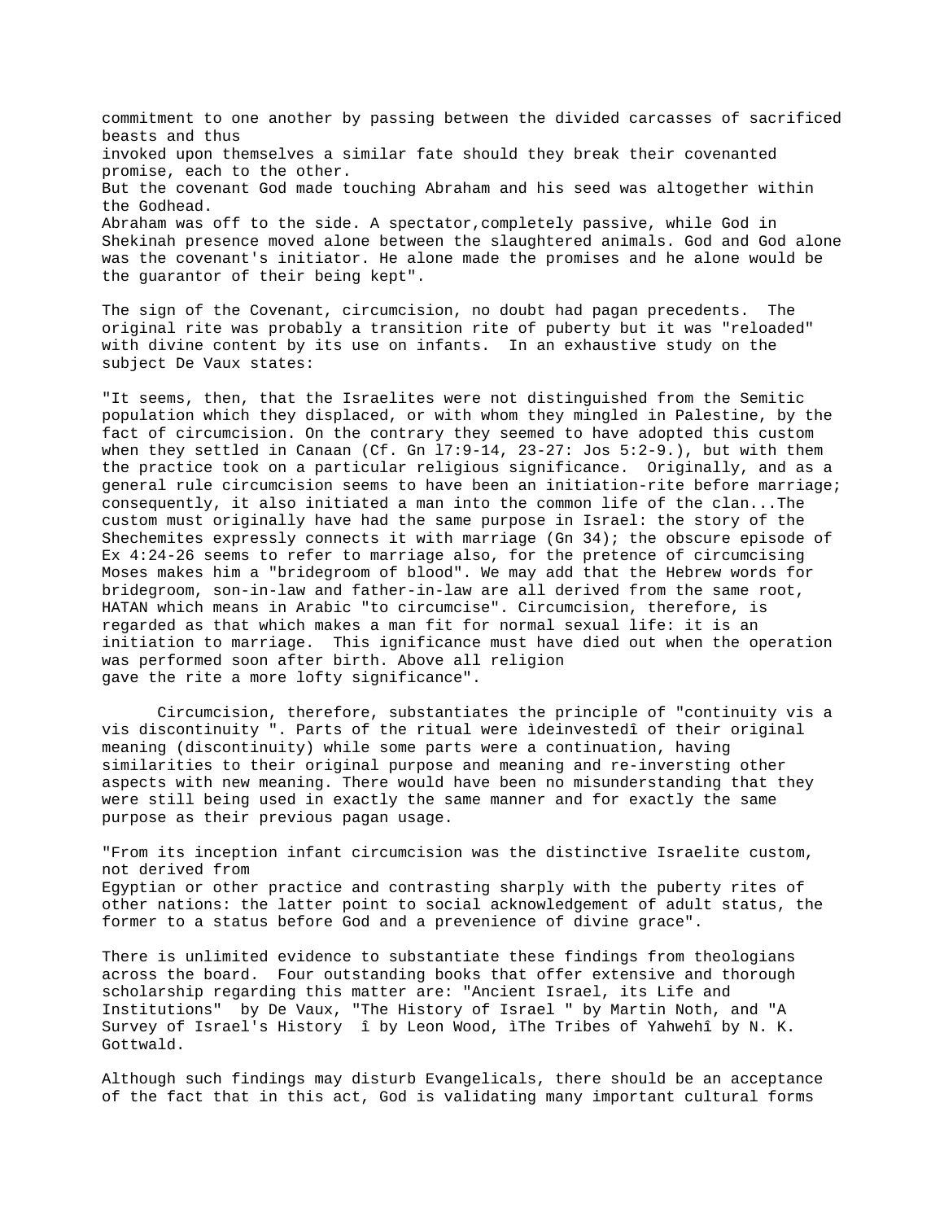commitment to one another by passing between the divided carcasses of sacrificed beasts and thus
invoked upon themselves a similar fate should they break their covenanted promise, each to the other.
But the covenant God made touching Abraham and his seed was altogether within the Godhead.
Abraham was off to the side. A spectator,completely passive, while God in Shekinah presence moved alone between the slaughtered animals. God and God alone was the covenant's initiator. He alone made the promises and he alone would be the guarantor of their being kept".

The sign of the Covenant, circumcision, no doubt had pagan precedents. The original rite was probably a transition rite of puberty but it was "reloaded" with divine content by its use on infants. In an exhaustive study on the subject De Vaux states:

"It seems, then, that the Israelites were not distinguished from the Semitic population which they displaced, or with whom they mingled in Palestine, by the fact of circumcision. On the contrary they seemed to have adopted this custom when they settled in Canaan (Cf. Gn l7:9-14, 23-27: Jos 5:2-9.), but with them the practice took on a particular religious significance. Originally, and as a general rule circumcision seems to have been an initiation-rite before marriage; consequently, it also initiated a man into the common life of the clan...The custom must originally have had the same purpose in Israel: the story of the Shechemites expressly connects it with marriage (Gn 34); the obscure episode of Ex 4:24-26 seems to refer to marriage also, for the pretence of circumcising Moses makes him a "bridegroom of blood". We may add that the Hebrew words for bridegroom, son-in-law and father-in-law are all derived from the same root, HATAN which means in Arabic "to circumcise". Circumcision, therefore, is regarded as that which makes a man fit for normal sexual life: it is an initiation to marriage. This ignificance must have died out when the operation was performed soon after birth. Above all religion
gave the rite a more lofty significance".

Circumcision, therefore, substantiates the principle of "continuity vis a vis discontinuity ". Parts of the ritual were ìdeinvestedî of their original meaning (discontinuity) while some parts were a continuation, having similarities to their original purpose and meaning and re-inversting other aspects with new meaning. There would have been no misunderstanding that they were still being used in exactly the same manner and for exactly the same purpose as their previous pagan usage.

"From its inception infant circumcision was the distinctive Israelite custom, not derived from
Egyptian or other practice and contrasting sharply with the puberty rites of other nations: the latter point to social acknowledgement of adult status, the former to a status before God and a prevenience of divine grace".

There is unlimited evidence to substantiate these findings from theologians across the board. Four outstanding books that offer extensive and thorough scholarship regarding this matter are: "Ancient Israel, its Life and Institutions" by De Vaux, "The History of Israel " by Martin Noth, and "A Survey of Israel's History î by Leon Wood, ìThe Tribes of Yahwehî by N. K. Gottwald.

Although such findings may disturb Evangelicals, there should be an acceptance of the fact that in this act, God is validating many important cultural forms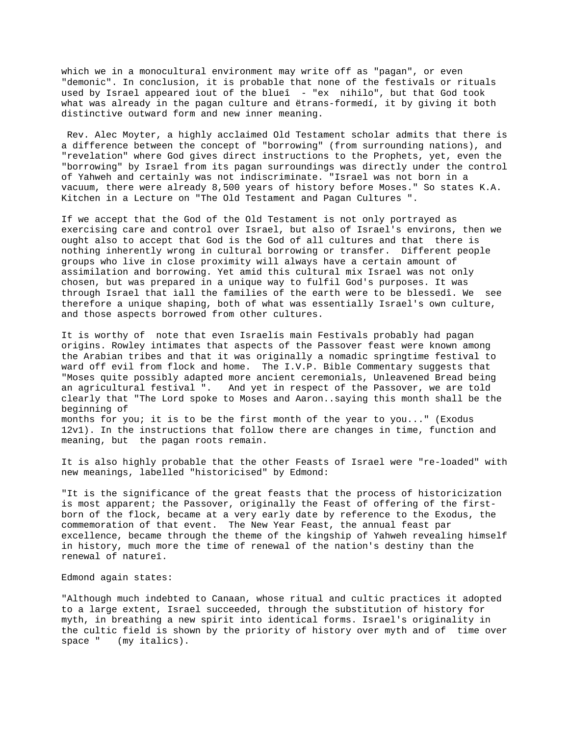which we in a monocultural environment may write off as "pagan", or even "demonic". In conclusion, it is probable that none of the festivals or rituals used by Israel appeared ìout of the blueî - "ex nihilo", but that God took what was already in the pagan culture and ëtrans-formedí, it by giving it both distinctive outward form and new inner meaning.

Rev. Alec Moyter, a highly acclaimed Old Testament scholar admits that there is a difference between the concept of "borrowing" (from surrounding nations), and "revelation" where God gives direct instructions to the Prophets, yet, even the "borrowing" by Israel from its pagan surroundings was directly under the control of Yahweh and certainly was not indiscriminate. "Israel was not born in a vacuum, there were already 8,500 years of history before Moses." So states K.A. Kitchen in a Lecture on "The Old Testament and Pagan Cultures ".

If we accept that the God of the Old Testament is not only portrayed as exercising care and control over Israel, but also of Israel's environs, then we ought also to accept that God is the God of all cultures and that there is nothing inherently wrong in cultural borrowing or transfer. Different people groups who live in close proximity will always have a certain amount of assimilation and borrowing. Yet amid this cultural mix Israel was not only chosen, but was prepared in a unique way to fulfil God's purposes. It was through Israel that ìall the families of the earth were to be blessedî. We see therefore a unique shaping, both of what was essentially Israel's own culture, and those aspects borrowed from other cultures.

It is worthy of note that even Israelís main Festivals probably had pagan origins. Rowley intimates that aspects of the Passover feast were known among the Arabian tribes and that it was originally a nomadic springtime festival to ward off evil from flock and home. The I.V.P. Bible Commentary suggests that "Moses quite possibly adapted more ancient ceremonials, Unleavened Bread being an agricultural festival ". And yet in respect of the Passover, we are told clearly that "The Lord spoke to Moses and Aaron..saying this month shall be the beginning of
months for you; it is to be the first month of the year to you..." (Exodus 12v1). In the instructions that follow there are changes in time, function and meaning, but the pagan roots remain.

It is also highly probable that the other Feasts of Israel were "re-loaded" with new meanings, labelled "historicised" by Edmond:

"It is the significance of the great feasts that the process of historicization is most apparent; the Passover, originally the Feast of offering of the first-born of the flock, became at a very early date by reference to the Exodus, the commemoration of that event. The New Year Feast, the annual feast par excellence, became through the theme of the kingship of Yahweh revealing himself in history, much more the time of renewal of the nation's destiny than the renewal of natureî.

Edmond again states:

"Although much indebted to Canaan, whose ritual and cultic practices it adopted to a large extent, Israel succeeded, through the substitution of history for myth, in breathing a new spirit into identical forms. Israel's originality in the cultic field is shown by the priority of history over myth and of time over space " (my italics).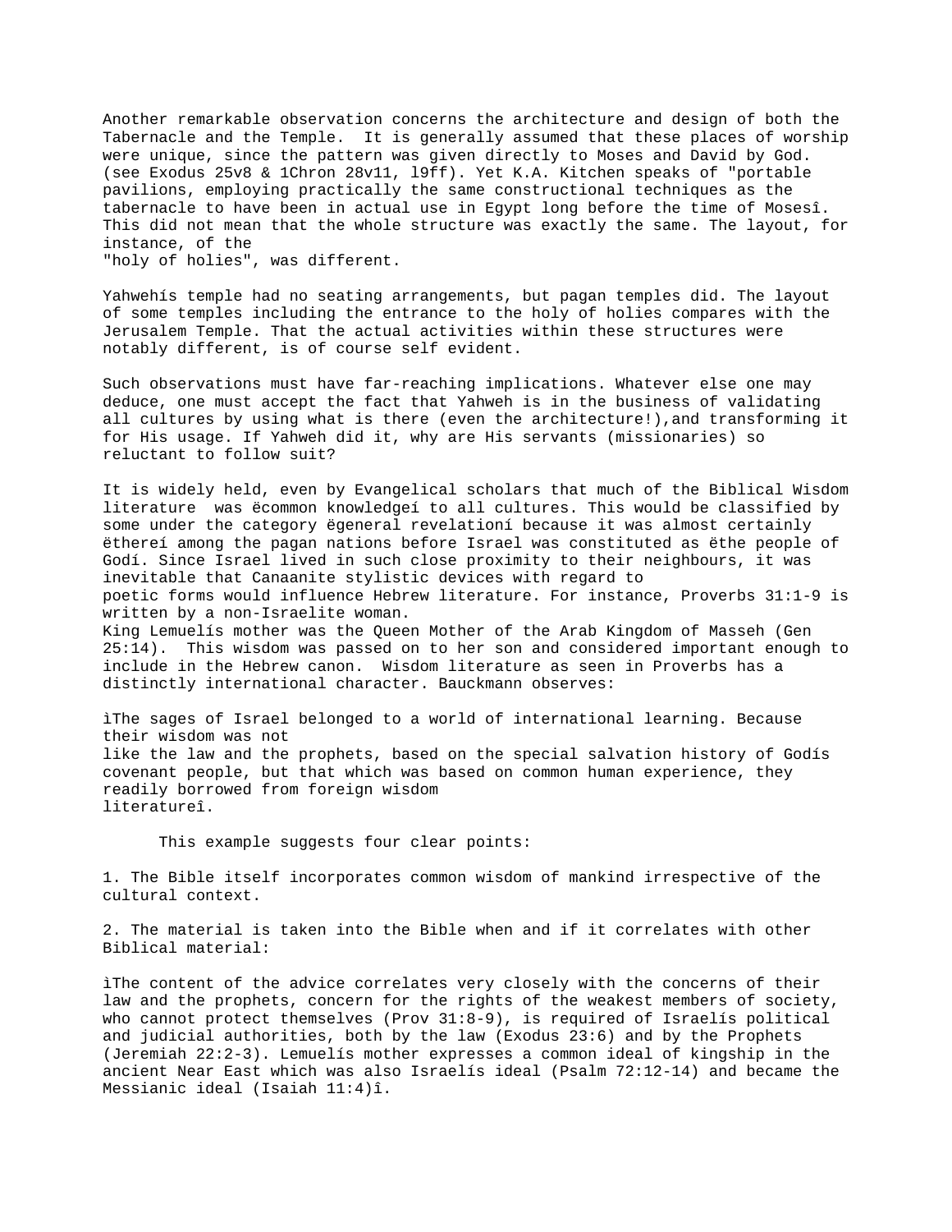Another remarkable observation concerns the architecture and design of both the Tabernacle and the Temple. It is generally assumed that these places of worship were unique, since the pattern was given directly to Moses and David by God. (see Exodus 25v8 & 1Chron 28v11, l9ff). Yet K.A. Kitchen speaks of "portable pavilions, employing practically the same constructional techniques as the tabernacle to have been in actual use in Egypt long before the time of Mosesî. This did not mean that the whole structure was exactly the same. The layout, for instance, of the "holy of holies", was different.

Yahwehís temple had no seating arrangements, but pagan temples did. The layout of some temples including the entrance to the holy of holies compares with the Jerusalem Temple. That the actual activities within these structures were notably different, is of course self evident.

Such observations must have far-reaching implications. Whatever else one may deduce, one must accept the fact that Yahweh is in the business of validating all cultures by using what is there (even the architecture!),and transforming it for His usage. If Yahweh did it, why are His servants (missionaries) so reluctant to follow suit?

It is widely held, even by Evangelical scholars that much of the Biblical Wisdom literature was ëcommon knowledgeí to all cultures. This would be classified by some under the category ëgeneral revelationí because it was almost certainly ëthereí among the pagan nations before Israel was constituted as ëthe people of Godí. Since Israel lived in such close proximity to their neighbours, it was inevitable that Canaanite stylistic devices with regard to poetic forms would influence Hebrew literature. For instance, Proverbs 31:1-9 is written by a non-Israelite woman.
King Lemuelís mother was the Queen Mother of the Arab Kingdom of Masseh (Gen 25:14). This wisdom was passed on to her son and considered important enough to include in the Hebrew canon. Wisdom literature as seen in Proverbs has a distinctly international character. Bauckmann observes:

ìThe sages of Israel belonged to a world of international learning. Because their wisdom was not like the law and the prophets, based on the special salvation history of Godís covenant people, but that which was based on common human experience, they readily borrowed from foreign wisdom literatureî.

This example suggests four clear points:

1. The Bible itself incorporates common wisdom of mankind irrespective of the cultural context.

2. The material is taken into the Bible when and if it correlates with other Biblical material:

ìThe content of the advice correlates very closely with the concerns of their law and the prophets, concern for the rights of the weakest members of society, who cannot protect themselves (Prov 31:8-9), is required of Israelís political and judicial authorities, both by the law (Exodus 23:6) and by the Prophets (Jeremiah 22:2-3). Lemuelís mother expresses a common ideal of kingship in the ancient Near East which was also Israelís ideal (Psalm 72:12-14) and became the Messianic ideal (Isaiah 11:4)î.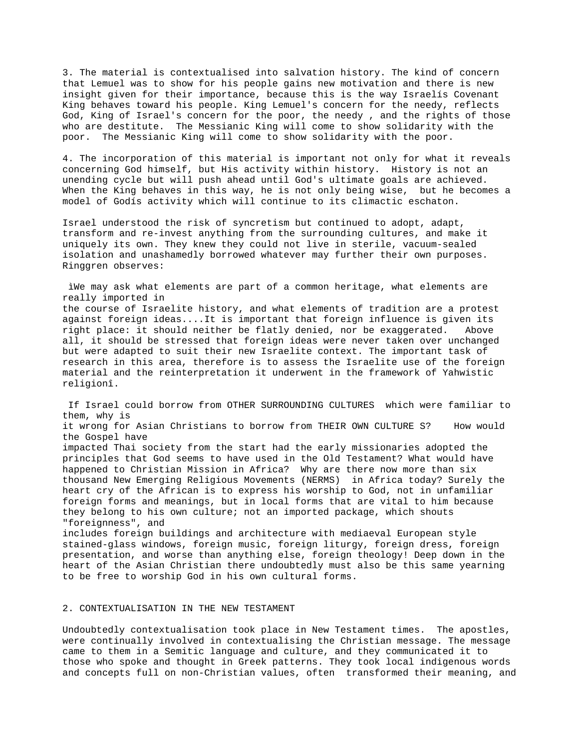3. The material is contextualised into salvation history. The kind of concern that Lemuel was to show for his people gains new motivation and there is new insight given for their importance, because this is the way Israelís Covenant King behaves toward his people. King Lemuel's concern for the needy, reflects God, King of Israel's concern for the poor, the needy , and the rights of those who are destitute. The Messianic King will come to show solidarity with the poor. The Messianic King will come to show solidarity with the poor.

4. The incorporation of this material is important not only for what it reveals concerning God himself, but His activity within history. History is not an unending cycle but will push ahead until God's ultimate goals are achieved. When the King behaves in this way, he is not only being wise, but he becomes a model of Godís activity which will continue to its climactic eschaton.

Israel understood the risk of syncretism but continued to adopt, adapt, transform and re-invest anything from the surrounding cultures, and make it uniquely its own. They knew they could not live in sterile, vacuum-sealed isolation and unashamedly borrowed whatever may further their own purposes. Ringgren observes:

ìWe may ask what elements are part of a common heritage, what elements are really imported in the course of Israelite history, and what elements of tradition are a protest against foreign ideas....It is important that foreign influence is given its right place: it should neither be flatly denied, nor be exaggerated. Above all, it should be stressed that foreign ideas were never taken over unchanged but were adapted to suit their new Israelite context. The important task of research in this area, therefore is to assess the Israelite use of the foreign material and the reinterpretation it underwent in the framework of Yahwistic religionî.

If Israel could borrow from OTHER SURROUNDING CULTURES which were familiar to them, why is it wrong for Asian Christians to borrow from THEIR OWN CULTURE S? How would the Gospel have impacted Thai society from the start had the early missionaries adopted the principles that God seems to have used in the Old Testament? What would have happened to Christian Mission in Africa? Why are there now more than six thousand New Emerging Religious Movements (NERMS) in Africa today? Surely the heart cry of the African is to express his worship to God, not in unfamiliar foreign forms and meanings, but in local forms that are vital to him because they belong to his own culture; not an imported package, which shouts "foreignness", and includes foreign buildings and architecture with mediaeval European style stained-glass windows, foreign music, foreign liturgy, foreign dress, foreign presentation, and worse than anything else, foreign theology! Deep down in the heart of the Asian Christian there undoubtedly must also be this same yearning to be free to worship God in his own cultural forms.

## 2. CONTEXTUALISATION IN THE NEW TESTAMENT

Undoubtedly contextualisation took place in New Testament times. The apostles, were continually involved in contextualising the Christian message. The message came to them in a Semitic language and culture, and they communicated it to those who spoke and thought in Greek patterns. They took local indigenous words and concepts full on non-Christian values, often transformed their meaning, and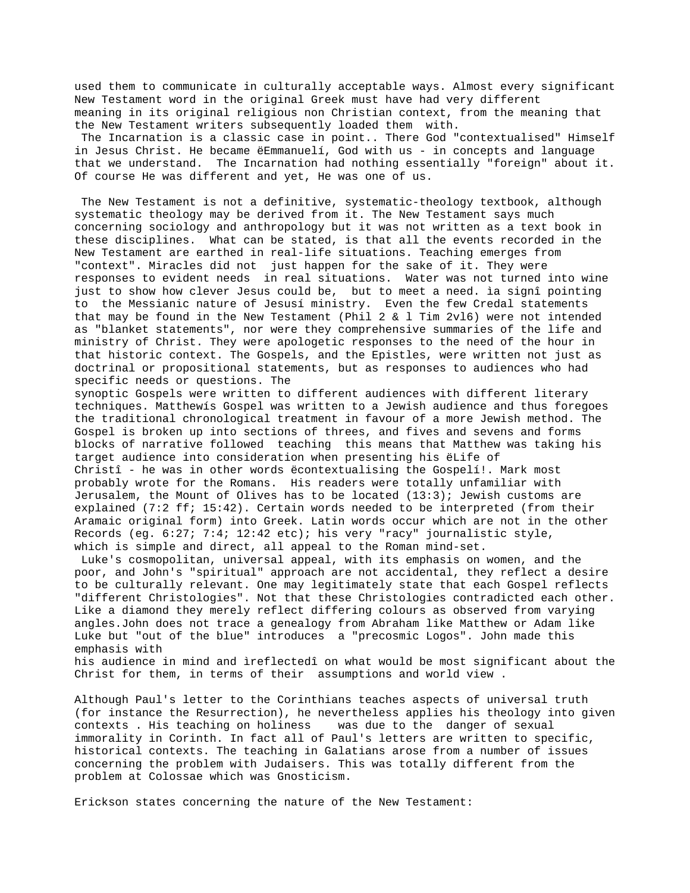used them to communicate in culturally acceptable ways. Almost every significant New Testament word in the original Greek must have had very different meaning in its original religious non Christian context, from the meaning that the New Testament writers subsequently loaded them with.

The Incarnation is a classic case in point.. There God "contextualised" Himself in Jesus Christ. He became ëEmmanuelí, God with us - in concepts and language that we understand. The Incarnation had nothing essentially "foreign" about it. Of course He was different and yet, He was one of us.

The New Testament is not a definitive, systematic-theology textbook, although systematic theology may be derived from it. The New Testament says much concerning sociology and anthropology but it was not written as a text book in these disciplines. What can be stated, is that all the events recorded in the New Testament are earthed in real-life situations. Teaching emerges from "context". Miracles did not just happen for the sake of it. They were responses to evident needs in real situations. Water was not turned into wine just to show how clever Jesus could be, but to meet a need. ìa signî pointing to the Messianic nature of Jesusí ministry. Even the few Credal statements that may be found in the New Testament (Phil 2 & l Tim 2vl6) were not intended as "blanket statements", nor were they comprehensive summaries of the life and ministry of Christ. They were apologetic responses to the need of the hour in that historic context. The Gospels, and the Epistles, were written not just as doctrinal or propositional statements, but as responses to audiences who had specific needs or questions. The synoptic Gospels were written to different audiences with different literary techniques. Matthewís Gospel was written to a Jewish audience and thus foregoes the traditional chronological treatment in favour of a more Jewish method. The Gospel is broken up into sections of threes, and fives and sevens and forms blocks of narrative followed teaching this means that Matthew was taking his target audience into consideration when presenting his ëLife of Christî - he was in other words ëcontextualising the Gospelí!. Mark most probably wrote for the Romans. His readers were totally unfamiliar with Jerusalem, the Mount of Olives has to be located (13:3); Jewish customs are explained (7:2 ff; 15:42). Certain words needed to be interpreted (from their Aramaic original form) into Greek. Latin words occur which are not in the other Records (eg. 6:27; 7:4; 12:42 etc); his very "racy" journalistic style, which is simple and direct, all appeal to the Roman mind-set.

Luke's cosmopolitan, universal appeal, with its emphasis on women, and the poor, and John's "spiritual" approach are not accidental, they reflect a desire to be culturally relevant. One may legitimately state that each Gospel reflects "different Christologies". Not that these Christologies contradicted each other. Like a diamond they merely reflect differing colours as observed from varying angles.John does not trace a genealogy from Abraham like Matthew or Adam like Luke but "out of the blue" introduces a "precosmic Logos". John made this emphasis with his audience in mind and ìreflectedî on what would be most significant about the Christ for them, in terms of their assumptions and world view .

Although Paul's letter to the Corinthians teaches aspects of universal truth (for instance the Resurrection), he nevertheless applies his theology into given contexts . His teaching on holiness was due to the danger of sexual immorality in Corinth. In fact all of Paul's letters are written to specific, historical contexts. The teaching in Galatians arose from a number of issues concerning the problem with Judaisers. This was totally different from the problem at Colossae which was Gnosticism.

Erickson states concerning the nature of the New Testament: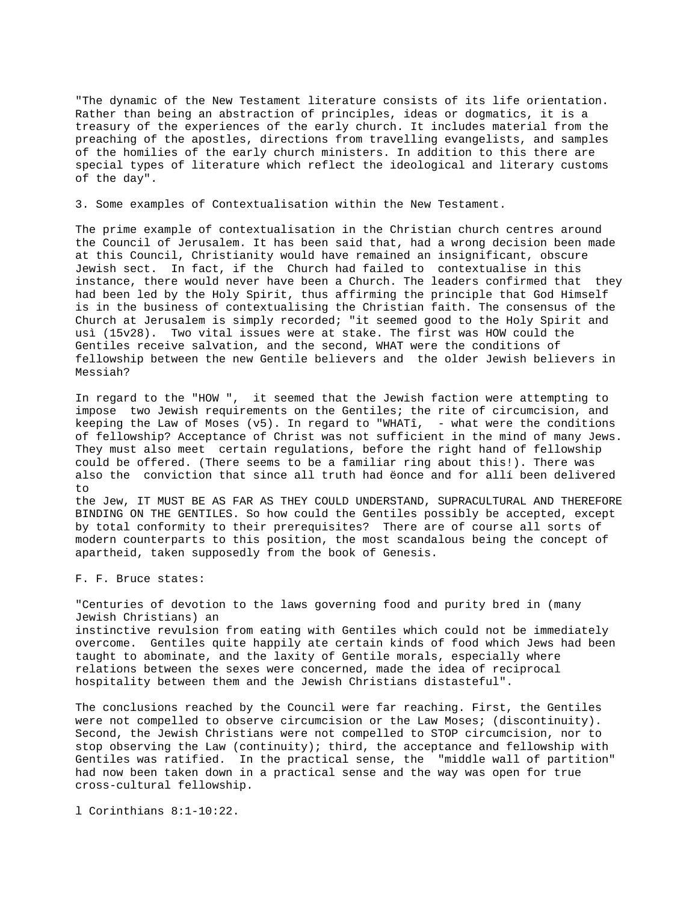"The dynamic of the New Testament literature consists of its life orientation. Rather than being an abstraction of principles, ideas or dogmatics, it is a treasury of the experiences of the early church. It includes material from the preaching of the apostles, directions from travelling evangelists, and samples of the homilies of the early church ministers. In addition to this there are special types of literature which reflect the ideological and literary customs of the day".

3. Some examples of Contextualisation within the New Testament.

The prime example of contextualisation in the Christian church centres around the Council of Jerusalem. It has been said that, had a wrong decision been made at this Council, Christianity would have remained an insignificant, obscure Jewish sect. In fact, if the Church had failed to contextualise in this instance, there would never have been a Church. The leaders confirmed that they had been led by the Holy Spirit, thus affirming the principle that God Himself is in the business of contextualising the Christian faith. The consensus of the Church at Jerusalem is simply recorded; "it seemed good to the Holy Spirit and usì (15v28). Two vital issues were at stake. The first was HOW could the Gentiles receive salvation, and the second, WHAT were the conditions of fellowship between the new Gentile believers and the older Jewish believers in Messiah?

In regard to the "HOW ", it seemed that the Jewish faction were attempting to impose two Jewish requirements on the Gentiles; the rite of circumcision, and keeping the Law of Moses (v5). In regard to "WHATî, - what were the conditions of fellowship? Acceptance of Christ was not sufficient in the mind of many Jews. They must also meet certain regulations, before the right hand of fellowship could be offered. (There seems to be a familiar ring about this!). There was also the conviction that since all truth had ëonce and for allí been delivered to the Jew, IT MUST BE AS FAR AS THEY COULD UNDERSTAND, SUPRACULTURAL AND THEREFORE BINDING ON THE GENTILES. So how could the Gentiles possibly be accepted, except by total conformity to their prerequisites? There are of course all sorts of modern counterparts to this position, the most scandalous being the concept of apartheid, taken supposedly from the book of Genesis.

F. F. Bruce states:

"Centuries of devotion to the laws governing food and purity bred in (many Jewish Christians) an instinctive revulsion from eating with Gentiles which could not be immediately overcome. Gentiles quite happily ate certain kinds of food which Jews had been taught to abominate, and the laxity of Gentile morals, especially where relations between the sexes were concerned, made the idea of reciprocal hospitality between them and the Jewish Christians distasteful".

The conclusions reached by the Council were far reaching. First, the Gentiles were not compelled to observe circumcision or the Law Moses; (discontinuity). Second, the Jewish Christians were not compelled to STOP circumcision, nor to stop observing the Law (continuity); third, the acceptance and fellowship with Gentiles was ratified. In the practical sense, the "middle wall of partition" had now been taken down in a practical sense and the way was open for true cross-cultural fellowship.

l Corinthians 8:1-10:22.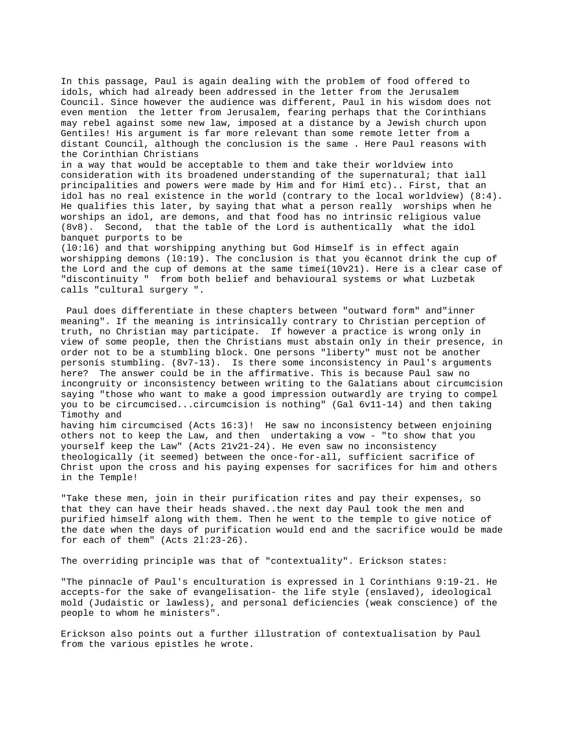In this passage, Paul is again dealing with the problem of food offered to idols, which had already been addressed in the letter from the Jerusalem Council. Since however the audience was different, Paul in his wisdom does not even mention the letter from Jerusalem, fearing perhaps that the Corinthians may rebel against some new law, imposed at a distance by a Jewish church upon Gentiles! His argument is far more relevant than some remote letter from a distant Council, although the conclusion is the same . Here Paul reasons with the Corinthian Christians in a way that would be acceptable to them and take their worldview into consideration with its broadened understanding of the supernatural; that ìall principalities and powers were made by Him and for Himî etc).. First, that an idol has no real existence in the world (contrary to the local worldview) (8:4). He qualifies this later, by saying that what a person really worships when he worships an idol, are demons, and that food has no intrinsic religious value (8v8). Second, that the table of the Lord is authentically what the idol banquet purports to be (l0:l6) and that worshipping anything but God Himself is in effect again worshipping demons (l0:19). The conclusion is that you ëcannot drink the cup of the Lord and the cup of demons at the same timeí(10v21). Here is a clear case of "discontinuity " from both belief and behavioural systems or what Luzbetak calls "cultural surgery ".

Paul does differentiate in these chapters between "outward form" and"inner meaning". If the meaning is intrinsically contrary to Christian perception of truth, no Christian may participate. If however a practice is wrong only in view of some people, then the Christians must abstain only in their presence, in order not to be a stumbling block. One persons "liberty" must not be another personís stumbling. (8v7-13). Is there some inconsistency in Paul's arguments here? The answer could be in the affirmative. This is because Paul saw no incongruity or inconsistency between writing to the Galatians about circumcision saying "those who want to make a good impression outwardly are trying to compel you to be circumcised...circumcision is nothing" (Gal 6v11-14) and then taking Timothy and having him circumcised (Acts 16:3)! He saw no inconsistency between enjoining others not to keep the Law, and then undertaking a vow - "to show that you yourself keep the Law" (Acts 21v21-24). He even saw no inconsistency theologically (it seemed) between the once-for-all, sufficient sacrifice of Christ upon the cross and his paying expenses for sacrifices for him and others in the Temple!

"Take these men, join in their purification rites and pay their expenses, so that they can have their heads shaved..the next day Paul took the men and purified himself along with them. Then he went to the temple to give notice of the date when the days of purification would end and the sacrifice would be made for each of them" (Acts 2l:23-26).

The overriding principle was that of "contextuality". Erickson states:

"The pinnacle of Paul's enculturation is expressed in l Corinthians 9:19-21. He accepts-for the sake of evangelisation- the life style (enslaved), ideological mold (Judaistic or lawless), and personal deficiencies (weak conscience) of the people to whom he ministers".

Erickson also points out a further illustration of contextualisation by Paul from the various epistles he wrote.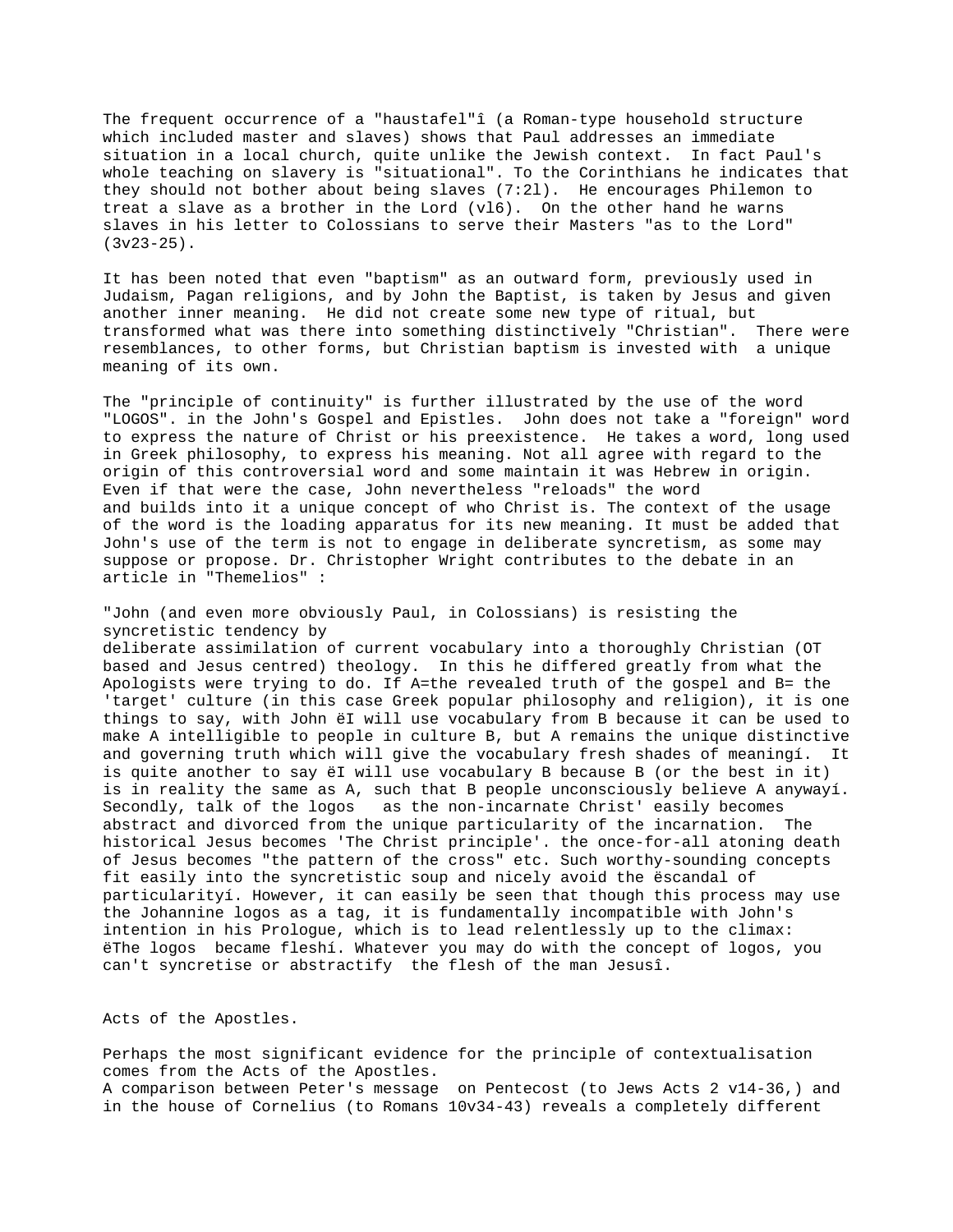The frequent occurrence of a "haustafel"î (a Roman-type household structure which included master and slaves) shows that Paul addresses an immediate situation in a local church, quite unlike the Jewish context. In fact Paul's whole teaching on slavery is "situational". To the Corinthians he indicates that they should not bother about being slaves (7:2l). He encourages Philemon to treat a slave as a brother in the Lord (vl6). On the other hand he warns slaves in his letter to Colossians to serve their Masters "as to the Lord" (3v23-25).

It has been noted that even "baptism" as an outward form, previously used in Judaism, Pagan religions, and by John the Baptist, is taken by Jesus and given another inner meaning. He did not create some new type of ritual, but transformed what was there into something distinctively "Christian". There were resemblances, to other forms, but Christian baptism is invested with a unique meaning of its own.

The "principle of continuity" is further illustrated by the use of the word "LOGOS". in the John's Gospel and Epistles. John does not take a "foreign" word to express the nature of Christ or his preexistence. He takes a word, long used in Greek philosophy, to express his meaning. Not all agree with regard to the origin of this controversial word and some maintain it was Hebrew in origin. Even if that were the case, John nevertheless "reloads" the word and builds into it a unique concept of who Christ is. The context of the usage of the word is the loading apparatus for its new meaning. It must be added that John's use of the term is not to engage in deliberate syncretism, as some may suppose or propose. Dr. Christopher Wright contributes to the debate in an article in "Themelios" :

"John (and even more obviously Paul, in Colossians) is resisting the syncretistic tendency by deliberate assimilation of current vocabulary into a thoroughly Christian (OT based and Jesus centred) theology. In this he differed greatly from what the Apologists were trying to do. If A=the revealed truth of the gospel and B= the 'target' culture (in this case Greek popular philosophy and religion), it is one things to say, with John ëI will use vocabulary from B because it can be used to make A intelligible to people in culture B, but A remains the unique distinctive and governing truth which will give the vocabulary fresh shades of meaningí. It is quite another to say ëI will use vocabulary B because B (or the best in it) is in reality the same as A, such that B people unconsciously believe A anywayí. Secondly, talk of the logos as the non-incarnate Christ' easily becomes abstract and divorced from the unique particularity of the incarnation. The historical Jesus becomes 'The Christ principle'. the once-for-all atoning death of Jesus becomes "the pattern of the cross" etc. Such worthy-sounding concepts fit easily into the syncretistic soup and nicely avoid the ëscandal of particularityí. However, it can easily be seen that though this process may use the Johannine logos as a tag, it is fundamentally incompatible with John's intention in his Prologue, which is to lead relentlessly up to the climax: ëThe logos became fleshí. Whatever you may do with the concept of logos, you can't syncretise or abstractify the flesh of the man Jesusî.

Acts of the Apostles.

Perhaps the most significant evidence for the principle of contextualisation comes from the Acts of the Apostles.
A comparison between Peter's message on Pentecost (to Jews Acts 2 v14-36,) and in the house of Cornelius (to Romans 10v34-43) reveals a completely different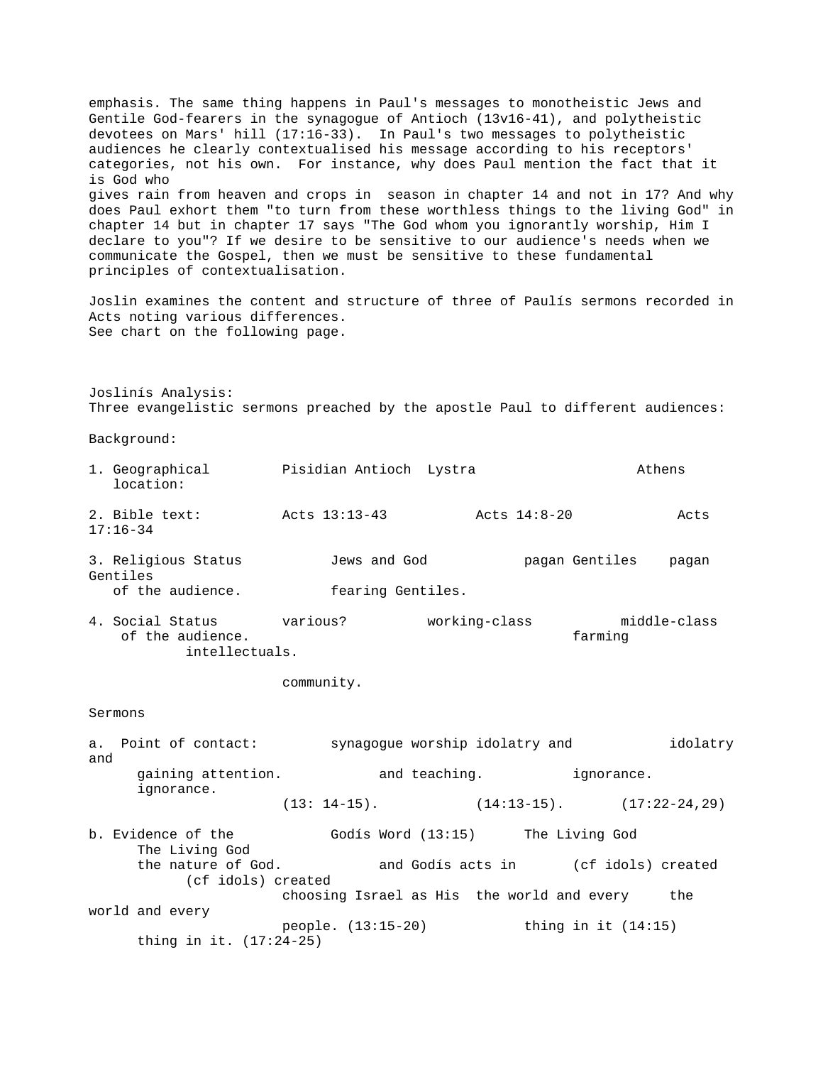emphasis. The same thing happens in Paul's messages to monotheistic Jews and Gentile God-fearers in the synagogue of Antioch (13v16-41), and polytheistic devotees on Mars' hill (17:16-33). In Paul's two messages to polytheistic audiences he clearly contextualised his message according to his receptors' categories, not his own. For instance, why does Paul mention the fact that it is God who gives rain from heaven and crops in season in chapter 14 and not in 17? And why does Paul exhort them "to turn from these worthless things to the living God" in chapter 14 but in chapter 17 says "The God whom you ignorantly worship, Him I declare to you"? If we desire to be sensitive to our audience's needs when we communicate the Gospel, then we must be sensitive to these fundamental principles of contextualisation.

Joslin examines the content and structure of three of Paulís sermons recorded in Acts noting various differences.
See chart on the following page.

Joslinís Analysis:
Three evangelistic sermons preached by the apostle Paul to different audiences:

Background:

| | | | |
|---|---|---|---|
| 1. Geographical location: | Pisidian Antioch | Lystra | Athens |
| 2. Bible text: | Acts 13:13-43 | Acts 14:8-20 | Acts 17:16-34 |
| 3. Religious Status of the audience. | Jews and God fearing Gentiles. | pagan Gentiles | pagan Gentiles |
| 4. Social Status of the audience. | various? | working-class farming community. | middle-class intellectuals. |

Sermons

| | | | |
|---|---|---|---|
| a. Point of contact: gaining attention. | synagogue worship and teaching. (13: 14-15). | idolatry and ignorance. (14:13-15). | idolatry and ignorance. (17:22-24,29) |
| b. Evidence of the the nature of God. | Godís Word (13:15) and Godís acts in choosing Israel as His people. (13:15-20) | The Living God (cf idols) created the world and every thing in it (14:15) | The Living God (cf idols) created the world and every thing in it. (17:24-25) |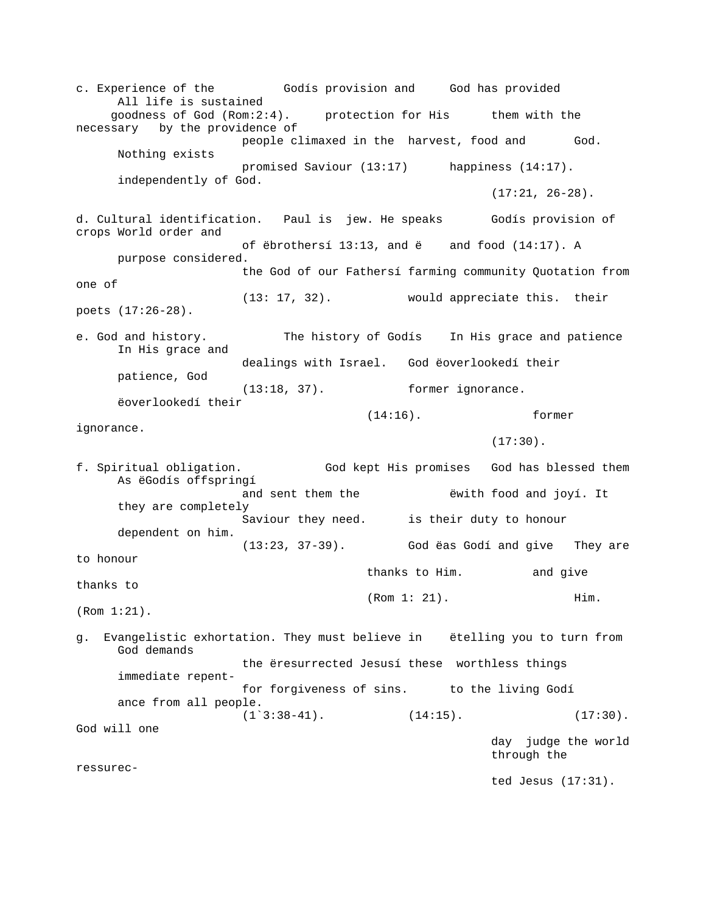| | | | |
|---|---|---|---|
| c. Experience of the goodness of God (Rom:2:4). | Godís provision and protection for His people climaxed in the promised Saviour (13:17) | God has provided them with the necessary harvest, food and happiness (14:17). | All life is sustained by the providence of God. Nothing exists independently of God. (17:21, 26-28). |
| d. Cultural identification. | Paul is jew. He speaks of ëbrothersí 13:13, and ë the God of our Fathersí (13: 17, 32). | Godís provision of crops and food (14:17). A farming community would appreciate this. | World order and purpose considered. Quotation from one of their poets (17:26-28). |
| e. God and history. | The history of Godís dealings with Israel. (13:18, 37). | In His grace and patience God ëoverlookedí their former ignorance. (14:16). | In His grace and patience, God ëoverlookedí their former ignorance. (17:30). |
| f. Spiritual obligation. | God kept His promises and sent them the Saviour they need. (13:23, 37-39). | God has blessed them ëwith food and joyí. It is their duty to honour God ëas Godí and give thanks to Him. (Rom 1: 21). | As ëGodís offspringí they are completely dependent on him. They are to honour and give thanks to Him. (Rom 1:21). |
| g. Evangelistic exhortation. | They must believe in the ëresurrected Jesusí for forgiveness of sins. (1`3:38-41). | ëtelling you to turn from these worthless things to the living Godí (14:15). | God demands immediate repentance from all people. (17:30). God will one day judge the world through the ressurected Jesus (17:31). |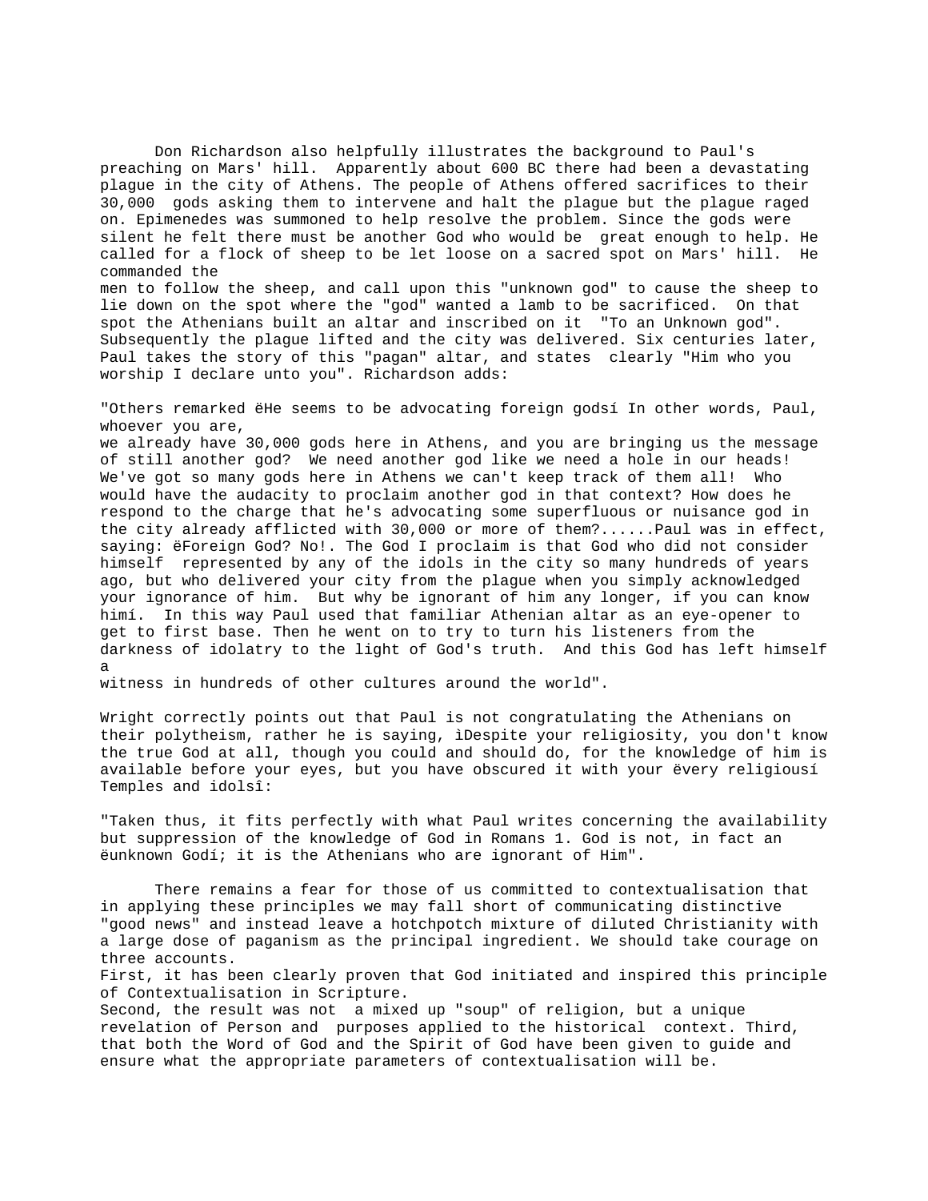Don Richardson also helpfully illustrates the background to Paul's preaching on Mars' hill. Apparently about 600 BC there had been a devastating plague in the city of Athens. The people of Athens offered sacrifices to their 30,000 gods asking them to intervene and halt the plague but the plague raged on. Epimenedes was summoned to help resolve the problem. Since the gods were silent he felt there must be another God who would be great enough to help. He called for a flock of sheep to be let loose on a sacred spot on Mars' hill. He commanded the men to follow the sheep, and call upon this "unknown god" to cause the sheep to lie down on the spot where the "god" wanted a lamb to be sacrificed. On that spot the Athenians built an altar and inscribed on it "To an Unknown god". Subsequently the plague lifted and the city was delivered. Six centuries later, Paul takes the story of this "pagan" altar, and states clearly "Him who you worship I declare unto you". Richardson adds:

"Others remarked ëHe seems to be advocating foreign godsí In other words, Paul, whoever you are, we already have 30,000 gods here in Athens, and you are bringing us the message of still another god? We need another god like we need a hole in our heads! We've got so many gods here in Athens we can't keep track of them all! Who would have the audacity to proclaim another god in that context? How does he respond to the charge that he's advocating some superfluous or nuisance god in the city already afflicted with 30,000 or more of them?......Paul was in effect, saying: ëForeign God? No!. The God I proclaim is that God who did not consider himself represented by any of the idols in the city so many hundreds of years ago, but who delivered your city from the plague when you simply acknowledged your ignorance of him. But why be ignorant of him any longer, if you can know himí. In this way Paul used that familiar Athenian altar as an eye-opener to get to first base. Then he went on to try to turn his listeners from the darkness of idolatry to the light of God's truth. And this God has left himself a witness in hundreds of other cultures around the world".

Wright correctly points out that Paul is not congratulating the Athenians on their polytheism, rather he is saying, ìDespite your religiosity, you don't know the true God at all, though you could and should do, for the knowledge of him is available before your eyes, but you have obscured it with your ëvery religiousí Temples and idolsî:

"Taken thus, it fits perfectly with what Paul writes concerning the availability but suppression of the knowledge of God in Romans 1. God is not, in fact an ëunknown Godí; it is the Athenians who are ignorant of Him".

There remains a fear for those of us committed to contextualisation that in applying these principles we may fall short of communicating distinctive "good news" and instead leave a hotchpotch mixture of diluted Christianity with a large dose of paganism as the principal ingredient. We should take courage on three accounts.

First, it has been clearly proven that God initiated and inspired this principle of Contextualisation in Scripture.

Second, the result was not a mixed up "soup" of religion, but a unique revelation of Person and purposes applied to the historical context. Third, that both the Word of God and the Spirit of God have been given to guide and ensure what the appropriate parameters of contextualisation will be.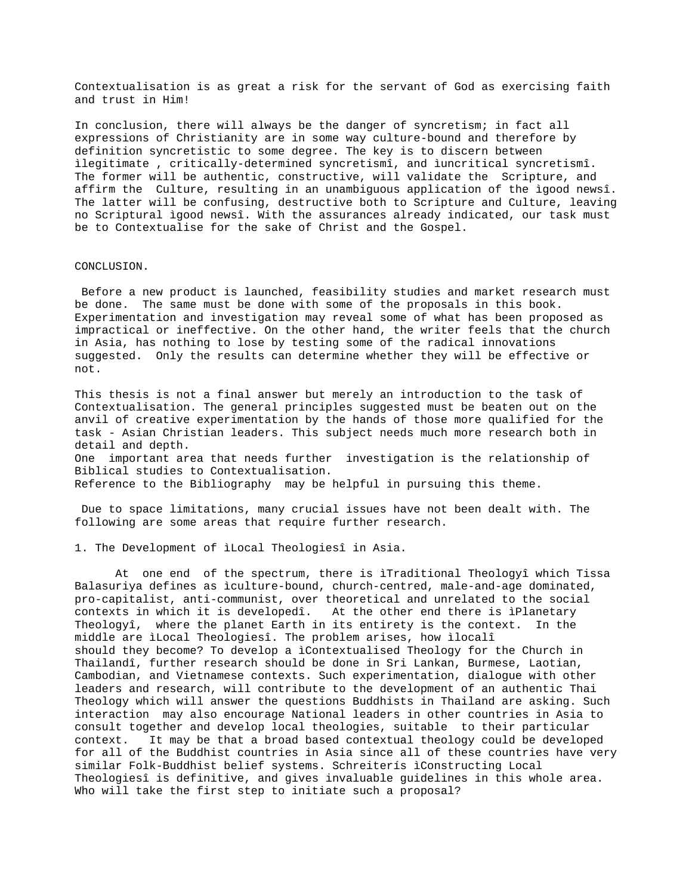Contextualisation is as great a risk for the servant of God as exercising faith and trust in Him!

In conclusion, there will always be the danger of syncretism; in fact all expressions of Christianity are in some way culture-bound and therefore by definition syncretistic to some degree. The key is to discern between ìlegitimate , critically-determined syncretismî, and ìuncritical syncretismî. The former will be authentic, constructive, will validate the Scripture, and affirm the Culture, resulting in an unambiguous application of the ìgood newsî. The latter will be confusing, destructive both to Scripture and Culture, leaving no Scriptural ìgood newsî. With the assurances already indicated, our task must be to Contextualise for the sake of Christ and the Gospel.

## CONCLUSION.

Before a new product is launched, feasibility studies and market research must be done. The same must be done with some of the proposals in this book. Experimentation and investigation may reveal some of what has been proposed as impractical or ineffective. On the other hand, the writer feels that the church in Asia, has nothing to lose by testing some of the radical innovations suggested. Only the results can determine whether they will be effective or not.

This thesis is not a final answer but merely an introduction to the task of Contextualisation. The general principles suggested must be beaten out on the anvil of creative experimentation by the hands of those more qualified for the task - Asian Christian leaders. This subject needs much more research both in detail and depth.
One important area that needs further investigation is the relationship of Biblical studies to Contextualisation.
Reference to the Bibliography may be helpful in pursuing this theme.

Due to space limitations, many crucial issues have not been dealt with. The following are some areas that require further research.

1. The Development of ìLocal Theologiesî in Asia.

At one end of the spectrum, there is ìTraditional Theologyî which Tissa Balasuriya defines as ìculture-bound, church-centred, male-and-age dominated, pro-capitalist, anti-communist, over theoretical and unrelated to the social contexts in which it is developedî. At the other end there is ìPlanetary Theologyî, where the planet Earth in its entirety is the context. In the middle are ìLocal Theologiesî. The problem arises, how ìlocalî should they become? To develop a ìContextualised Theology for the Church in Thailandî, further research should be done in Sri Lankan, Burmese, Laotian, Cambodian, and Vietnamese contexts. Such experimentation, dialogue with other leaders and research, will contribute to the development of an authentic Thai Theology which will answer the questions Buddhists in Thailand are asking. Such interaction may also encourage National leaders in other countries in Asia to consult together and develop local theologies, suitable to their particular context. It may be that a broad based contextual theology could be developed for all of the Buddhist countries in Asia since all of these countries have very similar Folk-Buddhist belief systems. Schreiterís ìConstructing Local Theologiesî is definitive, and gives invaluable guidelines in this whole area. Who will take the first step to initiate such a proposal?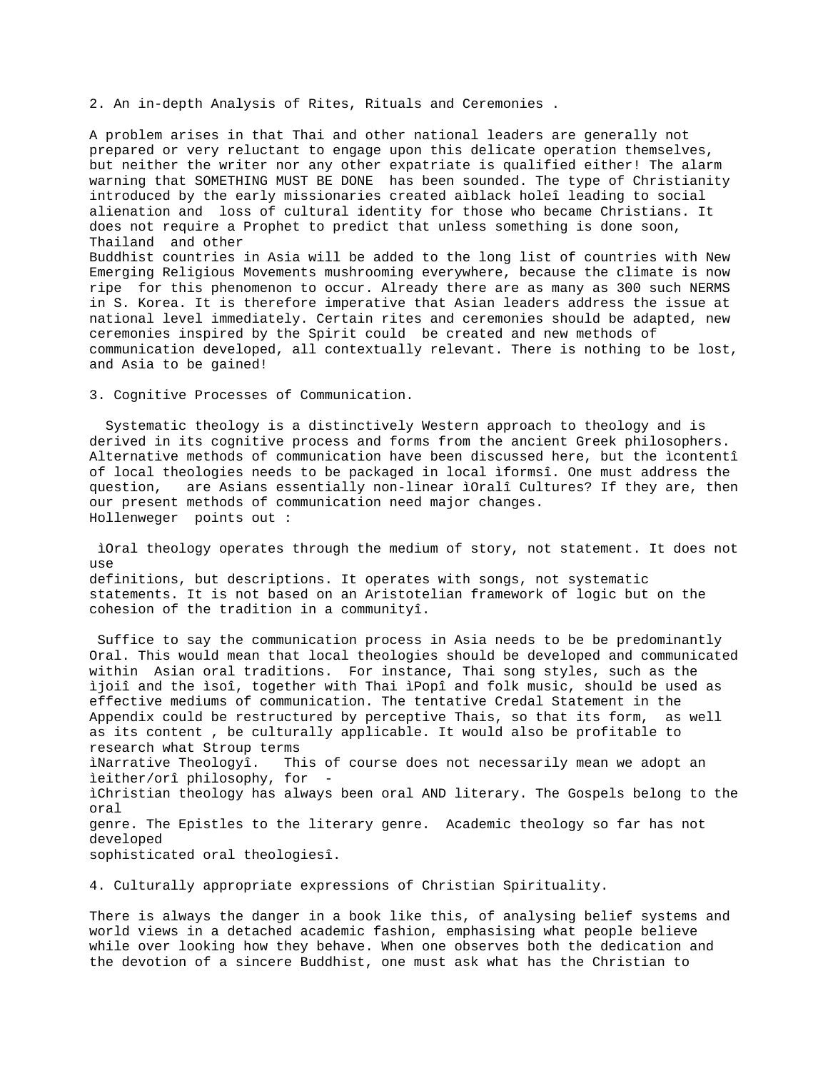2. An in-depth Analysis of Rites, Rituals and Ceremonies .

A problem arises in that Thai and other national leaders are generally not prepared or very reluctant to engage upon this delicate operation themselves, but neither the writer nor any other expatriate is qualified either! The alarm warning that SOMETHING MUST BE DONE has been sounded. The type of Christianity introduced by the early missionaries created aìblack holeî leading to social alienation and loss of cultural identity for those who became Christians. It does not require a Prophet to predict that unless something is done soon, Thailand and other Buddhist countries in Asia will be added to the long list of countries with New Emerging Religious Movements mushrooming everywhere, because the climate is now ripe for this phenomenon to occur. Already there are as many as 300 such NERMS in S. Korea. It is therefore imperative that Asian leaders address the issue at national level immediately. Certain rites and ceremonies should be adapted, new ceremonies inspired by the Spirit could be created and new methods of communication developed, all contextually relevant. There is nothing to be lost, and Asia to be gained!

3. Cognitive Processes of Communication.

Systematic theology is a distinctively Western approach to theology and is derived in its cognitive process and forms from the ancient Greek philosophers. Alternative methods of communication have been discussed here, but the ìcontentî of local theologies needs to be packaged in local ìformsî. One must address the question, are Asians essentially non-linear ìOralî Cultures? If they are, then our present methods of communication need major changes.
Hollenweger points out :

ìOral theology operates through the medium of story, not statement. It does not use definitions, but descriptions. It operates with songs, not systematic statements. It is not based on an Aristotelian framework of logic but on the cohesion of the tradition in a communityî.

Suffice to say the communication process in Asia needs to be be predominantly Oral. This would mean that local theologies should be developed and communicated within Asian oral traditions. For instance, Thai song styles, such as the ìjoiî and the ìsoî, together with Thai ìPopî and folk music, should be used as effective mediums of communication. The tentative Credal Statement in the Appendix could be restructured by perceptive Thais, so that its form, as well as its content , be culturally applicable. It would also be profitable to research what Stroup terms ìNarrative Theologyî. This of course does not necessarily mean we adopt an ìeither/orî philosophy, for -
ìChristian theology has always been oral AND literary. The Gospels belong to the oral genre. The Epistles to the literary genre. Academic theology so far has not developed sophisticated oral theologiesî.

4. Culturally appropriate expressions of Christian Spirituality.

There is always the danger in a book like this, of analysing belief systems and world views in a detached academic fashion, emphasising what people believe while over looking how they behave. When one observes both the dedication and the devotion of a sincere Buddhist, one must ask what has the Christian to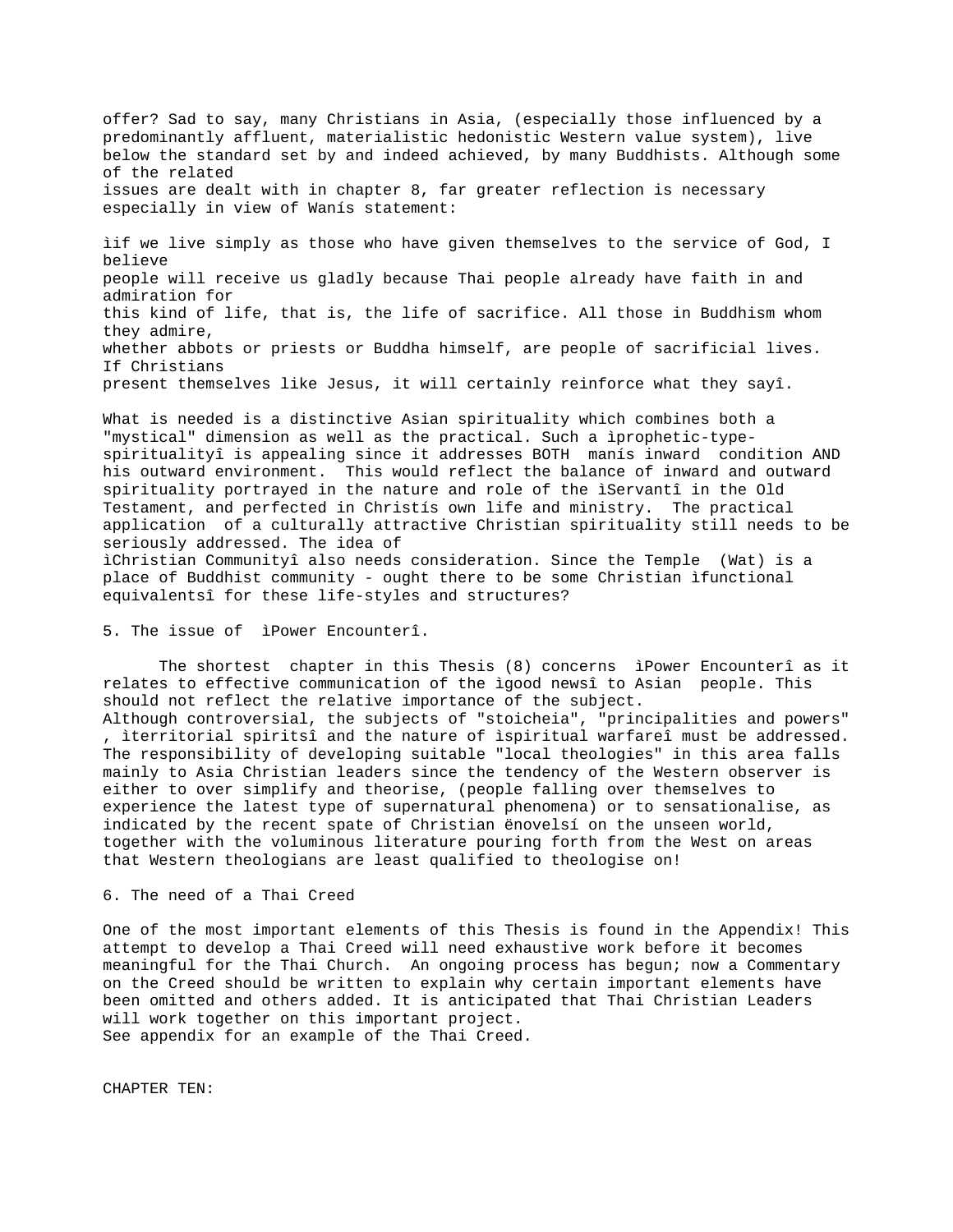offer? Sad to say, many Christians in Asia, (especially those influenced by a predominantly affluent, materialistic hedonistic Western value system), live below the standard set by and indeed achieved, by many Buddhists. Although some of the related issues are dealt with in chapter 8, far greater reflection is necessary especially in view of Wanís statement:

ìif we live simply as those who have given themselves to the service of God, I believe people will receive us gladly because Thai people already have faith in and admiration for this kind of life, that is, the life of sacrifice. All those in Buddhism whom they admire, whether abbots or priests or Buddha himself, are people of sacrificial lives. If Christians present themselves like Jesus, it will certainly reinforce what they sayî.

What is needed is a distinctive Asian spirituality which combines both a "mystical" dimension as well as the practical. Such a ìprophetic-type-spiritualityî is appealing since it addresses BOTH manís inward condition AND his outward environment. This would reflect the balance of inward and outward spirituality portrayed in the nature and role of the ìServantî in the Old Testament, and perfected in Christís own life and ministry. The practical application of a culturally attractive Christian spirituality still needs to be seriously addressed. The idea of ìChristian Communityî also needs consideration. Since the Temple (Wat) is a place of Buddhist community - ought there to be some Christian ìfunctional equivalentsî for these life-styles and structures?

5. The issue of ìPower Encounterî.

The shortest chapter in this Thesis (8) concerns ìPower Encounterî as it relates to effective communication of the ìgood newsî to Asian people. This should not reflect the relative importance of the subject.
Although controversial, the subjects of "stoicheia", "principalities and powers", ìterritorial spiritsî and the nature of ìspiritual warfareî must be addressed. The responsibility of developing suitable "local theologies" in this area falls mainly to Asia Christian leaders since the tendency of the Western observer is either to over simplify and theorise, (people falling over themselves to experience the latest type of supernatural phenomena) or to sensationalise, as indicated by the recent spate of Christian ënovelsí on the unseen world, together with the voluminous literature pouring forth from the West on areas that Western theologians are least qualified to theologise on!

6. The need of a Thai Creed

One of the most important elements of this Thesis is found in the Appendix! This attempt to develop a Thai Creed will need exhaustive work before it becomes meaningful for the Thai Church. An ongoing process has begun; now a Commentary on the Creed should be written to explain why certain important elements have been omitted and others added. It is anticipated that Thai Christian Leaders will work together on this important project.
See appendix for an example of the Thai Creed.

CHAPTER TEN: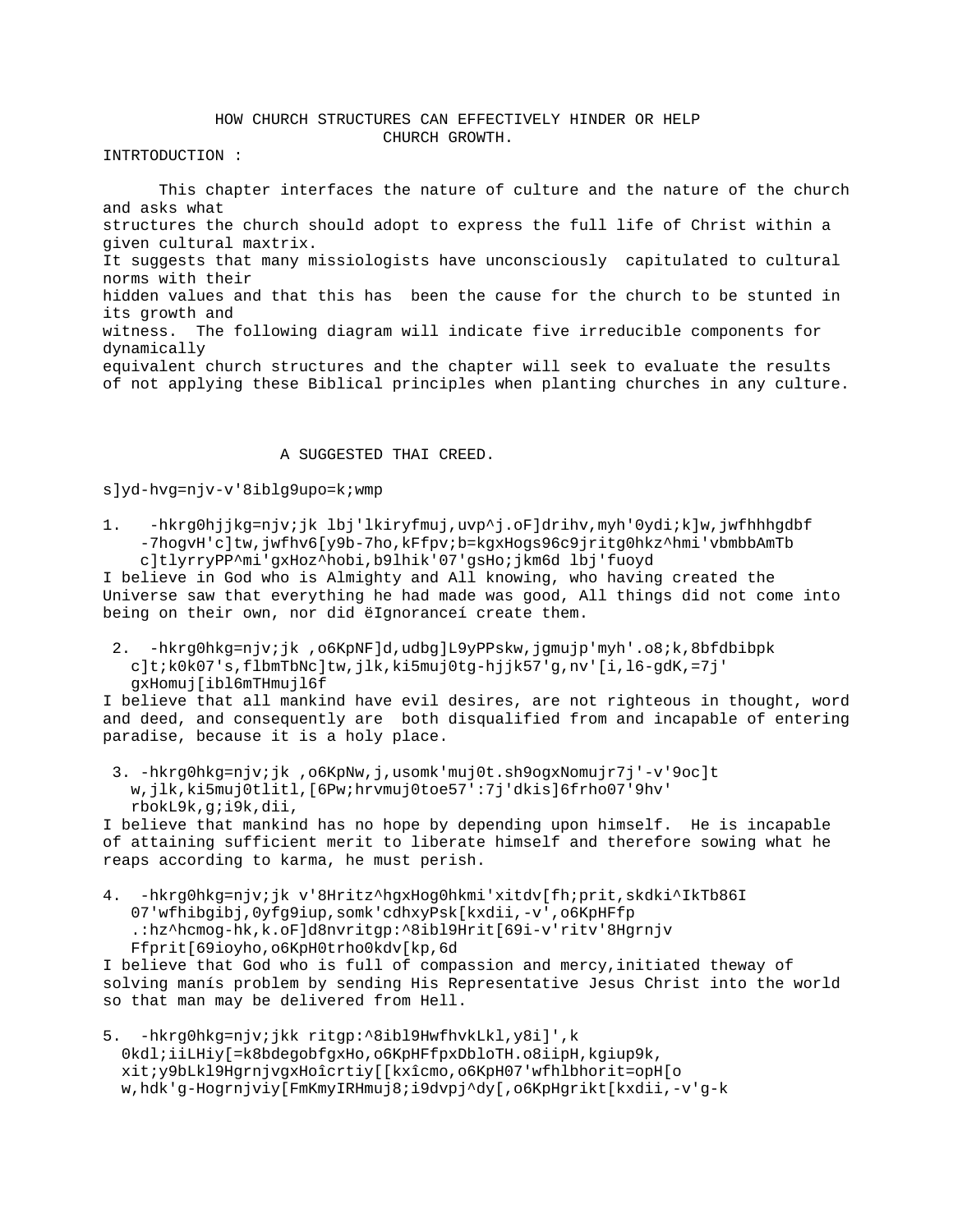# HOW CHURCH STRUCTURES CAN EFFECTIVELY HINDER OR HELP CHURCH GROWTH.

INTRTODUCTION :

This chapter interfaces the nature of culture and the nature of the church and asks what structures the church should adopt to express the full life of Christ within a given cultural maxtrix. It suggests that many missiologists have unconsciously capitulated to cultural norms with their hidden values and that this has been the cause for the church to be stunted in its growth and witness. The following diagram will indicate five irreducible components for dynamically equivalent church structures and the chapter will seek to evaluate the results of not applying these Biblical principles when planting churches in any culture.

## A SUGGESTED THAI CREED.

s]yd-hvg=njv-v'8iblg9upo=k;wmp

1. -hkrg0hjjkg=njv;jk lbj'lkiryfmuj,uvp^j.oF]drihv,myh'0ydi;k]w,jwfhhhgdbf -7hogvH'c]tw,jwfhv6[y9b-7ho,kFfpv;b=kgxHogs96c9jritg0hkz^hmi'vbmbbAmTb c]tlyrryPP^mi'gxHoz^hobi,b9lhik'07'gsHo;jkm6d lbj'fuoyd

I believe in God who is Almighty and All knowing, who having created the Universe saw that everything he had made was good, All things did not come into being on their own, nor did ëIgnoranceí create them.

2. -hkrg0hkg=njv;jk ,o6KpNF]d,udbg]L9yPPskw,jgmujp'myh'.o8;k,8bfdbibpk c]t;k0k07's,flbmTbNc]tw,jlk,ki5muj0tg-hjjk57'g,nv'[i,l6-gdK,=7j' gxHomuj[ibl6mTHmujl6f

I believe that all mankind have evil desires, are not righteous in thought, word and deed, and consequently are both disqualified from and incapable of entering paradise, because it is a holy place.

3. -hkrg0hkg=njv;jk ,o6KpNw,j,usomk'muj0t.sh9ogxNomujr7j'-v'9oc]t w,jlk,ki5muj0tlitl,[6Pw;hrvmuj0toe57':7j'dkis]6frho07'9hv' rbokL9k,g;i9k,dii,

I believe that mankind has no hope by depending upon himself. He is incapable of attaining sufficient merit to liberate himself and therefore sowing what he reaps according to karma, he must perish.

4. -hkrg0hkg=njv;jk v'8Hritz^hgxHog0hkmi'xitdv[fh;prit,skdki^IkTb86I 07'wfhibgibj,0yfg9iup,somk'cdhxyPsk[kxdii,-v',o6KpHFfp .:hz^hcmog-hk,k.oF]d8nvritgp:^8ibl9Hrit[69i-v'ritv'8Hgrnjv Ffprit[69ioyho,o6KpH0trho0kdv[kp,6d

I believe that God who is full of compassion and mercy,initiated theway of solving manís problem by sending His Representative Jesus Christ into the world so that man may be delivered from Hell.

5. -hkrg0hkg=njv;jkk ritgp:^8ibl9HwfhvkLkl,y8i]',k 0kdl;iiLHiy[=k8bdegobfgxHo,o6KpHFfpxDbloTH.o8iipH,kgiup9k, xit;y9bLkl9HgrnjvgxHoîcrtiy[[kxîcmo,o6KpH07'wfhlbhorit=opH[o w,hdk'g-HogrnjviyFmKmyIRHmuj8;i9dvpj^dy[,o6KpHgrikt[kxdii,-v'g-k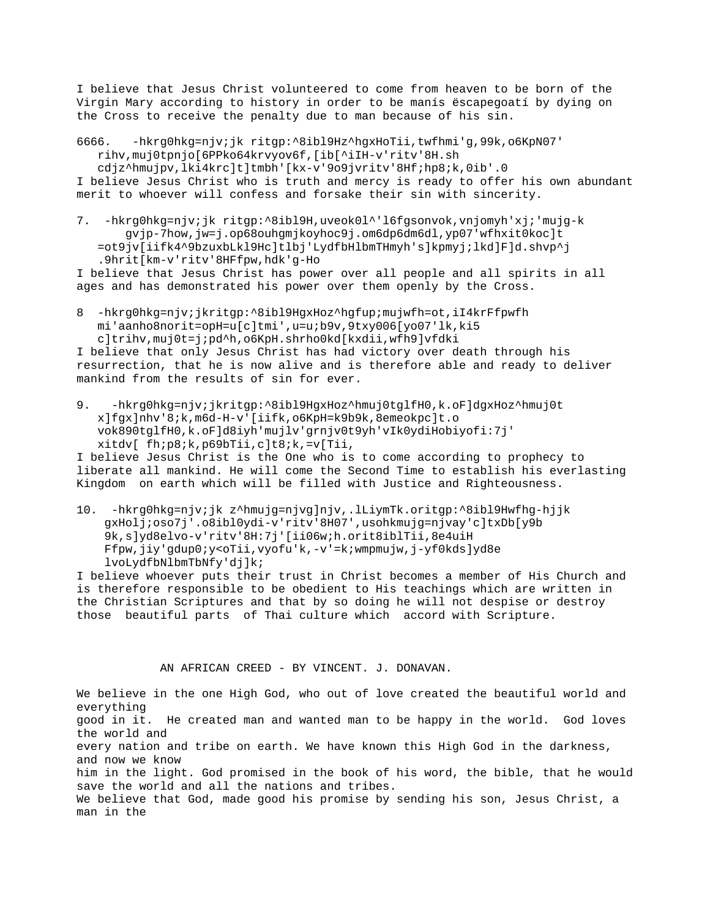I believe that Jesus Christ volunteered to come from heaven to be born of the Virgin Mary according to history in order to be manís ëscapegoatí by dying on the Cross to receive the penalty due to man because of his sin.

6666.   -hkrg0hkg=njv;jk ritgp:^8ibl9Hz^hgxHoTii,twfhmi'g,99k,o6KpN07' rihv,muj0tpnjo[6PPko64krvyov6f,[ib[^iIH-v'ritv'8H.sh cdjz^hmujpv,lki4krc]t]tmbh'[kx-v'9o9jvritv'8Hf;hp8;k,0ib'.0

I believe Jesus Christ who is truth and mercy is ready to offer his own abundant merit to whoever will confess and forsake their sin with sincerity.

7.  -hkrg0hkg=njv;jk ritgp:^8ibl9H,uveok0l^'l6fgsonvok,vnjomyh'xj;'mujg-k gvjp-7how,jw=j.op68ouhgmjkoyhoc9j.om6dp6dm6dl,yp07'wfhxit0koc]t =ot9jv[iifk4^9bzuxbLkl9Hc]tlbj'LydfbHlbmTHmyh's]kpmyj;lkd]F]d.shvp^j .9hrit[km-v'ritv'8HFfpw,hdk'g-Ho

I believe that Jesus Christ has power over all people and all spirits in all ages and has demonstrated his power over them openly by the Cross.

8  -hkrg0hkg=njv;jkritgp:^8ibl9HgxHoz^hgfup;mujwfh=ot,iI4krFfpwfh mi'aanho8norit=opH=u[c]tmi',u=u;b9v,9txy006[yo07'lk,ki5 c]trihv,muj0t=j;pd^h,o6KpH.shrho0kd[kxdii,wfh9]vfdki

I believe that only Jesus Christ has had victory over death through his resurrection, that he is now alive and is therefore able and ready to deliver mankind from the results of sin for ever.

9.   -hkrg0hkg=njv;jkritgp:^8ibl9HgxHoz^hmuj0tglfH0,k.oF]dgxHoz^hmuj0t x]fgx]nhv'8;k,m6d-H-v'[iifk,o6KpH=k9b9k,8emeokpc]t.o vok890tglfH0,k.oF]d8iyh'mujlv'grnjv0t9yh'vIk0ydiHobiyofi:7j' xitdv[ fh;p8;k,p69bTii,c]t8;k,=v[Tii,

I believe Jesus Christ is the One who is to come according to prophecy to liberate all mankind. He will come the Second Time to establish his everlasting Kingdom  on earth which will be filled with Justice and Righteousness.

10.  -hkrg0hkg=njv;jk z^hmujg=njvg]njv,.lLiymTk.oritgp:^8ibl9Hwfhg-hjjk gxHolj;oso7j'.o8ibl0ydi-v'ritv'8H07',usohkmujg=njvay'c]txDb[y9b 9k,s]yd8elvo-v'ritv'8H:7j'[ii06w;h.orit8iblTii,8e4uiH Ffpw,jiy'gdup0;y<oTii,vyofu'k,-v'=k;wmpmujw,j-yf0kds]yd8e lvoLydfbNlbmTbNfy'dj]k;

I believe whoever puts their trust in Christ becomes a member of His Church and is therefore responsible to be obedient to His teachings which are written in the Christian Scriptures and that by so doing he will not despise or destroy those  beautiful parts  of Thai culture which  accord with Scripture.

## AN AFRICAN CREED - BY VINCENT. J. DONAVAN.

We believe in the one High God, who out of love created the beautiful world and everything good in it.  He created man and wanted man to be happy in the world.  God loves the world and every nation and tribe on earth. We have known this High God in the darkness, and now we know him in the light. God promised in the book of his word, the bible, that he would save the world and all the nations and tribes.

We believe that God, made good his promise by sending his son, Jesus Christ, a man in the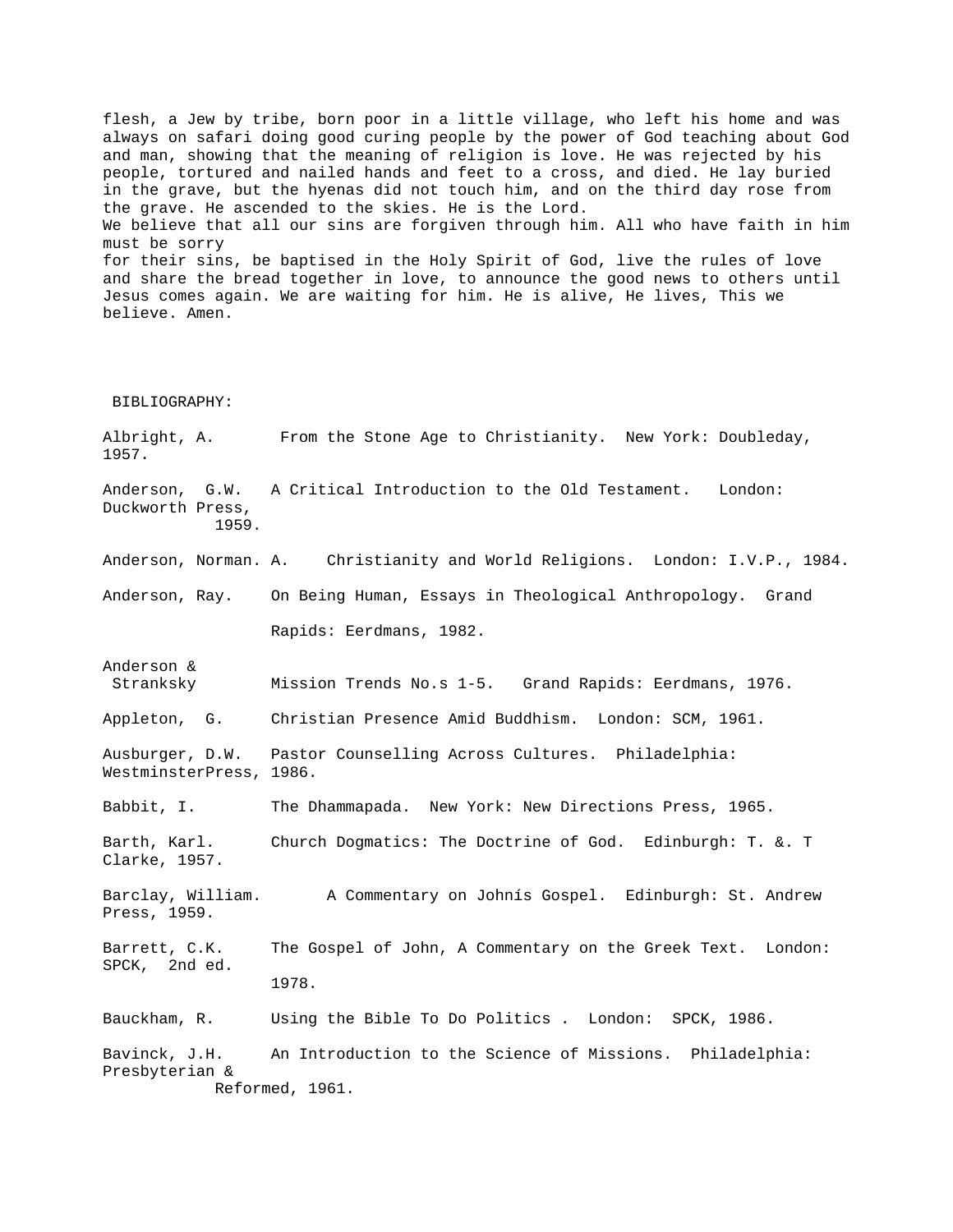flesh, a Jew by tribe, born poor in a little village, who left his home and was always on safari doing good curing people by the power of God teaching about God and man, showing that the meaning of religion is love. He was rejected by his people, tortured and nailed hands and feet to a cross, and died. He lay buried in the grave, but the hyenas did not touch him, and on the third day rose from the grave. He ascended to the skies. He is the Lord.
We believe that all our sins are forgiven through him. All who have faith in him must be sorry for their sins, be baptised in the Holy Spirit of God, live the rules of love and share the bread together in love, to announce the good news to others until Jesus comes again. We are waiting for him. He is alive, He lives, This we believe. Amen.

## BIBLIOGRAPHY:

Albright, A. From the Stone Age to Christianity. New York: Doubleday, 1957.

Anderson, G.W. A Critical Introduction to the Old Testament. London: Duckworth Press, 1959.

Anderson, Norman. A. Christianity and World Religions. London: I.V.P., 1984.

Anderson, Ray. On Being Human, Essays in Theological Anthropology. Grand Rapids: Eerdmans, 1982.

Anderson & Stranksky Mission Trends No.s 1-5. Grand Rapids: Eerdmans, 1976.

Appleton, G. Christian Presence Amid Buddhism. London: SCM, 1961.

Ausburger, D.W. Pastor Counselling Across Cultures. Philadelphia: WestminsterPress, 1986.

Babbit, I. The Dhammapada. New York: New Directions Press, 1965.

Barth, Karl. Church Dogmatics: The Doctrine of God. Edinburgh: T. &. T Clarke, 1957.

Barclay, William. A Commentary on Johnís Gospel. Edinburgh: St. Andrew Press, 1959.

Barrett, C.K. The Gospel of John, A Commentary on the Greek Text. London: SPCK, 2nd ed. 1978.

Bauckham, R. Using the Bible To Do Politics . London: SPCK, 1986.

Bavinck, J.H. An Introduction to the Science of Missions. Philadelphia: Presbyterian & Reformed, 1961.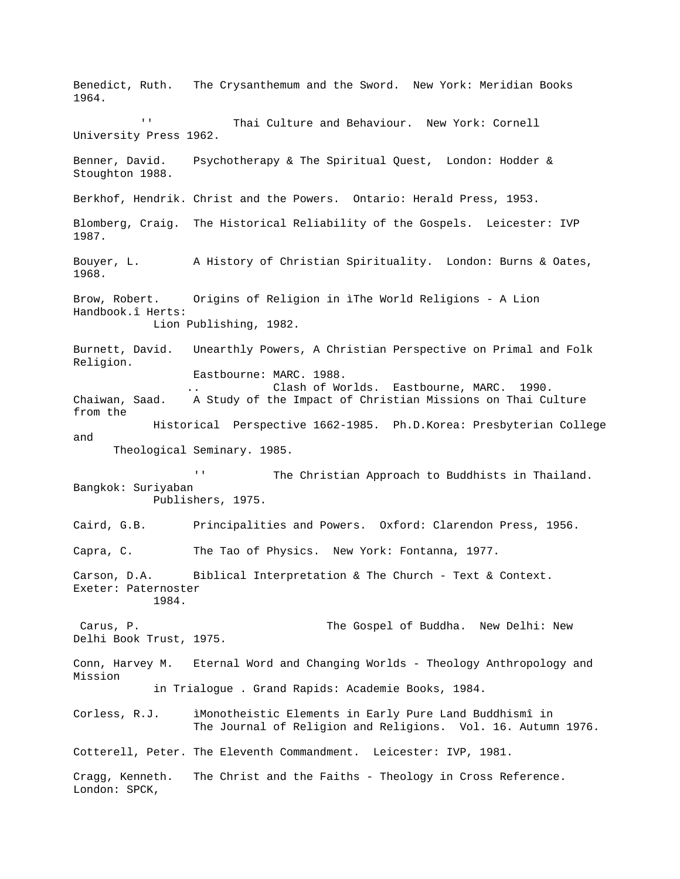Benedict, Ruth. The Crysanthemum and the Sword. New York: Meridian Books 1964.

'' Thai Culture and Behaviour. New York: Cornell University Press 1962.

Benner, David. Psychotherapy & The Spiritual Quest, London: Hodder & Stoughton 1988.

Berkhof, Hendrik. Christ and the Powers. Ontario: Herald Press, 1953.

Blomberg, Craig. The Historical Reliability of the Gospels. Leicester: IVP 1987.

Bouyer, L. A History of Christian Spirituality. London: Burns & Oates, 1968.

Brow, Robert. Origins of Religion in ìThe World Religions - A Lion Handbook.î Herts: Lion Publishing, 1982.

Burnett, David. Unearthly Powers, A Christian Perspective on Primal and Folk Religion. Eastbourne: MARC. 1988.

.. Clash of Worlds. Eastbourne, MARC. 1990.

Chaiwan, Saad. A Study of the Impact of Christian Missions on Thai Culture from the Historical Perspective 1662-1985. Ph.D.Korea: Presbyterian College and Theological Seminary. 1985.

'' The Christian Approach to Buddhists in Thailand. Bangkok: Suriyaban Publishers, 1975.

Caird, G.B. Principalities and Powers. Oxford: Clarendon Press, 1956.

Capra, C. The Tao of Physics. New York: Fontanna, 1977.

Carson, D.A. Biblical Interpretation & The Church - Text & Context. Exeter: Paternoster 1984.

Carus, P. The Gospel of Buddha. New Delhi: New Delhi Book Trust, 1975.

Conn, Harvey M. Eternal Word and Changing Worlds - Theology Anthropology and Mission in Trialogue . Grand Rapids: Academie Books, 1984.

Corless, R.J. ìMonotheistic Elements in Early Pure Land Buddhismî in The Journal of Religion and Religions. Vol. 16. Autumn 1976.

Cotterell, Peter. The Eleventh Commandment. Leicester: IVP, 1981.

Cragg, Kenneth. The Christ and the Faiths - Theology in Cross Reference. London: SPCK,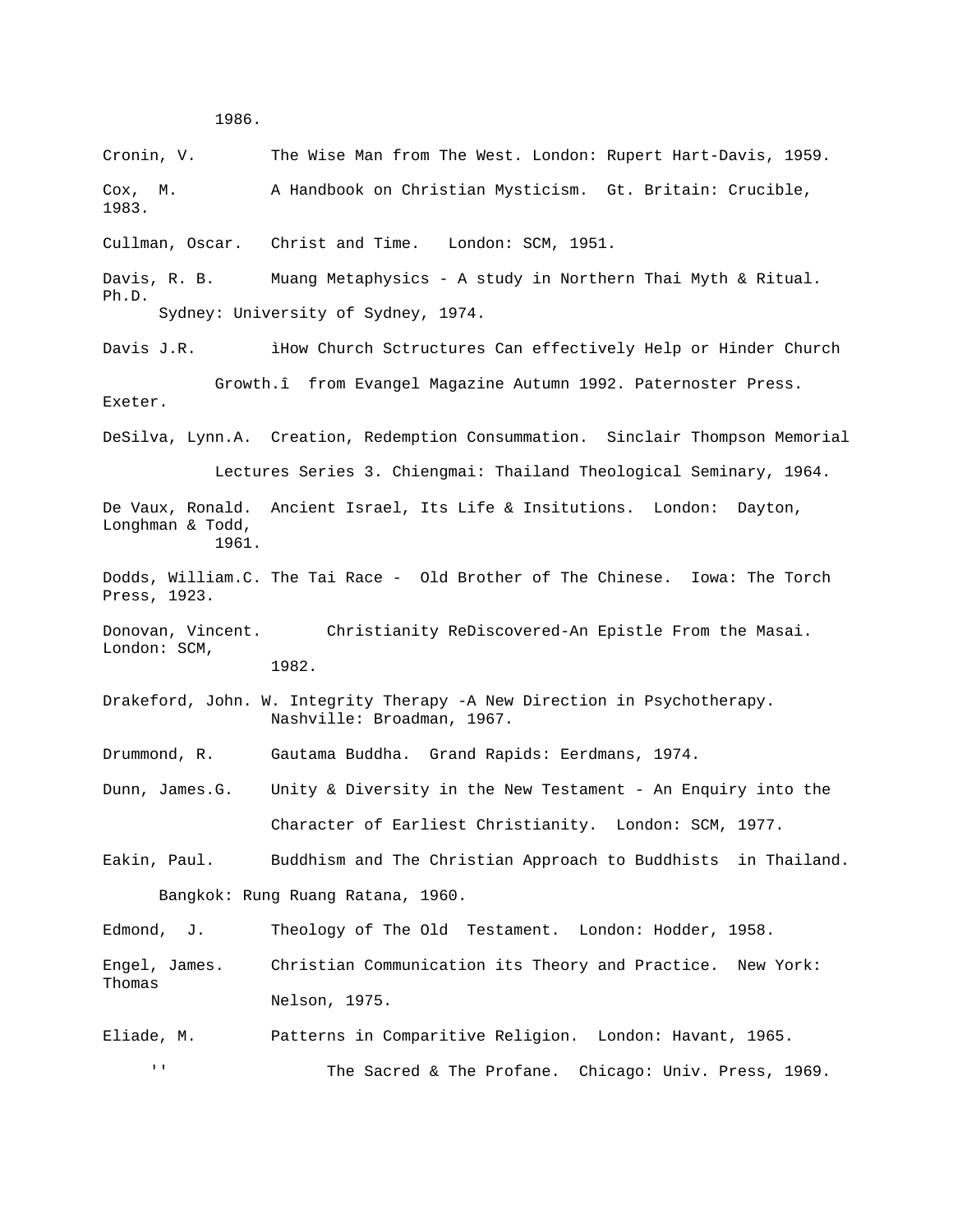1986.

Cronin, V. The Wise Man from The West. London: Rupert Hart-Davis, 1959.

Cox, M. A Handbook on Christian Mysticism. Gt. Britain: Crucible, 1983.

Cullman, Oscar. Christ and Time. London: SCM, 1951.

Davis, R. B. Muang Metaphysics - A study in Northern Thai Myth & Ritual. Ph.D. Sydney: University of Sydney, 1974.

Davis J.R. ìHow Church Sctructures Can effectively Help or Hinder Church Growth.î from Evangel Magazine Autumn 1992. Paternoster Press. Exeter.

DeSilva, Lynn.A. Creation, Redemption Consummation. Sinclair Thompson Memorial Lectures Series 3. Chiengmai: Thailand Theological Seminary, 1964.

De Vaux, Ronald. Ancient Israel, Its Life & Insitutions. London: Dayton, Longhman & Todd, 1961.

Dodds, William.C. The Tai Race - Old Brother of The Chinese. Iowa: The Torch Press, 1923.

Donovan, Vincent. Christianity ReDiscovered-An Epistle From the Masai. London: SCM, 1982.

Drakeford, John. W. Integrity Therapy -A New Direction in Psychotherapy. Nashville: Broadman, 1967.

Drummond, R. Gautama Buddha. Grand Rapids: Eerdmans, 1974.

Dunn, James.G. Unity & Diversity in the New Testament - An Enquiry into the Character of Earliest Christianity. London: SCM, 1977.

Eakin, Paul. Buddhism and The Christian Approach to Buddhists in Thailand. Bangkok: Rung Ruang Ratana, 1960.

Edmond, J. Theology of The Old Testament. London: Hodder, 1958.

Engel, James. Christian Communication its Theory and Practice. New York: Thomas Nelson, 1975.

Eliade, M. Patterns in Comparitive Religion. London: Havant, 1965.

'' The Sacred & The Profane. Chicago: Univ. Press, 1969.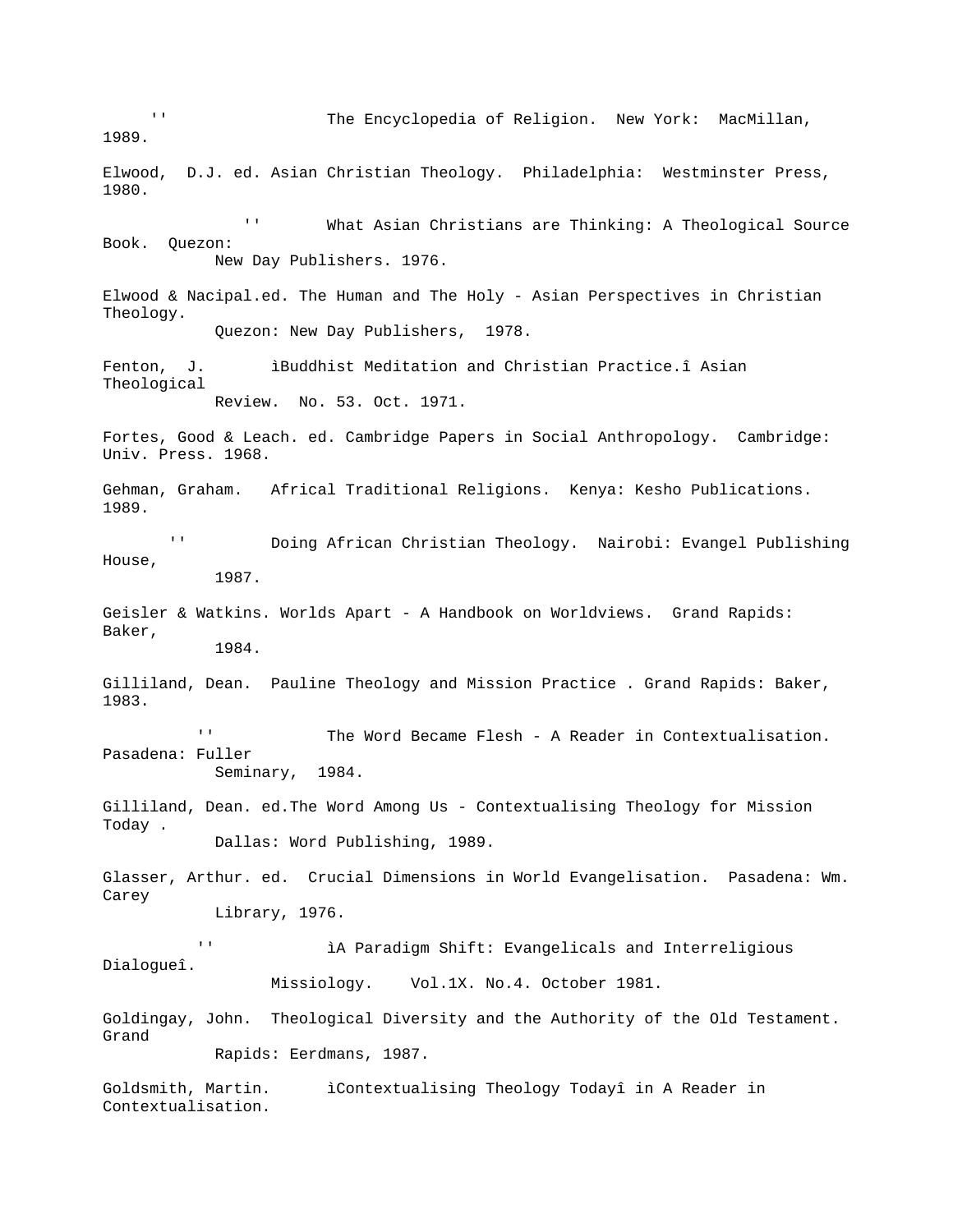'' The Encyclopedia of Religion. New York: MacMillan, 1989.

Elwood, D.J. ed. Asian Christian Theology. Philadelphia: Westminster Press, 1980.

'' What Asian Christians are Thinking: A Theological Source Book. Quezon: New Day Publishers. 1976.

Elwood & Nacipal.ed. The Human and The Holy - Asian Perspectives in Christian Theology. Quezon: New Day Publishers, 1978.

Fenton, J. ìBuddhist Meditation and Christian Practice.î Asian Theological Review. No. 53. Oct. 1971.

Fortes, Good & Leach. ed. Cambridge Papers in Social Anthropology. Cambridge: Univ. Press. 1968.

Gehman, Graham. Africal Traditional Religions. Kenya: Kesho Publications. 1989.

'' Doing African Christian Theology. Nairobi: Evangel Publishing House, 1987.

Geisler & Watkins. Worlds Apart - A Handbook on Worldviews. Grand Rapids: Baker, 1984.

Gilliland, Dean. Pauline Theology and Mission Practice . Grand Rapids: Baker, 1983.

'' The Word Became Flesh - A Reader in Contextualisation. Pasadena: Fuller Seminary, 1984.

Gilliland, Dean. ed.The Word Among Us - Contextualising Theology for Mission Today . Dallas: Word Publishing, 1989.

Glasser, Arthur. ed. Crucial Dimensions in World Evangelisation. Pasadena: Wm. Carey Library, 1976.

'' ìA Paradigm Shift: Evangelicals and Interreligious Dialogueî. Missiology. Vol.1X. No.4. October 1981.

Goldingay, John. Theological Diversity and the Authority of the Old Testament. Grand Rapids: Eerdmans, 1987.

Goldsmith, Martin. ìContextualising Theology Todayî in A Reader in Contextualisation.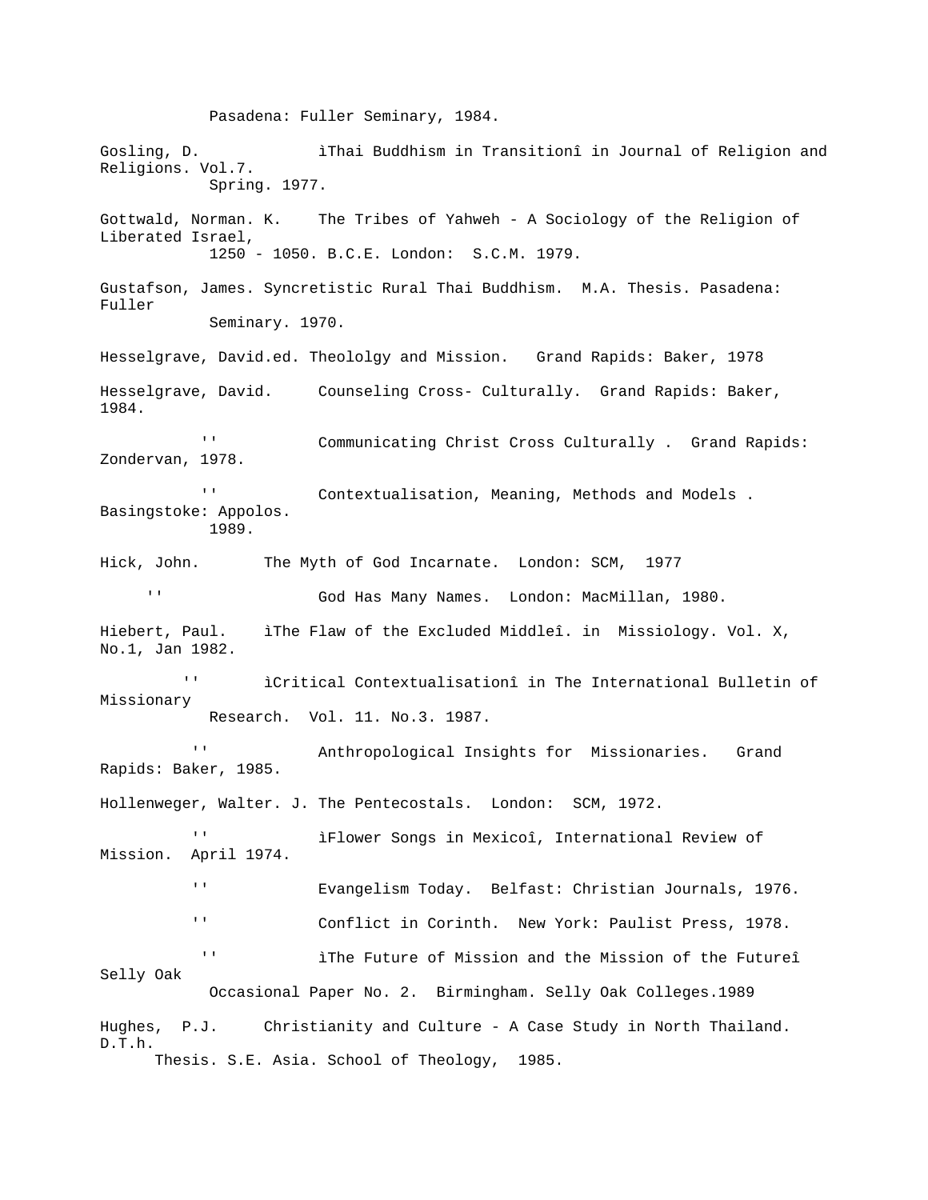Pasadena: Fuller Seminary, 1984.

Gosling, D. ìThai Buddhism in Transitionî in Journal of Religion and Religions. Vol.7. Spring. 1977.

Gottwald, Norman. K. The Tribes of Yahweh - A Sociology of the Religion of Liberated Israel, 1250 - 1050. B.C.E. London: S.C.M. 1979.

Gustafson, James. Syncretistic Rural Thai Buddhism. M.A. Thesis. Pasadena: Fuller Seminary. 1970.

Hesselgrave, David.ed. Theololgy and Mission. Grand Rapids: Baker, 1978

Hesselgrave, David. Counseling Cross- Culturally. Grand Rapids: Baker, 1984.

'' Communicating Christ Cross Culturally . Grand Rapids: Zondervan, 1978.

'' Contextualisation, Meaning, Methods and Models . Basingstoke: Appolos. 1989.

Hick, John. The Myth of God Incarnate. London: SCM, 1977

'' God Has Many Names. London: MacMillan, 1980.

Hiebert, Paul. ìThe Flaw of the Excluded Middleî. in Missiology. Vol. X, No.1, Jan 1982.

'' ìCritical Contextualisationî in The International Bulletin of Missionary Research. Vol. 11. No.3. 1987.

'' Anthropological Insights for Missionaries. Grand Rapids: Baker, 1985.

Hollenweger, Walter. J. The Pentecostals. London: SCM, 1972.

'' ìFlower Songs in Mexicoî, International Review of Mission. April 1974.

'' Evangelism Today. Belfast: Christian Journals, 1976.

'' Conflict in Corinth. New York: Paulist Press, 1978.

'' ìThe Future of Mission and the Mission of the Futureî Selly Oak Occasional Paper No. 2. Birmingham. Selly Oak Colleges.1989

Hughes, P.J. Christianity and Culture - A Case Study in North Thailand. D.T.h. Thesis. S.E. Asia. School of Theology, 1985.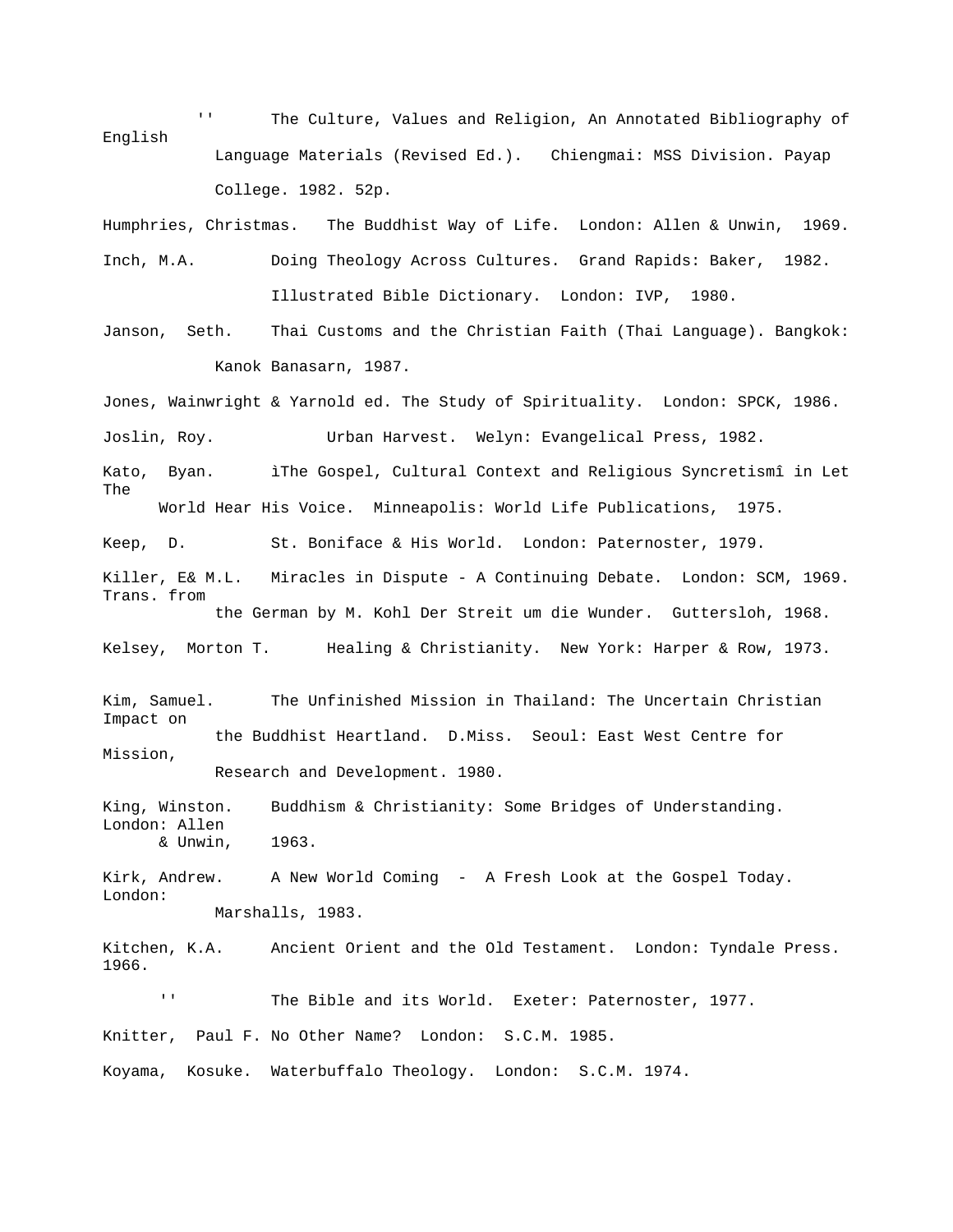'' The Culture, Values and Religion, An Annotated Bibliography of English Language Materials (Revised Ed.). Chiengmai: MSS Division. Payap College. 1982. 52p.

Humphries, Christmas. The Buddhist Way of Life. London: Allen & Unwin, 1969.

Inch, M.A. Doing Theology Across Cultures. Grand Rapids: Baker, 1982.

Illustrated Bible Dictionary. London: IVP, 1980.

Janson, Seth. Thai Customs and the Christian Faith (Thai Language). Bangkok: Kanok Banasarn, 1987.

Jones, Wainwright & Yarnold ed. The Study of Spirituality. London: SPCK, 1986.

Joslin, Roy. Urban Harvest. Welyn: Evangelical Press, 1982.

Kato, Byan. ìThe Gospel, Cultural Context and Religious Syncretismî in Let The World Hear His Voice. Minneapolis: World Life Publications, 1975.

Keep, D. St. Boniface & His World. London: Paternoster, 1979.

Killer, E& M.L. Miracles in Dispute - A Continuing Debate. London: SCM, 1969. Trans. from the German by M. Kohl Der Streit um die Wunder. Guttersloh, 1968.

Kelsey, Morton T. Healing & Christianity. New York: Harper & Row, 1973.

Kim, Samuel. The Unfinished Mission in Thailand: The Uncertain Christian Impact on the Buddhist Heartland. D.Miss. Seoul: East West Centre for Mission, Research and Development. 1980.

King, Winston. Buddhism & Christianity: Some Bridges of Understanding. London: Allen & Unwin, 1963.

Kirk, Andrew. A New World Coming - A Fresh Look at the Gospel Today. London: Marshalls, 1983.

Kitchen, K.A. Ancient Orient and the Old Testament. London: Tyndale Press. 1966.

'' The Bible and its World. Exeter: Paternoster, 1977.

Knitter, Paul F. No Other Name? London: S.C.M. 1985.

Koyama, Kosuke. Waterbuffalo Theology. London: S.C.M. 1974.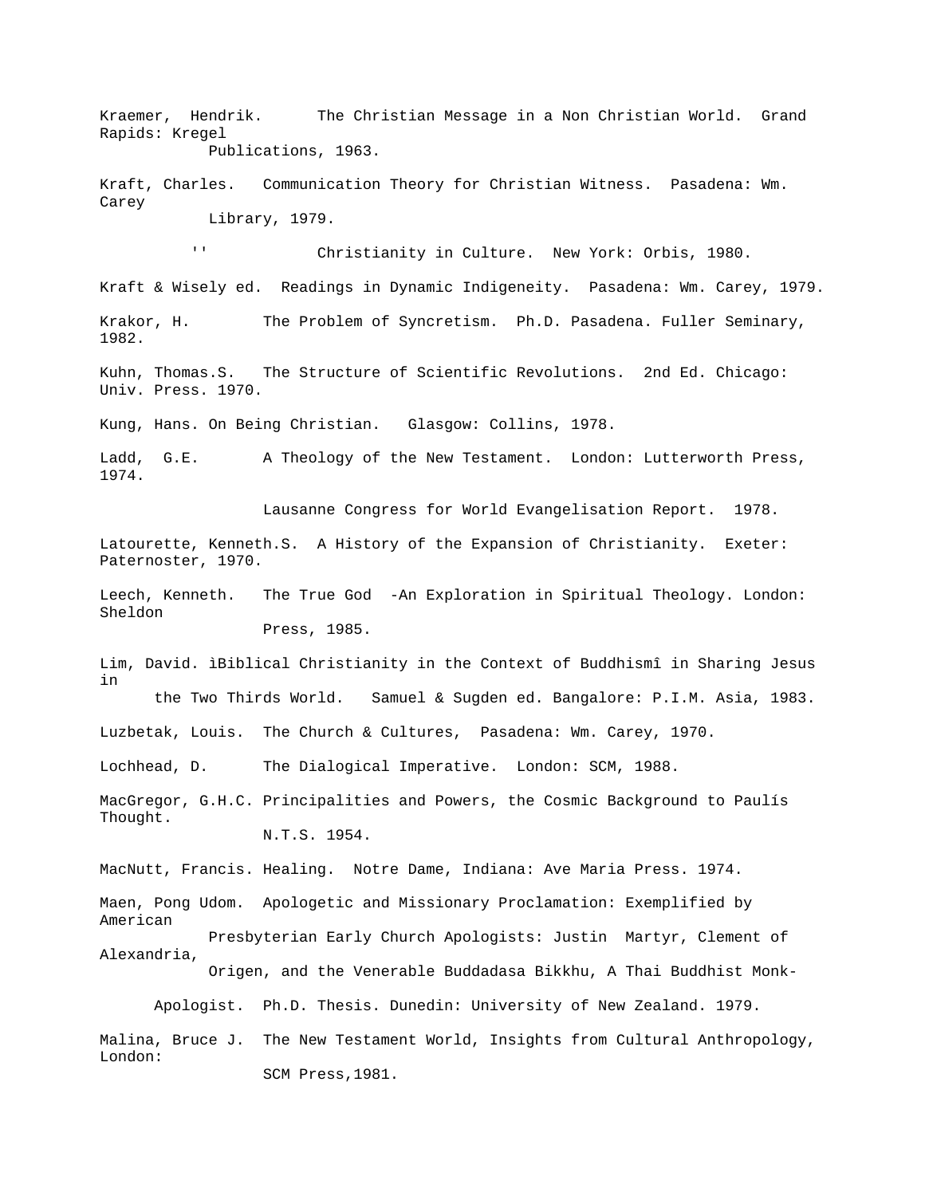Kraemer, Hendrik. The Christian Message in a Non Christian World. Grand Rapids: Kregel Publications, 1963.

Kraft, Charles. Communication Theory for Christian Witness. Pasadena: Wm. Carey Library, 1979.

'' Christianity in Culture. New York: Orbis, 1980.

Kraft & Wisely ed. Readings in Dynamic Indigeneity. Pasadena: Wm. Carey, 1979.

Krakor, H. The Problem of Syncretism. Ph.D. Pasadena. Fuller Seminary, 1982.

Kuhn, Thomas.S. The Structure of Scientific Revolutions. 2nd Ed. Chicago: Univ. Press. 1970.

Kung, Hans. On Being Christian. Glasgow: Collins, 1978.

Ladd, G.E. A Theology of the New Testament. London: Lutterworth Press, 1974.

Lausanne Congress for World Evangelisation Report. 1978.

Latourette, Kenneth.S. A History of the Expansion of Christianity. Exeter: Paternoster, 1970.

Leech, Kenneth. The True God -An Exploration in Spiritual Theology. London: Sheldon Press, 1985.

Lim, David. ìBiblical Christianity in the Context of Buddhismî in Sharing Jesus in the Two Thirds World. Samuel & Sugden ed. Bangalore: P.I.M. Asia, 1983.

Luzbetak, Louis. The Church & Cultures, Pasadena: Wm. Carey, 1970.

Lochhead, D. The Dialogical Imperative. London: SCM, 1988.

MacGregor, G.H.C. Principalities and Powers, the Cosmic Background to Paulís Thought. N.T.S. 1954.

MacNutt, Francis. Healing. Notre Dame, Indiana: Ave Maria Press. 1974.

Maen, Pong Udom. Apologetic and Missionary Proclamation: Exemplified by American Presbyterian Early Church Apologists: Justin Martyr, Clement of Alexandria, Origen, and the Venerable Buddadasa Bikkhu, A Thai Buddhist Monk-Apologist. Ph.D. Thesis. Dunedin: University of New Zealand. 1979.

Malina, Bruce J. The New Testament World, Insights from Cultural Anthropology, London: SCM Press,1981.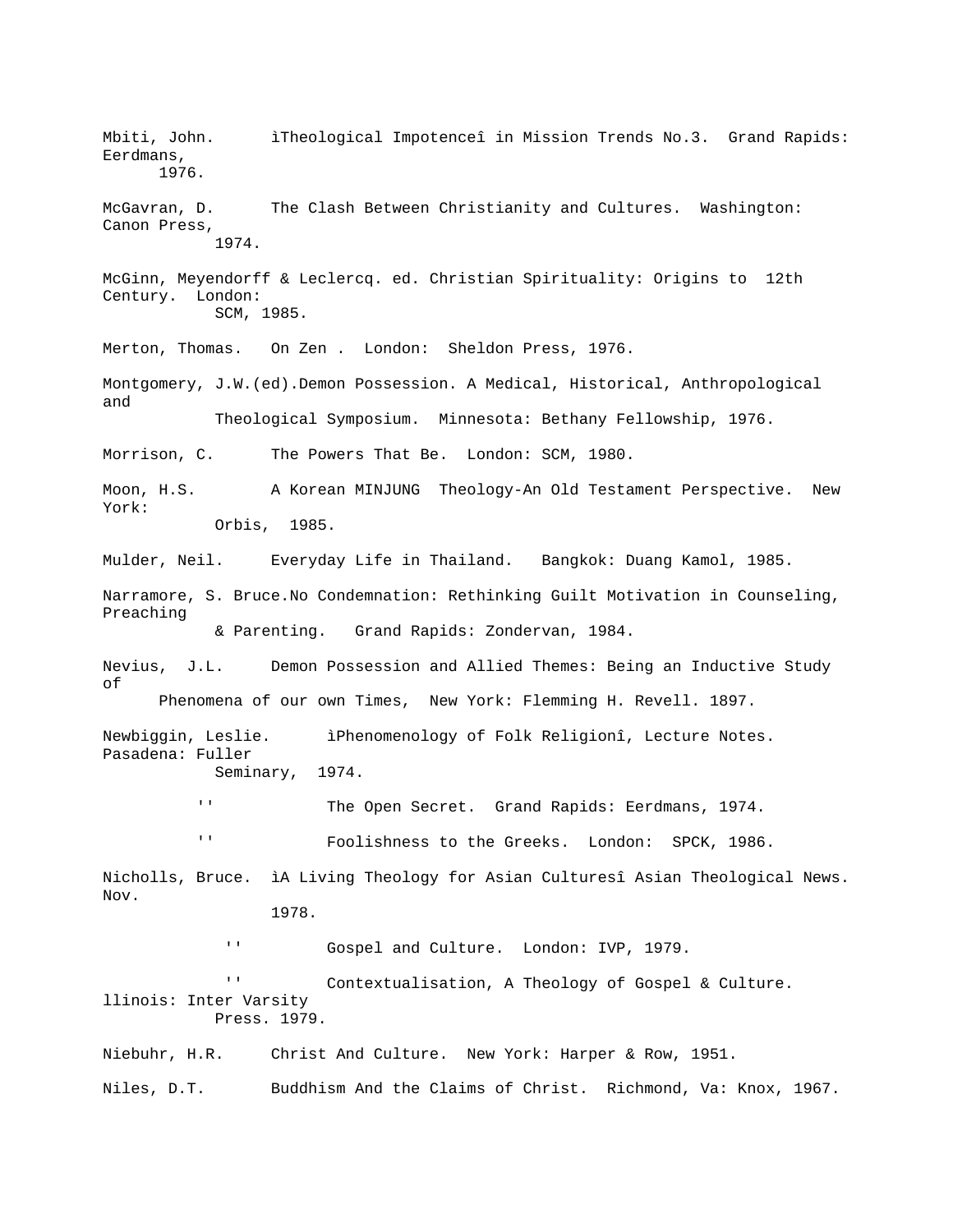Mbiti, John. ìTheological Impotenceî in Mission Trends No.3. Grand Rapids: Eerdmans, 1976.

McGavran, D. The Clash Between Christianity and Cultures. Washington: Canon Press, 1974.

McGinn, Meyendorff & Leclercq. ed. Christian Spirituality: Origins to 12th Century. London: SCM, 1985.

Merton, Thomas. On Zen . London: Sheldon Press, 1976.

Montgomery, J.W.(ed).Demon Possession. A Medical, Historical, Anthropological and Theological Symposium. Minnesota: Bethany Fellowship, 1976.

Morrison, C. The Powers That Be. London: SCM, 1980.

Moon, H.S. A Korean MINJUNG Theology-An Old Testament Perspective. New York: Orbis, 1985.

Mulder, Neil. Everyday Life in Thailand. Bangkok: Duang Kamol, 1985.

Narramore, S. Bruce.No Condemnation: Rethinking Guilt Motivation in Counseling, Preaching & Parenting. Grand Rapids: Zondervan, 1984.

Nevius, J.L. Demon Possession and Allied Themes: Being an Inductive Study of Phenomena of our own Times, New York: Flemming H. Revell. 1897.

Newbiggin, Leslie. ìPhenomenology of Folk Religionî, Lecture Notes. Pasadena: Fuller Seminary, 1974.

'' The Open Secret. Grand Rapids: Eerdmans, 1974.

'' Foolishness to the Greeks. London: SPCK, 1986.

Nicholls, Bruce. ìA Living Theology for Asian Culturesî Asian Theological News. Nov. 1978.

'' Gospel and Culture. London: IVP, 1979.

'' Contextualisation, A Theology of Gospel & Culture. llinois: Inter Varsity Press. 1979.

Niebuhr, H.R. Christ And Culture. New York: Harper & Row, 1951.

Niles, D.T. Buddhism And the Claims of Christ. Richmond, Va: Knox, 1967.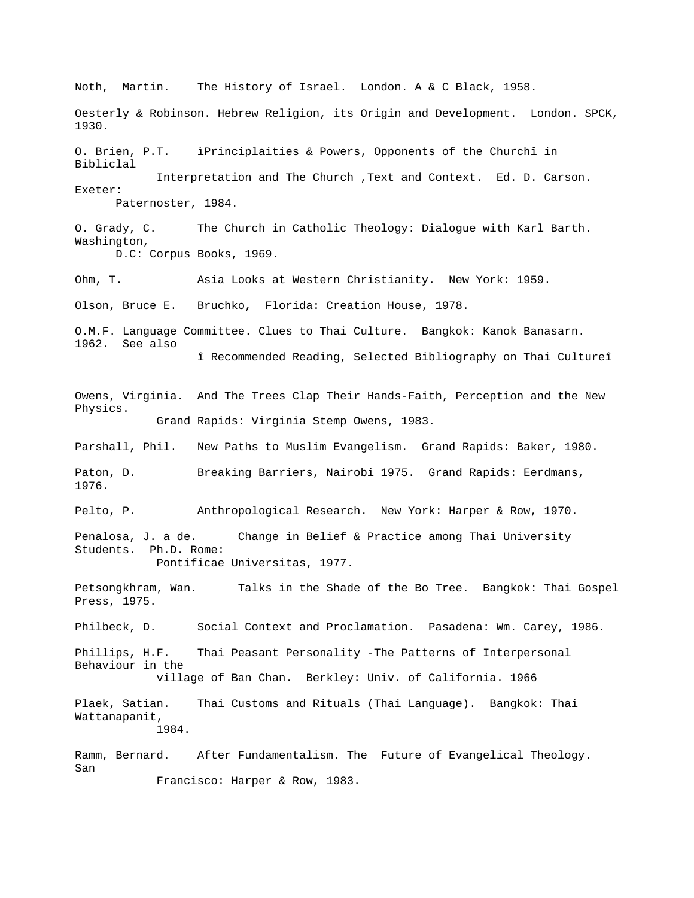Noth, Martin. The History of Israel. London. A & C Black, 1958.

Oesterly & Robinson. Hebrew Religion, its Origin and Development. London. SPCK, 1930.

O. Brien, P.T. ìPrincipalaities & Powers, Opponents of the Churchî in Bibliclal Interpretation and The Church ,Text and Context. Ed. D. Carson. Exeter: Paternoster, 1984.

O. Grady, C. The Church in Catholic Theology: Dialogue with Karl Barth. Washington, D.C: Corpus Books, 1969.

Ohm, T. Asia Looks at Western Christianity. New York: 1959.

Olson, Bruce E. Bruchko, Florida: Creation House, 1978.

O.M.F. Language Committee. Clues to Thai Culture. Bangkok: Kanok Banasarn. 1962. See also î Recommended Reading, Selected Bibliography on Thai Cultureî

Owens, Virginia. And The Trees Clap Their Hands-Faith, Perception and the New Physics. Grand Rapids: Virginia Stemp Owens, 1983.

Parshall, Phil. New Paths to Muslim Evangelism. Grand Rapids: Baker, 1980.

Paton, D. Breaking Barriers, Nairobi 1975. Grand Rapids: Eerdmans, 1976.

Pelto, P. Anthropological Research. New York: Harper & Row, 1970.

Penalosa, J. a de. Change in Belief & Practice among Thai University Students. Ph.D. Rome: Pontificae Universitas, 1977.

Petsongkhram, Wan. Talks in the Shade of the Bo Tree. Bangkok: Thai Gospel Press, 1975.

Philbeck, D. Social Context and Proclamation. Pasadena: Wm. Carey, 1986.

Phillips, H.F. Thai Peasant Personality -The Patterns of Interpersonal Behaviour in the village of Ban Chan. Berkley: Univ. of California. 1966

Plaek, Satian. Thai Customs and Rituals (Thai Language). Bangkok: Thai Wattanapanit, 1984.

Ramm, Bernard. After Fundamentalism. The Future of Evangelical Theology. San Francisco: Harper & Row, 1983.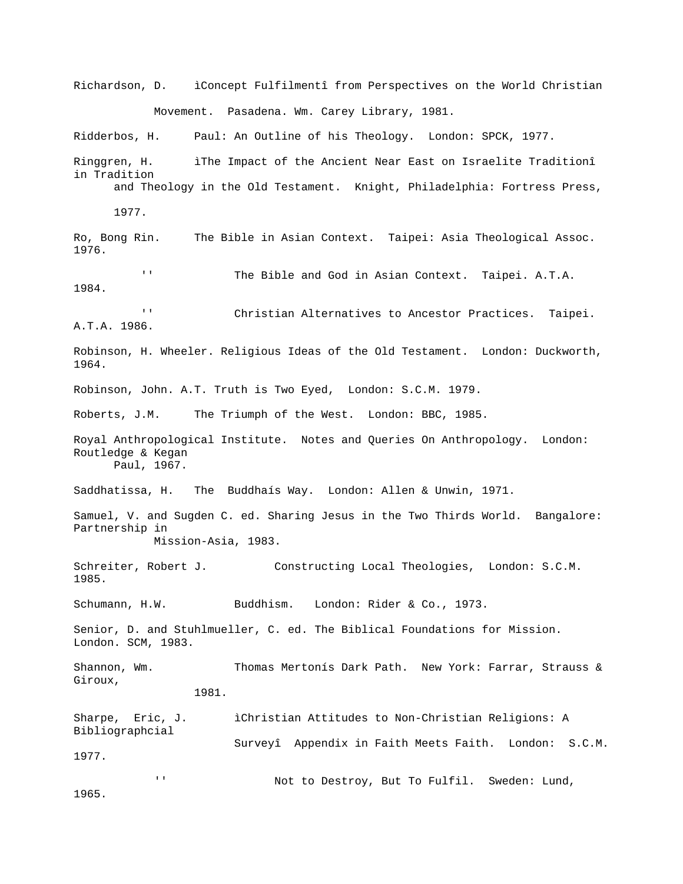Richardson, D. ìConcept Fulfilmentî from Perspectives on the World Christian Movement. Pasadena. Wm. Carey Library, 1981.

Ridderbos, H. Paul: An Outline of his Theology. London: SPCK, 1977.

Ringgren, H. ìThe Impact of the Ancient Near East on Israelite Traditionî in Tradition and Theology in the Old Testament. Knight, Philadelphia: Fortress Press, 1977.

Ro, Bong Rin. The Bible in Asian Context. Taipei: Asia Theological Assoc. 1976.

'' The Bible and God in Asian Context. Taipei. A.T.A. 1984.

'' Christian Alternatives to Ancestor Practices. Taipei. A.T.A. 1986.

Robinson, H. Wheeler. Religious Ideas of the Old Testament. London: Duckworth, 1964.

Robinson, John. A.T. Truth is Two Eyed, London: S.C.M. 1979.

Roberts, J.M. The Triumph of the West. London: BBC, 1985.

Royal Anthropological Institute. Notes and Queries On Anthropology. London: Routledge & Kegan Paul, 1967.

Saddhatissa, H. The Buddhaís Way. London: Allen & Unwin, 1971.

Samuel, V. and Sugden C. ed. Sharing Jesus in the Two Thirds World. Bangalore: Partnership in Mission-Asia, 1983.

Schreiter, Robert J. Constructing Local Theologies, London: S.C.M. 1985.

Schumann, H.W. Buddhism. London: Rider & Co., 1973.

Senior, D. and Stuhlmueller, C. ed. The Biblical Foundations for Mission. London. SCM, 1983.

Shannon, Wm. Thomas Mertonís Dark Path. New York: Farrar, Strauss & Giroux, 1981.

Sharpe, Eric, J. ìChristian Attitudes to Non-Christian Religions: A Bibliographcial Surveyî Appendix in Faith Meets Faith. London: S.C.M. 1977.

'' Not to Destroy, But To Fulfil. Sweden: Lund, 1965.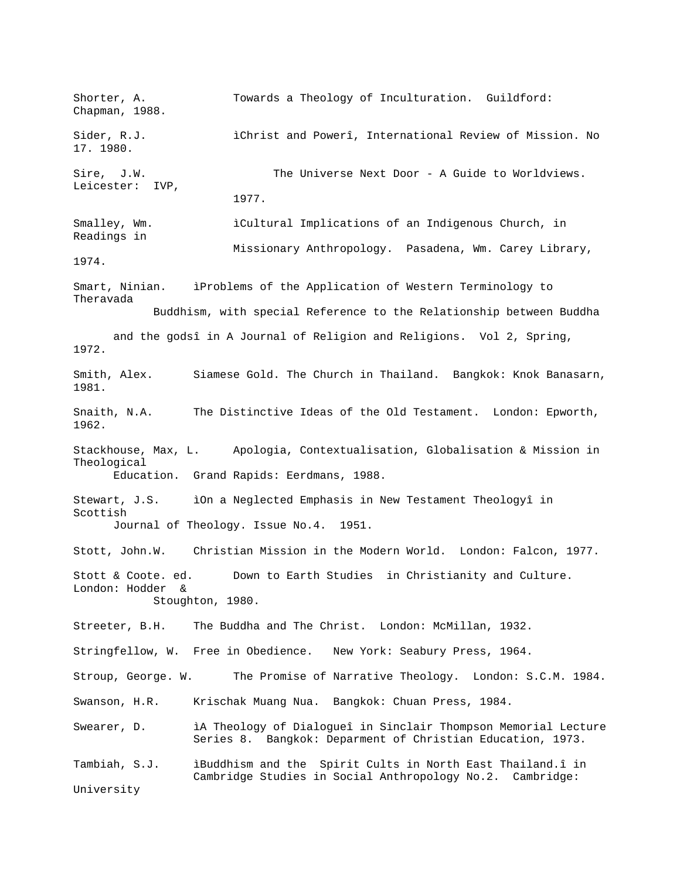Shorter, A. Towards a Theology of Inculturation. Guildford: Chapman, 1988.

Sider, R.J. ìChrist and Powerî, International Review of Mission. No 17. 1980.

Sire, J.W. The Universe Next Door - A Guide to Worldviews. Leicester: IVP, 1977.

Smalley, Wm. ìCultural Implications of an Indigenous Church, in Readings in Missionary Anthropology. Pasadena, Wm. Carey Library, 1974.

Smart, Ninian. ìProblems of the Application of Western Terminology to Theravada Buddhism, with special Reference to the Relationship between Buddha and the godsî in A Journal of Religion and Religions. Vol 2, Spring, 1972.

Smith, Alex. Siamese Gold. The Church in Thailand. Bangkok: Knok Banasarn, 1981.

Snaith, N.A. The Distinctive Ideas of the Old Testament. London: Epworth, 1962.

Stackhouse, Max, L. Apologia, Contextualisation, Globalisation & Mission in Theological Education. Grand Rapids: Eerdmans, 1988.

Stewart, J.S. ìOn a Neglected Emphasis in New Testament Theologyî in Scottish Journal of Theology. Issue No.4. 1951.

Stott, John.W. Christian Mission in the Modern World. London: Falcon, 1977.

Stott & Coote. ed. Down to Earth Studies in Christianity and Culture. London: Hodder & Stoughton, 1980.

Streeter, B.H. The Buddha and The Christ. London: McMillan, 1932.

Stringfellow, W. Free in Obedience. New York: Seabury Press, 1964.

Stroup, George. W. The Promise of Narrative Theology. London: S.C.M. 1984.

Swanson, H.R. Krischak Muang Nua. Bangkok: Chuan Press, 1984.

Swearer, D. ìA Theology of Dialogueî in Sinclair Thompson Memorial Lecture Series 8. Bangkok: Deparment of Christian Education, 1973.

Tambiah, S.J. ìBuddhism and the Spirit Cults in North East Thailand.î in Cambridge Studies in Social Anthropology No.2. Cambridge: University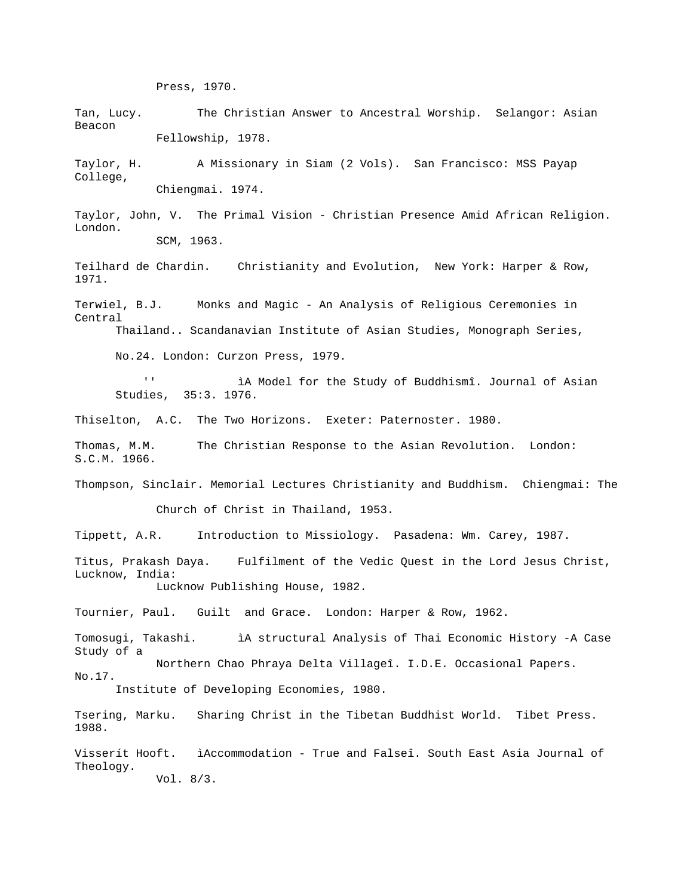Press, 1970.

Tan, Lucy. The Christian Answer to Ancestral Worship. Selangor: Asian Beacon Fellowship, 1978.

Taylor, H. A Missionary in Siam (2 Vols). San Francisco: MSS Payap College, Chiengmai. 1974.

Taylor, John, V. The Primal Vision - Christian Presence Amid African Religion. London. SCM, 1963.

Teilhard de Chardin. Christianity and Evolution, New York: Harper & Row, 1971.

Terwiel, B.J. Monks and Magic - An Analysis of Religious Ceremonies in Central Thailand.. Scandanavian Institute of Asian Studies, Monograph Series, No.24. London: Curzon Press, 1979.

'' ìA Model for the Study of Buddhismî. Journal of Asian Studies, 35:3. 1976.

Thiselton, A.C. The Two Horizons. Exeter: Paternoster. 1980.

Thomas, M.M. The Christian Response to the Asian Revolution. London: S.C.M. 1966.

Thompson, Sinclair. Memorial Lectures Christianity and Buddhism. Chiengmai: The Church of Christ in Thailand, 1953.

Tippett, A.R. Introduction to Missiology. Pasadena: Wm. Carey, 1987.

Titus, Prakash Daya. Fulfilment of the Vedic Quest in the Lord Jesus Christ, Lucknow, India: Lucknow Publishing House, 1982.

Tournier, Paul. Guilt and Grace. London: Harper & Row, 1962.

Tomosugi, Takashi. ìA structural Analysis of Thai Economic History -A Case Study of a Northern Chao Phraya Delta Villageî. I.D.E. Occasional Papers. No.17. Institute of Developing Economies, 1980.

Tsering, Marku. Sharing Christ in the Tibetan Buddhist World. Tibet Press. 1988.

Visserít Hooft. ìAccommodation - True and Falseî. South East Asia Journal of Theology. Vol. 8/3.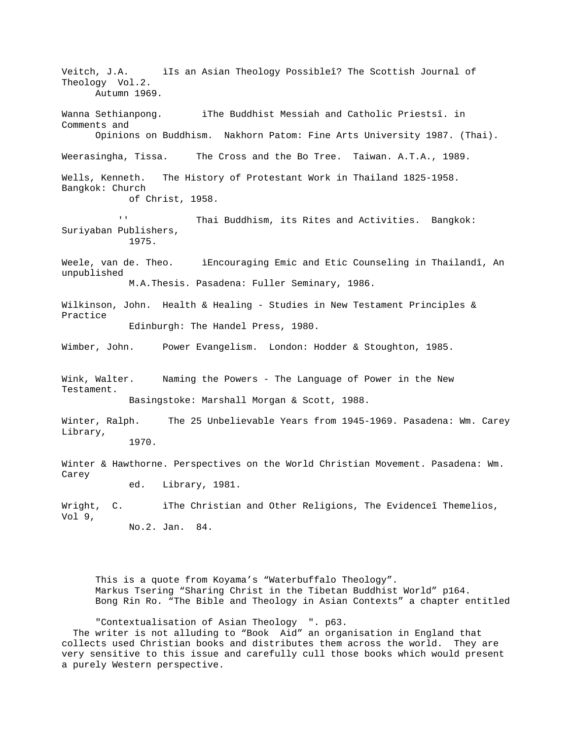Veitch, J.A. ìIs an Asian Theology Possibleî? The Scottish Journal of Theology Vol.2. Autumn 1969.

Wanna Sethianpong. ìThe Buddhist Messiah and Catholic Priestsî. in Comments and Opinions on Buddhism. Nakhorn Patom: Fine Arts University 1987. (Thai).

Weerasingha, Tissa. The Cross and the Bo Tree. Taiwan. A.T.A., 1989.

Wells, Kenneth. The History of Protestant Work in Thailand 1825-1958. Bangkok: Church of Christ, 1958.

'' Thai Buddhism, its Rites and Activities. Bangkok: Suriyaban Publishers, 1975.

Weele, van de. Theo. ìEncouraging Emic and Etic Counseling in Thailandî, An unpublished M.A.Thesis. Pasadena: Fuller Seminary, 1986.

Wilkinson, John. Health & Healing - Studies in New Testament Principles & Practice Edinburgh: The Handel Press, 1980.

Wimber, John. Power Evangelism. London: Hodder & Stoughton, 1985.

Wink, Walter. Naming the Powers - The Language of Power in the New Testament. Basingstoke: Marshall Morgan & Scott, 1988.

Winter, Ralph. The 25 Unbelievable Years from 1945-1969. Pasadena: Wm. Carey Library, 1970.

Winter & Hawthorne. Perspectives on the World Christian Movement. Pasadena: Wm. Carey ed. Library, 1981.

Wright, C. ìThe Christian and Other Religions, The Evidenceî Themelios, Vol 9, No.2. Jan. 84.

This is a quote from Koyama's "Waterbuffalo Theology".

Markus Tsering "Sharing Christ in the Tibetan Buddhist World" p164.

Bong Rin Ro. "The Bible and Theology in Asian Contexts" a chapter entitled "Contextualisation of Asian Theology ". p63.

The writer is not alluding to "Book Aid" an organisation in England that collects used Christian books and distributes them across the world. They are very sensitive to this issue and carefully cull those books which would present a purely Western perspective.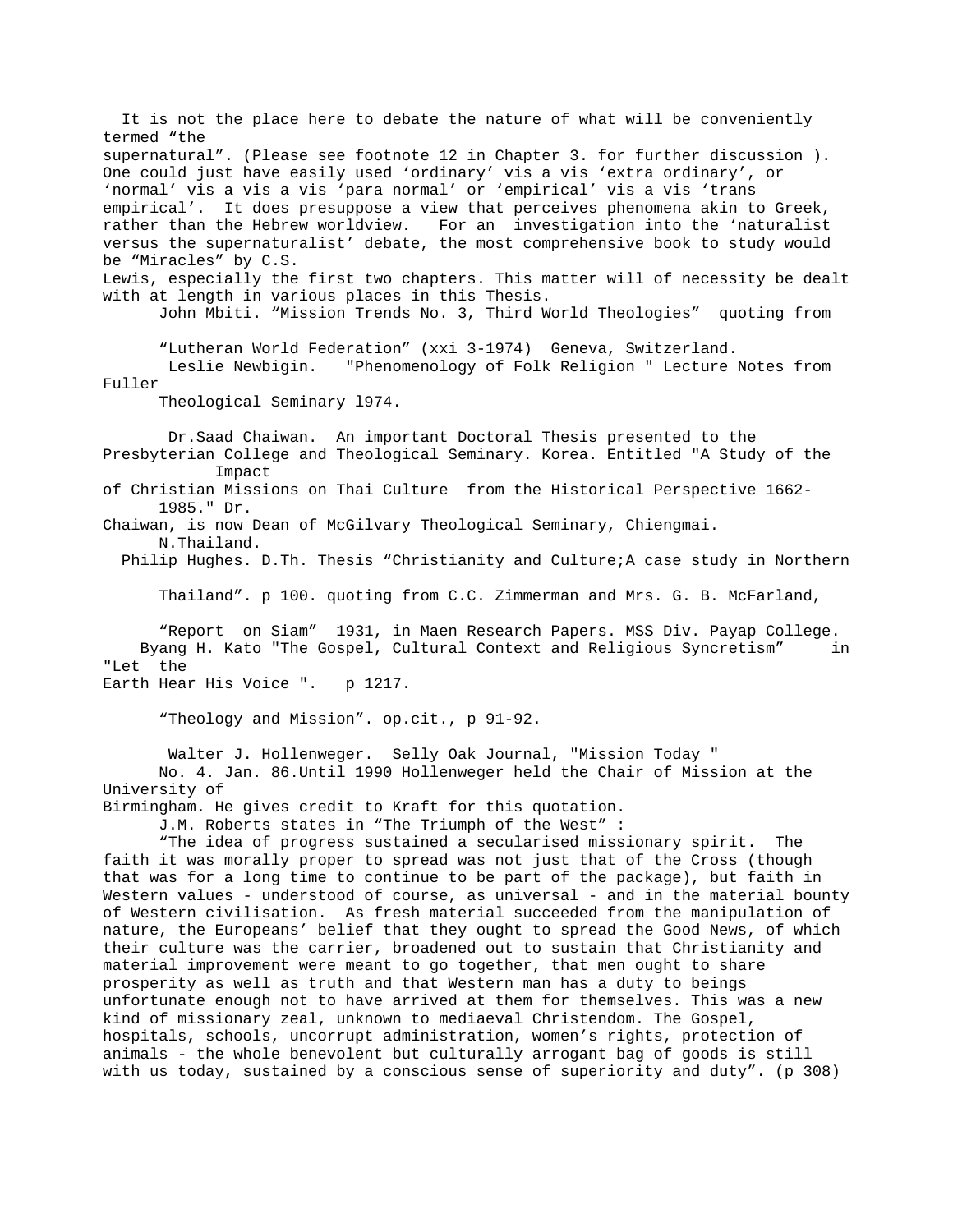It is not the place here to debate the nature of what will be conveniently termed "the supernatural". (Please see footnote 12 in Chapter 3. for further discussion ). One could just have easily used 'ordinary' vis a vis 'extra ordinary', or 'normal' vis a vis a vis 'para normal' or 'empirical' vis a vis 'trans empirical'. It does presuppose a view that perceives phenomena akin to Greek, rather than the Hebrew worldview. For an investigation into the 'naturalist versus the supernaturalist' debate, the most comprehensive book to study would be "Miracles" by C.S. Lewis, especially the first two chapters. This matter will of necessity be dealt with at length in various places in this Thesis.

John Mbiti. "Mission Trends No. 3, Third World Theologies" quoting from "Lutheran World Federation" (xxi 3-1974) Geneva, Switzerland.

Leslie Newbigin. "Phenomenology of Folk Religion " Lecture Notes from Fuller Theological Seminary l974.

Dr.Saad Chaiwan. An important Doctoral Thesis presented to the Presbyterian College and Theological Seminary. Korea. Entitled "A Study of the Impact of Christian Missions on Thai Culture from the Historical Perspective 1662-1985." Dr. Chaiwan, is now Dean of McGilvary Theological Seminary, Chiengmai. N.Thailand.

Philip Hughes. D.Th. Thesis "Christianity and Culture;A case study in Northern Thailand". p 100. quoting from C.C. Zimmerman and Mrs. G. B. McFarland, "Report on Siam" 1931, in Maen Research Papers. MSS Div. Payap College.

Byang H. Kato "The Gospel, Cultural Context and Religious Syncretism" in "Let the Earth Hear His Voice ". p 1217.

"Theology and Mission". op.cit., p 91-92.

Walter J. Hollenweger. Selly Oak Journal, "Mission Today " No. 4. Jan. 86.Until 1990 Hollenweger held the Chair of Mission at the University of Birmingham. He gives credit to Kraft for this quotation.

J.M. Roberts states in "The Triumph of the West" :

"The idea of progress sustained a secularised missionary spirit. The faith it was morally proper to spread was not just that of the Cross (though that was for a long time to continue to be part of the package), but faith in Western values - understood of course, as universal - and in the material bounty of Western civilisation. As fresh material succeeded from the manipulation of nature, the Europeans' belief that they ought to spread the Good News, of which their culture was the carrier, broadened out to sustain that Christianity and material improvement were meant to go together, that men ought to share prosperity as well as truth and that Western man has a duty to beings unfortunate enough not to have arrived at them for themselves. This was a new kind of missionary zeal, unknown to mediaeval Christendom. The Gospel, hospitals, schools, uncorrupt administration, women's rights, protection of animals - the whole benevolent but culturally arrogant bag of goods is still with us today, sustained by a conscious sense of superiority and duty". (p 308)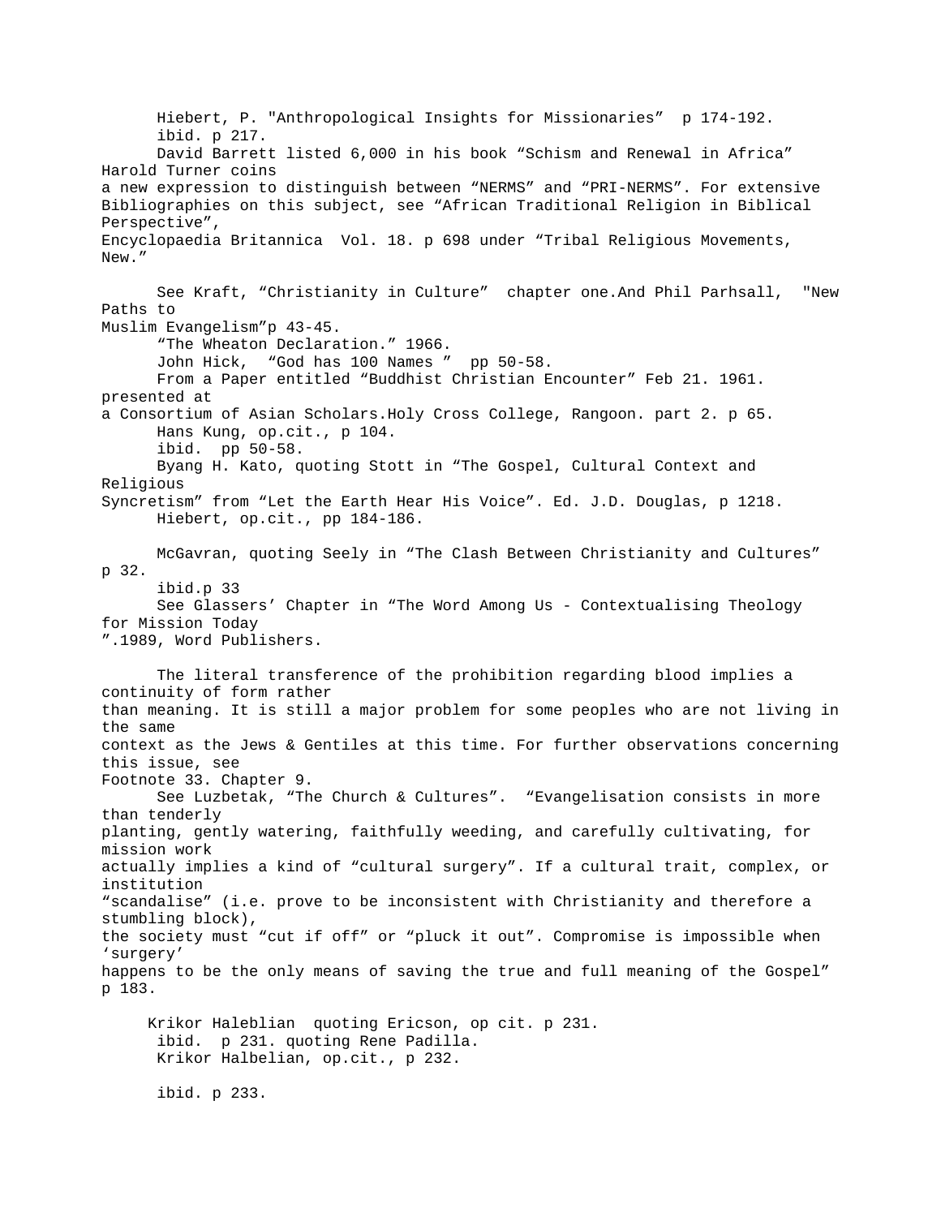Hiebert, P. "Anthropological Insights for Missionaries" p 174-192.

ibid. p 217.

David Barrett listed 6,000 in his book "Schism and Renewal in Africa" Harold Turner coins a new expression to distinguish between "NERMS" and "PRI-NERMS". For extensive Bibliographies on this subject, see "African Traditional Religion in Biblical Perspective", Encyclopaedia Britannica Vol. 18. p 698 under "Tribal Religious Movements, New."

See Kraft, "Christianity in Culture" chapter one.And Phil Parhsall, "New Paths to Muslim Evangelism"p 43-45.

"The Wheaton Declaration." 1966.

John Hick, "God has 100 Names " pp 50-58.

From a Paper entitled "Buddhist Christian Encounter" Feb 21. 1961. presented at a Consortium of Asian Scholars.Holy Cross College, Rangoon. part 2. p 65.

Hans Kung, op.cit., p 104.

ibid. pp 50-58.

Byang H. Kato, quoting Stott in "The Gospel, Cultural Context and Religious Syncretism" from "Let the Earth Hear His Voice". Ed. J.D. Douglas, p 1218.

Hiebert, op.cit., pp 184-186.

McGavran, quoting Seely in "The Clash Between Christianity and Cultures" p 32.

ibid.p 33

See Glassers' Chapter in "The Word Among Us - Contextualising Theology for Mission Today ".1989, Word Publishers.

The literal transference of the prohibition regarding blood implies a continuity of form rather than meaning. It is still a major problem for some peoples who are not living in the same context as the Jews & Gentiles at this time. For further observations concerning this issue, see Footnote 33. Chapter 9.

See Luzbetak, "The Church & Cultures". "Evangelisation consists in more than tenderly planting, gently watering, faithfully weeding, and carefully cultivating, for mission work actually implies a kind of "cultural surgery". If a cultural trait, complex, or institution "scandalise" (i.e. prove to be inconsistent with Christianity and therefore a stumbling block), the society must "cut if off" or "pluck it out". Compromise is impossible when 'surgery' happens to be the only means of saving the true and full meaning of the Gospel" p 183.

Krikor Haleblian quoting Ericson, op cit. p 231.

ibid. p 231. quoting Rene Padilla.

Krikor Halbelian, op.cit., p 232.

ibid. p 233.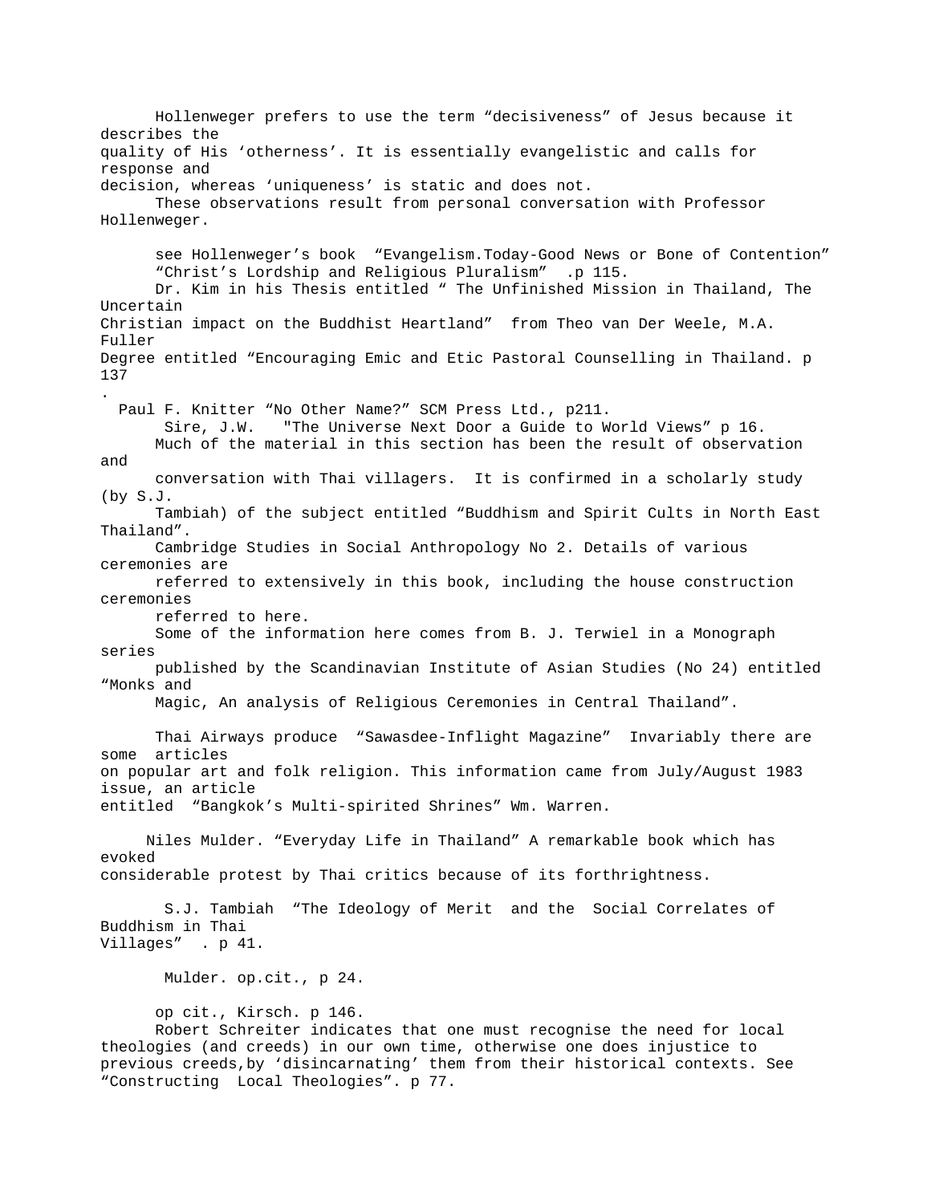Hollenweger prefers to use the term “decisiveness” of Jesus because it describes the quality of His ‘otherness’. It is essentially evangelistic and calls for response and decision, whereas ‘uniqueness’ is static and does not.

These observations result from personal conversation with Professor Hollenweger.

see Hollenweger’s book “Evangelism.Today-Good News or Bone of Contention” “Christ’s Lordship and Religious Pluralism” .p 115.

Dr. Kim in his Thesis entitled “ The Unfinished Mission in Thailand, The Uncertain Christian impact on the Buddhist Heartland” from Theo van Der Weele, M.A. Fuller Degree entitled “Encouraging Emic and Etic Pastoral Counselling in Thailand. p 137
.

Paul F. Knitter “No Other Name?” SCM Press Ltd., p211.

Sire, J.W. "The Universe Next Door a Guide to World Views” p 16.

Much of the material in this section has been the result of observation and conversation with Thai villagers. It is confirmed in a scholarly study (by S.J. Tambiah) of the subject entitled “Buddhism and Spirit Cults in North East Thailand”. Cambridge Studies in Social Anthropology No 2. Details of various ceremonies are referred to extensively in this book, including the house construction ceremonies referred to here.

Some of the information here comes from B. J. Terwiel in a Monograph series published by the Scandinavian Institute of Asian Studies (No 24) entitled “Monks and Magic, An analysis of Religious Ceremonies in Central Thailand”.

Thai Airways produce “Sawasdee-Inflight Magazine” Invariably there are some articles on popular art and folk religion. This information came from July/August 1983 issue, an article entitled “Bangkok’s Multi-spirited Shrines” Wm. Warren.

Niles Mulder. “Everyday Life in Thailand” A remarkable book which has evoked considerable protest by Thai critics because of its forthrightness.

S.J. Tambiah “The Ideology of Merit and the Social Correlates of Buddhism in Thai Villages” . p 41.

Mulder. op.cit., p 24.

op cit., Kirsch. p 146.

Robert Schreiter indicates that one must recognise the need for local theologies (and creeds) in our own time, otherwise one does injustice to previous creeds,by ‘disincarnating’ them from their historical contexts. See “Constructing Local Theologies”. p 77.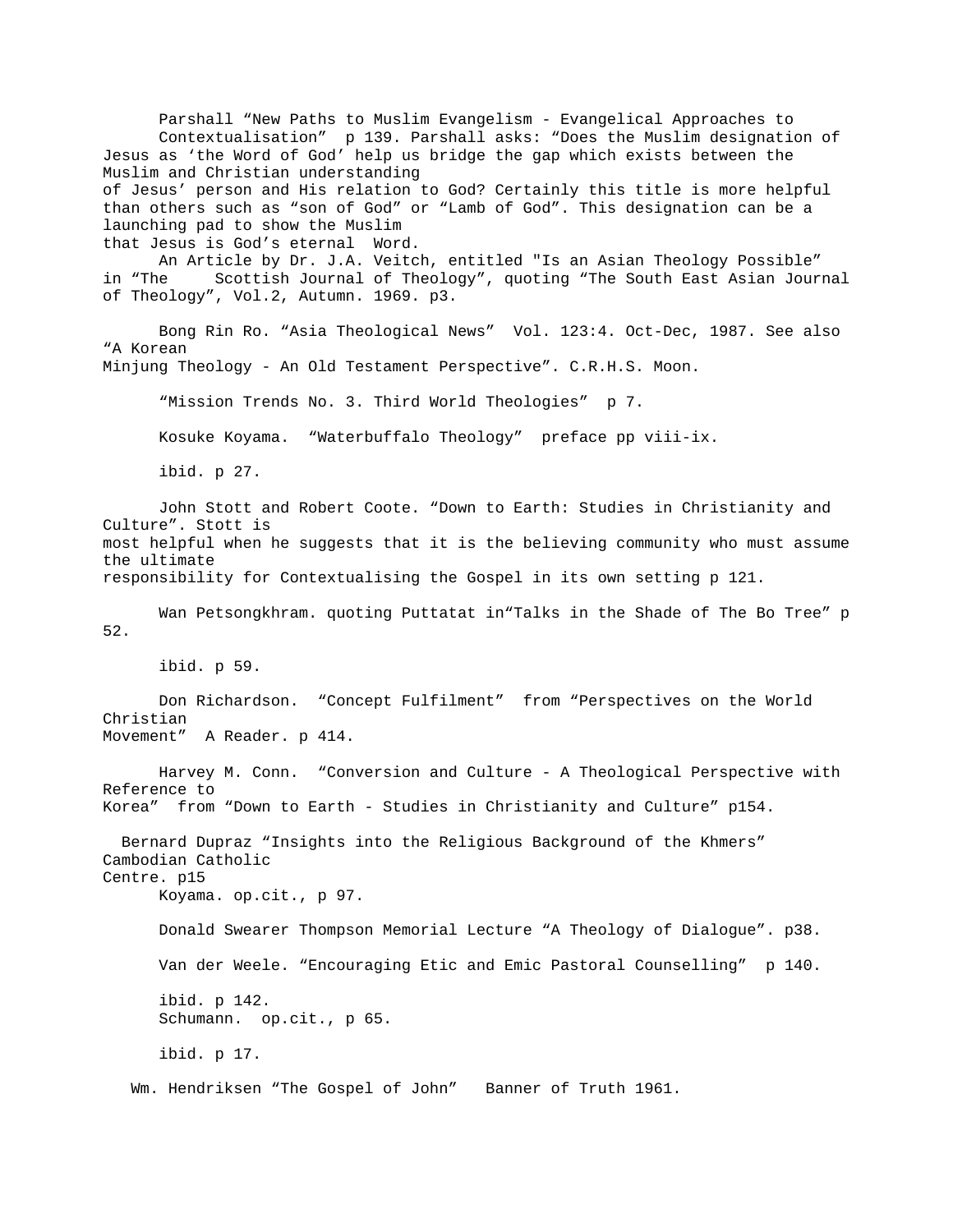Parshall "New Paths to Muslim Evangelism - Evangelical Approaches to Contextualisation" p 139. Parshall asks: "Does the Muslim designation of Jesus as 'the Word of God' help us bridge the gap which exists between the Muslim and Christian understanding of Jesus' person and His relation to God? Certainly this title is more helpful than others such as "son of God" or "Lamb of God". This designation can be a launching pad to show the Muslim that Jesus is God's eternal Word.

An Article by Dr. J.A. Veitch, entitled "Is an Asian Theology Possible" in "The Scottish Journal of Theology", quoting "The South East Asian Journal of Theology", Vol.2, Autumn. 1969. p3.

Bong Rin Ro. "Asia Theological News" Vol. 123:4. Oct-Dec, 1987. See also "A Korean Minjung Theology - An Old Testament Perspective". C.R.H.S. Moon.

"Mission Trends No. 3. Third World Theologies" p 7.

Kosuke Koyama. "Waterbuffalo Theology" preface pp viii-ix.

ibid. p 27.

John Stott and Robert Coote. "Down to Earth: Studies in Christianity and Culture". Stott is most helpful when he suggests that it is the believing community who must assume the ultimate responsibility for Contextualising the Gospel in its own setting p 121.

Wan Petsongkhram. quoting Puttatat in"Talks in the Shade of The Bo Tree" p 52.

ibid. p 59.

Don Richardson. "Concept Fulfilment" from "Perspectives on the World Christian Movement" A Reader. p 414.

Harvey M. Conn. "Conversion and Culture - A Theological Perspective with Reference to Korea" from "Down to Earth - Studies in Christianity and Culture" p154.

Bernard Dupraz "Insights into the Religious Background of the Khmers" Cambodian Catholic Centre. p15

Koyama. op.cit., p 97.

Donald Swearer Thompson Memorial Lecture "A Theology of Dialogue". p38.

Van der Weele. "Encouraging Etic and Emic Pastoral Counselling" p 140.

ibid. p 142.

Schumann. op.cit., p 65.

ibid. p 17.

Wm. Hendriksen "The Gospel of John" Banner of Truth 1961.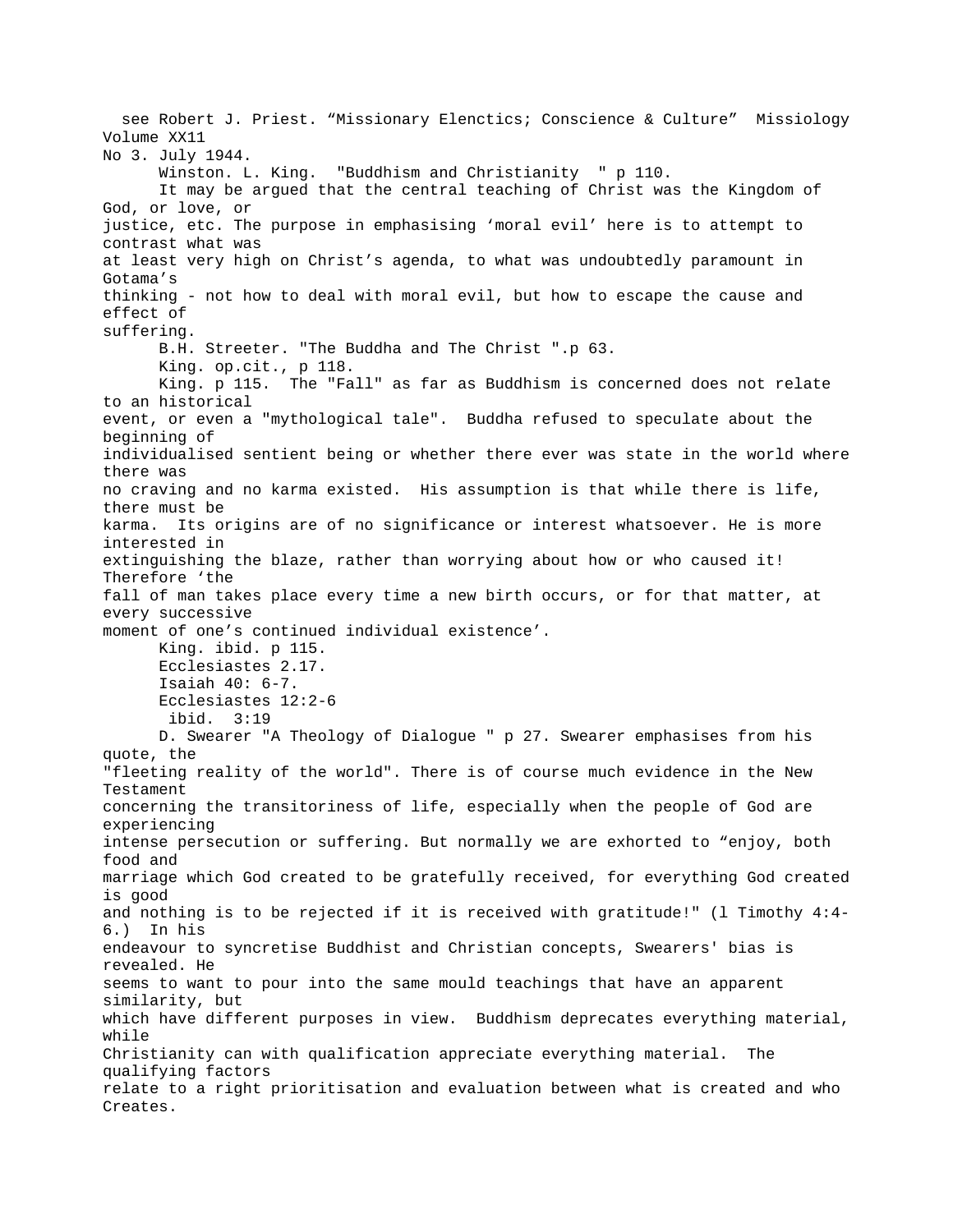see Robert J. Priest. “Missionary Elenctics; Conscience & Culture” Missiology Volume XX11 No 3. July 1944.

Winston. L. King. "Buddhism and Christianity " p 110.

It may be argued that the central teaching of Christ was the Kingdom of God, or love, or justice, etc. The purpose in emphasising ‘moral evil’ here is to attempt to contrast what was at least very high on Christ’s agenda, to what was undoubtedly paramount in Gotama’s thinking - not how to deal with moral evil, but how to escape the cause and effect of suffering.

B.H. Streeter. "The Buddha and The Christ ".p 63.

King. op.cit., p 118.

King. p 115. The "Fall" as far as Buddhism is concerned does not relate to an historical event, or even a "mythological tale". Buddha refused to speculate about the beginning of individualised sentient being or whether there ever was state in the world where there was no craving and no karma existed. His assumption is that while there is life, there must be karma. Its origins are of no significance or interest whatsoever. He is more interested in extinguishing the blaze, rather than worrying about how or who caused it! Therefore ‘the fall of man takes place every time a new birth occurs, or for that matter, at every successive moment of one’s continued individual existence’.

King. ibid. p 115.

Ecclesiastes 2.17.

Isaiah 40: 6-7.

Ecclesiastes 12:2-6

ibid. 3:19

D. Swearer "A Theology of Dialogue " p 27. Swearer emphasises from his quote, the "fleeting reality of the world". There is of course much evidence in the New Testament concerning the transitoriness of life, especially when the people of God are experiencing intense persecution or suffering. But normally we are exhorted to “enjoy, both food and marriage which God created to be gratefully received, for everything God created is good and nothing is to be rejected if it is received with gratitude!" (l Timothy 4:4-6.) In his endeavour to syncretise Buddhist and Christian concepts, Swearers' bias is revealed. He seems to want to pour into the same mould teachings that have an apparent similarity, but which have different purposes in view. Buddhism deprecates everything material, while Christianity can with qualification appreciate everything material. The qualifying factors relate to a right prioritisation and evaluation between what is created and who Creates.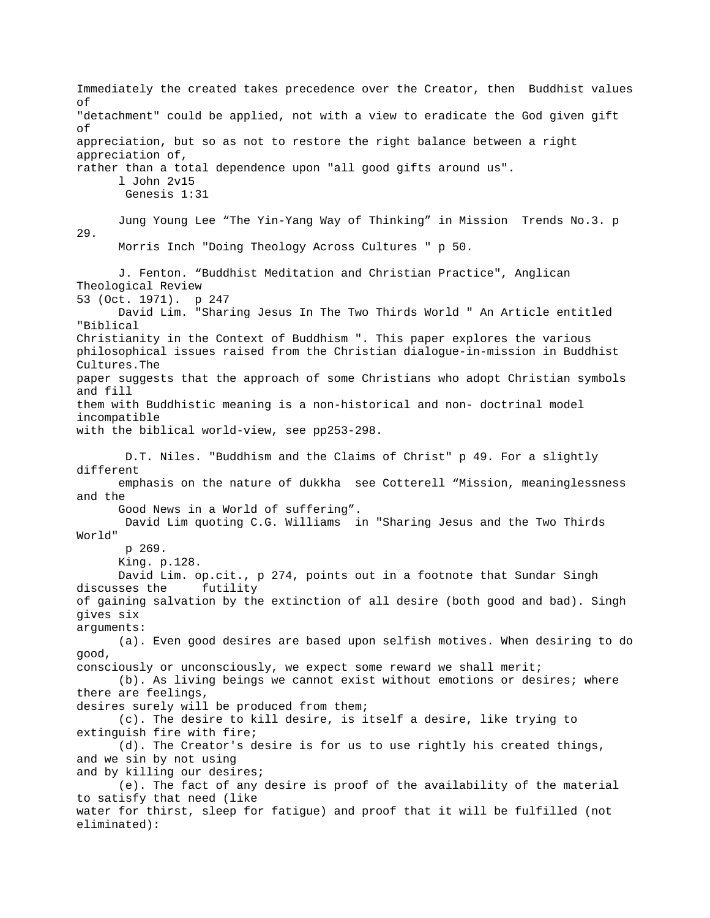Immediately the created takes precedence over the Creator, then Buddhist values of "detachment" could be applied, not with a view to eradicate the God given gift of appreciation, but so as not to restore the right balance between a right appreciation of, rather than a total dependence upon "all good gifts around us".

l John 2v15

Genesis 1:31

Jung Young Lee "The Yin-Yang Way of Thinking" in Mission Trends No.3. p 29.

Morris Inch "Doing Theology Across Cultures " p 50.

J. Fenton. "Buddhist Meditation and Christian Practice", Anglican Theological Review 53 (Oct. 1971). p 247

David Lim. "Sharing Jesus In The Two Thirds World " An Article entitled "Biblical Christianity in the Context of Buddhism ". This paper explores the various philosophical issues raised from the Christian dialogue-in-mission in Buddhist Cultures.The paper suggests that the approach of some Christians who adopt Christian symbols and fill them with Buddhistic meaning is a non-historical and non- doctrinal model incompatible with the biblical world-view, see pp253-298.

D.T. Niles. "Buddhism and the Claims of Christ" p 49. For a slightly different emphasis on the nature of dukkha see Cotterell "Mission, meaninglessness and the Good News in a World of suffering".

David Lim quoting C.G. Williams in "Sharing Jesus and the Two Thirds World" p 269.

King. p.128.

David Lim. op.cit., p 274, points out in a footnote that Sundar Singh discusses the futility of gaining salvation by the extinction of all desire (both good and bad). Singh gives six arguments:

(a). Even good desires are based upon selfish motives. When desiring to do good, consciously or unconsciously, we expect some reward we shall merit;

(b). As living beings we cannot exist without emotions or desires; where there are feelings, desires surely will be produced from them;

(c). The desire to kill desire, is itself a desire, like trying to extinguish fire with fire;

(d). The Creator's desire is for us to use rightly his created things, and we sin by not using and by killing our desires;

(e). The fact of any desire is proof of the availability of the material to satisfy that need (like water for thirst, sleep for fatigue) and proof that it will be fulfilled (not eliminated):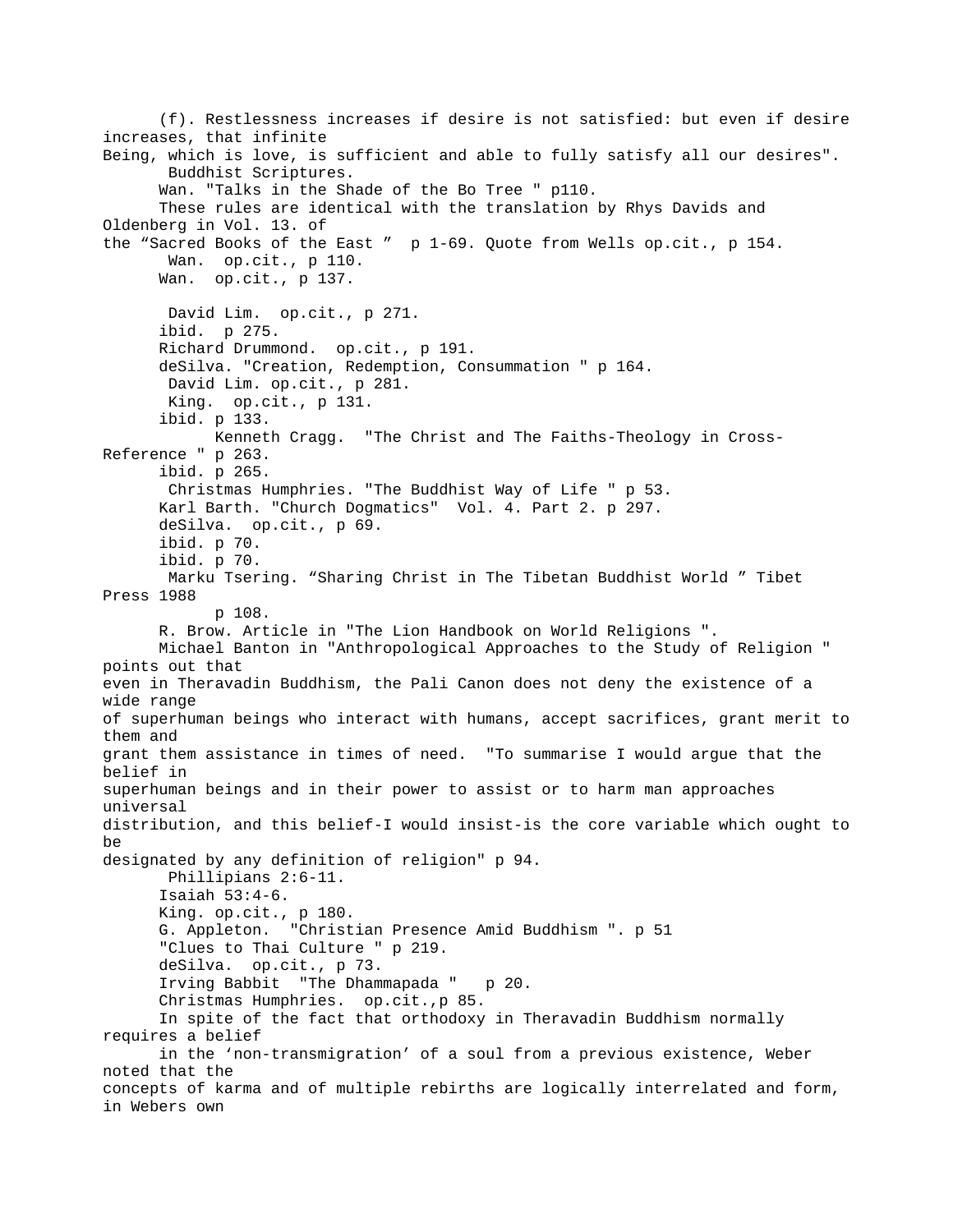(f). Restlessness increases if desire is not satisfied: but even if desire increases, that infinite Being, which is love, is sufficient and able to fully satisfy all our desires".

Buddhist Scriptures.

Wan. "Talks in the Shade of the Bo Tree " p110.

These rules are identical with the translation by Rhys Davids and Oldenberg in Vol. 13. of the “Sacred Books of the East ” p 1-69. Quote from Wells op.cit., p 154.

Wan. op.cit., p 110.

Wan. op.cit., p 137.

David Lim. op.cit., p 271.

ibid. p 275.

Richard Drummond. op.cit., p 191.

deSilva. "Creation, Redemption, Consummation " p 164.

David Lim. op.cit., p 281.

King. op.cit., p 131.

ibid. p 133.

Kenneth Cragg. "The Christ and The Faiths-Theology in Cross-Reference " p 263.

ibid. p 265.

Christmas Humphries. "The Buddhist Way of Life " p 53.

Karl Barth. "Church Dogmatics" Vol. 4. Part 2. p 297.

deSilva. op.cit., p 69.

ibid. p 70.

ibid. p 70.

Marku Tsering. “Sharing Christ in The Tibetan Buddhist World ” Tibet Press 1988 p 108.

R. Brow. Article in "The Lion Handbook on World Religions ".

Michael Banton in "Anthropological Approaches to the Study of Religion " points out that even in Theravadin Buddhism, the Pali Canon does not deny the existence of a wide range of superhuman beings who interact with humans, accept sacrifices, grant merit to them and grant them assistance in times of need. "To summarise I would argue that the belief in superhuman beings and in their power to assist or to harm man approaches universal distribution, and this belief-I would insist-is the core variable which ought to be designated by any definition of religion" p 94.

Phillipians 2:6-11.

Isaiah 53:4-6.

King. op.cit., p 180.

G. Appleton. "Christian Presence Amid Buddhism ". p 51

"Clues to Thai Culture " p 219.

deSilva. op.cit., p 73.

Irving Babbit "The Dhammapada " p 20.

Christmas Humphries. op.cit.,p 85.

In spite of the fact that orthodoxy in Theravadin Buddhism normally requires a belief in the ‘non-transmigration’ of a soul from a previous existence, Weber noted that the concepts of karma and of multiple rebirths are logically interrelated and form, in Webers own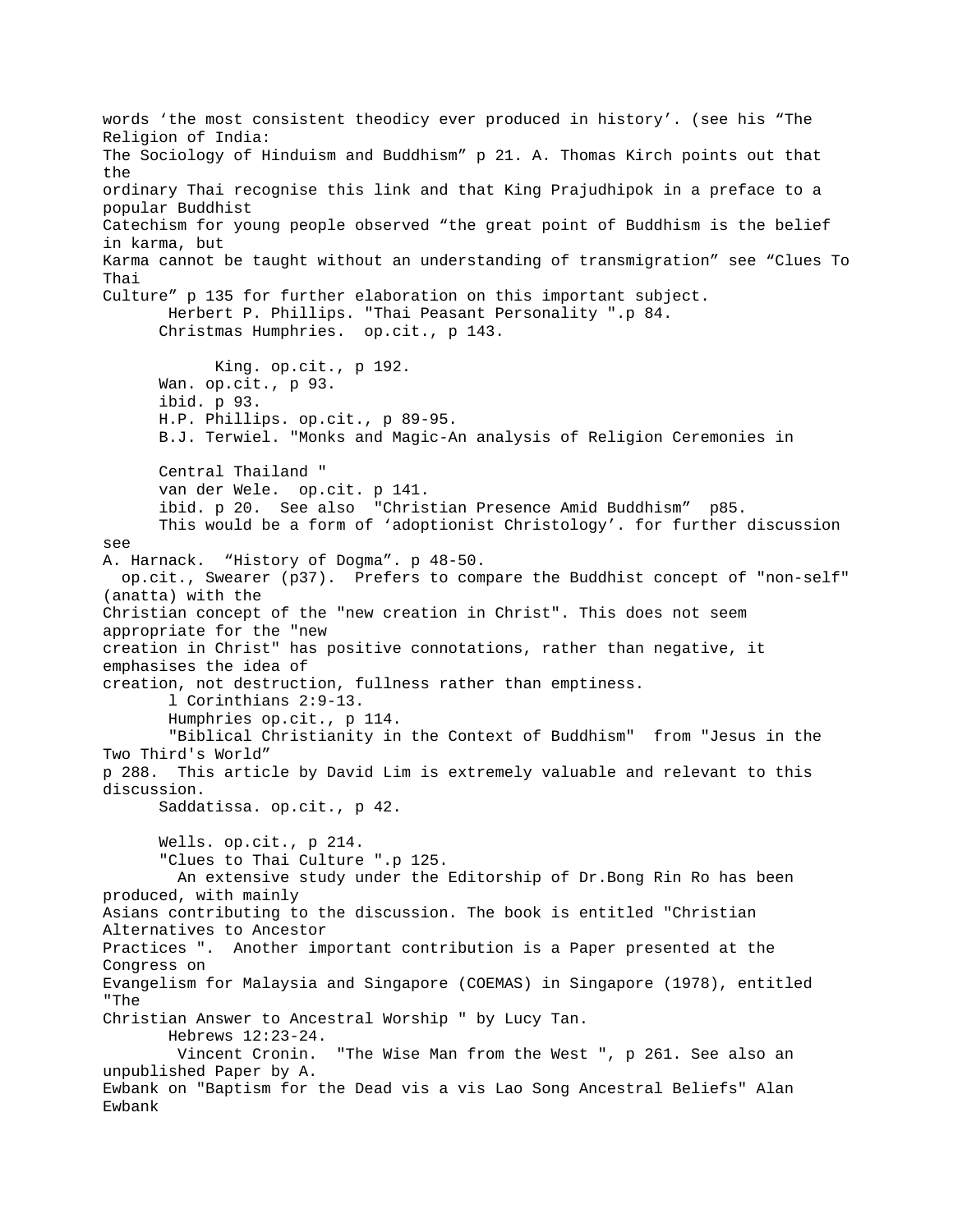words 'the most consistent theodicy ever produced in history'. (see his "The Religion of India: The Sociology of Hinduism and Buddhism" p 21. A. Thomas Kirch points out that the ordinary Thai recognise this link and that King Prajudhipok in a preface to a popular Buddhist Catechism for young people observed "the great point of Buddhism is the belief in karma, but Karma cannot be taught without an understanding of transmigration" see "Clues To Thai Culture" p 135 for further elaboration on this important subject.

Herbert P. Phillips. "Thai Peasant Personality ".p 84.

Christmas Humphries. op.cit., p 143.

King. op.cit., p 192.

Wan. op.cit., p 93.

ibid. p 93.

H.P. Phillips. op.cit., p 89-95.

B.J. Terwiel. "Monks and Magic-An analysis of Religion Ceremonies in Central Thailand "

van der Wele. op.cit. p 141.

ibid. p 20. See also "Christian Presence Amid Buddhism" p85.

This would be a form of 'adoptionist Christology'. for further discussion see A. Harnack. "History of Dogma". p 48-50.

op.cit., Swearer (p37). Prefers to compare the Buddhist concept of "non-self" (anatta) with the Christian concept of the "new creation in Christ". This does not seem appropriate for the "new creation in Christ" has positive connotations, rather than negative, it emphasises the idea of creation, not destruction, fullness rather than emptiness.

l Corinthians 2:9-13.

Humphries op.cit., p 114.

"Biblical Christianity in the Context of Buddhism" from "Jesus in the Two Third's World" p 288. This article by David Lim is extremely valuable and relevant to this discussion.

Saddatissa. op.cit., p 42.

Wells. op.cit., p 214.

"Clues to Thai Culture ".p 125.

An extensive study under the Editorship of Dr.Bong Rin Ro has been produced, with mainly Asians contributing to the discussion. The book is entitled "Christian Alternatives to Ancestor Practices ". Another important contribution is a Paper presented at the Congress on Evangelism for Malaysia and Singapore (COEMAS) in Singapore (1978), entitled "The Christian Answer to Ancestral Worship " by Lucy Tan.

Hebrews 12:23-24.

Vincent Cronin. "The Wise Man from the West ", p 261. See also an unpublished Paper by A. Ewbank on "Baptism for the Dead vis a vis Lao Song Ancestral Beliefs" Alan Ewbank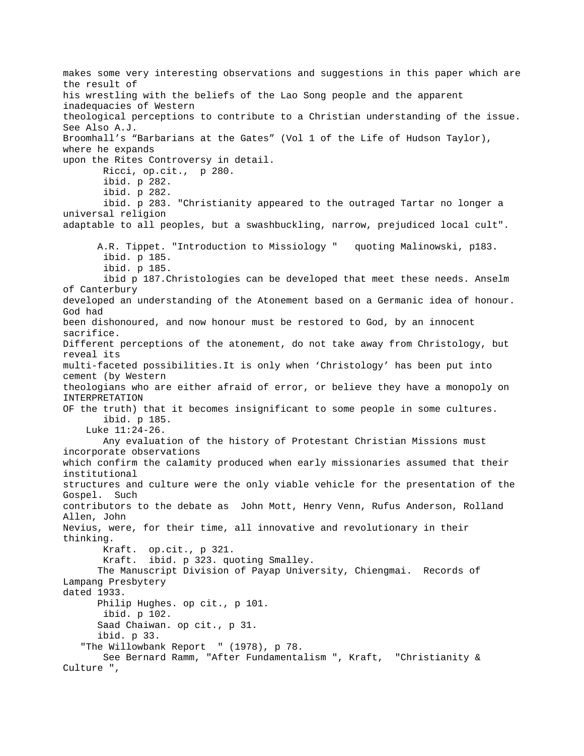makes some very interesting observations and suggestions in this paper which are the result of his wrestling with the beliefs of the Lao Song people and the apparent inadequacies of Western theological perceptions to contribute to a Christian understanding of the issue. See Also A.J. Broomhall's "Barbarians at the Gates" (Vol 1 of the Life of Hudson Taylor), where he expands upon the Rites Controversy in detail.

Ricci, op.cit., p 280.

ibid. p 282.

ibid. p 282.

ibid. p 283. "Christianity appeared to the outraged Tartar no longer a universal religion adaptable to all peoples, but a swashbuckling, narrow, prejudiced local cult".

A.R. Tippet. "Introduction to Missiology " quoting Malinowski, p183.

ibid. p 185.

ibid. p 185.

ibid p 187.Christologies can be developed that meet these needs. Anselm of Canterbury developed an understanding of the Atonement based on a Germanic idea of honour. God had been dishonoured, and now honour must be restored to God, by an innocent sacrifice. Different perceptions of the atonement, do not take away from Christology, but reveal its multi-faceted possibilities.It is only when 'Christology' has been put into cement (by Western theologians who are either afraid of error, or believe they have a monopoly on INTERPRETATION OF the truth) that it becomes insignificant to some people in some cultures.

ibid. p 185.

Luke 11:24-26.

Any evaluation of the history of Protestant Christian Missions must incorporate observations which confirm the calamity produced when early missionaries assumed that their institutional structures and culture were the only viable vehicle for the presentation of the Gospel. Such contributors to the debate as John Mott, Henry Venn, Rufus Anderson, Rolland Allen, John Nevius, were, for their time, all innovative and revolutionary in their thinking.

Kraft. op.cit., p 321.

Kraft. ibid. p 323. quoting Smalley.

The Manuscript Division of Payap University, Chiengmai. Records of Lampang Presbytery dated 1933.

Philip Hughes. op cit., p 101.

ibid. p 102.

Saad Chaiwan. op cit., p 31.

ibid. p 33.

"The Willowbank Report " (1978), p 78.

See Bernard Ramm, "After Fundamentalism ", Kraft, "Christianity & Culture ",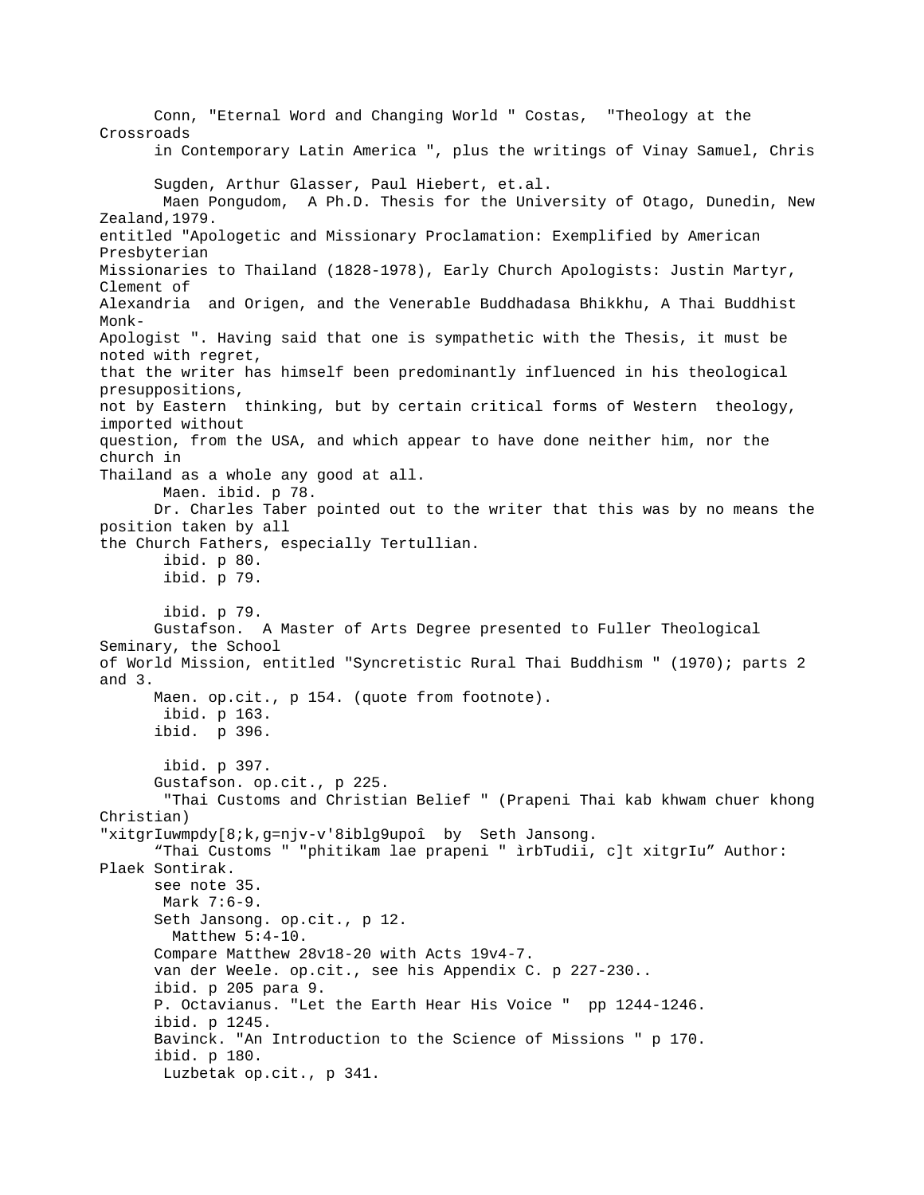Conn, "Eternal Word and Changing World " Costas, "Theology at the Crossroads in Contemporary Latin America ", plus the writings of Vinay Samuel, Chris Sugden, Arthur Glasser, Paul Hiebert, et.al.

Maen Pongudom, A Ph.D. Thesis for the University of Otago, Dunedin, New Zealand,1979. entitled "Apologetic and Missionary Proclamation: Exemplified by American Presbyterian Missionaries to Thailand (1828-1978), Early Church Apologists: Justin Martyr, Clement of Alexandria and Origen, and the Venerable Buddhadasa Bhikkhu, A Thai Buddhist Monk-Apologist ". Having said that one is sympathetic with the Thesis, it must be noted with regret, that the writer has himself been predominantly influenced in his theological presuppositions, not by Eastern thinking, but by certain critical forms of Western theology, imported without question, from the USA, and which appear to have done neither him, nor the church in Thailand as a whole any good at all.

Maen. ibid. p 78.

Dr. Charles Taber pointed out to the writer that this was by no means the position taken by all the Church Fathers, especially Tertullian.

ibid. p 80.

ibid. p 79.

ibid. p 79.

Gustafson. A Master of Arts Degree presented to Fuller Theological Seminary, the School of World Mission, entitled "Syncretistic Rural Thai Buddhism " (1970); parts 2 and 3.

Maen. op.cit., p 154. (quote from footnote).

ibid. p 163.

ibid. p 396.

ibid. p 397.

Gustafson. op.cit., p 225.

"Thai Customs and Christian Belief " (Prapeni Thai kab khwam chuer khong Christian) "xitgrIuwmpdy[8;k,g=njv-v'8iblg9upoî by Seth Jansong.

“Thai Customs " "phitikam lae prapeni " ìrbTudii, c]t xitgrIu” Author: Plaek Sontirak.

see note 35.

Mark 7:6-9.

Seth Jansong. op.cit., p 12.

Matthew 5:4-10.

Compare Matthew 28v18-20 with Acts 19v4-7.

van der Weele. op.cit., see his Appendix C. p 227-230..

ibid. p 205 para 9.

P. Octavianus. "Let the Earth Hear His Voice " pp 1244-1246.

ibid. p 1245.

Bavinck. "An Introduction to the Science of Missions " p 170.

ibid. p 180.

Luzbetak op.cit., p 341.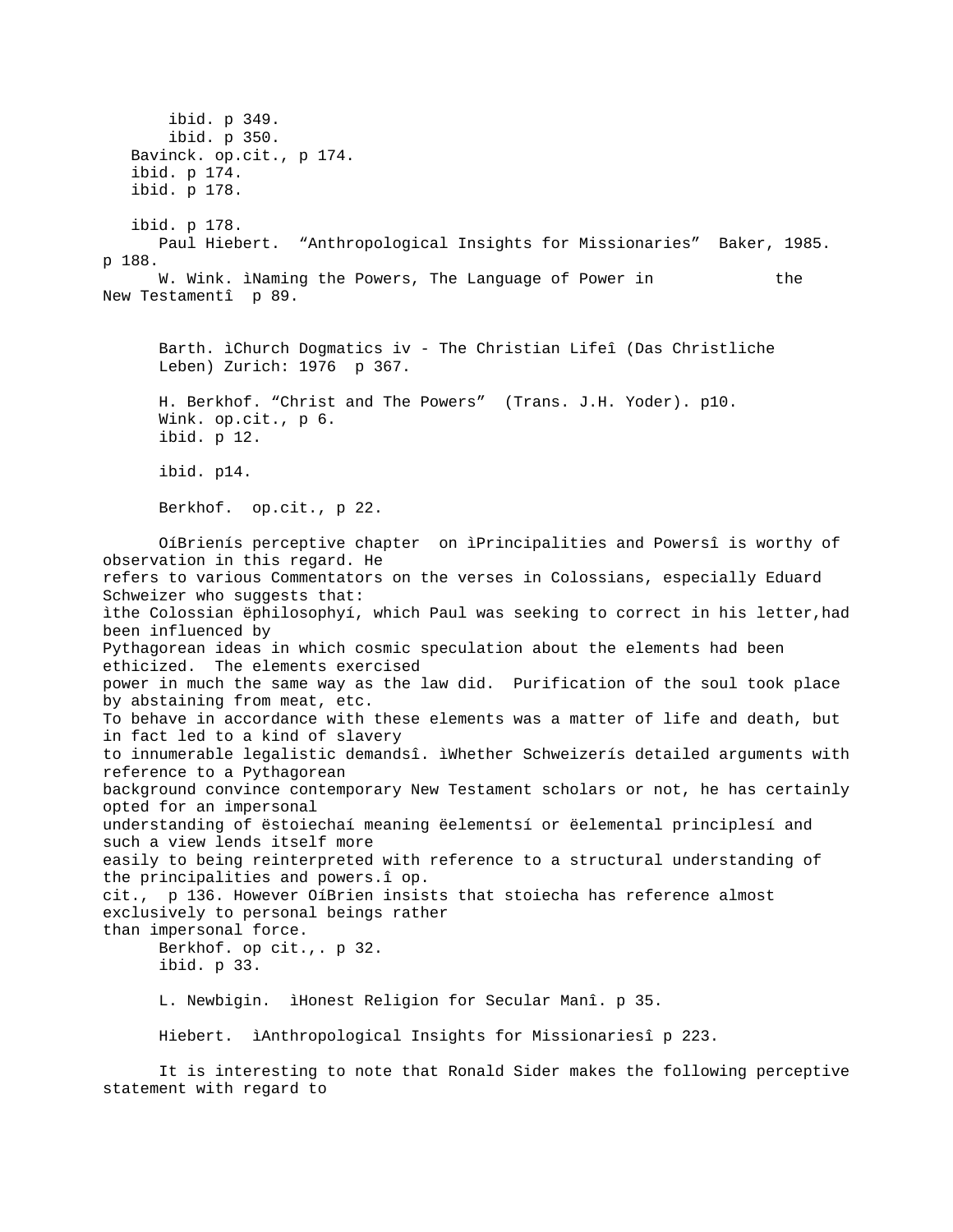ibid. p 349.

ibid. p 350.

Bavinck. op.cit., p 174.

ibid. p 174.

ibid. p 178.

ibid. p 178.

Paul Hiebert. “Anthropological Insights for Missionaries” Baker, 1985. p 188.

W. Wink. ìNaming the Powers, The Language of Power in the New Testamentî p 89.

Barth. ìChurch Dogmatics iv - The Christian Lifeî (Das Christliche Leben) Zurich: 1976 p 367.

H. Berkhof. “Christ and The Powers” (Trans. J.H. Yoder). p10.

Wink. op.cit., p 6.

ibid. p 12.

ibid. p14.

Berkhof. op.cit., p 22.

OíBrienís perceptive chapter on ìPrincipalities and Powersî is worthy of observation in this regard. He refers to various Commentators on the verses in Colossians, especially Eduard Schweizer who suggests that: ìthe Colossian ëphilosophyí, which Paul was seeking to correct in his letter,had been influenced by Pythagorean ideas in which cosmic speculation about the elements had been ethicized. The elements exercised power in much the same way as the law did. Purification of the soul took place by abstaining from meat, etc. To behave in accordance with these elements was a matter of life and death, but in fact led to a kind of slavery to innumerable legalistic demandsî. ìWhether Schweizerís detailed arguments with reference to a Pythagorean background convince contemporary New Testament scholars or not, he has certainly opted for an impersonal understanding of ëstoiechaí meaning ëelementsí or ëelemental principlesí and such a view lends itself more easily to being reinterpreted with reference to a structural understanding of the principalities and powers.î op. cit., p 136. However OíBrien insists that stoiecha has reference almost exclusively to personal beings rather than impersonal force.

Berkhof. op cit.,. p 32.

ibid. p 33.

L. Newbigin. ìHonest Religion for Secular Manî. p 35.

Hiebert. ìAnthropological Insights for Missionariesî p 223.

It is interesting to note that Ronald Sider makes the following perceptive statement with regard to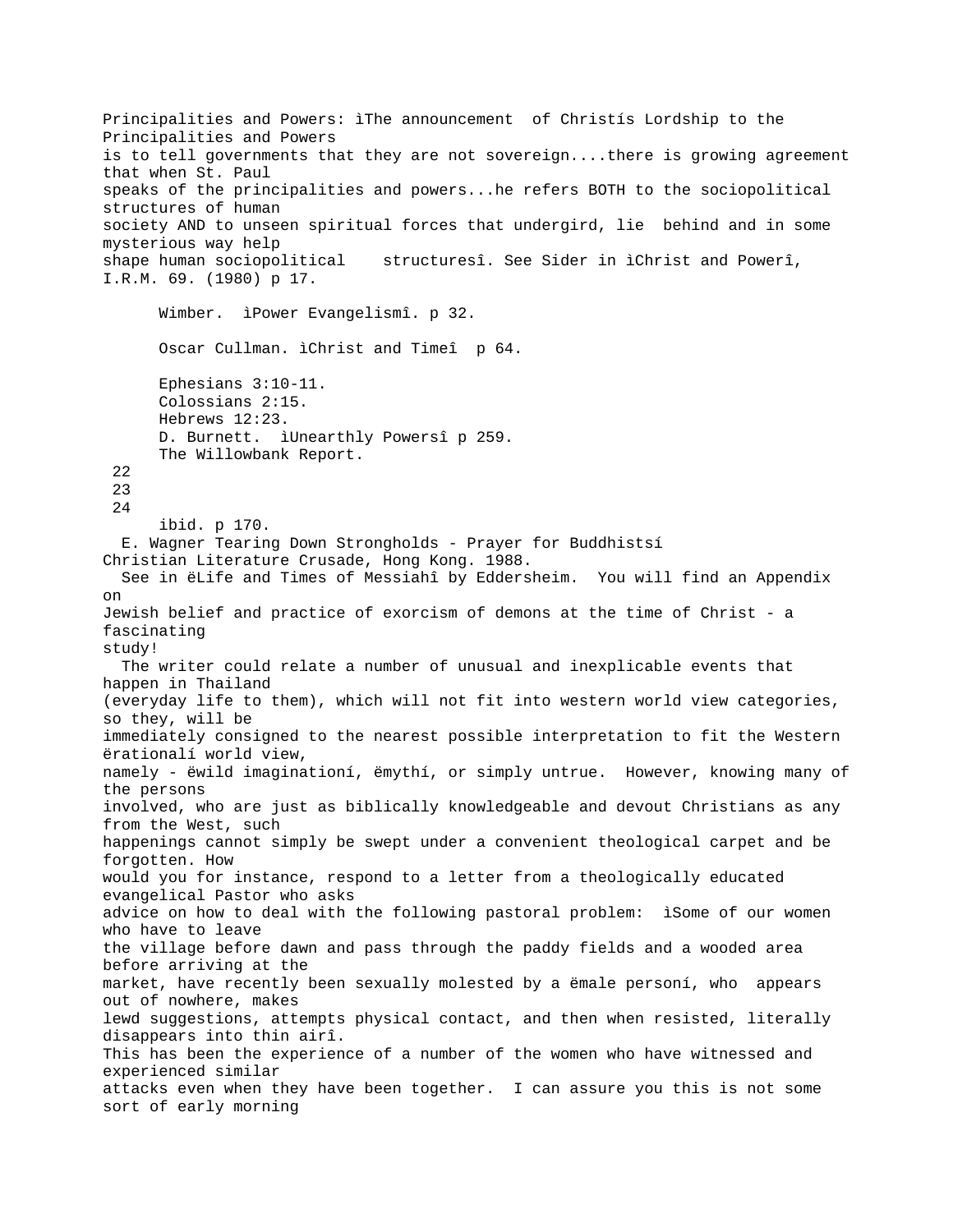Principalities and Powers: ìThe announcement of Christís Lordship to the Principalities and Powers is to tell governments that they are not sovereign....there is growing agreement that when St. Paul speaks of the principalities and powers...he refers BOTH to the sociopolitical structures of human society AND to unseen spiritual forces that undergird, lie behind and in some mysterious way help shape human sociopolitical structuresî. See Sider in ìChrist and Powerî, I.R.M. 69. (1980) p 17.

Wimber. ìPower Evangelismî. p 32.

Oscar Cullman. ìChrist and Timeî p 64.

Ephesians 3:10-11.
Colossians 2:15.
Hebrews 12:23.
D. Burnett. ìUnearthly Powersî p 259.
The Willowbank Report.

22
23
24

ibid. p 170.

E. Wagner Tearing Down Strongholds - Prayer for Buddhistsí Christian Literature Crusade, Hong Kong. 1988.

See in ëLife and Times of Messiahî by Eddersheim. You will find an Appendix on Jewish belief and practice of exorcism of demons at the time of Christ - a fascinating study!

The writer could relate a number of unusual and inexplicable events that happen in Thailand (everyday life to them), which will not fit into western world view categories, so they, will be immediately consigned to the nearest possible interpretation to fit the Western ërationalí world view, namely - ëwild imaginationí, ëmythí, or simply untrue. However, knowing many of the persons involved, who are just as biblically knowledgeable and devout Christians as any from the West, such happenings cannot simply be swept under a convenient theological carpet and be forgotten. How would you for instance, respond to a letter from a theologically educated evangelical Pastor who asks advice on how to deal with the following pastoral problem: ìSome of our women who have to leave the village before dawn and pass through the paddy fields and a wooded area before arriving at the market, have recently been sexually molested by a ëmale personí, who appears out of nowhere, makes lewd suggestions, attempts physical contact, and then when resisted, literally disappears into thin airî. This has been the experience of a number of the women who have witnessed and experienced similar attacks even when they have been together. I can assure you this is not some sort of early morning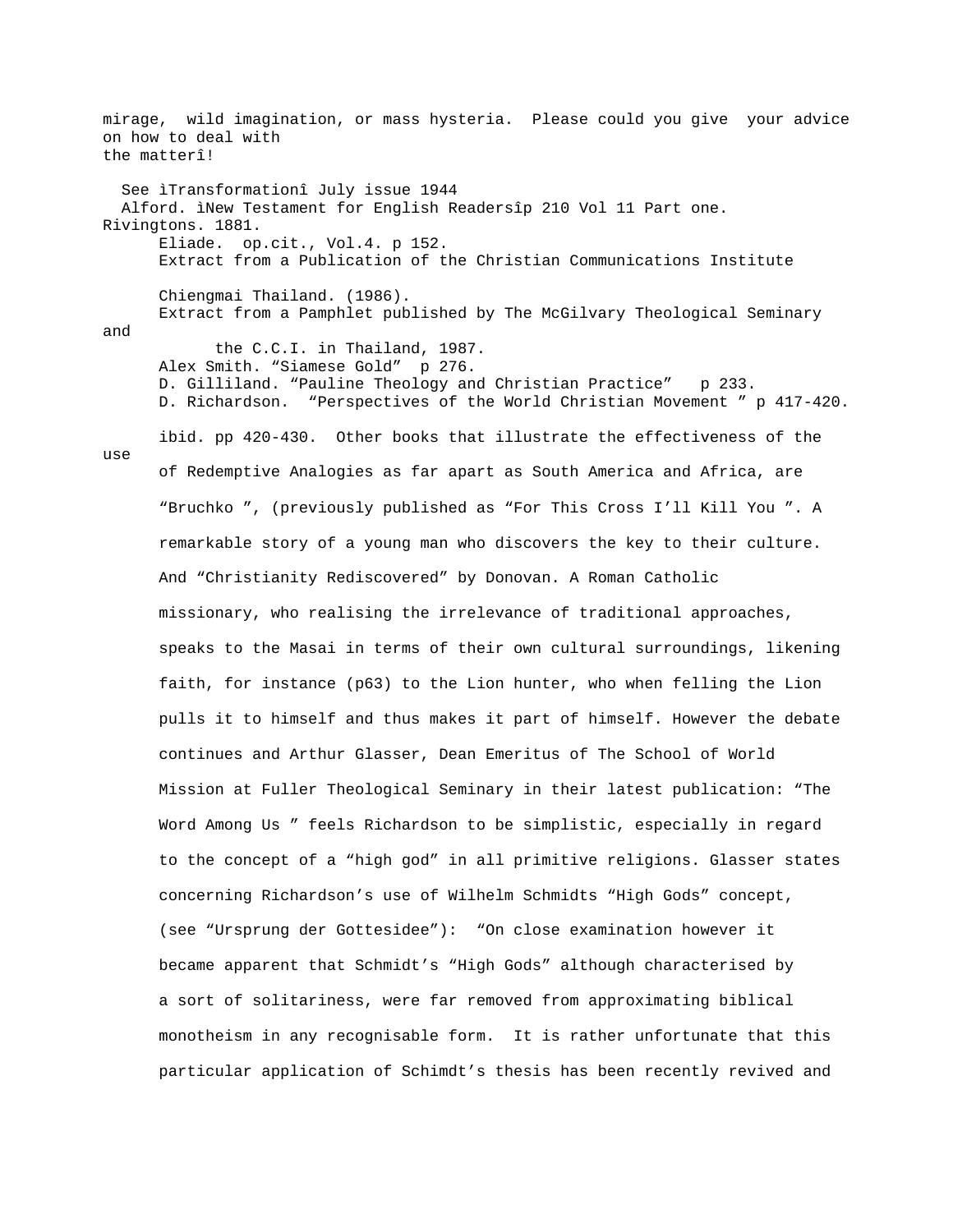mirage, wild imagination, or mass hysteria. Please could you give your advice on how to deal with the matterî!

See ìTransformationî July issue 1944

Alford. ìNew Testament for English Readersîp 210 Vol 11 Part one. Rivingtons. 1881.

Eliade. op.cit., Vol.4. p 152.

Extract from a Publication of the Christian Communications Institute Chiengmai Thailand. (1986).

Extract from a Pamphlet published by The McGilvary Theological Seminary and the C.C.I. in Thailand, 1987.

Alex Smith. "Siamese Gold" p 276.

D. Gilliland. "Pauline Theology and Christian Practice" p 233.

D. Richardson. "Perspectives of the World Christian Movement " p 417-420.

ibid. pp 420-430. Other books that illustrate the effectiveness of the use of Redemptive Analogies as far apart as South America and Africa, are "Bruchko ", (previously published as "For This Cross I'll Kill You ". A remarkable story of a young man who discovers the key to their culture. And "Christianity Rediscovered" by Donovan. A Roman Catholic missionary, who realising the irrelevance of traditional approaches, speaks to the Masai in terms of their own cultural surroundings, likening faith, for instance (p63) to the Lion hunter, who when felling the Lion pulls it to himself and thus makes it part of himself. However the debate continues and Arthur Glasser, Dean Emeritus of The School of World Mission at Fuller Theological Seminary in their latest publication: "The Word Among Us " feels Richardson to be simplistic, especially in regard to the concept of a "high god" in all primitive religions. Glasser states concerning Richardson's use of Wilhelm Schmidts "High Gods" concept, (see "Ursprung der Gottesidee"): "On close examination however it became apparent that Schmidt's "High Gods" although characterised by a sort of solitariness, were far removed from approximating biblical monotheism in any recognisable form. It is rather unfortunate that this particular application of Schimdt's thesis has been recently revived and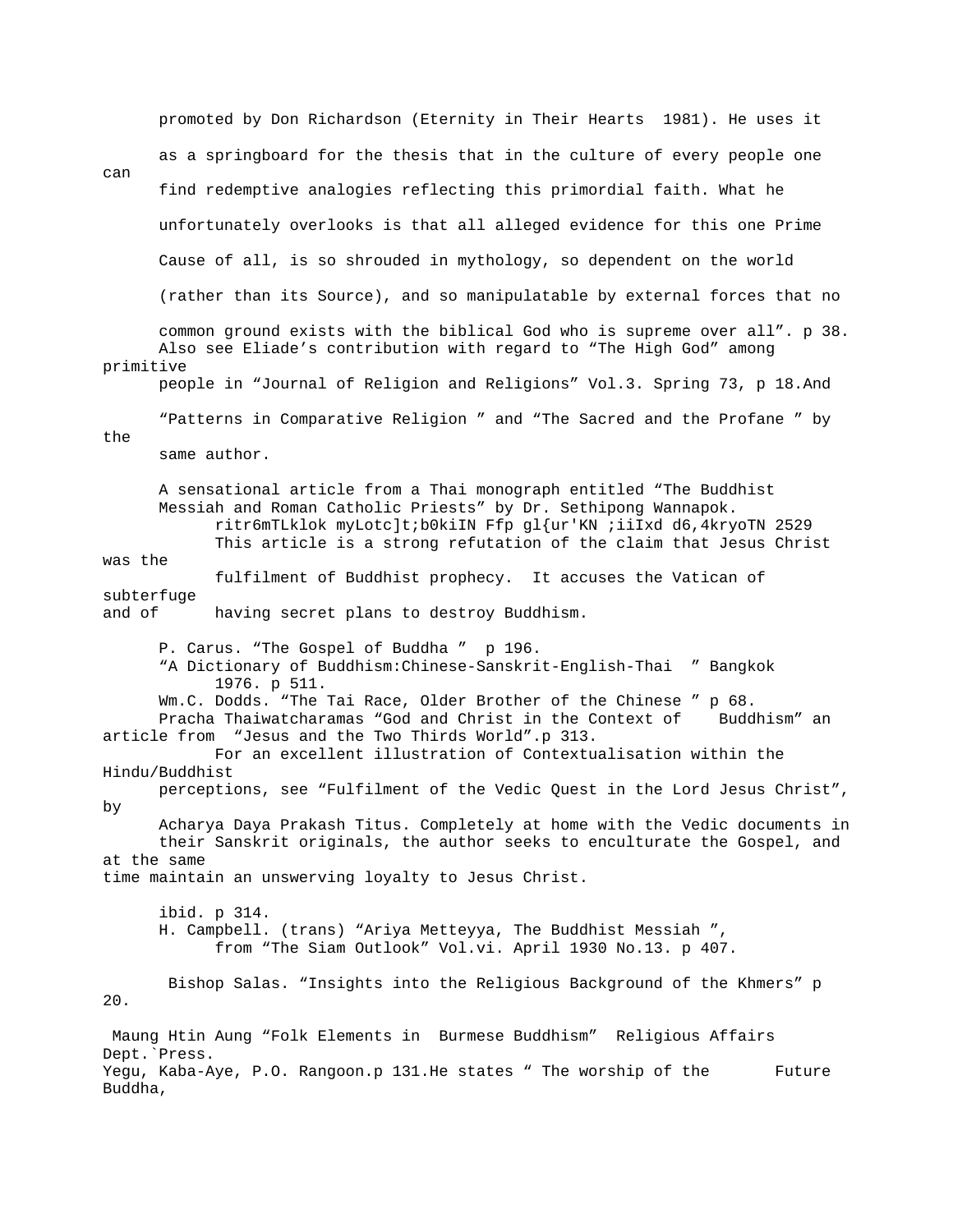promoted by Don Richardson (Eternity in Their Hearts 1981). He uses it as a springboard for the thesis that in the culture of every people one can find redemptive analogies reflecting this primordial faith. What he unfortunately overlooks is that all alleged evidence for this one Prime Cause of all, is so shrouded in mythology, so dependent on the world (rather than its Source), and so manipulatable by external forces that no common ground exists with the biblical God who is supreme over all". p 38.

Also see Eliade's contribution with regard to "The High God" among primitive people in "Journal of Religion and Religions" Vol.3. Spring 73, p 18.And "Patterns in Comparative Religion " and "The Sacred and the Profane " by the same author.

A sensational article from a Thai monograph entitled "The Buddhist Messiah and Roman Catholic Priests" by Dr. Sethipong Wannapok.

ritr6mTLklok myLotc]t;b0kiIN Ffp gl{ur'KN ;iiIxd d6,4kryoTN 2529

This article is a strong refutation of the claim that Jesus Christ was the fulfilment of Buddhist prophecy. It accuses the Vatican of subterfuge and of having secret plans to destroy Buddhism.

P. Carus. "The Gospel of Buddha " p 196.

"A Dictionary of Buddhism:Chinese-Sanskrit-English-Thai " Bangkok 1976. p 511.

Wm.C. Dodds. "The Tai Race, Older Brother of the Chinese " p 68.

Pracha Thaiwatcharamas "God and Christ in the Context of Buddhism" an article from "Jesus and the Two Thirds World".p 313.

For an excellent illustration of Contextualisation within the Hindu/Buddhist perceptions, see "Fulfilment of the Vedic Quest in the Lord Jesus Christ", by Acharya Daya Prakash Titus. Completely at home with the Vedic documents in their Sanskrit originals, the author seeks to enculturate the Gospel, and at the same time maintain an unswerving loyalty to Jesus Christ.

ibid. p 314.

H. Campbell. (trans) "Ariya Metteyya, The Buddhist Messiah ", from "The Siam Outlook" Vol.vi. April 1930 No.13. p 407.

Bishop Salas. "Insights into the Religious Background of the Khmers" p 20.

Maung Htin Aung "Folk Elements in Burmese Buddhism" Religious Affairs Dept.`Press. Yegu, Kaba-Aye, P.O. Rangoon.p 131.He states " The worship of the Future Buddha,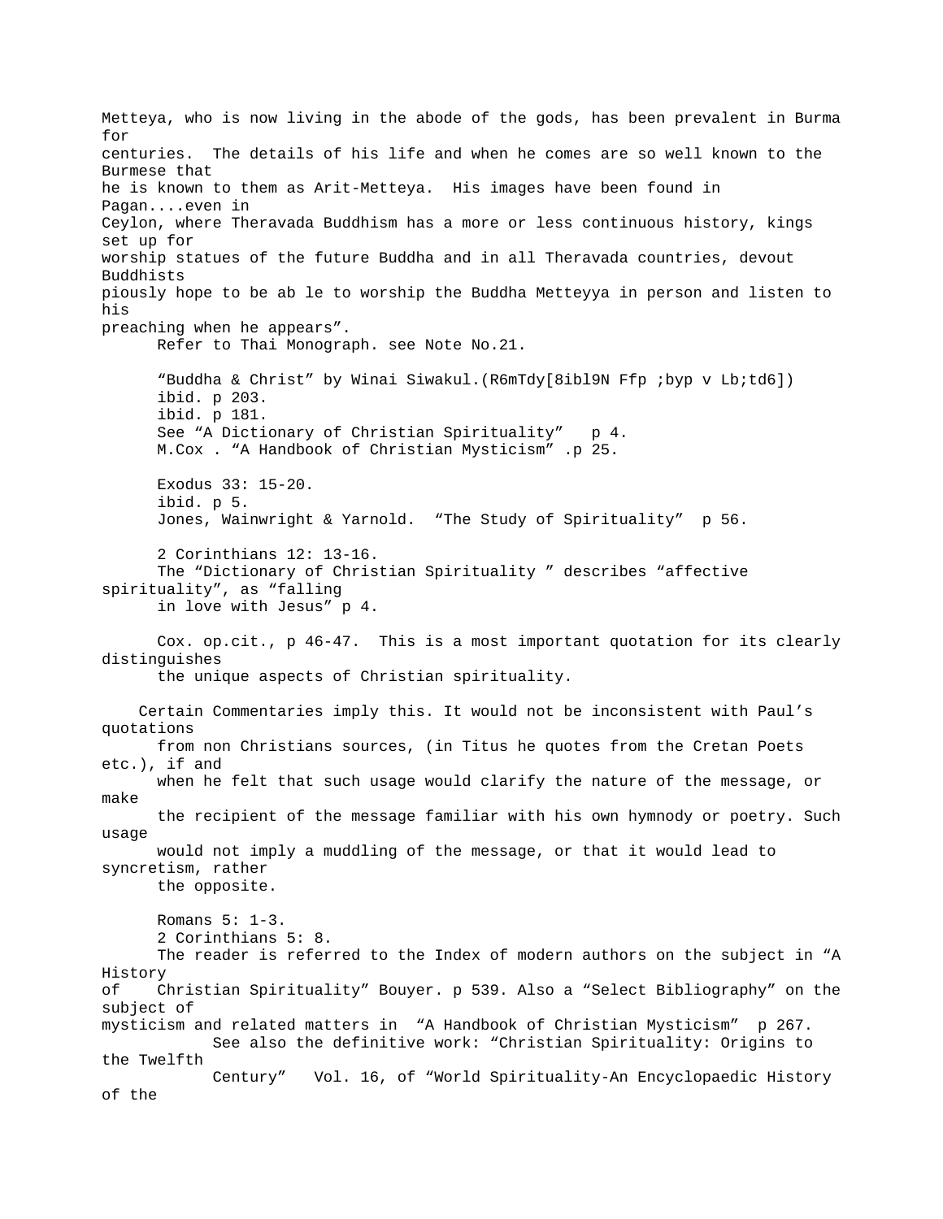Metteya, who is now living in the abode of the gods, has been prevalent in Burma for centuries. The details of his life and when he comes are so well known to the Burmese that he is known to them as Arit-Metteya. His images have been found in Pagan....even in Ceylon, where Theravada Buddhism has a more or less continuous history, kings set up for worship statues of the future Buddha and in all Theravada countries, devout Buddhists piously hope to be ab le to worship the Buddha Metteyya in person and listen to his preaching when he appears".

Refer to Thai Monograph. see Note No.21.

"Buddha & Christ" by Winai Siwakul.(R6mTdy[8ibl9N Ffp ;byp v Lb;td6])

ibid. p 203.

ibid. p 181.

See "A Dictionary of Christian Spirituality" p 4.

M.Cox . "A Handbook of Christian Mysticism" .p 25.

Exodus 33: 15-20.

ibid. p 5.

Jones, Wainwright & Yarnold. "The Study of Spirituality" p 56.

2 Corinthians 12: 13-16.

The "Dictionary of Christian Spirituality " describes "affective spirituality", as "falling in love with Jesus" p 4.

Cox. op.cit., p 46-47. This is a most important quotation for its clearly distinguishes the unique aspects of Christian spirituality.

Certain Commentaries imply this. It would not be inconsistent with Paul's quotations from non Christians sources, (in Titus he quotes from the Cretan Poets etc.), if and when he felt that such usage would clarify the nature of the message, or make the recipient of the message familiar with his own hymnody or poetry. Such usage would not imply a muddling of the message, or that it would lead to syncretism, rather the opposite.

Romans 5: 1-3.

2 Corinthians 5: 8.

The reader is referred to the Index of modern authors on the subject in "A History of Christian Spirituality" Bouyer. p 539. Also a "Select Bibliography" on the subject of mysticism and related matters in "A Handbook of Christian Mysticism" p 267.

See also the definitive work: "Christian Spirituality: Origins to the Twelfth Century" Vol. 16, of "World Spirituality-An Encyclopaedic History of the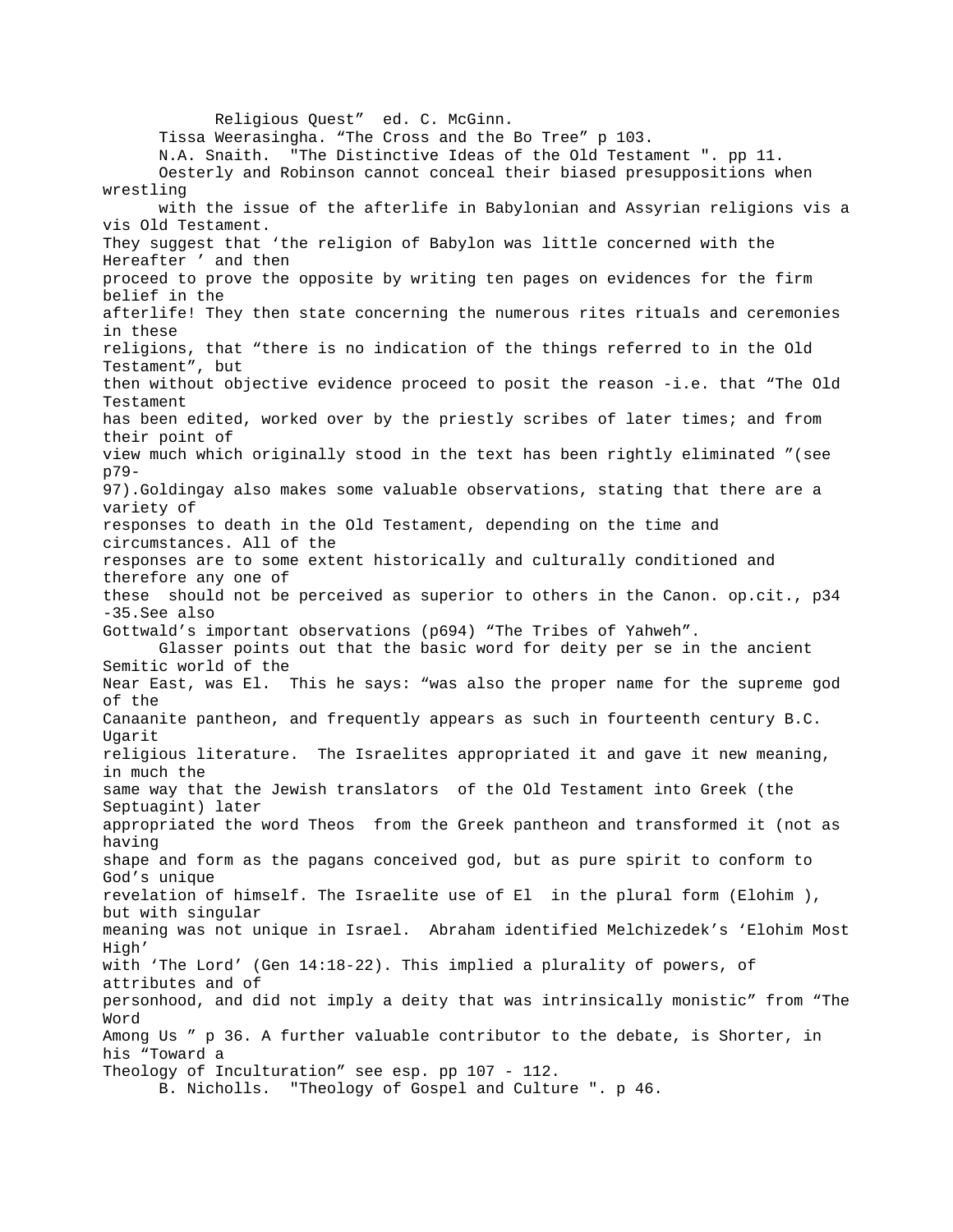Religious Quest" ed. C. McGinn.

Tissa Weerasingha. "The Cross and the Bo Tree" p 103.

N.A. Snaith. "The Distinctive Ideas of the Old Testament ". pp 11.

Oesterly and Robinson cannot conceal their biased presuppositions when wrestling with the issue of the afterlife in Babylonian and Assyrian religions vis a vis Old Testament. They suggest that 'the religion of Babylon was little concerned with the Hereafter ' and then proceed to prove the opposite by writing ten pages on evidences for the firm belief in the afterlife! They then state concerning the numerous rites rituals and ceremonies in these religions, that "there is no indication of the things referred to in the Old Testament", but then without objective evidence proceed to posit the reason -i.e. that "The Old Testament has been edited, worked over by the priestly scribes of later times; and from their point of view much which originally stood in the text has been rightly eliminated "(see p79-97).Goldingay also makes some valuable observations, stating that there are a variety of responses to death in the Old Testament, depending on the time and circumstances. All of the responses are to some extent historically and culturally conditioned and therefore any one of these should not be perceived as superior to others in the Canon. op.cit., p34-35.See also Gottwald's important observations (p694) "The Tribes of Yahweh".

Glasser points out that the basic word for deity per se in the ancient Semitic world of the Near East, was El. This he says: "was also the proper name for the supreme god of the Canaanite pantheon, and frequently appears as such in fourteenth century B.C. Ugarit religious literature. The Israelites appropriated it and gave it new meaning, in much the same way that the Jewish translators of the Old Testament into Greek (the Septuagint) later appropriated the word Theos from the Greek pantheon and transformed it (not as having shape and form as the pagans conceived god, but as pure spirit to conform to God's unique revelation of himself. The Israelite use of El in the plural form (Elohim ), but with singular meaning was not unique in Israel. Abraham identified Melchizedek's 'Elohim Most High' with 'The Lord' (Gen 14:18-22). This implied a plurality of powers, of attributes and of personhood, and did not imply a deity that was intrinsically monistic" from "The Word Among Us " p 36. A further valuable contributor to the debate, is Shorter, in his "Toward a Theology of Inculturation" see esp. pp 107 - 112.

B. Nicholls. "Theology of Gospel and Culture ". p 46.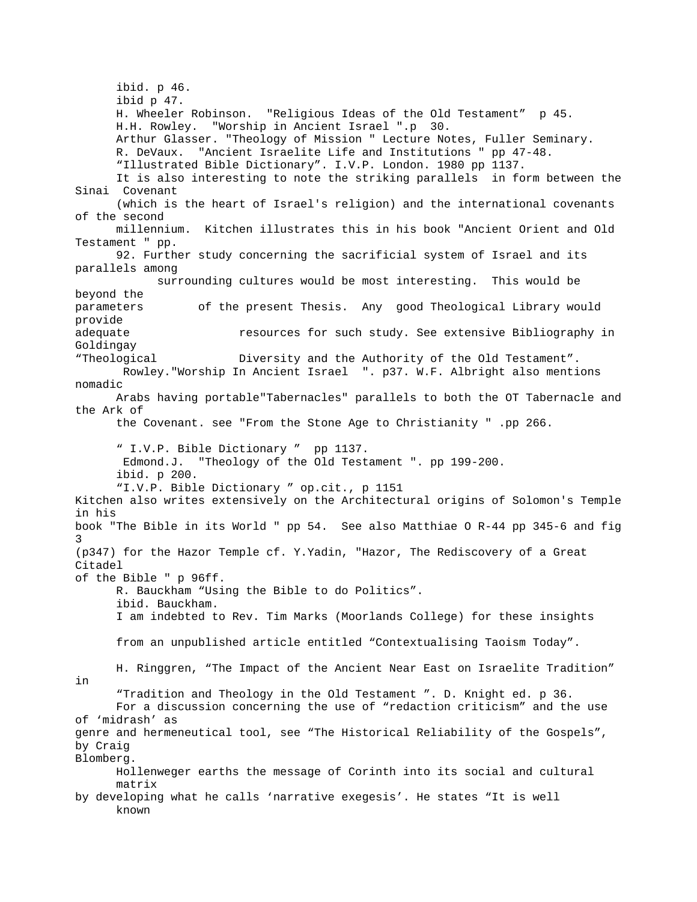ibid. p 46.

ibid p 47.

H. Wheeler Robinson. "Religious Ideas of the Old Testament" p 45.

H.H. Rowley. "Worship in Ancient Israel ".p 30.

Arthur Glasser. "Theology of Mission " Lecture Notes, Fuller Seminary.

R. DeVaux. "Ancient Israelite Life and Institutions " pp 47-48.

"Illustrated Bible Dictionary". I.V.P. London. 1980 pp 1137.

It is also interesting to note the striking parallels in form between the Sinai Covenant (which is the heart of Israel's religion) and the international covenants of the second millennium. Kitchen illustrates this in his book "Ancient Orient and Old Testament " pp. 92. Further study concerning the sacrificial system of Israel and its parallels among surrounding cultures would be most interesting. This would be beyond the parameters of the present Thesis. Any good Theological Library would provide adequate resources for such study. See extensive Bibliography in Goldingay "Theological Diversity and the Authority of the Old Testament".

Rowley."Worship In Ancient Israel ". p37. W.F. Albright also mentions nomadic Arabs having portable"Tabernacles" parallels to both the OT Tabernacle and the Ark of the Covenant. see "From the Stone Age to Christianity " .pp 266.

" I.V.P. Bible Dictionary " pp 1137.

Edmond.J. "Theology of the Old Testament ". pp 199-200.

ibid. p 200.

"I.V.P. Bible Dictionary " op.cit., p 1151

Kitchen also writes extensively on the Architectural origins of Solomon's Temple in his book "The Bible in its World " pp 54. See also Matthiae O R-44 pp 345-6 and fig 3 (p347) for the Hazor Temple cf. Y.Yadin, "Hazor, The Rediscovery of a Great Citadel of the Bible " p 96ff.

R. Bauckham "Using the Bible to do Politics".

ibid. Bauckham.

I am indebted to Rev. Tim Marks (Moorlands College) for these insights from an unpublished article entitled "Contextualising Taoism Today".

H. Ringgren, "The Impact of the Ancient Near East on Israelite Tradition" in "Tradition and Theology in the Old Testament ". D. Knight ed. p 36.

For a discussion concerning the use of "redaction criticism" and the use of 'midrash' as genre and hermeneutical tool, see "The Historical Reliability of the Gospels", by Craig Blomberg.

Hollenweger earths the message of Corinth into its social and cultural matrix by developing what he calls 'narrative exegesis'. He states "It is well known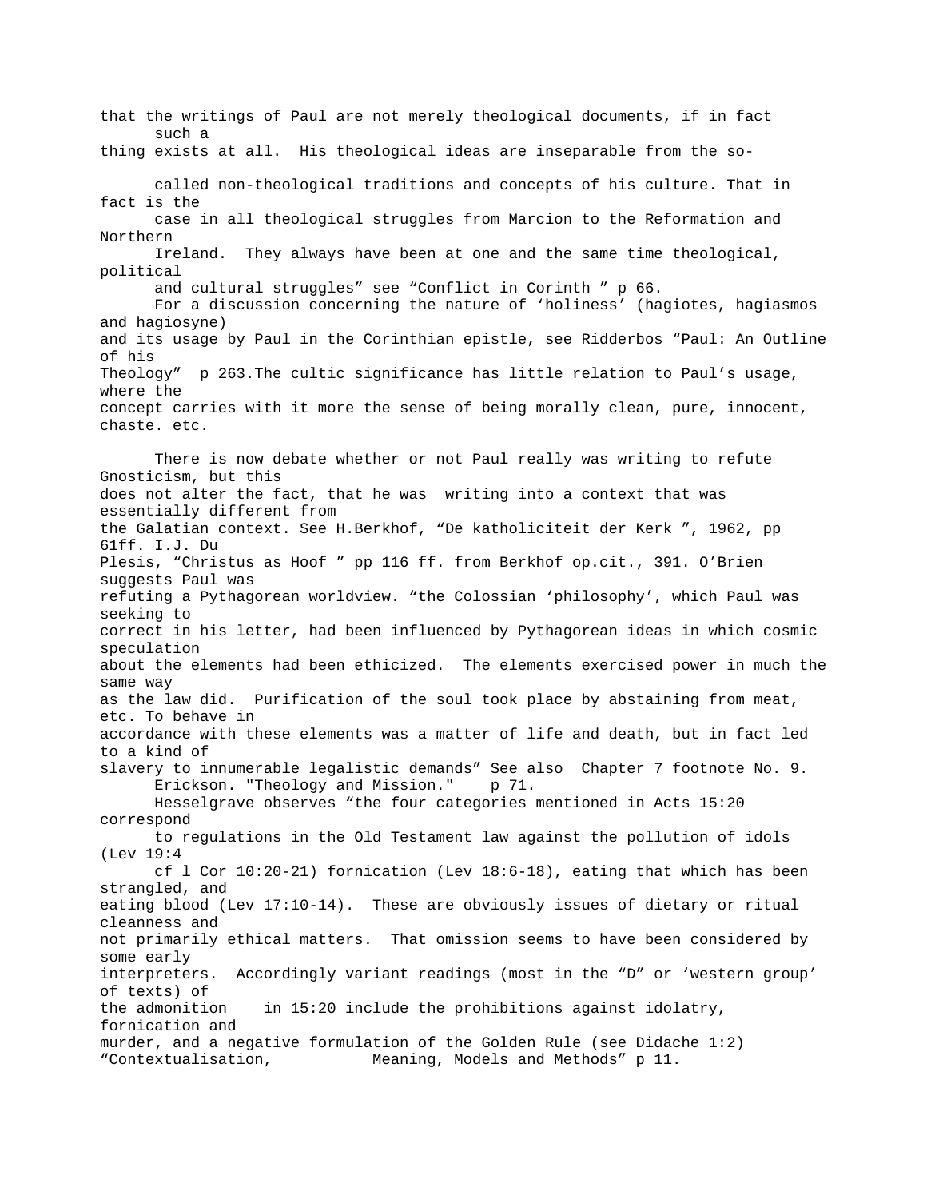that the writings of Paul are not merely theological documents, if in fact such a thing exists at all. His theological ideas are inseparable from the so-called non-theological traditions and concepts of his culture. That in fact is the case in all theological struggles from Marcion to the Reformation and Northern Ireland. They always have been at one and the same time theological, political and cultural struggles" see "Conflict in Corinth " p 66.

For a discussion concerning the nature of 'holiness' (hagiotes, hagiasmos and hagiosyne) and its usage by Paul in the Corinthian epistle, see Ridderbos "Paul: An Outline of his Theology" p 263.The cultic significance has little relation to Paul's usage, where the concept carries with it more the sense of being morally clean, pure, innocent, chaste. etc.

There is now debate whether or not Paul really was writing to refute Gnosticism, but this does not alter the fact, that he was writing into a context that was essentially different from the Galatian context. See H.Berkhof, "De katholiciteit der Kerk ", 1962, pp 61ff. I.J. Du Plesis, "Christus as Hoof " pp 116 ff. from Berkhof op.cit., 391. O'Brien suggests Paul was refuting a Pythagorean worldview. "the Colossian 'philosophy', which Paul was seeking to correct in his letter, had been influenced by Pythagorean ideas in which cosmic speculation about the elements had been ethicized. The elements exercised power in much the same way as the law did. Purification of the soul took place by abstaining from meat, etc. To behave in accordance with these elements was a matter of life and death, but in fact led to a kind of slavery to innumerable legalistic demands" See also Chapter 7 footnote No. 9.

Erickson. "Theology and Mission." p 71.

Hesselgrave observes "the four categories mentioned in Acts 15:20 correspond to regulations in the Old Testament law against the pollution of idols (Lev 19:4 cf l Cor 10:20-21) fornication (Lev 18:6-18), eating that which has been strangled, and eating blood (Lev 17:10-14). These are obviously issues of dietary or ritual cleanness and not primarily ethical matters. That omission seems to have been considered by some early interpreters. Accordingly variant readings (most in the "D" or 'western group' of texts) of the admonition in 15:20 include the prohibitions against idolatry, fornication and murder, and a negative formulation of the Golden Rule (see Didache 1:2) "Contextualisation, Meaning, Models and Methods" p 11.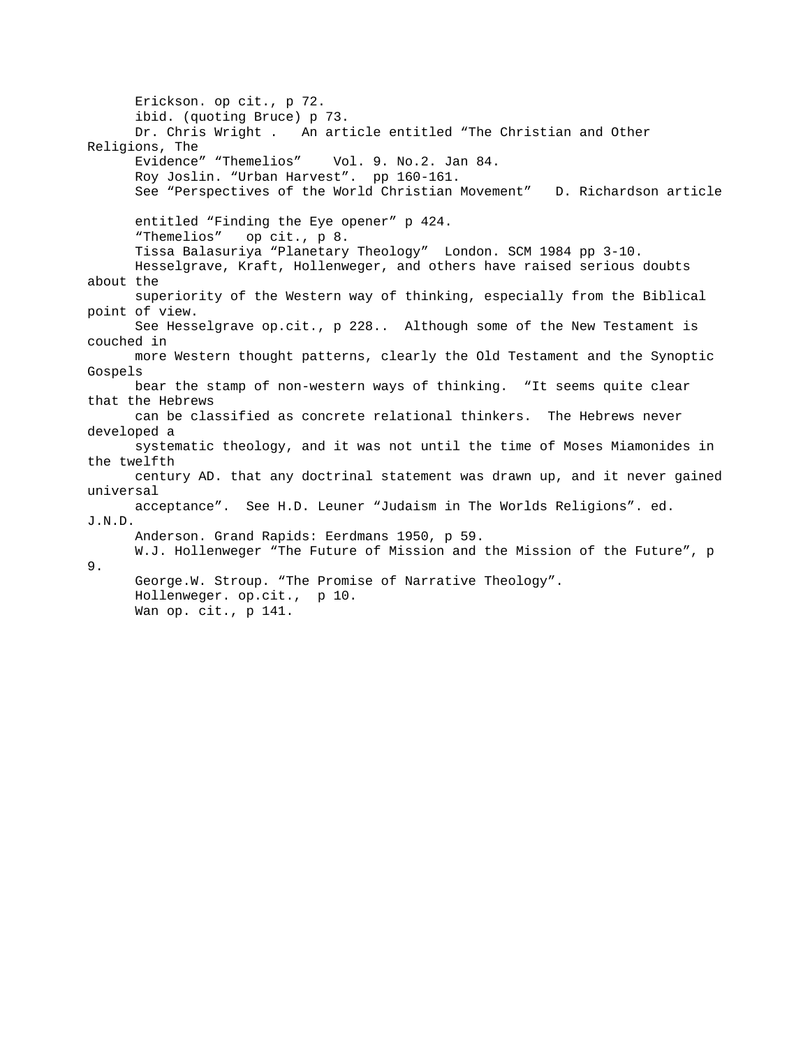Erickson. op cit., p 72.

ibid. (quoting Bruce) p 73.

Dr. Chris Wright . An article entitled "The Christian and Other Religions, The Evidence" "Themelios" Vol. 9. No.2. Jan 84.

Roy Joslin. "Urban Harvest". pp 160-161.

See "Perspectives of the World Christian Movement" D. Richardson article entitled "Finding the Eye opener" p 424.

"Themelios" op cit., p 8.

Tissa Balasuriya "Planetary Theology" London. SCM 1984 pp 3-10.

Hesselgrave, Kraft, Hollenweger, and others have raised serious doubts about the superiority of the Western way of thinking, especially from the Biblical point of view.

See Hesselgrave op.cit., p 228.. Although some of the New Testament is couched in more Western thought patterns, clearly the Old Testament and the Synoptic Gospels bear the stamp of non-western ways of thinking. "It seems quite clear that the Hebrews can be classified as concrete relational thinkers. The Hebrews never developed a systematic theology, and it was not until the time of Moses Miamonides in the twelfth century AD. that any doctrinal statement was drawn up, and it never gained universal acceptance". See H.D. Leuner "Judaism in The Worlds Religions". ed. J.N.D. Anderson. Grand Rapids: Eerdmans 1950, p 59.

W.J. Hollenweger "The Future of Mission and the Mission of the Future", p 9.

George.W. Stroup. "The Promise of Narrative Theology".

Hollenweger. op.cit., p 10.

Wan op. cit., p 141.